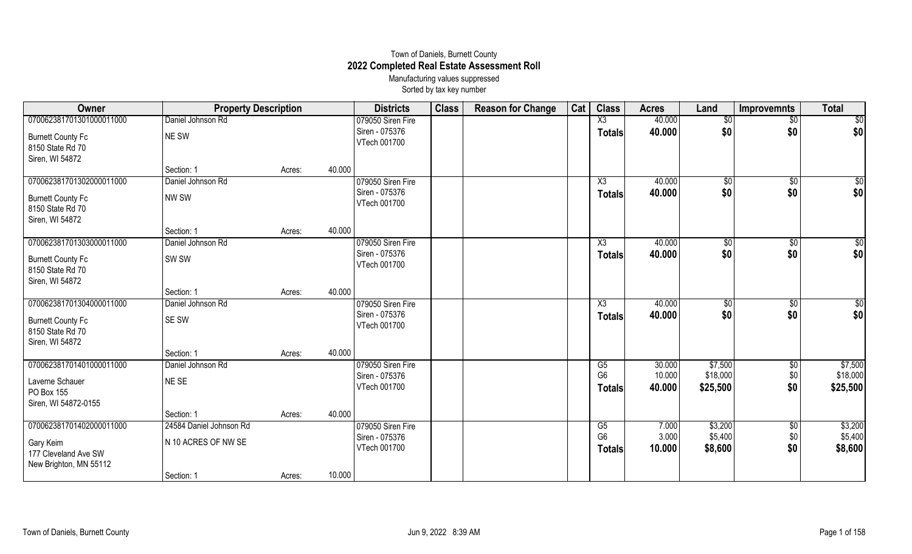# Town of Daniels, Burnett County
## 2022 Completed Real Estate Assessment Roll
Manufacturing values suppressed
Sorted by tax key number

| Owner | Property Description | | | Districts | Class | Reason for Change | Cat | Class | Acres | Land | Improvemnts | Total |
|---|---|---|---|---|---|---|---|---|---|---|---|---|
| 070062381701301000011000 | Daniel Johnson Rd | | | 079050 Siren Fire | | | | X3 | 40.000 | $0 | $0 | $0 |
| Burnett County Fc<br>8150 State Rd 70<br>Siren, WI 54872 | NE SW | | | Siren - 075376<br>VTech 001700 | | | | **Totals** | **40.000** | **$0** | **$0** | **$0** |
| | Section: 1 | Acres: | 40.000 | | | | | | | | | |
| 070062381701302000011000 | Daniel Johnson Rd | | | 079050 Siren Fire | | | | X3 | 40.000 | $0 | $0 | $0 |
| Burnett County Fc<br>8150 State Rd 70<br>Siren, WI 54872 | NW SW | | | Siren - 075376<br>VTech 001700 | | | | **Totals** | **40.000** | **$0** | **$0** | **$0** |
| | Section: 1 | Acres: | 40.000 | | | | | | | | | |
| 070062381701303000011000 | Daniel Johnson Rd | | | 079050 Siren Fire | | | | X3 | 40.000 | $0 | $0 | $0 |
| Burnett County Fc<br>8150 State Rd 70<br>Siren, WI 54872 | SW SW | | | Siren - 075376<br>VTech 001700 | | | | **Totals** | **40.000** | **$0** | **$0** | **$0** |
| | Section: 1 | Acres: | 40.000 | | | | | | | | | |
| 070062381701304000011000 | Daniel Johnson Rd | | | 079050 Siren Fire | | | | X3 | 40.000 | $0 | $0 | $0 |
| Burnett County Fc<br>8150 State Rd 70<br>Siren, WI 54872 | SE SW | | | Siren - 075376<br>VTech 001700 | | | | **Totals** | **40.000** | **$0** | **$0** | **$0** |
| | Section: 1 | Acres: | 40.000 | | | | | | | | | |
| 070062381701401000011000 | Daniel Johnson Rd | | | 079050 Siren Fire | | | | G5 | 30.000 | $7,500 | $0 | $7,500 |
| Laverne Schauer<br>PO Box 155<br>Siren, WI 54872-0155 | NE SE | | | Siren - 075376<br>VTech 001700 | | | | G6 | 10.000 | $18,000 | $0 | $18,000 |
| | | | | | | | | **Totals** | **40.000** | **$25,500** | **$0** | **$25,500** |
| | Section: 1 | Acres: | 40.000 | | | | | | | | | |
| 070062381701402000011000 | 24584 Daniel Johnson Rd | | | 079050 Siren Fire | | | | G5 | 7.000 | $3,200 | $0 | $3,200 |
| Gary Keim<br>177 Cleveland Ave SW<br>New Brighton, MN 55112 | N 10 ACRES OF NW SE | | | Siren - 075376<br>VTech 001700 | | | | G6 | 3.000 | $5,400 | $0 | $5,400 |
| | | | | | | | | **Totals** | **10.000** | **$8,600** | **$0** | **$8,600** |
| | Section: 1 | Acres: | 10.000 | | | | | | | | | |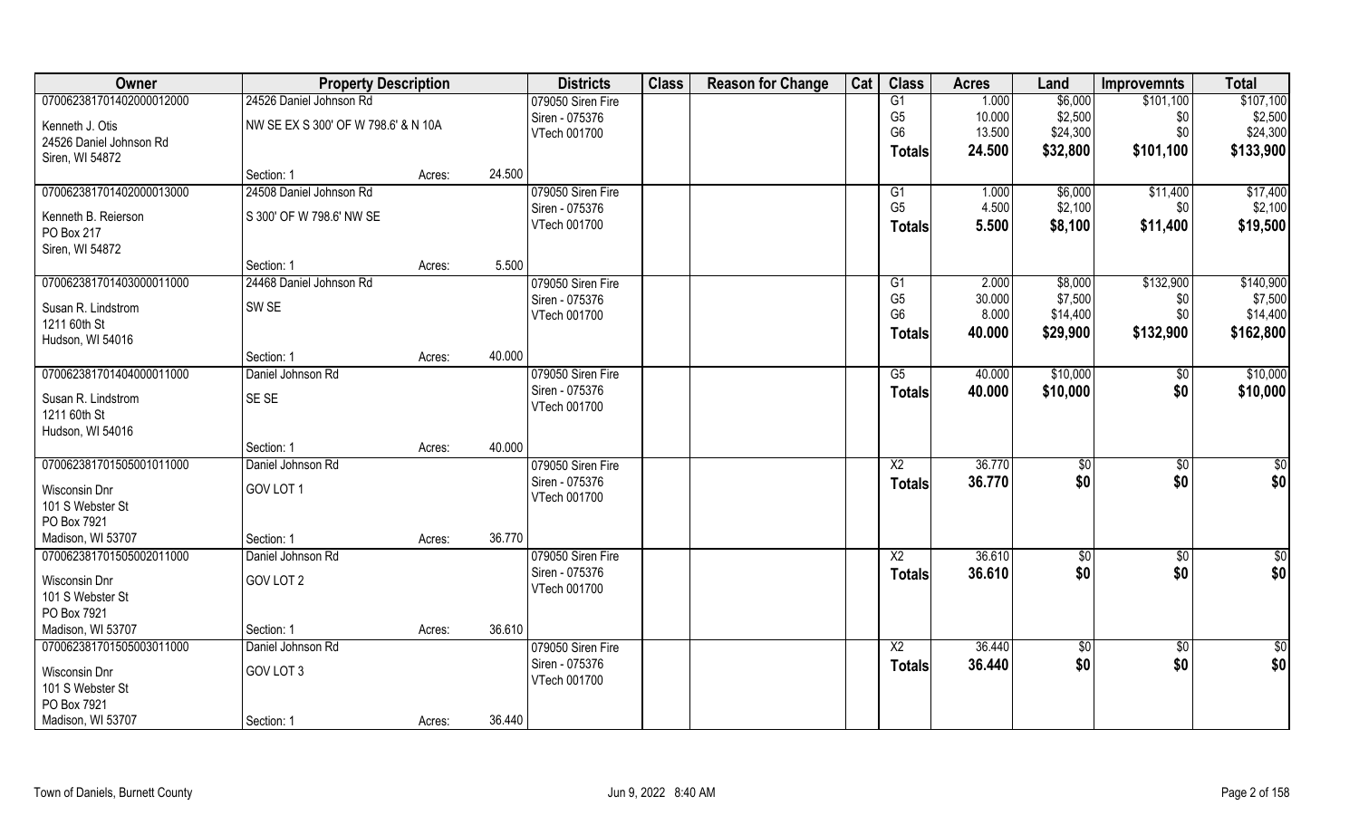| Owner | Property Description | | | Districts | Class | Reason for Change | Cat | Class | Acres | Land | Improvemnts | Total |
|---|---|---|---|---|---|---|---|---|---|---|---|---|
| 070062381701402000012000 | 24526 Daniel Johnson Rd | | | 079050 Siren Fire | | | | G1 | 1.000 | $6,000 | $101,100 | $107,100 |
| Kenneth J. Otis | NW SE EX S 300' OF W 798.6' & N 10A | | | Siren - 075376 | | | | G5 | 10.000 | $2,500 | $0 | $2,500 |
| 24526 Daniel Johnson Rd | | | | VTech 001700 | | | | G6 | 13.500 | $24,300 | $0 | $24,300 |
| Siren, WI 54872 | | | | | | | | **Totals** | **24.500** | **$32,800** | **$101,100** | **$133,900** |
| | Section: 1 | Acres: | 24.500 | | | | | | | | | |
| 070062381701402000013000 | 24508 Daniel Johnson Rd | | | 079050 Siren Fire | | | | G1 | 1.000 | $6,000 | $11,400 | $17,400 |
| Kenneth B. Reierson | S 300' OF W 798.6' NW SE | | | Siren - 075376 | | | | G5 | 4.500 | $2,100 | $0 | $2,100 |
| PO Box 217 | | | | VTech 001700 | | | | **Totals** | **5.500** | **$8,100** | **$11,400** | **$19,500** |
| Siren, WI 54872 | | | | | | | | | | | | |
| | Section: 1 | Acres: | 5.500 | | | | | | | | | |
| 070062381701403000011000 | 24468 Daniel Johnson Rd | | | 079050 Siren Fire | | | | G1 | 2.000 | $8,000 | $132,900 | $140,900 |
| Susan R. Lindstrom | SW SE | | | Siren - 075376 | | | | G5 | 30.000 | $7,500 | $0 | $7,500 |
| 1211 60th St | | | | VTech 001700 | | | | G6 | 8.000 | $14,400 | $0 | $14,400 |
| Hudson, WI 54016 | | | | | | | | **Totals** | **40.000** | **$29,900** | **$132,900** | **$162,800** |
| | Section: 1 | Acres: | 40.000 | | | | | | | | | |
| 070062381701404000011000 | Daniel Johnson Rd | | | 079050 Siren Fire | | | | G5 | 40.000 | $10,000 | $0 | $10,000 |
| Susan R. Lindstrom | SE SE | | | Siren - 075376 | | | | **Totals** | **40.000** | **$10,000** | **$0** | **$10,000** |
| 1211 60th St | | | | VTech 001700 | | | | | | | | |
| Hudson, WI 54016 | | | | | | | | | | | | |
| | Section: 1 | Acres: | 40.000 | | | | | | | | | |
| 070062381701505001011000 | Daniel Johnson Rd | | | 079050 Siren Fire | | | | X2 | 36.770 | $0 | $0 | $0 |
| Wisconsin Dnr | GOV LOT 1 | | | Siren - 075376 | | | | **Totals** | **36.770** | **$0** | **$0** | **$0** |
| 101 S Webster St | | | | VTech 001700 | | | | | | | | |
| PO Box 7921 | | | | | | | | | | | | |
| Madison, WI 53707 | Section: 1 | Acres: | 36.770 | | | | | | | | | |
| 070062381701505002011000 | Daniel Johnson Rd | | | 079050 Siren Fire | | | | X2 | 36.610 | $0 | $0 | $0 |
| Wisconsin Dnr | GOV LOT 2 | | | Siren - 075376 | | | | **Totals** | **36.610** | **$0** | **$0** | **$0** |
| 101 S Webster St | | | | VTech 001700 | | | | | | | | |
| PO Box 7921 | | | | | | | | | | | | |
| Madison, WI 53707 | Section: 1 | Acres: | 36.610 | | | | | | | | | |
| 070062381701505003011000 | Daniel Johnson Rd | | | 079050 Siren Fire | | | | X2 | 36.440 | $0 | $0 | $0 |
| Wisconsin Dnr | GOV LOT 3 | | | Siren - 075376 | | | | **Totals** | **36.440** | **$0** | **$0** | **$0** |
| 101 S Webster St | | | | VTech 001700 | | | | | | | | |
| PO Box 7921 | | | | | | | | | | | | |
| Madison, WI 53707 | Section: 1 | Acres: | 36.440 | | | | | | | | | |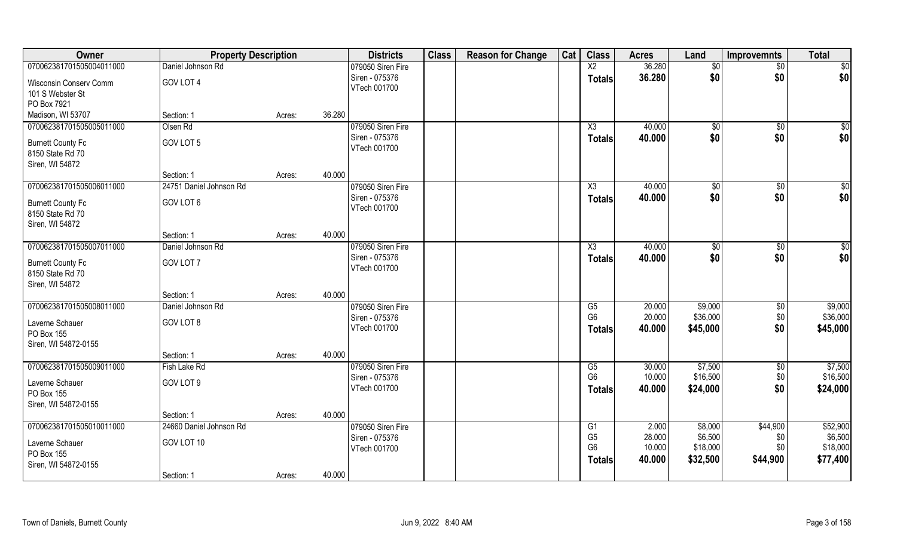| Owner | Property Description | | | Districts | Class | Reason for Change | Cat | Class | Acres | Land | Improvemnts | Total |
|---|---|---|---|---|---|---|---|---|---|---|---|---|
| 070062381701505004011000 | Daniel Johnson Rd | | | 079050 Siren Fire | | | | X2 | 36.280 | $0 | $0 | $0 |
| Wisconsin Conserv Comm | GOV LOT 4 | | | Siren - 075376 | | | | Totals | 36.280 | $0 | $0 | $0 |
| 101 S Webster St | | | | VTech 001700 | | | | | | | | |
| PO Box 7921 | | | | | | | | | | | | |
| Madison, WI 53707 | Section: 1 | Acres: | 36.280 | | | | | | | | | |
| 070062381701505005011000 | Olsen Rd | | | 079050 Siren Fire | | | | X3 | 40.000 | $0 | $0 | $0 |
| Burnett County Fc | GOV LOT 5 | | | Siren - 075376 | | | | Totals | 40.000 | $0 | $0 | $0 |
| 8150 State Rd 70 | | | | VTech 001700 | | | | | | | | |
| Siren, WI 54872 | | | | | | | | | | | | |
| | Section: 1 | Acres: | 40.000 | | | | | | | | | |
| 070062381701505006011000 | 24751 Daniel Johnson Rd | | | 079050 Siren Fire | | | | X3 | 40.000 | $0 | $0 | $0 |
| Burnett County Fc | GOV LOT 6 | | | Siren - 075376 | | | | Totals | 40.000 | $0 | $0 | $0 |
| 8150 State Rd 70 | | | | VTech 001700 | | | | | | | | |
| Siren, WI 54872 | | | | | | | | | | | | |
| | Section: 1 | Acres: | 40.000 | | | | | | | | | |
| 070062381701505007011000 | Daniel Johnson Rd | | | 079050 Siren Fire | | | | X3 | 40.000 | $0 | $0 | $0 |
| Burnett County Fc | GOV LOT 7 | | | Siren - 075376 | | | | Totals | 40.000 | $0 | $0 | $0 |
| 8150 State Rd 70 | | | | VTech 001700 | | | | | | | | |
| Siren, WI 54872 | | | | | | | | | | | | |
| | Section: 1 | Acres: | 40.000 | | | | | | | | | |
| 070062381701505008011000 | Daniel Johnson Rd | | | 079050 Siren Fire | | | | G5 | 20.000 | $9,000 | $0 | $9,000 |
| Laverne Schauer | GOV LOT 8 | | | Siren - 075376 | | | | G6 | 20.000 | $36,000 | $0 | $36,000 |
| PO Box 155 | | | | VTech 001700 | | | | Totals | 40.000 | $45,000 | $0 | $45,000 |
| Siren, WI 54872-0155 | | | | | | | | | | | | |
| | Section: 1 | Acres: | 40.000 | | | | | | | | | |
| 070062381701505009011000 | Fish Lake Rd | | | 079050 Siren Fire | | | | G5 | 30.000 | $7,500 | $0 | $7,500 |
| Laverne Schauer | GOV LOT 9 | | | Siren - 075376 | | | | G6 | 10.000 | $16,500 | $0 | $16,500 |
| PO Box 155 | | | | VTech 001700 | | | | Totals | 40.000 | $24,000 | $0 | $24,000 |
| Siren, WI 54872-0155 | | | | | | | | | | | | |
| | Section: 1 | Acres: | 40.000 | | | | | | | | | |
| 070062381701505010011000 | 24660 Daniel Johnson Rd | | | 079050 Siren Fire | | | | G1 | 2.000 | $8,000 | $44,900 | $52,900 |
| Laverne Schauer | GOV LOT 10 | | | Siren - 075376 | | | | G5 | 28.000 | $6,500 | $0 | $6,500 |
| PO Box 155 | | | | VTech 001700 | | | | G6 | 10.000 | $18,000 | $0 | $18,000 |
| Siren, WI 54872-0155 | | | | | | | | Totals | 40.000 | $32,500 | $44,900 | $77,400 |
| | Section: 1 | Acres: | 40.000 | | | | | | | | | |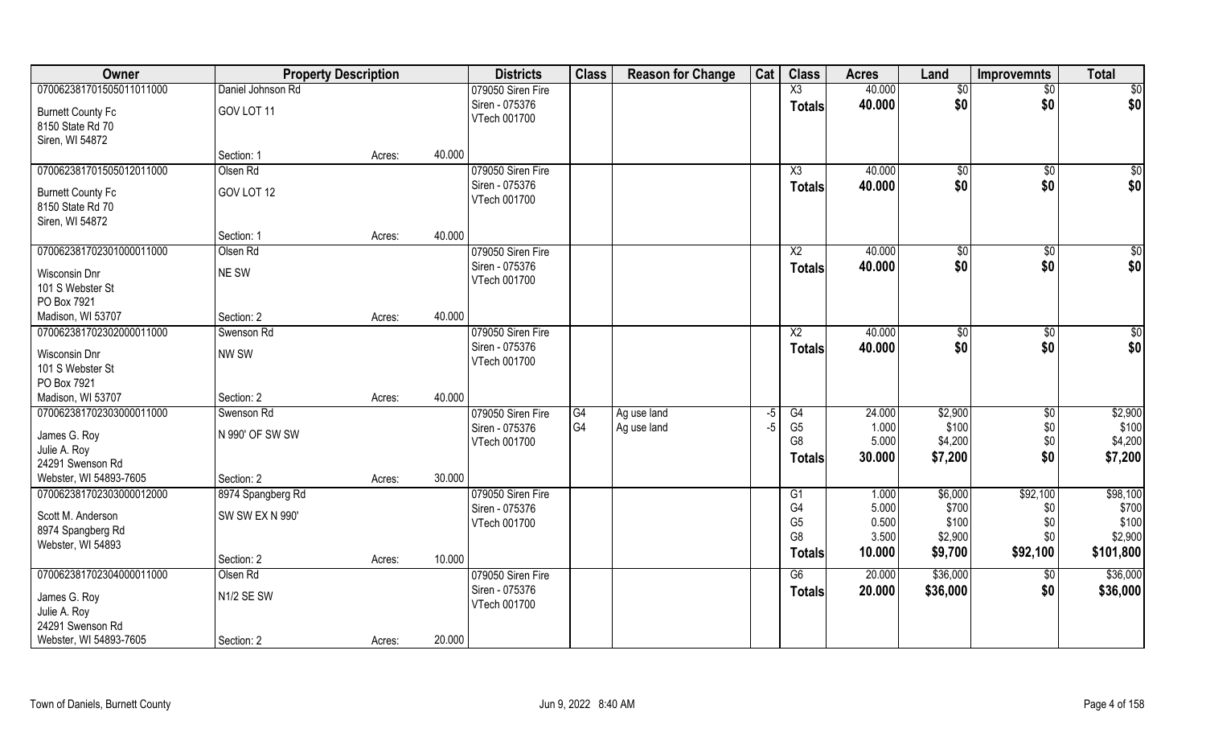| Owner | Property Description | | | Districts | Class | Reason for Change | Cat | Class | Acres | Land | Improvemnts | Total |
|---|---|---|---|---|---|---|---|---|---|---|---|---|
| 070062381701505011011000 | Daniel Johnson Rd | | | 079050 Siren Fire | | | | X3 | 40.000 | $0 | $0 | $0 |
| Burnett County Fc | GOV LOT 11 | | | Siren - 075376 | | | | **Totals** | **40.000** | **$0** | **$0** | **$0** |
| 8150 State Rd 70 | | | | VTech 001700 | | | | | | | | |
| Siren, WI 54872 | | | | | | | | | | | | |
| | Section: 1 | Acres: | 40.000 | | | | | | | | | |
| 070062381701505012011000 | Olsen Rd | | | 079050 Siren Fire | | | | X3 | 40.000 | $0 | $0 | $0 |
| Burnett County Fc | GOV LOT 12 | | | Siren - 075376 | | | | **Totals** | **40.000** | **$0** | **$0** | **$0** |
| 8150 State Rd 70 | | | | VTech 001700 | | | | | | | | |
| Siren, WI 54872 | | | | | | | | | | | | |
| | Section: 1 | Acres: | 40.000 | | | | | | | | | |
| 070062381702301000011000 | Olsen Rd | | | 079050 Siren Fire | | | | X2 | 40.000 | $0 | $0 | $0 |
| Wisconsin Dnr | NE SW | | | Siren - 075376 | | | | **Totals** | **40.000** | **$0** | **$0** | **$0** |
| 101 S Webster St | | | | VTech 001700 | | | | | | | | |
| PO Box 7921 | | | | | | | | | | | | |
| Madison, WI 53707 | Section: 2 | Acres: | 40.000 | | | | | | | | | |
| 070062381702302000011000 | Swenson Rd | | | 079050 Siren Fire | | | | X2 | 40.000 | $0 | $0 | $0 |
| Wisconsin Dnr | NW SW | | | Siren - 075376 | | | | **Totals** | **40.000** | **$0** | **$0** | **$0** |
| 101 S Webster St | | | | VTech 001700 | | | | | | | | |
| PO Box 7921 | | | | | | | | | | | | |
| Madison, WI 53707 | Section: 2 | Acres: | 40.000 | | | | | | | | | |
| 070062381702303000011000 | Swenson Rd | | | 079050 Siren Fire | G4 | Ag use land | -5 | G4 | 24.000 | $2,900 | $0 | $2,900 |
| James G. Roy | N 990' OF SW SW | | | Siren - 075376 | G4 | Ag use land | -5 | G5 | 1.000 | $100 | $0 | $100 |
| Julie A. Roy | | | | VTech 001700 | | | | G8 | 5.000 | $4,200 | $0 | $4,200 |
| 24291 Swenson Rd | | | | | | | | **Totals** | **30.000** | **$7,200** | **$0** | **$7,200** |
| Webster, WI 54893-7605 | Section: 2 | Acres: | 30.000 | | | | | | | | | |
| 070062381702303000012000 | 8974 Spangberg Rd | | | 079050 Siren Fire | | | | G1 | 1.000 | $6,000 | $92,100 | $98,100 |
| Scott M. Anderson | SW SW EX N 990' | | | Siren - 075376 | | | | G4 | 5.000 | $700 | $0 | $700 |
| 8974 Spangberg Rd | | | | VTech 001700 | | | | G5 | 0.500 | $100 | $0 | $100 |
| Webster, WI 54893 | | | | | | | | G8 | 3.500 | $2,900 | $0 | $2,900 |
| | Section: 2 | Acres: | 10.000 | | | | | **Totals** | **10.000** | **$9,700** | **$92,100** | **$101,800** |
| 070062381702304000011000 | Olsen Rd | | | 079050 Siren Fire | | | | G6 | 20.000 | $36,000 | $0 | $36,000 |
| James G. Roy | N1/2 SE SW | | | Siren - 075376 | | | | **Totals** | **20.000** | **$36,000** | **$0** | **$36,000** |
| Julie A. Roy | | | | VTech 001700 | | | | | | | | |
| 24291 Swenson Rd | | | | | | | | | | | | |
| Webster, WI 54893-7605 | Section: 2 | Acres: | 20.000 | | | | | | | | | |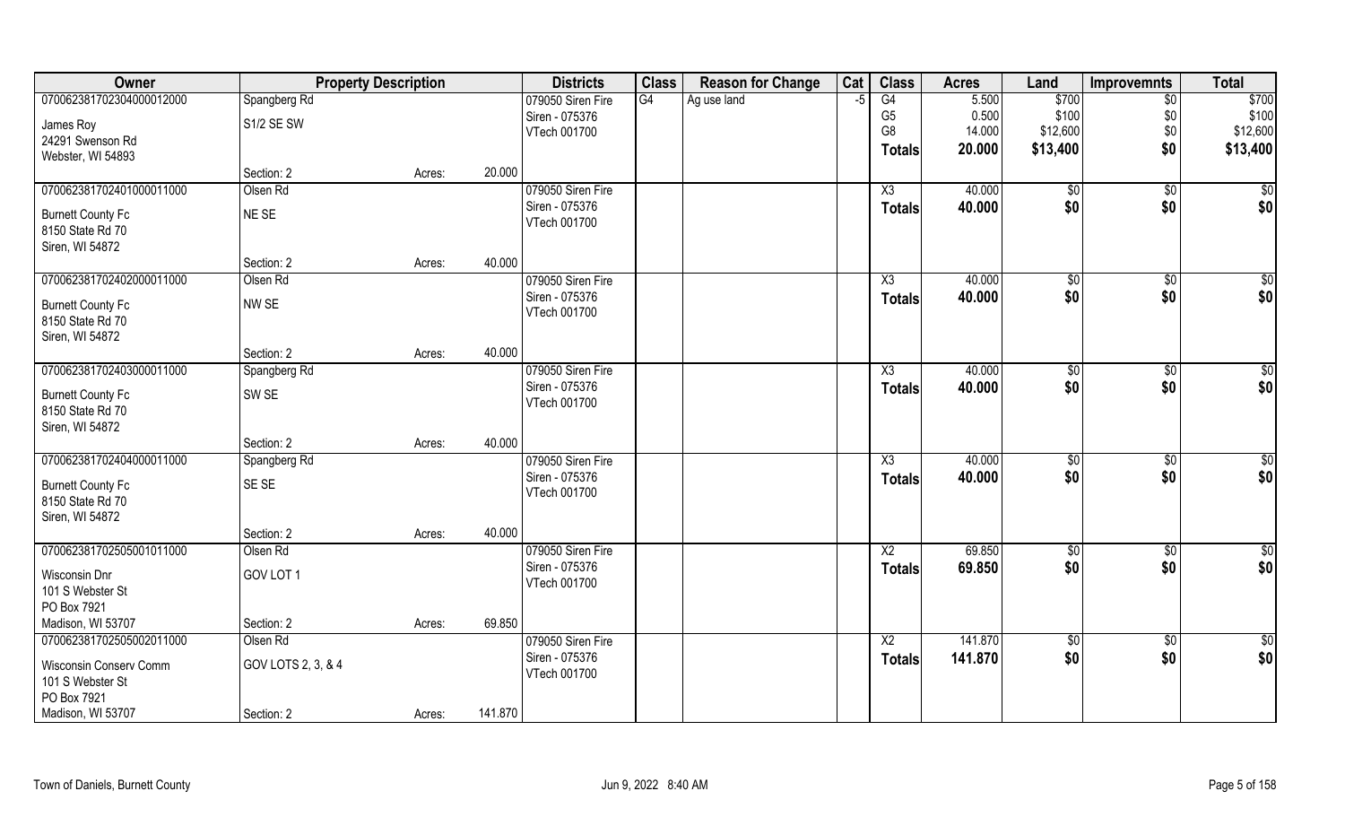| Owner | Property Description | | | Districts | Class | Reason for Change | Cat | Class | Acres | Land | Improvemnts | Total |
|---|---|---|---|---|---|---|---|---|---|---|---|---|
| 070062381702304000012000<br>James Roy<br>24291 Swenson Rd<br>Webster, WI 54893 | Spangberg Rd<br>S1/2 SE SW<br>Section: 2 | Acres: | 20.000 | 079050 Siren Fire<br>Siren - 075376<br>VTech 001700 | G4 | Ag use land | -5 | G4<br>G5<br>G8<br>**Totals** | 5.500<br>0.500<br>14.000<br>**20.000** | $700<br>$100<br>$12,600<br>**$13,400** | $0<br>$0<br>$0<br>**$0** | $700<br>$100<br>$12,600<br>**$13,400** |
| 070062381702401000011000<br>Burnett County Fc<br>8150 State Rd 70<br>Siren, WI 54872 | Olsen Rd<br>NE SE<br>Section: 2 | Acres: | 40.000 | 079050 Siren Fire<br>Siren - 075376<br>VTech 001700 | | | | X3<br>**Totals** | 40.000<br>**40.000** | $0<br>**$0** | $0<br>**$0** | $0<br>**$0** |
| 070062381702402000011000<br>Burnett County Fc<br>8150 State Rd 70<br>Siren, WI 54872 | Olsen Rd<br>NW SE<br>Section: 2 | Acres: | 40.000 | 079050 Siren Fire<br>Siren - 075376<br>VTech 001700 | | | | X3<br>**Totals** | 40.000<br>**40.000** | $0<br>**$0** | $0<br>**$0** | $0<br>**$0** |
| 070062381702403000011000<br>Burnett County Fc<br>8150 State Rd 70<br>Siren, WI 54872 | Spangberg Rd<br>SW SE<br>Section: 2 | Acres: | 40.000 | 079050 Siren Fire<br>Siren - 075376<br>VTech 001700 | | | | X3<br>**Totals** | 40.000<br>**40.000** | $0<br>**$0** | $0<br>**$0** | $0<br>**$0** |
| 070062381702404000011000<br>Burnett County Fc<br>8150 State Rd 70<br>Siren, WI 54872 | Spangberg Rd<br>SE SE<br>Section: 2 | Acres: | 40.000 | 079050 Siren Fire<br>Siren - 075376<br>VTech 001700 | | | | X3<br>**Totals** | 40.000<br>**40.000** | $0<br>**$0** | $0<br>**$0** | $0<br>**$0** |
| 070062381702505001011000<br>Wisconsin Dnr<br>101 S Webster St<br>PO Box 7921<br>Madison, WI 53707 | Olsen Rd<br>GOV LOT 1<br>Section: 2 | Acres: | 69.850 | 079050 Siren Fire<br>Siren - 075376<br>VTech 001700 | | | | X2<br>**Totals** | 69.850<br>**69.850** | $0<br>**$0** | $0<br>**$0** | $0<br>**$0** |
| 070062381702505002011000<br>Wisconsin Conserv Comm<br>101 S Webster St<br>PO Box 7921<br>Madison, WI 53707 | Olsen Rd<br>GOV LOTS 2, 3, & 4<br>Section: 2 | Acres: | 141.870 | 079050 Siren Fire<br>Siren - 075376<br>VTech 001700 | | | | X2<br>**Totals** | 141.870<br>**141.870** | $0<br>**$0** | $0<br>**$0** | $0<br>**$0** |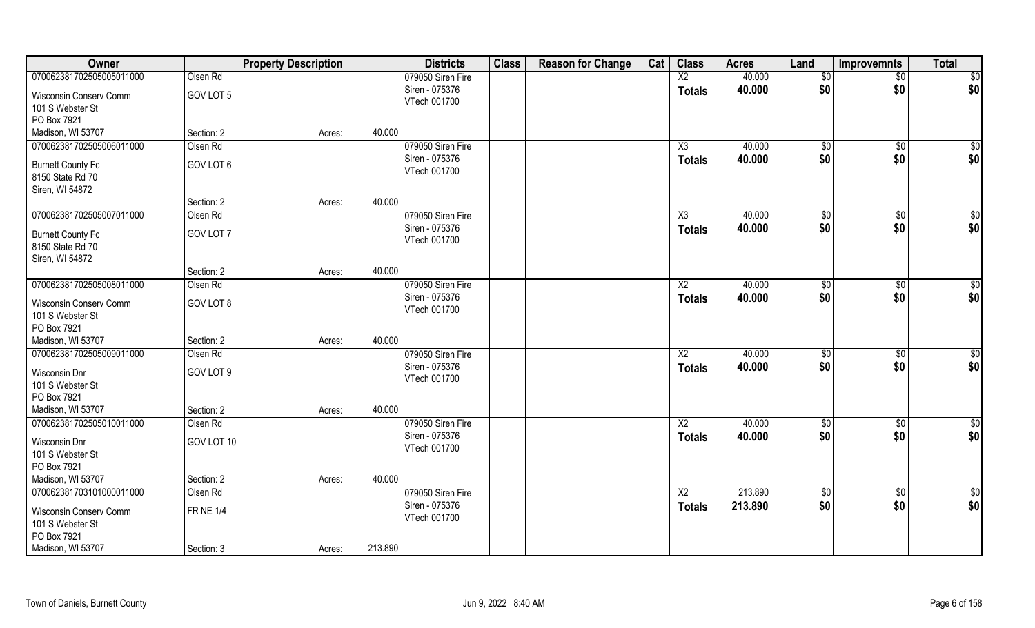| Owner | Property Description | | | Districts | Class | Reason for Change | Cat | Class | Acres | Land | Improvemnts | Total |
|---|---|---|---|---|---|---|---|---|---|---|---|---|
| 070062381702505005011000 | Olsen Rd | | | 079050 Siren Fire | | | | X2 | 40.000 | $0 | $0 | $0 |
| Wisconsin Conserv Comm<br>101 S Webster St<br>PO Box 7921<br>Madison, WI 53707 | GOV LOT 5 | | | Siren - 075376<br>VTech 001700 | | | | Totals | 40.000 | $0 | $0 | $0 |
| | Section: 2 | Acres: | 40.000 | | | | | | | | | |
| 070062381702505006011000 | Olsen Rd | | | 079050 Siren Fire | | | | X3 | 40.000 | $0 | $0 | $0 |
| Burnett County Fc<br>8150 State Rd 70<br>Siren, WI 54872 | GOV LOT 6 | | | Siren - 075376<br>VTech 001700 | | | | Totals | 40.000 | $0 | $0 | $0 |
| | Section: 2 | Acres: | 40.000 | | | | | | | | | |
| 070062381702505007011000 | Olsen Rd | | | 079050 Siren Fire | | | | X3 | 40.000 | $0 | $0 | $0 |
| Burnett County Fc<br>8150 State Rd 70<br>Siren, WI 54872 | GOV LOT 7 | | | Siren - 075376<br>VTech 001700 | | | | Totals | 40.000 | $0 | $0 | $0 |
| | Section: 2 | Acres: | 40.000 | | | | | | | | | |
| 070062381702505008011000 | Olsen Rd | | | 079050 Siren Fire | | | | X2 | 40.000 | $0 | $0 | $0 |
| Wisconsin Conserv Comm<br>101 S Webster St<br>PO Box 7921<br>Madison, WI 53707 | GOV LOT 8 | | | Siren - 075376<br>VTech 001700 | | | | Totals | 40.000 | $0 | $0 | $0 |
| | Section: 2 | Acres: | 40.000 | | | | | | | | | |
| 070062381702505009011000 | Olsen Rd | | | 079050 Siren Fire | | | | X2 | 40.000 | $0 | $0 | $0 |
| Wisconsin Dnr<br>101 S Webster St<br>PO Box 7921<br>Madison, WI 53707 | GOV LOT 9 | | | Siren - 075376<br>VTech 001700 | | | | Totals | 40.000 | $0 | $0 | $0 |
| | Section: 2 | Acres: | 40.000 | | | | | | | | | |
| 070062381702505010011000 | Olsen Rd | | | 079050 Siren Fire | | | | X2 | 40.000 | $0 | $0 | $0 |
| Wisconsin Dnr<br>101 S Webster St<br>PO Box 7921<br>Madison, WI 53707 | GOV LOT 10 | | | Siren - 075376<br>VTech 001700 | | | | Totals | 40.000 | $0 | $0 | $0 |
| | Section: 2 | Acres: | 40.000 | | | | | | | | | |
| 070062381703101000011000 | Olsen Rd | | | 079050 Siren Fire | | | | X2 | 213.890 | $0 | $0 | $0 |
| Wisconsin Conserv Comm<br>101 S Webster St<br>PO Box 7921<br>Madison, WI 53707 | FR NE 1/4 | | | Siren - 075376<br>VTech 001700 | | | | Totals | 213.890 | $0 | $0 | $0 |
| | Section: 3 | Acres: | 213.890 | | | | | | | | | |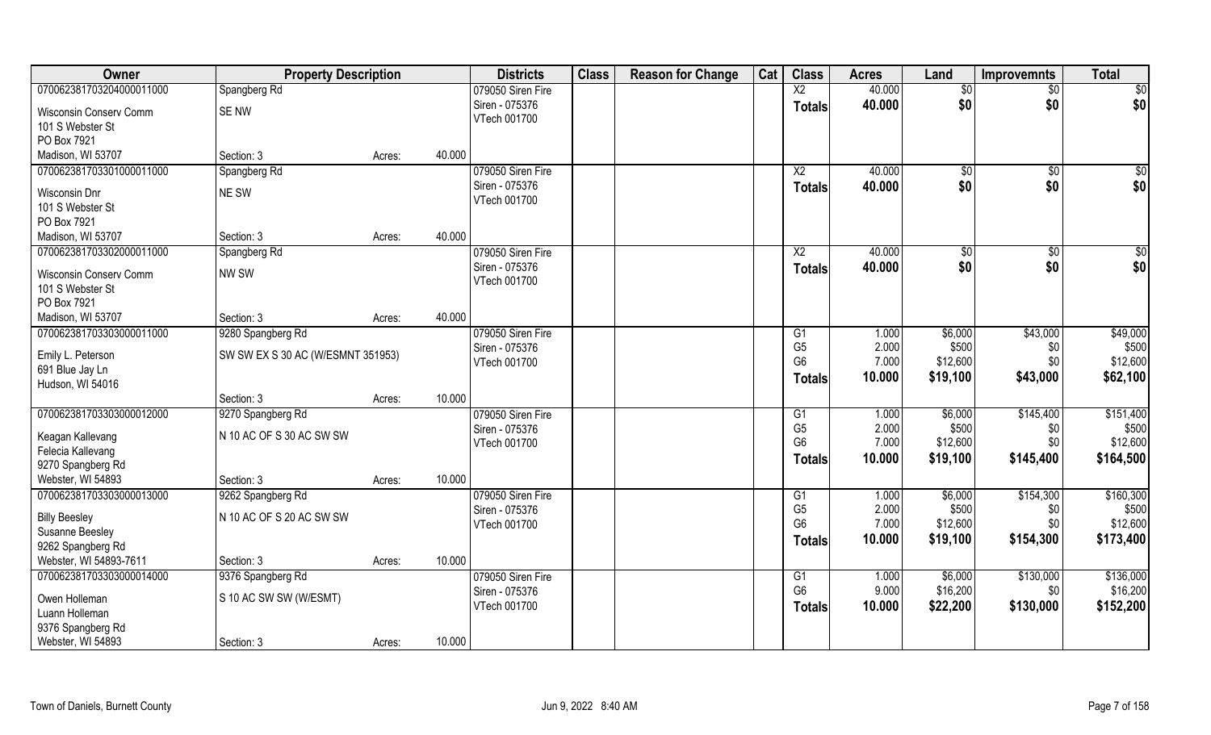| Owner | Property Description | | | Districts | Class | Reason for Change | Cat | Class | Acres | Land | Improvemnts | Total |
|---|---|---|---|---|---|---|---|---|---|---|---|---|
| 070062381703204000011000 | Spangberg Rd | | | 079050 Siren Fire | | | | X2 | 40.000 | $0 | $0 | $0 |
| Wisconsin Conserv Comm | SE NW | | | Siren - 075376 | | | | **Totals** | **40.000** | **$0** | **$0** | **$0** |
| 101 S Webster St | | | | VTech 001700 | | | | | | | | |
| PO Box 7921 | | | | | | | | | | | | |
| Madison, WI 53707 | Section: 3 | Acres: | 40.000 | | | | | | | | | |
| 070062381703301000011000 | Spangberg Rd | | | 079050 Siren Fire | | | | X2 | 40.000 | $0 | $0 | $0 |
| Wisconsin Dnr | NE SW | | | Siren - 075376 | | | | **Totals** | **40.000** | **$0** | **$0** | **$0** |
| 101 S Webster St | | | | VTech 001700 | | | | | | | | |
| PO Box 7921 | | | | | | | | | | | | |
| Madison, WI 53707 | Section: 3 | Acres: | 40.000 | | | | | | | | | |
| 070062381703302000011000 | Spangberg Rd | | | 079050 Siren Fire | | | | X2 | 40.000 | $0 | $0 | $0 |
| Wisconsin Conserv Comm | NW SW | | | Siren - 075376 | | | | **Totals** | **40.000** | **$0** | **$0** | **$0** |
| 101 S Webster St | | | | VTech 001700 | | | | | | | | |
| PO Box 7921 | | | | | | | | | | | | |
| Madison, WI 53707 | Section: 3 | Acres: | 40.000 | | | | | | | | | |
| 070062381703303000011000 | 9280 Spangberg Rd | | | 079050 Siren Fire | | | | G1 | 1.000 | $6,000 | $43,000 | $49,000 |
| Emily L. Peterson | SW SW EX S 30 AC (W/ESMNT 351953) | | | Siren - 075376 | | | | G5 | 2.000 | $500 | $0 | $500 |
| 691 Blue Jay Ln | | | | VTech 001700 | | | | G6 | 7.000 | $12,600 | $0 | $12,600 |
| Hudson, WI 54016 | | | | | | | | **Totals** | **10.000** | **$19,100** | **$43,000** | **$62,100** |
| | Section: 3 | Acres: | 10.000 | | | | | | | | | |
| 070062381703303000012000 | 9270 Spangberg Rd | | | 079050 Siren Fire | | | | G1 | 1.000 | $6,000 | $145,400 | $151,400 |
| Keagan Kallevang | N 10 AC OF S 30 AC SW SW | | | Siren - 075376 | | | | G5 | 2.000 | $500 | $0 | $500 |
| Felecia Kallevang | | | | VTech 001700 | | | | G6 | 7.000 | $12,600 | $0 | $12,600 |
| 9270 Spangberg Rd | | | | | | | | **Totals** | **10.000** | **$19,100** | **$145,400** | **$164,500** |
| Webster, WI 54893 | Section: 3 | Acres: | 10.000 | | | | | | | | | |
| 070062381703303000013000 | 9262 Spangberg Rd | | | 079050 Siren Fire | | | | G1 | 1.000 | $6,000 | $154,300 | $160,300 |
| Billy Beesley | N 10 AC OF S 20 AC SW SW | | | Siren - 075376 | | | | G5 | 2.000 | $500 | $0 | $500 |
| Susanne Beesley | | | | VTech 001700 | | | | G6 | 7.000 | $12,600 | $0 | $12,600 |
| 9262 Spangberg Rd | | | | | | | | **Totals** | **10.000** | **$19,100** | **$154,300** | **$173,400** |
| Webster, WI 54893-7611 | Section: 3 | Acres: | 10.000 | | | | | | | | | |
| 070062381703303000014000 | 9376 Spangberg Rd | | | 079050 Siren Fire | | | | G1 | 1.000 | $6,000 | $130,000 | $136,000 |
| Owen Holleman | S 10 AC SW SW (W/ESMT) | | | Siren - 075376 | | | | G6 | 9.000 | $16,200 | $0 | $16,200 |
| Luann Holleman | | | | VTech 001700 | | | | **Totals** | **10.000** | **$22,200** | **$130,000** | **$152,200** |
| 9376 Spangberg Rd | | | | | | | | | | | | |
| Webster, WI 54893 | Section: 3 | Acres: | 10.000 | | | | | | | | | |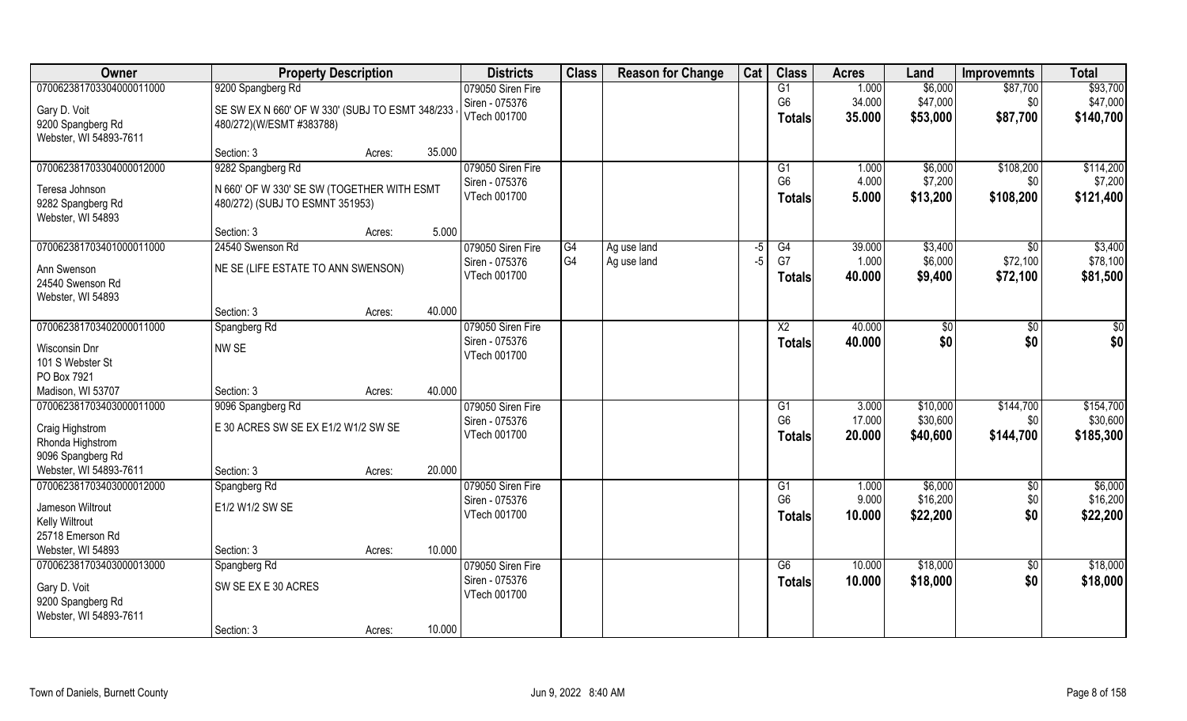| Owner | Property Description | | | Districts | Class | Reason for Change | Cat | Class | Acres | Land | Improvemnts | Total |
|---|---|---|---|---|---|---|---|---|---|---|---|---|
| 070062381703304000011000 | 9200 Spangberg Rd | | | 079050 Siren Fire | | | | G1 | 1.000 | $6,000 | $87,700 | $93,700 |
| Gary D. Voit | SE SW EX N 660' OF W 330' (SUBJ TO ESMT 348/233 , 480/272)(W/ESMT #383788) | | | Siren - 075376 | | | | G6 | 34.000 | $47,000 | $0 | $47,000 |
| 9200 Spangberg Rd | | | | VTech 001700 | | | | **Totals** | **35.000** | **$53,000** | **$87,700** | **$140,700** |
| Webster, WI 54893-7611 | | | | | | | | | | | | |
| | Section: 3 | Acres: | 35.000 | | | | | | | | | |
| 070062381703304000012000 | 9282 Spangberg Rd | | | 079050 Siren Fire | | | | G1 | 1.000 | $6,000 | $108,200 | $114,200 |
| Teresa Johnson | N 660' OF W 330' SE SW (TOGETHER WITH ESMT 480/272) (SUBJ TO ESMNT 351953) | | | Siren - 075376 | | | | G6 | 4.000 | $7,200 | $0 | $7,200 |
| 9282 Spangberg Rd | | | | VTech 001700 | | | | **Totals** | **5.000** | **$13,200** | **$108,200** | **$121,400** |
| Webster, WI 54893 | | | | | | | | | | | | |
| | Section: 3 | Acres: | 5.000 | | | | | | | | | |
| 070062381703401000011000 | 24540 Swenson Rd | | | 079050 Siren Fire | G4 | Ag use land | -5 | G4 | 39.000 | $3,400 | $0 | $3,400 |
| Ann Swenson | NE SE (LIFE ESTATE TO ANN SWENSON) | | | Siren - 075376 | G4 | Ag use land | -5 | G7 | 1.000 | $6,000 | $72,100 | $78,100 |
| 24540 Swenson Rd | | | | VTech 001700 | | | | **Totals** | **40.000** | **$9,400** | **$72,100** | **$81,500** |
| Webster, WI 54893 | | | | | | | | | | | | |
| | Section: 3 | Acres: | 40.000 | | | | | | | | | |
| 070062381703402000011000 | Spangberg Rd | | | 079050 Siren Fire | | | | X2 | 40.000 | $0 | $0 | $0 |
| Wisconsin Dnr | NW SE | | | Siren - 075376 | | | | **Totals** | **40.000** | **$0** | **$0** | **$0** |
| 101 S Webster St | | | | VTech 001700 | | | | | | | | |
| PO Box 7921 | | | | | | | | | | | | |
| Madison, WI 53707 | Section: 3 | Acres: | 40.000 | | | | | | | | | |
| 070062381703403000011000 | 9096 Spangberg Rd | | | 079050 Siren Fire | | | | G1 | 3.000 | $10,000 | $144,700 | $154,700 |
| Craig Highstrom | E 30 ACRES SW SE EX E1/2 W1/2 SW SE | | | Siren - 075376 | | | | G6 | 17.000 | $30,600 | $0 | $30,600 |
| Rhonda Highstrom | | | | VTech 001700 | | | | **Totals** | **20.000** | **$40,600** | **$144,700** | **$185,300** |
| 9096 Spangberg Rd | | | | | | | | | | | | |
| Webster, WI 54893-7611 | Section: 3 | Acres: | 20.000 | | | | | | | | | |
| 070062381703403000012000 | Spangberg Rd | | | 079050 Siren Fire | | | | G1 | 1.000 | $6,000 | $0 | $6,000 |
| Jameson Wiltrout | E1/2 W1/2 SW SE | | | Siren - 075376 | | | | G6 | 9.000 | $16,200 | $0 | $16,200 |
| Kelly Wiltrout | | | | VTech 001700 | | | | **Totals** | **10.000** | **$22,200** | **$0** | **$22,200** |
| 25718 Emerson Rd | | | | | | | | | | | | |
| Webster, WI 54893 | Section: 3 | Acres: | 10.000 | | | | | | | | | |
| 070062381703403000013000 | Spangberg Rd | | | 079050 Siren Fire | | | | G6 | 10.000 | $18,000 | $0 | $18,000 |
| Gary D. Voit | SW SE EX E 30 ACRES | | | Siren - 075376 | | | | **Totals** | **10.000** | **$18,000** | **$0** | **$18,000** |
| 9200 Spangberg Rd | | | | VTech 001700 | | | | | | | | |
| Webster, WI 54893-7611 | | | | | | | | | | | | |
| | Section: 3 | Acres: | 10.000 | | | | | | | | | |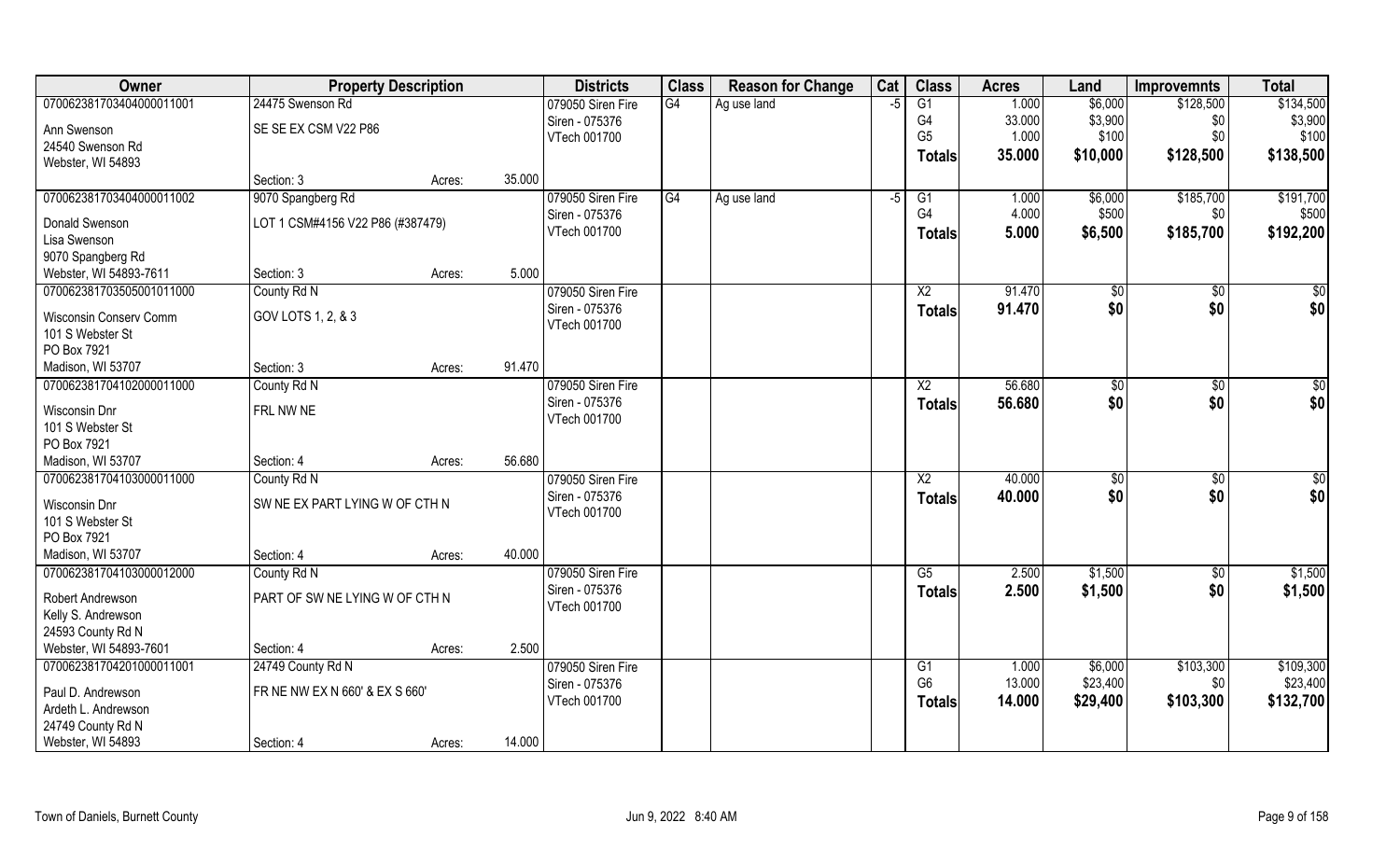| Owner | Property Description | | | Districts | Class | Reason for Change | Cat | Class | Acres | Land | Improvemnts | Total |
|---|---|---|---|---|---|---|---|---|---|---|---|---|
| 070062381703404000011001 | 24475 Swenson Rd | | | 079050 Siren Fire | G4 | Ag use land | -5 | G1 | 1.000 | $6,000 | $128,500 | $134,500 |
| Ann Swenson | SE SE EX CSM V22 P86 | | | Siren - 075376 | | | | G4 | 33.000 | $3,900 | $0 | $3,900 |
| 24540 Swenson Rd | | | | VTech 001700 | | | | G5 | 1.000 | $100 | $0 | $100 |
| Webster, WI 54893 | | | | | | | | **Totals** | **35.000** | **$10,000** | **$128,500** | **$138,500** |
| | Section: 3 | Acres: | 35.000 | | | | | | | | | |
| 070062381703404000011002 | 9070 Spangberg Rd | | | 079050 Siren Fire | G4 | Ag use land | -5 | G1 | 1.000 | $6,000 | $185,700 | $191,700 |
| Donald Swenson | LOT 1 CSM#4156 V22 P86 (#387479) | | | Siren - 075376 | | | | G4 | 4.000 | $500 | $0 | $500 |
| Lisa Swenson | | | | VTech 001700 | | | | **Totals** | **5.000** | **$6,500** | **$185,700** | **$192,200** |
| 9070 Spangberg Rd | | | | | | | | | | | | |
| Webster, WI 54893-7611 | Section: 3 | Acres: | 5.000 | | | | | | | | | |
| 070062381703505001011000 | County Rd N | | | 079050 Siren Fire | | | | X2 | 91.470 | $0 | $0 | $0 |
| Wisconsin Conserv Comm | GOV LOTS 1, 2, & 3 | | | Siren - 075376 | | | | **Totals** | **91.470** | **$0** | **$0** | **$0** |
| 101 S Webster St | | | | VTech 001700 | | | | | | | | |
| PO Box 7921 | | | | | | | | | | | | |
| Madison, WI 53707 | Section: 3 | Acres: | 91.470 | | | | | | | | | |
| 070062381704102000011000 | County Rd N | | | 079050 Siren Fire | | | | X2 | 56.680 | $0 | $0 | $0 |
| Wisconsin Dnr | FRL NW NE | | | Siren - 075376 | | | | **Totals** | **56.680** | **$0** | **$0** | **$0** |
| 101 S Webster St | | | | VTech 001700 | | | | | | | | |
| PO Box 7921 | | | | | | | | | | | | |
| Madison, WI 53707 | Section: 4 | Acres: | 56.680 | | | | | | | | | |
| 070062381704103000011000 | County Rd N | | | 079050 Siren Fire | | | | X2 | 40.000 | $0 | $0 | $0 |
| Wisconsin Dnr | SW NE EX PART LYING W OF CTH N | | | Siren - 075376 | | | | **Totals** | **40.000** | **$0** | **$0** | **$0** |
| 101 S Webster St | | | | VTech 001700 | | | | | | | | |
| PO Box 7921 | | | | | | | | | | | | |
| Madison, WI 53707 | Section: 4 | Acres: | 40.000 | | | | | | | | | |
| 070062381704103000012000 | County Rd N | | | 079050 Siren Fire | | | | G5 | 2.500 | $1,500 | $0 | $1,500 |
| Robert Andrewson | PART OF SW NE LYING W OF CTH N | | | Siren - 075376 | | | | **Totals** | **2.500** | **$1,500** | **$0** | **$1,500** |
| Kelly S. Andrewson | | | | VTech 001700 | | | | | | | | |
| 24593 County Rd N | | | | | | | | | | | | |
| Webster, WI 54893-7601 | Section: 4 | Acres: | 2.500 | | | | | | | | | |
| 070062381704201000011001 | 24749 County Rd N | | | 079050 Siren Fire | | | | G1 | 1.000 | $6,000 | $103,300 | $109,300 |
| Paul D. Andrewson | FR NE NW EX N 660' & EX S 660' | | | Siren - 075376 | | | | G6 | 13.000 | $23,400 | $0 | $23,400 |
| Ardeth L. Andrewson | | | | VTech 001700 | | | | **Totals** | **14.000** | **$29,400** | **$103,300** | **$132,700** |
| 24749 County Rd N | | | | | | | | | | | | |
| Webster, WI 54893 | Section: 4 | Acres: | 14.000 | | | | | | | | | |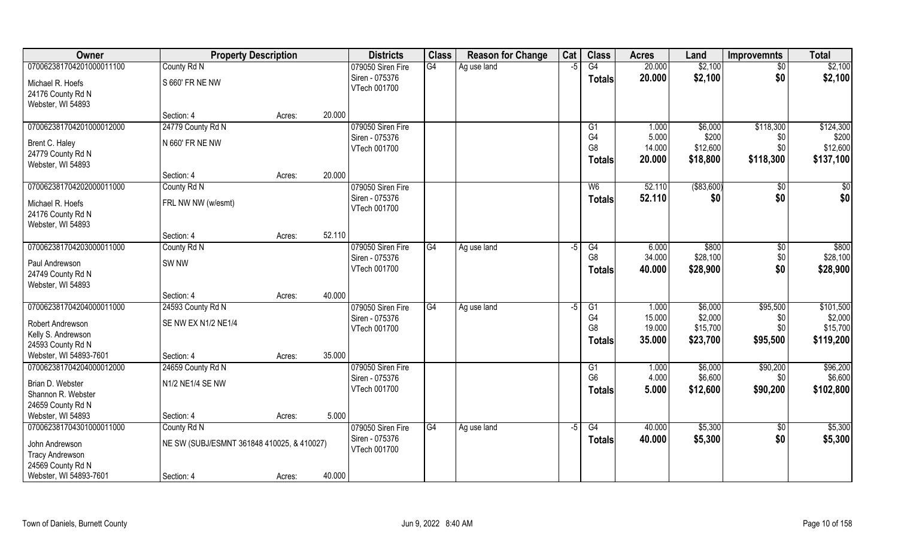| Owner | Property Description | | | Districts | Class | Reason for Change | Cat | Class | Acres | Land | Improvemnts | Total |
|---|---|---|---|---|---|---|---|---|---|---|---|---|
| 070062381704201000011100 | County Rd N | | | 079050 Siren Fire | G4 | Ag use land | -5 | G4 | 20.000 | $2,100 | $0 | $2,100 |
| Michael R. Hoefs | S 660' FR NE NW | | | Siren - 075376 | | | | **Totals** | **20.000** | **$2,100** | **$0** | **$2,100** |
| 24176 County Rd N | | | | VTech 001700 | | | | | | | | |
| Webster, WI 54893 | | | | | | | | | | | | |
| | Section: 4 | Acres: | 20.000 | | | | | | | | | |
| 070062381704201000012000 | 24779 County Rd N | | | 079050 Siren Fire | | | | G1 | 1.000 | $6,000 | $118,300 | $124,300 |
| Brent C. Haley | N 660' FR NE NW | | | Siren - 075376 | | | | G4 | 5.000 | $200 | $0 | $200 |
| 24779 County Rd N | | | | VTech 001700 | | | | G8 | 14.000 | $12,600 | $0 | $12,600 |
| Webster, WI 54893 | | | | | | | | **Totals** | **20.000** | **$18,800** | **$118,300** | **$137,100** |
| | Section: 4 | Acres: | 20.000 | | | | | | | | | |
| 070062381704202000011000 | County Rd N | | | 079050 Siren Fire | | | | W6 | 52.110 | ($83,600) | $0 | $0 |
| Michael R. Hoefs | FRL NW NW (w/esmt) | | | Siren - 075376 | | | | **Totals** | **52.110** | **$0** | **$0** | **$0** |
| 24176 County Rd N | | | | VTech 001700 | | | | | | | | |
| Webster, WI 54893 | | | | | | | | | | | | |
| | Section: 4 | Acres: | 52.110 | | | | | | | | | |
| 070062381704203000011000 | County Rd N | | | 079050 Siren Fire | G4 | Ag use land | -5 | G4 | 6.000 | $800 | $0 | $800 |
| Paul Andrewson | SW NW | | | Siren - 075376 | | | | G8 | 34.000 | $28,100 | $0 | $28,100 |
| 24749 County Rd N | | | | VTech 001700 | | | | **Totals** | **40.000** | **$28,900** | **$0** | **$28,900** |
| Webster, WI 54893 | | | | | | | | | | | | |
| | Section: 4 | Acres: | 40.000 | | | | | | | | | |
| 070062381704204000011000 | 24593 County Rd N | | | 079050 Siren Fire | G4 | Ag use land | -5 | G1 | 1.000 | $6,000 | $95,500 | $101,500 |
| Robert Andrewson | SE NW EX N1/2 NE1/4 | | | Siren - 075376 | | | | G4 | 15.000 | $2,000 | $0 | $2,000 |
| Kelly S. Andrewson | | | | VTech 001700 | | | | G8 | 19.000 | $15,700 | $0 | $15,700 |
| 24593 County Rd N | | | | | | | | **Totals** | **35.000** | **$23,700** | **$95,500** | **$119,200** |
| Webster, WI 54893-7601 | Section: 4 | Acres: | 35.000 | | | | | | | | | |
| 070062381704204000012000 | 24659 County Rd N | | | 079050 Siren Fire | | | | G1 | 1.000 | $6,000 | $90,200 | $96,200 |
| Brian D. Webster | N1/2 NE1/4 SE NW | | | Siren - 075376 | | | | G6 | 4.000 | $6,600 | $0 | $6,600 |
| Shannon R. Webster | | | | VTech 001700 | | | | **Totals** | **5.000** | **$12,600** | **$90,200** | **$102,800** |
| 24659 County Rd N | | | | | | | | | | | | |
| Webster, WI 54893 | Section: 4 | Acres: | 5.000 | | | | | | | | | |
| 070062381704301000011000 | County Rd N | | | 079050 Siren Fire | G4 | Ag use land | -5 | G4 | 40.000 | $5,300 | $0 | $5,300 |
| John Andrewson | NE SW (SUBJ/ESMNT 361848 410025, & 410027) | | | Siren - 075376 | | | | **Totals** | **40.000** | **$5,300** | **$0** | **$5,300** |
| Tracy Andrewson | | | | VTech 001700 | | | | | | | | |
| 24569 County Rd N | | | | | | | | | | | | |
| Webster, WI 54893-7601 | Section: 4 | Acres: | 40.000 | | | | | | | | | |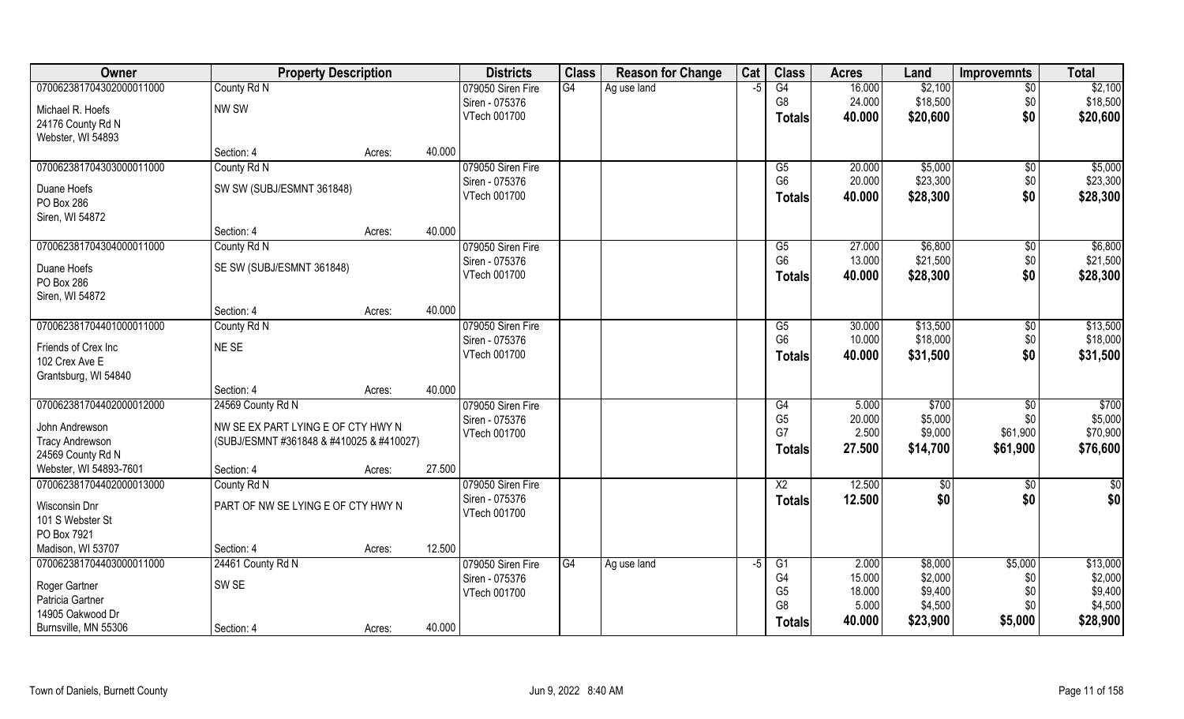| Owner | Property Description | | | Districts | Class | Reason for Change | Cat | Class | Acres | Land | Improvemnts | Total |
|---|---|---|---|---|---|---|---|---|---|---|---|---|
| 070062381704302000011000 | County Rd N | | | 079050 Siren Fire | G4 | Ag use land | -5 | G4 | 16.000 | $2,100 | $0 | $2,100 |
| Michael R. Hoefs | NW SW | | | Siren - 075376 | | | | G8 | 24.000 | $18,500 | $0 | $18,500 |
| 24176 County Rd N | | | | VTech 001700 | | | | **Totals** | **40.000** | **$20,600** | **$0** | **$20,600** |
| Webster, WI 54893 | | | | | | | | | | | | |
| | Section: 4 | Acres: | 40.000 | | | | | | | | | |
| 070062381704303000011000 | County Rd N | | | 079050 Siren Fire | | | | G5 | 20.000 | $5,000 | $0 | $5,000 |
| Duane Hoefs | SW SW (SUBJ/ESMNT 361848) | | | Siren - 075376 | | | | G6 | 20.000 | $23,300 | $0 | $23,300 |
| PO Box 286 | | | | VTech 001700 | | | | **Totals** | **40.000** | **$28,300** | **$0** | **$28,300** |
| Siren, WI 54872 | | | | | | | | | | | | |
| | Section: 4 | Acres: | 40.000 | | | | | | | | | |
| 070062381704304000011000 | County Rd N | | | 079050 Siren Fire | | | | G5 | 27.000 | $6,800 | $0 | $6,800 |
| Duane Hoefs | SE SW (SUBJ/ESMNT 361848) | | | Siren - 075376 | | | | G6 | 13.000 | $21,500 | $0 | $21,500 |
| PO Box 286 | | | | VTech 001700 | | | | **Totals** | **40.000** | **$28,300** | **$0** | **$28,300** |
| Siren, WI 54872 | | | | | | | | | | | | |
| | Section: 4 | Acres: | 40.000 | | | | | | | | | |
| 070062381704401000011000 | County Rd N | | | 079050 Siren Fire | | | | G5 | 30.000 | $13,500 | $0 | $13,500 |
| Friends of Crex Inc | NE SE | | | Siren - 075376 | | | | G6 | 10.000 | $18,000 | $0 | $18,000 |
| 102 Crex Ave E | | | | VTech 001700 | | | | **Totals** | **40.000** | **$31,500** | **$0** | **$31,500** |
| Grantsburg, WI 54840 | | | | | | | | | | | | |
| | Section: 4 | Acres: | 40.000 | | | | | | | | | |
| 070062381704402000012000 | 24569 County Rd N | | | 079050 Siren Fire | | | | G4 | 5.000 | $700 | $0 | $700 |
| John Andrewson | NW SE EX PART LYING E OF CTY HWY N | | | Siren - 075376 | | | | G5 | 20.000 | $5,000 | $0 | $5,000 |
| Tracy Andrewson | (SUBJ/ESMNT #361848 & #410025 & #410027) | | | VTech 001700 | | | | G7 | 2.500 | $9,000 | $61,900 | $70,900 |
| 24569 County Rd N | | | | | | | | **Totals** | **27.500** | **$14,700** | **$61,900** | **$76,600** |
| Webster, WI 54893-7601 | Section: 4 | Acres: | 27.500 | | | | | | | | | |
| 070062381704402000013000 | County Rd N | | | 079050 Siren Fire | | | | X2 | 12.500 | $0 | $0 | $0 |
| Wisconsin Dnr | PART OF NW SE LYING E OF CTY HWY N | | | Siren - 075376 | | | | **Totals** | **12.500** | **$0** | **$0** | **$0** |
| 101 S Webster St | | | | VTech 001700 | | | | | | | | |
| PO Box 7921 | | | | | | | | | | | | |
| Madison, WI 53707 | Section: 4 | Acres: | 12.500 | | | | | | | | | |
| 070062381704403000011000 | 24461 County Rd N | | | 079050 Siren Fire | G4 | Ag use land | -5 | G1 | 2.000 | $8,000 | $5,000 | $13,000 |
| Roger Gartner | SW SE | | | Siren - 075376 | | | | G4 | 15.000 | $2,000 | $0 | $2,000 |
| Patricia Gartner | | | | VTech 001700 | | | | G5 | 18.000 | $9,400 | $0 | $9,400 |
| 14905 Oakwood Dr | | | | | | | | G8 | 5.000 | $4,500 | $0 | $4,500 |
| Burnsville, MN 55306 | Section: 4 | Acres: | 40.000 | | | | | **Totals** | **40.000** | **$23,900** | **$5,000** | **$28,900** |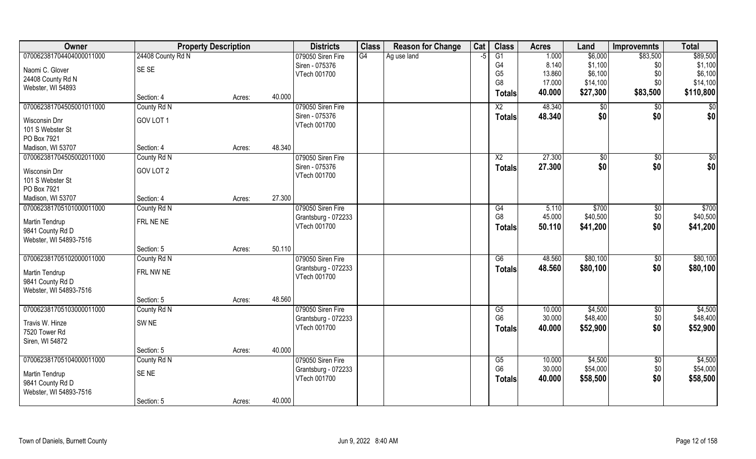| Owner | Property Description | | | Districts | Class | Reason for Change | Cat | Class | Acres | Land | Improvemnts | Total |
|---|---|---|---|---|---|---|---|---|---|---|---|---|
| 070062381704404000011000 | 24408 County Rd N | | | 079050 Siren Fire | G4 | Ag use land | -5 | G1 | 1.000 | $6,000 | $83,500 | $89,500 |
| Naomi C. Glover | SE SE | | | Siren - 075376 | | | | G4 | 8.140 | $1,100 | $0 | $1,100 |
| 24408 County Rd N | | | | VTech 001700 | | | | G5 | 13.860 | $6,100 | $0 | $6,100 |
| Webster, WI 54893 | | | | | | | | G8 | 17.000 | $14,100 | $0 | $14,100 |
| | Section: 4 | Acres: | 40.000 | | | | | **Totals** | **40.000** | **$27,300** | **$83,500** | **$110,800** |
| 070062381704505001011000 | County Rd N | | | 079050 Siren Fire | | | | X2 | 48.340 | $0 | $0 | $0 |
| Wisconsin Dnr | GOV LOT 1 | | | Siren - 075376 | | | | **Totals** | **48.340** | **$0** | **$0** | **$0** |
| 101 S Webster St | | | | VTech 001700 | | | | | | | | |
| PO Box 7921 | | | | | | | | | | | | |
| Madison, WI 53707 | Section: 4 | Acres: | 48.340 | | | | | | | | | |
| 070062381704505002011000 | County Rd N | | | 079050 Siren Fire | | | | X2 | 27.300 | $0 | $0 | $0 |
| Wisconsin Dnr | GOV LOT 2 | | | Siren - 075376 | | | | **Totals** | **27.300** | **$0** | **$0** | **$0** |
| 101 S Webster St | | | | VTech 001700 | | | | | | | | |
| PO Box 7921 | | | | | | | | | | | | |
| Madison, WI 53707 | Section: 4 | Acres: | 27.300 | | | | | | | | | |
| 070062381705101000011000 | County Rd N | | | 079050 Siren Fire | | | | G4 | 5.110 | $700 | $0 | $700 |
| Martin Tendrup | FRL NE NE | | | Grantsburg - 072233 | | | | G8 | 45.000 | $40,500 | $0 | $40,500 |
| 9841 County Rd D | | | | VTech 001700 | | | | **Totals** | **50.110** | **$41,200** | **$0** | **$41,200** |
| Webster, WI 54893-7516 | | | | | | | | | | | | |
| | Section: 5 | Acres: | 50.110 | | | | | | | | | |
| 070062381705102000011000 | County Rd N | | | 079050 Siren Fire | | | | G6 | 48.560 | $80,100 | $0 | $80,100 |
| Martin Tendrup | FRL NW NE | | | Grantsburg - 072233 | | | | **Totals** | **48.560** | **$80,100** | **$0** | **$80,100** |
| 9841 County Rd D | | | | VTech 001700 | | | | | | | | |
| Webster, WI 54893-7516 | | | | | | | | | | | | |
| | Section: 5 | Acres: | 48.560 | | | | | | | | | |
| 070062381705103000011000 | County Rd N | | | 079050 Siren Fire | | | | G5 | 10.000 | $4,500 | $0 | $4,500 |
| Travis W. Hinze | SW NE | | | Grantsburg - 072233 | | | | G6 | 30.000 | $48,400 | $0 | $48,400 |
| 7520 Tower Rd | | | | VTech 001700 | | | | **Totals** | **40.000** | **$52,900** | **$0** | **$52,900** |
| Siren, WI 54872 | | | | | | | | | | | | |
| | Section: 5 | Acres: | 40.000 | | | | | | | | | |
| 070062381705104000011000 | County Rd N | | | 079050 Siren Fire | | | | G5 | 10.000 | $4,500 | $0 | $4,500 |
| Martin Tendrup | SE NE | | | Grantsburg - 072233 | | | | G6 | 30.000 | $54,000 | $0 | $54,000 |
| 9841 County Rd D | | | | VTech 001700 | | | | **Totals** | **40.000** | **$58,500** | **$0** | **$58,500** |
| Webster, WI 54893-7516 | | | | | | | | | | | | |
| | Section: 5 | Acres: | 40.000 | | | | | | | | | |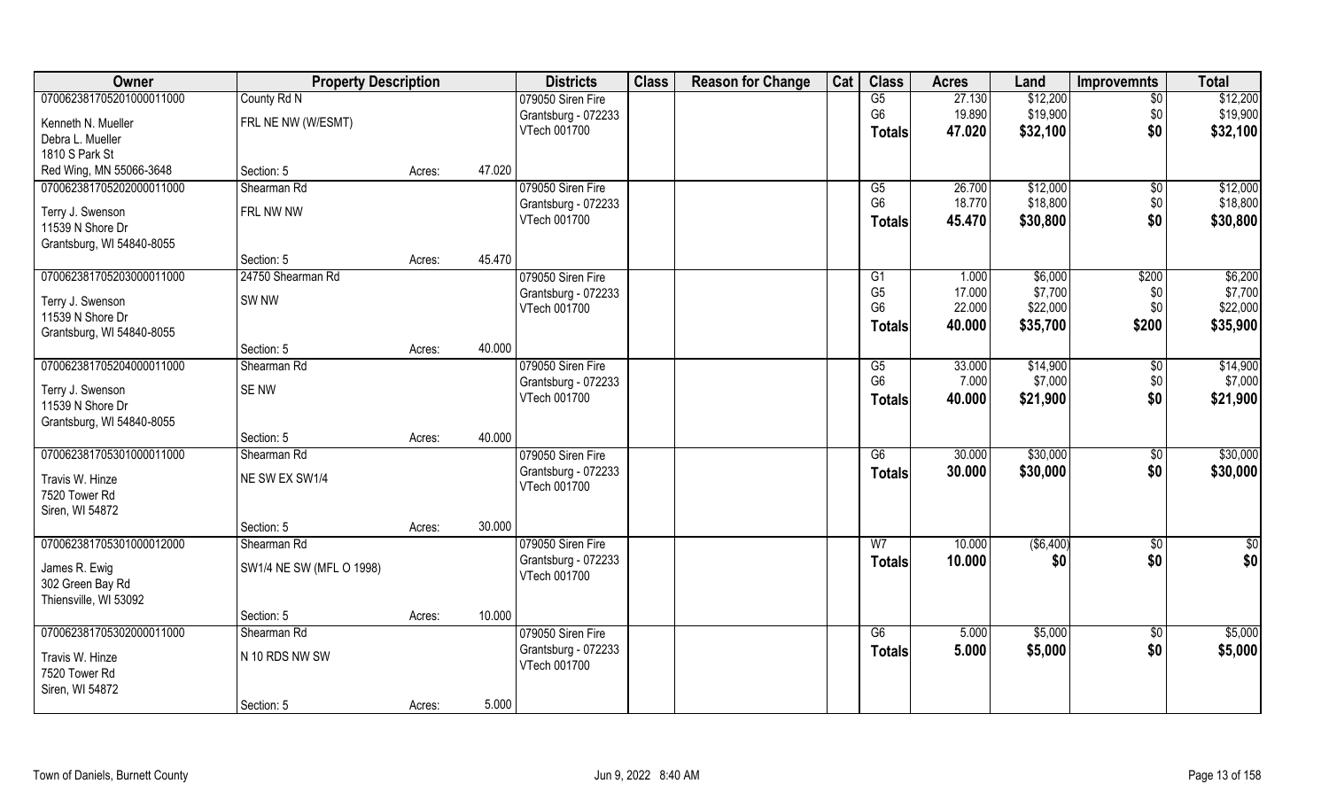| Owner | Property Description | | | Districts | Class | Reason for Change | Cat | Class | Acres | Land | Improvemnts | Total |
|---|---|---|---|---|---|---|---|---|---|---|---|---|
| 070062381705201000011000 | County Rd N | | | 079050 Siren Fire | | | | G5 | 27.130 | $12,200 | $0 | $12,200 |
| Kenneth N. Mueller | FRL NE NW (W/ESMT) | | | Grantsburg - 072233 | | | | G6 | 19.890 | $19,900 | $0 | $19,900 |
| Debra L. Mueller | | | | VTech 001700 | | | | **Totals** | **47.020** | **$32,100** | **$0** | **$32,100** |
| 1810 S Park St | | | | | | | | | | | | |
| Red Wing, MN 55066-3648 | Section: 5 | Acres: | 47.020 | | | | | | | | | |
| 070062381705202000011000 | Shearman Rd | | | 079050 Siren Fire | | | | G5 | 26.700 | $12,000 | $0 | $12,000 |
| Terry J. Swenson | FRL NW NW | | | Grantsburg - 072233 | | | | G6 | 18.770 | $18,800 | $0 | $18,800 |
| 11539 N Shore Dr | | | | VTech 001700 | | | | **Totals** | **45.470** | **$30,800** | **$0** | **$30,800** |
| Grantsburg, WI 54840-8055 | | | | | | | | | | | | |
| | Section: 5 | Acres: | 45.470 | | | | | | | | | |
| 070062381705203000011000 | 24750 Shearman Rd | | | 079050 Siren Fire | | | | G1 | 1.000 | $6,000 | $200 | $6,200 |
| Terry J. Swenson | SW NW | | | Grantsburg - 072233 | | | | G5 | 17.000 | $7,700 | $0 | $7,700 |
| 11539 N Shore Dr | | | | VTech 001700 | | | | G6 | 22.000 | $22,000 | $0 | $22,000 |
| Grantsburg, WI 54840-8055 | | | | | | | | **Totals** | **40.000** | **$35,700** | **$200** | **$35,900** |
| | Section: 5 | Acres: | 40.000 | | | | | | | | | |
| 070062381705204000011000 | Shearman Rd | | | 079050 Siren Fire | | | | G5 | 33.000 | $14,900 | $0 | $14,900 |
| Terry J. Swenson | SE NW | | | Grantsburg - 072233 | | | | G6 | 7.000 | $7,000 | $0 | $7,000 |
| 11539 N Shore Dr | | | | VTech 001700 | | | | **Totals** | **40.000** | **$21,900** | **$0** | **$21,900** |
| Grantsburg, WI 54840-8055 | | | | | | | | | | | | |
| | Section: 5 | Acres: | 40.000 | | | | | | | | | |
| 070062381705301000011000 | Shearman Rd | | | 079050 Siren Fire | | | | G6 | 30.000 | $30,000 | $0 | $30,000 |
| Travis W. Hinze | NE SW EX SW1/4 | | | Grantsburg - 072233 | | | | **Totals** | **30.000** | **$30,000** | **$0** | **$30,000** |
| 7520 Tower Rd | | | | VTech 001700 | | | | | | | | |
| Siren, WI 54872 | | | | | | | | | | | | |
| | Section: 5 | Acres: | 30.000 | | | | | | | | | |
| 070062381705301000012000 | Shearman Rd | | | 079050 Siren Fire | | | | W7 | 10.000 | ($6,400) | $0 | $0 |
| James R. Ewig | SW1/4 NE SW (MFL O 1998) | | | Grantsburg - 072233 | | | | **Totals** | **10.000** | **$0** | **$0** | **$0** |
| 302 Green Bay Rd | | | | VTech 001700 | | | | | | | | |
| Thiensville, WI 53092 | | | | | | | | | | | | |
| | Section: 5 | Acres: | 10.000 | | | | | | | | | |
| 070062381705302000011000 | Shearman Rd | | | 079050 Siren Fire | | | | G6 | 5.000 | $5,000 | $0 | $5,000 |
| Travis W. Hinze | N 10 RDS NW SW | | | Grantsburg - 072233 | | | | **Totals** | **5.000** | **$5,000** | **$0** | **$5,000** |
| 7520 Tower Rd | | | | VTech 001700 | | | | | | | | |
| Siren, WI 54872 | | | | | | | | | | | | |
| | Section: 5 | Acres: | 5.000 | | | | | | | | | |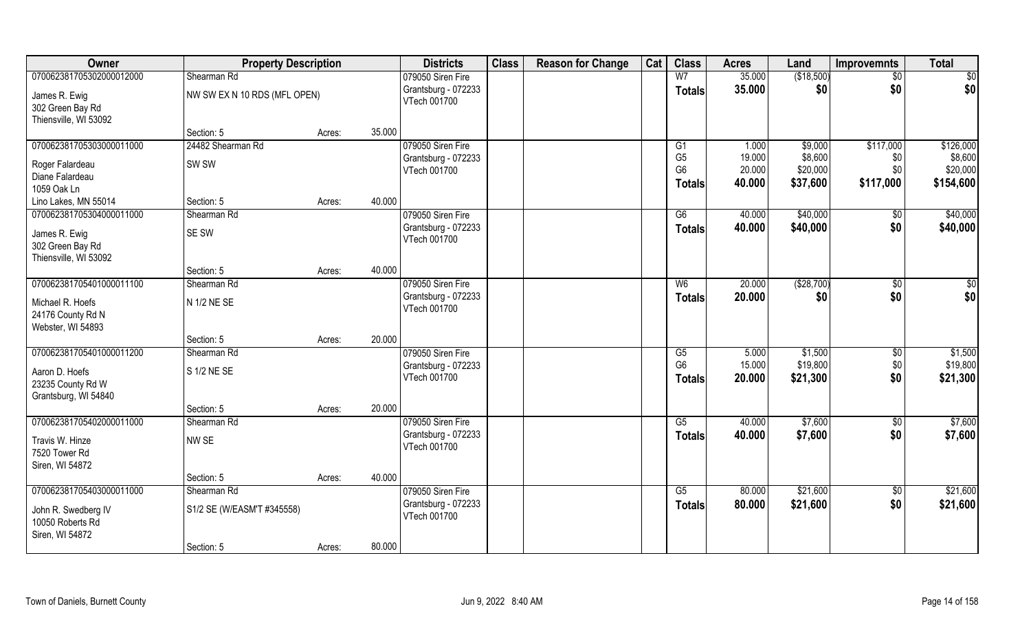| Owner | Property Description | | | Districts | Class | Reason for Change | Cat | Class | Acres | Land | Improvemnts | Total |
|---|---|---|---|---|---|---|---|---|---|---|---|---|
| 070062381705302000012000 | Shearman Rd | | | 079050 Siren Fire | | | | W7 | 35.000 | ($18,500) | $0 | $0 |
| James R. Ewig | NW SW EX N 10 RDS (MFL OPEN) | | | Grantsburg - 072233 | | | | **Totals** | **35.000** | **$0** | **$0** | **$0** |
| 302 Green Bay Rd | | | | VTech 001700 | | | | | | | | |
| Thiensville, WI 53092 | | | | | | | | | | | | |
| | Section: 5 | Acres: | 35.000 | | | | | | | | | |
| 070062381705303000011000 | 24482 Shearman Rd | | | 079050 Siren Fire | | | | G1 | 1.000 | $9,000 | $117,000 | $126,000 |
| Roger Falardeau | SW SW | | | Grantsburg - 072233 | | | | G5 | 19.000 | $8,600 | $0 | $8,600 |
| Diane Falardeau | | | | VTech 001700 | | | | G6 | 20.000 | $20,000 | $0 | $20,000 |
| 1059 Oak Ln | | | | | | | | **Totals** | **40.000** | **$37,600** | **$117,000** | **$154,600** |
| Lino Lakes, MN 55014 | Section: 5 | Acres: | 40.000 | | | | | | | | | |
| 070062381705304000011000 | Shearman Rd | | | 079050 Siren Fire | | | | G6 | 40.000 | $40,000 | $0 | $40,000 |
| James R. Ewig | SE SW | | | Grantsburg - 072233 | | | | **Totals** | **40.000** | **$40,000** | **$0** | **$40,000** |
| 302 Green Bay Rd | | | | VTech 001700 | | | | | | | | |
| Thiensville, WI 53092 | | | | | | | | | | | | |
| | Section: 5 | Acres: | 40.000 | | | | | | | | | |
| 070062381705401000011100 | Shearman Rd | | | 079050 Siren Fire | | | | W6 | 20.000 | ($28,700) | $0 | $0 |
| Michael R. Hoefs | N 1/2 NE SE | | | Grantsburg - 072233 | | | | **Totals** | **20.000** | **$0** | **$0** | **$0** |
| 24176 County Rd N | | | | VTech 001700 | | | | | | | | |
| Webster, WI 54893 | | | | | | | | | | | | |
| | Section: 5 | Acres: | 20.000 | | | | | | | | | |
| 070062381705401000011200 | Shearman Rd | | | 079050 Siren Fire | | | | G5 | 5.000 | $1,500 | $0 | $1,500 |
| Aaron D. Hoefs | S 1/2 NE SE | | | Grantsburg - 072233 | | | | G6 | 15.000 | $19,800 | $0 | $19,800 |
| 23235 County Rd W | | | | VTech 001700 | | | | **Totals** | **20.000** | **$21,300** | **$0** | **$21,300** |
| Grantsburg, WI 54840 | | | | | | | | | | | | |
| | Section: 5 | Acres: | 20.000 | | | | | | | | | |
| 070062381705402000011000 | Shearman Rd | | | 079050 Siren Fire | | | | G5 | 40.000 | $7,600 | $0 | $7,600 |
| Travis W. Hinze | NW SE | | | Grantsburg - 072233 | | | | **Totals** | **40.000** | **$7,600** | **$0** | **$7,600** |
| 7520 Tower Rd | | | | VTech 001700 | | | | | | | | |
| Siren, WI 54872 | | | | | | | | | | | | |
| | Section: 5 | Acres: | 40.000 | | | | | | | | | |
| 070062381705403000011000 | Shearman Rd | | | 079050 Siren Fire | | | | G5 | 80.000 | $21,600 | $0 | $21,600 |
| John R. Swedberg IV | S1/2 SE (W/EASM'T #345558) | | | Grantsburg - 072233 | | | | **Totals** | **80.000** | **$21,600** | **$0** | **$21,600** |
| 10050 Roberts Rd | | | | VTech 001700 | | | | | | | | |
| Siren, WI 54872 | | | | | | | | | | | | |
| | Section: 5 | Acres: | 80.000 | | | | | | | | | |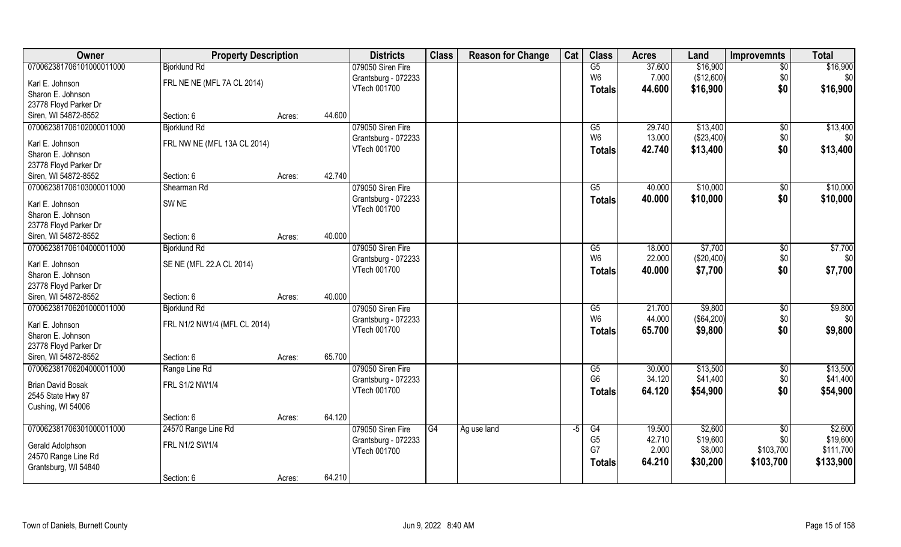| Owner | Property Description | | | Districts | Class | Reason for Change | Cat | Class | Acres | Land | Improvemnts | Total |
|---|---|---|---|---|---|---|---|---|---|---|---|---|
| 07006238170610100001100O | Bjorklund Rd | | | 079050 Siren Fire | | | | G5 | 37.600 | $16,900 | $0 | $16,900 |
| Karl E. Johnson | FRL NE NE (MFL 7A CL 2014) | | | Grantsburg - 072233 | | | | W6 | 7.000 | ($12,600) | $0 | $0 |
| Sharon E. Johnson | | | | VTech 001700 | | | | **Totals** | **44.600** | **$16,900** | **$0** | **$16,900** |
| 23778 Floyd Parker Dr | | | | | | | | | | | | |
| Siren, WI 54872-8552 | Section: 6 | Acres: | 44.600 | | | | | | | | | |
| 07006238170610200001100O | Bjorklund Rd | | | 079050 Siren Fire | | | | G5 | 29.740 | $13,400 | $0 | $13,400 |
| Karl E. Johnson | FRL NW NE (MFL 13A CL 2014) | | | Grantsburg - 072233 | | | | W6 | 13.000 | ($23,400) | $0 | $0 |
| Sharon E. Johnson | | | | VTech 001700 | | | | **Totals** | **42.740** | **$13,400** | **$0** | **$13,400** |
| 23778 Floyd Parker Dr | | | | | | | | | | | | |
| Siren, WI 54872-8552 | Section: 6 | Acres: | 42.740 | | | | | | | | | |
| 07006238170610300001100O | Shearman Rd | | | 079050 Siren Fire | | | | G5 | 40.000 | $10,000 | $0 | $10,000 |
| Karl E. Johnson | SW NE | | | Grantsburg - 072233 | | | | **Totals** | **40.000** | **$10,000** | **$0** | **$10,000** |
| Sharon E. Johnson | | | | VTech 001700 | | | | | | | | |
| 23778 Floyd Parker Dr | | | | | | | | | | | | |
| Siren, WI 54872-8552 | Section: 6 | Acres: | 40.000 | | | | | | | | | |
| 07006238170610400001100O | Bjorklund Rd | | | 079050 Siren Fire | | | | G5 | 18.000 | $7,700 | $0 | $7,700 |
| Karl E. Johnson | SE NE (MFL 22.A CL 2014) | | | Grantsburg - 072233 | | | | W6 | 22.000 | ($20,400) | $0 | $0 |
| Sharon E. Johnson | | | | VTech 001700 | | | | **Totals** | **40.000** | **$7,700** | **$0** | **$7,700** |
| 23778 Floyd Parker Dr | | | | | | | | | | | | |
| Siren, WI 54872-8552 | Section: 6 | Acres: | 40.000 | | | | | | | | | |
| 07006238170620100001100O | Bjorklund Rd | | | 079050 Siren Fire | | | | G5 | 21.700 | $9,800 | $0 | $9,800 |
| Karl E. Johnson | FRL N1/2 NW1/4 (MFL CL 2014) | | | Grantsburg - 072233 | | | | W6 | 44.000 | ($64,200) | $0 | $0 |
| Sharon E. Johnson | | | | VTech 001700 | | | | **Totals** | **65.700** | **$9,800** | **$0** | **$9,800** |
| 23778 Floyd Parker Dr | | | | | | | | | | | | |
| Siren, WI 54872-8552 | Section: 6 | Acres: | 65.700 | | | | | | | | | |
| 07006238170620400001100O | Range Line Rd | | | 079050 Siren Fire | | | | G5 | 30.000 | $13,500 | $0 | $13,500 |
| Brian David Bosak | FRL S1/2 NW1/4 | | | Grantsburg - 072233 | | | | G6 | 34.120 | $41,400 | $0 | $41,400 |
| 2545 State Hwy 87 | | | | VTech 001700 | | | | **Totals** | **64.120** | **$54,900** | **$0** | **$54,900** |
| Cushing, WI 54006 | | | | | | | | | | | | |
| | Section: 6 | Acres: | 64.120 | | | | | | | | | |
| 07006238170630100001100O | 24570 Range Line Rd | | | 079050 Siren Fire | G4 | Ag use land | -5 | G4 | 19.500 | $2,600 | $0 | $2,600 |
| Gerald Adolphson | FRL N1/2 SW1/4 | | | Grantsburg - 072233 | | | | G5 | 42.710 | $19,600 | $0 | $19,600 |
| 24570 Range Line Rd | | | | VTech 001700 | | | | G7 | 2.000 | $8,000 | $103,700 | $111,700 |
| Grantsburg, WI 54840 | | | | | | | | **Totals** | **64.210** | **$30,200** | **$103,700** | **$133,900** |
| | Section: 6 | Acres: | 64.210 | | | | | | | | | |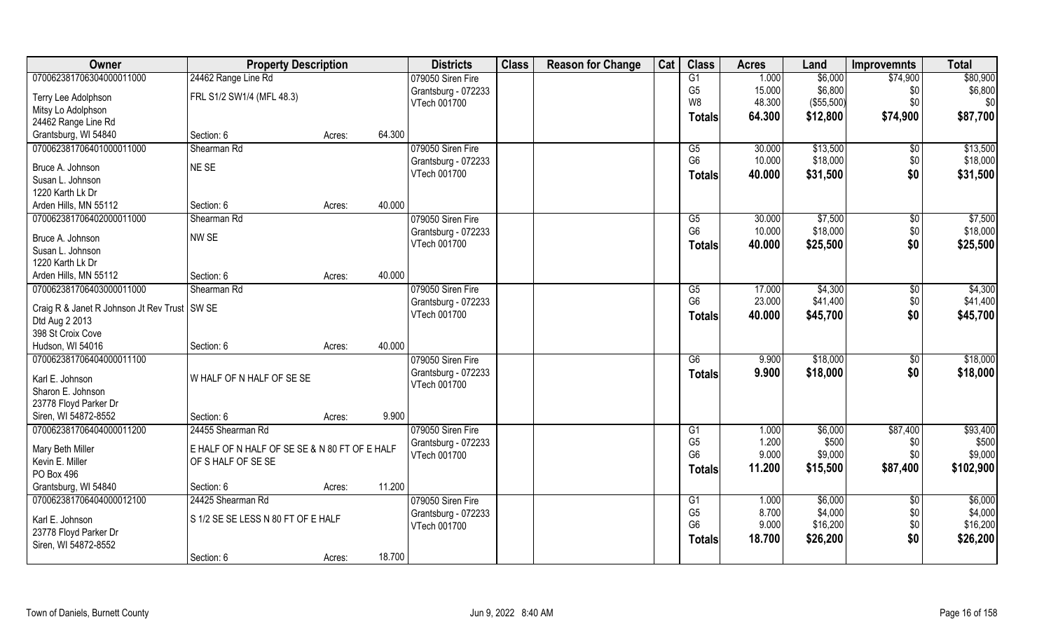| Owner | Property Description | | | Districts | Class | Reason for Change | Cat | Class | Acres | Land | Improvemnts | Total |
|---|---|---|---|---|---|---|---|---|---|---|---|---|
| 070062381706304000011000 | 24462 Range Line Rd | | | 079050 Siren Fire | | | | G1 | 1.000 | $6,000 | $74,900 | $80,900 |
| Terry Lee Adolphson | FRL S1/2 SW1/4 (MFL 48.3) | | | Grantsburg - 072233 | | | | G5 | 15.000 | $6,800 | $0 | $6,800 |
| Mitsy Lo Adolphson | | | | VTech 001700 | | | | W8 | 48.300 | ($55,500) | $0 | $0 |
| 24462 Range Line Rd | | | | | | | | **Totals** | **64.300** | **$12,800** | **$74,900** | **$87,700** |
| Grantsburg, WI 54840 | Section: 6 | Acres: | 64.300 | | | | | | | | | |
| 070062381706401000011000 | Shearman Rd | | | 079050 Siren Fire | | | | G5 | 30.000 | $13,500 | $0 | $13,500 |
| Bruce A. Johnson | NE SE | | | Grantsburg - 072233 | | | | G6 | 10.000 | $18,000 | $0 | $18,000 |
| Susan L. Johnson | | | | VTech 001700 | | | | **Totals** | **40.000** | **$31,500** | **$0** | **$31,500** |
| 1220 Karth Lk Dr | | | | | | | | | | | | |
| Arden Hills, MN 55112 | Section: 6 | Acres: | 40.000 | | | | | | | | | |
| 070062381706402000011000 | Shearman Rd | | | 079050 Siren Fire | | | | G5 | 30.000 | $7,500 | $0 | $7,500 |
| Bruce A. Johnson | NW SE | | | Grantsburg - 072233 | | | | G6 | 10.000 | $18,000 | $0 | $18,000 |
| Susan L. Johnson | | | | VTech 001700 | | | | **Totals** | **40.000** | **$25,500** | **$0** | **$25,500** |
| 1220 Karth Lk Dr | | | | | | | | | | | | |
| Arden Hills, MN 55112 | Section: 6 | Acres: | 40.000 | | | | | | | | | |
| 070062381706403000011000 | Shearman Rd | | | 079050 Siren Fire | | | | G5 | 17.000 | $4,300 | $0 | $4,300 |
| Craig R & Janet R Johnson Jt Rev Trust | SW SE | | | Grantsburg - 072233 | | | | G6 | 23.000 | $41,400 | $0 | $41,400 |
| Dtd Aug 2 2013 | | | | VTech 001700 | | | | **Totals** | **40.000** | **$45,700** | **$0** | **$45,700** |
| 398 St Croix Cove | | | | | | | | | | | | |
| Hudson, WI 54016 | Section: 6 | Acres: | 40.000 | | | | | | | | | |
| 070062381706404000011100 | | | | 079050 Siren Fire | | | | G6 | 9.900 | $18,000 | $0 | $18,000 |
| Karl E. Johnson | W HALF OF N HALF OF SE SE | | | Grantsburg - 072233 | | | | **Totals** | **9.900** | **$18,000** | **$0** | **$18,000** |
| Sharon E. Johnson | | | | VTech 001700 | | | | | | | | |
| 23778 Floyd Parker Dr | | | | | | | | | | | | |
| Siren, WI 54872-8552 | Section: 6 | Acres: | 9.900 | | | | | | | | | |
| 070062381706404000011200 | 24455 Shearman Rd | | | 079050 Siren Fire | | | | G1 | 1.000 | $6,000 | $87,400 | $93,400 |
| Mary Beth Miller | E HALF OF N HALF OF SE SE & N 80 FT OF E HALF | | | Grantsburg - 072233 | | | | G5 | 1.200 | $500 | $0 | $500 |
| Kevin E. Miller | OF S HALF OF SE SE | | | VTech 001700 | | | | G6 | 9.000 | $9,000 | $0 | $9,000 |
| PO Box 496 | | | | | | | | **Totals** | **11.200** | **$15,500** | **$87,400** | **$102,900** |
| Grantsburg, WI 54840 | Section: 6 | Acres: | 11.200 | | | | | | | | | |
| 070062381706404000012100 | 24425 Shearman Rd | | | 079050 Siren Fire | | | | G1 | 1.000 | $6,000 | $0 | $6,000 |
| Karl E. Johnson | S 1/2 SE SE LESS N 80 FT OF E HALF | | | Grantsburg - 072233 | | | | G5 | 8.700 | $4,000 | $0 | $4,000 |
| 23778 Floyd Parker Dr | | | | VTech 001700 | | | | G6 | 9.000 | $16,200 | $0 | $16,200 |
| Siren, WI 54872-8552 | | | | | | | | **Totals** | **18.700** | **$26,200** | **$0** | **$26,200** |
| | Section: 6 | Acres: | 18.700 | | | | | | | | | |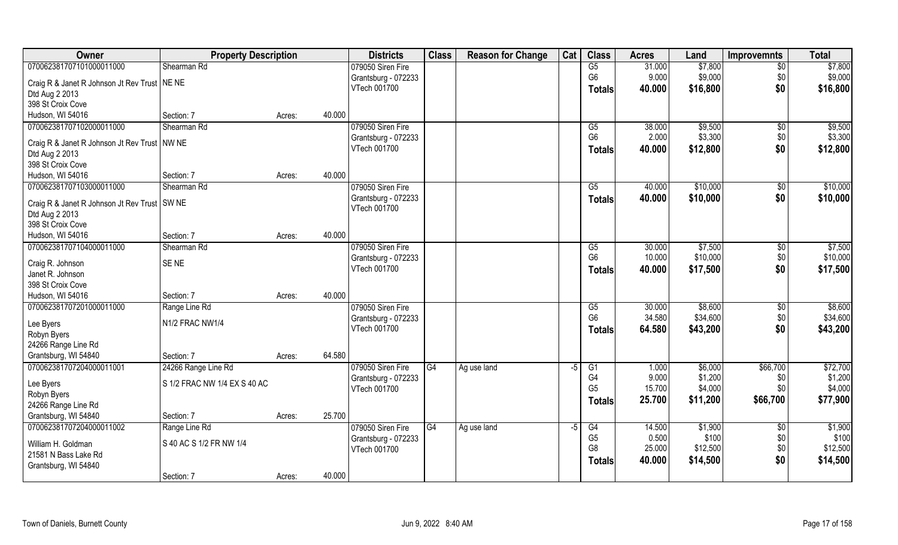| Owner | Property Description | | | Districts | Class | Reason for Change | Cat | Class | Acres | Land | Improvemnts | Total |
|---|---|---|---|---|---|---|---|---|---|---|---|---|
| 070062381707101000011000 | Shearman Rd | | | 079050 Siren Fire | | | | G5 | 31.000 | $7,800 | $0 | $7,800 |
| Craig R & Janet R Johnson Jt Rev Trust | NE NE | | | Grantsburg - 072233 | | | | G6 | 9.000 | $9,000 | $0 | $9,000 |
| Dtd Aug 2 2013 | | | | VTech 001700 | | | | **Totals** | **40.000** | **$16,800** | **$0** | **$16,800** |
| 398 St Croix Cove | | | | | | | | | | | | |
| Hudson, WI 54016 | Section: 7 | Acres: | 40.000 | | | | | | | | | |
| 070062381707102000011000 | Shearman Rd | | | 079050 Siren Fire | | | | G5 | 38.000 | $9,500 | $0 | $9,500 |
| Craig R & Janet R Johnson Jt Rev Trust | NW NE | | | Grantsburg - 072233 | | | | G6 | 2.000 | $3,300 | $0 | $3,300 |
| Dtd Aug 2 2013 | | | | VTech 001700 | | | | **Totals** | **40.000** | **$12,800** | **$0** | **$12,800** |
| 398 St Croix Cove | | | | | | | | | | | | |
| Hudson, WI 54016 | Section: 7 | Acres: | 40.000 | | | | | | | | | |
| 070062381707103000011000 | Shearman Rd | | | 079050 Siren Fire | | | | G5 | 40.000 | $10,000 | $0 | $10,000 |
| Craig R & Janet R Johnson Jt Rev Trust | SW NE | | | Grantsburg - 072233 | | | | **Totals** | **40.000** | **$10,000** | **$0** | **$10,000** |
| Dtd Aug 2 2013 | | | | VTech 001700 | | | | | | | | |
| 398 St Croix Cove | | | | | | | | | | | | |
| Hudson, WI 54016 | Section: 7 | Acres: | 40.000 | | | | | | | | | |
| 070062381707104000011000 | Shearman Rd | | | 079050 Siren Fire | | | | G5 | 30.000 | $7,500 | $0 | $7,500 |
| Craig R. Johnson | SE NE | | | Grantsburg - 072233 | | | | G6 | 10.000 | $10,000 | $0 | $10,000 |
| Janet R. Johnson | | | | VTech 001700 | | | | **Totals** | **40.000** | **$17,500** | **$0** | **$17,500** |
| 398 St Croix Cove | | | | | | | | | | | | |
| Hudson, WI 54016 | Section: 7 | Acres: | 40.000 | | | | | | | | | |
| 070062381707201000011000 | Range Line Rd | | | 079050 Siren Fire | | | | G5 | 30.000 | $8,600 | $0 | $8,600 |
| Lee Byers | N1/2 FRAC NW1/4 | | | Grantsburg - 072233 | | | | G6 | 34.580 | $34,600 | $0 | $34,600 |
| Robyn Byers | | | | VTech 001700 | | | | **Totals** | **64.580** | **$43,200** | **$0** | **$43,200** |
| 24266 Range Line Rd | | | | | | | | | | | | |
| Grantsburg, WI 54840 | Section: 7 | Acres: | 64.580 | | | | | | | | | |
| 070062381707204000011001 | 24266 Range Line Rd | | | 079050 Siren Fire | G4 | Ag use land | -5 | G1 | 1.000 | $6,000 | $66,700 | $72,700 |
| Lee Byers | S 1/2 FRAC NW 1/4 EX S 40 AC | | | Grantsburg - 072233 | | | | G4 | 9.000 | $1,200 | $0 | $1,200 |
| Robyn Byers | | | | VTech 001700 | | | | G5 | 15.700 | $4,000 | $0 | $4,000 |
| 24266 Range Line Rd | | | | | | | | **Totals** | **25.700** | **$11,200** | **$66,700** | **$77,900** |
| Grantsburg, WI 54840 | Section: 7 | Acres: | 25.700 | | | | | | | | | |
| 070062381707204000011002 | Range Line Rd | | | 079050 Siren Fire | G4 | Ag use land | -5 | G4 | 14.500 | $1,900 | $0 | $1,900 |
| William H. Goldman | S 40 AC S 1/2 FR NW 1/4 | | | Grantsburg - 072233 | | | | G5 | 0.500 | $100 | $0 | $100 |
| 21581 N Bass Lake Rd | | | | VTech 001700 | | | | G8 | 25.000 | $12,500 | $0 | $12,500 |
| Grantsburg, WI 54840 | | | | | | | | **Totals** | **40.000** | **$14,500** | **$0** | **$14,500** |
| | Section: 7 | Acres: | 40.000 | | | | | | | | | |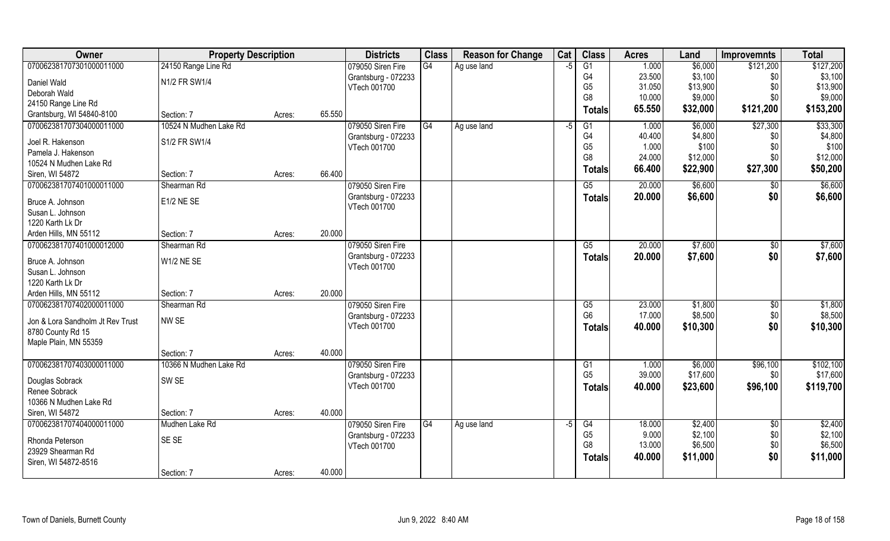| Owner | Property Description | | | Districts | Class | Reason for Change | Cat | Class | Acres | Land | Improvemnts | Total |
|---|---|---|---|---|---|---|---|---|---|---|---|---|
| 070062381707301000011000 | 24150 Range Line Rd | | | 079050 Siren Fire | G4 | Ag use land | -5 | G1 | 1.000 | $6,000 | $121,200 | $127,200 |
| Daniel Wald | N1/2 FR SW1/4 | | | Grantsburg - 072233 | | | | G4 | 23.500 | $3,100 | $0 | $3,100 |
| Deborah Wald | | | | VTech 001700 | | | | G5 | 31.050 | $13,900 | $0 | $13,900 |
| 24150 Range Line Rd | | | | | | | | G8 | 10.000 | $9,000 | $0 | $9,000 |
| Grantsburg, WI 54840-8100 | Section: 7 | Acres: | 65.550 | | | | | **Totals** | **65.550** | **$32,000** | **$121,200** | **$153,200** |
| 070062381707304000011000 | 10524 N Mudhen Lake Rd | | | 079050 Siren Fire | G4 | Ag use land | -5 | G1 | 1.000 | $6,000 | $27,300 | $33,300 |
| Joel R. Hakenson | S1/2 FR SW1/4 | | | Grantsburg - 072233 | | | | G4 | 40.400 | $4,800 | $0 | $4,800 |
| Pamela J. Hakenson | | | | VTech 001700 | | | | G5 | 1.000 | $100 | $0 | $100 |
| 10524 N Mudhen Lake Rd | | | | | | | | G8 | 24.000 | $12,000 | $0 | $12,000 |
| Siren, WI 54872 | Section: 7 | Acres: | 66.400 | | | | | **Totals** | **66.400** | **$22,900** | **$27,300** | **$50,200** |
| 070062381707401000011000 | Shearman Rd | | | 079050 Siren Fire | | | | G5 | 20.000 | $6,600 | $0 | $6,600 |
| Bruce A. Johnson | E1/2 NE SE | | | Grantsburg - 072233 | | | | **Totals** | **20.000** | **$6,600** | **$0** | **$6,600** |
| Susan L. Johnson | | | | VTech 001700 | | | | | | | | |
| 1220 Karth Lk Dr | | | | | | | | | | | | |
| Arden Hills, MN 55112 | Section: 7 | Acres: | 20.000 | | | | | | | | | |
| 070062381707401000012000 | Shearman Rd | | | 079050 Siren Fire | | | | G5 | 20.000 | $7,600 | $0 | $7,600 |
| Bruce A. Johnson | W1/2 NE SE | | | Grantsburg - 072233 | | | | **Totals** | **20.000** | **$7,600** | **$0** | **$7,600** |
| Susan L. Johnson | | | | VTech 001700 | | | | | | | | |
| 1220 Karth Lk Dr | | | | | | | | | | | | |
| Arden Hills, MN 55112 | Section: 7 | Acres: | 20.000 | | | | | | | | | |
| 070062381707402000011000 | Shearman Rd | | | 079050 Siren Fire | | | | G5 | 23.000 | $1,800 | $0 | $1,800 |
| Jon & Lora Sandholm Jt Rev Trust | NW SE | | | Grantsburg - 072233 | | | | G6 | 17.000 | $8,500 | $0 | $8,500 |
| 8780 County Rd 15 | | | | VTech 001700 | | | | **Totals** | **40.000** | **$10,300** | **$0** | **$10,300** |
| Maple Plain, MN 55359 | | | | | | | | | | | | |
| | Section: 7 | Acres: | 40.000 | | | | | | | | | |
| 070062381707403000011000 | 10366 N Mudhen Lake Rd | | | 079050 Siren Fire | | | | G1 | 1.000 | $6,000 | $96,100 | $102,100 |
| Douglas Sobrack | SW SE | | | Grantsburg - 072233 | | | | G5 | 39.000 | $17,600 | $0 | $17,600 |
| Renee Sobrack | | | | VTech 001700 | | | | **Totals** | **40.000** | **$23,600** | **$96,100** | **$119,700** |
| 10366 N Mudhen Lake Rd | | | | | | | | | | | | |
| Siren, WI 54872 | Section: 7 | Acres: | 40.000 | | | | | | | | | |
| 070062381707404000011000 | Mudhen Lake Rd | | | 079050 Siren Fire | G4 | Ag use land | -5 | G4 | 18.000 | $2,400 | $0 | $2,400 |
| Rhonda Peterson | SE SE | | | Grantsburg - 072233 | | | | G5 | 9.000 | $2,100 | $0 | $2,100 |
| 23929 Shearman Rd | | | | VTech 001700 | | | | G8 | 13.000 | $6,500 | $0 | $6,500 |
| Siren, WI 54872-8516 | | | | | | | | **Totals** | **40.000** | **$11,000** | **$0** | **$11,000** |
| | Section: 7 | Acres: | 40.000 | | | | | | | | | |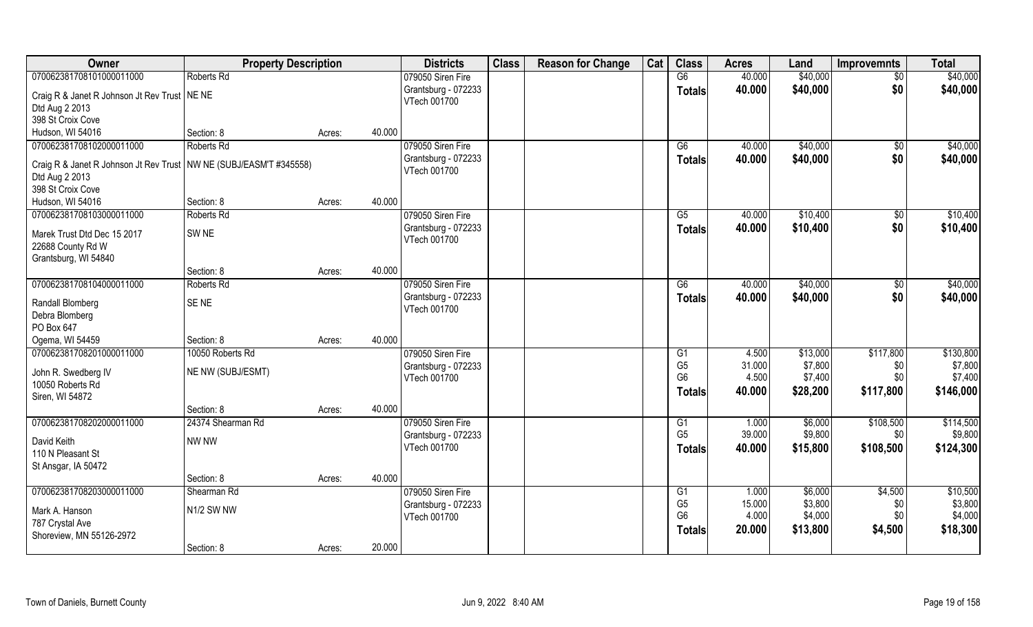| Owner | Property Description | | | Districts | Class | Reason for Change | Cat | Class | Acres | Land | Improvemnts | Total |
|---|---|---|---|---|---|---|---|---|---|---|---|---|
| 070062381708101000011000 | Roberts Rd | | | 079050 Siren Fire | | | | G6 | 40.000 | $40,000 | $0 | $40,000 |
| Craig R & Janet R Johnson Jt Rev Trust Dtd Aug 2 2013 398 St Croix Cove Hudson, WI 54016 | NE NE | | | Grantsburg - 072233 VTech 001700 | | | | Totals | 40.000 | $40,000 | $0 | $40,000 |
| | Section: 8 | Acres: | 40.000 | | | | | | | | | |
| 070062381708102000011000 | Roberts Rd | | | 079050 Siren Fire | | | | G6 | 40.000 | $40,000 | $0 | $40,000 |
| Craig R & Janet R Johnson Jt Rev Trust Dtd Aug 2 2013 398 St Croix Cove Hudson, WI 54016 | NW NE (SUBJ/EASM'T #345558) | | | Grantsburg - 072233 VTech 001700 | | | | Totals | 40.000 | $40,000 | $0 | $40,000 |
| | Section: 8 | Acres: | 40.000 | | | | | | | | | |
| 070062381708103000011000 | Roberts Rd | | | 079050 Siren Fire | | | | G5 | 40.000 | $10,400 | $0 | $10,400 |
| Marek Trust Dtd Dec 15 2017 22688 County Rd W Grantsburg, WI 54840 | SW NE | | | Grantsburg - 072233 VTech 001700 | | | | Totals | 40.000 | $10,400 | $0 | $10,400 |
| | Section: 8 | Acres: | 40.000 | | | | | | | | | |
| 070062381708104000011000 | Roberts Rd | | | 079050 Siren Fire | | | | G6 | 40.000 | $40,000 | $0 | $40,000 |
| Randall Blomberg Debra Blomberg PO Box 647 Ogema, WI 54459 | SE NE | | | Grantsburg - 072233 VTech 001700 | | | | Totals | 40.000 | $40,000 | $0 | $40,000 |
| | Section: 8 | Acres: | 40.000 | | | | | | | | | |
| 070062381708201000011000 | 10050 Roberts Rd | | | 079050 Siren Fire | | | | G1 | 4.500 | $13,000 | $117,800 | $130,800 |
| John R. Swedberg IV 10050 Roberts Rd Siren, WI 54872 | NE NW (SUBJ/ESMT) | | | Grantsburg - 072233 VTech 001700 | | | | G5 | 31.000 | $7,800 | $0 | $7,800 |
| | | | | | | | | G6 | 4.500 | $7,400 | $0 | $7,400 |
| | | | | | | | | Totals | 40.000 | $28,200 | $117,800 | $146,000 |
| | Section: 8 | Acres: | 40.000 | | | | | | | | | |
| 070062381708202000011000 | 24374 Shearman Rd | | | 079050 Siren Fire | | | | G1 | 1.000 | $6,000 | $108,500 | $114,500 |
| David Keith 110 N Pleasant St St Ansgar, IA 50472 | NW NW | | | Grantsburg - 072233 VTech 001700 | | | | G5 | 39.000 | $9,800 | $0 | $9,800 |
| | | | | | | | | Totals | 40.000 | $15,800 | $108,500 | $124,300 |
| | Section: 8 | Acres: | 40.000 | | | | | | | | | |
| 070062381708203000011000 | Shearman Rd | | | 079050 Siren Fire | | | | G1 | 1.000 | $6,000 | $4,500 | $10,500 |
| Mark A. Hanson 787 Crystal Ave Shoreview, MN 55126-2972 | N1/2 SW NW | | | Grantsburg - 072233 VTech 001700 | | | | G5 | 15.000 | $3,800 | $0 | $3,800 |
| | | | | | | | | G6 | 4.000 | $4,000 | $0 | $4,000 |
| | | | | | | | | Totals | 20.000 | $13,800 | $4,500 | $18,300 |
| | Section: 8 | Acres: | 20.000 | | | | | | | | | |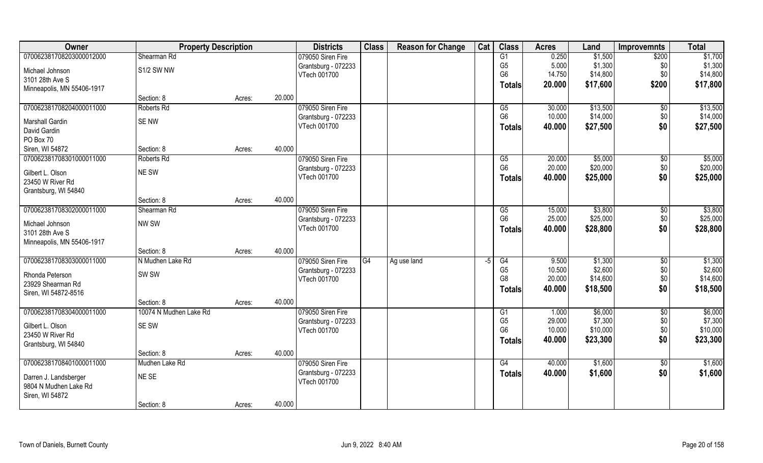| Owner | Property Description | | | Districts | Class | Reason for Change | Cat | Class | Acres | Land | Improvemnts | Total |
|---|---|---|---|---|---|---|---|---|---|---|---|---|
| 070062381708203000012000 | Shearman Rd | | | 079050 Siren Fire | | | | G1 | 0.250 | $1,500 | $200 | $1,700 |
| Michael Johnson | S1/2 SW NW | | | Grantsburg - 072233 | | | | G5 | 5.000 | $1,300 | $0 | $1,300 |
| 3101 28th Ave S | | | | VTech 001700 | | | | G6 | 14.750 | $14,800 | $0 | $14,800 |
| Minneapolis, MN 55406-1917 | | | | | | | | **Totals** | **20.000** | **$17,600** | **$200** | **$17,800** |
| | Section: 8 | Acres: | 20.000 | | | | | | | | | |
| 070062381708204000011000 | Roberts Rd | | | 079050 Siren Fire | | | | G5 | 30.000 | $13,500 | $0 | $13,500 |
| Marshall Gardin | SE NW | | | Grantsburg - 072233 | | | | G6 | 10.000 | $14,000 | $0 | $14,000 |
| David Gardin | | | | VTech 001700 | | | | **Totals** | **40.000** | **$27,500** | **$0** | **$27,500** |
| PO Box 70 | | | | | | | | | | | | |
| Siren, WI 54872 | Section: 8 | Acres: | 40.000 | | | | | | | | | |
| 070062381708301000011000 | Roberts Rd | | | 079050 Siren Fire | | | | G5 | 20.000 | $5,000 | $0 | $5,000 |
| Gilbert L. Olson | NE SW | | | Grantsburg - 072233 | | | | G6 | 20.000 | $20,000 | $0 | $20,000 |
| 23450 W River Rd | | | | VTech 001700 | | | | **Totals** | **40.000** | **$25,000** | **$0** | **$25,000** |
| Grantsburg, WI 54840 | | | | | | | | | | | | |
| | Section: 8 | Acres: | 40.000 | | | | | | | | | |
| 070062381708302000011000 | Shearman Rd | | | 079050 Siren Fire | | | | G5 | 15.000 | $3,800 | $0 | $3,800 |
| Michael Johnson | NW SW | | | Grantsburg - 072233 | | | | G6 | 25.000 | $25,000 | $0 | $25,000 |
| 3101 28th Ave S | | | | VTech 001700 | | | | **Totals** | **40.000** | **$28,800** | **$0** | **$28,800** |
| Minneapolis, MN 55406-1917 | | | | | | | | | | | | |
| | Section: 8 | Acres: | 40.000 | | | | | | | | | |
| 070062381708303000011000 | N Mudhen Lake Rd | | | 079050 Siren Fire | G4 | Ag use land | -5 | G4 | 9.500 | $1,300 | $0 | $1,300 |
| Rhonda Peterson | SW SW | | | Grantsburg - 072233 | | | | G5 | 10.500 | $2,600 | $0 | $2,600 |
| 23929 Shearman Rd | | | | VTech 001700 | | | | G8 | 20.000 | $14,600 | $0 | $14,600 |
| Siren, WI 54872-8516 | | | | | | | | **Totals** | **40.000** | **$18,500** | **$0** | **$18,500** |
| | Section: 8 | Acres: | 40.000 | | | | | | | | | |
| 070062381708304000011000 | 10074 N Mudhen Lake Rd | | | 079050 Siren Fire | | | | G1 | 1.000 | $6,000 | $0 | $6,000 |
| Gilbert L. Olson | SE SW | | | Grantsburg - 072233 | | | | G5 | 29.000 | $7,300 | $0 | $7,300 |
| 23450 W River Rd | | | | VTech 001700 | | | | G6 | 10.000 | $10,000 | $0 | $10,000 |
| Grantsburg, WI 54840 | | | | | | | | **Totals** | **40.000** | **$23,300** | **$0** | **$23,300** |
| | Section: 8 | Acres: | 40.000 | | | | | | | | | |
| 070062381708401000011000 | Mudhen Lake Rd | | | 079050 Siren Fire | | | | G4 | 40.000 | $1,600 | $0 | $1,600 |
| Darren J. Landsberger | NE SE | | | Grantsburg - 072233 | | | | **Totals** | **40.000** | **$1,600** | **$0** | **$1,600** |
| 9804 N Mudhen Lake Rd | | | | VTech 001700 | | | | | | | | |
| Siren, WI 54872 | | | | | | | | | | | | |
| | Section: 8 | Acres: | 40.000 | | | | | | | | | |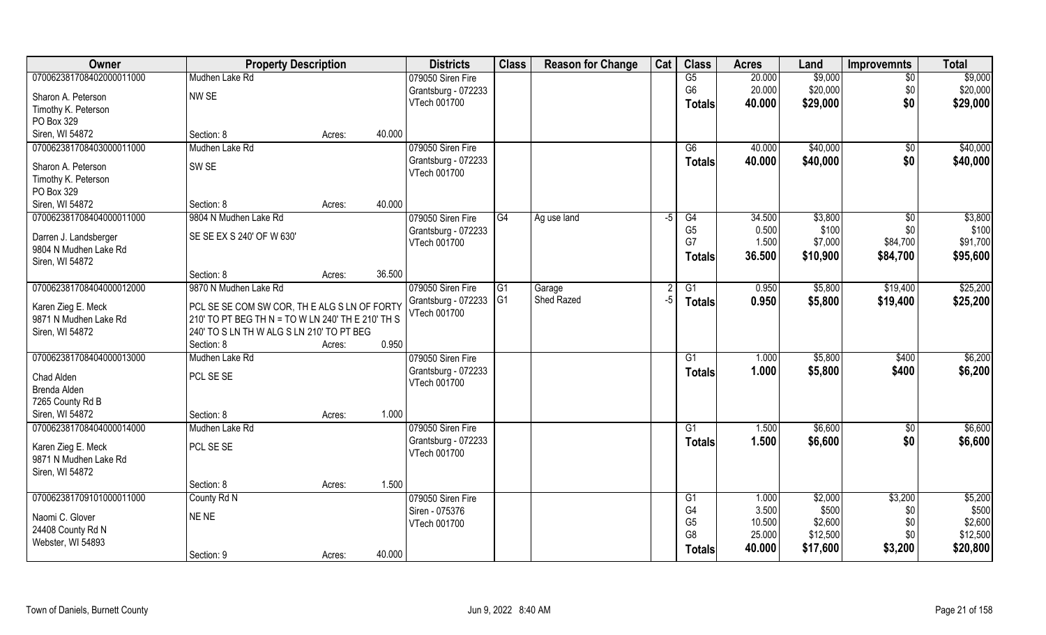| Owner | Property Description | | | Districts | Class | Reason for Change | Cat | Class | Acres | Land | Improvemnts | Total |
|---|---|---|---|---|---|---|---|---|---|---|---|---|
| 070062381708402000011000 | Mudhen Lake Rd | | | 079050 Siren Fire | | | | G5 | 20.000 | $9,000 | $0 | $9,000 |
| Sharon A. Peterson | NW SE | | | Grantsburg - 072233 | | | | G6 | 20.000 | $20,000 | $0 | $20,000 |
| Timothy K. Peterson | | | | VTech 001700 | | | | **Totals** | **40.000** | **$29,000** | **$0** | **$29,000** |
| PO Box 329 | | | | | | | | | | | | |
| Siren, WI 54872 | Section: 8 | Acres: | 40.000 | | | | | | | | | |
| 070062381708403000011000 | Mudhen Lake Rd | | | 079050 Siren Fire | | | | G6 | 40.000 | $40,000 | $0 | $40,000 |
| Sharon A. Peterson | SW SE | | | Grantsburg - 072233 | | | | **Totals** | **40.000** | **$40,000** | **$0** | **$40,000** |
| Timothy K. Peterson | | | | VTech 001700 | | | | | | | | |
| PO Box 329 | | | | | | | | | | | | |
| Siren, WI 54872 | Section: 8 | Acres: | 40.000 | | | | | | | | | |
| 070062381708404000011000 | 9804 N Mudhen Lake Rd | | | 079050 Siren Fire | G4 | Ag use land | -5 | G4 | 34.500 | $3,800 | $0 | $3,800 |
| Darren J. Landsberger | SE SE EX S 240' OF W 630' | | | Grantsburg - 072233 | | | | G5 | 0.500 | $100 | $0 | $100 |
| 9804 N Mudhen Lake Rd | | | | VTech 001700 | | | | G7 | 1.500 | $7,000 | $84,700 | $91,700 |
| Siren, WI 54872 | | | | | | | | **Totals** | **36.500** | **$10,900** | **$84,700** | **$95,600** |
| | Section: 8 | Acres: | 36.500 | | | | | | | | | |
| 070062381708404000012000 | 9870 N Mudhen Lake Rd | | | 079050 Siren Fire | G1 | Garage | 2 | G1 | 0.950 | $5,800 | $19,400 | $25,200 |
| Karen Zieg E. Meck | PCL SE SE COM SW COR, TH E ALG S LN OF FORTY 210' TO PT BEG TH N = TO W LN 240' TH E 210' TH S 240' TO S LN TH W ALG S LN 210' TO PT BEG | | | Grantsburg - 072233 | G1 | Shed Razed | -5 | **Totals** | **0.950** | **$5,800** | **$19,400** | **$25,200** |
| 9871 N Mudhen Lake Rd | | | | VTech 001700 | | | | | | | | |
| Siren, WI 54872 | | | | | | | | | | | | |
| | Section: 8 | Acres: | 0.950 | | | | | | | | | |
| 070062381708404000013000 | Mudhen Lake Rd | | | 079050 Siren Fire | | | | G1 | 1.000 | $5,800 | $400 | $6,200 |
| Chad Alden | PCL SE SE | | | Grantsburg - 072233 | | | | **Totals** | **1.000** | **$5,800** | **$400** | **$6,200** |
| Brenda Alden | | | | VTech 001700 | | | | | | | | |
| 7265 County Rd B | | | | | | | | | | | | |
| Siren, WI 54872 | Section: 8 | Acres: | 1.000 | | | | | | | | | |
| 070062381708404000014000 | Mudhen Lake Rd | | | 079050 Siren Fire | | | | G1 | 1.500 | $6,600 | $0 | $6,600 |
| Karen Zieg E. Meck | PCL SE SE | | | Grantsburg - 072233 | | | | **Totals** | **1.500** | **$6,600** | **$0** | **$6,600** |
| 9871 N Mudhen Lake Rd | | | | VTech 001700 | | | | | | | | |
| Siren, WI 54872 | | | | | | | | | | | | |
| | Section: 8 | Acres: | 1.500 | | | | | | | | | |
| 070062381709101000011000 | County Rd N | | | 079050 Siren Fire | | | | G1 | 1.000 | $2,000 | $3,200 | $5,200 |
| Naomi C. Glover | NE NE | | | Siren - 075376 | | | | G4 | 3.500 | $500 | $0 | $500 |
| 24408 County Rd N | | | | VTech 001700 | | | | G5 | 10.500 | $2,600 | $0 | $2,600 |
| Webster, WI 54893 | | | | | | | | G8 | 25.000 | $12,500 | $0 | $12,500 |
| | Section: 9 | Acres: | 40.000 | | | | | **Totals** | **40.000** | **$17,600** | **$3,200** | **$20,800** |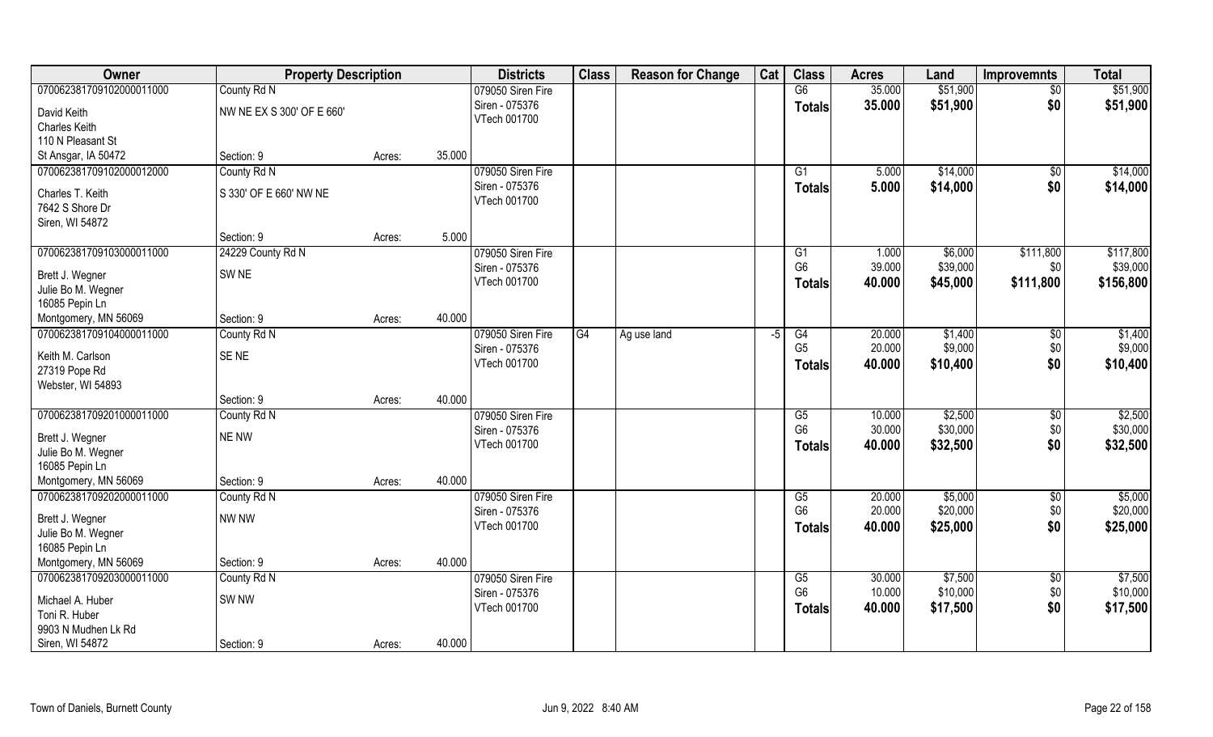| Owner | Property Description | | | Districts | Class | Reason for Change | Cat | Class | Acres | Land | Improvemnts | Total |
|---|---|---|---|---|---|---|---|---|---|---|---|---|
| 070062381709102000011000 | County Rd N | | | 079050 Siren Fire | | | | G6 | 35.000 | $51,900 | $0 | $51,900 |
| David Keith | NW NE EX S 300' OF E 660' | | | Siren - 075376 | | | | Totals | 35.000 | $51,900 | $0 | $51,900 |
| Charles Keith | | | | VTech 001700 | | | | | | | | |
| 110 N Pleasant St | | | | | | | | | | | | |
| St Ansgar, IA 50472 | Section: 9 | Acres: | 35.000 | | | | | | | | | |
| 070062381709102000012000 | County Rd N | | | 079050 Siren Fire | | | | G1 | 5.000 | $14,000 | $0 | $14,000 |
| Charles T. Keith | S 330' OF E 660' NW NE | | | Siren - 075376 | | | | Totals | 5.000 | $14,000 | $0 | $14,000 |
| 7642 S Shore Dr | | | | VTech 001700 | | | | | | | | |
| Siren, WI 54872 | | | | | | | | | | | | |
| | Section: 9 | Acres: | 5.000 | | | | | | | | | |
| 070062381709103000011000 | 24229 County Rd N | | | 079050 Siren Fire | | | | G1 | 1.000 | $6,000 | $111,800 | $117,800 |
| Brett J. Wegner | SW NE | | | Siren - 075376 | | | | G6 | 39.000 | $39,000 | $0 | $39,000 |
| Julie Bo M. Wegner | | | | VTech 001700 | | | | Totals | 40.000 | $45,000 | $111,800 | $156,800 |
| 16085 Pepin Ln | | | | | | | | | | | | |
| Montgomery, MN 56069 | Section: 9 | Acres: | 40.000 | | | | | | | | | |
| 070062381709104000011000 | County Rd N | | | 079050 Siren Fire | G4 | Ag use land | -5 | G4 | 20.000 | $1,400 | $0 | $1,400 |
| Keith M. Carlson | SE NE | | | Siren - 075376 | | | | G5 | 20.000 | $9,000 | $0 | $9,000 |
| 27319 Pope Rd | | | | VTech 001700 | | | | Totals | 40.000 | $10,400 | $0 | $10,400 |
| Webster, WI 54893 | | | | | | | | | | | | |
| | Section: 9 | Acres: | 40.000 | | | | | | | | | |
| 070062381709201000011000 | County Rd N | | | 079050 Siren Fire | | | | G5 | 10.000 | $2,500 | $0 | $2,500 |
| Brett J. Wegner | NE NW | | | Siren - 075376 | | | | G6 | 30.000 | $30,000 | $0 | $30,000 |
| Julie Bo M. Wegner | | | | VTech 001700 | | | | Totals | 40.000 | $32,500 | $0 | $32,500 |
| 16085 Pepin Ln | | | | | | | | | | | | |
| Montgomery, MN 56069 | Section: 9 | Acres: | 40.000 | | | | | | | | | |
| 070062381709202000011000 | County Rd N | | | 079050 Siren Fire | | | | G5 | 20.000 | $5,000 | $0 | $5,000 |
| Brett J. Wegner | NW NW | | | Siren - 075376 | | | | G6 | 20.000 | $20,000 | $0 | $20,000 |
| Julie Bo M. Wegner | | | | VTech 001700 | | | | Totals | 40.000 | $25,000 | $0 | $25,000 |
| 16085 Pepin Ln | | | | | | | | | | | | |
| Montgomery, MN 56069 | Section: 9 | Acres: | 40.000 | | | | | | | | | |
| 070062381709203000011000 | County Rd N | | | 079050 Siren Fire | | | | G5 | 30.000 | $7,500 | $0 | $7,500 |
| Michael A. Huber | SW NW | | | Siren - 075376 | | | | G6 | 10.000 | $10,000 | $0 | $10,000 |
| Toni R. Huber | | | | VTech 001700 | | | | Totals | 40.000 | $17,500 | $0 | $17,500 |
| 9903 N Mudhen Lk Rd | | | | | | | | | | | | |
| Siren, WI 54872 | Section: 9 | Acres: | 40.000 | | | | | | | | | |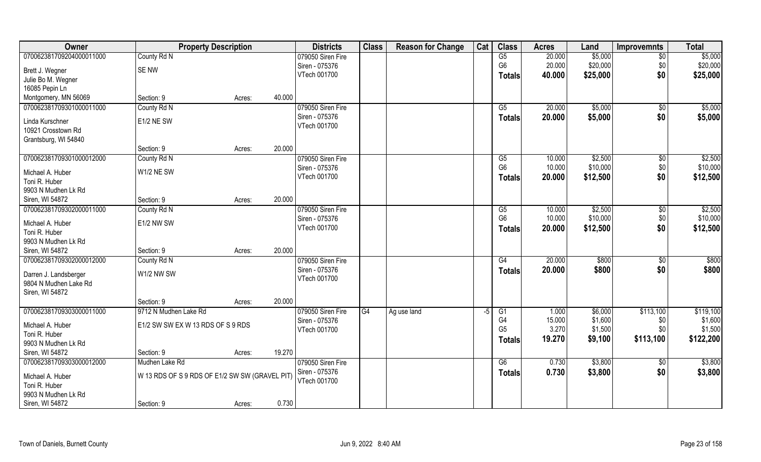| Owner | Property Description | | | Districts | Class | Reason for Change | Cat | Class | Acres | Land | Improvemnts | Total |
|---|---|---|---|---|---|---|---|---|---|---|---|---|
| 070062381709204000011000 | County Rd N | | | 079050 Siren Fire | | | | G5 | 20.000 | $5,000 | $0 | $5,000 |
| Brett J. Wegner | SE NW | | | Siren - 075376 | | | | G6 | 20.000 | $20,000 | $0 | $20,000 |
| Julie Bo M. Wegner | | | | VTech 001700 | | | | **Totals** | **40.000** | **$25,000** | **$0** | **$25,000** |
| 16085 Pepin Ln | | | | | | | | | | | | |
| Montgomery, MN 56069 | Section: 9 | Acres: | 40.000 | | | | | | | | | |
| 070062381709301000011000 | County Rd N | | | 079050 Siren Fire | | | | G5 | 20.000 | $5,000 | $0 | $5,000 |
| Linda Kurschner | E1/2 NE SW | | | Siren - 075376 | | | | **Totals** | **20.000** | **$5,000** | **$0** | **$5,000** |
| 10921 Crosstown Rd | | | | VTech 001700 | | | | | | | | |
| Grantsburg, WI 54840 | | | | | | | | | | | | |
| | Section: 9 | Acres: | 20.000 | | | | | | | | | |
| 070062381709301000012000 | County Rd N | | | 079050 Siren Fire | | | | G5 | 10.000 | $2,500 | $0 | $2,500 |
| Michael A. Huber | W1/2 NE SW | | | Siren - 075376 | | | | G6 | 10.000 | $10,000 | $0 | $10,000 |
| Toni R. Huber | | | | VTech 001700 | | | | **Totals** | **20.000** | **$12,500** | **$0** | **$12,500** |
| 9903 N Mudhen Lk Rd | | | | | | | | | | | | |
| Siren, WI 54872 | Section: 9 | Acres: | 20.000 | | | | | | | | | |
| 070062381709302000011000 | County Rd N | | | 079050 Siren Fire | | | | G5 | 10.000 | $2,500 | $0 | $2,500 |
| Michael A. Huber | E1/2 NW SW | | | Siren - 075376 | | | | G6 | 10.000 | $10,000 | $0 | $10,000 |
| Toni R. Huber | | | | VTech 001700 | | | | **Totals** | **20.000** | **$12,500** | **$0** | **$12,500** |
| 9903 N Mudhen Lk Rd | | | | | | | | | | | | |
| Siren, WI 54872 | Section: 9 | Acres: | 20.000 | | | | | | | | | |
| 070062381709302000012000 | County Rd N | | | 079050 Siren Fire | | | | G4 | 20.000 | $800 | $0 | $800 |
| Darren J. Landsberger | W1/2 NW SW | | | Siren - 075376 | | | | **Totals** | **20.000** | **$800** | **$0** | **$800** |
| 9804 N Mudhen Lake Rd | | | | VTech 001700 | | | | | | | | |
| Siren, WI 54872 | | | | | | | | | | | | |
| | Section: 9 | Acres: | 20.000 | | | | | | | | | |
| 070062381709303000011000 | 9712 N Mudhen Lake Rd | | | 079050 Siren Fire | G4 | Ag use land | -5 | G1 | 1.000 | $6,000 | $113,100 | $119,100 |
| Michael A. Huber | E1/2 SW SW EX W 13 RDS OF S 9 RDS | | | Siren - 075376 | | | | G4 | 15.000 | $1,600 | $0 | $1,600 |
| Toni R. Huber | | | | VTech 001700 | | | | G5 | 3.270 | $1,500 | $0 | $1,500 |
| 9903 N Mudhen Lk Rd | | | | | | | | **Totals** | **19.270** | **$9,100** | **$113,100** | **$122,200** |
| Siren, WI 54872 | Section: 9 | Acres: | 19.270 | | | | | | | | | |
| 070062381709303000012000 | Mudhen Lake Rd | | | 079050 Siren Fire | | | | G6 | 0.730 | $3,800 | $0 | $3,800 |
| Michael A. Huber | W 13 RDS OF S 9 RDS OF E1/2 SW SW (GRAVEL PIT) | | | Siren - 075376 | | | | **Totals** | **0.730** | **$3,800** | **$0** | **$3,800** |
| Toni R. Huber | | | | VTech 001700 | | | | | | | | |
| 9903 N Mudhen Lk Rd | | | | | | | | | | | | |
| Siren, WI 54872 | Section: 9 | Acres: | 0.730 | | | | | | | | | |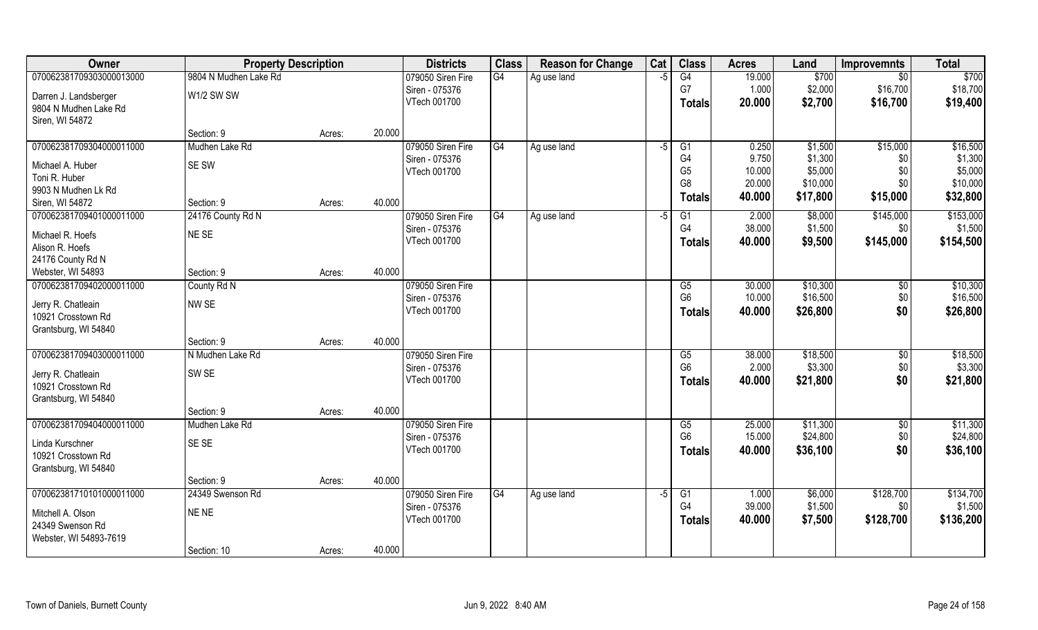| Owner | Property Description | | | Districts | Class | Reason for Change | Cat | Class | Acres | Land | Improvemnts | Total |
|---|---|---|---|---|---|---|---|---|---|---|---|---|
| 070062381709303000013000 | 9804 N Mudhen Lake Rd | | | 079050 Siren Fire | G4 | Ag use land | -5 | G4 | 19.000 | $700 | $0 | $700 |
| Darren J. Landsberger | W1/2 SW SW | | | Siren - 075376 | | | | G7 | 1.000 | $2,000 | $16,700 | $18,700 |
| 9804 N Mudhen Lake Rd | | | | VTech 001700 | | | | **Totals** | **20.000** | **$2,700** | **$16,700** | **$19,400** |
| Siren, WI 54872 | | | | | | | | | | | | |
| | Section: 9 | Acres: | 20.000 | | | | | | | | | |
| 070062381709304000011000 | Mudhen Lake Rd | | | 079050 Siren Fire | G4 | Ag use land | -5 | G1 | 0.250 | $1,500 | $15,000 | $16,500 |
| Michael A. Huber | SE SW | | | Siren - 075376 | | | | G4 | 9.750 | $1,300 | $0 | $1,300 |
| Toni R. Huber | | | | VTech 001700 | | | | G5 | 10.000 | $5,000 | $0 | $5,000 |
| 9903 N Mudhen Lk Rd | | | | | | | | G8 | 20.000 | $10,000 | $0 | $10,000 |
| Siren, WI 54872 | Section: 9 | Acres: | 40.000 | | | | | **Totals** | **40.000** | **$17,800** | **$15,000** | **$32,800** |
| 070062381709401000011000 | 24176 County Rd N | | | 079050 Siren Fire | G4 | Ag use land | -5 | G1 | 2.000 | $8,000 | $145,000 | $153,000 |
| Michael R. Hoefs | NE SE | | | Siren - 075376 | | | | G4 | 38.000 | $1,500 | $0 | $1,500 |
| Alison R. Hoefs | | | | VTech 001700 | | | | **Totals** | **40.000** | **$9,500** | **$145,000** | **$154,500** |
| 24176 County Rd N | | | | | | | | | | | | |
| Webster, WI 54893 | Section: 9 | Acres: | 40.000 | | | | | | | | | |
| 070062381709402000011000 | County Rd N | | | 079050 Siren Fire | | | | G5 | 30.000 | $10,300 | $0 | $10,300 |
| Jerry R. Chatleain | NW SE | | | Siren - 075376 | | | | G6 | 10.000 | $16,500 | $0 | $16,500 |
| 10921 Crosstown Rd | | | | VTech 001700 | | | | **Totals** | **40.000** | **$26,800** | **$0** | **$26,800** |
| Grantsburg, WI 54840 | | | | | | | | | | | | |
| | Section: 9 | Acres: | 40.000 | | | | | | | | | |
| 070062381709403000011000 | N Mudhen Lake Rd | | | 079050 Siren Fire | | | | G5 | 38.000 | $18,500 | $0 | $18,500 |
| Jerry R. Chatleain | SW SE | | | Siren - 075376 | | | | G6 | 2.000 | $3,300 | $0 | $3,300 |
| 10921 Crosstown Rd | | | | VTech 001700 | | | | **Totals** | **40.000** | **$21,800** | **$0** | **$21,800** |
| Grantsburg, WI 54840 | | | | | | | | | | | | |
| | Section: 9 | Acres: | 40.000 | | | | | | | | | |
| 070062381709404000011000 | Mudhen Lake Rd | | | 079050 Siren Fire | | | | G5 | 25.000 | $11,300 | $0 | $11,300 |
| Linda Kurschner | SE SE | | | Siren - 075376 | | | | G6 | 15.000 | $24,800 | $0 | $24,800 |
| 10921 Crosstown Rd | | | | VTech 001700 | | | | **Totals** | **40.000** | **$36,100** | **$0** | **$36,100** |
| Grantsburg, WI 54840 | | | | | | | | | | | | |
| | Section: 9 | Acres: | 40.000 | | | | | | | | | |
| 070062381710101000011000 | 24349 Swenson Rd | | | 079050 Siren Fire | G4 | Ag use land | -5 | G1 | 1.000 | $6,000 | $128,700 | $134,700 |
| Mitchell A. Olson | NE NE | | | Siren - 075376 | | | | G4 | 39.000 | $1,500 | $0 | $1,500 |
| 24349 Swenson Rd | | | | VTech 001700 | | | | **Totals** | **40.000** | **$7,500** | **$128,700** | **$136,200** |
| Webster, WI 54893-7619 | | | | | | | | | | | | |
| | Section: 10 | Acres: | 40.000 | | | | | | | | | |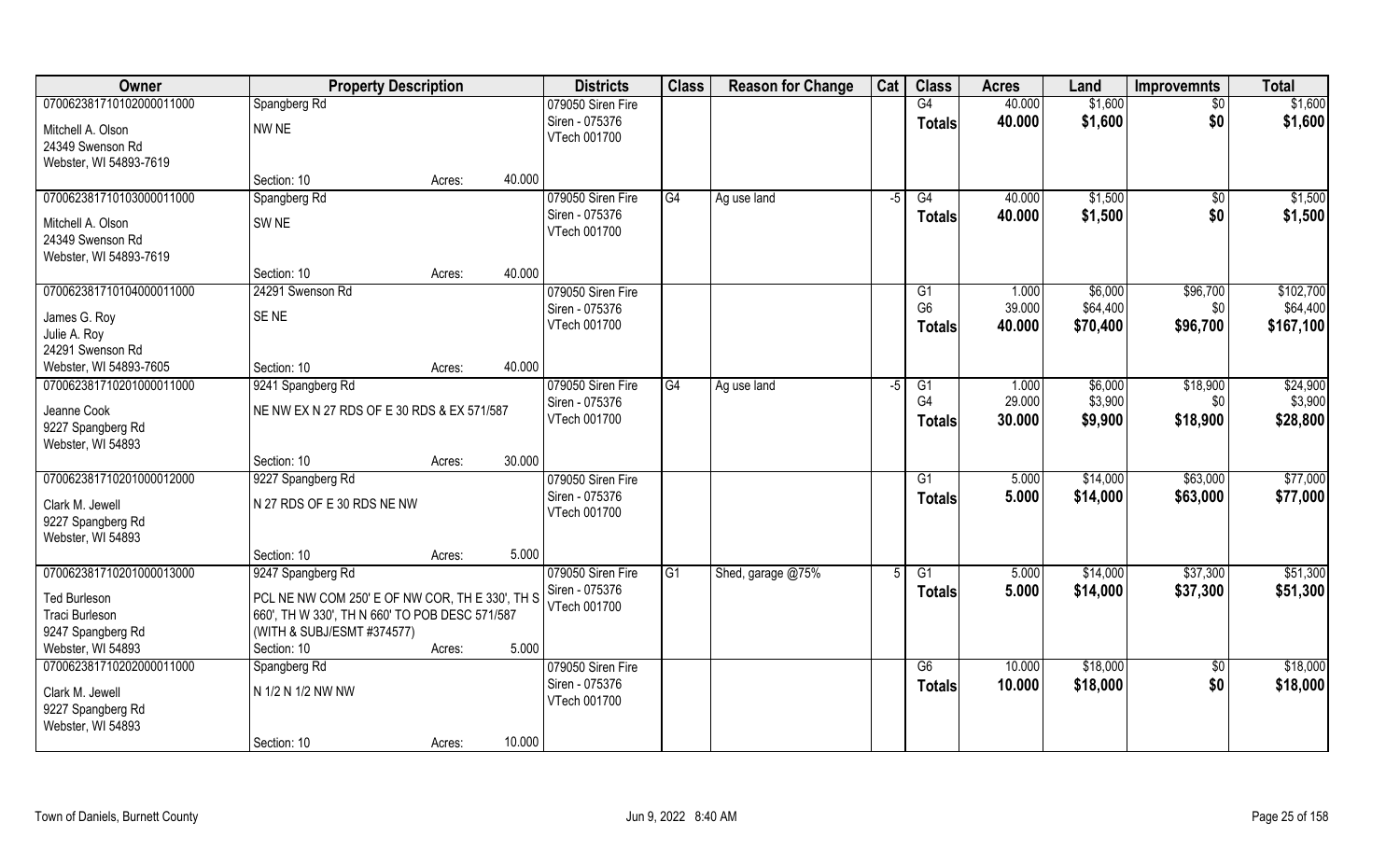| Owner | Property Description | | | Districts | Class | Reason for Change | Cat | Class | Acres | Land | Improvemnts | Total |
|---|---|---|---|---|---|---|---|---|---|---|---|---|
| 070062381710102000011000 | Spangberg Rd | | | 079050 Siren Fire | | | | G4 | 40.000 | $1,600 | $0 | $1,600 |
| Mitchell A. Olson | NW NE | | | Siren - 075376 | | | | Totals | 40.000 | $1,600 | $0 | $1,600 |
| 24349 Swenson Rd | | | | VTech 001700 | | | | | | | | |
| Webster, WI 54893-7619 | | | | | | | | | | | | |
| | Section: 10 | Acres: | 40.000 | | | | | | | | | |
| 070062381710103000011000 | Spangberg Rd | | | 079050 Siren Fire | G4 | Ag use land | -5 | G4 | 40.000 | $1,500 | $0 | $1,500 |
| Mitchell A. Olson | SW NE | | | Siren - 075376 | | | | Totals | 40.000 | $1,500 | $0 | $1,500 |
| 24349 Swenson Rd | | | | VTech 001700 | | | | | | | | |
| Webster, WI 54893-7619 | | | | | | | | | | | | |
| | Section: 10 | Acres: | 40.000 | | | | | | | | | |
| 070062381710104000011000 | 24291 Swenson Rd | | | 079050 Siren Fire | | | | G1 | 1.000 | $6,000 | $96,700 | $102,700 |
| James G. Roy | SE NE | | | Siren - 075376 | | | | G6 | 39.000 | $64,400 | $0 | $64,400 |
| Julie A. Roy | | | | VTech 001700 | | | | Totals | 40.000 | $70,400 | $96,700 | $167,100 |
| 24291 Swenson Rd | | | | | | | | | | | | |
| Webster, WI 54893-7605 | Section: 10 | Acres: | 40.000 | | | | | | | | | |
| 070062381710201000011000 | 9241 Spangberg Rd | | | 079050 Siren Fire | G4 | Ag use land | -5 | G1 | 1.000 | $6,000 | $18,900 | $24,900 |
| Jeanne Cook | NE NW EX N 27 RDS OF E 30 RDS & EX 571/587 | | | Siren - 075376 | | | | G4 | 29.000 | $3,900 | $0 | $3,900 |
| 9227 Spangberg Rd | | | | VTech 001700 | | | | Totals | 30.000 | $9,900 | $18,900 | $28,800 |
| Webster, WI 54893 | | | | | | | | | | | | |
| | Section: 10 | Acres: | 30.000 | | | | | | | | | |
| 070062381710201000012000 | 9227 Spangberg Rd | | | 079050 Siren Fire | | | | G1 | 5.000 | $14,000 | $63,000 | $77,000 |
| Clark M. Jewell | N 27 RDS OF E 30 RDS NE NW | | | Siren - 075376 | | | | Totals | 5.000 | $14,000 | $63,000 | $77,000 |
| 9227 Spangberg Rd | | | | VTech 001700 | | | | | | | | |
| Webster, WI 54893 | | | | | | | | | | | | |
| | Section: 10 | Acres: | 5.000 | | | | | | | | | |
| 070062381710201000013000 | 9247 Spangberg Rd | | | 079050 Siren Fire | G1 | Shed, garage @75% | 5 | G1 | 5.000 | $14,000 | $37,300 | $51,300 |
| Ted Burleson | PCL NE NW COM 250' E OF NW COR, TH E 330', TH S 660', TH W 330', TH N 660' TO POB DESC 571/587 (WITH & SUBJ/ESMT #374577) | | | Siren - 075376 | | | | Totals | 5.000 | $14,000 | $37,300 | $51,300 |
| Traci Burleson | | | | VTech 001700 | | | | | | | | |
| 9247 Spangberg Rd | | | | | | | | | | | | |
| Webster, WI 54893 | Section: 10 | Acres: | 5.000 | | | | | | | | | |
| 070062381710202000011000 | Spangberg Rd | | | 079050 Siren Fire | | | | G6 | 10.000 | $18,000 | $0 | $18,000 |
| Clark M. Jewell | N 1/2 N 1/2 NW NW | | | Siren - 075376 | | | | Totals | 10.000 | $18,000 | $0 | $18,000 |
| 9227 Spangberg Rd | | | | VTech 001700 | | | | | | | | |
| Webster, WI 54893 | | | | | | | | | | | | |
| | Section: 10 | Acres: | 10.000 | | | | | | | | | |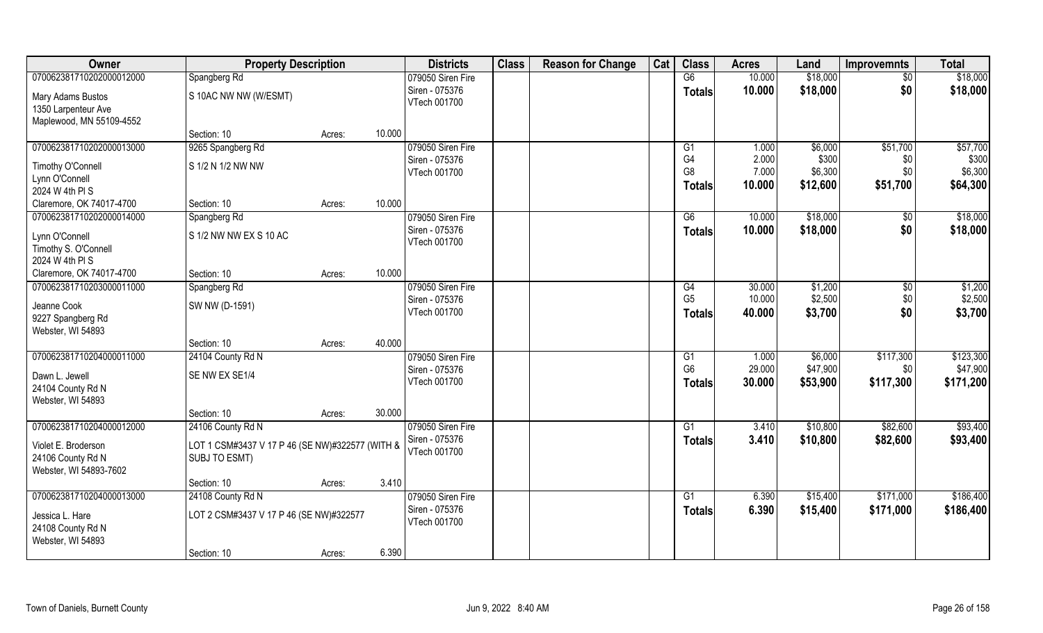| Owner | Property Description | | | Districts | Class | Reason for Change | Cat | Class | Acres | Land | Improvemnts | Total |
|---|---|---|---|---|---|---|---|---|---|---|---|---|
| 070062381710202000012000 | Spangberg Rd | | | 079050 Siren Fire | | | | G6 | 10.000 | $18,000 | $0 | $18,000 |
| Mary Adams Bustos | S 10AC NW NW (W/ESMT) | | | Siren - 075376 | | | | **Totals** | **10.000** | **$18,000** | **$0** | **$18,000** |
| 1350 Larpenteur Ave | | | | VTech 001700 | | | | | | | | |
| Maplewood, MN 55109-4552 | | | | | | | | | | | | |
| | Section: 10 | Acres: | 10.000 | | | | | | | | | |
| 070062381710202000013000 | 9265 Spangberg Rd | | | 079050 Siren Fire | | | | G1 | 1.000 | $6,000 | $51,700 | $57,700 |
| Timothy O'Connell | S 1/2 N 1/2 NW NW | | | Siren - 075376 | | | | G4 | 2.000 | $300 | $0 | $300 |
| Lynn O'Connell | | | | VTech 001700 | | | | G8 | 7.000 | $6,300 | $0 | $6,300 |
| 2024 W 4th Pl S | | | | | | | | **Totals** | **10.000** | **$12,600** | **$51,700** | **$64,300** |
| Claremore, OK 74017-4700 | Section: 10 | Acres: | 10.000 | | | | | | | | | |
| 070062381710202000014000 | Spangberg Rd | | | 079050 Siren Fire | | | | G6 | 10.000 | $18,000 | $0 | $18,000 |
| Lynn O'Connell | S 1/2 NW NW EX S 10 AC | | | Siren - 075376 | | | | **Totals** | **10.000** | **$18,000** | **$0** | **$18,000** |
| Timothy S. O'Connell | | | | VTech 001700 | | | | | | | | |
| 2024 W 4th Pl S | | | | | | | | | | | | |
| Claremore, OK 74017-4700 | Section: 10 | Acres: | 10.000 | | | | | | | | | |
| 070062381710203000011000 | Spangberg Rd | | | 079050 Siren Fire | | | | G4 | 30.000 | $1,200 | $0 | $1,200 |
| Jeanne Cook | SW NW (D-1591) | | | Siren - 075376 | | | | G5 | 10.000 | $2,500 | $0 | $2,500 |
| 9227 Spangberg Rd | | | | VTech 001700 | | | | **Totals** | **40.000** | **$3,700** | **$0** | **$3,700** |
| Webster, WI 54893 | | | | | | | | | | | | |
| | Section: 10 | Acres: | 40.000 | | | | | | | | | |
| 070062381710204000011000 | 24104 County Rd N | | | 079050 Siren Fire | | | | G1 | 1.000 | $6,000 | $117,300 | $123,300 |
| Dawn L. Jewell | SE NW EX SE1/4 | | | Siren - 075376 | | | | G6 | 29.000 | $47,900 | $0 | $47,900 |
| 24104 County Rd N | | | | VTech 001700 | | | | **Totals** | **30.000** | **$53,900** | **$117,300** | **$171,200** |
| Webster, WI 54893 | | | | | | | | | | | | |
| | Section: 10 | Acres: | 30.000 | | | | | | | | | |
| 070062381710204000012000 | 24106 County Rd N | | | 079050 Siren Fire | | | | G1 | 3.410 | $10,800 | $82,600 | $93,400 |
| Violet E. Broderson | LOT 1 CSM#3437 V 17 P 46 (SE NW)#322577 (WITH & SUBJ TO ESMT) | | | Siren - 075376 | | | | **Totals** | **3.410** | **$10,800** | **$82,600** | **$93,400** |
| 24106 County Rd N | | | | VTech 001700 | | | | | | | | |
| Webster, WI 54893-7602 | | | | | | | | | | | | |
| | Section: 10 | Acres: | 3.410 | | | | | | | | | |
| 070062381710204000013000 | 24108 County Rd N | | | 079050 Siren Fire | | | | G1 | 6.390 | $15,400 | $171,000 | $186,400 |
| Jessica L. Hare | LOT 2 CSM#3437 V 17 P 46 (SE NW)#322577 | | | Siren - 075376 | | | | **Totals** | **6.390** | **$15,400** | **$171,000** | **$186,400** |
| 24108 County Rd N | | | | VTech 001700 | | | | | | | | |
| Webster, WI 54893 | | | | | | | | | | | | |
| | Section: 10 | Acres: | 6.390 | | | | | | | | | |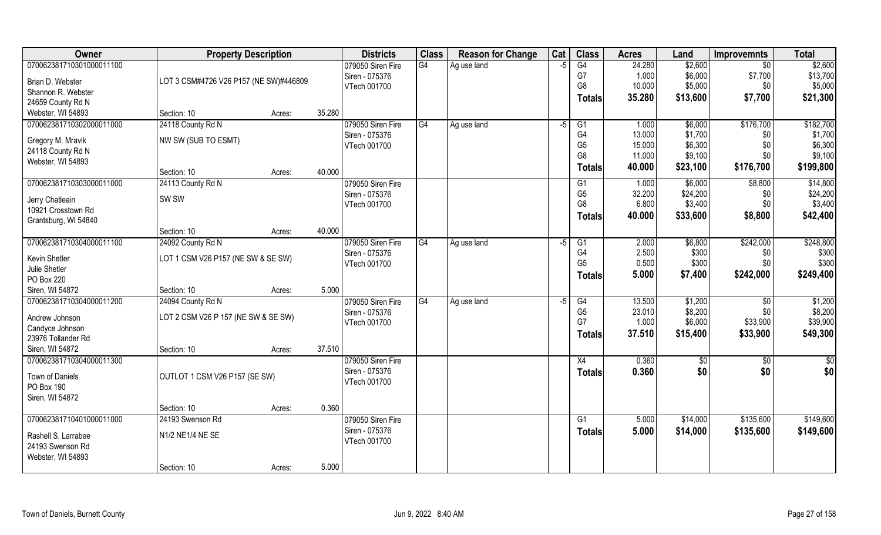| Owner | Property Description | | | Districts | Class | Reason for Change | Cat | Class | Acres | Land | Improvemnts | Total |
|---|---|---|---|---|---|---|---|---|---|---|---|---|
| 070062381710301000011100 | | | | 079050 Siren Fire | G4 | Ag use land | -5 | G4 | 24.280 | $2,600 | $0 | $2,600 |
| Brian D. Webster | LOT 3 CSM#4726 V26 P157 (NE SW)#446809 | | | Siren - 075376 | | | | G7 | 1.000 | $6,000 | $7,700 | $13,700 |
| Shannon R. Webster | | | | VTech 001700 | | | | G8 | 10.000 | $5,000 | $0 | $5,000 |
| 24659 County Rd N | | | | | | | | **Totals** | **35.280** | **$13,600** | **$7,700** | **$21,300** |
| Webster, WI 54893 | Section: 10 | Acres: | 35.280 | | | | | | | | | |
| 070062381710302000011000 | 24118 County Rd N | | | 079050 Siren Fire | G4 | Ag use land | -5 | G1 | 1.000 | $6,000 | $176,700 | $182,700 |
| Gregory M. Mravik | NW SW (SUB TO ESMT) | | | Siren - 075376 | | | | G4 | 13.000 | $1,700 | $0 | $1,700 |
| 24118 County Rd N | | | | VTech 001700 | | | | G5 | 15.000 | $6,300 | $0 | $6,300 |
| Webster, WI 54893 | | | | | | | | G8 | 11.000 | $9,100 | $0 | $9,100 |
| | | | | | | | | **Totals** | **40.000** | **$23,100** | **$176,700** | **$199,800** |
| | Section: 10 | Acres: | 40.000 | | | | | | | | | |
| 070062381710303000011000 | 24113 County Rd N | | | 079050 Siren Fire | | | | G1 | 1.000 | $6,000 | $8,800 | $14,800 |
| Jerry Chatleain | SW SW | | | Siren - 075376 | | | | G5 | 32.200 | $24,200 | $0 | $24,200 |
| 10921 Crosstown Rd | | | | VTech 001700 | | | | G8 | 6.800 | $3,400 | $0 | $3,400 |
| Grantsburg, WI 54840 | | | | | | | | **Totals** | **40.000** | **$33,600** | **$8,800** | **$42,400** |
| | Section: 10 | Acres: | 40.000 | | | | | | | | | |
| 070062381710304000011100 | 24092 County Rd N | | | 079050 Siren Fire | G4 | Ag use land | -5 | G1 | 2.000 | $6,800 | $242,000 | $248,800 |
| Kevin Shetler | LOT 1 CSM V26 P157 (NE SW & SE SW) | | | Siren - 075376 | | | | G4 | 2.500 | $300 | $0 | $300 |
| Julie Shetler | | | | VTech 001700 | | | | G5 | 0.500 | $300 | $0 | $300 |
| PO Box 220 | | | | | | | | **Totals** | **5.000** | **$7,400** | **$242,000** | **$249,400** |
| Siren, WI 54872 | Section: 10 | Acres: | 5.000 | | | | | | | | | |
| 070062381710304000011200 | 24094 County Rd N | | | 079050 Siren Fire | G4 | Ag use land | -5 | G4 | 13.500 | $1,200 | $0 | $1,200 |
| Andrew Johnson | LOT 2 CSM V26 P 157 (NE SW & SE SW) | | | Siren - 075376 | | | | G5 | 23.010 | $8,200 | $0 | $8,200 |
| Candyce Johnson | | | | VTech 001700 | | | | G7 | 1.000 | $6,000 | $33,900 | $39,900 |
| 23976 Tollander Rd | | | | | | | | **Totals** | **37.510** | **$15,400** | **$33,900** | **$49,300** |
| Siren, WI 54872 | Section: 10 | Acres: | 37.510 | | | | | | | | | |
| 070062381710304000011300 | | | | 079050 Siren Fire | | | | X4 | 0.360 | $0 | $0 | $0 |
| Town of Daniels | OUTLOT 1 CSM V26 P157 (SE SW) | | | Siren - 075376 | | | | **Totals** | **0.360** | **$0** | **$0** | **$0** |
| PO Box 190 | | | | VTech 001700 | | | | | | | | |
| Siren, WI 54872 | | | | | | | | | | | | |
| | Section: 10 | Acres: | 0.360 | | | | | | | | | |
| 070062381710401000011000 | 24193 Swenson Rd | | | 079050 Siren Fire | | | | G1 | 5.000 | $14,000 | $135,600 | $149,600 |
| Rashell S. Larrabee | N1/2 NE1/4 NE SE | | | Siren - 075376 | | | | **Totals** | **5.000** | **$14,000** | **$135,600** | **$149,600** |
| 24193 Swenson Rd | | | | VTech 001700 | | | | | | | | |
| Webster, WI 54893 | | | | | | | | | | | | |
| | Section: 10 | Acres: | 5.000 | | | | | | | | | |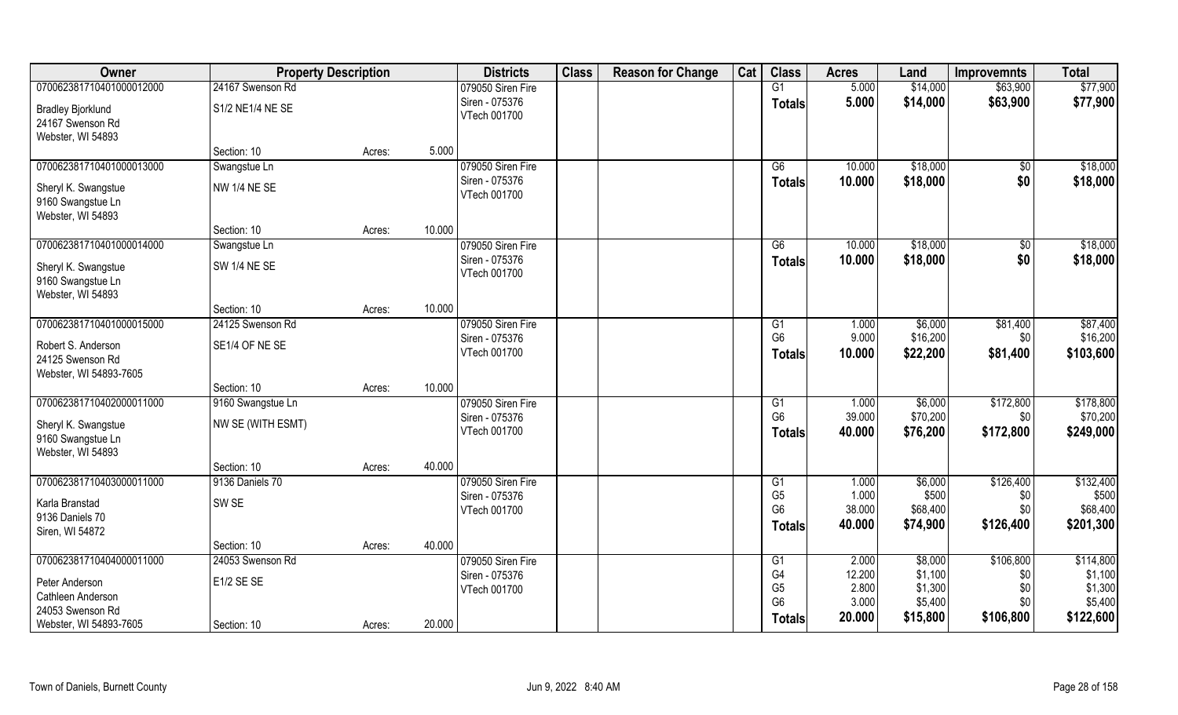| Owner | Property Description | | | Districts | Class | Reason for Change | Cat | Class | Acres | Land | Improvemnts | Total |
|---|---|---|---|---|---|---|---|---|---|---|---|---|
| 070062381710401000012000 | 24167 Swenson Rd | | | 079050 Siren Fire | | | | G1 | 5.000 | $14,000 | $63,900 | $77,900 |
| Bradley Bjorklund | S1/2 NE1/4 NE SE | | | Siren - 075376 | | | | **Totals** | **5.000** | **$14,000** | **$63,900** | **$77,900** |
| 24167 Swenson Rd | | | | VTech 001700 | | | | | | | | |
| Webster, WI 54893 | | | | | | | | | | | | |
| | Section: 10 | Acres: | 5.000 | | | | | | | | | |
| 070062381710401000013000 | Swangstue Ln | | | 079050 Siren Fire | | | | G6 | 10.000 | $18,000 | $0 | $18,000 |
| Sheryl K. Swangstue | NW 1/4 NE SE | | | Siren - 075376 | | | | **Totals** | **10.000** | **$18,000** | **$0** | **$18,000** |
| 9160 Swangstue Ln | | | | VTech 001700 | | | | | | | | |
| Webster, WI 54893 | | | | | | | | | | | | |
| | Section: 10 | Acres: | 10.000 | | | | | | | | | |
| 070062381710401000014000 | Swangstue Ln | | | 079050 Siren Fire | | | | G6 | 10.000 | $18,000 | $0 | $18,000 |
| Sheryl K. Swangstue | SW 1/4 NE SE | | | Siren - 075376 | | | | **Totals** | **10.000** | **$18,000** | **$0** | **$18,000** |
| 9160 Swangstue Ln | | | | VTech 001700 | | | | | | | | |
| Webster, WI 54893 | | | | | | | | | | | | |
| | Section: 10 | Acres: | 10.000 | | | | | | | | | |
| 070062381710401000015000 | 24125 Swenson Rd | | | 079050 Siren Fire | | | | G1 | 1.000 | $6,000 | $81,400 | $87,400 |
| Robert S. Anderson | SE1/4 OF NE SE | | | Siren - 075376 | | | | G6 | 9.000 | $16,200 | $0 | $16,200 |
| 24125 Swenson Rd | | | | VTech 001700 | | | | **Totals** | **10.000** | **$22,200** | **$81,400** | **$103,600** |
| Webster, WI 54893-7605 | | | | | | | | | | | | |
| | Section: 10 | Acres: | 10.000 | | | | | | | | | |
| 070062381710402000011000 | 9160 Swangstue Ln | | | 079050 Siren Fire | | | | G1 | 1.000 | $6,000 | $172,800 | $178,800 |
| Sheryl K. Swangstue | NW SE (WITH ESMT) | | | Siren - 075376 | | | | G6 | 39.000 | $70,200 | $0 | $70,200 |
| 9160 Swangstue Ln | | | | VTech 001700 | | | | **Totals** | **40.000** | **$76,200** | **$172,800** | **$249,000** |
| Webster, WI 54893 | | | | | | | | | | | | |
| | Section: 10 | Acres: | 40.000 | | | | | | | | | |
| 070062381710403000011000 | 9136 Daniels 70 | | | 079050 Siren Fire | | | | G1 | 1.000 | $6,000 | $126,400 | $132,400 |
| Karla Branstad | SW SE | | | Siren - 075376 | | | | G5 | 1.000 | $500 | $0 | $500 |
| 9136 Daniels 70 | | | | VTech 001700 | | | | G6 | 38.000 | $68,400 | $0 | $68,400 |
| Siren, WI 54872 | | | | | | | | **Totals** | **40.000** | **$74,900** | **$126,400** | **$201,300** |
| | Section: 10 | Acres: | 40.000 | | | | | | | | | |
| 070062381710404000011000 | 24053 Swenson Rd | | | 079050 Siren Fire | | | | G1 | 2.000 | $8,000 | $106,800 | $114,800 |
| Peter Anderson | E1/2 SE SE | | | Siren - 075376 | | | | G4 | 12.200 | $1,100 | $0 | $1,100 |
| Cathleen Anderson | | | | VTech 001700 | | | | G5 | 2.800 | $1,300 | $0 | $1,300 |
| 24053 Swenson Rd | | | | | | | | G6 | 3.000 | $5,400 | $0 | $5,400 |
| Webster, WI 54893-7605 | Section: 10 | Acres: | 20.000 | | | | | **Totals** | **20.000** | **$15,800** | **$106,800** | **$122,600** |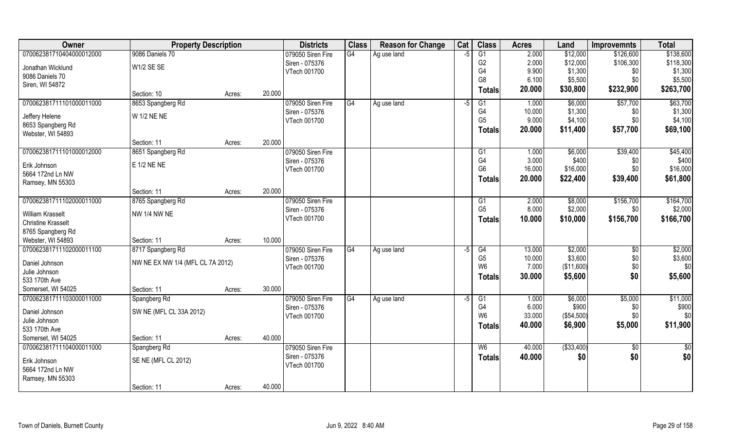| Owner | Property Description | | | Districts | Class | Reason for Change | Cat | Class | Acres | Land | Improvemnts | Total |
|---|---|---|---|---|---|---|---|---|---|---|---|---|
| 070062381710404000012000 | 9086 Daniels 70 | | | 079050 Siren Fire | G4 | Ag use land | -5 | G1 | 2.000 | $12,000 | $126,600 | $138,600 |
| Jonathan Wicklund | W1/2 SE SE | | | Siren - 075376 | | | | G2 | 2.000 | $12,000 | $106,300 | $118,300 |
| 9086 Daniels 70 | | | | VTech 001700 | | | | G4 | 9.900 | $1,300 | $0 | $1,300 |
| Siren, WI 54872 | | | | | | | | G8 | 6.100 | $5,500 | $0 | $5,500 |
| | | | | | | | | **Totals** | **20.000** | **$30,800** | **$232,900** | **$263,700** |
| | Section: 10 | Acres: | 20.000 | | | | | | | | | |
| 070062381711101000011000 | 8653 Spangberg Rd | | | 079050 Siren Fire | G4 | Ag use land | -5 | G1 | 1.000 | $6,000 | $57,700 | $63,700 |
| Jeffery Helene | W 1/2 NE NE | | | Siren - 075376 | | | | G4 | 10.000 | $1,300 | $0 | $1,300 |
| 8653 Spangberg Rd | | | | VTech 001700 | | | | G5 | 9.000 | $4,100 | $0 | $4,100 |
| Webster, WI 54893 | | | | | | | | **Totals** | **20.000** | **$11,400** | **$57,700** | **$69,100** |
| | Section: 11 | Acres: | 20.000 | | | | | | | | | |
| 070062381711101000012000 | 8651 Spangberg Rd | | | 079050 Siren Fire | | | | G1 | 1.000 | $6,000 | $39,400 | $45,400 |
| Erik Johnson | E 1/2 NE NE | | | Siren - 075376 | | | | G4 | 3.000 | $400 | $0 | $400 |
| 5664 172nd Ln NW | | | | VTech 001700 | | | | G6 | 16.000 | $16,000 | $0 | $16,000 |
| Ramsey, MN 55303 | | | | | | | | **Totals** | **20.000** | **$22,400** | **$39,400** | **$61,800** |
| | Section: 11 | Acres: | 20.000 | | | | | | | | | |
| 070062381711102000011000 | 8765 Spangberg Rd | | | 079050 Siren Fire | | | | G1 | 2.000 | $8,000 | $156,700 | $164,700 |
| William Krasselt | NW 1/4 NW NE | | | Siren - 075376 | | | | G5 | 8.000 | $2,000 | $0 | $2,000 |
| Christine Krasselt | | | | VTech 001700 | | | | **Totals** | **10.000** | **$10,000** | **$156,700** | **$166,700** |
| 8765 Spangberg Rd | | | | | | | | | | | | |
| Webster, WI 54893 | Section: 11 | Acres: | 10.000 | | | | | | | | | |
| 070062381711102000011100 | 8717 Spangberg Rd | | | 079050 Siren Fire | G4 | Ag use land | -5 | G4 | 13.000 | $2,000 | $0 | $2,000 |
| Daniel Johnson | NW NE EX NW 1/4 (MFL CL 7A 2012) | | | Siren - 075376 | | | | G5 | 10.000 | $3,600 | $0 | $3,600 |
| Julie Johnson | | | | VTech 001700 | | | | W6 | 7.000 | ($11,600) | $0 | $0 |
| 533 170th Ave | | | | | | | | **Totals** | **30.000** | **$5,600** | **$0** | **$5,600** |
| Somerset, WI 54025 | Section: 11 | Acres: | 30.000 | | | | | | | | | |
| 070062381711103000011000 | Spangberg Rd | | | 079050 Siren Fire | G4 | Ag use land | -5 | G1 | 1.000 | $6,000 | $5,000 | $11,000 |
| Daniel Johnson | SW NE (MFL CL 33A 2012) | | | Siren - 075376 | | | | G4 | 6.000 | $900 | $0 | $900 |
| Julie Johnson | | | | VTech 001700 | | | | W6 | 33.000 | ($54,500) | $0 | $0 |
| 533 170th Ave | | | | | | | | **Totals** | **40.000** | **$6,900** | **$5,000** | **$11,900** |
| Somerset, WI 54025 | Section: 11 | Acres: | 40.000 | | | | | | | | | |
| 070062381711104000011000 | Spangberg Rd | | | 079050 Siren Fire | | | | W6 | 40.000 | ($33,400) | $0 | $0 |
| Erik Johnson | SE NE (MFL CL 2012) | | | Siren - 075376 | | | | **Totals** | **40.000** | **$0** | **$0** | **$0** |
| 5664 172nd Ln NW | | | | VTech 001700 | | | | | | | | |
| Ramsey, MN 55303 | | | | | | | | | | | | |
| | Section: 11 | Acres: | 40.000 | | | | | | | | | |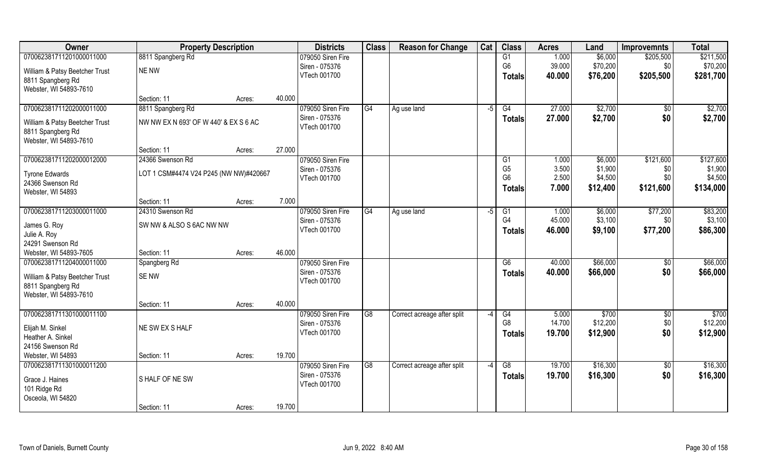| Owner | Property Description | | | Districts | Class | Reason for Change | Cat | Class | Acres | Land | Improvemnts | Total |
|---|---|---|---|---|---|---|---|---|---|---|---|---|
| 070062381711201000011000 | 8811 Spangberg Rd | | | 079050 Siren Fire | | | | G1 | 1.000 | $6,000 | $205,500 | $211,500 |
| William & Patsy Beetcher Trust | NE NW | | | Siren - 075376 | | | | G6 | 39.000 | $70,200 | $0 | $70,200 |
| 8811 Spangberg Rd | | | | VTech 001700 | | | | **Totals** | **40.000** | **$76,200** | **$205,500** | **$281,700** |
| Webster, WI 54893-7610 | | | | | | | | | | | | |
| | Section: 11 | Acres: | 40.000 | | | | | | | | | |
| 070062381711202000011000 | 8811 Spangberg Rd | | | 079050 Siren Fire | G4 | Ag use land | -5 | G4 | 27.000 | $2,700 | $0 | $2,700 |
| William & Patsy Beetcher Trust | NW NW EX N 693' OF W 440' & EX S 6 AC | | | Siren - 075376 | | | | **Totals** | **27.000** | **$2,700** | **$0** | **$2,700** |
| 8811 Spangberg Rd | | | | VTech 001700 | | | | | | | | |
| Webster, WI 54893-7610 | | | | | | | | | | | | |
| | Section: 11 | Acres: | 27.000 | | | | | | | | | |
| 070062381711202000012000 | 24366 Swenson Rd | | | 079050 Siren Fire | | | | G1 | 1.000 | $6,000 | $121,600 | $127,600 |
| Tyrone Edwards | LOT 1 CSM#4474 V24 P245 (NW NW)#420667 | | | Siren - 075376 | | | | G5 | 3.500 | $1,900 | $0 | $1,900 |
| 24366 Swenson Rd | | | | VTech 001700 | | | | G6 | 2.500 | $4,500 | $0 | $4,500 |
| Webster, WI 54893 | | | | | | | | **Totals** | **7.000** | **$12,400** | **$121,600** | **$134,000** |
| | Section: 11 | Acres: | 7.000 | | | | | | | | | |
| 070062381711203000011000 | 24310 Swenson Rd | | | 079050 Siren Fire | G4 | Ag use land | -5 | G1 | 1.000 | $6,000 | $77,200 | $83,200 |
| James G. Roy | SW NW & ALSO S 6AC NW NW | | | Siren - 075376 | | | | G4 | 45.000 | $3,100 | $0 | $3,100 |
| Julie A. Roy | | | | VTech 001700 | | | | **Totals** | **46.000** | **$9,100** | **$77,200** | **$86,300** |
| 24291 Swenson Rd | | | | | | | | | | | | |
| Webster, WI 54893-7605 | Section: 11 | Acres: | 46.000 | | | | | | | | | |
| 070062381711204000011000 | Spangberg Rd | | | 079050 Siren Fire | | | | G6 | 40.000 | $66,000 | $0 | $66,000 |
| William & Patsy Beetcher Trust | SE NW | | | Siren - 075376 | | | | **Totals** | **40.000** | **$66,000** | **$0** | **$66,000** |
| 8811 Spangberg Rd | | | | VTech 001700 | | | | | | | | |
| Webster, WI 54893-7610 | | | | | | | | | | | | |
| | Section: 11 | Acres: | 40.000 | | | | | | | | | |
| 070062381711301000011100 | | | | 079050 Siren Fire | G8 | Correct acreage after split | -4 | G4 | 5.000 | $700 | $0 | $700 |
| Elijah M. Sinkel | NE SW EX S HALF | | | Siren - 075376 | | | | G8 | 14.700 | $12,200 | $0 | $12,200 |
| Heather A. Sinkel | | | | VTech 001700 | | | | **Totals** | **19.700** | **$12,900** | **$0** | **$12,900** |
| 24156 Swenson Rd | | | | | | | | | | | | |
| Webster, WI 54893 | Section: 11 | Acres: | 19.700 | | | | | | | | | |
| 070062381711301000011200 | | | | 079050 Siren Fire | G8 | Correct acreage after split | -4 | G8 | 19.700 | $16,300 | $0 | $16,300 |
| Grace J. Haines | S HALF OF NE SW | | | Siren - 075376 | | | | **Totals** | **19.700** | **$16,300** | **$0** | **$16,300** |
| 101 Ridge Rd | | | | VTech 001700 | | | | | | | | |
| Osceola, WI 54820 | | | | | | | | | | | | |
| | Section: 11 | Acres: | 19.700 | | | | | | | | | |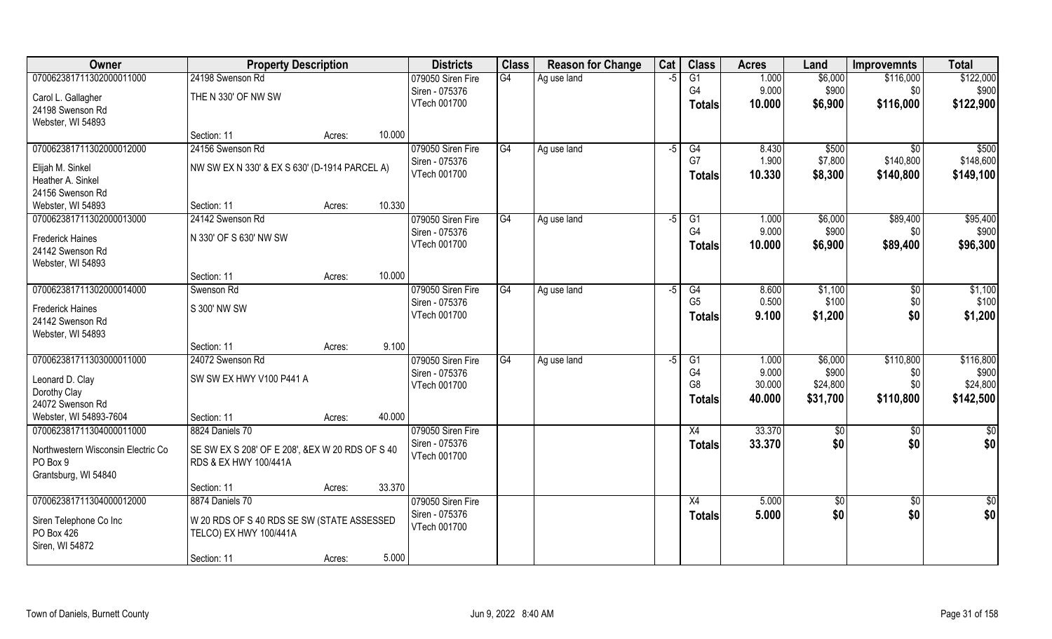| Owner | Property Description | | | Districts | Class | Reason for Change | Cat | Class | Acres | Land | Improvemnts | Total |
|---|---|---|---|---|---|---|---|---|---|---|---|---|
| 07006238171130200001100​0 | 24198 Swenson Rd | | | 079050 Siren Fire | G4 | Ag use land | -5 | G1 | 1.000 | $6,000 | $116,000 | $122,000 |
| Carol L. Gallagher | THE N 330' OF NW SW | | | Siren - 075376 | | | | G4 | 9.000 | $900 | $0 | $900 |
| 24198 Swenson Rd | | | | VTech 001700 | | | | **Totals** | **10.000** | **$6,900** | **$116,000** | **$122,900** |
| Webster, WI 54893 | | | | | | | | | | | | |
| | Section: 11 | Acres: | 10.000 | | | | | | | | | |
| 070062381711302000012000 | 24156 Swenson Rd | | | 079050 Siren Fire | G4 | Ag use land | -5 | G4 | 8.430 | $500 | $0 | $500 |
| Elijah M. Sinkel | NW SW EX N 330' & EX S 630' (D-1914 PARCEL A) | | | Siren - 075376 | | | | G7 | 1.900 | $7,800 | $140,800 | $148,600 |
| Heather A. Sinkel | | | | VTech 001700 | | | | **Totals** | **10.330** | **$8,300** | **$140,800** | **$149,100** |
| 24156 Swenson Rd | | | | | | | | | | | | |
| Webster, WI 54893 | Section: 11 | Acres: | 10.330 | | | | | | | | | |
| 070062381711302000013000 | 24142 Swenson Rd | | | 079050 Siren Fire | G4 | Ag use land | -5 | G1 | 1.000 | $6,000 | $89,400 | $95,400 |
| Frederick Haines | N 330' OF S 630' NW SW | | | Siren - 075376 | | | | G4 | 9.000 | $900 | $0 | $900 |
| 24142 Swenson Rd | | | | VTech 001700 | | | | **Totals** | **10.000** | **$6,900** | **$89,400** | **$96,300** |
| Webster, WI 54893 | | | | | | | | | | | | |
| | Section: 11 | Acres: | 10.000 | | | | | | | | | |
| 070062381711302000014000 | Swenson Rd | | | 079050 Siren Fire | G4 | Ag use land | -5 | G4 | 8.600 | $1,100 | $0 | $1,100 |
| Frederick Haines | S 300' NW SW | | | Siren - 075376 | | | | G5 | 0.500 | $100 | $0 | $100 |
| 24142 Swenson Rd | | | | VTech 001700 | | | | **Totals** | **9.100** | **$1,200** | **$0** | **$1,200** |
| Webster, WI 54893 | | | | | | | | | | | | |
| | Section: 11 | Acres: | 9.100 | | | | | | | | | |
| 070062381711303000011000 | 24072 Swenson Rd | | | 079050 Siren Fire | G4 | Ag use land | -5 | G1 | 1.000 | $6,000 | $110,800 | $116,800 |
| Leonard D. Clay | SW SW EX HWY V100 P441 A | | | Siren - 075376 | | | | G4 | 9.000 | $900 | $0 | $900 |
| Dorothy Clay | | | | VTech 001700 | | | | G8 | 30.000 | $24,800 | $0 | $24,800 |
| 24072 Swenson Rd | | | | | | | | **Totals** | **40.000** | **$31,700** | **$110,800** | **$142,500** |
| Webster, WI 54893-7604 | Section: 11 | Acres: | 40.000 | | | | | | | | | |
| 070062381711304000011000 | 8824 Daniels 70 | | | 079050 Siren Fire | | | | X4 | 33.370 | $0 | $0 | $0 |
| Northwestern Wisconsin Electric Co | SE SW EX S 208' OF E 208', &EX W 20 RDS OF S 40 RDS & EX HWY 100/441A | | | Siren - 075376 | | | | **Totals** | **33.370** | **$0** | **$0** | **$0** |
| PO Box 9 | | | | VTech 001700 | | | | | | | | |
| Grantsburg, WI 54840 | | | | | | | | | | | | |
| | Section: 11 | Acres: | 33.370 | | | | | | | | | |
| 070062381711304000012000 | 8874 Daniels 70 | | | 079050 Siren Fire | | | | X4 | 5.000 | $0 | $0 | $0 |
| Siren Telephone Co Inc | W 20 RDS OF S 40 RDS SE SW (STATE ASSESSED TELCO) EX HWY 100/441A | | | Siren - 075376 | | | | **Totals** | **5.000** | **$0** | **$0** | **$0** |
| PO Box 426 | | | | VTech 001700 | | | | | | | | |
| Siren, WI 54872 | | | | | | | | | | | | |
| | Section: 11 | Acres: | 5.000 | | | | | | | | | |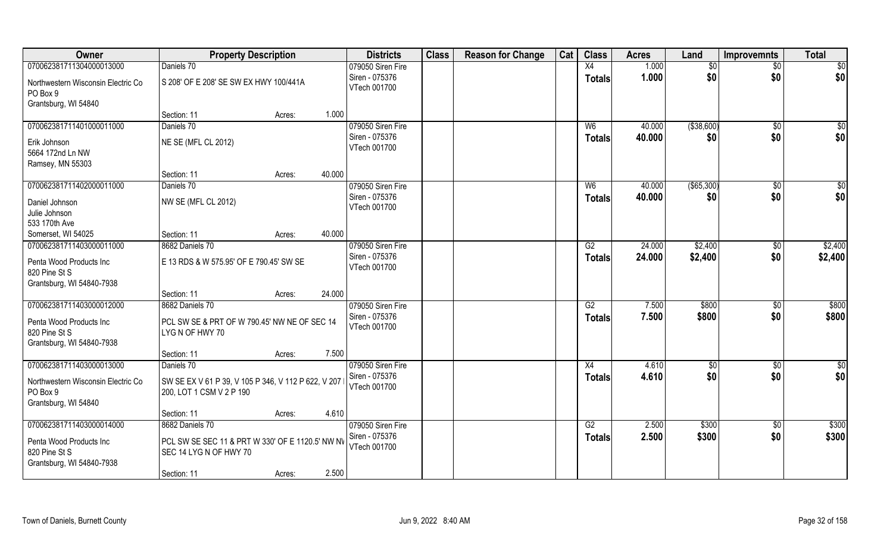| Owner | Property Description | | Districts | Class | Reason for Change | Cat | Class | Acres | Land | Improvemnts | Total |
|---|---|---|---|---|---|---|---|---|---|---|---|
| 070062381711304000013000 | Daniels 70 | | 079050 Siren Fire | | | | X4 | 1.000 | $0 | $0 | $0 |
| Northwestern Wisconsin Electric Co<br>PO Box 9<br>Grantsburg, WI 54840 | S 208' OF E 208' SE SW EX HWY 100/441A | | Siren - 075376<br>VTech 001700 | | | | Totals | 1.000 | $0 | $0 | $0 |
| | Section: 11 | Acres: 1.000 | | | | | | | | | |
| 070062381711401000011000 | Daniels 70 | | 079050 Siren Fire | | | | W6 | 40.000 | ($38,600) | $0 | $0 |
| Erik Johnson<br>5664 172nd Ln NW<br>Ramsey, MN 55303 | NE SE (MFL CL 2012) | | Siren - 075376<br>VTech 001700 | | | | Totals | 40.000 | $0 | $0 | $0 |
| | Section: 11 | Acres: 40.000 | | | | | | | | | |
| 070062381711402000011000 | Daniels 70 | | 079050 Siren Fire | | | | W6 | 40.000 | ($65,300) | $0 | $0 |
| Daniel Johnson<br>Julie Johnson<br>533 170th Ave<br>Somerset, WI 54025 | NW SE (MFL CL 2012) | | Siren - 075376<br>VTech 001700 | | | | Totals | 40.000 | $0 | $0 | $0 |
| | Section: 11 | Acres: 40.000 | | | | | | | | | |
| 070062381711403000011000 | 8682 Daniels 70 | | 079050 Siren Fire | | | | G2 | 24.000 | $2,400 | $0 | $2,400 |
| Penta Wood Products Inc<br>820 Pine St S<br>Grantsburg, WI 54840-7938 | E 13 RDS & W 575.95' OF E 790.45' SW SE | | Siren - 075376<br>VTech 001700 | | | | Totals | 24.000 | $2,400 | $0 | $2,400 |
| | Section: 11 | Acres: 24.000 | | | | | | | | | |
| 070062381711403000012000 | 8682 Daniels 70 | | 079050 Siren Fire | | | | G2 | 7.500 | $800 | $0 | $800 |
| Penta Wood Products Inc<br>820 Pine St S<br>Grantsburg, WI 54840-7938 | PCL SW SE & PRT OF W 790.45' NW NE OF SEC 14 LYG N OF HWY 70 | | Siren - 075376<br>VTech 001700 | | | | Totals | 7.500 | $800 | $0 | $800 |
| | Section: 11 | Acres: 7.500 | | | | | | | | | |
| 070062381711403000013000 | Daniels 70 | | 079050 Siren Fire | | | | X4 | 4.610 | $0 | $0 | $0 |
| Northwestern Wisconsin Electric Co<br>PO Box 9<br>Grantsburg, WI 54840 | SW SE EX V 61 P 39, V 105 P 346, V 112 P 622, V 207 P 200, LOT 1 CSM V 2 P 190 | | Siren - 075376<br>VTech 001700 | | | | Totals | 4.610 | $0 | $0 | $0 |
| | Section: 11 | Acres: 4.610 | | | | | | | | | |
| 070062381711403000014000 | 8682 Daniels 70 | | 079050 Siren Fire | | | | G2 | 2.500 | $300 | $0 | $300 |
| Penta Wood Products Inc<br>820 Pine St S<br>Grantsburg, WI 54840-7938 | PCL SW SE SEC 11 & PRT W 330' OF E 1120.5' NW NW SEC 14 LYG N OF HWY 70 | | Siren - 075376<br>VTech 001700 | | | | Totals | 2.500 | $300 | $0 | $300 |
| | Section: 11 | Acres: 2.500 | | | | | | | | | |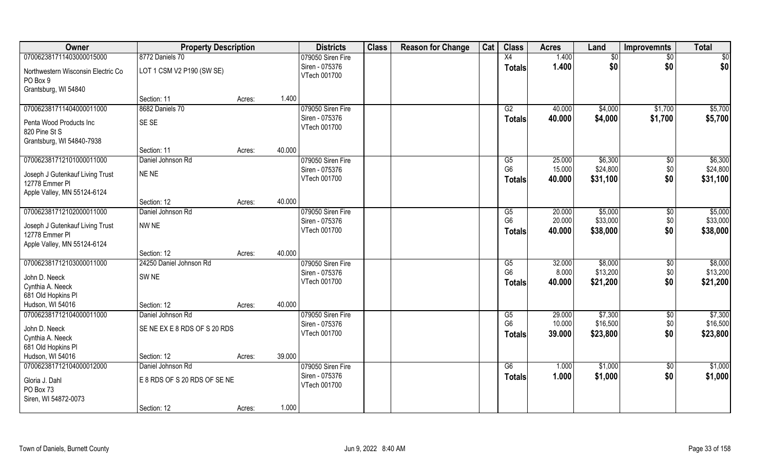| Owner | Property Description | | | Districts | Class | Reason for Change | Cat | Class | Acres | Land | Improvemnts | Total |
|---|---|---|---|---|---|---|---|---|---|---|---|---|
| 070062381711403000015000 | 8772 Daniels 70 | | | 079050 Siren Fire | | | | X4 | 1.400 | $0 | $0 | $0 |
| Northwestern Wisconsin Electric Co<br>PO Box 9<br>Grantsburg, WI 54840 | LOT 1 CSM V2 P190 (SW SE) | | | Siren - 075376<br>VTech 001700 | | | | Totals | 1.400 | $0 | $0 | $0 |
| | Section: 11 | Acres: | 1.400 | | | | | | | | | |
| 070062381711404000011000 | 8682 Daniels 70 | | | 079050 Siren Fire | | | | G2 | 40.000 | $4,000 | $1,700 | $5,700 |
| Penta Wood Products Inc<br>820 Pine St S<br>Grantsburg, WI 54840-7938 | SE SE | | | Siren - 075376<br>VTech 001700 | | | | Totals | 40.000 | $4,000 | $1,700 | $5,700 |
| | Section: 11 | Acres: | 40.000 | | | | | | | | | |
| 070062381712101000011000 | Daniel Johnson Rd | | | 079050 Siren Fire | | | | G5 | 25.000 | $6,300 | $0 | $6,300 |
| Joseph J Gutenkauf Living Trust<br>12778 Emmer Pl<br>Apple Valley, MN 55124-6124 | NE NE | | | Siren - 075376<br>VTech 001700 | | | | G6 | 15.000 | $24,800 | $0 | $24,800 |
| | | | | | | | | Totals | 40.000 | $31,100 | $0 | $31,100 |
| | Section: 12 | Acres: | 40.000 | | | | | | | | | |
| 070062381712102000011000 | Daniel Johnson Rd | | | 079050 Siren Fire | | | | G5 | 20.000 | $5,000 | $0 | $5,000 |
| Joseph J Gutenkauf Living Trust<br>12778 Emmer Pl<br>Apple Valley, MN 55124-6124 | NW NE | | | Siren - 075376<br>VTech 001700 | | | | G6 | 20.000 | $33,000 | $0 | $33,000 |
| | | | | | | | | Totals | 40.000 | $38,000 | $0 | $38,000 |
| | Section: 12 | Acres: | 40.000 | | | | | | | | | |
| 070062381712103000011000 | 24250 Daniel Johnson Rd | | | 079050 Siren Fire | | | | G5 | 32.000 | $8,000 | $0 | $8,000 |
| John D. Neeck<br>Cynthia A. Neeck<br>681 Old Hopkins Pl<br>Hudson, WI 54016 | SW NE | | | Siren - 075376<br>VTech 001700 | | | | G6 | 8.000 | $13,200 | $0 | $13,200 |
| | | | | | | | | Totals | 40.000 | $21,200 | $0 | $21,200 |
| | Section: 12 | Acres: | 40.000 | | | | | | | | | |
| 070062381712104000011000 | Daniel Johnson Rd | | | 079050 Siren Fire | | | | G5 | 29.000 | $7,300 | $0 | $7,300 |
| John D. Neeck<br>Cynthia A. Neeck<br>681 Old Hopkins Pl<br>Hudson, WI 54016 | SE NE EX E 8 RDS OF S 20 RDS | | | Siren - 075376<br>VTech 001700 | | | | G6 | 10.000 | $16,500 | $0 | $16,500 |
| | | | | | | | | Totals | 39.000 | $23,800 | $0 | $23,800 |
| | Section: 12 | Acres: | 39.000 | | | | | | | | | |
| 070062381712104000012000 | Daniel Johnson Rd | | | 079050 Siren Fire | | | | G6 | 1.000 | $1,000 | $0 | $1,000 |
| Gloria J. Dahl<br>PO Box 73<br>Siren, WI 54872-0073 | E 8 RDS OF S 20 RDS OF SE NE | | | Siren - 075376<br>VTech 001700 | | | | Totals | 1.000 | $1,000 | $0 | $1,000 |
| | Section: 12 | Acres: | 1.000 | | | | | | | | | |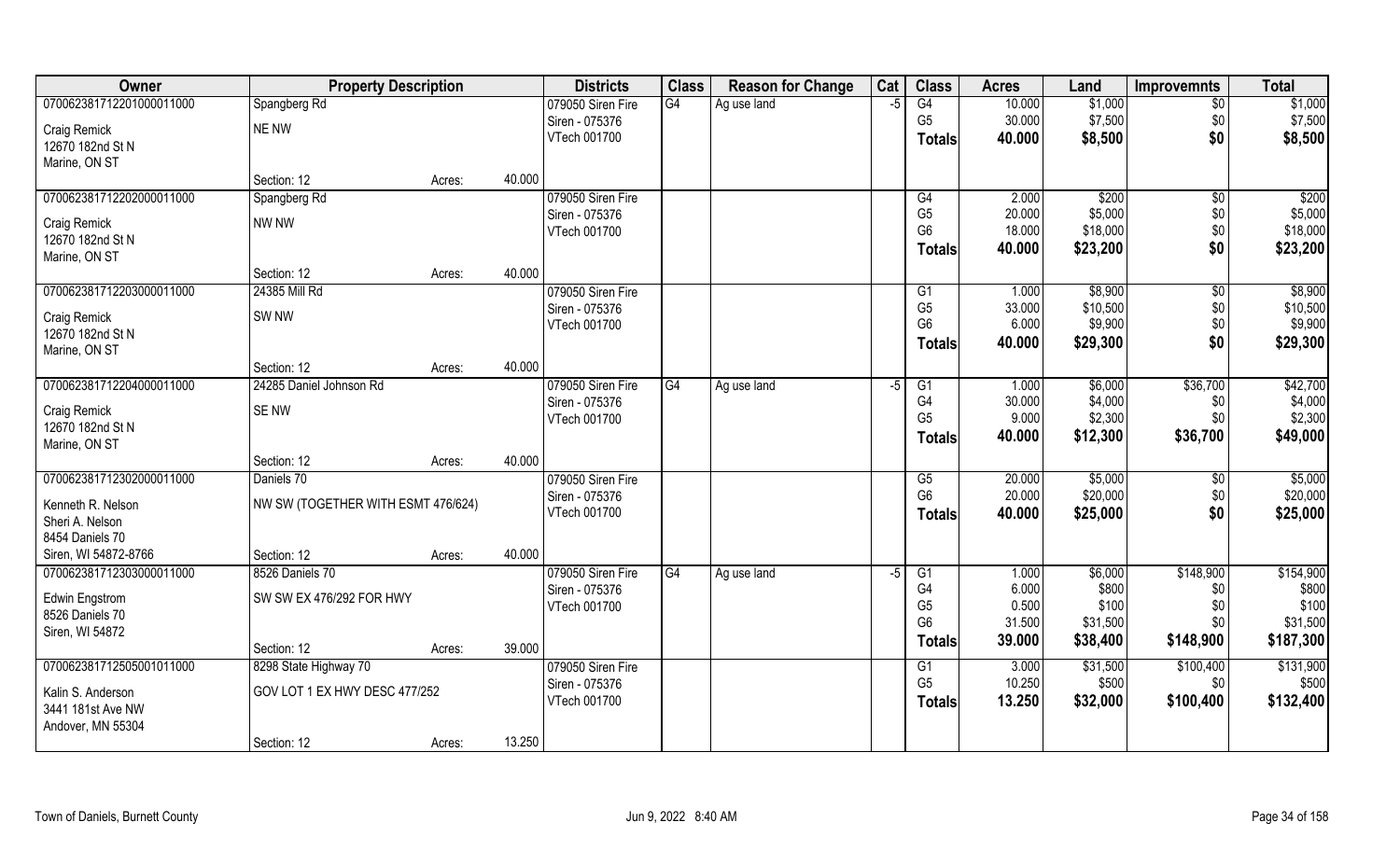| Owner | Property Description | | | Districts | Class | Reason for Change | Cat | Class | Acres | Land | Improvemnts | Total |
|---|---|---|---|---|---|---|---|---|---|---|---|---|
| 070062381712201000011000 | Spangberg Rd | | | 079050 Siren Fire | G4 | Ag use land | -5 | G4 | 10.000 | $1,000 | $0 | $1,000 |
| Craig Remick | NE NW | | | Siren - 075376 | | | | G5 | 30.000 | $7,500 | $0 | $7,500 |
| 12670 182nd St N | | | | VTech 001700 | | | | **Totals** | **40.000** | **$8,500** | **$0** | **$8,500** |
| Marine, ON ST | | | | | | | | | | | | |
| | Section: 12 | Acres: | 40.000 | | | | | | | | | |
| 070062381712202000011000 | Spangberg Rd | | | 079050 Siren Fire | | | | G4 | 2.000 | $200 | $0 | $200 |
| Craig Remick | NW NW | | | Siren - 075376 | | | | G5 | 20.000 | $5,000 | $0 | $5,000 |
| 12670 182nd St N | | | | VTech 001700 | | | | G6 | 18.000 | $18,000 | $0 | $18,000 |
| Marine, ON ST | | | | | | | | **Totals** | **40.000** | **$23,200** | **$0** | **$23,200** |
| | Section: 12 | Acres: | 40.000 | | | | | | | | | |
| 070062381712203000011000 | 24385 Mill Rd | | | 079050 Siren Fire | | | | G1 | 1.000 | $8,900 | $0 | $8,900 |
| Craig Remick | SW NW | | | Siren - 075376 | | | | G5 | 33.000 | $10,500 | $0 | $10,500 |
| 12670 182nd St N | | | | VTech 001700 | | | | G6 | 6.000 | $9,900 | $0 | $9,900 |
| Marine, ON ST | | | | | | | | **Totals** | **40.000** | **$29,300** | **$0** | **$29,300** |
| | Section: 12 | Acres: | 40.000 | | | | | | | | | |
| 070062381712204000011000 | 24285 Daniel Johnson Rd | | | 079050 Siren Fire | G4 | Ag use land | -5 | G1 | 1.000 | $6,000 | $36,700 | $42,700 |
| Craig Remick | SE NW | | | Siren - 075376 | | | | G4 | 30.000 | $4,000 | $0 | $4,000 |
| 12670 182nd St N | | | | VTech 001700 | | | | G5 | 9.000 | $2,300 | $0 | $2,300 |
| Marine, ON ST | | | | | | | | **Totals** | **40.000** | **$12,300** | **$36,700** | **$49,000** |
| | Section: 12 | Acres: | 40.000 | | | | | | | | | |
| 070062381712302000011000 | Daniels 70 | | | 079050 Siren Fire | | | | G5 | 20.000 | $5,000 | $0 | $5,000 |
| Kenneth R. Nelson | NW SW (TOGETHER WITH ESMT 476/624) | | | Siren - 075376 | | | | G6 | 20.000 | $20,000 | $0 | $20,000 |
| Sheri A. Nelson | | | | VTech 001700 | | | | **Totals** | **40.000** | **$25,000** | **$0** | **$25,000** |
| 8454 Daniels 70 | | | | | | | | | | | | |
| Siren, WI 54872-8766 | Section: 12 | Acres: | 40.000 | | | | | | | | | |
| 070062381712303000011000 | 8526 Daniels 70 | | | 079050 Siren Fire | G4 | Ag use land | -5 | G1 | 1.000 | $6,000 | $148,900 | $154,900 |
| Edwin Engstrom | SW SW EX 476/292 FOR HWY | | | Siren - 075376 | | | | G4 | 6.000 | $800 | $0 | $800 |
| 8526 Daniels 70 | | | | VTech 001700 | | | | G5 | 0.500 | $100 | $0 | $100 |
| Siren, WI 54872 | | | | | | | | G6 | 31.500 | $31,500 | $0 | $31,500 |
| | Section: 12 | Acres: | 39.000 | | | | | **Totals** | **39.000** | **$38,400** | **$148,900** | **$187,300** |
| 070062381712505001011000 | 8298 State Highway 70 | | | 079050 Siren Fire | | | | G1 | 3.000 | $31,500 | $100,400 | $131,900 |
| Kalin S. Anderson | GOV LOT 1 EX HWY DESC 477/252 | | | Siren - 075376 | | | | G5 | 10.250 | $500 | $0 | $500 |
| 3441 181st Ave NW | | | | VTech 001700 | | | | **Totals** | **13.250** | **$32,000** | **$100,400** | **$132,400** |
| Andover, MN 55304 | | | | | | | | | | | | |
| | Section: 12 | Acres: | 13.250 | | | | | | | | | |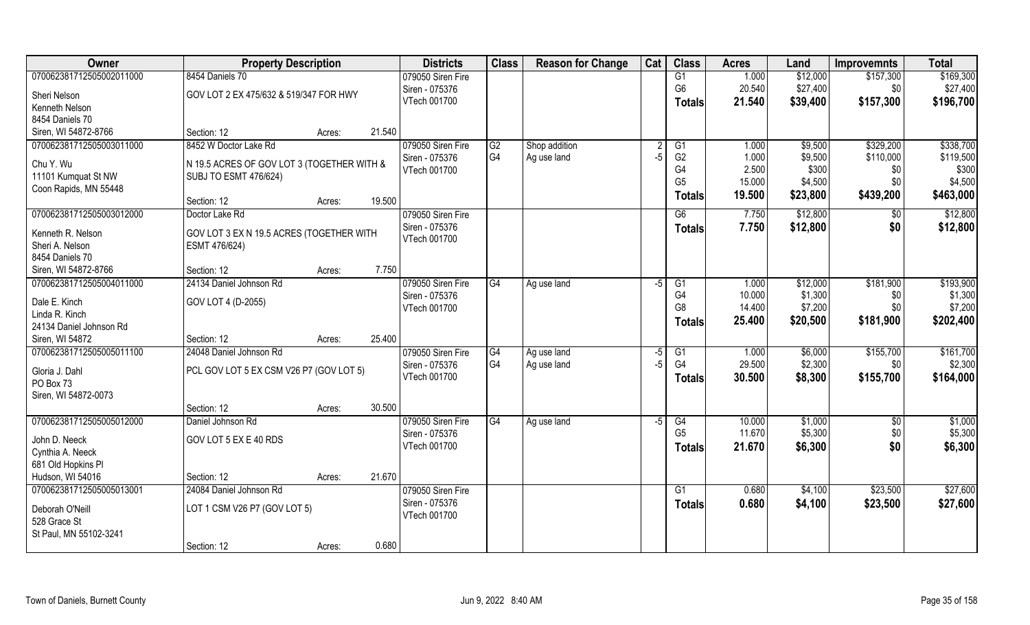| Owner | Property Description | | | Districts | Class | Reason for Change | Cat | Class | Acres | Land | Improvemnts | Total |
|---|---|---|---|---|---|---|---|---|---|---|---|---|
| 070062381712505002011000 | 8454 Daniels 70 | | | 079050 Siren Fire | | | | G1 | 1.000 | $12,000 | $157,300 | $169,300 |
| Sheri Nelson | GOV LOT 2 EX 475/632 & 519/347 FOR HWY | | | Siren - 075376 | | | | G6 | 20.540 | $27,400 | $0 | $27,400 |
| Kenneth Nelson | | | | VTech 001700 | | | | **Totals** | **21.540** | **$39,400** | **$157,300** | **$196,700** |
| 8454 Daniels 70 | | | | | | | | | | | | |
| Siren, WI 54872-8766 | Section: 12 | Acres: | 21.540 | | | | | | | | | |
| 070062381712505003011000 | 8452 W Doctor Lake Rd | | | 079050 Siren Fire | G2 | Shop addition | 2 | G1 | 1.000 | $9,500 | $329,200 | $338,700 |
| Chu Y. Wu | N 19.5 ACRES OF GOV LOT 3 (TOGETHER WITH & | | | Siren - 075376 | G4 | Ag use land | -5 | G2 | 1.000 | $9,500 | $110,000 | $119,500 |
| 11101 Kumquat St NW | SUBJ TO ESMT 476/624) | | | VTech 001700 | | | | G4 | 2.500 | $300 | $0 | $300 |
| Coon Rapids, MN 55448 | | | | | | | | G5 | 15.000 | $4,500 | $0 | $4,500 |
| | Section: 12 | Acres: | 19.500 | | | | | **Totals** | **19.500** | **$23,800** | **$439,200** | **$463,000** |
| 070062381712505003012000 | Doctor Lake Rd | | | 079050 Siren Fire | | | | G6 | 7.750 | $12,800 | $0 | $12,800 |
| Kenneth R. Nelson | GOV LOT 3 EX N 19.5 ACRES (TOGETHER WITH | | | Siren - 075376 | | | | **Totals** | **7.750** | **$12,800** | **$0** | **$12,800** |
| Sheri A. Nelson | ESMT 476/624) | | | VTech 001700 | | | | | | | | |
| 8454 Daniels 70 | | | | | | | | | | | | |
| Siren, WI 54872-8766 | Section: 12 | Acres: | 7.750 | | | | | | | | | |
| 070062381712505004011000 | 24134 Daniel Johnson Rd | | | 079050 Siren Fire | G4 | Ag use land | -5 | G1 | 1.000 | $12,000 | $181,900 | $193,900 |
| Dale E. Kinch | GOV LOT 4 (D-2055) | | | Siren - 075376 | | | | G4 | 10.000 | $1,300 | $0 | $1,300 |
| Linda R. Kinch | | | | VTech 001700 | | | | G8 | 14.400 | $7,200 | $0 | $7,200 |
| 24134 Daniel Johnson Rd | | | | | | | | **Totals** | **25.400** | **$20,500** | **$181,900** | **$202,400** |
| Siren, WI 54872 | Section: 12 | Acres: | 25.400 | | | | | | | | | |
| 070062381712505005011100 | 24048 Daniel Johnson Rd | | | 079050 Siren Fire | G4 | Ag use land | -5 | G1 | 1.000 | $6,000 | $155,700 | $161,700 |
| Gloria J. Dahl | PCL GOV LOT 5 EX CSM V26 P7 (GOV LOT 5) | | | Siren - 075376 | G4 | Ag use land | -5 | G4 | 29.500 | $2,300 | $0 | $2,300 |
| PO Box 73 | | | | VTech 001700 | | | | **Totals** | **30.500** | **$8,300** | **$155,700** | **$164,000** |
| Siren, WI 54872-0073 | | | | | | | | | | | | |
| | Section: 12 | Acres: | 30.500 | | | | | | | | | |
| 070062381712505005012000 | Daniel Johnson Rd | | | 079050 Siren Fire | G4 | Ag use land | -5 | G4 | 10.000 | $1,000 | $0 | $1,000 |
| John D. Neeck | GOV LOT 5 EX E 40 RDS | | | Siren - 075376 | | | | G5 | 11.670 | $5,300 | $0 | $5,300 |
| Cynthia A. Neeck | | | | VTech 001700 | | | | **Totals** | **21.670** | **$6,300** | **$0** | **$6,300** |
| 681 Old Hopkins Pl | | | | | | | | | | | | |
| Hudson, WI 54016 | Section: 12 | Acres: | 21.670 | | | | | | | | | |
| 070062381712505005013001 | 24084 Daniel Johnson Rd | | | 079050 Siren Fire | | | | G1 | 0.680 | $4,100 | $23,500 | $27,600 |
| Deborah O'Neill | LOT 1 CSM V26 P7 (GOV LOT 5) | | | Siren - 075376 | | | | **Totals** | **0.680** | **$4,100** | **$23,500** | **$27,600** |
| 528 Grace St | | | | VTech 001700 | | | | | | | | |
| St Paul, MN 55102-3241 | | | | | | | | | | | | |
| | Section: 12 | Acres: | 0.680 | | | | | | | | | |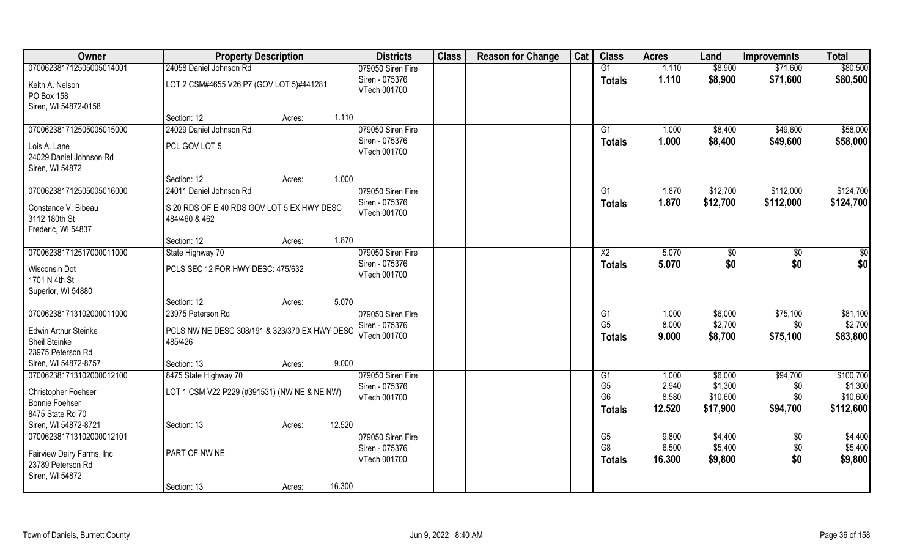| Owner | Property Description | Districts | Class | Reason for Change | Cat | Class | Acres | Land | Improvemnts | Total |
|---|---|---|---|---|---|---|---|---|---|---|
| 070062381712505005014001<br>Keith A. Nelson<br>PO Box 158<br>Siren, WI 54872-0158 | 24058 Daniel Johnson Rd<br>LOT 2 CSM#4655 V26 P7 (GOV LOT 5)#441281<br>Section: 12 Acres: 1.110 | 079050 Siren Fire<br>Siren - 075376<br>VTech 001700 | | | | G1<br>**Totals** | 1.110<br>**1.110** | $8,900<br>**$8,900** | $71,600<br>**$71,600** | $80,500<br>**$80,500** |
| 070062381712505005015000<br>Lois A. Lane<br>24029 Daniel Johnson Rd<br>Siren, WI 54872 | 24029 Daniel Johnson Rd<br>PCL GOV LOT 5<br>Section: 12 Acres: 1.000 | 079050 Siren Fire<br>Siren - 075376<br>VTech 001700 | | | | G1<br>**Totals** | 1.000<br>**1.000** | $8,400<br>**$8,400** | $49,600<br>**$49,600** | $58,000<br>**$58,000** |
| 070062381712505005016000<br>Constance V. Bibeau<br>3112 180th St<br>Frederic, WI 54837 | 24011 Daniel Johnson Rd<br>S 20 RDS OF E 40 RDS GOV LOT 5 EX HWY DESC 484/460 & 462<br>Section: 12 Acres: 1.870 | 079050 Siren Fire<br>Siren - 075376<br>VTech 001700 | | | | G1<br>**Totals** | 1.870<br>**1.870** | $12,700<br>**$12,700** | $112,000<br>**$112,000** | $124,700<br>**$124,700** |
| 070062381712517000011000<br>Wisconsin Dot<br>1701 N 4th St<br>Superior, WI 54880 | State Highway 70<br>PCLS SEC 12 FOR HWY DESC: 475/632<br>Section: 12 Acres: 5.070 | 079050 Siren Fire<br>Siren - 075376<br>VTech 001700 | | | | X2<br>**Totals** | 5.070<br>**5.070** | $0<br>**$0** | $0<br>**$0** | $0<br>**$0** |
| 070062381713102000011000<br>Edwin Arthur Steinke<br>Sheil Steinke<br>23975 Peterson Rd<br>Siren, WI 54872-8757 | 23975 Peterson Rd<br>PCLS NW NE DESC 308/191 & 323/370 EX HWY DESC 485/426<br>Section: 13 Acres: 9.000 | 079050 Siren Fire<br>Siren - 075376<br>VTech 001700 | | | | G1<br>G5<br>**Totals** | 1.000<br>8.000<br>**9.000** | $6,000<br>$2,700<br>**$8,700** | $75,100<br>$0<br>**$75,100** | $81,100<br>$2,700<br>**$83,800** |
| 070062381713102000012100<br>Christopher Foehser<br>Bonnie Foehser<br>8475 State Rd 70<br>Siren, WI 54872-8721 | 8475 State Highway 70<br>LOT 1 CSM V22 P229 (#391531) (NW NE & NE NW)<br>Section: 13 Acres: 12.520 | 079050 Siren Fire<br>Siren - 075376<br>VTech 001700 | | | | G1<br>G5<br>G6<br>**Totals** | 1.000<br>2.940<br>8.580<br>**12.520** | $6,000<br>$1,300<br>$10,600<br>**$17,900** | $94,700<br>$0<br>$0<br>**$94,700** | $100,700<br>$1,300<br>$10,600<br>**$112,600** |
| 070062381713102000012101<br>Fairview Dairy Farms, Inc<br>23789 Peterson Rd<br>Siren, WI 54872 | PART OF NW NE<br>Section: 13 Acres: 16.300 | 079050 Siren Fire<br>Siren - 075376<br>VTech 001700 | | | | G5<br>G8<br>**Totals** | 9.800<br>6.500<br>**16.300** | $4,400<br>$5,400<br>**$9,800** | $0<br>$0<br>**$0** | $4,400<br>$5,400<br>**$9,800** |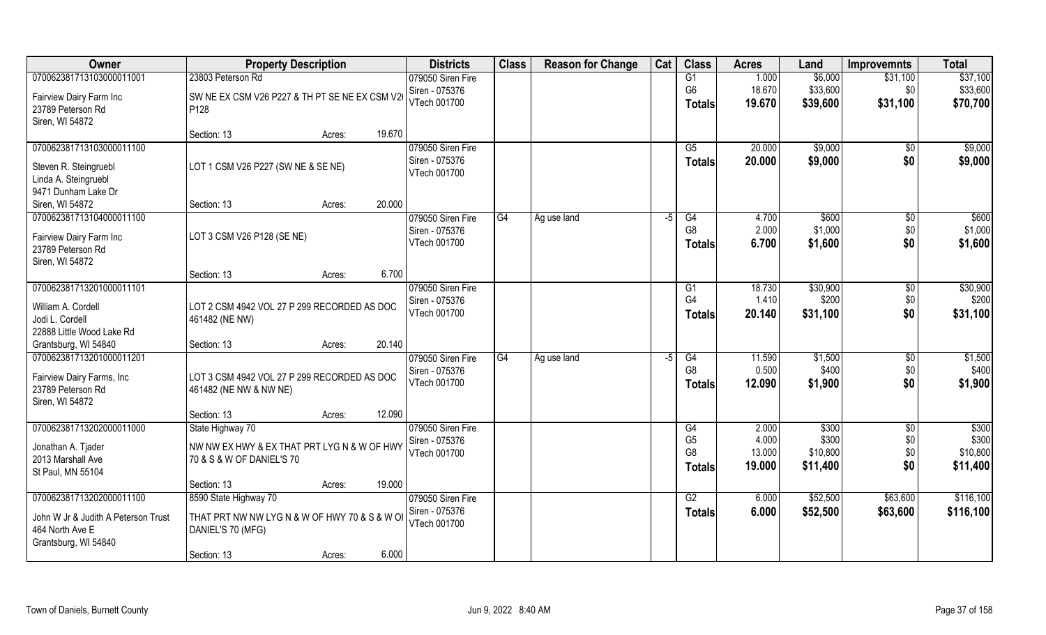| Owner | Property Description | | | Districts | Class | Reason for Change | Cat | Class | Acres | Land | Improvemnts | Total |
|---|---|---|---|---|---|---|---|---|---|---|---|---|
| 070062381713103000011001 | 23803 Peterson Rd | | | 079050 Siren Fire | | | | G1 | 1.000 | $6,000 | $31,100 | $37,100 |
| Fairview Dairy Farm Inc | SW NE EX CSM V26 P227 & TH PT SE NE EX CSM V26 P128 | | | Siren - 075376 | | | | G6 | 18.670 | $33,600 | $0 | $33,600 |
| 23789 Peterson Rd | | | | VTech 001700 | | | | **Totals** | **19.670** | **$39,600** | **$31,100** | **$70,700** |
| Siren, WI 54872 | | | | | | | | | | | | |
| | Section: 13 | Acres: | 19.670 | | | | | | | | | |
| 070062381713103000011100 | | | | 079050 Siren Fire | | | | G5 | 20.000 | $9,000 | $0 | $9,000 |
| Steven R. Steingruebl | LOT 1 CSM V26 P227 (SW NE & SE NE) | | | Siren - 075376 | | | | **Totals** | **20.000** | **$9,000** | **$0** | **$9,000** |
| Linda A. Steingruebl | | | | VTech 001700 | | | | | | | | |
| 9471 Dunham Lake Dr | | | | | | | | | | | | |
| Siren, WI 54872 | Section: 13 | Acres: | 20.000 | | | | | | | | | |
| 070062381713104000011100 | | | | 079050 Siren Fire | G4 | Ag use land | -5 | G4 | 4.700 | $600 | $0 | $600 |
| Fairview Dairy Farm Inc | LOT 3 CSM V26 P128 (SE NE) | | | Siren - 075376 | | | | G8 | 2.000 | $1,000 | $0 | $1,000 |
| 23789 Peterson Rd | | | | VTech 001700 | | | | **Totals** | **6.700** | **$1,600** | **$0** | **$1,600** |
| Siren, WI 54872 | | | | | | | | | | | | |
| | Section: 13 | Acres: | 6.700 | | | | | | | | | |
| 070062381713201000011101 | | | | 079050 Siren Fire | | | | G1 | 18.730 | $30,900 | $0 | $30,900 |
| William A. Cordell | LOT 2 CSM 4942 VOL 27 P 299 RECORDED AS DOC 461482 (NE NW) | | | Siren - 075376 | | | | G4 | 1.410 | $200 | $0 | $200 |
| Jodi L. Cordell | | | | VTech 001700 | | | | **Totals** | **20.140** | **$31,100** | **$0** | **$31,100** |
| 22888 Little Wood Lake Rd | | | | | | | | | | | | |
| Grantsburg, WI 54840 | Section: 13 | Acres: | 20.140 | | | | | | | | | |
| 070062381713201000011201 | | | | 079050 Siren Fire | G4 | Ag use land | -5 | G4 | 11.590 | $1,500 | $0 | $1,500 |
| Fairview Dairy Farms, Inc | LOT 3 CSM 4942 VOL 27 P 299 RECORDED AS DOC 461482 (NE NW & NW NE) | | | Siren - 075376 | | | | G8 | 0.500 | $400 | $0 | $400 |
| 23789 Peterson Rd | | | | VTech 001700 | | | | **Totals** | **12.090** | **$1,900** | **$0** | **$1,900** |
| Siren, WI 54872 | | | | | | | | | | | | |
| | Section: 13 | Acres: | 12.090 | | | | | | | | | |
| 070062381713202000011000 | State Highway 70 | | | 079050 Siren Fire | | | | G4 | 2.000 | $300 | $0 | $300 |
| Jonathan A. Tjader | NW NW EX HWY & EX THAT PRT LYG N & W OF HWY 70 & S & W OF DANIEL'S 70 | | | Siren - 075376 | | | | G5 | 4.000 | $300 | $0 | $300 |
| 2013 Marshall Ave | | | | VTech 001700 | | | | G8 | 13.000 | $10,800 | $0 | $10,800 |
| St Paul, MN 55104 | | | | | | | | **Totals** | **19.000** | **$11,400** | **$0** | **$11,400** |
| | Section: 13 | Acres: | 19.000 | | | | | | | | | |
| 070062381713202000011100 | 8590 State Highway 70 | | | 079050 Siren Fire | | | | G2 | 6.000 | $52,500 | $63,600 | $116,100 |
| John W Jr & Judith A Peterson Trust | THAT PRT NW NW LYG N & W OF HWY 70 & S & W OF DANIEL'S 70 (MFG) | | | Siren - 075376 | | | | **Totals** | **6.000** | **$52,500** | **$63,600** | **$116,100** |
| 464 North Ave E | | | | VTech 001700 | | | | | | | | |
| Grantsburg, WI 54840 | | | | | | | | | | | | |
| | Section: 13 | Acres: | 6.000 | | | | | | | | | |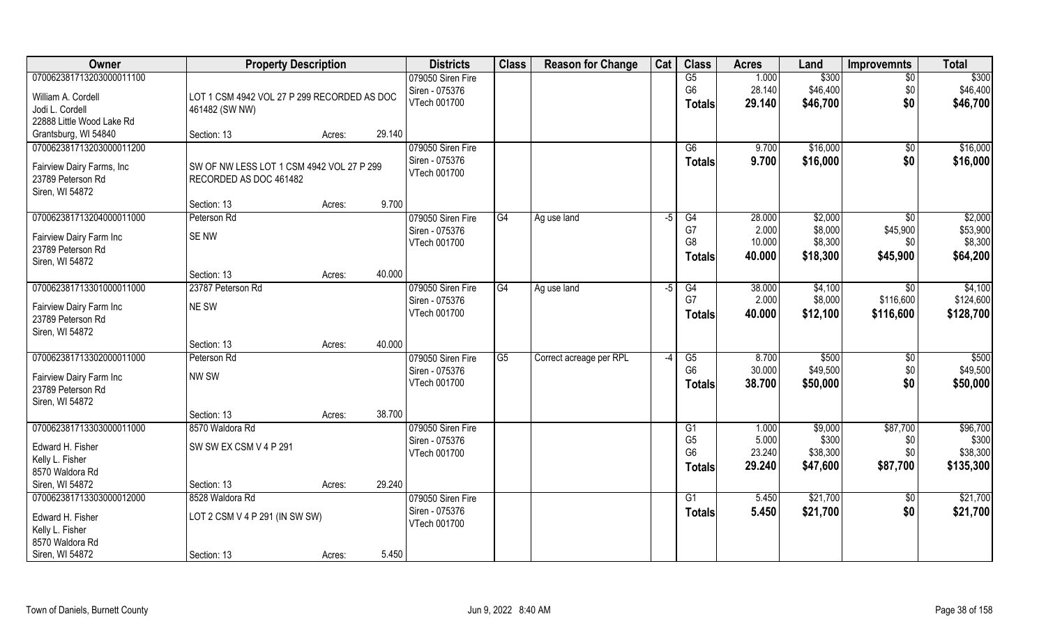| Owner | Property Description | | | Districts | Class | Reason for Change | Cat | Class | Acres | Land | Improvemnts | Total |
|---|---|---|---|---|---|---|---|---|---|---|---|---|
| 070062381713203000011100 | | | | 079050 Siren Fire | | | | G5 | 1.000 | $300 | $0 | $300 |
| William A. Cordell | LOT 1 CSM 4942 VOL 27 P 299 RECORDED AS DOC | | | Siren - 075376 | | | | G6 | 28.140 | $46,400 | $0 | $46,400 |
| Jodi L. Cordell | 461482 (SW NW) | | | VTech 001700 | | | | **Totals** | **29.140** | **$46,700** | **$0** | **$46,700** |
| 22888 Little Wood Lake Rd | | | | | | | | | | | | |
| Grantsburg, WI 54840 | Section: 13 | Acres: | 29.140 | | | | | | | | | |
| 070062381713203000011200 | | | | 079050 Siren Fire | | | | G6 | 9.700 | $16,000 | $0 | $16,000 |
| Fairview Dairy Farms, Inc | SW OF NW LESS LOT 1 CSM 4942 VOL 27 P 299 | | | Siren - 075376 | | | | **Totals** | **9.700** | **$16,000** | **$0** | **$16,000** |
| 23789 Peterson Rd | RECORDED AS DOC 461482 | | | VTech 001700 | | | | | | | | |
| Siren, WI 54872 | | | | | | | | | | | | |
| | Section: 13 | Acres: | 9.700 | | | | | | | | | |
| 070062381713204000011000 | Peterson Rd | | | 079050 Siren Fire | G4 | Ag use land | -5 | G4 | 28.000 | $2,000 | $0 | $2,000 |
| Fairview Dairy Farm Inc | SE NW | | | Siren - 075376 | | | | G7 | 2.000 | $8,000 | $45,900 | $53,900 |
| 23789 Peterson Rd | | | | VTech 001700 | | | | G8 | 10.000 | $8,300 | $0 | $8,300 |
| Siren, WI 54872 | | | | | | | | **Totals** | **40.000** | **$18,300** | **$45,900** | **$64,200** |
| | Section: 13 | Acres: | 40.000 | | | | | | | | | |
| 070062381713301000011000 | 23787 Peterson Rd | | | 079050 Siren Fire | G4 | Ag use land | -5 | G4 | 38.000 | $4,100 | $0 | $4,100 |
| Fairview Dairy Farm Inc | NE SW | | | Siren - 075376 | | | | G7 | 2.000 | $8,000 | $116,600 | $124,600 |
| 23789 Peterson Rd | | | | VTech 001700 | | | | **Totals** | **40.000** | **$12,100** | **$116,600** | **$128,700** |
| Siren, WI 54872 | | | | | | | | | | | | |
| | Section: 13 | Acres: | 40.000 | | | | | | | | | |
| 070062381713302000011000 | Peterson Rd | | | 079050 Siren Fire | G5 | Correct acreage per RPL | -4 | G5 | 8.700 | $500 | $0 | $500 |
| Fairview Dairy Farm Inc | NW SW | | | Siren - 075376 | | | | G6 | 30.000 | $49,500 | $0 | $49,500 |
| 23789 Peterson Rd | | | | VTech 001700 | | | | **Totals** | **38.700** | **$50,000** | **$0** | **$50,000** |
| Siren, WI 54872 | | | | | | | | | | | | |
| | Section: 13 | Acres: | 38.700 | | | | | | | | | |
| 070062381713303000011000 | 8570 Waldora Rd | | | 079050 Siren Fire | | | | G1 | 1.000 | $9,000 | $87,700 | $96,700 |
| Edward H. Fisher | SW SW EX CSM V 4 P 291 | | | Siren - 075376 | | | | G5 | 5.000 | $300 | $0 | $300 |
| Kelly L. Fisher | | | | VTech 001700 | | | | G6 | 23.240 | $38,300 | $0 | $38,300 |
| 8570 Waldora Rd | | | | | | | | **Totals** | **29.240** | **$47,600** | **$87,700** | **$135,300** |
| Siren, WI 54872 | Section: 13 | Acres: | 29.240 | | | | | | | | | |
| 070062381713303000012000 | 8528 Waldora Rd | | | 079050 Siren Fire | | | | G1 | 5.450 | $21,700 | $0 | $21,700 |
| Edward H. Fisher | LOT 2 CSM V 4 P 291 (IN SW SW) | | | Siren - 075376 | | | | **Totals** | **5.450** | **$21,700** | **$0** | **$21,700** |
| Kelly L. Fisher | | | | VTech 001700 | | | | | | | | |
| 8570 Waldora Rd | | | | | | | | | | | | |
| Siren, WI 54872 | Section: 13 | Acres: | 5.450 | | | | | | | | | |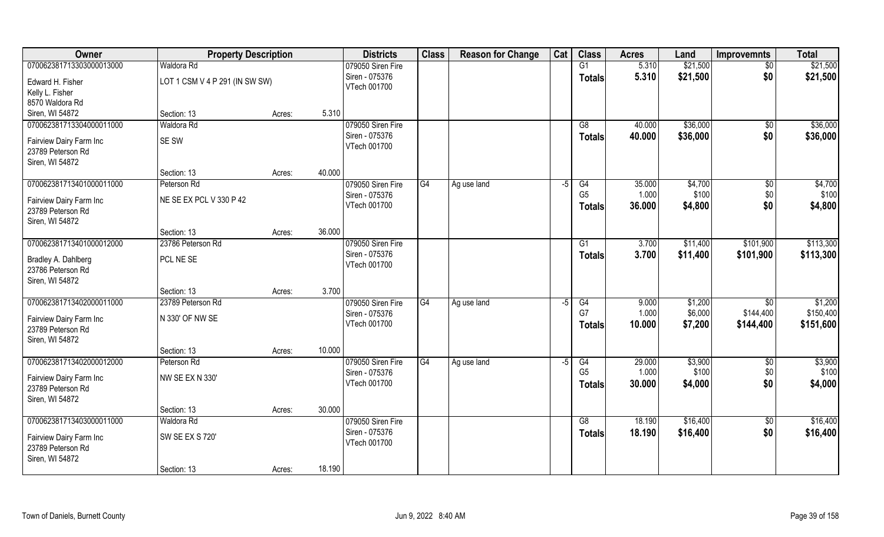| Owner | Property Description | | | Districts | Class | Reason for Change | Cat | Class | Acres | Land | Improvemnts | Total |
|---|---|---|---|---|---|---|---|---|---|---|---|---|
| 07006238171330300001300​0 | Waldora Rd | | | 079050 Siren Fire | | | | G1 | 5.310 | $21,500 | $0 | $21,500 |
| Edward H. Fisher | LOT 1 CSM V 4 P 291 (IN SW SW) | | | Siren - 075376 | | | | **Totals** | **5.310** | **$21,500** | **$0** | **$21,500** |
| Kelly L. Fisher | | | | VTech 001700 | | | | | | | | |
| 8570 Waldora Rd | | | | | | | | | | | | |
| Siren, WI 54872 | Section: 13 | Acres: | 5.310 | | | | | | | | | |
| 070062381713304000011000 | Waldora Rd | | | 079050 Siren Fire | | | | G8 | 40.000 | $36,000 | $0 | $36,000 |
| Fairview Dairy Farm Inc | SE SW | | | Siren - 075376 | | | | **Totals** | **40.000** | **$36,000** | **$0** | **$36,000** |
| 23789 Peterson Rd | | | | VTech 001700 | | | | | | | | |
| Siren, WI 54872 | | | | | | | | | | | | |
| | Section: 13 | Acres: | 40.000 | | | | | | | | | |
| 070062381713401000011000 | Peterson Rd | | | 079050 Siren Fire | G4 | Ag use land | -5 | G4 | 35.000 | $4,700 | $0 | $4,700 |
| Fairview Dairy Farm Inc | NE SE EX PCL V 330 P 42 | | | Siren - 075376 | | | | G5 | 1.000 | $100 | $0 | $100 |
| 23789 Peterson Rd | | | | VTech 001700 | | | | **Totals** | **36.000** | **$4,800** | **$0** | **$4,800** |
| Siren, WI 54872 | | | | | | | | | | | | |
| | Section: 13 | Acres: | 36.000 | | | | | | | | | |
| 070062381713401000012000 | 23786 Peterson Rd | | | 079050 Siren Fire | | | | G1 | 3.700 | $11,400 | $101,900 | $113,300 |
| Bradley A. Dahlberg | PCL NE SE | | | Siren - 075376 | | | | **Totals** | **3.700** | **$11,400** | **$101,900** | **$113,300** |
| 23786 Peterson Rd | | | | VTech 001700 | | | | | | | | |
| Siren, WI 54872 | | | | | | | | | | | | |
| | Section: 13 | Acres: | 3.700 | | | | | | | | | |
| 070062381713402000011000 | 23789 Peterson Rd | | | 079050 Siren Fire | G4 | Ag use land | -5 | G4 | 9.000 | $1,200 | $0 | $1,200 |
| Fairview Dairy Farm Inc | N 330' OF NW SE | | | Siren - 075376 | | | | G7 | 1.000 | $6,000 | $144,400 | $150,400 |
| 23789 Peterson Rd | | | | VTech 001700 | | | | **Totals** | **10.000** | **$7,200** | **$144,400** | **$151,600** |
| Siren, WI 54872 | | | | | | | | | | | | |
| | Section: 13 | Acres: | 10.000 | | | | | | | | | |
| 070062381713402000012000 | Peterson Rd | | | 079050 Siren Fire | G4 | Ag use land | -5 | G4 | 29.000 | $3,900 | $0 | $3,900 |
| Fairview Dairy Farm Inc | NW SE EX N 330' | | | Siren - 075376 | | | | G5 | 1.000 | $100 | $0 | $100 |
| 23789 Peterson Rd | | | | VTech 001700 | | | | **Totals** | **30.000** | **$4,000** | **$0** | **$4,000** |
| Siren, WI 54872 | | | | | | | | | | | | |
| | Section: 13 | Acres: | 30.000 | | | | | | | | | |
| 070062381713403000011000 | Waldora Rd | | | 079050 Siren Fire | | | | G8 | 18.190 | $16,400 | $0 | $16,400 |
| Fairview Dairy Farm Inc | SW SE EX S 720' | | | Siren - 075376 | | | | **Totals** | **18.190** | **$16,400** | **$0** | **$16,400** |
| 23789 Peterson Rd | | | | VTech 001700 | | | | | | | | |
| Siren, WI 54872 | | | | | | | | | | | | |
| | Section: 13 | Acres: | 18.190 | | | | | | | | | |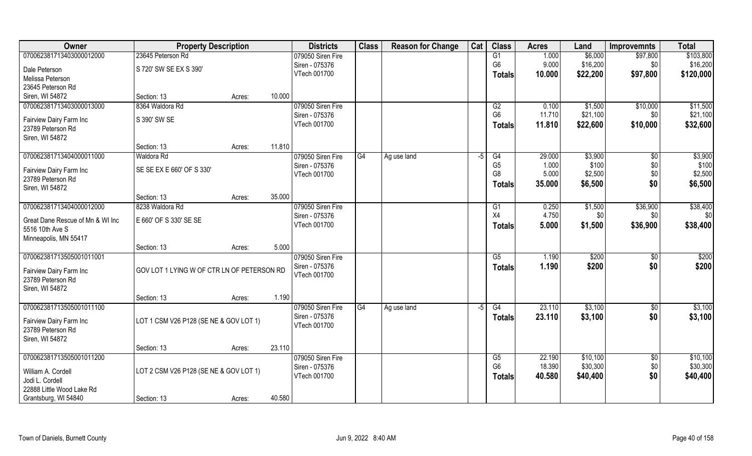| Owner | Property Description | | | Districts | Class | Reason for Change | Cat | Class | Acres | Land | Improvemnts | Total |
|---|---|---|---|---|---|---|---|---|---|---|---|---|
| 070062381713403000012000 | 23645 Peterson Rd | | | 079050 Siren Fire | | | | G1 | 1.000 | $6,000 | $97,800 | $103,800 |
| Dale Peterson | S 720' SW SE EX S 390' | | | Siren - 075376 | | | | G6 | 9.000 | $16,200 | $0 | $16,200 |
| Melissa Peterson | | | | VTech 001700 | | | | **Totals** | **10.000** | **$22,200** | **$97,800** | **$120,000** |
| 23645 Peterson Rd | | | | | | | | | | | | |
| Siren, WI 54872 | Section: 13 | Acres: | 10.000 | | | | | | | | | |
| 070062381713403000013000 | 8364 Waldora Rd | | | 079050 Siren Fire | | | | G2 | 0.100 | $1,500 | $10,000 | $11,500 |
| Fairview Dairy Farm Inc | S 390' SW SE | | | Siren - 075376 | | | | G6 | 11.710 | $21,100 | $0 | $21,100 |
| 23789 Peterson Rd | | | | VTech 001700 | | | | **Totals** | **11.810** | **$22,600** | **$10,000** | **$32,600** |
| Siren, WI 54872 | | | | | | | | | | | | |
| | Section: 13 | Acres: | 11.810 | | | | | | | | | |
| 070062381713404000011000 | Waldora Rd | | | 079050 Siren Fire | G4 | Ag use land | -5 | G4 | 29.000 | $3,900 | $0 | $3,900 |
| Fairview Dairy Farm Inc | SE SE EX E 660' OF S 330' | | | Siren - 075376 | | | | G5 | 1.000 | $100 | $0 | $100 |
| 23789 Peterson Rd | | | | VTech 001700 | | | | G8 | 5.000 | $2,500 | $0 | $2,500 |
| Siren, WI 54872 | | | | | | | | **Totals** | **35.000** | **$6,500** | **$0** | **$6,500** |
| | Section: 13 | Acres: | 35.000 | | | | | | | | | |
| 070062381713404000012000 | 8238 Waldora Rd | | | 079050 Siren Fire | | | | G1 | 0.250 | $1,500 | $36,900 | $38,400 |
| Great Dane Rescue of Mn & WI Inc | E 660' OF S 330' SE SE | | | Siren - 075376 | | | | X4 | 4.750 | $0 | $0 | $0 |
| 5516 10th Ave S | | | | VTech 001700 | | | | **Totals** | **5.000** | **$1,500** | **$36,900** | **$38,400** |
| Minneapolis, MN 55417 | | | | | | | | | | | | |
| | Section: 13 | Acres: | 5.000 | | | | | | | | | |
| 070062381713505001011001 | | | | 079050 Siren Fire | | | | G5 | 1.190 | $200 | $0 | $200 |
| Fairview Dairy Farm Inc | GOV LOT 1 LYING W OF CTR LN OF PETERSON RD | | | Siren - 075376 | | | | **Totals** | **1.190** | **$200** | **$0** | **$200** |
| 23789 Peterson Rd | | | | VTech 001700 | | | | | | | | |
| Siren, WI 54872 | | | | | | | | | | | | |
| | Section: 13 | Acres: | 1.190 | | | | | | | | | |
| 070062381713505001011100 | | | | 079050 Siren Fire | G4 | Ag use land | -5 | G4 | 23.110 | $3,100 | $0 | $3,100 |
| Fairview Dairy Farm Inc | LOT 1 CSM V26 P128 (SE NE & GOV LOT 1) | | | Siren - 075376 | | | | **Totals** | **23.110** | **$3,100** | **$0** | **$3,100** |
| 23789 Peterson Rd | | | | VTech 001700 | | | | | | | | |
| Siren, WI 54872 | | | | | | | | | | | | |
| | Section: 13 | Acres: | 23.110 | | | | | | | | | |
| 070062381713505001011200 | | | | 079050 Siren Fire | | | | G5 | 22.190 | $10,100 | $0 | $10,100 |
| William A. Cordell | LOT 2 CSM V26 P128 (SE NE & GOV LOT 1) | | | Siren - 075376 | | | | G6 | 18.390 | $30,300 | $0 | $30,300 |
| Jodi L. Cordell | | | | VTech 001700 | | | | **Totals** | **40.580** | **$40,400** | **$0** | **$40,400** |
| 22888 Little Wood Lake Rd | | | | | | | | | | | | |
| Grantsburg, WI 54840 | Section: 13 | Acres: | 40.580 | | | | | | | | | |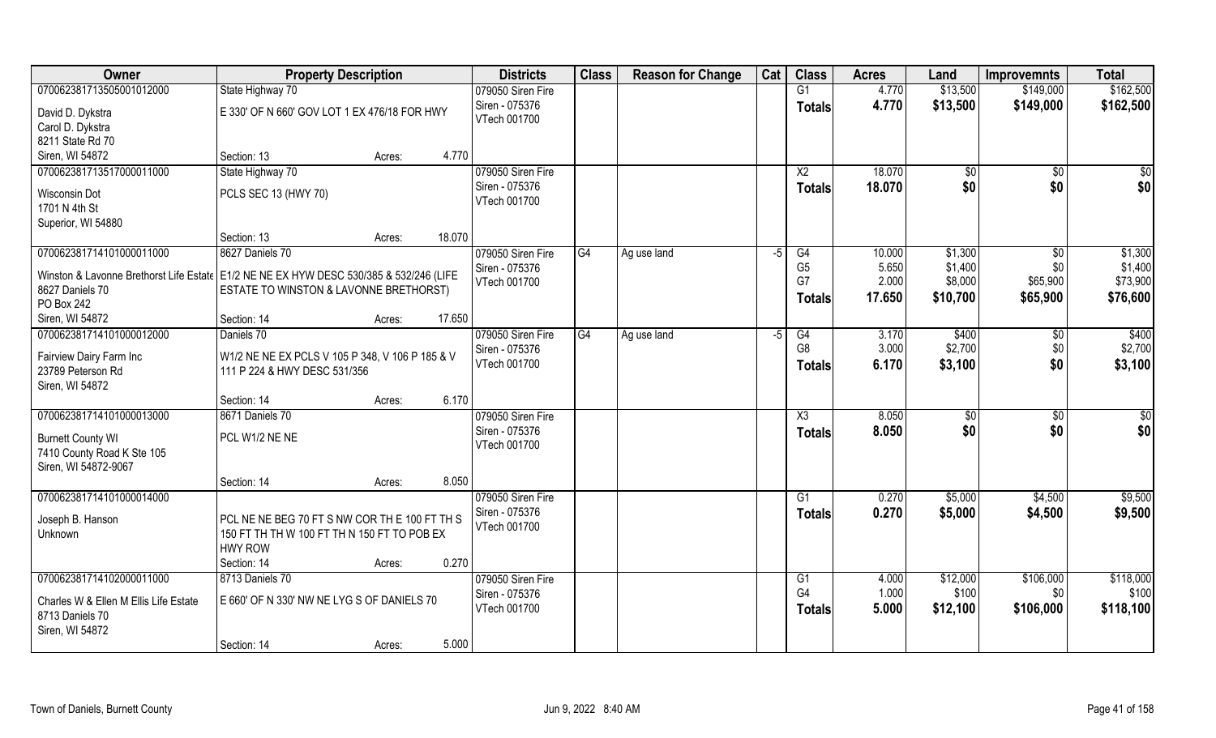| Owner | Property Description | | Districts | Class | Reason for Change | Cat | Class | Acres | Land | Improvemnts | Total |
|---|---|---|---|---|---|---|---|---|---|---|---|
| 070062381713505001012000 | State Highway 70 | | 079050 Siren Fire | | | | G1 | 4.770 | $13,500 | $149,000 | $162,500 |
| David D. Dykstra<br>Carol D. Dykstra<br>8211 State Rd 70<br>Siren, WI 54872 | E 330' OF N 660' GOV LOT 1 EX 476/18 FOR HWY | | Siren - 075376<br>VTech 001700 | | | | **Totals** | **4.770** | **$13,500** | **$149,000** | **$162,500** |
| | Section: 13 | Acres: 4.770 | | | | | | | | | |
| 070062381713517000011000 | State Highway 70 | | 079050 Siren Fire | | | | X2 | 18.070 | $0 | $0 | $0 |
| Wisconsin Dot<br>1701 N 4th St<br>Superior, WI 54880 | PCLS SEC 13 (HWY 70) | | Siren - 075376<br>VTech 001700 | | | | **Totals** | **18.070** | **$0** | **$0** | **$0** |
| | Section: 13 | Acres: 18.070 | | | | | | | | | |
| 070062381714101000011000 | 8627 Daniels 70 | | 079050 Siren Fire | G4 | Ag use land | -5 | G4 | 10.000 | $1,300 | $0 | $1,300 |
| Winston & Lavonne Brethorst Life Estate<br>8627 Daniels 70<br>PO Box 242<br>Siren, WI 54872 | E1/2 NE NE EX HYW DESC 530/385 & 532/246 (LIFE ESTATE TO WINSTON & LAVONNE BRETHORST) | | Siren - 075376<br>VTech 001700 | | | | G5 | 5.650 | $1,400 | $0 | $1,400 |
| | | | | | | | G7 | 2.000 | $8,000 | $65,900 | $73,900 |
| | | | | | | | **Totals** | **17.650** | **$10,700** | **$65,900** | **$76,600** |
| | Section: 14 | Acres: 17.650 | | | | | | | | | |
| 070062381714101000012000 | Daniels 70 | | 079050 Siren Fire | G4 | Ag use land | -5 | G4 | 3.170 | $400 | $0 | $400 |
| Fairview Dairy Farm Inc<br>23789 Peterson Rd<br>Siren, WI 54872 | W1/2 NE NE EX PCLS V 105 P 348, V 106 P 185 & V 111 P 224 & HWY DESC 531/356 | | Siren - 075376<br>VTech 001700 | | | | G8 | 3.000 | $2,700 | $0 | $2,700 |
| | | | | | | | **Totals** | **6.170** | **$3,100** | **$0** | **$3,100** |
| | Section: 14 | Acres: 6.170 | | | | | | | | | |
| 070062381714101000013000 | 8671 Daniels 70 | | 079050 Siren Fire | | | | X3 | 8.050 | $0 | $0 | $0 |
| Burnett County WI<br>7410 County Road K Ste 105<br>Siren, WI 54872-9067 | PCL W1/2 NE NE | | Siren - 075376<br>VTech 001700 | | | | **Totals** | **8.050** | **$0** | **$0** | **$0** |
| | Section: 14 | Acres: 8.050 | | | | | | | | | |
| 070062381714101000014000 | | | 079050 Siren Fire | | | | G1 | 0.270 | $5,000 | $4,500 | $9,500 |
| Joseph B. Hanson<br>Unknown | PCL NE NE BEG 70 FT S NW COR TH E 100 FT TH S 150 FT TH TH W 100 FT TH N 150 FT TO POB EX HWY ROW | | Siren - 075376<br>VTech 001700 | | | | **Totals** | **0.270** | **$5,000** | **$4,500** | **$9,500** |
| | Section: 14 | Acres: 0.270 | | | | | | | | | |
| 070062381714102000011000 | 8713 Daniels 70 | | 079050 Siren Fire | | | | G1 | 4.000 | $12,000 | $106,000 | $118,000 |
| Charles W & Ellen M Ellis Life Estate<br>8713 Daniels 70<br>Siren, WI 54872 | E 660' OF N 330' NW NE LYG S OF DANIELS 70 | | Siren - 075376<br>VTech 001700 | | | | G4 | 1.000 | $100 | $0 | $100 |
| | | | | | | | **Totals** | **5.000** | **$12,100** | **$106,000** | **$118,100** |
| | Section: 14 | Acres: 5.000 | | | | | | | | | |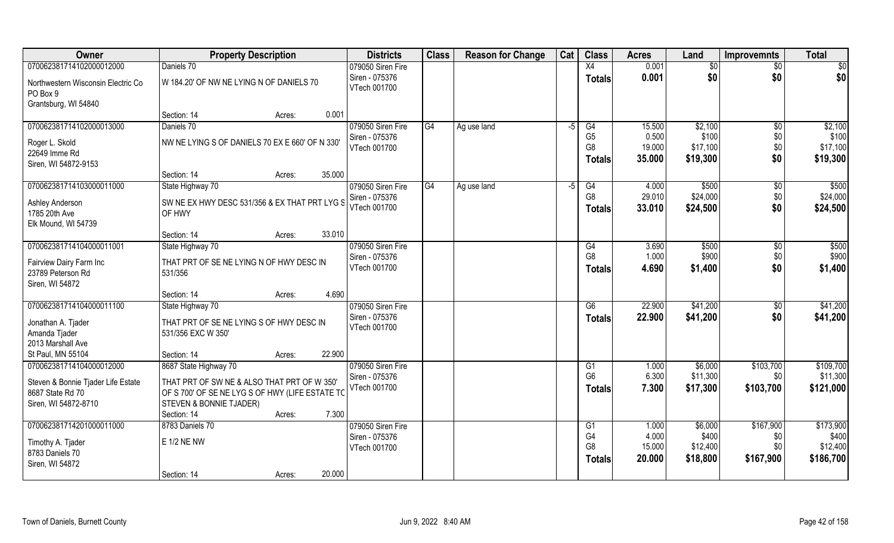| Owner | Property Description | | Districts | Class | Reason for Change | Cat | Class | Acres | Land | Improvemnts | Total |
|---|---|---|---|---|---|---|---|---|---|---|---|
| 070062381714102000012000 | Daniels 70 | | 079050 Siren Fire | | | | X4 | 0.001 | $0 | $0 | $0 |
| Northwestern Wisconsin Electric Co<br>PO Box 9<br>Grantsburg, WI 54840 | W 184.20' OF NW NE LYING N OF DANIELS 70 | | Siren - 075376<br>VTech 001700 | | | | **Totals** | **0.001** | **$0** | **$0** | **$0** |
| | Section: 14 | Acres: 0.001 | | | | | | | | | |
| 070062381714102000013000 | Daniels 70 | | 079050 Siren Fire | G4 | Ag use land | -5 | G4 | 15.500 | $2,100 | $0 | $2,100 |
| Roger L. Skold<br>22649 Imme Rd<br>Siren, WI 54872-9153 | NW NE LYING S OF DANIELS 70 EX E 660' OF N 330' | | Siren - 075376<br>VTech 001700 | | | | G5 | 0.500 | $100 | $0 | $100 |
| | | | | | | | G8 | 19.000 | $17,100 | $0 | $17,100 |
| | | | | | | | **Totals** | **35.000** | **$19,300** | **$0** | **$19,300** |
| | Section: 14 | Acres: 35.000 | | | | | | | | | |
| 070062381714103000011000 | State Highway 70 | | 079050 Siren Fire | G4 | Ag use land | -5 | G4 | 4.000 | $500 | $0 | $500 |
| Ashley Anderson<br>1785 20th Ave<br>Elk Mound, WI 54739 | SW NE EX HWY DESC 531/356 & EX THAT PRT LYG S OF HWY | | Siren - 075376<br>VTech 001700 | | | | G8 | 29.010 | $24,000 | $0 | $24,000 |
| | | | | | | | **Totals** | **33.010** | **$24,500** | **$0** | **$24,500** |
| | Section: 14 | Acres: 33.010 | | | | | | | | | |
| 070062381714104000011001 | State Highway 70 | | 079050 Siren Fire | | | | G4 | 3.690 | $500 | $0 | $500 |
| Fairview Dairy Farm Inc<br>23789 Peterson Rd<br>Siren, WI 54872 | THAT PRT OF SE NE LYING N OF HWY DESC IN 531/356 | | Siren - 075376<br>VTech 001700 | | | | G8 | 1.000 | $900 | $0 | $900 |
| | | | | | | | **Totals** | **4.690** | **$1,400** | **$0** | **$1,400** |
| | Section: 14 | Acres: 4.690 | | | | | | | | | |
| 070062381714104000011100 | State Highway 70 | | 079050 Siren Fire | | | | G6 | 22.900 | $41,200 | $0 | $41,200 |
| Jonathan A. Tjader<br>Amanda Tjader<br>2013 Marshall Ave<br>St Paul, MN 55104 | THAT PRT OF SE NE LYING S OF HWY DESC IN 531/356 EXC W 350' | | Siren - 075376<br>VTech 001700 | | | | **Totals** | **22.900** | **$41,200** | **$0** | **$41,200** |
| | Section: 14 | Acres: 22.900 | | | | | | | | | |
| 070062381714104000012000 | 8687 State Highway 70 | | 079050 Siren Fire | | | | G1 | 1.000 | $6,000 | $103,700 | $109,700 |
| Steven & Bonnie Tjader Life Estate<br>8687 State Rd 70<br>Siren, WI 54872-8710 | THAT PRT OF SW NE & ALSO THAT PRT OF W 350' OF S 700' OF SE NE LYG S OF HWY (LIFE ESTATE TO STEVEN & BONNIE TJADER) | | Siren - 075376<br>VTech 001700 | | | | G6 | 6.300 | $11,300 | $0 | $11,300 |
| | | | | | | | **Totals** | **7.300** | **$17,300** | **$103,700** | **$121,000** |
| | Section: 14 | Acres: 7.300 | | | | | | | | | |
| 070062381714201000011000 | 8783 Daniels 70 | | 079050 Siren Fire | | | | G1 | 1.000 | $6,000 | $167,900 | $173,900 |
| Timothy A. Tjader<br>8783 Daniels 70<br>Siren, WI 54872 | E 1/2 NE NW | | Siren - 075376<br>VTech 001700 | | | | G4 | 4.000 | $400 | $0 | $400 |
| | | | | | | | G8 | 15.000 | $12,400 | $0 | $12,400 |
| | | | | | | | **Totals** | **20.000** | **$18,800** | **$167,900** | **$186,700** |
| | Section: 14 | Acres: 20.000 | | | | | | | | | |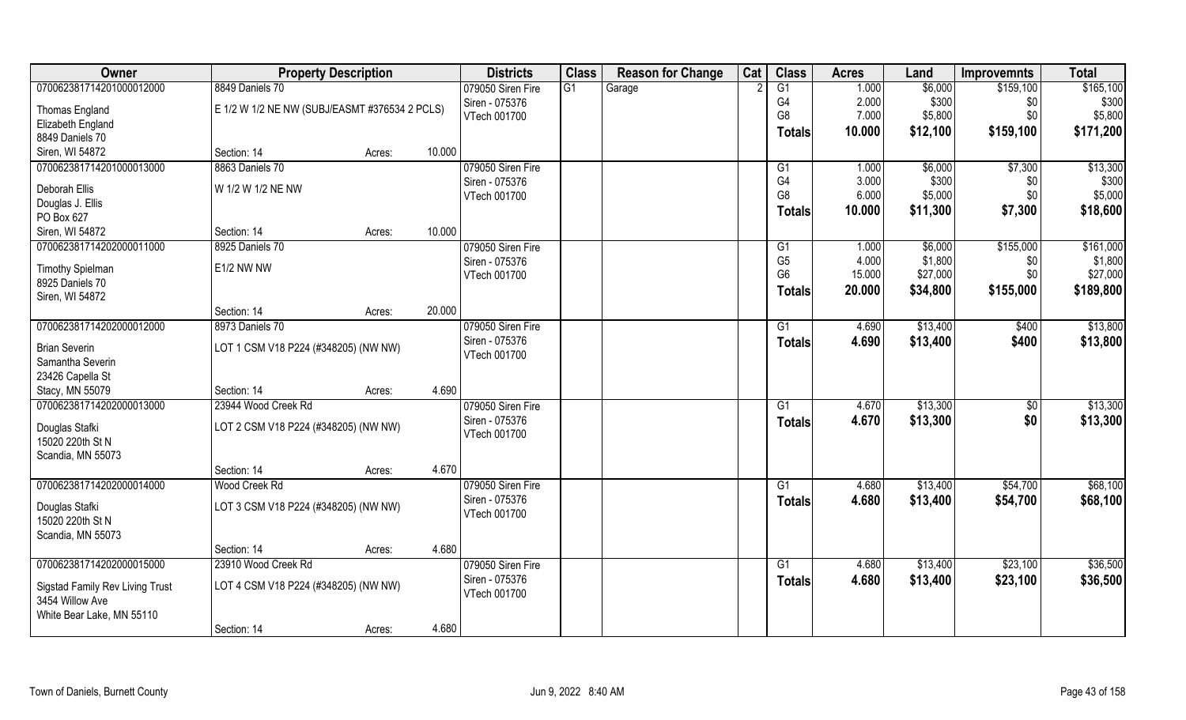| Owner | Property Description | | | Districts | Class | Reason for Change | Cat | Class | Acres | Land | Improvemnts | Total |
|---|---|---|---|---|---|---|---|---|---|---|---|---|
| 070062381714201000012000 | 8849 Daniels 70 | | | 079050 Siren Fire | G1 | Garage | 2 | G1 | 1.000 | $6,000 | $159,100 | $165,100 |
| Thomas England | E 1/2 W 1/2 NE NW (SUBJ/EASMT #376534 2 PCLS) | | | Siren - 075376 | | | | G4 | 2.000 | $300 | $0 | $300 |
| Elizabeth England | | | | VTech 001700 | | | | G8 | 7.000 | $5,800 | $0 | $5,800 |
| 8849 Daniels 70 | | | | | | | | Totals | 10.000 | $12,100 | $159,100 | $171,200 |
| Siren, WI 54872 | Section: 14 | Acres: | 10.000 | | | | | | | | | |
| 070062381714201000013000 | 8863 Daniels 70 | | | 079050 Siren Fire | | | | G1 | 1.000 | $6,000 | $7,300 | $13,300 |
| Deborah Ellis | W 1/2 W 1/2 NE NW | | | Siren - 075376 | | | | G4 | 3.000 | $300 | $0 | $300 |
| Douglas J. Ellis | | | | VTech 001700 | | | | G8 | 6.000 | $5,000 | $0 | $5,000 |
| PO Box 627 | | | | | | | | Totals | 10.000 | $11,300 | $7,300 | $18,600 |
| Siren, WI 54872 | Section: 14 | Acres: | 10.000 | | | | | | | | | |
| 070062381714202000011000 | 8925 Daniels 70 | | | 079050 Siren Fire | | | | G1 | 1.000 | $6,000 | $155,000 | $161,000 |
| Timothy Spielman | E1/2 NW NW | | | Siren - 075376 | | | | G5 | 4.000 | $1,800 | $0 | $1,800 |
| 8925 Daniels 70 | | | | VTech 001700 | | | | G6 | 15.000 | $27,000 | $0 | $27,000 |
| Siren, WI 54872 | | | | | | | | Totals | 20.000 | $34,800 | $155,000 | $189,800 |
| | Section: 14 | Acres: | 20.000 | | | | | | | | | |
| 070062381714202000012000 | 8973 Daniels 70 | | | 079050 Siren Fire | | | | G1 | 4.690 | $13,400 | $400 | $13,800 |
| Brian Severin | LOT 1 CSM V18 P224 (#348205) (NW NW) | | | Siren - 075376 | | | | Totals | 4.690 | $13,400 | $400 | $13,800 |
| Samantha Severin | | | | VTech 001700 | | | | | | | | |
| 23426 Capella St | | | | | | | | | | | | |
| Stacy, MN 55079 | Section: 14 | Acres: | 4.690 | | | | | | | | | |
| 070062381714202000013000 | 23944 Wood Creek Rd | | | 079050 Siren Fire | | | | G1 | 4.670 | $13,300 | $0 | $13,300 |
| Douglas Stafki | LOT 2 CSM V18 P224 (#348205) (NW NW) | | | Siren - 075376 | | | | Totals | 4.670 | $13,300 | $0 | $13,300 |
| 15020 220th St N | | | | VTech 001700 | | | | | | | | |
| Scandia, MN 55073 | | | | | | | | | | | | |
| | Section: 14 | Acres: | 4.670 | | | | | | | | | |
| 070062381714202000014000 | Wood Creek Rd | | | 079050 Siren Fire | | | | G1 | 4.680 | $13,400 | $54,700 | $68,100 |
| Douglas Stafki | LOT 3 CSM V18 P224 (#348205) (NW NW) | | | Siren - 075376 | | | | Totals | 4.680 | $13,400 | $54,700 | $68,100 |
| 15020 220th St N | | | | VTech 001700 | | | | | | | | |
| Scandia, MN 55073 | | | | | | | | | | | | |
| | Section: 14 | Acres: | 4.680 | | | | | | | | | |
| 070062381714202000015000 | 23910 Wood Creek Rd | | | 079050 Siren Fire | | | | G1 | 4.680 | $13,400 | $23,100 | $36,500 |
| Sigstad Family Rev Living Trust | LOT 4 CSM V18 P224 (#348205) (NW NW) | | | Siren - 075376 | | | | Totals | 4.680 | $13,400 | $23,100 | $36,500 |
| 3454 Willow Ave | | | | VTech 001700 | | | | | | | | |
| White Bear Lake, MN 55110 | | | | | | | | | | | | |
| | Section: 14 | Acres: | 4.680 | | | | | | | | | |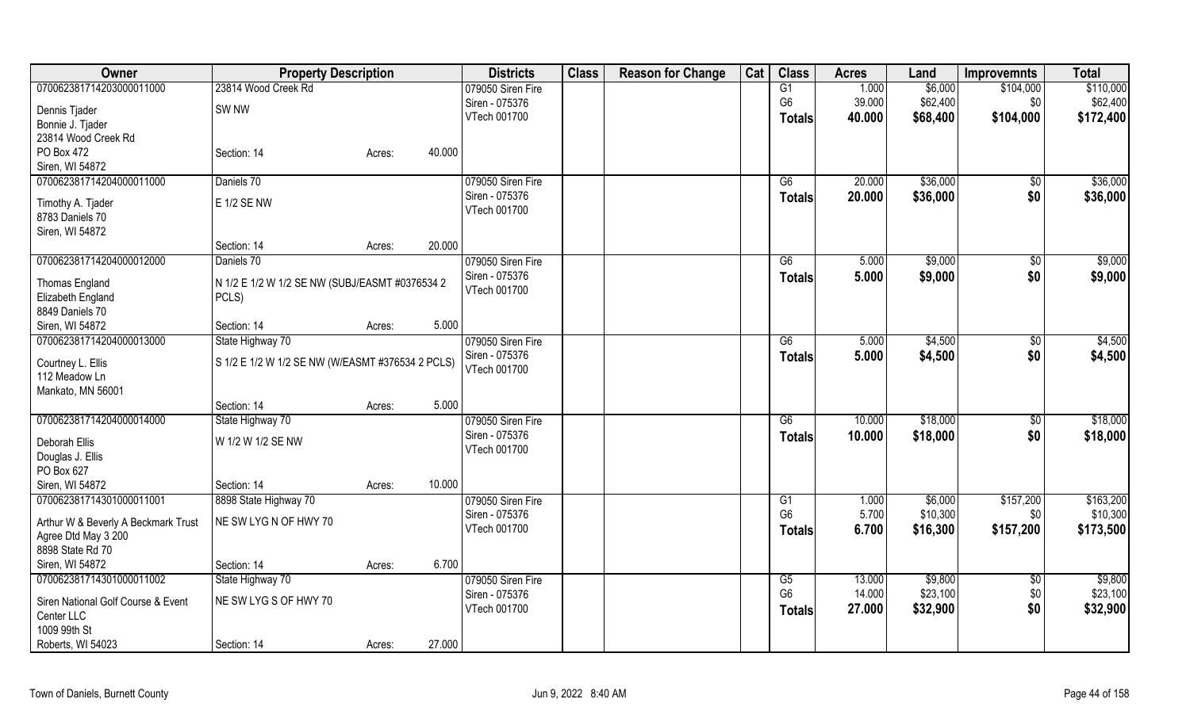| Owner | Property Description | | | Districts | Class | Reason for Change | Cat | Class | Acres | Land | Improvemnts | Total |
|---|---|---|---|---|---|---|---|---|---|---|---|---|
| 070062381714203000011000 | 23814 Wood Creek Rd | | | 079050 Siren Fire | | | | G1 | 1.000 | $6,000 | $104,000 | $110,000 |
| Dennis Tjader | SW NW | | | Siren - 075376 | | | | G6 | 39.000 | $62,400 | $0 | $62,400 |
| Bonnie J. Tjader | | | | VTech 001700 | | | | **Totals** | **40.000** | **$68,400** | **$104,000** | **$172,400** |
| 23814 Wood Creek Rd | | | | | | | | | | | | |
| PO Box 472 | Section: 14 | Acres: | 40.000 | | | | | | | | | |
| Siren, WI 54872 | | | | | | | | | | | | |
| 070062381714204000011000 | Daniels 70 | | | 079050 Siren Fire | | | | G6 | 20.000 | $36,000 | $0 | $36,000 |
| Timothy A. Tjader | E 1/2 SE NW | | | Siren - 075376 | | | | **Totals** | **20.000** | **$36,000** | **$0** | **$36,000** |
| 8783 Daniels 70 | | | | VTech 001700 | | | | | | | | |
| Siren, WI 54872 | | | | | | | | | | | | |
| | Section: 14 | Acres: | 20.000 | | | | | | | | | |
| 070062381714204000012000 | Daniels 70 | | | 079050 Siren Fire | | | | G6 | 5.000 | $9,000 | $0 | $9,000 |
| Thomas England | N 1/2 E 1/2 W 1/2 SE NW (SUBJ/EASMT #0376534 2 PCLS) | | | Siren - 075376 | | | | **Totals** | **5.000** | **$9,000** | **$0** | **$9,000** |
| Elizabeth England | | | | VTech 001700 | | | | | | | | |
| 8849 Daniels 70 | | | | | | | | | | | | |
| Siren, WI 54872 | Section: 14 | Acres: | 5.000 | | | | | | | | | |
| 070062381714204000013000 | State Highway 70 | | | 079050 Siren Fire | | | | G6 | 5.000 | $4,500 | $0 | $4,500 |
| Courtney L. Ellis | S 1/2 E 1/2 W 1/2 SE NW (W/EASMT #376534 2 PCLS) | | | Siren - 075376 | | | | **Totals** | **5.000** | **$4,500** | **$0** | **$4,500** |
| 112 Meadow Ln | | | | VTech 001700 | | | | | | | | |
| Mankato, MN 56001 | | | | | | | | | | | | |
| | Section: 14 | Acres: | 5.000 | | | | | | | | | |
| 070062381714204000014000 | State Highway 70 | | | 079050 Siren Fire | | | | G6 | 10.000 | $18,000 | $0 | $18,000 |
| Deborah Ellis | W 1/2 W 1/2 SE NW | | | Siren - 075376 | | | | **Totals** | **10.000** | **$18,000** | **$0** | **$18,000** |
| Douglas J. Ellis | | | | VTech 001700 | | | | | | | | |
| PO Box 627 | | | | | | | | | | | | |
| Siren, WI 54872 | Section: 14 | Acres: | 10.000 | | | | | | | | | |
| 070062381714301000011001 | 8898 State Highway 70 | | | 079050 Siren Fire | | | | G1 | 1.000 | $6,000 | $157,200 | $163,200 |
| Arthur W & Beverly A Beckmark Trust | NE SW LYG N OF HWY 70 | | | Siren - 075376 | | | | G6 | 5.700 | $10,300 | $0 | $10,300 |
| Agree Dtd May 3 200 | | | | VTech 001700 | | | | **Totals** | **6.700** | **$16,300** | **$157,200** | **$173,500** |
| 8898 State Rd 70 | | | | | | | | | | | | |
| Siren, WI 54872 | Section: 14 | Acres: | 6.700 | | | | | | | | | |
| 070062381714301000011002 | State Highway 70 | | | 079050 Siren Fire | | | | G5 | 13.000 | $9,800 | $0 | $9,800 |
| Siren National Golf Course & Event Center LLC | NE SW LYG S OF HWY 70 | | | Siren - 075376 | | | | G6 | 14.000 | $23,100 | $0 | $23,100 |
| 1009 99th St | | | | VTech 001700 | | | | **Totals** | **27.000** | **$32,900** | **$0** | **$32,900** |
| Roberts, WI 54023 | Section: 14 | Acres: | 27.000 | | | | | | | | | |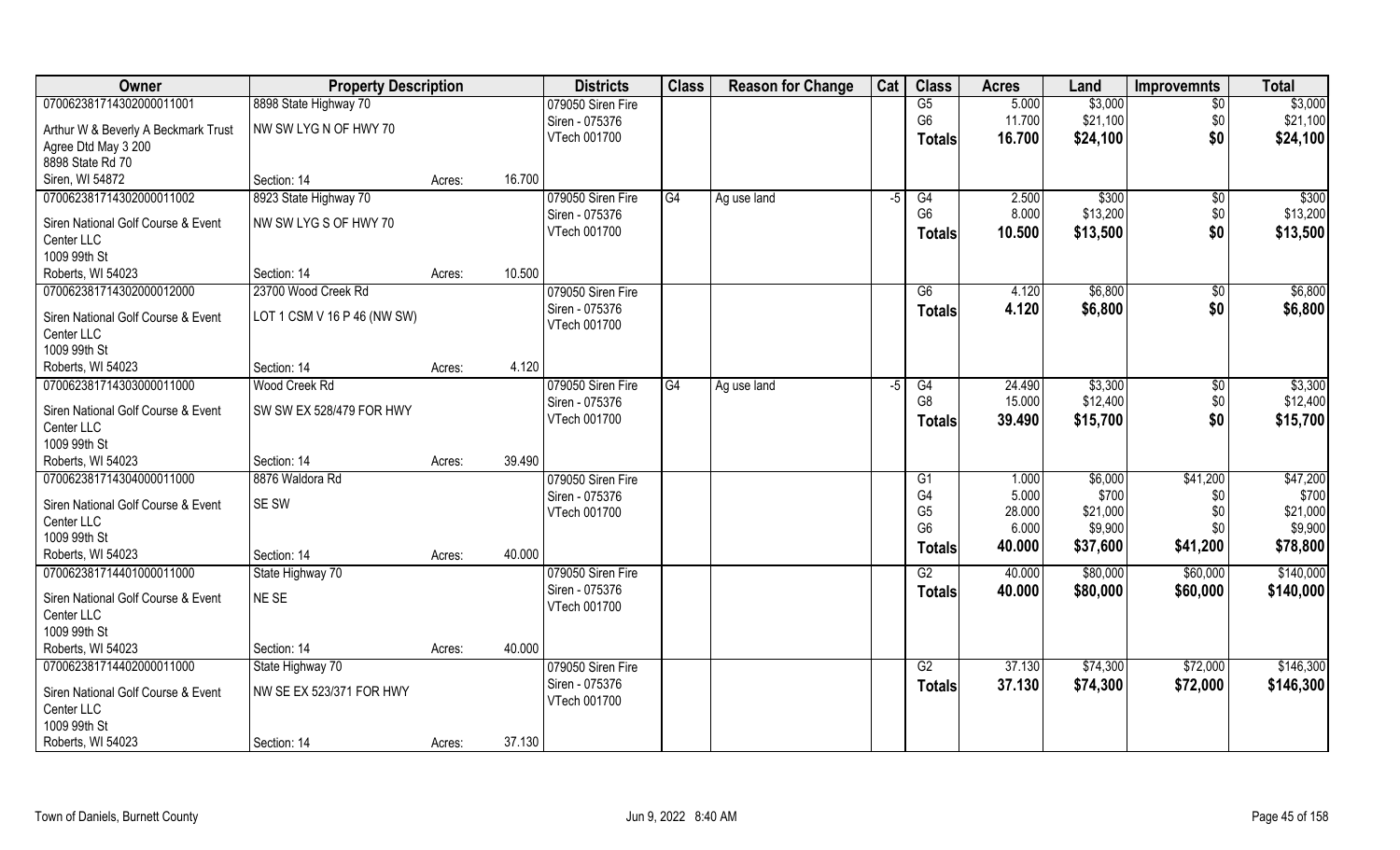| Owner | Property Description | | | Districts | Class | Reason for Change | Cat | Class | Acres | Land | Improvemnts | Total |
|---|---|---|---|---|---|---|---|---|---|---|---|---|
| 070062381714302000011001 | 8898 State Highway 70 | | | 079050 Siren Fire | | | | G5 | 5.000 | $3,000 | $0 | $3,000 |
| Arthur W & Beverly A Beckmark Trust | NW SW LYG N OF HWY 70 | | | Siren - 075376 | | | | G6 | 11.700 | $21,100 | $0 | $21,100 |
| Agree Dtd May 3 200 | | | | VTech 001700 | | | | **Totals** | **16.700** | **$24,100** | **$0** | **$24,100** |
| 8898 State Rd 70 | | | | | | | | | | | | |
| Siren, WI 54872 | Section: 14 | Acres: | 16.700 | | | | | | | | | |
| 070062381714302000011002 | 8923 State Highway 70 | | | 079050 Siren Fire | G4 | Ag use land | -5 | G4 | 2.500 | $300 | $0 | $300 |
| Siren National Golf Course & Event | NW SW LYG S OF HWY 70 | | | Siren - 075376 | | | | G6 | 8.000 | $13,200 | $0 | $13,200 |
| Center LLC | | | | VTech 001700 | | | | **Totals** | **10.500** | **$13,500** | **$0** | **$13,500** |
| 1009 99th St | | | | | | | | | | | | |
| Roberts, WI 54023 | Section: 14 | Acres: | 10.500 | | | | | | | | | |
| 070062381714302000012000 | 23700 Wood Creek Rd | | | 079050 Siren Fire | | | | G6 | 4.120 | $6,800 | $0 | $6,800 |
| Siren National Golf Course & Event | LOT 1 CSM V 16 P 46 (NW SW) | | | Siren - 075376 | | | | **Totals** | **4.120** | **$6,800** | **$0** | **$6,800** |
| Center LLC | | | | VTech 001700 | | | | | | | | |
| 1009 99th St | | | | | | | | | | | | |
| Roberts, WI 54023 | Section: 14 | Acres: | 4.120 | | | | | | | | | |
| 070062381714303000011000 | Wood Creek Rd | | | 079050 Siren Fire | G4 | Ag use land | -5 | G4 | 24.490 | $3,300 | $0 | $3,300 |
| Siren National Golf Course & Event | SW SW EX 528/479 FOR HWY | | | Siren - 075376 | | | | G8 | 15.000 | $12,400 | $0 | $12,400 |
| Center LLC | | | | VTech 001700 | | | | **Totals** | **39.490** | **$15,700** | **$0** | **$15,700** |
| 1009 99th St | | | | | | | | | | | | |
| Roberts, WI 54023 | Section: 14 | Acres: | 39.490 | | | | | | | | | |
| 070062381714304000011000 | 8876 Waldora Rd | | | 079050 Siren Fire | | | | G1 | 1.000 | $6,000 | $41,200 | $47,200 |
| Siren National Golf Course & Event | SE SW | | | Siren - 075376 | | | | G4 | 5.000 | $700 | $0 | $700 |
| Center LLC | | | | VTech 001700 | | | | G5 | 28.000 | $21,000 | $0 | $21,000 |
| 1009 99th St | | | | | | | | G6 | 6.000 | $9,900 | $0 | $9,900 |
| Roberts, WI 54023 | Section: 14 | Acres: | 40.000 | | | | | **Totals** | **40.000** | **$37,600** | **$41,200** | **$78,800** |
| 070062381714401000011000 | State Highway 70 | | | 079050 Siren Fire | | | | G2 | 40.000 | $80,000 | $60,000 | $140,000 |
| Siren National Golf Course & Event | NE SE | | | Siren - 075376 | | | | **Totals** | **40.000** | **$80,000** | **$60,000** | **$140,000** |
| Center LLC | | | | VTech 001700 | | | | | | | | |
| 1009 99th St | | | | | | | | | | | | |
| Roberts, WI 54023 | Section: 14 | Acres: | 40.000 | | | | | | | | | |
| 070062381714402000011000 | State Highway 70 | | | 079050 Siren Fire | | | | G2 | 37.130 | $74,300 | $72,000 | $146,300 |
| Siren National Golf Course & Event | NW SE EX 523/371 FOR HWY | | | Siren - 075376 | | | | **Totals** | **37.130** | **$74,300** | **$72,000** | **$146,300** |
| Center LLC | | | | VTech 001700 | | | | | | | | |
| 1009 99th St | | | | | | | | | | | | |
| Roberts, WI 54023 | Section: 14 | Acres: | 37.130 | | | | | | | | | |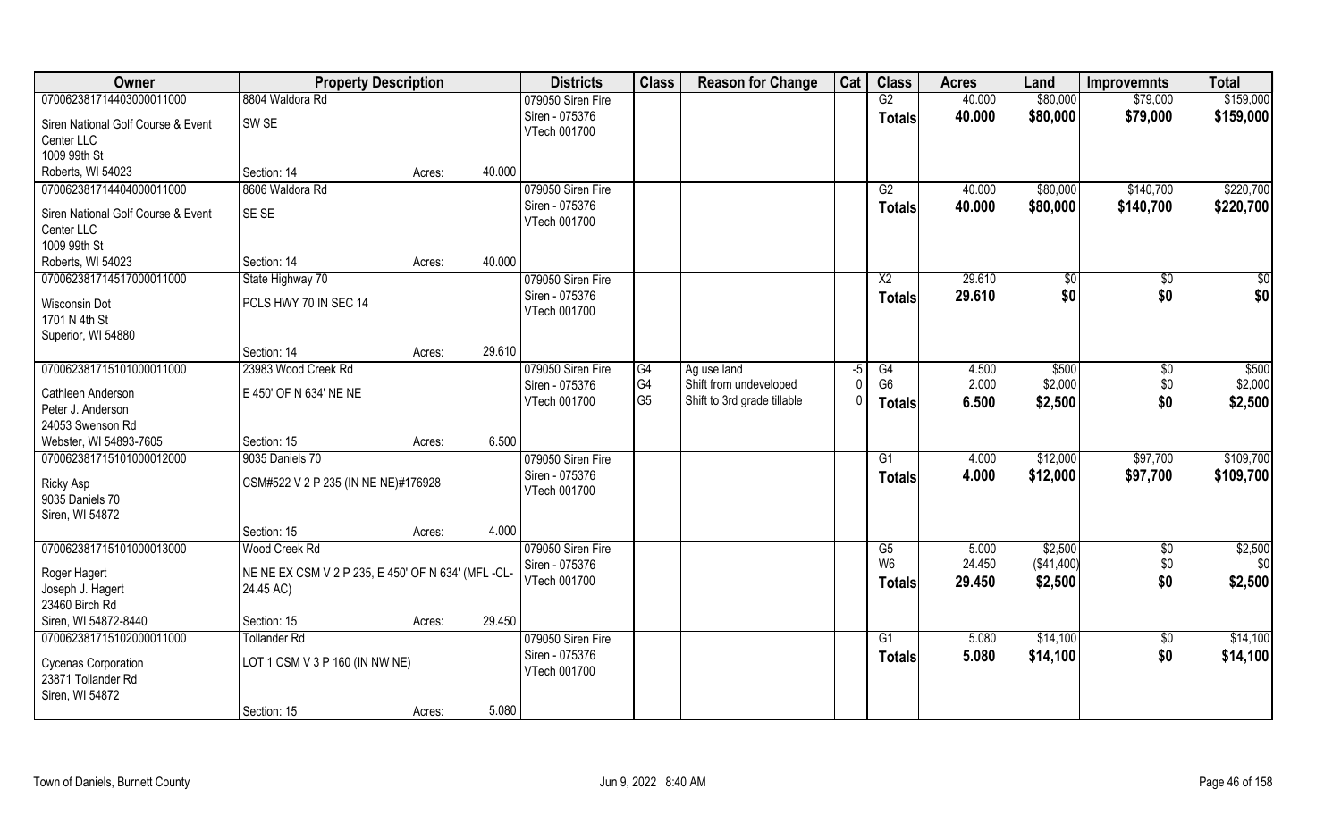| Owner | Property Description | | | Districts | Class | Reason for Change | Cat | Class | Acres | Land | Improvemnts | Total |
|---|---|---|---|---|---|---|---|---|---|---|---|---|
| 07006238171440300011000 | 8804 Waldora Rd | | | 079050 Siren Fire | | | | G2 | 40.000 | $80,000 | $79,000 | $159,000 |
| Siren National Golf Course & Event Center LLC<br>1009 99th St<br>Roberts, WI 54023 | SW SE | | | Siren - 075376<br>VTech 001700 | | | | Totals | 40.000 | $80,000 | $79,000 | $159,000 |
| | Section: 14 | Acres: | 40.000 | | | | | | | | | |
| 07006238171440400011000 | 8606 Waldora Rd | | | 079050 Siren Fire | | | | G2 | 40.000 | $80,000 | $140,700 | $220,700 |
| Siren National Golf Course & Event Center LLC<br>1009 99th St<br>Roberts, WI 54023 | SE SE | | | Siren - 075376<br>VTech 001700 | | | | Totals | 40.000 | $80,000 | $140,700 | $220,700 |
| | Section: 14 | Acres: | 40.000 | | | | | | | | | |
| 07006238171451700011000 | State Highway 70 | | | 079050 Siren Fire | | | | X2 | 29.610 | $0 | $0 | $0 |
| Wisconsin Dot<br>1701 N 4th St<br>Superior, WI 54880 | PCLS HWY 70 IN SEC 14 | | | Siren - 075376<br>VTech 001700 | | | | Totals | 29.610 | $0 | $0 | $0 |
| | Section: 14 | Acres: | 29.610 | | | | | | | | | |
| 07006238171510100011000 | 23983 Wood Creek Rd | | | 079050 Siren Fire | G4 | Ag use land | -5 | G4 | 4.500 | $500 | $0 | $500 |
| Cathleen Anderson<br>Peter J. Anderson<br>24053 Swenson Rd<br>Webster, WI 54893-7605 | E 450' OF N 634' NE NE | | | Siren - 075376<br>VTech 001700 | G4<br>G5 | Shift from undeveloped<br>Shift to 3rd grade tillable | 0<br>0 | G6 | 2.000 | $2,000 | $0 | $2,000 |
| | | | | | | | | Totals | 6.500 | $2,500 | $0 | $2,500 |
| | Section: 15 | Acres: | 6.500 | | | | | | | | | |
| 07006238171510100012000 | 9035 Daniels 70 | | | 079050 Siren Fire | | | | G1 | 4.000 | $12,000 | $97,700 | $109,700 |
| Ricky Asp<br>9035 Daniels 70<br>Siren, WI 54872 | CSM#522 V 2 P 235 (IN NE NE)#176928 | | | Siren - 075376<br>VTech 001700 | | | | Totals | 4.000 | $12,000 | $97,700 | $109,700 |
| | Section: 15 | Acres: | 4.000 | | | | | | | | | |
| 07006238171510100013000 | Wood Creek Rd | | | 079050 Siren Fire | | | | G5 | 5.000 | $2,500 | $0 | $2,500 |
| Roger Hagert<br>Joseph J. Hagert<br>23460 Birch Rd<br>Siren, WI 54872-8440 | NE NE EX CSM V 2 P 235, E 450' OF N 634' (MFL -CL- 24.45 AC) | | | Siren - 075376<br>VTech 001700 | | | | W6 | 24.450 | ($41,400) | $0 | $0 |
| | | | | | | | | Totals | 29.450 | $2,500 | $0 | $2,500 |
| | Section: 15 | Acres: | 29.450 | | | | | | | | | |
| 07006238171510200011000 | Tollander Rd | | | 079050 Siren Fire | | | | G1 | 5.080 | $14,100 | $0 | $14,100 |
| Cycenas Corporation<br>23871 Tollander Rd<br>Siren, WI 54872 | LOT 1 CSM V 3 P 160 (IN NW NE) | | | Siren - 075376<br>VTech 001700 | | | | Totals | 5.080 | $14,100 | $0 | $14,100 |
| | Section: 15 | Acres: | 5.080 | | | | | | | | | |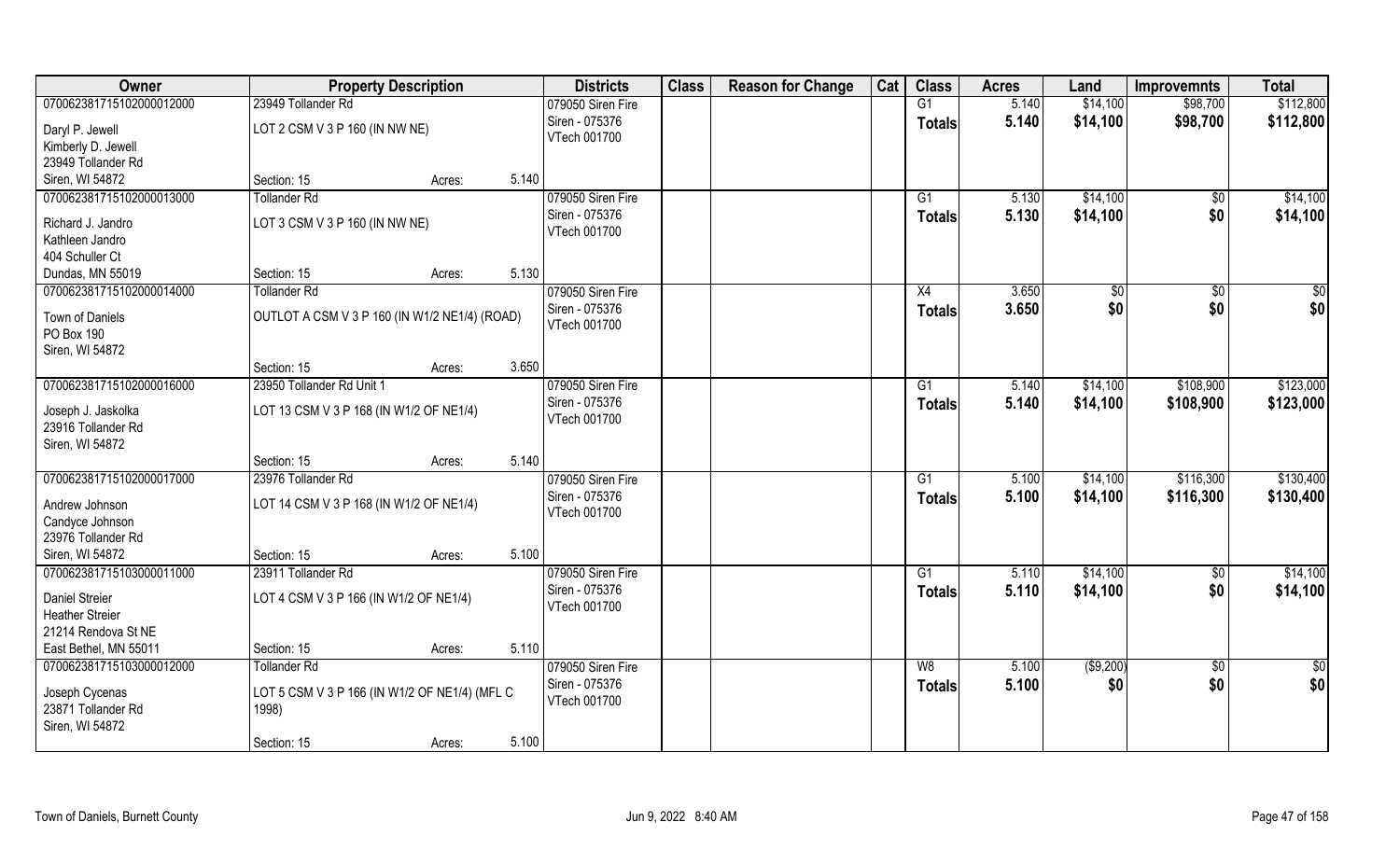| Owner | Property Description | | | Districts | Class | Reason for Change | Cat | Class | Acres | Land | Improvemnts | Total |
|---|---|---|---|---|---|---|---|---|---|---|---|---|
| 070062381715102000012000 | 23949 Tollander Rd | | | 079050 Siren Fire | | | | G1 | 5.140 | $14,100 | $98,700 | $112,800 |
| Daryl P. Jewell | LOT 2 CSM V 3 P 160 (IN NW NE) | | | Siren - 075376 | | | | **Totals** | **5.140** | **$14,100** | **$98,700** | **$112,800** |
| Kimberly D. Jewell | | | | VTech 001700 | | | | | | | | |
| 23949 Tollander Rd | | | | | | | | | | | | |
| Siren, WI 54872 | Section: 15 | Acres: | 5.140 | | | | | | | | | |
| 070062381715102000013000 | Tollander Rd | | | 079050 Siren Fire | | | | G1 | 5.130 | $14,100 | $0 | $14,100 |
| Richard J. Jandro | LOT 3 CSM V 3 P 160 (IN NW NE) | | | Siren - 075376 | | | | **Totals** | **5.130** | **$14,100** | **$0** | **$14,100** |
| Kathleen Jandro | | | | VTech 001700 | | | | | | | | |
| 404 Schuller Ct | | | | | | | | | | | | |
| Dundas, MN 55019 | Section: 15 | Acres: | 5.130 | | | | | | | | | |
| 070062381715102000014000 | Tollander Rd | | | 079050 Siren Fire | | | | X4 | 3.650 | $0 | $0 | $0 |
| Town of Daniels | OUTLOT A CSM V 3 P 160 (IN W1/2 NE1/4) (ROAD) | | | Siren - 075376 | | | | **Totals** | **3.650** | **$0** | **$0** | **$0** |
| PO Box 190 | | | | VTech 001700 | | | | | | | | |
| Siren, WI 54872 | | | | | | | | | | | | |
| | Section: 15 | Acres: | 3.650 | | | | | | | | | |
| 070062381715102000016000 | 23950 Tollander Rd Unit 1 | | | 079050 Siren Fire | | | | G1 | 5.140 | $14,100 | $108,900 | $123,000 |
| Joseph J. Jaskolka | LOT 13 CSM V 3 P 168 (IN W1/2 OF NE1/4) | | | Siren - 075376 | | | | **Totals** | **5.140** | **$14,100** | **$108,900** | **$123,000** |
| 23916 Tollander Rd | | | | VTech 001700 | | | | | | | | |
| Siren, WI 54872 | | | | | | | | | | | | |
| | Section: 15 | Acres: | 5.140 | | | | | | | | | |
| 070062381715102000017000 | 23976 Tollander Rd | | | 079050 Siren Fire | | | | G1 | 5.100 | $14,100 | $116,300 | $130,400 |
| Andrew Johnson | LOT 14 CSM V 3 P 168 (IN W1/2 OF NE1/4) | | | Siren - 075376 | | | | **Totals** | **5.100** | **$14,100** | **$116,300** | **$130,400** |
| Candyce Johnson | | | | VTech 001700 | | | | | | | | |
| 23976 Tollander Rd | | | | | | | | | | | | |
| Siren, WI 54872 | Section: 15 | Acres: | 5.100 | | | | | | | | | |
| 070062381715103000011000 | 23911 Tollander Rd | | | 079050 Siren Fire | | | | G1 | 5.110 | $14,100 | $0 | $14,100 |
| Daniel Streier | LOT 4 CSM V 3 P 166 (IN W1/2 OF NE1/4) | | | Siren - 075376 | | | | **Totals** | **5.110** | **$14,100** | **$0** | **$14,100** |
| Heather Streier | | | | VTech 001700 | | | | | | | | |
| 21214 Rendova St NE | | | | | | | | | | | | |
| East Bethel, MN 55011 | Section: 15 | Acres: | 5.110 | | | | | | | | | |
| 070062381715103000012000 | Tollander Rd | | | 079050 Siren Fire | | | | W8 | 5.100 | ($9,200) | $0 | $0 |
| Joseph Cycenas | LOT 5 CSM V 3 P 166 (IN W1/2 OF NE1/4) (MFL C 1998) | | | Siren - 075376 | | | | **Totals** | **5.100** | **$0** | **$0** | **$0** |
| 23871 Tollander Rd | | | | VTech 001700 | | | | | | | | |
| Siren, WI 54872 | | | | | | | | | | | | |
| | Section: 15 | Acres: | 5.100 | | | | | | | | | |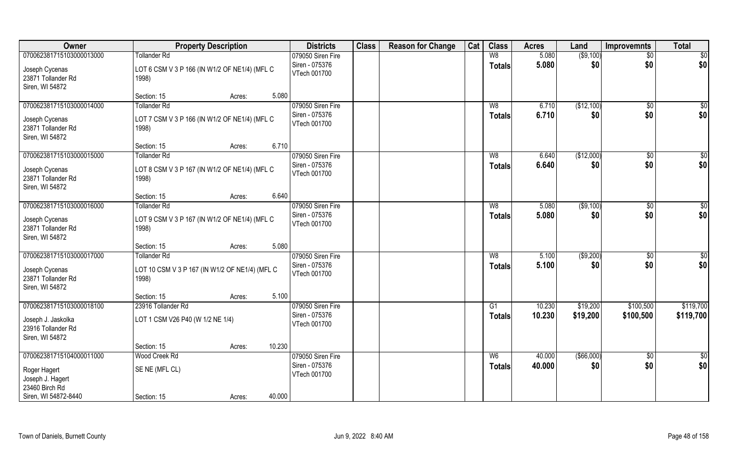| Owner | Property Description | | | Districts | Class | Reason for Change | Cat | Class | Acres | Land | Improvemnts | Total |
|---|---|---|---|---|---|---|---|---|---|---|---|---|
| 070062381715103000013000 | Tollander Rd | | | 079050 Siren Fire | | | | W8 | 5.080 | ($9,100) | $0 | $0 |
| Joseph Cycenas<br>23871 Tollander Rd<br>Siren, WI 54872 | LOT 6 CSM V 3 P 166 (IN W1/2 OF NE1/4) (MFL C 1998) | | | Siren - 075376<br>VTech 001700 | | | | Totals | 5.080 | $0 | $0 | $0 |
| | Section: 15 | Acres: | 5.080 | | | | | | | | | |
| 070062381715103000014000 | Tollander Rd | | | 079050 Siren Fire | | | | W8 | 6.710 | ($12,100) | $0 | $0 |
| Joseph Cycenas<br>23871 Tollander Rd<br>Siren, WI 54872 | LOT 7 CSM V 3 P 166 (IN W1/2 OF NE1/4) (MFL C 1998) | | | Siren - 075376<br>VTech 001700 | | | | Totals | 6.710 | $0 | $0 | $0 |
| | Section: 15 | Acres: | 6.710 | | | | | | | | | |
| 070062381715103000015000 | Tollander Rd | | | 079050 Siren Fire | | | | W8 | 6.640 | ($12,000) | $0 | $0 |
| Joseph Cycenas<br>23871 Tollander Rd<br>Siren, WI 54872 | LOT 8 CSM V 3 P 167 (IN W1/2 OF NE1/4) (MFL C 1998) | | | Siren - 075376<br>VTech 001700 | | | | Totals | 6.640 | $0 | $0 | $0 |
| | Section: 15 | Acres: | 6.640 | | | | | | | | | |
| 070062381715103000016000 | Tollander Rd | | | 079050 Siren Fire | | | | W8 | 5.080 | ($9,100) | $0 | $0 |
| Joseph Cycenas<br>23871 Tollander Rd<br>Siren, WI 54872 | LOT 9 CSM V 3 P 167 (IN W1/2 OF NE1/4) (MFL C 1998) | | | Siren - 075376<br>VTech 001700 | | | | Totals | 5.080 | $0 | $0 | $0 |
| | Section: 15 | Acres: | 5.080 | | | | | | | | | |
| 070062381715103000017000 | Tollander Rd | | | 079050 Siren Fire | | | | W8 | 5.100 | ($9,200) | $0 | $0 |
| Joseph Cycenas<br>23871 Tollander Rd<br>Siren, WI 54872 | LOT 10 CSM V 3 P 167 (IN W1/2 OF NE1/4) (MFL C 1998) | | | Siren - 075376<br>VTech 001700 | | | | Totals | 5.100 | $0 | $0 | $0 |
| | Section: 15 | Acres: | 5.100 | | | | | | | | | |
| 070062381715103000018100 | 23916 Tollander Rd | | | 079050 Siren Fire | | | | G1 | 10.230 | $19,200 | $100,500 | $119,700 |
| Joseph J. Jaskolka<br>23916 Tollander Rd<br>Siren, WI 54872 | LOT 1 CSM V26 P40 (W 1/2 NE 1/4) | | | Siren - 075376<br>VTech 001700 | | | | Totals | 10.230 | $19,200 | $100,500 | $119,700 |
| | Section: 15 | Acres: | 10.230 | | | | | | | | | |
| 070062381715104000011000 | Wood Creek Rd | | | 079050 Siren Fire | | | | W6 | 40.000 | ($66,000) | $0 | $0 |
| Roger Hagert<br>Joseph J. Hagert<br>23460 Birch Rd<br>Siren, WI 54872-8440 | SE NE (MFL CL) | | | Siren - 075376<br>VTech 001700 | | | | Totals | 40.000 | $0 | $0 | $0 |
| | Section: 15 | Acres: | 40.000 | | | | | | | | | |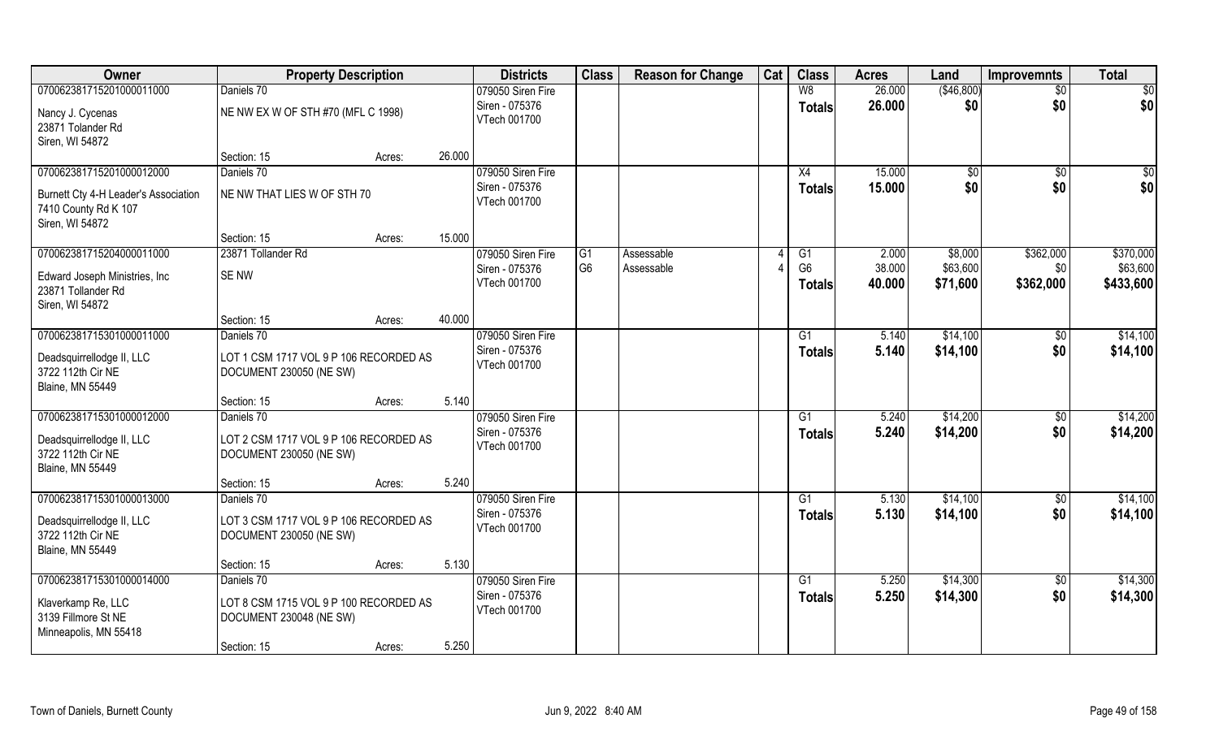| Owner | Property Description | | | Districts | Class | Reason for Change | Cat | Class | Acres | Land | Improvemnts | Total |
|---|---|---|---|---|---|---|---|---|---|---|---|---|
| 070062381715201000011000 | Daniels 70 | | | 079050 Siren Fire | | | | W8 | 26.000 | ($46,800) | $0 | $0 |
| Nancy J. Cycenas<br>23871 Tolander Rd<br>Siren, WI 54872 | NE NW EX W OF STH #70 (MFL C 1998) | | | Siren - 075376<br>VTech 001700 | | | | Totals | 26.000 | $0 | $0 | $0 |
| | Section: 15 | Acres: | 26.000 | | | | | | | | | |
| 070062381715201000012000 | Daniels 70 | | | 079050 Siren Fire | | | | X4 | 15.000 | $0 | $0 | $0 |
| Burnett Cty 4-H Leader's Association<br>7410 County Rd K 107<br>Siren, WI 54872 | NE NW THAT LIES W OF STH 70 | | | Siren - 075376<br>VTech 001700 | | | | Totals | 15.000 | $0 | $0 | $0 |
| | Section: 15 | Acres: | 15.000 | | | | | | | | | |
| 070062381715204000011000 | 23871 Tollander Rd | | | 079050 Siren Fire | G1 | Assessable | 4 | G1 | 2.000 | $8,000 | $362,000 | $370,000 |
| Edward Joseph Ministries, Inc<br>23871 Tollander Rd<br>Siren, WI 54872 | SE NW | | | Siren - 075376<br>VTech 001700 | G6 | Assessable | 4 | G6 | 38.000 | $63,600 | $0 | $63,600 |
| | | | | | | | | Totals | 40.000 | $71,600 | $362,000 | $433,600 |
| | Section: 15 | Acres: | 40.000 | | | | | | | | | |
| 070062381715301000011000 | Daniels 70 | | | 079050 Siren Fire | | | | G1 | 5.140 | $14,100 | $0 | $14,100 |
| Deadsquirrellodge II, LLC<br>3722 112th Cir NE<br>Blaine, MN 55449 | LOT 1 CSM 1717 VOL 9 P 106 RECORDED AS DOCUMENT 230050 (NE SW) | | | Siren - 075376<br>VTech 001700 | | | | Totals | 5.140 | $14,100 | $0 | $14,100 |
| | Section: 15 | Acres: | 5.140 | | | | | | | | | |
| 070062381715301000012000 | Daniels 70 | | | 079050 Siren Fire | | | | G1 | 5.240 | $14,200 | $0 | $14,200 |
| Deadsquirrellodge II, LLC<br>3722 112th Cir NE<br>Blaine, MN 55449 | LOT 2 CSM 1717 VOL 9 P 106 RECORDED AS DOCUMENT 230050 (NE SW) | | | Siren - 075376<br>VTech 001700 | | | | Totals | 5.240 | $14,200 | $0 | $14,200 |
| | Section: 15 | Acres: | 5.240 | | | | | | | | | |
| 070062381715301000013000 | Daniels 70 | | | 079050 Siren Fire | | | | G1 | 5.130 | $14,100 | $0 | $14,100 |
| Deadsquirrellodge II, LLC<br>3722 112th Cir NE<br>Blaine, MN 55449 | LOT 3 CSM 1717 VOL 9 P 106 RECORDED AS DOCUMENT 230050 (NE SW) | | | Siren - 075376<br>VTech 001700 | | | | Totals | 5.130 | $14,100 | $0 | $14,100 |
| | Section: 15 | Acres: | 5.130 | | | | | | | | | |
| 070062381715301000014000 | Daniels 70 | | | 079050 Siren Fire | | | | G1 | 5.250 | $14,300 | $0 | $14,300 |
| Klaverkamp Re, LLC<br>3139 Fillmore St NE<br>Minneapolis, MN 55418 | LOT 8 CSM 1715 VOL 9 P 100 RECORDED AS DOCUMENT 230048 (NE SW) | | | Siren - 075376<br>VTech 001700 | | | | Totals | 5.250 | $14,300 | $0 | $14,300 |
| | Section: 15 | Acres: | 5.250 | | | | | | | | | |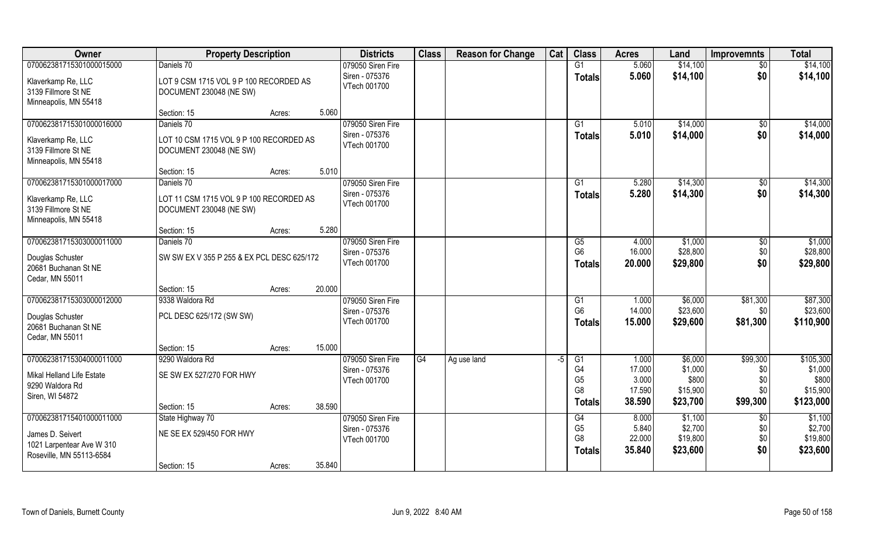| Owner | Property Description | | Districts | Class | Reason for Change | Cat | Class | Acres | Land | Improvemnts | Total |
|---|---|---|---|---|---|---|---|---|---|---|---|
| 070062381715301000015000 | Daniels 70 | | 079050 Siren Fire | | | | G1 | 5.060 | $14,100 | $0 | $14,100 |
| Klaverkamp Re, LLC | LOT 9 CSM 1715 VOL 9 P 100 RECORDED AS | | Siren - 075376 | | | | **Totals** | **5.060** | **$14,100** | **$0** | **$14,100** |
| 3139 Fillmore St NE | DOCUMENT 230048 (NE SW) | | VTech 001700 | | | | | | | | |
| Minneapolis, MN 55418 | | | | | | | | | | | |
| | Section: 15 | Acres: 5.060 | | | | | | | | | |
| 070062381715301000016000 | Daniels 70 | | 079050 Siren Fire | | | | G1 | 5.010 | $14,000 | $0 | $14,000 |
| Klaverkamp Re, LLC | LOT 10 CSM 1715 VOL 9 P 100 RECORDED AS | | Siren - 075376 | | | | **Totals** | **5.010** | **$14,000** | **$0** | **$14,000** |
| 3139 Fillmore St NE | DOCUMENT 230048 (NE SW) | | VTech 001700 | | | | | | | | |
| Minneapolis, MN 55418 | | | | | | | | | | | |
| | Section: 15 | Acres: 5.010 | | | | | | | | | |
| 070062381715301000017000 | Daniels 70 | | 079050 Siren Fire | | | | G1 | 5.280 | $14,300 | $0 | $14,300 |
| Klaverkamp Re, LLC | LOT 11 CSM 1715 VOL 9 P 100 RECORDED AS | | Siren - 075376 | | | | **Totals** | **5.280** | **$14,300** | **$0** | **$14,300** |
| 3139 Fillmore St NE | DOCUMENT 230048 (NE SW) | | VTech 001700 | | | | | | | | |
| Minneapolis, MN 55418 | | | | | | | | | | | |
| | Section: 15 | Acres: 5.280 | | | | | | | | | |
| 070062381715303000011000 | Daniels 70 | | 079050 Siren Fire | | | | G5 | 4.000 | $1,000 | $0 | $1,000 |
| Douglas Schuster | SW SW EX V 355 P 255 & EX PCL DESC 625/172 | | Siren - 075376 | | | | G6 | 16.000 | $28,800 | $0 | $28,800 |
| 20681 Buchanan St NE | | | VTech 001700 | | | | **Totals** | **20.000** | **$29,800** | **$0** | **$29,800** |
| Cedar, MN 55011 | | | | | | | | | | | |
| | Section: 15 | Acres: 20.000 | | | | | | | | | |
| 070062381715303000012000 | 9338 Waldora Rd | | 079050 Siren Fire | | | | G1 | 1.000 | $6,000 | $81,300 | $87,300 |
| Douglas Schuster | PCL DESC 625/172 (SW SW) | | Siren - 075376 | | | | G6 | 14.000 | $23,600 | $0 | $23,600 |
| 20681 Buchanan St NE | | | VTech 001700 | | | | **Totals** | **15.000** | **$29,600** | **$81,300** | **$110,900** |
| Cedar, MN 55011 | | | | | | | | | | | |
| | Section: 15 | Acres: 15.000 | | | | | | | | | |
| 070062381715304000011000 | 9290 Waldora Rd | | 079050 Siren Fire | G4 | Ag use land | -5 | G1 | 1.000 | $6,000 | $99,300 | $105,300 |
| Mikal Helland Life Estate | SE SW EX 527/270 FOR HWY | | Siren - 075376 | | | | G4 | 17.000 | $1,000 | $0 | $1,000 |
| 9290 Waldora Rd | | | VTech 001700 | | | | G5 | 3.000 | $800 | $0 | $800 |
| Siren, WI 54872 | | | | | | | G8 | 17.590 | $15,900 | $0 | $15,900 |
| | Section: 15 | Acres: 38.590 | | | | | **Totals** | **38.590** | **$23,700** | **$99,300** | **$123,000** |
| 070062381715401000011000 | State Highway 70 | | 079050 Siren Fire | | | | G4 | 8.000 | $1,100 | $0 | $1,100 |
| James D. Seivert | NE SE EX 529/450 FOR HWY | | Siren - 075376 | | | | G5 | 5.840 | $2,700 | $0 | $2,700 |
| 1021 Larpentear Ave W 310 | | | VTech 001700 | | | | G8 | 22.000 | $19,800 | $0 | $19,800 |
| Roseville, MN 55113-6584 | | | | | | | **Totals** | **35.840** | **$23,600** | **$0** | **$23,600** |
| | Section: 15 | Acres: 35.840 | | | | | | | | | |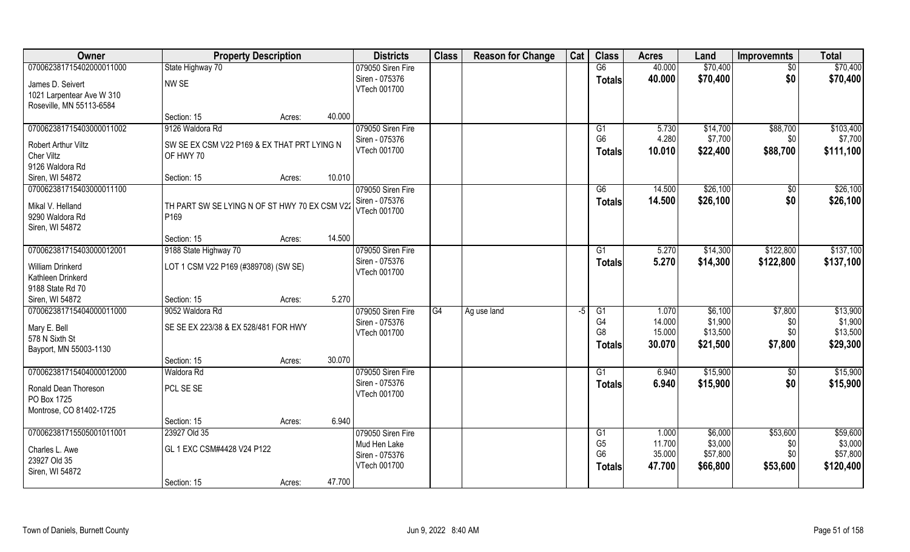| Owner | Property Description | | Districts | Class | Reason for Change | Cat | Class | Acres | Land | Improvemnts | Total |
|---|---|---|---|---|---|---|---|---|---|---|---|
| 070062381715402000011000 | State Highway 70 | | 079050 Siren Fire | | | | G6 | 40.000 | $70,400 | $0 | $70,400 |
| James D. Seivert | NW SE | | Siren - 075376 | | | | **Totals** | **40.000** | **$70,400** | **$0** | **$70,400** |
| 1021 Larpentear Ave W 310 | | | VTech 001700 | | | | | | | | |
| Roseville, MN 55113-6584 | | | | | | | | | | | |
| | Section: 15 | Acres: 40.000 | | | | | | | | | |
| 070062381715403000011002 | 9126 Waldora Rd | | 079050 Siren Fire | | | | G1 | 5.730 | $14,700 | $88,700 | $103,400 |
| Robert Arthur Viltz | SW SE EX CSM V22 P169 & EX THAT PRT LYING N OF HWY 70 | | Siren - 075376 | | | | G6 | 4.280 | $7,700 | $0 | $7,700 |
| Cher Viltz | | | VTech 001700 | | | | **Totals** | **10.010** | **$22,400** | **$88,700** | **$111,100** |
| 9126 Waldora Rd | | | | | | | | | | | |
| Siren, WI 54872 | Section: 15 | Acres: 10.010 | | | | | | | | | |
| 070062381715403000011100 | | | 079050 Siren Fire | | | | G6 | 14.500 | $26,100 | $0 | $26,100 |
| Mikal V. Helland | TH PART SW SE LYING N OF ST HWY 70 EX CSM V22 P169 | | Siren - 075376 | | | | **Totals** | **14.500** | **$26,100** | **$0** | **$26,100** |
| 9290 Waldora Rd | | | VTech 001700 | | | | | | | | |
| Siren, WI 54872 | | | | | | | | | | | |
| | Section: 15 | Acres: 14.500 | | | | | | | | | |
| 070062381715403000012001 | 9188 State Highway 70 | | 079050 Siren Fire | | | | G1 | 5.270 | $14,300 | $122,800 | $137,100 |
| William Drinkerd | LOT 1 CSM V22 P169 (#389708) (SW SE) | | Siren - 075376 | | | | **Totals** | **5.270** | **$14,300** | **$122,800** | **$137,100** |
| Kathleen Drinkerd | | | VTech 001700 | | | | | | | | |
| 9188 State Rd 70 | | | | | | | | | | | |
| Siren, WI 54872 | Section: 15 | Acres: 5.270 | | | | | | | | | |
| 070062381715404000011000 | 9052 Waldora Rd | | 079050 Siren Fire | G4 | Ag use land | -5 | G1 | 1.070 | $6,100 | $7,800 | $13,900 |
| Mary E. Bell | SE SE EX 223/38 & EX 528/481 FOR HWY | | Siren - 075376 | | | | G4 | 14.000 | $1,900 | $0 | $1,900 |
| 578 N Sixth St | | | VTech 001700 | | | | G8 | 15.000 | $13,500 | $0 | $13,500 |
| Bayport, MN 55003-1130 | | | | | | | **Totals** | **30.070** | **$21,500** | **$7,800** | **$29,300** |
| | Section: 15 | Acres: 30.070 | | | | | | | | | |
| 070062381715404000012000 | Waldora Rd | | 079050 Siren Fire | | | | G1 | 6.940 | $15,900 | $0 | $15,900 |
| Ronald Dean Thoreson | PCL SE SE | | Siren - 075376 | | | | **Totals** | **6.940** | **$15,900** | **$0** | **$15,900** |
| PO Box 1725 | | | VTech 001700 | | | | | | | | |
| Montrose, CO 81402-1725 | | | | | | | | | | | |
| | Section: 15 | Acres: 6.940 | | | | | | | | | |
| 070062381715505001011001 | 23927 Old 35 | | 079050 Siren Fire | | | | G1 | 1.000 | $6,000 | $53,600 | $59,600 |
| Charles L. Awe | GL 1 EXC CSM#4428 V24 P122 | | Mud Hen Lake | | | | G5 | 11.700 | $3,000 | $0 | $3,000 |
| 23927 Old 35 | | | Siren - 075376 | | | | G6 | 35.000 | $57,800 | $0 | $57,800 |
| Siren, WI 54872 | | | VTech 001700 | | | | **Totals** | **47.700** | **$66,800** | **$53,600** | **$120,400** |
| | Section: 15 | Acres: 47.700 | | | | | | | | | |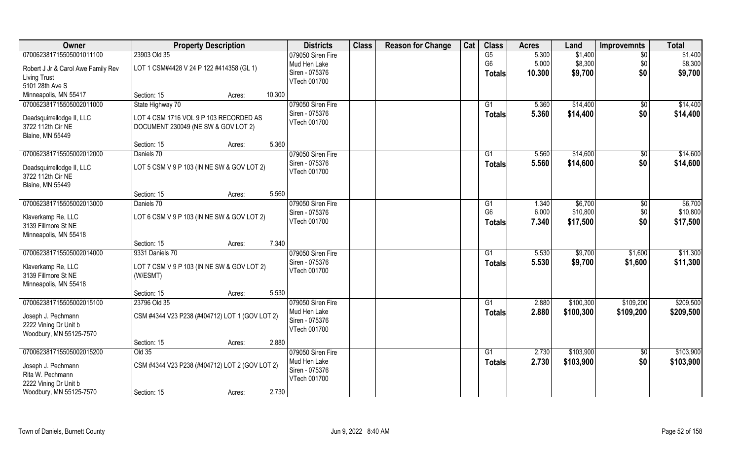| Owner | Property Description | | | Districts | Class | Reason for Change | Cat | Class | Acres | Land | Improvemnts | Total |
|---|---|---|---|---|---|---|---|---|---|---|---|---|
| 070062381715505001011100 | 23903 Old 35 | | | 079050 Siren Fire | | | | G5 | 5.300 | $1,400 | $0 | $1,400 |
| Robert J Jr & Carol Awe Family Rev Living Trust | LOT 1 CSM#4428 V 24 P 122 #414358 (GL 1) | | | Mud Hen Lake | | | | G6 | 5.000 | $8,300 | $0 | $8,300 |
| 5101 28th Ave S | | | | Siren - 075376 | | | | Totals | 10.300 | $9,700 | $0 | $9,700 |
| Minneapolis, MN 55417 | Section: 15 | Acres: | 10.300 | VTech 001700 | | | | | | | | |
| 070062381715505002011000 | State Highway 70 | | | 079050 Siren Fire | | | | G1 | 5.360 | $14,400 | $0 | $14,400 |
| Deadsquirrellodge II, LLC | LOT 4 CSM 1716 VOL 9 P 103 RECORDED AS DOCUMENT 230049 (NE SW & GOV LOT 2) | | | Siren - 075376 | | | | Totals | 5.360 | $14,400 | $0 | $14,400 |
| 3722 112th Cir NE | | | | VTech 001700 | | | | | | | | |
| Blaine, MN 55449 | Section: 15 | Acres: | 5.360 | | | | | | | | | |
| 070062381715505002012000 | Daniels 70 | | | 079050 Siren Fire | | | | G1 | 5.560 | $14,600 | $0 | $14,600 |
| Deadsquirrellodge II, LLC | LOT 5 CSM V 9 P 103 (IN NE SW & GOV LOT 2) | | | Siren - 075376 | | | | Totals | 5.560 | $14,600 | $0 | $14,600 |
| 3722 112th Cir NE | | | | VTech 001700 | | | | | | | | |
| Blaine, MN 55449 | Section: 15 | Acres: | 5.560 | | | | | | | | | |
| 070062381715505002013000 | Daniels 70 | | | 079050 Siren Fire | | | | G1 | 1.340 | $6,700 | $0 | $6,700 |
| Klaverkamp Re, LLC | LOT 6 CSM V 9 P 103 (IN NE SW & GOV LOT 2) | | | Siren - 075376 | | | | G6 | 6.000 | $10,800 | $0 | $10,800 |
| 3139 Fillmore St NE | | | | VTech 001700 | | | | Totals | 7.340 | $17,500 | $0 | $17,500 |
| Minneapolis, MN 55418 | Section: 15 | Acres: | 7.340 | | | | | | | | | |
| 070062381715505002014000 | 9331 Daniels 70 | | | 079050 Siren Fire | | | | G1 | 5.530 | $9,700 | $1,600 | $11,300 |
| Klaverkamp Re, LLC | LOT 7 CSM V 9 P 103 (IN NE SW & GOV LOT 2) (W/ESMT) | | | Siren - 075376 | | | | Totals | 5.530 | $9,700 | $1,600 | $11,300 |
| 3139 Fillmore St NE | | | | VTech 001700 | | | | | | | | |
| Minneapolis, MN 55418 | Section: 15 | Acres: | 5.530 | | | | | | | | | |
| 070062381715505002015100 | 23796 Old 35 | | | 079050 Siren Fire | | | | G1 | 2.880 | $100,300 | $109,200 | $209,500 |
| Joseph J. Pechmann | CSM #4344 V23 P238 (#404712) LOT 1 (GOV LOT 2) | | | Mud Hen Lake | | | | Totals | 2.880 | $100,300 | $109,200 | $209,500 |
| 2222 Vining Dr Unit b | | | | Siren - 075376 | | | | | | | | |
| Woodbury, MN 55125-7570 | Section: 15 | Acres: | 2.880 | VTech 001700 | | | | | | | | |
| 070062381715505002015200 | Old 35 | | | 079050 Siren Fire | | | | G1 | 2.730 | $103,900 | $0 | $103,900 |
| Joseph J. Pechmann | CSM #4344 V23 P238 (#404712) LOT 2 (GOV LOT 2) | | | Mud Hen Lake | | | | Totals | 2.730 | $103,900 | $0 | $103,900 |
| Rita W. Pechmann | | | | Siren - 075376 | | | | | | | | |
| 2222 Vining Dr Unit b | | | | VTech 001700 | | | | | | | | |
| Woodbury, MN 55125-7570 | Section: 15 | Acres: | 2.730 | | | | | | | | | |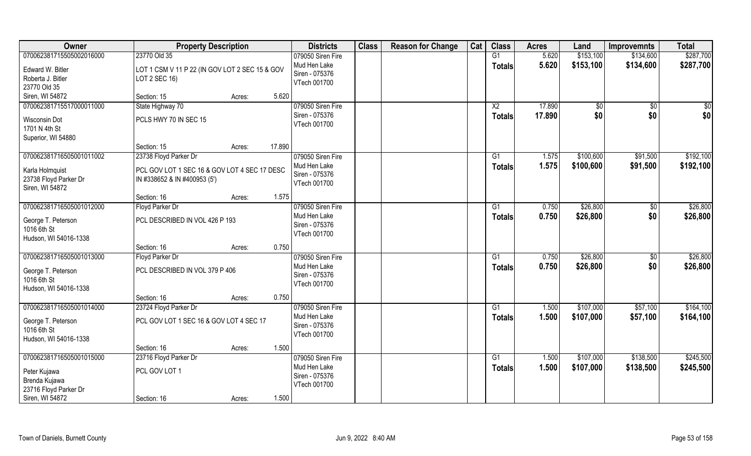| Owner | Property Description | | | Districts | Class | Reason for Change | Cat | Class | Acres | Land | Improvemnts | Total |
|---|---|---|---|---|---|---|---|---|---|---|---|---|
| 070062381715505002016000 | 23770 Old 35 | | | 079050 Siren Fire | | | | G1 | 5.620 | $153,100 | $134,600 | $287,700 |
| Edward W. Bitler<br>Roberta J. Bitler<br>23770 Old 35<br>Siren, WI 54872 | LOT 1 CSM V 11 P 22 (IN GOV LOT 2 SEC 15 & GOV LOT 2 SEC 16) | | | Mud Hen Lake<br>Siren - 075376<br>VTech 001700 | | | | Totals | 5.620 | $153,100 | $134,600 | $287,700 |
| | Section: 15 | Acres: | 5.620 | | | | | | | | | |
| 070062381715517000011000 | State Highway 70 | | | 079050 Siren Fire | | | | X2 | 17.890 | $0 | $0 | $0 |
| Wisconsin Dot<br>1701 N 4th St<br>Superior, WI 54880 | PCLS HWY 70 IN SEC 15 | | | Siren - 075376<br>VTech 001700 | | | | Totals | 17.890 | $0 | $0 | $0 |
| | Section: 15 | Acres: | 17.890 | | | | | | | | | |
| 070062381716505001011002 | 23738 Floyd Parker Dr | | | 079050 Siren Fire | | | | G1 | 1.575 | $100,600 | $91,500 | $192,100 |
| Karla Holmquist<br>23738 Floyd Parker Dr<br>Siren, WI 54872 | PCL GOV LOT 1 SEC 16 & GOV LOT 4 SEC 17 DESC IN #338652 & IN #400953 (5') | | | Mud Hen Lake<br>Siren - 075376<br>VTech 001700 | | | | Totals | 1.575 | $100,600 | $91,500 | $192,100 |
| | Section: 16 | Acres: | 1.575 | | | | | | | | | |
| 070062381716505001012000 | Floyd Parker Dr | | | 079050 Siren Fire | | | | G1 | 0.750 | $26,800 | $0 | $26,800 |
| George T. Peterson<br>1016 6th St<br>Hudson, WI 54016-1338 | PCL DESCRIBED IN VOL 426 P 193 | | | Mud Hen Lake<br>Siren - 075376<br>VTech 001700 | | | | Totals | 0.750 | $26,800 | $0 | $26,800 |
| | Section: 16 | Acres: | 0.750 | | | | | | | | | |
| 070062381716505001013000 | Floyd Parker Dr | | | 079050 Siren Fire | | | | G1 | 0.750 | $26,800 | $0 | $26,800 |
| George T. Peterson<br>1016 6th St<br>Hudson, WI 54016-1338 | PCL DESCRIBED IN VOL 379 P 406 | | | Mud Hen Lake<br>Siren - 075376<br>VTech 001700 | | | | Totals | 0.750 | $26,800 | $0 | $26,800 |
| | Section: 16 | Acres: | 0.750 | | | | | | | | | |
| 070062381716505001014000 | 23724 Floyd Parker Dr | | | 079050 Siren Fire | | | | G1 | 1.500 | $107,000 | $57,100 | $164,100 |
| George T. Peterson<br>1016 6th St<br>Hudson, WI 54016-1338 | PCL GOV LOT 1 SEC 16 & GOV LOT 4 SEC 17 | | | Mud Hen Lake<br>Siren - 075376<br>VTech 001700 | | | | Totals | 1.500 | $107,000 | $57,100 | $164,100 |
| | Section: 16 | Acres: | 1.500 | | | | | | | | | |
| 070062381716505001015000 | 23716 Floyd Parker Dr | | | 079050 Siren Fire | | | | G1 | 1.500 | $107,000 | $138,500 | $245,500 |
| Peter Kujawa<br>Brenda Kujawa<br>23716 Floyd Parker Dr<br>Siren, WI 54872 | PCL GOV LOT 1 | | | Mud Hen Lake<br>Siren - 075376<br>VTech 001700 | | | | Totals | 1.500 | $107,000 | $138,500 | $245,500 |
| | Section: 16 | Acres: | 1.500 | | | | | | | | | |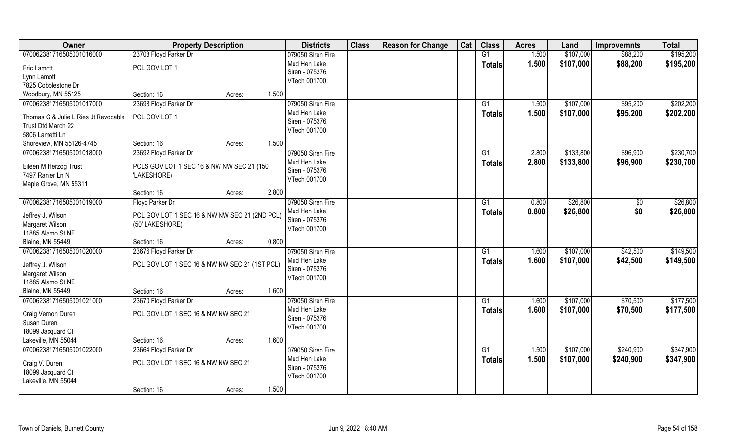| Owner | Property Description | | Districts | Class | Reason for Change | Cat | Class | Acres | Land | Improvemnts | Total |
|---|---|---|---|---|---|---|---|---|---|---|---|
| 07006238171650500101600 | 23708 Floyd Parker Dr | | 079050 Siren Fire | | | | G1 | 1.500 | $107,000 | $88,200 | $195,200 |
| Eric Lamott<br>Lynn Lamott<br>7825 Cobblestone Dr<br>Woodbury, MN 55125 | PCL GOV LOT 1 | | Mud Hen Lake<br>Siren - 075376<br>VTech 001700 | | | | Totals | 1.500 | $107,000 | $88,200 | $195,200 |
| | Section: 16 | Acres: 1.500 | | | | | | | | | |
| 07006238171650500101700 | 23698 Floyd Parker Dr | | 079050 Siren Fire | | | | G1 | 1.500 | $107,000 | $95,200 | $202,200 |
| Thomas G & Julie L Ries Jt Revocable Trust Dtd March 22<br>5806 Lametti Ln<br>Shoreview, MN 55126-4745 | PCL GOV LOT 1 | | Mud Hen Lake<br>Siren - 075376<br>VTech 001700 | | | | Totals | 1.500 | $107,000 | $95,200 | $202,200 |
| | Section: 16 | Acres: 1.500 | | | | | | | | | |
| 07006238171650500101800 | 23692 Floyd Parker Dr | | 079050 Siren Fire | | | | G1 | 2.800 | $133,800 | $96,900 | $230,700 |
| Eileen M Herzog Trust<br>7497 Ranier Ln N<br>Maple Grove, MN 55311 | PCLS GOV LOT 1 SEC 16 & NW NW SEC 21 (150 'LAKESHORE) | | Mud Hen Lake<br>Siren - 075376<br>VTech 001700 | | | | Totals | 2.800 | $133,800 | $96,900 | $230,700 |
| | Section: 16 | Acres: 2.800 | | | | | | | | | |
| 07006238171650500101900 | Floyd Parker Dr | | 079050 Siren Fire | | | | G1 | 0.800 | $26,800 | $0 | $26,800 |
| Jeffrey J. Wilson<br>Margaret Wilson<br>11885 Alamo St NE<br>Blaine, MN 55449 | PCL GOV LOT 1 SEC 16 & NW NW SEC 21 (2ND PCL) (50' LAKESHORE) | | Mud Hen Lake<br>Siren - 075376<br>VTech 001700 | | | | Totals | 0.800 | $26,800 | $0 | $26,800 |
| | Section: 16 | Acres: 0.800 | | | | | | | | | |
| 07006238171650500102000 | 23676 Floyd Parker Dr | | 079050 Siren Fire | | | | G1 | 1.600 | $107,000 | $42,500 | $149,500 |
| Jeffrey J. Wilson<br>Margaret Wilson<br>11885 Alamo St NE<br>Blaine, MN 55449 | PCL GOV LOT 1 SEC 16 & NW NW SEC 21 (1ST PCL) | | Mud Hen Lake<br>Siren - 075376<br>VTech 001700 | | | | Totals | 1.600 | $107,000 | $42,500 | $149,500 |
| | Section: 16 | Acres: 1.600 | | | | | | | | | |
| 07006238171650500102100 | 23670 Floyd Parker Dr | | 079050 Siren Fire | | | | G1 | 1.600 | $107,000 | $70,500 | $177,500 |
| Craig Vernon Duren<br>Susan Duren<br>18099 Jacquard Ct<br>Lakeville, MN 55044 | PCL GOV LOT 1 SEC 16 & NW NW SEC 21 | | Mud Hen Lake<br>Siren - 075376<br>VTech 001700 | | | | Totals | 1.600 | $107,000 | $70,500 | $177,500 |
| | Section: 16 | Acres: 1.600 | | | | | | | | | |
| 07006238171650500102200 | 23664 Floyd Parker Dr | | 079050 Siren Fire | | | | G1 | 1.500 | $107,000 | $240,900 | $347,900 |
| Craig V. Duren<br>18099 Jacquard Ct<br>Lakeville, MN 55044 | PCL GOV LOT 1 SEC 16 & NW NW SEC 21 | | Mud Hen Lake<br>Siren - 075376<br>VTech 001700 | | | | Totals | 1.500 | $107,000 | $240,900 | $347,900 |
| | Section: 16 | Acres: 1.500 | | | | | | | | | |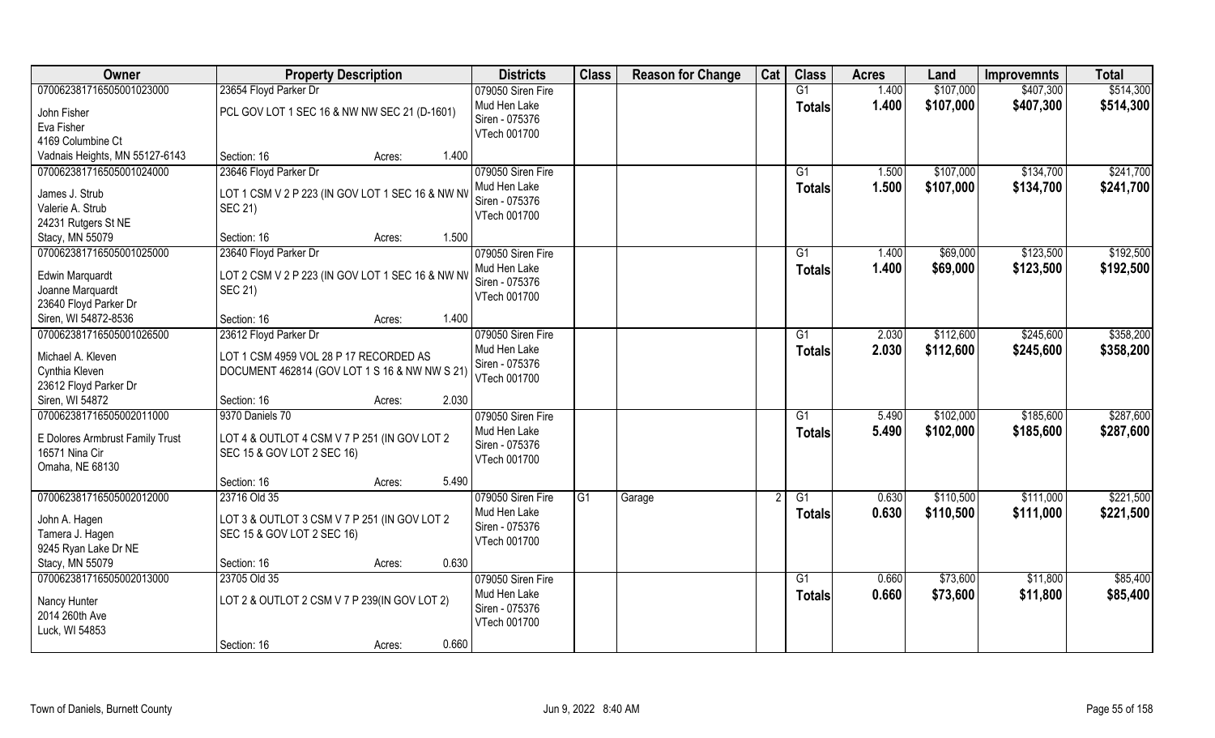| Owner | Property Description | Districts | Class | Reason for Change | Cat | Class | Acres | Land | Improvemnts | Total |
|---|---|---|---|---|---|---|---|---|---|---|
| 070062381716505001023000<br>John Fisher<br>Eva Fisher<br>4169 Columbine Ct<br>Vadnais Heights, MN 55127-6143 | 23654 Floyd Parker Dr<br>PCL GOV LOT 1 SEC 16 & NW NW SEC 21 (D-1601)<br>Section: 16 Acres: 1.400 | 079050 Siren Fire<br>Mud Hen Lake<br>Siren - 075376<br>VTech 001700 | | | | G1<br>**Totals** | 1.400<br>**1.400** | $107,000<br>**$107,000** | $407,300<br>**$407,300** | $514,300<br>**$514,300** |
| 070062381716505001024000<br>James J. Strub<br>Valerie A. Strub<br>24231 Rutgers St NE<br>Stacy, MN 55079 | 23646 Floyd Parker Dr<br>LOT 1 CSM V 2 P 223 (IN GOV LOT 1 SEC 16 & NW NW SEC 21)<br>Section: 16 Acres: 1.500 | 079050 Siren Fire<br>Mud Hen Lake<br>Siren - 075376<br>VTech 001700 | | | | G1<br>**Totals** | 1.500<br>**1.500** | $107,000<br>**$107,000** | $134,700<br>**$134,700** | $241,700<br>**$241,700** |
| 070062381716505001025000<br>Edwin Marquardt<br>Joanne Marquardt<br>23640 Floyd Parker Dr<br>Siren, WI 54872-8536 | 23640 Floyd Parker Dr<br>LOT 2 CSM V 2 P 223 (IN GOV LOT 1 SEC 16 & NW NW SEC 21)<br>Section: 16 Acres: 1.400 | 079050 Siren Fire<br>Mud Hen Lake<br>Siren - 075376<br>VTech 001700 | | | | G1<br>**Totals** | 1.400<br>**1.400** | $69,000<br>**$69,000** | $123,500<br>**$123,500** | $192,500<br>**$192,500** |
| 070062381716505001026500<br>Michael A. Kleven<br>Cynthia Kleven<br>23612 Floyd Parker Dr<br>Siren, WI 54872 | 23612 Floyd Parker Dr<br>LOT 1 CSM 4959 VOL 28 P 17 RECORDED AS DOCUMENT 462814 (GOV LOT 1 S 16 & NW NW S 21)<br>Section: 16 Acres: 2.030 | 079050 Siren Fire<br>Mud Hen Lake<br>Siren - 075376<br>VTech 001700 | | | | G1<br>**Totals** | 2.030<br>**2.030** | $112,600<br>**$112,600** | $245,600<br>**$245,600** | $358,200<br>**$358,200** |
| 070062381716505002011000<br>E Dolores Armbrust Family Trust<br>16571 Nina Cir<br>Omaha, NE 68130 | 9370 Daniels 70<br>LOT 4 & OUTLOT 4 CSM V 7 P 251 (IN GOV LOT 2 SEC 15 & GOV LOT 2 SEC 16)<br>Section: 16 Acres: 5.490 | 079050 Siren Fire<br>Mud Hen Lake<br>Siren - 075376<br>VTech 001700 | | | | G1<br>**Totals** | 5.490<br>**5.490** | $102,000<br>**$102,000** | $185,600<br>**$185,600** | $287,600<br>**$287,600** |
| 070062381716505002012000<br>John A. Hagen<br>Tamera J. Hagen<br>9245 Ryan Lake Dr NE<br>Stacy, MN 55079 | 23716 Old 35<br>LOT 3 & OUTLOT 3 CSM V 7 P 251 (IN GOV LOT 2 SEC 15 & GOV LOT 2 SEC 16)<br>Section: 16 Acres: 0.630 | 079050 Siren Fire<br>Mud Hen Lake<br>Siren - 075376<br>VTech 001700 | G1 | Garage | 2 | G1<br>**Totals** | 0.630<br>**0.630** | $110,500<br>**$110,500** | $111,000<br>**$111,000** | $221,500<br>**$221,500** |
| 070062381716505002013000<br>Nancy Hunter<br>2014 260th Ave<br>Luck, WI 54853 | 23705 Old 35<br>LOT 2 & OUTLOT 2 CSM V 7 P 239(IN GOV LOT 2)<br>Section: 16 Acres: 0.660 | 079050 Siren Fire<br>Mud Hen Lake<br>Siren - 075376<br>VTech 001700 | | | | G1<br>**Totals** | 0.660<br>**0.660** | $73,600<br>**$73,600** | $11,800<br>**$11,800** | $85,400<br>**$85,400** |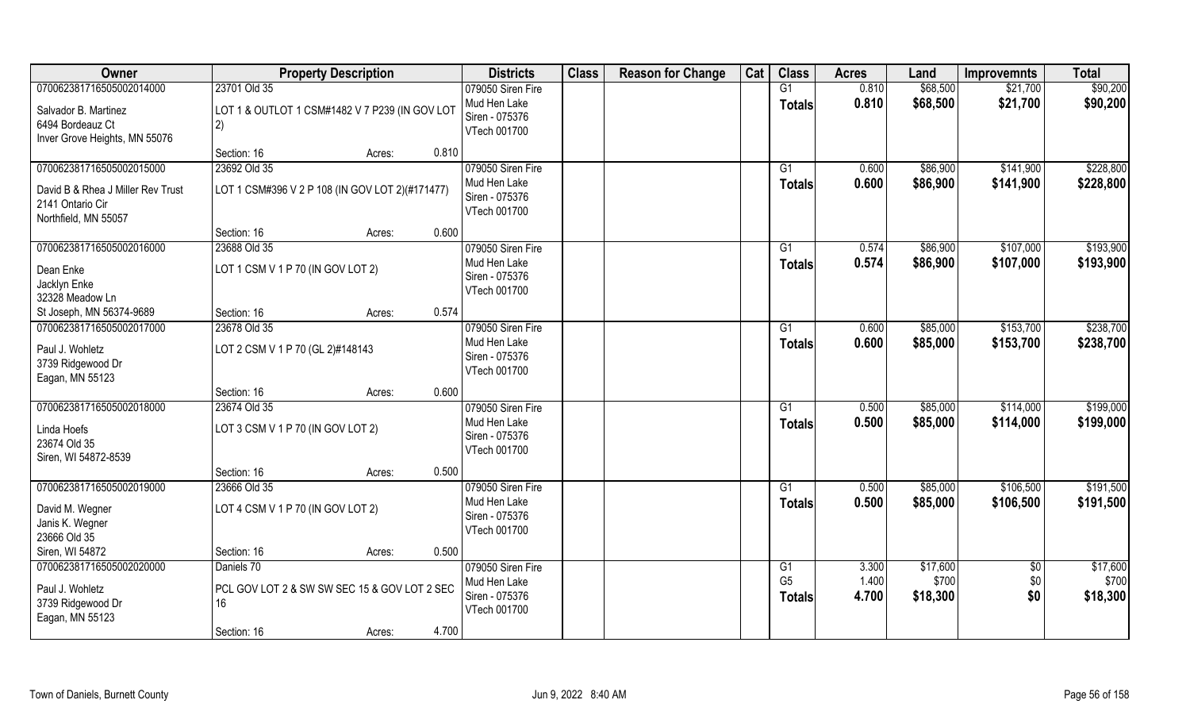| Owner | Property Description | | | Districts | Class | Reason for Change | Cat | Class | Acres | Land | Improvemnts | Total |
|---|---|---|---|---|---|---|---|---|---|---|---|---|
| 070062381716505002014000 | 23701 Old 35 | | | 079050 Siren Fire | | | | G1 | 0.810 | $68,500 | $21,700 | $90,200 |
| Salvador B. Martinez<br>6494 Bordeauz Ct<br>Inver Grove Heights, MN 55076 | LOT 1 & OUTLOT 1 CSM#1482 V 7 P239 (IN GOV LOT 2) | | | Mud Hen Lake<br>Siren - 075376<br>VTech 001700 | | | | **Totals** | **0.810** | **$68,500** | **$21,700** | **$90,200** |
| | Section: 16 | Acres: | 0.810 | | | | | | | | | |
| 070062381716505002015000 | 23692 Old 35 | | | 079050 Siren Fire | | | | G1 | 0.600 | $86,900 | $141,900 | $228,800 |
| David B & Rhea J Miller Rev Trust<br>2141 Ontario Cir<br>Northfield, MN 55057 | LOT 1 CSM#396 V 2 P 108 (IN GOV LOT 2)(#171477) | | | Mud Hen Lake<br>Siren - 075376<br>VTech 001700 | | | | **Totals** | **0.600** | **$86,900** | **$141,900** | **$228,800** |
| | Section: 16 | Acres: | 0.600 | | | | | | | | | |
| 070062381716505002016000 | 23688 Old 35 | | | 079050 Siren Fire | | | | G1 | 0.574 | $86,900 | $107,000 | $193,900 |
| Dean Enke<br>Jacklyn Enke<br>32328 Meadow Ln<br>St Joseph, MN 56374-9689 | LOT 1 CSM V 1 P 70 (IN GOV LOT 2) | | | Mud Hen Lake<br>Siren - 075376<br>VTech 001700 | | | | **Totals** | **0.574** | **$86,900** | **$107,000** | **$193,900** |
| | Section: 16 | Acres: | 0.574 | | | | | | | | | |
| 070062381716505002017000 | 23678 Old 35 | | | 079050 Siren Fire | | | | G1 | 0.600 | $85,000 | $153,700 | $238,700 |
| Paul J. Wohletz<br>3739 Ridgewood Dr<br>Eagan, MN 55123 | LOT 2 CSM V 1 P 70 (GL 2)#148143 | | | Mud Hen Lake<br>Siren - 075376<br>VTech 001700 | | | | **Totals** | **0.600** | **$85,000** | **$153,700** | **$238,700** |
| | Section: 16 | Acres: | 0.600 | | | | | | | | | |
| 070062381716505002018000 | 23674 Old 35 | | | 079050 Siren Fire | | | | G1 | 0.500 | $85,000 | $114,000 | $199,000 |
| Linda Hoefs<br>23674 Old 35<br>Siren, WI 54872-8539 | LOT 3 CSM V 1 P 70 (IN GOV LOT 2) | | | Mud Hen Lake<br>Siren - 075376<br>VTech 001700 | | | | **Totals** | **0.500** | **$85,000** | **$114,000** | **$199,000** |
| | Section: 16 | Acres: | 0.500 | | | | | | | | | |
| 070062381716505002019000 | 23666 Old 35 | | | 079050 Siren Fire | | | | G1 | 0.500 | $85,000 | $106,500 | $191,500 |
| David M. Wegner<br>Janis K. Wegner<br>23666 Old 35<br>Siren, WI 54872 | LOT 4 CSM V 1 P 70 (IN GOV LOT 2) | | | Mud Hen Lake<br>Siren - 075376<br>VTech 001700 | | | | **Totals** | **0.500** | **$85,000** | **$106,500** | **$191,500** |
| | Section: 16 | Acres: | 0.500 | | | | | | | | | |
| 070062381716505002020000 | Daniels 70 | | | 079050 Siren Fire | | | | G1 | 3.300 | $17,600 | $0 | $17,600 |
| Paul J. Wohletz<br>3739 Ridgewood Dr<br>Eagan, MN 55123 | PCL GOV LOT 2 & SW SW SEC 15 & GOV LOT 2 SEC 16 | | | Mud Hen Lake<br>Siren - 075376<br>VTech 001700 | | | | G5 | 1.400 | $700 | $0 | $700 |
| | | | | | | | | **Totals** | **4.700** | **$18,300** | **$0** | **$18,300** |
| | Section: 16 | Acres: | 4.700 | | | | | | | | | |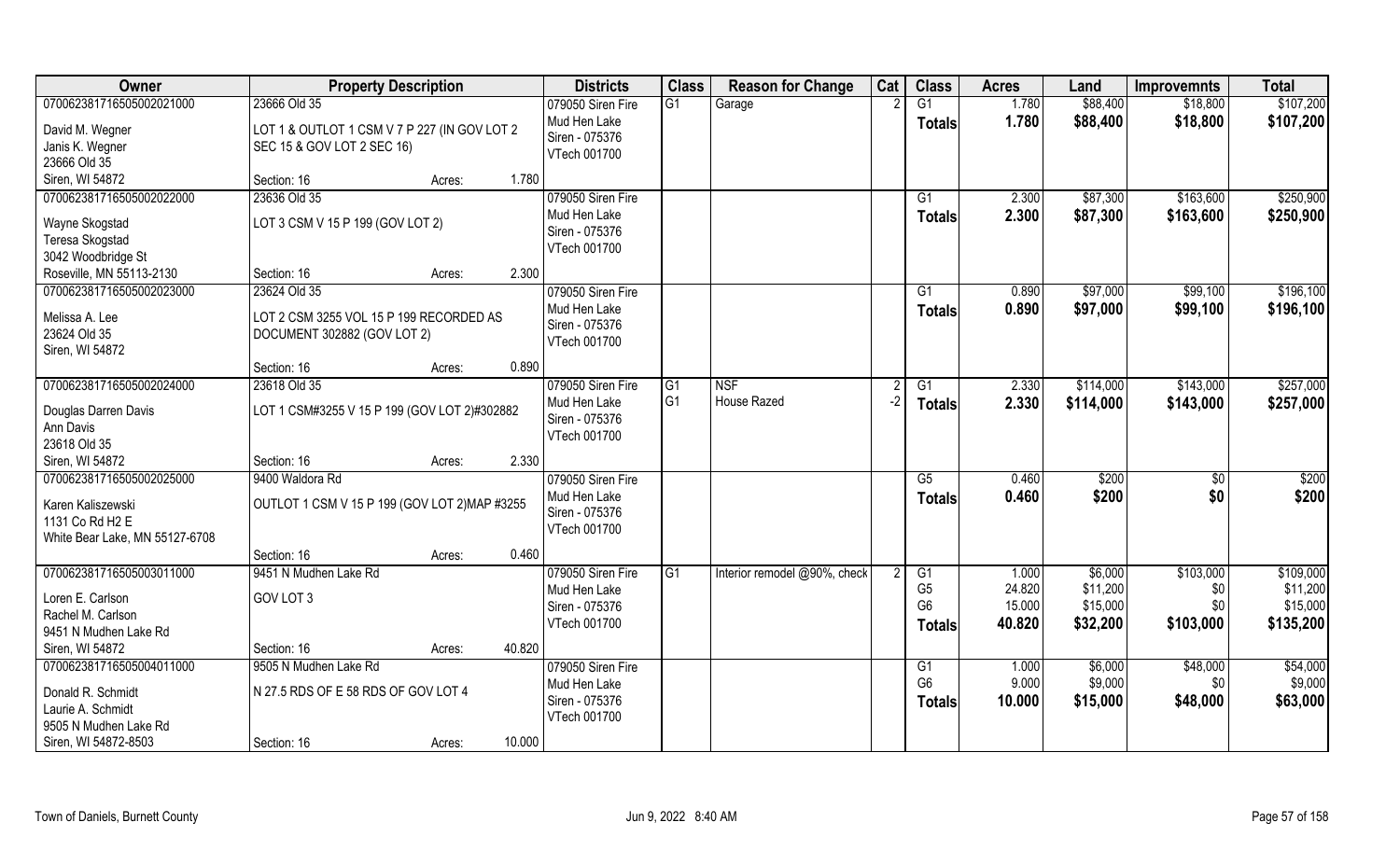| Owner | Property Description | | | Districts | Class | Reason for Change | Cat | Class | Acres | Land | Improvemnts | Total |
|---|---|---|---|---|---|---|---|---|---|---|---|---|
| 070062381716505002021000 | 23666 Old 35 | | | 079050 Siren Fire | G1 | Garage | 2 | G1 | 1.780 | $88,400 | $18,800 | $107,200 |
| David M. Wegner | LOT 1 & OUTLOT 1 CSM V 7 P 227 (IN GOV LOT 2 | | | Mud Hen Lake | | | | Totals | 1.780 | $88,400 | $18,800 | $107,200 |
| Janis K. Wegner | SEC 15 & GOV LOT 2 SEC 16) | | | Siren - 075376 | | | | | | | | |
| 23666 Old 35 | | | | VTech 001700 | | | | | | | | |
| Siren, WI 54872 | Section: 16 | Acres: | 1.780 | | | | | | | | | |
| 070062381716505002022000 | 23636 Old 35 | | | 079050 Siren Fire | | | | G1 | 2.300 | $87,300 | $163,600 | $250,900 |
| Wayne Skogstad | LOT 3 CSM V 15 P 199 (GOV LOT 2) | | | Mud Hen Lake | | | | Totals | 2.300 | $87,300 | $163,600 | $250,900 |
| Teresa Skogstad | | | | Siren - 075376 | | | | | | | | |
| 3042 Woodbridge St | | | | VTech 001700 | | | | | | | | |
| Roseville, MN 55113-2130 | Section: 16 | Acres: | 2.300 | | | | | | | | | |
| 070062381716505002023000 | 23624 Old 35 | | | 079050 Siren Fire | | | | G1 | 0.890 | $97,000 | $99,100 | $196,100 |
| Melissa A. Lee | LOT 2 CSM 3255 VOL 15 P 199 RECORDED AS | | | Mud Hen Lake | | | | Totals | 0.890 | $97,000 | $99,100 | $196,100 |
| 23624 Old 35 | DOCUMENT 302882 (GOV LOT 2) | | | Siren - 075376 | | | | | | | | |
| Siren, WI 54872 | | | | VTech 001700 | | | | | | | | |
| | Section: 16 | Acres: | 0.890 | | | | | | | | | |
| 070062381716505002024000 | 23618 Old 35 | | | 079050 Siren Fire | G1 | NSF | 2 | G1 | 2.330 | $114,000 | $143,000 | $257,000 |
| Douglas Darren Davis | LOT 1 CSM#3255 V 15 P 199 (GOV LOT 2)#302882 | | | Mud Hen Lake | G1 | House Razed | -2 | Totals | 2.330 | $114,000 | $143,000 | $257,000 |
| Ann Davis | | | | Siren - 075376 | | | | | | | | |
| 23618 Old 35 | | | | VTech 001700 | | | | | | | | |
| Siren, WI 54872 | Section: 16 | Acres: | 2.330 | | | | | | | | | |
| 070062381716505002025000 | 9400 Waldora Rd | | | 079050 Siren Fire | | | | G5 | 0.460 | $200 | $0 | $200 |
| Karen Kaliszewski | OUTLOT 1 CSM V 15 P 199 (GOV LOT 2)MAP #3255 | | | Mud Hen Lake | | | | Totals | 0.460 | $200 | $0 | $200 |
| 1131 Co Rd H2 E | | | | Siren - 075376 | | | | | | | | |
| White Bear Lake, MN 55127-6708 | | | | VTech 001700 | | | | | | | | |
| | Section: 16 | Acres: | 0.460 | | | | | | | | | |
| 070062381716505003011000 | 9451 N Mudhen Lake Rd | | | 079050 Siren Fire | G1 | Interior remodel @90%, check | 2 | G1 | 1.000 | $6,000 | $103,000 | $109,000 |
| Loren E. Carlson | GOV LOT 3 | | | Mud Hen Lake | | | | G5 | 24.820 | $11,200 | $0 | $11,200 |
| Rachel M. Carlson | | | | Siren - 075376 | | | | G6 | 15.000 | $15,000 | $0 | $15,000 |
| 9451 N Mudhen Lake Rd | | | | VTech 001700 | | | | Totals | 40.820 | $32,200 | $103,000 | $135,200 |
| Siren, WI 54872 | Section: 16 | Acres: | 40.820 | | | | | | | | | |
| 070062381716505004011000 | 9505 N Mudhen Lake Rd | | | 079050 Siren Fire | | | | G1 | 1.000 | $6,000 | $48,000 | $54,000 |
| Donald R. Schmidt | N 27.5 RDS OF E 58 RDS OF GOV LOT 4 | | | Mud Hen Lake | | | | G6 | 9.000 | $9,000 | $0 | $9,000 |
| Laurie A. Schmidt | | | | Siren - 075376 | | | | Totals | 10.000 | $15,000 | $48,000 | $63,000 |
| 9505 N Mudhen Lake Rd | | | | VTech 001700 | | | | | | | | |
| Siren, WI 54872-8503 | Section: 16 | Acres: | 10.000 | | | | | | | | | |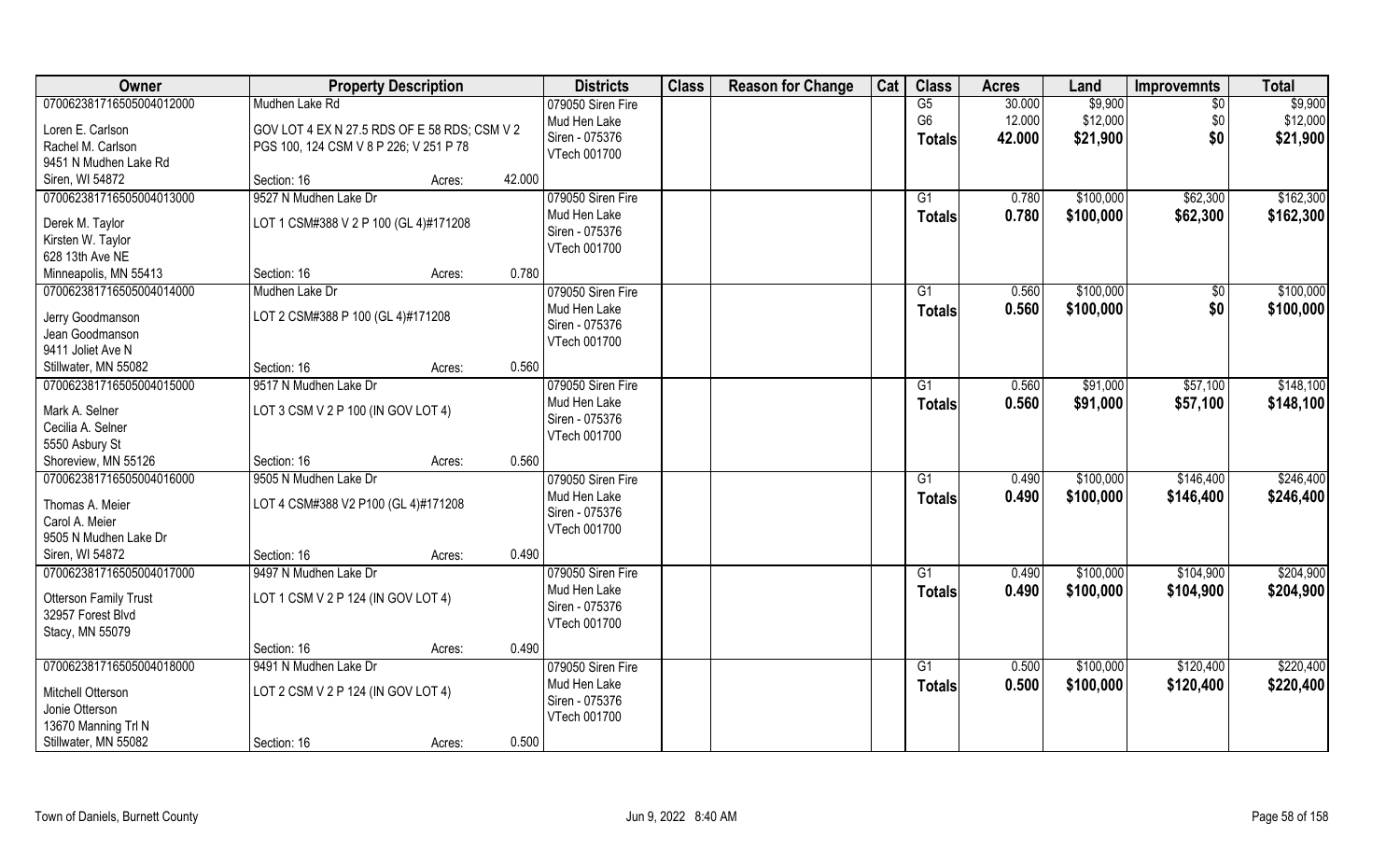| Owner | Property Description | | Districts | Class | Reason for Change | Cat | Class | Acres | Land | Improvemnts | Total |
|---|---|---|---|---|---|---|---|---|---|---|---|
| 070062381716505004012000 | Mudhen Lake Rd | | 079050 Siren Fire | | | | G5 | 30.000 | $9,900 | $0 | $9,900 |
| Loren E. Carlson | GOV LOT 4 EX N 27.5 RDS OF E 58 RDS; CSM V 2 | | Mud Hen Lake | | | | G6 | 12.000 | $12,000 | $0 | $12,000 |
| Rachel M. Carlson | PGS 100, 124 CSM V 8 P 226; V 251 P 78 | | Siren - 075376 | | | | **Totals** | **42.000** | **$21,900** | **$0** | **$21,900** |
| 9451 N Mudhen Lake Rd | | | VTech 001700 | | | | | | | | |
| Siren, WI 54872 | Section: 16 | Acres: 42.000 | | | | | | | | | |
| 070062381716505004013000 | 9527 N Mudhen Lake Dr | | 079050 Siren Fire | | | | G1 | 0.780 | $100,000 | $62,300 | $162,300 |
| Derek M. Taylor | LOT 1 CSM#388 V 2 P 100 (GL 4)#171208 | | Mud Hen Lake | | | | **Totals** | **0.780** | **$100,000** | **$62,300** | **$162,300** |
| Kirsten W. Taylor | | | Siren - 075376 | | | | | | | | |
| 628 13th Ave NE | | | VTech 001700 | | | | | | | | |
| Minneapolis, MN 55413 | Section: 16 | Acres: 0.780 | | | | | | | | | |
| 070062381716505004014000 | Mudhen Lake Dr | | 079050 Siren Fire | | | | G1 | 0.560 | $100,000 | $0 | $100,000 |
| Jerry Goodmanson | LOT 2 CSM#388 P 100 (GL 4)#171208 | | Mud Hen Lake | | | | **Totals** | **0.560** | **$100,000** | **$0** | **$100,000** |
| Jean Goodmanson | | | Siren - 075376 | | | | | | | | |
| 9411 Joliet Ave N | | | VTech 001700 | | | | | | | | |
| Stillwater, MN 55082 | Section: 16 | Acres: 0.560 | | | | | | | | | |
| 070062381716505004015000 | 9517 N Mudhen Lake Dr | | 079050 Siren Fire | | | | G1 | 0.560 | $91,000 | $57,100 | $148,100 |
| Mark A. Selner | LOT 3 CSM V 2 P 100 (IN GOV LOT 4) | | Mud Hen Lake | | | | **Totals** | **0.560** | **$91,000** | **$57,100** | **$148,100** |
| Cecilia A. Selner | | | Siren - 075376 | | | | | | | | |
| 5550 Asbury St | | | VTech 001700 | | | | | | | | |
| Shoreview, MN 55126 | Section: 16 | Acres: 0.560 | | | | | | | | | |
| 070062381716505004016000 | 9505 N Mudhen Lake Dr | | 079050 Siren Fire | | | | G1 | 0.490 | $100,000 | $146,400 | $246,400 |
| Thomas A. Meier | LOT 4 CSM#388 V2 P100 (GL 4)#171208 | | Mud Hen Lake | | | | **Totals** | **0.490** | **$100,000** | **$146,400** | **$246,400** |
| Carol A. Meier | | | Siren - 075376 | | | | | | | | |
| 9505 N Mudhen Lake Dr | | | VTech 001700 | | | | | | | | |
| Siren, WI 54872 | Section: 16 | Acres: 0.490 | | | | | | | | | |
| 070062381716505004017000 | 9497 N Mudhen Lake Dr | | 079050 Siren Fire | | | | G1 | 0.490 | $100,000 | $104,900 | $204,900 |
| Otterson Family Trust | LOT 1 CSM V 2 P 124 (IN GOV LOT 4) | | Mud Hen Lake | | | | **Totals** | **0.490** | **$100,000** | **$104,900** | **$204,900** |
| 32957 Forest Blvd | | | Siren - 075376 | | | | | | | | |
| Stacy, MN 55079 | | | VTech 001700 | | | | | | | | |
| | Section: 16 | Acres: 0.490 | | | | | | | | | |
| 070062381716505004018000 | 9491 N Mudhen Lake Dr | | 079050 Siren Fire | | | | G1 | 0.500 | $100,000 | $120,400 | $220,400 |
| Mitchell Otterson | LOT 2 CSM V 2 P 124 (IN GOV LOT 4) | | Mud Hen Lake | | | | **Totals** | **0.500** | **$100,000** | **$120,400** | **$220,400** |
| Jonie Otterson | | | Siren - 075376 | | | | | | | | |
| 13670 Manning Trl N | | | VTech 001700 | | | | | | | | |
| Stillwater, MN 55082 | Section: 16 | Acres: 0.500 | | | | | | | | | |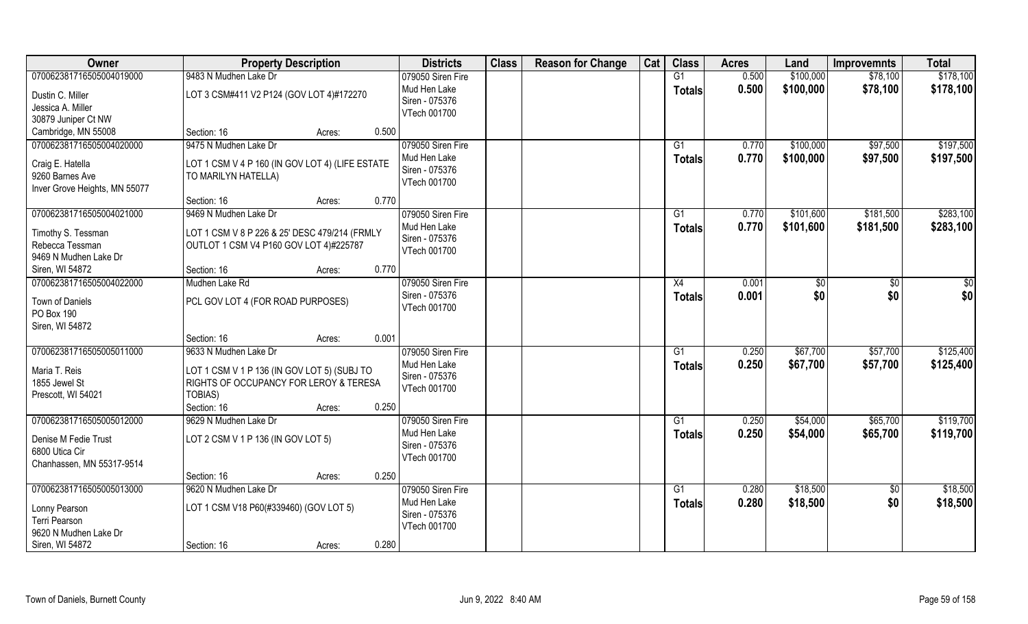| Owner | Property Description | | Districts | Class | Reason for Change | Cat | Class | Acres | Land | Improvemnts | Total |
|---|---|---|---|---|---|---|---|---|---|---|---|
| 070062381716505004019000 | 9483 N Mudhen Lake Dr | | 079050 Siren Fire | | | | G1 | 0.500 | $100,000 | $78,100 | $178,100 |
| Dustin C. Miller<br>Jessica A. Miller<br>30879 Juniper Ct NW<br>Cambridge, MN 55008 | LOT 3 CSM#411 V2 P124 (GOV LOT 4)#172270 | | Mud Hen Lake<br>Siren - 075376<br>VTech 001700 | | | | **Totals** | **0.500** | **$100,000** | **$78,100** | **$178,100** |
| | Section: 16 | Acres: 0.500 | | | | | | | | | |
| 070062381716505004020000 | 9475 N Mudhen Lake Dr | | 079050 Siren Fire | | | | G1 | 0.770 | $100,000 | $97,500 | $197,500 |
| Craig E. Hatella<br>9260 Barnes Ave<br>Inver Grove Heights, MN 55077 | LOT 1 CSM V 4 P 160 (IN GOV LOT 4) (LIFE ESTATE TO MARILYN HATELLA) | | Mud Hen Lake<br>Siren - 075376<br>VTech 001700 | | | | **Totals** | **0.770** | **$100,000** | **$97,500** | **$197,500** |
| | Section: 16 | Acres: 0.770 | | | | | | | | | |
| 070062381716505004021000 | 9469 N Mudhen Lake Dr | | 079050 Siren Fire | | | | G1 | 0.770 | $101,600 | $181,500 | $283,100 |
| Timothy S. Tessman<br>Rebecca Tessman<br>9469 N Mudhen Lake Dr<br>Siren, WI 54872 | LOT 1 CSM V 8 P 226 & 25' DESC 479/214 (FRMLY OUTLOT 1 CSM V4 P160 GOV LOT 4)#225787 | | Mud Hen Lake<br>Siren - 075376<br>VTech 001700 | | | | **Totals** | **0.770** | **$101,600** | **$181,500** | **$283,100** |
| | Section: 16 | Acres: 0.770 | | | | | | | | | |
| 070062381716505004022000 | Mudhen Lake Rd | | 079050 Siren Fire | | | | X4 | 0.001 | $0 | $0 | $0 |
| Town of Daniels<br>PO Box 190<br>Siren, WI 54872 | PCL GOV LOT 4 (FOR ROAD PURPOSES) | | Siren - 075376<br>VTech 001700 | | | | **Totals** | **0.001** | **$0** | **$0** | **$0** |
| | Section: 16 | Acres: 0.001 | | | | | | | | | |
| 070062381716505005011000 | 9633 N Mudhen Lake Dr | | 079050 Siren Fire | | | | G1 | 0.250 | $67,700 | $57,700 | $125,400 |
| Maria T. Reis<br>1855 Jewel St<br>Prescott, WI 54021 | LOT 1 CSM V 1 P 136 (IN GOV LOT 5) (SUBJ TO RIGHTS OF OCCUPANCY FOR LEROY & TERESA TOBIAS) | | Mud Hen Lake<br>Siren - 075376<br>VTech 001700 | | | | **Totals** | **0.250** | **$67,700** | **$57,700** | **$125,400** |
| | Section: 16 | Acres: 0.250 | | | | | | | | | |
| 070062381716505005012000 | 9629 N Mudhen Lake Dr | | 079050 Siren Fire | | | | G1 | 0.250 | $54,000 | $65,700 | $119,700 |
| Denise M Fedie Trust<br>6800 Utica Cir<br>Chanhassen, MN 55317-9514 | LOT 2 CSM V 1 P 136 (IN GOV LOT 5) | | Mud Hen Lake<br>Siren - 075376<br>VTech 001700 | | | | **Totals** | **0.250** | **$54,000** | **$65,700** | **$119,700** |
| | Section: 16 | Acres: 0.250 | | | | | | | | | |
| 070062381716505005013000 | 9620 N Mudhen Lake Dr | | 079050 Siren Fire | | | | G1 | 0.280 | $18,500 | $0 | $18,500 |
| Lonny Pearson<br>Terri Pearson<br>9620 N Mudhen Lake Dr<br>Siren, WI 54872 | LOT 1 CSM V18 P60(#339460) (GOV LOT 5) | | Mud Hen Lake<br>Siren - 075376<br>VTech 001700 | | | | **Totals** | **0.280** | **$18,500** | **$0** | **$18,500** |
| | Section: 16 | Acres: 0.280 | | | | | | | | | |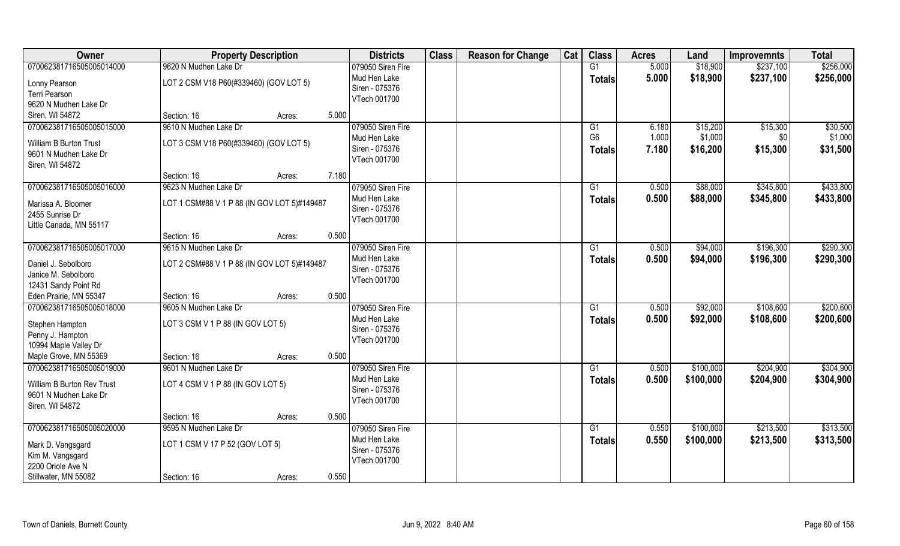| Owner | Property Description | | | Districts | Class | Reason for Change | Cat | Class | Acres | Land | Improvemnts | Total |
|---|---|---|---|---|---|---|---|---|---|---|---|---|
| 070062381716505005014000 | 9620 N Mudhen Lake Dr | | | 079050 Siren Fire | | | | G1 | 5.000 | $18,900 | $237,100 | $256,000 |
| Lonny Pearson | LOT 2 CSM V18 P60(#339460) (GOV LOT 5) | | | Mud Hen Lake | | | | **Totals** | **5.000** | **$18,900** | **$237,100** | **$256,000** |
| Terri Pearson | | | | Siren - 075376 | | | | | | | | |
| 9620 N Mudhen Lake Dr | | | | VTech 001700 | | | | | | | | |
| Siren, WI 54872 | Section: 16 | Acres: | 5.000 | | | | | | | | | |
| 070062381716505005015000 | 9610 N Mudhen Lake Dr | | | 079050 Siren Fire | | | | G1 | 6.180 | $15,200 | $15,300 | $30,500 |
| William B Burton Trust | LOT 3 CSM V18 P60(#339460) (GOV LOT 5) | | | Mud Hen Lake | | | | G6 | 1.000 | $1,000 | $0 | $1,000 |
| 9601 N Mudhen Lake Dr | | | | Siren - 075376 | | | | **Totals** | **7.180** | **$16,200** | **$15,300** | **$31,500** |
| Siren, WI 54872 | | | | VTech 001700 | | | | | | | | |
| | Section: 16 | Acres: | 7.180 | | | | | | | | | |
| 070062381716505005016000 | 9623 N Mudhen Lake Dr | | | 079050 Siren Fire | | | | G1 | 0.500 | $88,000 | $345,800 | $433,800 |
| Marissa A. Bloomer | LOT 1 CSM#88 V 1 P 88 (IN GOV LOT 5)#149487 | | | Mud Hen Lake | | | | **Totals** | **0.500** | **$88,000** | **$345,800** | **$433,800** |
| 2455 Sunrise Dr | | | | Siren - 075376 | | | | | | | | |
| Little Canada, MN 55117 | | | | VTech 001700 | | | | | | | | |
| | Section: 16 | Acres: | 0.500 | | | | | | | | | |
| 070062381716505005017000 | 9615 N Mudhen Lake Dr | | | 079050 Siren Fire | | | | G1 | 0.500 | $94,000 | $196,300 | $290,300 |
| Daniel J. Sebolboro | LOT 2 CSM#88 V 1 P 88 (IN GOV LOT 5)#149487 | | | Mud Hen Lake | | | | **Totals** | **0.500** | **$94,000** | **$196,300** | **$290,300** |
| Janice M. Sebolboro | | | | Siren - 075376 | | | | | | | | |
| 12431 Sandy Point Rd | | | | VTech 001700 | | | | | | | | |
| Eden Prairie, MN 55347 | Section: 16 | Acres: | 0.500 | | | | | | | | | |
| 070062381716505005018000 | 9605 N Mudhen Lake Dr | | | 079050 Siren Fire | | | | G1 | 0.500 | $92,000 | $108,600 | $200,600 |
| Stephen Hampton | LOT 3 CSM V 1 P 88 (IN GOV LOT 5) | | | Mud Hen Lake | | | | **Totals** | **0.500** | **$92,000** | **$108,600** | **$200,600** |
| Penny J. Hampton | | | | Siren - 075376 | | | | | | | | |
| 10994 Maple Valley Dr | | | | VTech 001700 | | | | | | | | |
| Maple Grove, MN 55369 | Section: 16 | Acres: | 0.500 | | | | | | | | | |
| 070062381716505005019000 | 9601 N Mudhen Lake Dr | | | 079050 Siren Fire | | | | G1 | 0.500 | $100,000 | $204,900 | $304,900 |
| William B Burton Rev Trust | LOT 4 CSM V 1 P 88 (IN GOV LOT 5) | | | Mud Hen Lake | | | | **Totals** | **0.500** | **$100,000** | **$204,900** | **$304,900** |
| 9601 N Mudhen Lake Dr | | | | Siren - 075376 | | | | | | | | |
| Siren, WI 54872 | | | | VTech 001700 | | | | | | | | |
| | Section: 16 | Acres: | 0.500 | | | | | | | | | |
| 070062381716505005020000 | 9595 N Mudhen Lake Dr | | | 079050 Siren Fire | | | | G1 | 0.550 | $100,000 | $213,500 | $313,500 |
| Mark D. Vangsgard | LOT 1 CSM V 17 P 52 (GOV LOT 5) | | | Mud Hen Lake | | | | **Totals** | **0.550** | **$100,000** | **$213,500** | **$313,500** |
| Kim M. Vangsgard | | | | Siren - 075376 | | | | | | | | |
| 2200 Oriole Ave N | | | | VTech 001700 | | | | | | | | |
| Stillwater, MN 55082 | Section: 16 | Acres: | 0.550 | | | | | | | | | |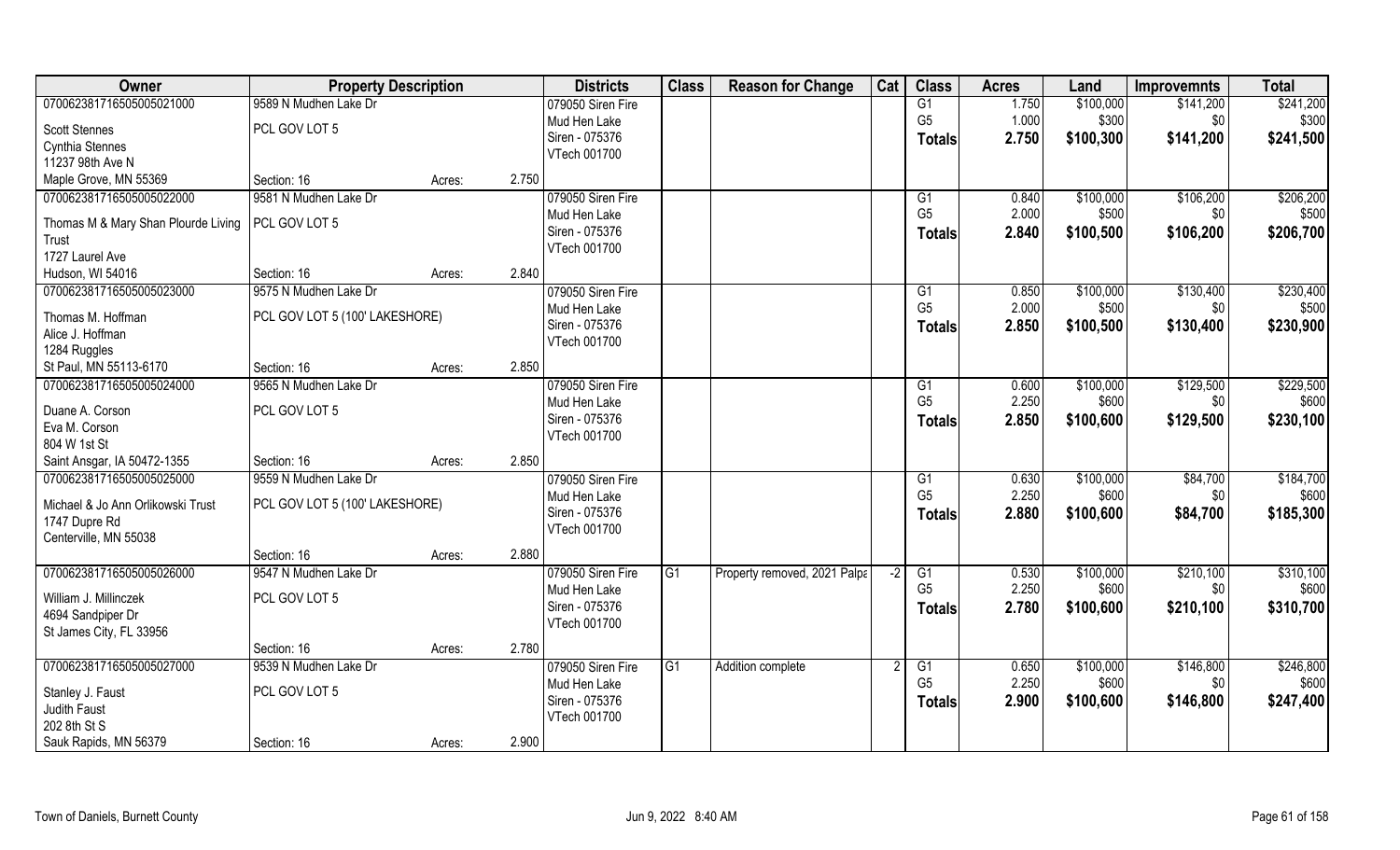| Owner | Property Description | | | Districts | Class | Reason for Change | Cat | Class | Acres | Land | Improvemnts | Total |
|---|---|---|---|---|---|---|---|---|---|---|---|---|
| 070062381716505005021000 | 9589 N Mudhen Lake Dr | | | 079050 Siren Fire | | | | G1 | 1.750 | $100,000 | $141,200 | $241,200 |
| Scott Stennes | PCL GOV LOT 5 | | | Mud Hen Lake | | | | G5 | 1.000 | $300 | $0 | $300 |
| Cynthia Stennes | | | | Siren - 075376 | | | | **Totals** | **2.750** | **$100,300** | **$141,200** | **$241,500** |
| 11237 98th Ave N | | | | VTech 001700 | | | | | | | | |
| Maple Grove, MN 55369 | Section: 16 | Acres: | 2.750 | | | | | | | | | |
| 070062381716505005022000 | 9581 N Mudhen Lake Dr | | | 079050 Siren Fire | | | | G1 | 0.840 | $100,000 | $106,200 | $206,200 |
| Thomas M & Mary Shan Plourde Living Trust | PCL GOV LOT 5 | | | Mud Hen Lake | | | | G5 | 2.000 | $500 | $0 | $500 |
| 1727 Laurel Ave | | | | Siren - 075376 | | | | **Totals** | **2.840** | **$100,500** | **$106,200** | **$206,700** |
| Hudson, WI 54016 | Section: 16 | Acres: | 2.840 | VTech 001700 | | | | | | | | |
| 070062381716505005023000 | 9575 N Mudhen Lake Dr | | | 079050 Siren Fire | | | | G1 | 0.850 | $100,000 | $130,400 | $230,400 |
| Thomas M. Hoffman | PCL GOV LOT 5 (100' LAKESHORE) | | | Mud Hen Lake | | | | G5 | 2.000 | $500 | $0 | $500 |
| Alice J. Hoffman | | | | Siren - 075376 | | | | **Totals** | **2.850** | **$100,500** | **$130,400** | **$230,900** |
| 1284 Ruggles | | | | VTech 001700 | | | | | | | | |
| St Paul, MN 55113-6170 | Section: 16 | Acres: | 2.850 | | | | | | | | | |
| 070062381716505005024000 | 9565 N Mudhen Lake Dr | | | 079050 Siren Fire | | | | G1 | 0.600 | $100,000 | $129,500 | $229,500 |
| Duane A. Corson | PCL GOV LOT 5 | | | Mud Hen Lake | | | | G5 | 2.250 | $600 | $0 | $600 |
| Eva M. Corson | | | | Siren - 075376 | | | | **Totals** | **2.850** | **$100,600** | **$129,500** | **$230,100** |
| 804 W 1st St | | | | VTech 001700 | | | | | | | | |
| Saint Ansgar, IA 50472-1355 | Section: 16 | Acres: | 2.850 | | | | | | | | | |
| 070062381716505005025000 | 9559 N Mudhen Lake Dr | | | 079050 Siren Fire | | | | G1 | 0.630 | $100,000 | $84,700 | $184,700 |
| Michael & Jo Ann Orlikowski Trust | PCL GOV LOT 5 (100' LAKESHORE) | | | Mud Hen Lake | | | | G5 | 2.250 | $600 | $0 | $600 |
| 1747 Dupre Rd | | | | Siren - 075376 | | | | **Totals** | **2.880** | **$100,600** | **$84,700** | **$185,300** |
| Centerville, MN 55038 | | | | VTech 001700 | | | | | | | | |
| | Section: 16 | Acres: | 2.880 | | | | | | | | | |
| 070062381716505005026000 | 9547 N Mudhen Lake Dr | | | 079050 Siren Fire | G1 | Property removed, 2021 Palpa | -2 | G1 | 0.530 | $100,000 | $210,100 | $310,100 |
| William J. Millinczek | PCL GOV LOT 5 | | | Mud Hen Lake | | | | G5 | 2.250 | $600 | $0 | $600 |
| 4694 Sandpiper Dr | | | | Siren - 075376 | | | | **Totals** | **2.780** | **$100,600** | **$210,100** | **$310,700** |
| St James City, FL 33956 | | | | VTech 001700 | | | | | | | | |
| | Section: 16 | Acres: | 2.780 | | | | | | | | | |
| 070062381716505005027000 | 9539 N Mudhen Lake Dr | | | 079050 Siren Fire | G1 | Addition complete | 2 | G1 | 0.650 | $100,000 | $146,800 | $246,800 |
| Stanley J. Faust | PCL GOV LOT 5 | | | Mud Hen Lake | | | | G5 | 2.250 | $600 | $0 | $600 |
| Judith Faust | | | | Siren - 075376 | | | | **Totals** | **2.900** | **$100,600** | **$146,800** | **$247,400** |
| 202 8th St S | | | | VTech 001700 | | | | | | | | |
| Sauk Rapids, MN 56379 | Section: 16 | Acres: | 2.900 | | | | | | | | | |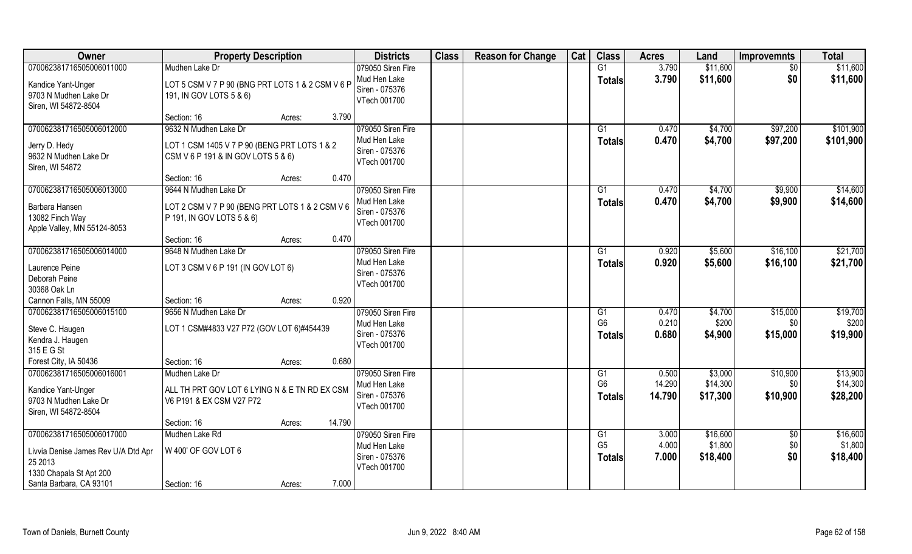| Owner | Property Description | | Districts | Class | Reason for Change | Cat | Class | Acres | Land | Improvemnts | Total |
|---|---|---|---|---|---|---|---|---|---|---|---|
| 070062381716505006011000 | Mudhen Lake Dr | | 079050 Siren Fire | | | | G1 | 3.790 | $11,600 | $0 | $11,600 |
| Kandice Yant-Unger<br>9703 N Mudhen Lake Dr<br>Siren, WI 54872-8504 | LOT 5 CSM V 7 P 90 (BNG PRT LOTS 1 & 2 CSM V 6 P 191, IN GOV LOTS 5 & 6) | | Mud Hen Lake<br>Siren - 075376<br>VTech 001700 | | | | **Totals** | **3.790** | **$11,600** | **$0** | **$11,600** |
| | Section: 16 | Acres: 3.790 | | | | | | | | | |
| 070062381716505006012000 | 9632 N Mudhen Lake Dr | | 079050 Siren Fire | | | | G1 | 0.470 | $4,700 | $97,200 | $101,900 |
| Jerry D. Hedy<br>9632 N Mudhen Lake Dr<br>Siren, WI 54872 | LOT 1 CSM 1405 V 7 P 90 (BENG PRT LOTS 1 & 2 CSM V 6 P 191 & IN GOV LOTS 5 & 6) | | Mud Hen Lake<br>Siren - 075376<br>VTech 001700 | | | | **Totals** | **0.470** | **$4,700** | **$97,200** | **$101,900** |
| | Section: 16 | Acres: 0.470 | | | | | | | | | |
| 070062381716505006013000 | 9644 N Mudhen Lake Dr | | 079050 Siren Fire | | | | G1 | 0.470 | $4,700 | $9,900 | $14,600 |
| Barbara Hansen<br>13082 Finch Way<br>Apple Valley, MN 55124-8053 | LOT 2 CSM V 7 P 90 (BENG PRT LOTS 1 & 2 CSM V 6 P 191, IN GOV LOTS 5 & 6) | | Mud Hen Lake<br>Siren - 075376<br>VTech 001700 | | | | **Totals** | **0.470** | **$4,700** | **$9,900** | **$14,600** |
| | Section: 16 | Acres: 0.470 | | | | | | | | | |
| 070062381716505006014000 | 9648 N Mudhen Lake Dr | | 079050 Siren Fire | | | | G1 | 0.920 | $5,600 | $16,100 | $21,700 |
| Laurence Peine<br>Deborah Peine<br>30368 Oak Ln<br>Cannon Falls, MN 55009 | LOT 3 CSM V 6 P 191 (IN GOV LOT 6) | | Mud Hen Lake<br>Siren - 075376<br>VTech 001700 | | | | **Totals** | **0.920** | **$5,600** | **$16,100** | **$21,700** |
| | Section: 16 | Acres: 0.920 | | | | | | | | | |
| 070062381716505006015100 | 9656 N Mudhen Lake Dr | | 079050 Siren Fire | | | | G1 | 0.470 | $4,700 | $15,000 | $19,700 |
| Steve C. Haugen<br>Kendra J. Haugen<br>315 E G St<br>Forest City, IA 50436 | LOT 1 CSM#4833 V27 P72 (GOV LOT 6)#454439 | | Mud Hen Lake<br>Siren - 075376<br>VTech 001700 | | | | G6 | 0.210 | $200 | $0 | $200 |
| | | | | | | | **Totals** | **0.680** | **$4,900** | **$15,000** | **$19,900** |
| | Section: 16 | Acres: 0.680 | | | | | | | | | |
| 070062381716505006016001 | Mudhen Lake Dr | | 079050 Siren Fire | | | | G1 | 0.500 | $3,000 | $10,900 | $13,900 |
| Kandice Yant-Unger<br>9703 N Mudhen Lake Dr<br>Siren, WI 54872-8504 | ALL TH PRT GOV LOT 6 LYING N & E TN RD EX CSM V6 P191 & EX CSM V27 P72 | | Mud Hen Lake<br>Siren - 075376<br>VTech 001700 | | | | G6 | 14.290 | $14,300 | $0 | $14,300 |
| | | | | | | | **Totals** | **14.790** | **$17,300** | **$10,900** | **$28,200** |
| | Section: 16 | Acres: 14.790 | | | | | | | | | |
| 070062381716505006017000 | Mudhen Lake Rd | | 079050 Siren Fire | | | | G1 | 3.000 | $16,600 | $0 | $16,600 |
| Livvia Denise James Rev U/A Dtd Apr 25 2013<br>1330 Chapala St Apt 200<br>Santa Barbara, CA 93101 | W 400' OF GOV LOT 6 | | Mud Hen Lake<br>Siren - 075376<br>VTech 001700 | | | | G5 | 4.000 | $1,800 | $0 | $1,800 |
| | | | | | | | **Totals** | **7.000** | **$18,400** | **$0** | **$18,400** |
| | Section: 16 | Acres: 7.000 | | | | | | | | | |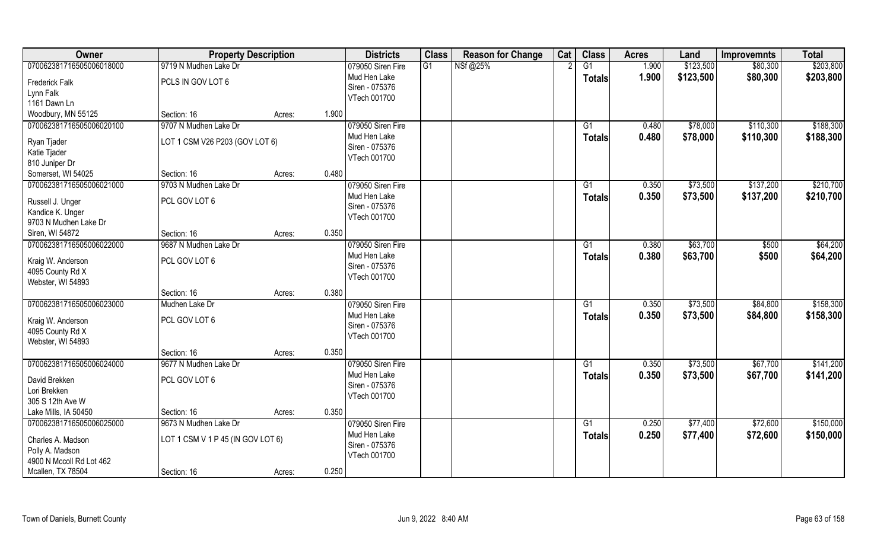| Owner | Property Description | | | Districts | Class | Reason for Change | Cat | Class | Acres | Land | Improvemnts | Total |
|---|---|---|---|---|---|---|---|---|---|---|---|---|
| 070062381716505006018000 | 9719 N Mudhen Lake Dr | | | 079050 Siren Fire | G1 | NSf @25% | 2 | G1 | 1.900 | $123,500 | $80,300 | $203,800 |
| Frederick Falk<br>Lynn Falk<br>1161 Dawn Ln<br>Woodbury, MN 55125 | PCLS IN GOV LOT 6 | | | Mud Hen Lake<br>Siren - 075376<br>VTech 001700 | | | | Totals | 1.900 | $123,500 | $80,300 | $203,800 |
| | Section: 16 | Acres: | 1.900 | | | | | | | | | |
| 070062381716505006020100 | 9707 N Mudhen Lake Dr | | | 079050 Siren Fire | | | | G1 | 0.480 | $78,000 | $110,300 | $188,300 |
| Ryan Tjader<br>Katie Tjader<br>810 Juniper Dr<br>Somerset, WI 54025 | LOT 1 CSM V26 P203 (GOV LOT 6) | | | Mud Hen Lake<br>Siren - 075376<br>VTech 001700 | | | | Totals | 0.480 | $78,000 | $110,300 | $188,300 |
| | Section: 16 | Acres: | 0.480 | | | | | | | | | |
| 070062381716505006021000 | 9703 N Mudhen Lake Dr | | | 079050 Siren Fire | | | | G1 | 0.350 | $73,500 | $137,200 | $210,700 |
| Russell J. Unger<br>Kandice K. Unger<br>9703 N Mudhen Lake Dr<br>Siren, WI 54872 | PCL GOV LOT 6 | | | Mud Hen Lake<br>Siren - 075376<br>VTech 001700 | | | | Totals | 0.350 | $73,500 | $137,200 | $210,700 |
| | Section: 16 | Acres: | 0.350 | | | | | | | | | |
| 070062381716505006022000 | 9687 N Mudhen Lake Dr | | | 079050 Siren Fire | | | | G1 | 0.380 | $63,700 | $500 | $64,200 |
| Kraig W. Anderson<br>4095 County Rd X<br>Webster, WI 54893 | PCL GOV LOT 6 | | | Mud Hen Lake<br>Siren - 075376<br>VTech 001700 | | | | Totals | 0.380 | $63,700 | $500 | $64,200 |
| | Section: 16 | Acres: | 0.380 | | | | | | | | | |
| 070062381716505006023000 | Mudhen Lake Dr | | | 079050 Siren Fire | | | | G1 | 0.350 | $73,500 | $84,800 | $158,300 |
| Kraig W. Anderson<br>4095 County Rd X<br>Webster, WI 54893 | PCL GOV LOT 6 | | | Mud Hen Lake<br>Siren - 075376<br>VTech 001700 | | | | Totals | 0.350 | $73,500 | $84,800 | $158,300 |
| | Section: 16 | Acres: | 0.350 | | | | | | | | | |
| 070062381716505006024000 | 9677 N Mudhen Lake Dr | | | 079050 Siren Fire | | | | G1 | 0.350 | $73,500 | $67,700 | $141,200 |
| David Brekken<br>Lori Brekken<br>305 S 12th Ave W<br>Lake Mills, IA 50450 | PCL GOV LOT 6 | | | Mud Hen Lake<br>Siren - 075376<br>VTech 001700 | | | | Totals | 0.350 | $73,500 | $67,700 | $141,200 |
| | Section: 16 | Acres: | 0.350 | | | | | | | | | |
| 070062381716505006025000 | 9673 N Mudhen Lake Dr | | | 079050 Siren Fire | | | | G1 | 0.250 | $77,400 | $72,600 | $150,000 |
| Charles A. Madson<br>Polly A. Madson<br>4900 N Mccoll Rd Lot 462<br>Mcallen, TX 78504 | LOT 1 CSM V 1 P 45 (IN GOV LOT 6) | | | Mud Hen Lake<br>Siren - 075376<br>VTech 001700 | | | | Totals | 0.250 | $77,400 | $72,600 | $150,000 |
| | Section: 16 | Acres: | 0.250 | | | | | | | | | |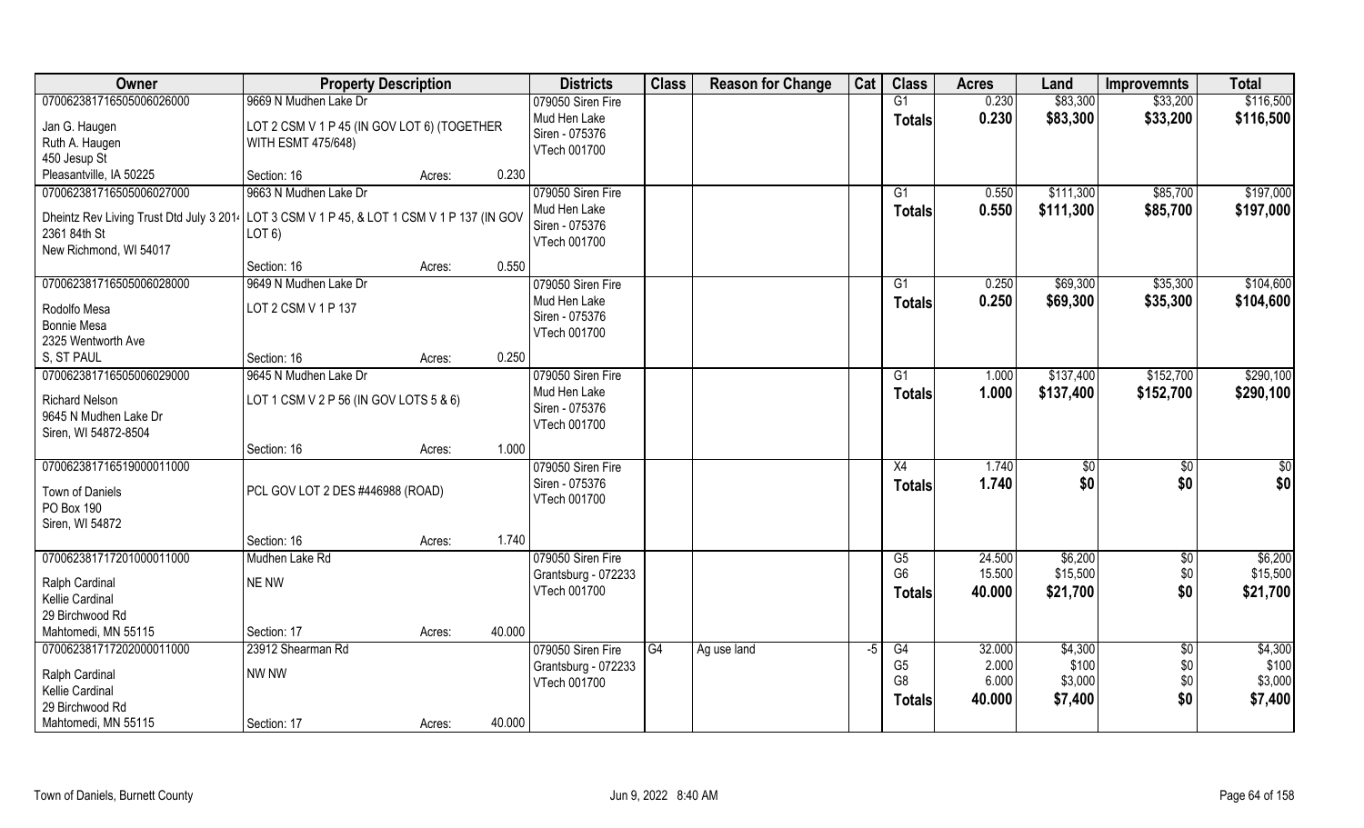| Owner | Property Description | | | Districts | Class | Reason for Change | Cat | Class | Acres | Land | Improvemnts | Total |
|---|---|---|---|---|---|---|---|---|---|---|---|---|
| 070062381716505006026000 | 9669 N Mudhen Lake Dr | | | 079050 Siren Fire | | | | G1 | 0.230 | $83,300 | $33,200 | $116,500 |
| Jan G. Haugen | LOT 2 CSM V 1 P 45 (IN GOV LOT 6) (TOGETHER | | | Mud Hen Lake | | | | **Totals** | **0.230** | **$83,300** | **$33,200** | **$116,500** |
| Ruth A. Haugen | WITH ESMT 475/648) | | | Siren - 075376 | | | | | | | | |
| 450 Jesup St | | | | VTech 001700 | | | | | | | | |
| Pleasantville, IA 50225 | Section: 16 | Acres: | 0.230 | | | | | | | | | |
| 070062381716505006027000 | 9663 N Mudhen Lake Dr | | | 079050 Siren Fire | | | | G1 | 0.550 | $111,300 | $85,700 | $197,000 |
| Dheintz Rev Living Trust Dtd July 3 2014 | LOT 3 CSM V 1 P 45, & LOT 1 CSM V 1 P 137 (IN GOV | | | Mud Hen Lake | | | | **Totals** | **0.550** | **$111,300** | **$85,700** | **$197,000** |
| 2361 84th St | LOT 6) | | | Siren - 075376 | | | | | | | | |
| New Richmond, WI 54017 | | | | VTech 001700 | | | | | | | | |
| | Section: 16 | Acres: | 0.550 | | | | | | | | | |
| 070062381716505006028000 | 9649 N Mudhen Lake Dr | | | 079050 Siren Fire | | | | G1 | 0.250 | $69,300 | $35,300 | $104,600 |
| Rodolfo Mesa | LOT 2 CSM V 1 P 137 | | | Mud Hen Lake | | | | **Totals** | **0.250** | **$69,300** | **$35,300** | **$104,600** |
| Bonnie Mesa | | | | Siren - 075376 | | | | | | | | |
| 2325 Wentworth Ave | | | | VTech 001700 | | | | | | | | |
| S, ST PAUL | Section: 16 | Acres: | 0.250 | | | | | | | | | |
| 070062381716505006029000 | 9645 N Mudhen Lake Dr | | | 079050 Siren Fire | | | | G1 | 1.000 | $137,400 | $152,700 | $290,100 |
| Richard Nelson | LOT 1 CSM V 2 P 56 (IN GOV LOTS 5 & 6) | | | Mud Hen Lake | | | | **Totals** | **1.000** | **$137,400** | **$152,700** | **$290,100** |
| 9645 N Mudhen Lake Dr | | | | Siren - 075376 | | | | | | | | |
| Siren, WI 54872-8504 | | | | VTech 001700 | | | | | | | | |
| | Section: 16 | Acres: | 1.000 | | | | | | | | | |
| 070062381716519000011000 | | | | 079050 Siren Fire | | | | X4 | 1.740 | $0 | $0 | $0 |
| Town of Daniels | PCL GOV LOT 2 DES #446988 (ROAD) | | | Siren - 075376 | | | | **Totals** | **1.740** | **$0** | **$0** | **$0** |
| PO Box 190 | | | | VTech 001700 | | | | | | | | |
| Siren, WI 54872 | | | | | | | | | | | | |
| | Section: 16 | Acres: | 1.740 | | | | | | | | | |
| 070062381717201000011000 | Mudhen Lake Rd | | | 079050 Siren Fire | | | | G5 | 24.500 | $6,200 | $0 | $6,200 |
| Ralph Cardinal | NE NW | | | Grantsburg - 072233 | | | | G6 | 15.500 | $15,500 | $0 | $15,500 |
| Kellie Cardinal | | | | VTech 001700 | | | | **Totals** | **40.000** | **$21,700** | **$0** | **$21,700** |
| 29 Birchwood Rd | | | | | | | | | | | | |
| Mahtomedi, MN 55115 | Section: 17 | Acres: | 40.000 | | | | | | | | | |
| 070062381717202000011000 | 23912 Shearman Rd | | | 079050 Siren Fire | G4 | Ag use land | -5 | G4 | 32.000 | $4,300 | $0 | $4,300 |
| Ralph Cardinal | NW NW | | | Grantsburg - 072233 | | | | G5 | 2.000 | $100 | $0 | $100 |
| Kellie Cardinal | | | | VTech 001700 | | | | G8 | 6.000 | $3,000 | $0 | $3,000 |
| 29 Birchwood Rd | | | | | | | | **Totals** | **40.000** | **$7,400** | **$0** | **$7,400** |
| Mahtomedi, MN 55115 | Section: 17 | Acres: | 40.000 | | | | | | | | | |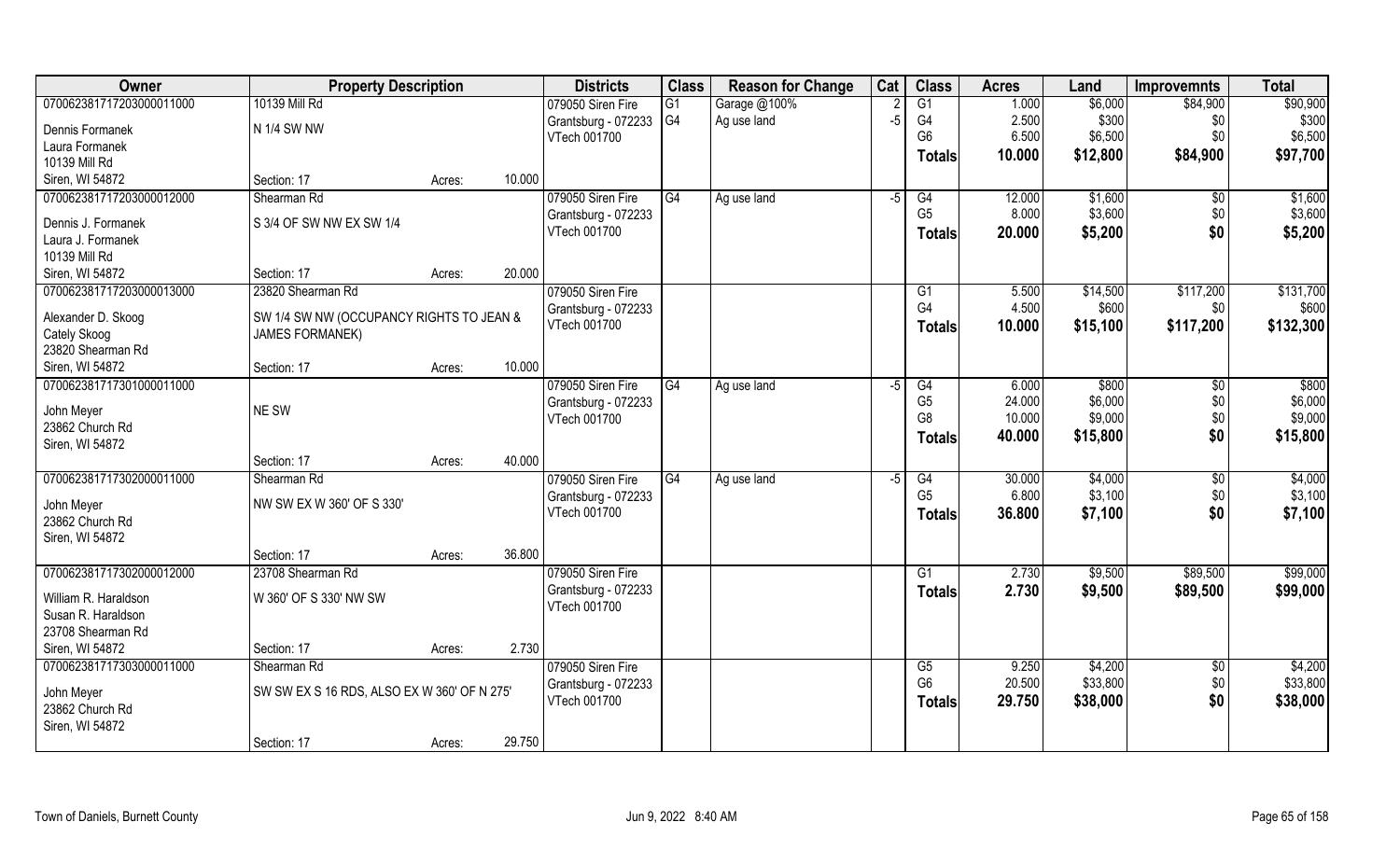| Owner | Property Description | | | Districts | Class | Reason for Change | Cat | Class | Acres | Land | Improvemnts | Total |
|---|---|---|---|---|---|---|---|---|---|---|---|---|
| 070062381717203000011000 | 10139 Mill Rd | | | 079050 Siren Fire | G1 | Garage @100% | 2 | G1 | 1.000 | $6,000 | $84,900 | $90,900 |
| Dennis Formanek | N 1/4 SW NW | | | Grantsburg - 072233 | G4 | Ag use land | -5 | G4 | 2.500 | $300 | $0 | $300 |
| Laura Formanek | | | | VTech 001700 | | | | G6 | 6.500 | $6,500 | $0 | $6,500 |
| 10139 Mill Rd | | | | | | | | **Totals** | **10.000** | **$12,800** | **$84,900** | **$97,700** |
| Siren, WI 54872 | Section: 17 | Acres: | 10.000 | | | | | | | | | |
| 070062381717203000012000 | Shearman Rd | | | 079050 Siren Fire | G4 | Ag use land | -5 | G4 | 12.000 | $1,600 | $0 | $1,600 |
| Dennis J. Formanek | S 3/4 OF SW NW EX SW 1/4 | | | Grantsburg - 072233 | | | | G5 | 8.000 | $3,600 | $0 | $3,600 |
| Laura J. Formanek | | | | VTech 001700 | | | | **Totals** | **20.000** | **$5,200** | **$0** | **$5,200** |
| 10139 Mill Rd | | | | | | | | | | | | |
| Siren, WI 54872 | Section: 17 | Acres: | 20.000 | | | | | | | | | |
| 070062381717203000013000 | 23820 Shearman Rd | | | 079050 Siren Fire | | | | G1 | 5.500 | $14,500 | $117,200 | $131,700 |
| Alexander D. Skoog | SW 1/4 SW NW (OCCUPANCY RIGHTS TO JEAN & JAMES FORMANEK) | | | Grantsburg - 072233 | | | | G4 | 4.500 | $600 | $0 | $600 |
| Cately Skoog | | | | VTech 001700 | | | | **Totals** | **10.000** | **$15,100** | **$117,200** | **$132,300** |
| 23820 Shearman Rd | | | | | | | | | | | | |
| Siren, WI 54872 | Section: 17 | Acres: | 10.000 | | | | | | | | | |
| 070062381717301000011000 | | | | 079050 Siren Fire | G4 | Ag use land | -5 | G4 | 6.000 | $800 | $0 | $800 |
| John Meyer | NE SW | | | Grantsburg - 072233 | | | | G5 | 24.000 | $6,000 | $0 | $6,000 |
| 23862 Church Rd | | | | VTech 001700 | | | | G8 | 10.000 | $9,000 | $0 | $9,000 |
| Siren, WI 54872 | | | | | | | | **Totals** | **40.000** | **$15,800** | **$0** | **$15,800** |
| | Section: 17 | Acres: | 40.000 | | | | | | | | | |
| 070062381717302000011000 | Shearman Rd | | | 079050 Siren Fire | G4 | Ag use land | -5 | G4 | 30.000 | $4,000 | $0 | $4,000 |
| John Meyer | NW SW EX W 360' OF S 330' | | | Grantsburg - 072233 | | | | G5 | 6.800 | $3,100 | $0 | $3,100 |
| 23862 Church Rd | | | | VTech 001700 | | | | **Totals** | **36.800** | **$7,100** | **$0** | **$7,100** |
| Siren, WI 54872 | | | | | | | | | | | | |
| | Section: 17 | Acres: | 36.800 | | | | | | | | | |
| 070062381717302000012000 | 23708 Shearman Rd | | | 079050 Siren Fire | | | | G1 | 2.730 | $9,500 | $89,500 | $99,000 |
| William R. Haraldson | W 360' OF S 330' NW SW | | | Grantsburg - 072233 | | | | **Totals** | **2.730** | **$9,500** | **$89,500** | **$99,000** |
| Susan R. Haraldson | | | | VTech 001700 | | | | | | | | |
| 23708 Shearman Rd | | | | | | | | | | | | |
| Siren, WI 54872 | Section: 17 | Acres: | 2.730 | | | | | | | | | |
| 070062381717303000011000 | Shearman Rd | | | 079050 Siren Fire | | | | G5 | 9.250 | $4,200 | $0 | $4,200 |
| John Meyer | SW SW EX S 16 RDS, ALSO EX W 360' OF N 275' | | | Grantsburg - 072233 | | | | G6 | 20.500 | $33,800 | $0 | $33,800 |
| 23862 Church Rd | | | | VTech 001700 | | | | **Totals** | **29.750** | **$38,000** | **$0** | **$38,000** |
| Siren, WI 54872 | | | | | | | | | | | | |
| | Section: 17 | Acres: | 29.750 | | | | | | | | | |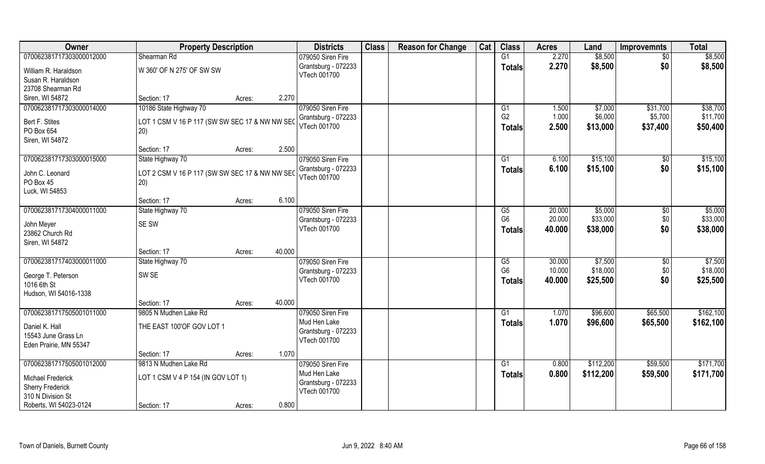| Owner | Property Description | | Districts | Class | Reason for Change | Cat | Class | Acres | Land | Improvemnts | Total |
|---|---|---|---|---|---|---|---|---|---|---|---|
| 070062381717303000012000 | Shearman Rd | | 079050 Siren Fire | | | | G1 | 2.270 | $8,500 | $0 | $8,500 |
| William R. Haraldson | W 360' OF N 275' OF SW SW | | Grantsburg - 072233 | | | | Totals | 2.270 | $8,500 | $0 | $8,500 |
| Susan R. Haraldson | | | VTech 001700 | | | | | | | | |
| 23708 Shearman Rd | | | | | | | | | | | |
| Siren, WI 54872 | Section: 17 | Acres: 2.270 | | | | | | | | | |
| 070062381717303000014000 | 10186 State Highway 70 | | 079050 Siren Fire | | | | G1 | 1.500 | $7,000 | $31,700 | $38,700 |
| Bert F. Stites | LOT 1 CSM V 16 P 117 (SW SW SEC 17 & NW NW SEC 20) | | Grantsburg - 072233 | | | | G2 | 1.000 | $6,000 | $5,700 | $11,700 |
| PO Box 654 | | | VTech 001700 | | | | Totals | 2.500 | $13,000 | $37,400 | $50,400 |
| Siren, WI 54872 | | | | | | | | | | | |
| | Section: 17 | Acres: 2.500 | | | | | | | | | |
| 070062381717303000015000 | State Highway 70 | | 079050 Siren Fire | | | | G1 | 6.100 | $15,100 | $0 | $15,100 |
| John C. Leonard | LOT 2 CSM V 16 P 117 (SW SW SEC 17 & NW NW SEC 20) | | Grantsburg - 072233 | | | | Totals | 6.100 | $15,100 | $0 | $15,100 |
| PO Box 45 | | | VTech 001700 | | | | | | | | |
| Luck, WI 54853 | | | | | | | | | | | |
| | Section: 17 | Acres: 6.100 | | | | | | | | | |
| 070062381717304000011000 | State Highway 70 | | 079050 Siren Fire | | | | G5 | 20.000 | $5,000 | $0 | $5,000 |
| John Meyer | SE SW | | Grantsburg - 072233 | | | | G6 | 20.000 | $33,000 | $0 | $33,000 |
| 23862 Church Rd | | | VTech 001700 | | | | Totals | 40.000 | $38,000 | $0 | $38,000 |
| Siren, WI 54872 | | | | | | | | | | | |
| | Section: 17 | Acres: 40.000 | | | | | | | | | |
| 070062381717403000011000 | State Highway 70 | | 079050 Siren Fire | | | | G5 | 30.000 | $7,500 | $0 | $7,500 |
| George T. Peterson | SW SE | | Grantsburg - 072233 | | | | G6 | 10.000 | $18,000 | $0 | $18,000 |
| 1016 6th St | | | VTech 001700 | | | | Totals | 40.000 | $25,500 | $0 | $25,500 |
| Hudson, WI 54016-1338 | | | | | | | | | | | |
| | Section: 17 | Acres: 40.000 | | | | | | | | | |
| 070062381717505001011000 | 9805 N Mudhen Lake Rd | | 079050 Siren Fire | | | | G1 | 1.070 | $96,600 | $65,500 | $162,100 |
| Daniel K. Hall | THE EAST 100'OF GOV LOT 1 | | Mud Hen Lake | | | | Totals | 1.070 | $96,600 | $65,500 | $162,100 |
| 15543 June Grass Ln | | | Grantsburg - 072233 | | | | | | | | |
| Eden Prairie, MN 55347 | | | VTech 001700 | | | | | | | | |
| | Section: 17 | Acres: 1.070 | | | | | | | | | |
| 070062381717505001012000 | 9813 N Mudhen Lake Rd | | 079050 Siren Fire | | | | G1 | 0.800 | $112,200 | $59,500 | $171,700 |
| Michael Frederick | LOT 1 CSM V 4 P 154 (IN GOV LOT 1) | | Mud Hen Lake | | | | Totals | 0.800 | $112,200 | $59,500 | $171,700 |
| Sherry Frederick | | | Grantsburg - 072233 | | | | | | | | |
| 310 N Division St | | | VTech 001700 | | | | | | | | |
| Roberts, WI 54023-0124 | Section: 17 | Acres: 0.800 | | | | | | | | | |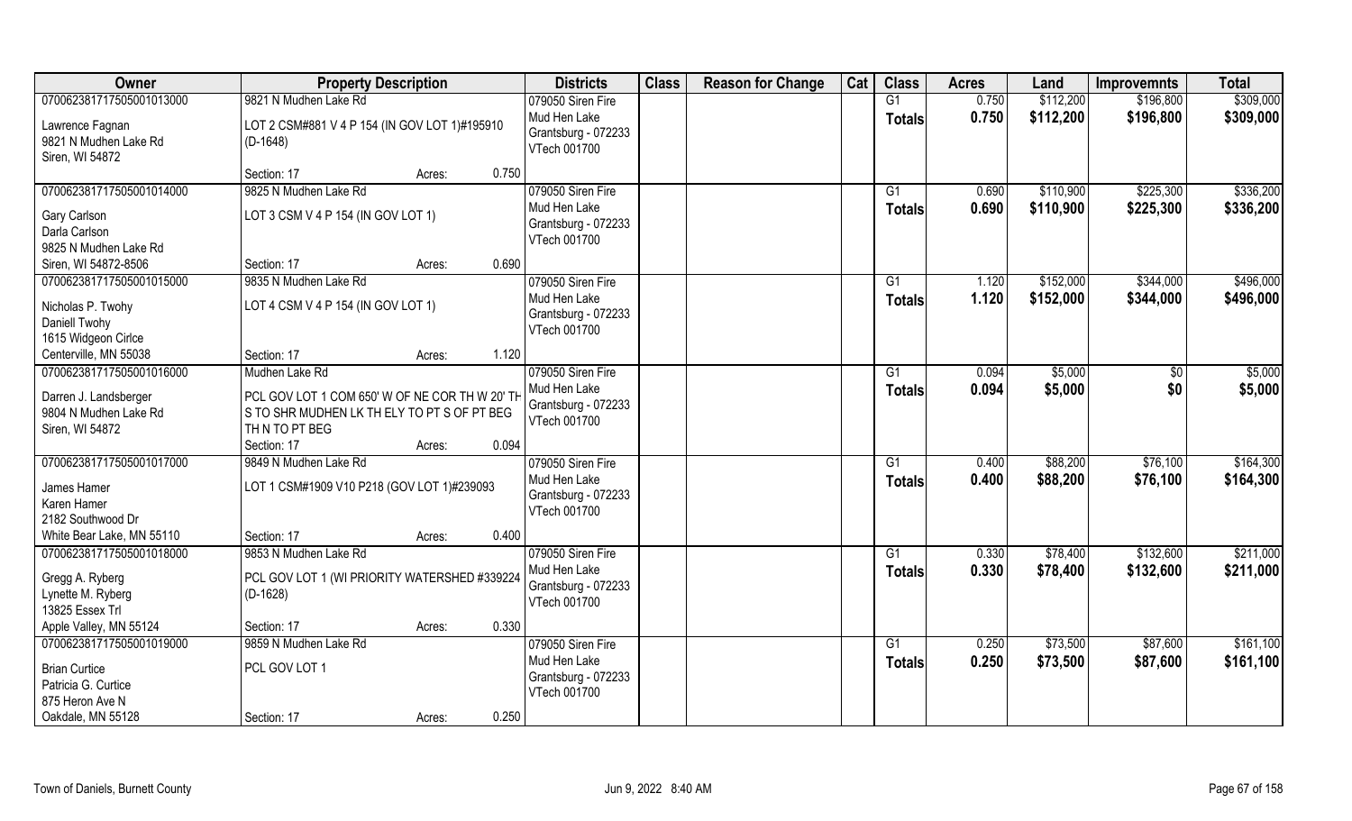| Owner | Property Description | | Districts | Class | Reason for Change | Cat | Class | Acres | Land | Improvemnts | Total |
|---|---|---|---|---|---|---|---|---|---|---|---|
| 070062381717505001013000 | 9821 N Mudhen Lake Rd | | 079050 Siren Fire | | | | G1 | 0.750 | $112,200 | $196,800 | $309,000 |
| Lawrence Fagnan<br>9821 N Mudhen Lake Rd<br>Siren, WI 54872 | LOT 2 CSM#881 V 4 P 154 (IN GOV LOT 1)#195910 (D-1648) | | Mud Hen Lake<br>Grantsburg - 072233<br>VTech 001700 | | | | **Totals** | **0.750** | **$112,200** | **$196,800** | **$309,000** |
| | Section: 17 | Acres: 0.750 | | | | | | | | | |
| 070062381717505001014000 | 9825 N Mudhen Lake Rd | | 079050 Siren Fire | | | | G1 | 0.690 | $110,900 | $225,300 | $336,200 |
| Gary Carlson<br>Darla Carlson<br>9825 N Mudhen Lake Rd<br>Siren, WI 54872-8506 | LOT 3 CSM V 4 P 154 (IN GOV LOT 1) | | Mud Hen Lake<br>Grantsburg - 072233<br>VTech 001700 | | | | **Totals** | **0.690** | **$110,900** | **$225,300** | **$336,200** |
| | Section: 17 | Acres: 0.690 | | | | | | | | | |
| 070062381717505001015000 | 9835 N Mudhen Lake Rd | | 079050 Siren Fire | | | | G1 | 1.120 | $152,000 | $344,000 | $496,000 |
| Nicholas P. Twohy<br>Daniell Twohy<br>1615 Widgeon Cirlce<br>Centerville, MN 55038 | LOT 4 CSM V 4 P 154 (IN GOV LOT 1) | | Mud Hen Lake<br>Grantsburg - 072233<br>VTech 001700 | | | | **Totals** | **1.120** | **$152,000** | **$344,000** | **$496,000** |
| | Section: 17 | Acres: 1.120 | | | | | | | | | |
| 070062381717505001016000 | Mudhen Lake Rd | | 079050 Siren Fire | | | | G1 | 0.094 | $5,000 | $0 | $5,000 |
| Darren J. Landsberger<br>9804 N Mudhen Lake Rd<br>Siren, WI 54872 | PCL GOV LOT 1 COM 650' W OF NE COR TH W 20' TH S TO SHR MUDHEN LK TH ELY TO PT S OF PT BEG TH N TO PT BEG | | Mud Hen Lake<br>Grantsburg - 072233<br>VTech 001700 | | | | **Totals** | **0.094** | **$5,000** | **$0** | **$5,000** |
| | Section: 17 | Acres: 0.094 | | | | | | | | | |
| 070062381717505001017000 | 9849 N Mudhen Lake Rd | | 079050 Siren Fire | | | | G1 | 0.400 | $88,200 | $76,100 | $164,300 |
| James Hamer<br>Karen Hamer<br>2182 Southwood Dr<br>White Bear Lake, MN 55110 | LOT 1 CSM#1909 V10 P218 (GOV LOT 1)#239093 | | Mud Hen Lake<br>Grantsburg - 072233<br>VTech 001700 | | | | **Totals** | **0.400** | **$88,200** | **$76,100** | **$164,300** |
| | Section: 17 | Acres: 0.400 | | | | | | | | | |
| 070062381717505001018000 | 9853 N Mudhen Lake Rd | | 079050 Siren Fire | | | | G1 | 0.330 | $78,400 | $132,600 | $211,000 |
| Gregg A. Ryberg<br>Lynette M. Ryberg<br>13825 Essex Trl<br>Apple Valley, MN 55124 | PCL GOV LOT 1 (WI PRIORITY WATERSHED #339224 (D-1628) | | Mud Hen Lake<br>Grantsburg - 072233<br>VTech 001700 | | | | **Totals** | **0.330** | **$78,400** | **$132,600** | **$211,000** |
| | Section: 17 | Acres: 0.330 | | | | | | | | | |
| 070062381717505001019000 | 9859 N Mudhen Lake Rd | | 079050 Siren Fire | | | | G1 | 0.250 | $73,500 | $87,600 | $161,100 |
| Brian Curtice<br>Patricia G. Curtice<br>875 Heron Ave N<br>Oakdale, MN 55128 | PCL GOV LOT 1 | | Mud Hen Lake<br>Grantsburg - 072233<br>VTech 001700 | | | | **Totals** | **0.250** | **$73,500** | **$87,600** | **$161,100** |
| | Section: 17 | Acres: 0.250 | | | | | | | | | |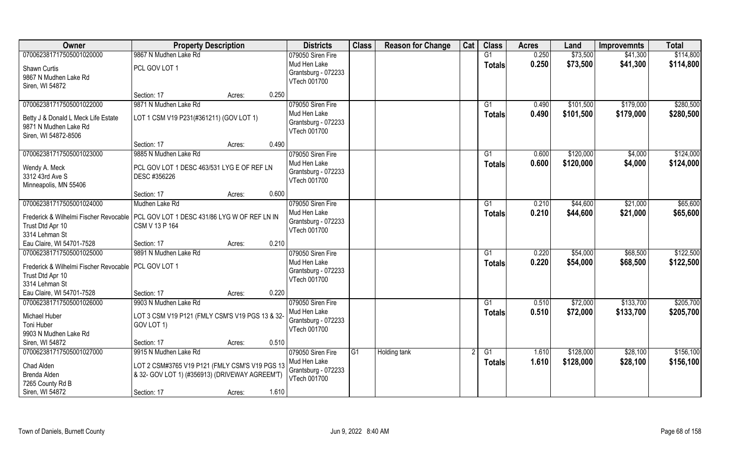| Owner | Property Description | | | Districts | Class | Reason for Change | Cat | Class | Acres | Land | Improvemnts | Total |
|---|---|---|---|---|---|---|---|---|---|---|---|---|
| 070062381717505001020000 | 9867 N Mudhen Lake Rd | | | 079050 Siren Fire | | | | G1 | 0.250 | $73,500 | $41,300 | $114,800 |
| Shawn Curtis<br>9867 N Mudhen Lake Rd<br>Siren, WI 54872 | PCL GOV LOT 1 | | | Mud Hen Lake<br>Grantsburg - 072233<br>VTech 001700 | | | | Totals | 0.250 | $73,500 | $41,300 | $114,800 |
| | Section: 17 | Acres: | 0.250 | | | | | | | | | |
| 070062381717505001022000 | 9871 N Mudhen Lake Rd | | | 079050 Siren Fire | | | | G1 | 0.490 | $101,500 | $179,000 | $280,500 |
| Betty J & Donald L Meck Life Estate<br>9871 N Mudhen Lake Rd<br>Siren, WI 54872-8506 | LOT 1 CSM V19 P231(#361211) (GOV LOT 1) | | | Mud Hen Lake<br>Grantsburg - 072233<br>VTech 001700 | | | | Totals | 0.490 | $101,500 | $179,000 | $280,500 |
| | Section: 17 | Acres: | 0.490 | | | | | | | | | |
| 070062381717505001023000 | 9885 N Mudhen Lake Rd | | | 079050 Siren Fire | | | | G1 | 0.600 | $120,000 | $4,000 | $124,000 |
| Wendy A. Meck<br>3312 43rd Ave S<br>Minneapolis, MN 55406 | PCL GOV LOT 1 DESC 463/531 LYG E OF REF LN DESC #356226 | | | Mud Hen Lake<br>Grantsburg - 072233<br>VTech 001700 | | | | Totals | 0.600 | $120,000 | $4,000 | $124,000 |
| | Section: 17 | Acres: | 0.600 | | | | | | | | | |
| 070062381717505001024000 | Mudhen Lake Rd | | | 079050 Siren Fire | | | | G1 | 0.210 | $44,600 | $21,000 | $65,600 |
| Frederick & Wilhelmi Fischer Revocable Trust Dtd Apr 10<br>3314 Lehman St<br>Eau Claire, WI 54701-7528 | PCL GOV LOT 1 DESC 431/86 LYG W OF REF LN IN CSM V 13 P 164 | | | Mud Hen Lake<br>Grantsburg - 072233<br>VTech 001700 | | | | Totals | 0.210 | $44,600 | $21,000 | $65,600 |
| | Section: 17 | Acres: | 0.210 | | | | | | | | | |
| 070062381717505001025000 | 9891 N Mudhen Lake Rd | | | 079050 Siren Fire | | | | G1 | 0.220 | $54,000 | $68,500 | $122,500 |
| Frederick & Wilhelmi Fischer Revocable Trust Dtd Apr 10<br>3314 Lehman St<br>Eau Claire, WI 54701-7528 | PCL GOV LOT 1 | | | Mud Hen Lake<br>Grantsburg - 072233<br>VTech 001700 | | | | Totals | 0.220 | $54,000 | $68,500 | $122,500 |
| | Section: 17 | Acres: | 0.220 | | | | | | | | | |
| 070062381717505001026000 | 9903 N Mudhen Lake Rd | | | 079050 Siren Fire | | | | G1 | 0.510 | $72,000 | $133,700 | $205,700 |
| Michael Huber<br>Toni Huber<br>9903 N Mudhen Lake Rd<br>Siren, WI 54872 | LOT 3 CSM V19 P121 (FMLY CSM'S V19 PGS 13 & 32- GOV LOT 1) | | | Mud Hen Lake<br>Grantsburg - 072233<br>VTech 001700 | | | | Totals | 0.510 | $72,000 | $133,700 | $205,700 |
| | Section: 17 | Acres: | 0.510 | | | | | | | | | |
| 070062381717505001027000 | 9915 N Mudhen Lake Rd | | | 079050 Siren Fire | G1 | Holding tank | 2 | G1 | 1.610 | $128,000 | $28,100 | $156,100 |
| Chad Alden<br>Brenda Alden<br>7265 County Rd B<br>Siren, WI 54872 | LOT 2 CSM#3765 V19 P121 (FMLY CSM'S V19 PGS 13 & 32- GOV LOT 1) (#356913) (DRIVEWAY AGREEM'T) | | | Mud Hen Lake<br>Grantsburg - 072233<br>VTech 001700 | | | | Totals | 1.610 | $128,000 | $28,100 | $156,100 |
| | Section: 17 | Acres: | 1.610 | | | | | | | | | |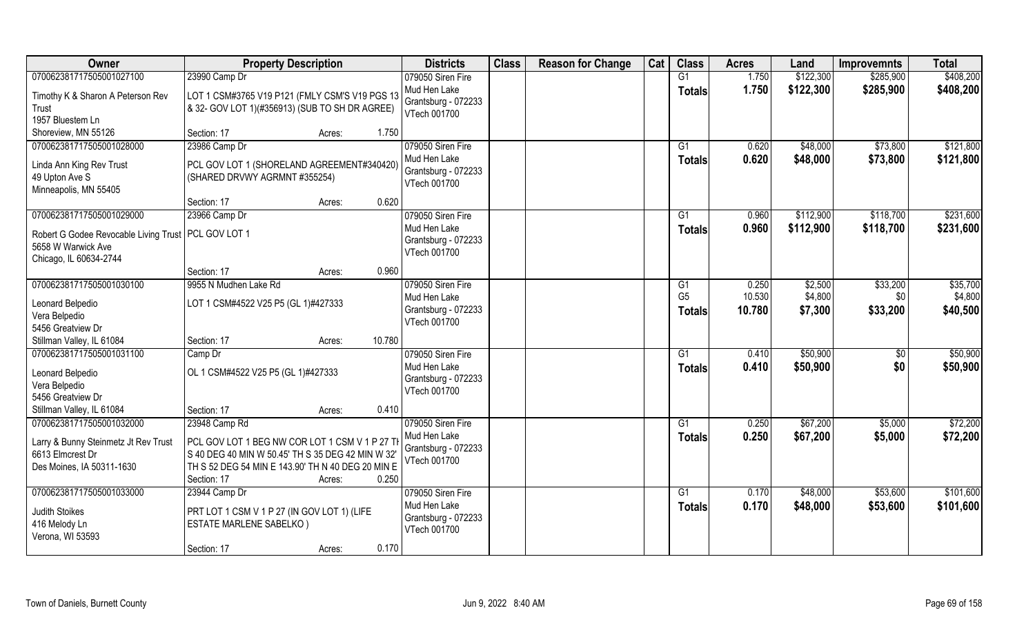| Owner | Property Description | | | Districts | Class | Reason for Change | Cat | Class | Acres | Land | Improvemnts | Total |
|---|---|---|---|---|---|---|---|---|---|---|---|---|
| 070062381717505001027100 | 23990 Camp Dr | | | 079050 Siren Fire | | | | G1 | 1.750 | $122,300 | $285,900 | $408,200 |
| Timothy K & Sharon A Peterson Rev Trust<br>1957 Bluestem Ln<br>Shoreview, MN 55126 | LOT 1 CSM#3765 V19 P121 (FMLY CSM'S V19 PGS 13 & 32- GOV LOT 1)(#356913) (SUB TO SH DR AGREE) | | | Mud Hen Lake<br>Grantsburg - 072233<br>VTech 001700 | | | | Totals | 1.750 | $122,300 | $285,900 | $408,200 |
| | Section: 17 | Acres: | 1.750 | | | | | | | | | |
| 070062381717505001028000 | 23986 Camp Dr | | | 079050 Siren Fire | | | | G1 | 0.620 | $48,000 | $73,800 | $121,800 |
| Linda Ann King Rev Trust<br>49 Upton Ave S<br>Minneapolis, MN 55405 | PCL GOV LOT 1 (SHORELAND AGREEMENT#340420) (SHARED DRVWY AGRMNT #355254) | | | Mud Hen Lake<br>Grantsburg - 072233<br>VTech 001700 | | | | Totals | 0.620 | $48,000 | $73,800 | $121,800 |
| | Section: 17 | Acres: | 0.620 | | | | | | | | | |
| 070062381717505001029000 | 23966 Camp Dr | | | 079050 Siren Fire | | | | G1 | 0.960 | $112,900 | $118,700 | $231,600 |
| Robert G Godee Revocable Living Trust<br>5658 W Warwick Ave<br>Chicago, IL 60634-2744 | PCL GOV LOT 1 | | | Mud Hen Lake<br>Grantsburg - 072233<br>VTech 001700 | | | | Totals | 0.960 | $112,900 | $118,700 | $231,600 |
| | Section: 17 | Acres: | 0.960 | | | | | | | | | |
| 070062381717505001030100 | 9955 N Mudhen Lake Rd | | | 079050 Siren Fire | | | | G1 | 0.250 | $2,500 | $33,200 | $35,700 |
| Leonard Belpedio<br>Vera Belpedio<br>5456 Greatview Dr<br>Stillman Valley, IL 61084 | LOT 1 CSM#4522 V25 P5 (GL 1)#427333 | | | Mud Hen Lake<br>Grantsburg - 072233<br>VTech 001700 | | | | G5 | 10.530 | $4,800 | $0 | $4,800 |
| | | | | | | | | Totals | 10.780 | $7,300 | $33,200 | $40,500 |
| | Section: 17 | Acres: | 10.780 | | | | | | | | | |
| 070062381717505001031100 | Camp Dr | | | 079050 Siren Fire | | | | G1 | 0.410 | $50,900 | $0 | $50,900 |
| Leonard Belpedio<br>Vera Belpedio<br>5456 Greatview Dr<br>Stillman Valley, IL 61084 | OL 1 CSM#4522 V25 P5 (GL 1)#427333 | | | Mud Hen Lake<br>Grantsburg - 072233<br>VTech 001700 | | | | Totals | 0.410 | $50,900 | $0 | $50,900 |
| | Section: 17 | Acres: | 0.410 | | | | | | | | | |
| 070062381717505001032000 | 23948 Camp Rd | | | 079050 Siren Fire | | | | G1 | 0.250 | $67,200 | $5,000 | $72,200 |
| Larry & Bunny Steinmetz Jt Rev Trust<br>6613 Elmcrest Dr<br>Des Moines, IA 50311-1630 | PCL GOV LOT 1 BEG NW COR LOT 1 CSM V 1 P 27 TH S 40 DEG 40 MIN W 50.45' TH S 35 DEG 42 MIN W 32' TH S 52 DEG 54 MIN E 143.90' TH N 40 DEG 20 MIN E | | | Mud Hen Lake<br>Grantsburg - 072233<br>VTech 001700 | | | | Totals | 0.250 | $67,200 | $5,000 | $72,200 |
| | Section: 17 | Acres: | 0.250 | | | | | | | | | |
| 070062381717505001033000 | 23944 Camp Dr | | | 079050 Siren Fire | | | | G1 | 0.170 | $48,000 | $53,600 | $101,600 |
| Judith Stoikes<br>416 Melody Ln<br>Verona, WI 53593 | PRT LOT 1 CSM V 1 P 27 (IN GOV LOT 1) (LIFE ESTATE MARLENE SABELKO ) | | | Mud Hen Lake<br>Grantsburg - 072233<br>VTech 001700 | | | | Totals | 0.170 | $48,000 | $53,600 | $101,600 |
| | Section: 17 | Acres: | 0.170 | | | | | | | | | |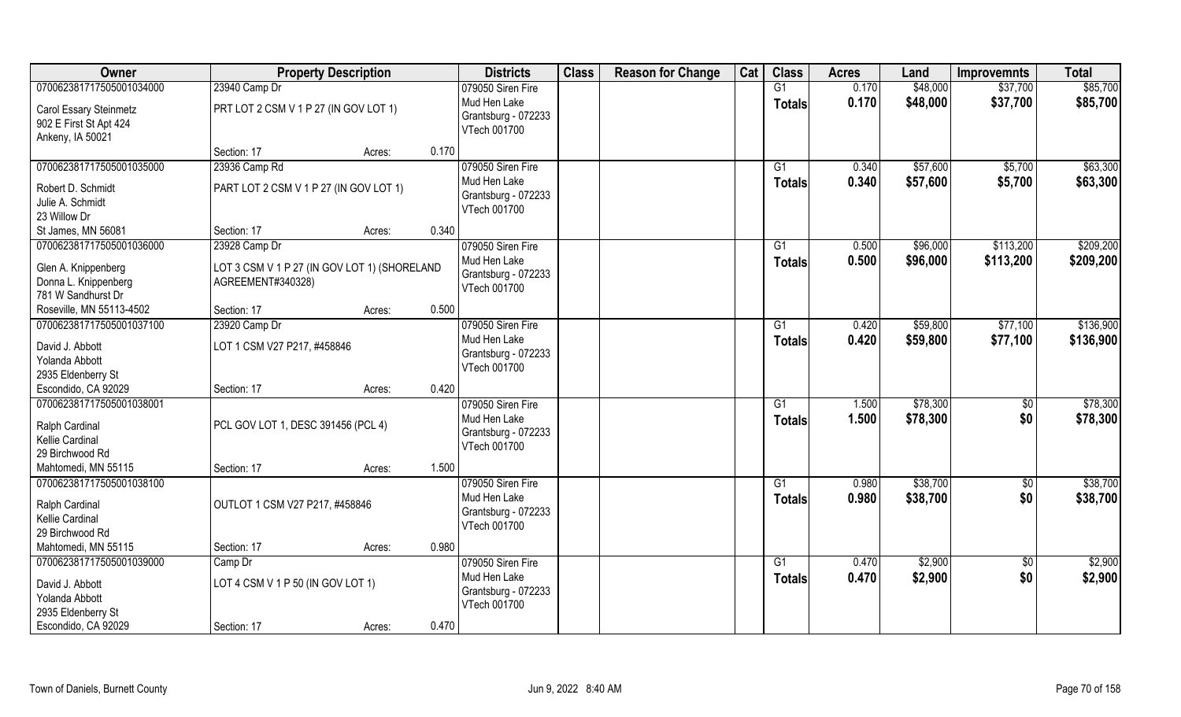| Owner | Property Description | | | Districts | Class | Reason for Change | Cat | Class | Acres | Land | Improvemnts | Total |
|---|---|---|---|---|---|---|---|---|---|---|---|---|
| 07006238171750500103400 | 23940 Camp Dr | | | 079050 Siren Fire | | | | G1 | 0.170 | $48,000 | $37,700 | $85,700 |
| Carol Essary Steinmetz<br>902 E First St Apt 424<br>Ankeny, IA 50021 | PRT LOT 2 CSM V 1 P 27 (IN GOV LOT 1) | | | Mud Hen Lake<br>Grantsburg - 072233<br>VTech 001700 | | | | Totals | 0.170 | $48,000 | $37,700 | $85,700 |
| | Section: 17 | Acres: | 0.170 | | | | | | | | | |
| 07006238171750500103500 | 23936 Camp Rd | | | 079050 Siren Fire | | | | G1 | 0.340 | $57,600 | $5,700 | $63,300 |
| Robert D. Schmidt<br>Julie A. Schmidt<br>23 Willow Dr<br>St James, MN 56081 | PART LOT 2 CSM V 1 P 27 (IN GOV LOT 1) | | | Mud Hen Lake<br>Grantsburg - 072233<br>VTech 001700 | | | | Totals | 0.340 | $57,600 | $5,700 | $63,300 |
| | Section: 17 | Acres: | 0.340 | | | | | | | | | |
| 07006238171750500103600 | 23928 Camp Dr | | | 079050 Siren Fire | | | | G1 | 0.500 | $96,000 | $113,200 | $209,200 |
| Glen A. Knippenberg<br>Donna L. Knippenberg<br>781 W Sandhurst Dr<br>Roseville, MN 55113-4502 | LOT 3 CSM V 1 P 27 (IN GOV LOT 1) (SHORELAND AGREEMENT#340328) | | | Mud Hen Lake<br>Grantsburg - 072233<br>VTech 001700 | | | | Totals | 0.500 | $96,000 | $113,200 | $209,200 |
| | Section: 17 | Acres: | 0.500 | | | | | | | | | |
| 07006238171750500103710 | 23920 Camp Dr | | | 079050 Siren Fire | | | | G1 | 0.420 | $59,800 | $77,100 | $136,900 |
| David J. Abbott<br>Yolanda Abbott<br>2935 Eldenberry St<br>Escondido, CA 92029 | LOT 1 CSM V27 P217, #458846 | | | Mud Hen Lake<br>Grantsburg - 072233<br>VTech 001700 | | | | Totals | 0.420 | $59,800 | $77,100 | $136,900 |
| | Section: 17 | Acres: | 0.420 | | | | | | | | | |
| 07006238171750500103800 1 | | | | 079050 Siren Fire | | | | G1 | 1.500 | $78,300 | $0 | $78,300 |
| Ralph Cardinal<br>Kellie Cardinal<br>29 Birchwood Rd<br>Mahtomedi, MN 55115 | PCL GOV LOT 1, DESC 391456 (PCL 4) | | | Mud Hen Lake<br>Grantsburg - 072233<br>VTech 001700 | | | | Totals | 1.500 | $78,300 | $0 | $78,300 |
| | Section: 17 | Acres: | 1.500 | | | | | | | | | |
| 07006238171750500103810 | | | | 079050 Siren Fire | | | | G1 | 0.980 | $38,700 | $0 | $38,700 |
| Ralph Cardinal<br>Kellie Cardinal<br>29 Birchwood Rd<br>Mahtomedi, MN 55115 | OUTLOT 1 CSM V27 P217, #458846 | | | Mud Hen Lake<br>Grantsburg - 072233<br>VTech 001700 | | | | Totals | 0.980 | $38,700 | $0 | $38,700 |
| | Section: 17 | Acres: | 0.980 | | | | | | | | | |
| 07006238171750500103900 | Camp Dr | | | 079050 Siren Fire | | | | G1 | 0.470 | $2,900 | $0 | $2,900 |
| David J. Abbott<br>Yolanda Abbott<br>2935 Eldenberry St<br>Escondido, CA 92029 | LOT 4 CSM V 1 P 50 (IN GOV LOT 1) | | | Mud Hen Lake<br>Grantsburg - 072233<br>VTech 001700 | | | | Totals | 0.470 | $2,900 | $0 | $2,900 |
| | Section: 17 | Acres: | 0.470 | | | | | | | | | |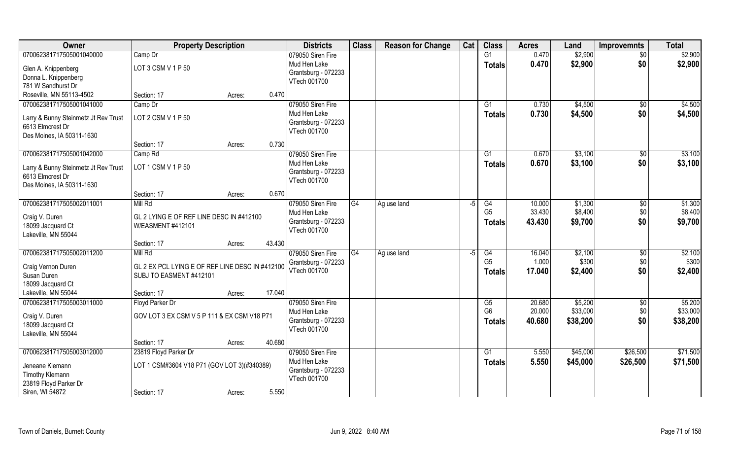| Owner | Property Description | Districts | Class | Reason for Change | Cat | Class | Acres | Land | Improvemnts | Total |
|---|---|---|---|---|---|---|---|---|---|---|
| 070062381717505001040000 | Camp Dr | 079050 Siren Fire | | | | G1 | 0.470 | $2,900 | $0 | $2,900 |
| Glen A. Knippenberg | LOT 3 CSM V 1 P 50 | Mud Hen Lake | | | | **Totals** | **0.470** | **$2,900** | **$0** | **$2,900** |
| Donna L. Knippenberg | | Grantsburg - 072233 | | | | | | | | |
| 781 W Sandhurst Dr | | VTech 001700 | | | | | | | | |
| Roseville, MN 55113-4502 | Section: 17 Acres: 0.470 | | | | | | | | | |
| 070062381717505001041000 | Camp Dr | 079050 Siren Fire | | | | G1 | 0.730 | $4,500 | $0 | $4,500 |
| Larry & Bunny Steinmetz Jt Rev Trust | LOT 2 CSM V 1 P 50 | Mud Hen Lake | | | | **Totals** | **0.730** | **$4,500** | **$0** | **$4,500** |
| 6613 Elmcrest Dr | | Grantsburg - 072233 | | | | | | | | |
| Des Moines, IA 50311-1630 | | VTech 001700 | | | | | | | | |
| | Section: 17 Acres: 0.730 | | | | | | | | | |
| 070062381717505001042000 | Camp Rd | 079050 Siren Fire | | | | G1 | 0.670 | $3,100 | $0 | $3,100 |
| Larry & Bunny Steinmetz Jt Rev Trust | LOT 1 CSM V 1 P 50 | Mud Hen Lake | | | | **Totals** | **0.670** | **$3,100** | **$0** | **$3,100** |
| 6613 Elmcrest Dr | | Grantsburg - 072233 | | | | | | | | |
| Des Moines, IA 50311-1630 | | VTech 001700 | | | | | | | | |
| | Section: 17 Acres: 0.670 | | | | | | | | | |
| 070062381717505002011001 | Mill Rd | 079050 Siren Fire | G4 | Ag use land | -5 | G4 | 10.000 | $1,300 | $0 | $1,300 |
| Craig V. Duren | GL 2 LYING E OF REF LINE DESC IN #412100 | Mud Hen Lake | | | | G5 | 33.430 | $8,400 | $0 | $8,400 |
| 18099 Jacquard Ct | W/EASMENT #412101 | Grantsburg - 072233 | | | | **Totals** | **43.430** | **$9,700** | **$0** | **$9,700** |
| Lakeville, MN 55044 | | VTech 001700 | | | | | | | | |
| | Section: 17 Acres: 43.430 | | | | | | | | | |
| 070062381717505002011200 | Mill Rd | 079050 Siren Fire | G4 | Ag use land | -5 | G4 | 16.040 | $2,100 | $0 | $2,100 |
| Craig Vernon Duren | GL 2 EX PCL LYING E OF REF LINE DESC IN #412100 | Grantsburg - 072233 | | | | G5 | 1.000 | $300 | $0 | $300 |
| Susan Duren | SUBJ TO EASMENT #412101 | VTech 001700 | | | | **Totals** | **17.040** | **$2,400** | **$0** | **$2,400** |
| 18099 Jacquard Ct | | | | | | | | | | |
| Lakeville, MN 55044 | Section: 17 Acres: 17.040 | | | | | | | | | |
| 070062381717505003011000 | Floyd Parker Dr | 079050 Siren Fire | | | | G5 | 20.680 | $5,200 | $0 | $5,200 |
| Craig V. Duren | GOV LOT 3 EX CSM V 5 P 111 & EX CSM V18 P71 | Mud Hen Lake | | | | G6 | 20.000 | $33,000 | $0 | $33,000 |
| 18099 Jacquard Ct | | Grantsburg - 072233 | | | | **Totals** | **40.680** | **$38,200** | **$0** | **$38,200** |
| Lakeville, MN 55044 | | VTech 001700 | | | | | | | | |
| | Section: 17 Acres: 40.680 | | | | | | | | | |
| 070062381717505003012000 | 23819 Floyd Parker Dr | 079050 Siren Fire | | | | G1 | 5.550 | $45,000 | $26,500 | $71,500 |
| Jeneane Klemann | LOT 1 CSM#3604 V18 P71 (GOV LOT 3)(#340389) | Mud Hen Lake | | | | **Totals** | **5.550** | **$45,000** | **$26,500** | **$71,500** |
| Timothy Klemann | | Grantsburg - 072233 | | | | | | | | |
| 23819 Floyd Parker Dr | | VTech 001700 | | | | | | | | |
| Siren, WI 54872 | Section: 17 Acres: 5.550 | | | | | | | | | |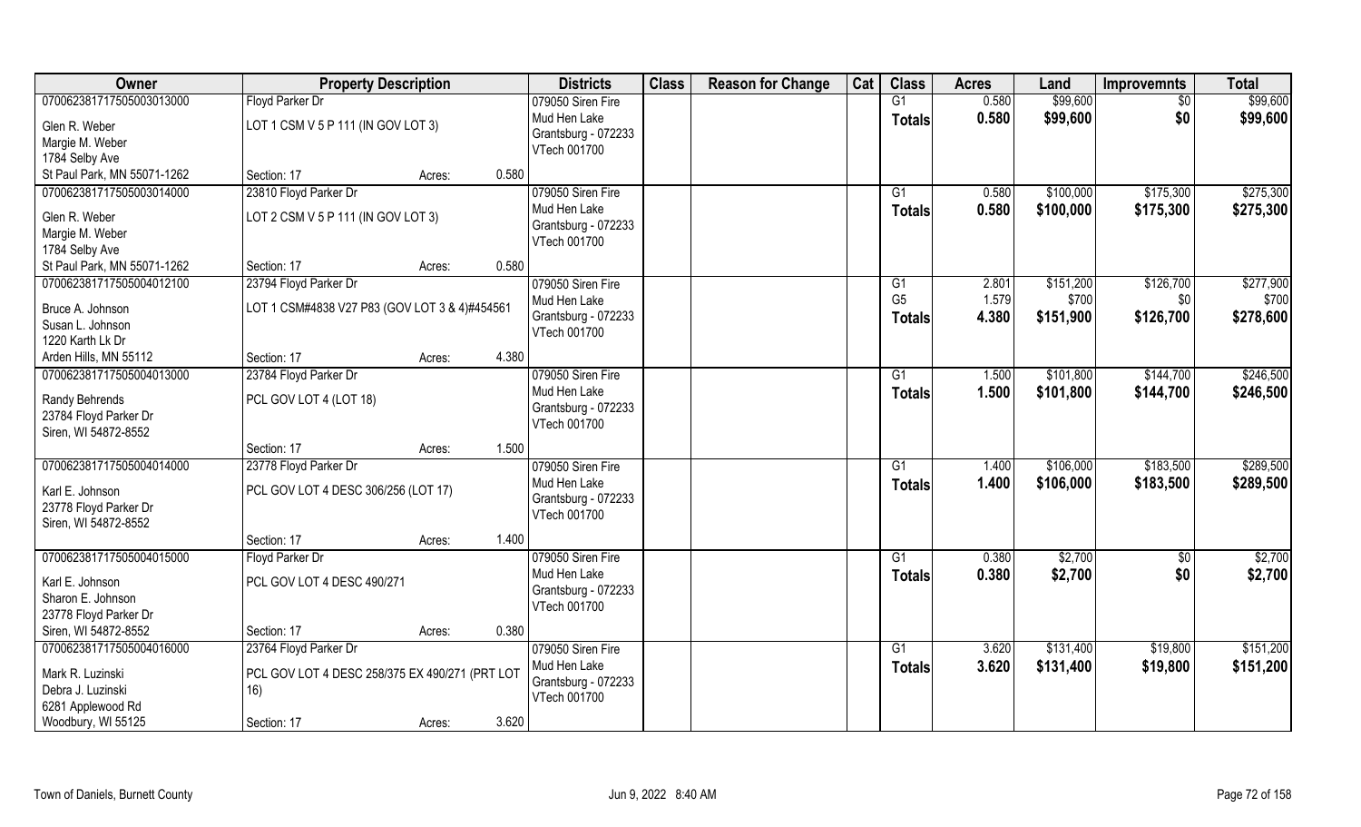| Owner | Property Description | | | Districts | Class | Reason for Change | Cat | Class | Acres | Land | Improvemnts | Total |
|---|---|---|---|---|---|---|---|---|---|---|---|---|
| 070062381717505003013000 | Floyd Parker Dr | | | 079050 Siren Fire | | | | G1 | 0.580 | $99,600 | $0 | $99,600 |
| Glen R. Weber | LOT 1 CSM V 5 P 111 (IN GOV LOT 3) | | | Mud Hen Lake | | | | Totals | 0.580 | $99,600 | $0 | $99,600 |
| Margie M. Weber | | | | Grantsburg - 072233 | | | | | | | | |
| 1784 Selby Ave | | | | VTech 001700 | | | | | | | | |
| St Paul Park, MN 55071-1262 | Section: 17 | Acres: | 0.580 | | | | | | | | | |
| 070062381717505003014000 | 23810 Floyd Parker Dr | | | 079050 Siren Fire | | | | G1 | 0.580 | $100,000 | $175,300 | $275,300 |
| Glen R. Weber | LOT 2 CSM V 5 P 111 (IN GOV LOT 3) | | | Mud Hen Lake | | | | Totals | 0.580 | $100,000 | $175,300 | $275,300 |
| Margie M. Weber | | | | Grantsburg - 072233 | | | | | | | | |
| 1784 Selby Ave | | | | VTech 001700 | | | | | | | | |
| St Paul Park, MN 55071-1262 | Section: 17 | Acres: | 0.580 | | | | | | | | | |
| 070062381717505004012100 | 23794 Floyd Parker Dr | | | 079050 Siren Fire | | | | G1 | 2.801 | $151,200 | $126,700 | $277,900 |
| Bruce A. Johnson | LOT 1 CSM#4838 V27 P83 (GOV LOT 3 & 4)#454561 | | | Mud Hen Lake | | | | G5 | 1.579 | $700 | $0 | $700 |
| Susan L. Johnson | | | | Grantsburg - 072233 | | | | Totals | 4.380 | $151,900 | $126,700 | $278,600 |
| 1220 Karth Lk Dr | | | | VTech 001700 | | | | | | | | |
| Arden Hills, MN 55112 | Section: 17 | Acres: | 4.380 | | | | | | | | | |
| 070062381717505004013000 | 23784 Floyd Parker Dr | | | 079050 Siren Fire | | | | G1 | 1.500 | $101,800 | $144,700 | $246,500 |
| Randy Behrends | PCL GOV LOT 4 (LOT 18) | | | Mud Hen Lake | | | | Totals | 1.500 | $101,800 | $144,700 | $246,500 |
| 23784 Floyd Parker Dr | | | | Grantsburg - 072233 | | | | | | | | |
| Siren, WI 54872-8552 | | | | VTech 001700 | | | | | | | | |
| | Section: 17 | Acres: | 1.500 | | | | | | | | | |
| 070062381717505004014000 | 23778 Floyd Parker Dr | | | 079050 Siren Fire | | | | G1 | 1.400 | $106,000 | $183,500 | $289,500 |
| Karl E. Johnson | PCL GOV LOT 4 DESC 306/256 (LOT 17) | | | Mud Hen Lake | | | | Totals | 1.400 | $106,000 | $183,500 | $289,500 |
| 23778 Floyd Parker Dr | | | | Grantsburg - 072233 | | | | | | | | |
| Siren, WI 54872-8552 | | | | VTech 001700 | | | | | | | | |
| | Section: 17 | Acres: | 1.400 | | | | | | | | | |
| 070062381717505004015000 | Floyd Parker Dr | | | 079050 Siren Fire | | | | G1 | 0.380 | $2,700 | $0 | $2,700 |
| Karl E. Johnson | PCL GOV LOT 4 DESC 490/271 | | | Mud Hen Lake | | | | Totals | 0.380 | $2,700 | $0 | $2,700 |
| Sharon E. Johnson | | | | Grantsburg - 072233 | | | | | | | | |
| 23778 Floyd Parker Dr | | | | VTech 001700 | | | | | | | | |
| Siren, WI 54872-8552 | Section: 17 | Acres: | 0.380 | | | | | | | | | |
| 070062381717505004016000 | 23764 Floyd Parker Dr | | | 079050 Siren Fire | | | | G1 | 3.620 | $131,400 | $19,800 | $151,200 |
| Mark R. Luzinski | PCL GOV LOT 4 DESC 258/375 EX 490/271 (PRT LOT 16) | | | Mud Hen Lake | | | | Totals | 3.620 | $131,400 | $19,800 | $151,200 |
| Debra J. Luzinski | | | | Grantsburg - 072233 | | | | | | | | |
| 6281 Applewood Rd | | | | VTech 001700 | | | | | | | | |
| Woodbury, WI 55125 | Section: 17 | Acres: | 3.620 | | | | | | | | | |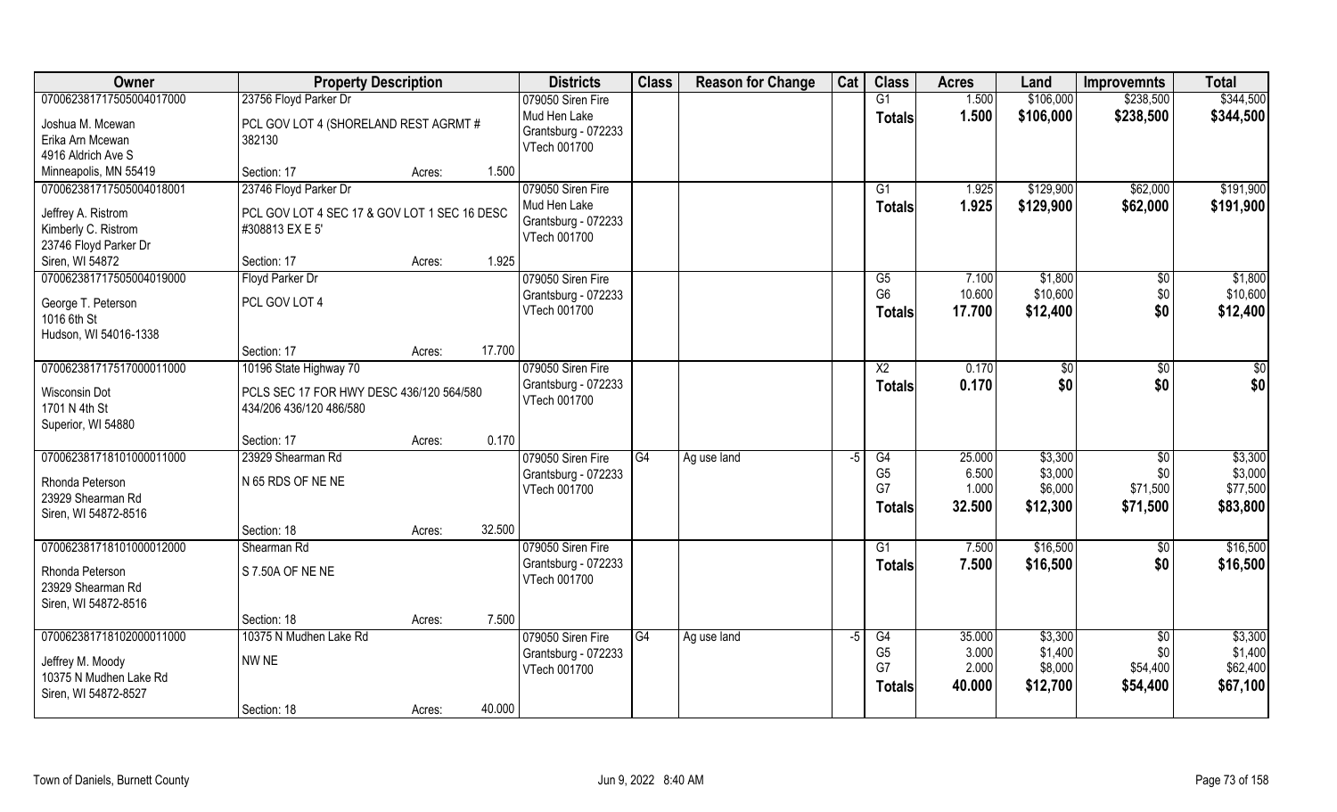| Owner | Property Description | | | Districts | Class | Reason for Change | Cat | Class | Acres | Land | Improvemnts | Total |
|---|---|---|---|---|---|---|---|---|---|---|---|---|
| 070062381717505004017000 | 23756 Floyd Parker Dr | | | 079050 Siren Fire | | | | G1 | 1.500 | $106,000 | $238,500 | $344,500 |
| Joshua M. Mcewan | PCL GOV LOT 4 (SHORELAND REST AGRMT # 382130 | | | Mud Hen Lake | | | | Totals | 1.500 | $106,000 | $238,500 | $344,500 |
| Erika Arn Mcewan | | | | Grantsburg - 072233 | | | | | | | | |
| 4916 Aldrich Ave S | | | | VTech 001700 | | | | | | | | |
| Minneapolis, MN 55419 | Section: 17 | Acres: | 1.500 | | | | | | | | | |
| 070062381717505004018001 | 23746 Floyd Parker Dr | | | 079050 Siren Fire | | | | G1 | 1.925 | $129,900 | $62,000 | $191,900 |
| Jeffrey A. Ristrom | PCL GOV LOT 4 SEC 17 & GOV LOT 1 SEC 16 DESC #308813 EX E 5' | | | Mud Hen Lake | | | | Totals | 1.925 | $129,900 | $62,000 | $191,900 |
| Kimberly C. Ristrom | | | | Grantsburg - 072233 | | | | | | | | |
| 23746 Floyd Parker Dr | | | | VTech 001700 | | | | | | | | |
| Siren, WI 54872 | Section: 17 | Acres: | 1.925 | | | | | | | | | |
| 070062381717505004019000 | Floyd Parker Dr | | | 079050 Siren Fire | | | | G5 | 7.100 | $1,800 | $0 | $1,800 |
| George T. Peterson | PCL GOV LOT 4 | | | Grantsburg - 072233 | | | | G6 | 10.600 | $10,600 | $0 | $10,600 |
| 1016 6th St | | | | VTech 001700 | | | | Totals | 17.700 | $12,400 | $0 | $12,400 |
| Hudson, WI 54016-1338 | | | | | | | | | | | | |
| | Section: 17 | Acres: | 17.700 | | | | | | | | | |
| 070062381717517000011000 | 10196 State Highway 70 | | | 079050 Siren Fire | | | | X2 | 0.170 | $0 | $0 | $0 |
| Wisconsin Dot | PCLS SEC 17 FOR HWY DESC 436/120 564/580 434/206 436/120 486/580 | | | Grantsburg - 072233 | | | | Totals | 0.170 | $0 | $0 | $0 |
| 1701 N 4th St | | | | VTech 001700 | | | | | | | | |
| Superior, WI 54880 | | | | | | | | | | | | |
| | Section: 17 | Acres: | 0.170 | | | | | | | | | |
| 070062381718101000011000 | 23929 Shearman Rd | | | 079050 Siren Fire | G4 | Ag use land | -5 | G4 | 25.000 | $3,300 | $0 | $3,300 |
| Rhonda Peterson | N 65 RDS OF NE NE | | | Grantsburg - 072233 | | | | G5 | 6.500 | $3,000 | $0 | $3,000 |
| 23929 Shearman Rd | | | | VTech 001700 | | | | G7 | 1.000 | $6,000 | $71,500 | $77,500 |
| Siren, WI 54872-8516 | | | | | | | | Totals | 32.500 | $12,300 | $71,500 | $83,800 |
| | Section: 18 | Acres: | 32.500 | | | | | | | | | |
| 070062381718101000012000 | Shearman Rd | | | 079050 Siren Fire | | | | G1 | 7.500 | $16,500 | $0 | $16,500 |
| Rhonda Peterson | S 7.50A OF NE NE | | | Grantsburg - 072233 | | | | Totals | 7.500 | $16,500 | $0 | $16,500 |
| 23929 Shearman Rd | | | | VTech 001700 | | | | | | | | |
| Siren, WI 54872-8516 | | | | | | | | | | | | |
| | Section: 18 | Acres: | 7.500 | | | | | | | | | |
| 070062381718102000011000 | 10375 N Mudhen Lake Rd | | | 079050 Siren Fire | G4 | Ag use land | -5 | G4 | 35.000 | $3,300 | $0 | $3,300 |
| Jeffrey M. Moody | NW NE | | | Grantsburg - 072233 | | | | G5 | 3.000 | $1,400 | $0 | $1,400 |
| 10375 N Mudhen Lake Rd | | | | VTech 001700 | | | | G7 | 2.000 | $8,000 | $54,400 | $62,400 |
| Siren, WI 54872-8527 | | | | | | | | Totals | 40.000 | $12,700 | $54,400 | $67,100 |
| | Section: 18 | Acres: | 40.000 | | | | | | | | | |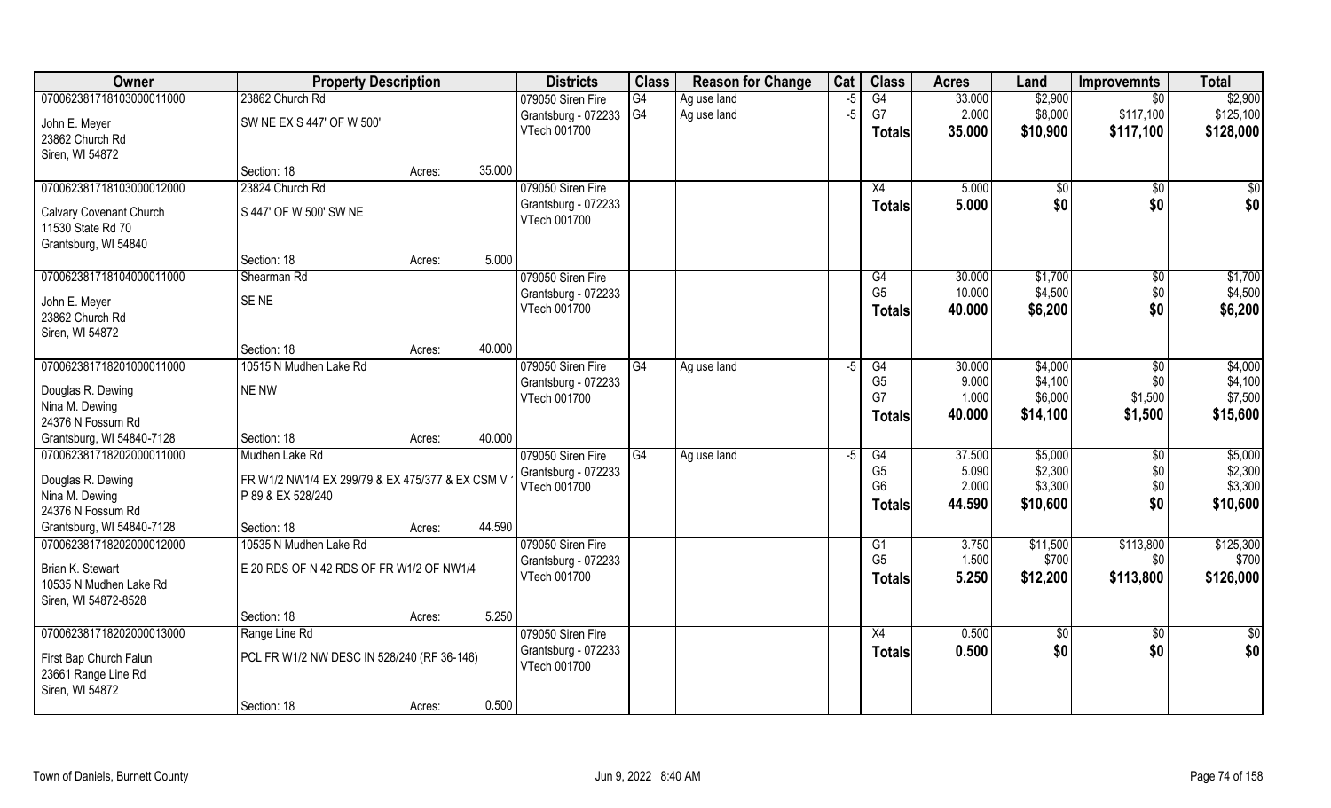| Owner | Property Description | | | Districts | Class | Reason for Change | Cat | Class | Acres | Land | Improvemnts | Total |
|---|---|---|---|---|---|---|---|---|---|---|---|---|
| 070062381718103000011000 | 23862 Church Rd | | | 079050 Siren Fire | G4 | Ag use land | -5 | G4 | 33.000 | $2,900 | $0 | $2,900 |
| John E. Meyer | SW NE EX S 447' OF W 500' | | | Grantsburg - 072233 | G4 | Ag use land | -5 | G7 | 2.000 | $8,000 | $117,100 | $125,100 |
| 23862 Church Rd | | | | VTech 001700 | | | | **Totals** | **35.000** | **$10,900** | **$117,100** | **$128,000** |
| Siren, WI 54872 | | | | | | | | | | | | |
| | Section: 18 | Acres: | 35.000 | | | | | | | | | |
| 070062381718103000012000 | 23824 Church Rd | | | 079050 Siren Fire | | | | X4 | 5.000 | $0 | $0 | $0 |
| Calvary Covenant Church | S 447' OF W 500' SW NE | | | Grantsburg - 072233 | | | | **Totals** | **5.000** | **$0** | **$0** | **$0** |
| 11530 State Rd 70 | | | | VTech 001700 | | | | | | | | |
| Grantsburg, WI 54840 | | | | | | | | | | | | |
| | Section: 18 | Acres: | 5.000 | | | | | | | | | |
| 070062381718104000011000 | Shearman Rd | | | 079050 Siren Fire | | | | G4 | 30.000 | $1,700 | $0 | $1,700 |
| John E. Meyer | SE NE | | | Grantsburg - 072233 | | | | G5 | 10.000 | $4,500 | $0 | $4,500 |
| 23862 Church Rd | | | | VTech 001700 | | | | **Totals** | **40.000** | **$6,200** | **$0** | **$6,200** |
| Siren, WI 54872 | | | | | | | | | | | | |
| | Section: 18 | Acres: | 40.000 | | | | | | | | | |
| 070062381718201000011000 | 10515 N Mudhen Lake Rd | | | 079050 Siren Fire | G4 | Ag use land | -5 | G4 | 30.000 | $4,000 | $0 | $4,000 |
| Douglas R. Dewing | NE NW | | | Grantsburg - 072233 | | | | G5 | 9.000 | $4,100 | $0 | $4,100 |
| Nina M. Dewing | | | | VTech 001700 | | | | G7 | 1.000 | $6,000 | $1,500 | $7,500 |
| 24376 N Fossum Rd | | | | | | | | **Totals** | **40.000** | **$14,100** | **$1,500** | **$15,600** |
| Grantsburg, WI 54840-7128 | Section: 18 | Acres: | 40.000 | | | | | | | | | |
| 070062381718202000011000 | Mudhen Lake Rd | | | 079050 Siren Fire | G4 | Ag use land | -5 | G4 | 37.500 | $5,000 | $0 | $5,000 |
| Douglas R. Dewing | FR W1/2 NW1/4 EX 299/79 & EX 475/377 & EX CSM V | | | Grantsburg - 072233 | | | | G5 | 5.090 | $2,300 | $0 | $2,300 |
| Nina M. Dewing | P 89 & EX 528/240 | | | VTech 001700 | | | | G6 | 2.000 | $3,300 | $0 | $3,300 |
| 24376 N Fossum Rd | | | | | | | | **Totals** | **44.590** | **$10,600** | **$0** | **$10,600** |
| Grantsburg, WI 54840-7128 | Section: 18 | Acres: | 44.590 | | | | | | | | | |
| 070062381718202000012000 | 10535 N Mudhen Lake Rd | | | 079050 Siren Fire | | | | G1 | 3.750 | $11,500 | $113,800 | $125,300 |
| Brian K. Stewart | E 20 RDS OF N 42 RDS OF FR W1/2 OF NW1/4 | | | Grantsburg - 072233 | | | | G5 | 1.500 | $700 | $0 | $700 |
| 10535 N Mudhen Lake Rd | | | | VTech 001700 | | | | **Totals** | **5.250** | **$12,200** | **$113,800** | **$126,000** |
| Siren, WI 54872-8528 | | | | | | | | | | | | |
| | Section: 18 | Acres: | 5.250 | | | | | | | | | |
| 070062381718202000013000 | Range Line Rd | | | 079050 Siren Fire | | | | X4 | 0.500 | $0 | $0 | $0 |
| First Bap Church Falun | PCL FR W1/2 NW DESC IN 528/240 (RF 36-146) | | | Grantsburg - 072233 | | | | **Totals** | **0.500** | **$0** | **$0** | **$0** |
| 23661 Range Line Rd | | | | VTech 001700 | | | | | | | | |
| Siren, WI 54872 | | | | | | | | | | | | |
| | Section: 18 | Acres: | 0.500 | | | | | | | | | |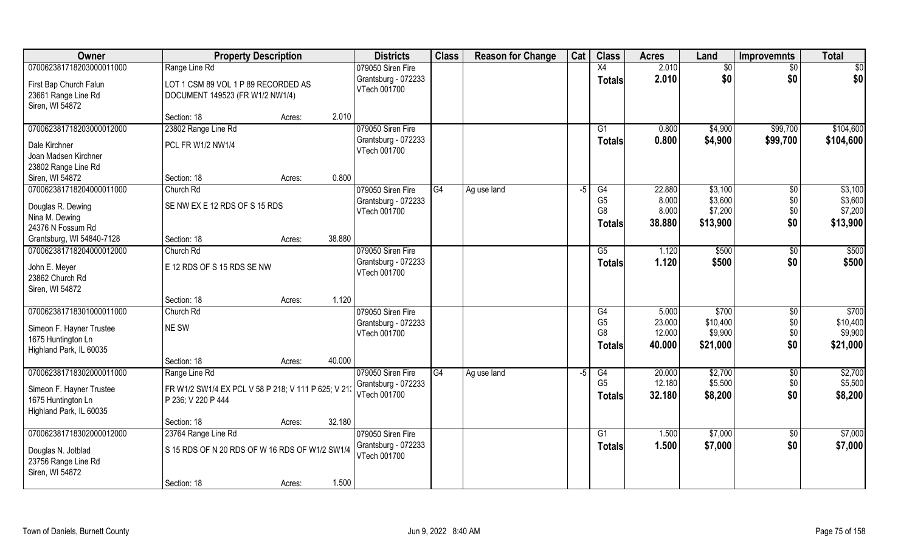| Owner | Property Description | | | Districts | Class | Reason for Change | Cat | Class | Acres | Land | Improvemnts | Total |
|---|---|---|---|---|---|---|---|---|---|---|---|---|
| 070062381718203000011000 | Range Line Rd | | | 079050 Siren Fire | | | | X4 | 2.010 | $0 | $0 | $0 |
| First Bap Church Falun<br>23661 Range Line Rd<br>Siren, WI 54872 | LOT 1 CSM 89 VOL 1 P 89 RECORDED AS DOCUMENT 149523 (FR W1/2 NW1/4) | | | Grantsburg - 072233<br>VTech 001700 | | | | **Totals** | **2.010** | **$0** | **$0** | **$0** |
| | Section: 18 | Acres: | 2.010 | | | | | | | | | |
| 070062381718203000012000 | 23802 Range Line Rd | | | 079050 Siren Fire | | | | G1 | 0.800 | $4,900 | $99,700 | $104,600 |
| Dale Kirchner<br>Joan Madsen Kirchner<br>23802 Range Line Rd<br>Siren, WI 54872 | PCL FR W1/2 NW1/4 | | | Grantsburg - 072233<br>VTech 001700 | | | | **Totals** | **0.800** | **$4,900** | **$99,700** | **$104,600** |
| | Section: 18 | Acres: | 0.800 | | | | | | | | | |
| 070062381718204000011000 | Church Rd | | | 079050 Siren Fire | G4 | Ag use land | -5 | G4 | 22.880 | $3,100 | $0 | $3,100 |
| Douglas R. Dewing<br>Nina M. Dewing<br>24376 N Fossum Rd<br>Grantsburg, WI 54840-7128 | SE NW EX E 12 RDS OF S 15 RDS | | | Grantsburg - 072233<br>VTech 001700 | | | | G5 | 8.000 | $3,600 | $0 | $3,600 |
| | | | | | | | | G8 | 8.000 | $7,200 | $0 | $7,200 |
| | | | | | | | | **Totals** | **38.880** | **$13,900** | **$0** | **$13,900** |
| | Section: 18 | Acres: | 38.880 | | | | | | | | | |
| 070062381718204000012000 | Church Rd | | | 079050 Siren Fire | | | | G5 | 1.120 | $500 | $0 | $500 |
| John E. Meyer<br>23862 Church Rd<br>Siren, WI 54872 | E 12 RDS OF S 15 RDS SE NW | | | Grantsburg - 072233<br>VTech 001700 | | | | **Totals** | **1.120** | **$500** | **$0** | **$500** |
| | Section: 18 | Acres: | 1.120 | | | | | | | | | |
| 070062381718301000011000 | Church Rd | | | 079050 Siren Fire | | | | G4 | 5.000 | $700 | $0 | $700 |
| Simeon F. Hayner Trustee<br>1675 Huntington Ln<br>Highland Park, IL 60035 | NE SW | | | Grantsburg - 072233<br>VTech 001700 | | | | G5 | 23.000 | $10,400 | $0 | $10,400 |
| | | | | | | | | G8 | 12.000 | $9,900 | $0 | $9,900 |
| | | | | | | | | **Totals** | **40.000** | **$21,000** | **$0** | **$21,000** |
| | Section: 18 | Acres: | 40.000 | | | | | | | | | |
| 070062381718302000011000 | Range Line Rd | | | 079050 Siren Fire | G4 | Ag use land | -5 | G4 | 20.000 | $2,700 | $0 | $2,700 |
| Simeon F. Hayner Trustee<br>1675 Huntington Ln<br>Highland Park, IL 60035 | FR W1/2 SW1/4 EX PCL V 58 P 218; V 111 P 625; V 21: P 236; V 220 P 444 | | | Grantsburg - 072233<br>VTech 001700 | | | | G5 | 12.180 | $5,500 | $0 | $5,500 |
| | | | | | | | | **Totals** | **32.180** | **$8,200** | **$0** | **$8,200** |
| | Section: 18 | Acres: | 32.180 | | | | | | | | | |
| 070062381718302000012000 | 23764 Range Line Rd | | | 079050 Siren Fire | | | | G1 | 1.500 | $7,000 | $0 | $7,000 |
| Douglas N. Jotblad<br>23756 Range Line Rd<br>Siren, WI 54872 | S 15 RDS OF N 20 RDS OF W 16 RDS OF W1/2 SW1/4 | | | Grantsburg - 072233<br>VTech 001700 | | | | **Totals** | **1.500** | **$7,000** | **$0** | **$7,000** |
| | Section: 18 | Acres: | 1.500 | | | | | | | | | |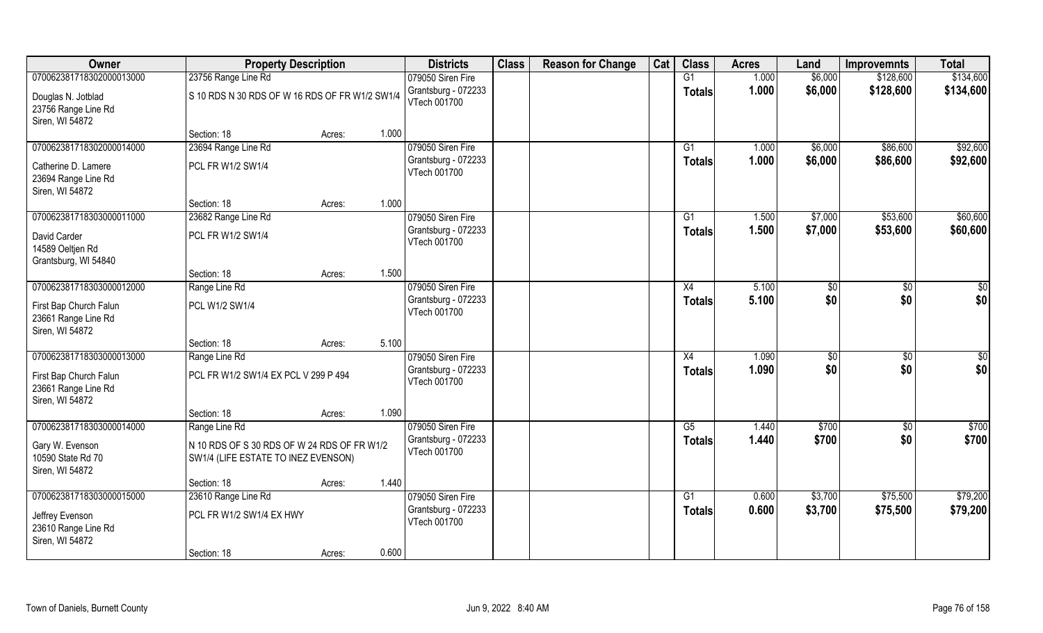| Owner | Property Description | | | Districts | Class | Reason for Change | Cat | Class | Acres | Land | Improvemnts | Total |
|---|---|---|---|---|---|---|---|---|---|---|---|---|
| 070062381718302000013000 | 23756 Range Line Rd | | | 079050 Siren Fire | | | | G1 | 1.000 | $6,000 | $128,600 | $134,600 |
| Douglas N. Jotblad<br>23756 Range Line Rd<br>Siren, WI 54872 | S 10 RDS N 30 RDS OF W 16 RDS OF FR W1/2 SW1/4 | | | Grantsburg - 072233<br>VTech 001700 | | | | Totals | 1.000 | $6,000 | $128,600 | $134,600 |
| | Section: 18 | Acres: | 1.000 | | | | | | | | | |
| 070062381718302000014000 | 23694 Range Line Rd | | | 079050 Siren Fire | | | | G1 | 1.000 | $6,000 | $86,600 | $92,600 |
| Catherine D. Lamere<br>23694 Range Line Rd<br>Siren, WI 54872 | PCL FR W1/2 SW1/4 | | | Grantsburg - 072233<br>VTech 001700 | | | | Totals | 1.000 | $6,000 | $86,600 | $92,600 |
| | Section: 18 | Acres: | 1.000 | | | | | | | | | |
| 070062381718303000011000 | 23682 Range Line Rd | | | 079050 Siren Fire | | | | G1 | 1.500 | $7,000 | $53,600 | $60,600 |
| David Carder<br>14589 Oeltjen Rd<br>Grantsburg, WI 54840 | PCL FR W1/2 SW1/4 | | | Grantsburg - 072233<br>VTech 001700 | | | | Totals | 1.500 | $7,000 | $53,600 | $60,600 |
| | Section: 18 | Acres: | 1.500 | | | | | | | | | |
| 070062381718303000012000 | Range Line Rd | | | 079050 Siren Fire | | | | X4 | 5.100 | $0 | $0 | $0 |
| First Bap Church Falun<br>23661 Range Line Rd<br>Siren, WI 54872 | PCL W1/2 SW1/4 | | | Grantsburg - 072233<br>VTech 001700 | | | | Totals | 5.100 | $0 | $0 | $0 |
| | Section: 18 | Acres: | 5.100 | | | | | | | | | |
| 070062381718303000013000 | Range Line Rd | | | 079050 Siren Fire | | | | X4 | 1.090 | $0 | $0 | $0 |
| First Bap Church Falun<br>23661 Range Line Rd<br>Siren, WI 54872 | PCL FR W1/2 SW1/4 EX PCL V 299 P 494 | | | Grantsburg - 072233<br>VTech 001700 | | | | Totals | 1.090 | $0 | $0 | $0 |
| | Section: 18 | Acres: | 1.090 | | | | | | | | | |
| 070062381718303000014000 | Range Line Rd | | | 079050 Siren Fire | | | | G5 | 1.440 | $700 | $0 | $700 |
| Gary W. Evenson<br>10590 State Rd 70<br>Siren, WI 54872 | N 10 RDS OF S 30 RDS OF W 24 RDS OF FR W1/2 SW1/4 (LIFE ESTATE TO INEZ EVENSON) | | | Grantsburg - 072233<br>VTech 001700 | | | | Totals | 1.440 | $700 | $0 | $700 |
| | Section: 18 | Acres: | 1.440 | | | | | | | | | |
| 070062381718303000015000 | 23610 Range Line Rd | | | 079050 Siren Fire | | | | G1 | 0.600 | $3,700 | $75,500 | $79,200 |
| Jeffrey Evenson<br>23610 Range Line Rd<br>Siren, WI 54872 | PCL FR W1/2 SW1/4 EX HWY | | | Grantsburg - 072233<br>VTech 001700 | | | | Totals | 0.600 | $3,700 | $75,500 | $79,200 |
| | Section: 18 | Acres: | 0.600 | | | | | | | | | |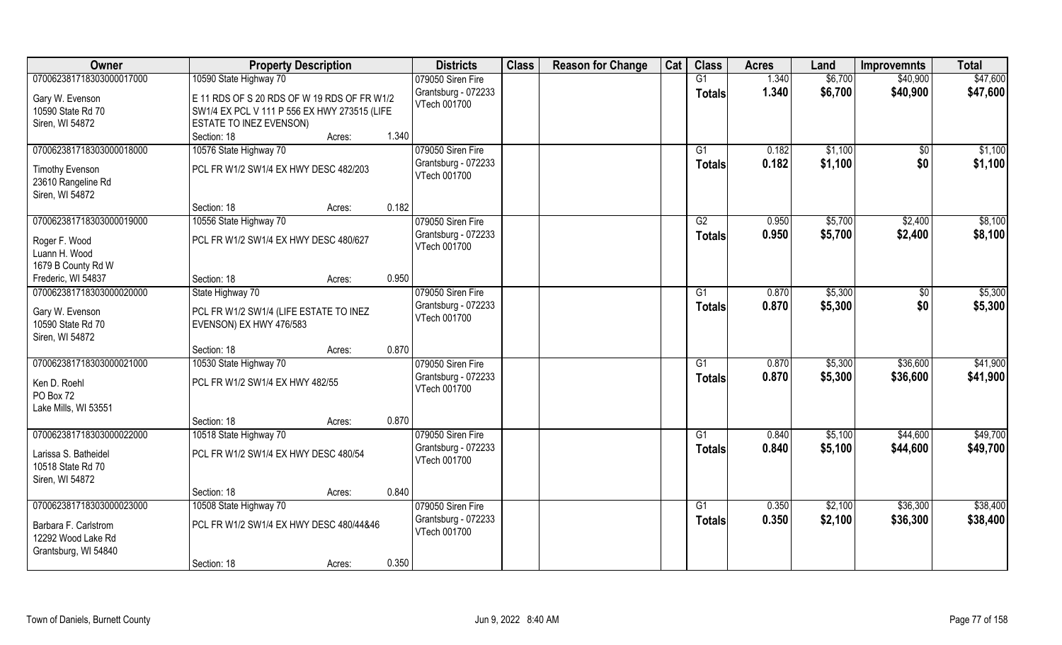| Owner | Property Description | | | Districts | Class | Reason for Change | Cat | Class | Acres | Land | Improvemnts | Total |
|---|---|---|---|---|---|---|---|---|---|---|---|---|
| 070062381718303000017000 | 10590 State Highway 70 | | | 079050 Siren Fire | | | | G1 | 1.340 | $6,700 | $40,900 | $47,600 |
| Gary W. Evenson<br>10590 State Rd 70<br>Siren, WI 54872 | E 11 RDS OF S 20 RDS OF W 19 RDS OF FR W1/2 SW1/4 EX PCL V 111 P 556 EX HWY 273515 (LIFE ESTATE TO INEZ EVENSON) | | | Grantsburg - 072233<br>VTech 001700 | | | | Totals | 1.340 | $6,700 | $40,900 | $47,600 |
| | Section: 18 | Acres: | 1.340 | | | | | | | | | |
| 070062381718303000018000 | 10576 State Highway 70 | | | 079050 Siren Fire | | | | G1 | 0.182 | $1,100 | $0 | $1,100 |
| Timothy Evenson<br>23610 Rangeline Rd<br>Siren, WI 54872 | PCL FR W1/2 SW1/4 EX HWY DESC 482/203 | | | Grantsburg - 072233<br>VTech 001700 | | | | Totals | 0.182 | $1,100 | $0 | $1,100 |
| | Section: 18 | Acres: | 0.182 | | | | | | | | | |
| 070062381718303000019000 | 10556 State Highway 70 | | | 079050 Siren Fire | | | | G2 | 0.950 | $5,700 | $2,400 | $8,100 |
| Roger F. Wood<br>Luann H. Wood<br>1679 B County Rd W<br>Frederic, WI 54837 | PCL FR W1/2 SW1/4 EX HWY DESC 480/627 | | | Grantsburg - 072233<br>VTech 001700 | | | | Totals | 0.950 | $5,700 | $2,400 | $8,100 |
| | Section: 18 | Acres: | 0.950 | | | | | | | | | |
| 070062381718303000020000 | State Highway 70 | | | 079050 Siren Fire | | | | G1 | 0.870 | $5,300 | $0 | $5,300 |
| Gary W. Evenson<br>10590 State Rd 70<br>Siren, WI 54872 | PCL FR W1/2 SW1/4 (LIFE ESTATE TO INEZ EVENSON) EX HWY 476/583 | | | Grantsburg - 072233<br>VTech 001700 | | | | Totals | 0.870 | $5,300 | $0 | $5,300 |
| | Section: 18 | Acres: | 0.870 | | | | | | | | | |
| 070062381718303000021000 | 10530 State Highway 70 | | | 079050 Siren Fire | | | | G1 | 0.870 | $5,300 | $36,600 | $41,900 |
| Ken D. Roehl<br>PO Box 72<br>Lake Mills, WI 53551 | PCL FR W1/2 SW1/4 EX HWY 482/55 | | | Grantsburg - 072233<br>VTech 001700 | | | | Totals | 0.870 | $5,300 | $36,600 | $41,900 |
| | Section: 18 | Acres: | 0.870 | | | | | | | | | |
| 070062381718303000022000 | 10518 State Highway 70 | | | 079050 Siren Fire | | | | G1 | 0.840 | $5,100 | $44,600 | $49,700 |
| Larissa S. Batheidel<br>10518 State Rd 70<br>Siren, WI 54872 | PCL FR W1/2 SW1/4 EX HWY DESC 480/54 | | | Grantsburg - 072233<br>VTech 001700 | | | | Totals | 0.840 | $5,100 | $44,600 | $49,700 |
| | Section: 18 | Acres: | 0.840 | | | | | | | | | |
| 070062381718303000023000 | 10508 State Highway 70 | | | 079050 Siren Fire | | | | G1 | 0.350 | $2,100 | $36,300 | $38,400 |
| Barbara F. Carlstrom<br>12292 Wood Lake Rd<br>Grantsburg, WI 54840 | PCL FR W1/2 SW1/4 EX HWY DESC 480/44&46 | | | Grantsburg - 072233<br>VTech 001700 | | | | Totals | 0.350 | $2,100 | $36,300 | $38,400 |
| | Section: 18 | Acres: | 0.350 | | | | | | | | | |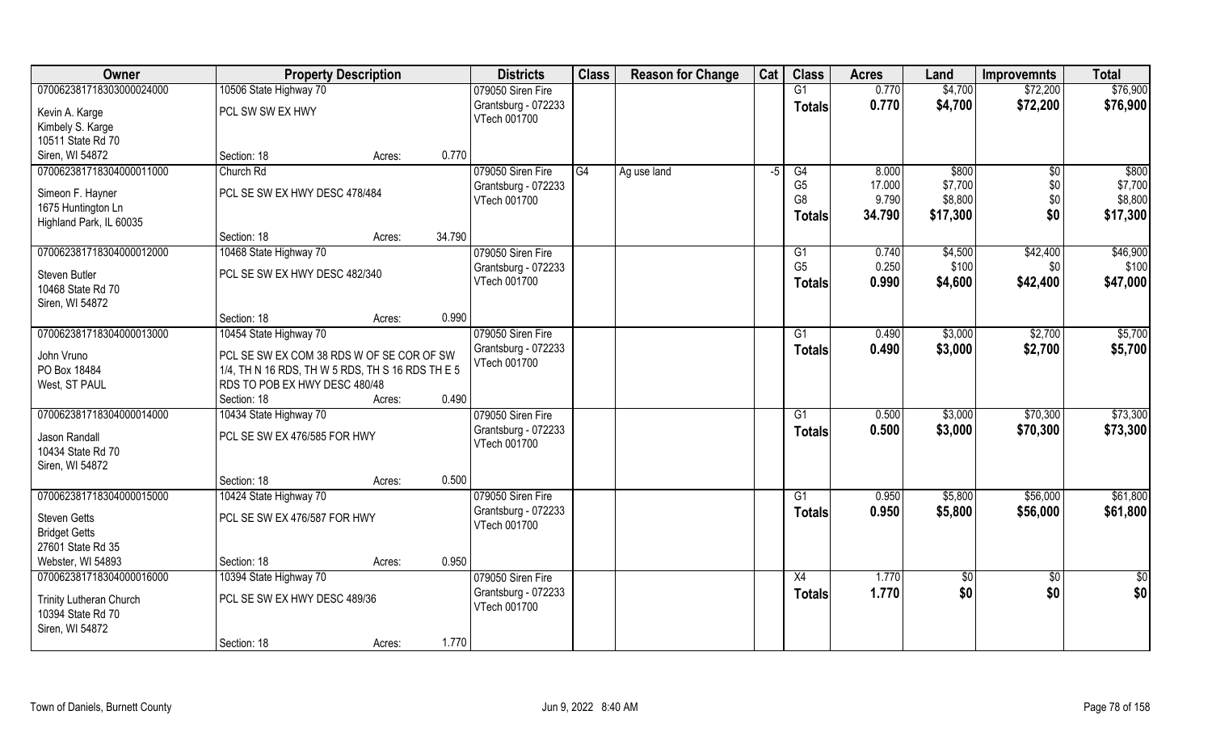| Owner | Property Description | | | Districts | Class | Reason for Change | Cat | Class | Acres | Land | Improvemnts | Total |
|---|---|---|---|---|---|---|---|---|---|---|---|---|
| 070062381718303000024000 | 10506 State Highway 70 | | | 079050 Siren Fire | | | | G1 | 0.770 | $4,700 | $72,200 | $76,900 |
| Kevin A. Karge | PCL SW SW EX HWY | | | Grantsburg - 072233 | | | | Totals | 0.770 | $4,700 | $72,200 | $76,900 |
| Kimbely S. Karge | | | | VTech 001700 | | | | | | | | |
| 10511 State Rd 70 | | | | | | | | | | | | |
| Siren, WI 54872 | Section: 18 | Acres: | 0.770 | | | | | | | | | |
| 070062381718304000011000 | Church Rd | | | 079050 Siren Fire | G4 | Ag use land | -5 | G4 | 8.000 | $800 | $0 | $800 |
| Simeon F. Hayner | PCL SE SW EX HWY DESC 478/484 | | | Grantsburg - 072233 | | | | G5 | 17.000 | $7,700 | $0 | $7,700 |
| 1675 Huntington Ln | | | | VTech 001700 | | | | G8 | 9.790 | $8,800 | $0 | $8,800 |
| Highland Park, IL 60035 | | | | | | | | Totals | 34.790 | $17,300 | $0 | $17,300 |
| | Section: 18 | Acres: | 34.790 | | | | | | | | | |
| 070062381718304000012000 | 10468 State Highway 70 | | | 079050 Siren Fire | | | | G1 | 0.740 | $4,500 | $42,400 | $46,900 |
| Steven Butler | PCL SE SW EX HWY DESC 482/340 | | | Grantsburg - 072233 | | | | G5 | 0.250 | $100 | $0 | $100 |
| 10468 State Rd 70 | | | | VTech 001700 | | | | Totals | 0.990 | $4,600 | $42,400 | $47,000 |
| Siren, WI 54872 | | | | | | | | | | | | |
| | Section: 18 | Acres: | 0.990 | | | | | | | | | |
| 070062381718304000013000 | 10454 State Highway 70 | | | 079050 Siren Fire | | | | G1 | 0.490 | $3,000 | $2,700 | $5,700 |
| John Vruno | PCL SE SW EX COM 38 RDS W OF SE COR OF SW | | | Grantsburg - 072233 | | | | Totals | 0.490 | $3,000 | $2,700 | $5,700 |
| PO Box 18484 | 1/4, TH N 16 RDS, TH W 5 RDS, TH S 16 RDS TH E 5 | | | VTech 001700 | | | | | | | | |
| West, ST PAUL | RDS TO POB EX HWY DESC 480/48 | | | | | | | | | | | |
| | Section: 18 | Acres: | 0.490 | | | | | | | | | |
| 070062381718304000014000 | 10434 State Highway 70 | | | 079050 Siren Fire | | | | G1 | 0.500 | $3,000 | $70,300 | $73,300 |
| Jason Randall | PCL SE SW EX 476/585 FOR HWY | | | Grantsburg - 072233 | | | | Totals | 0.500 | $3,000 | $70,300 | $73,300 |
| 10434 State Rd 70 | | | | VTech 001700 | | | | | | | | |
| Siren, WI 54872 | | | | | | | | | | | | |
| | Section: 18 | Acres: | 0.500 | | | | | | | | | |
| 070062381718304000015000 | 10424 State Highway 70 | | | 079050 Siren Fire | | | | G1 | 0.950 | $5,800 | $56,000 | $61,800 |
| Steven Getts | PCL SE SW EX 476/587 FOR HWY | | | Grantsburg - 072233 | | | | Totals | 0.950 | $5,800 | $56,000 | $61,800 |
| Bridget Getts | | | | VTech 001700 | | | | | | | | |
| 27601 State Rd 35 | | | | | | | | | | | | |
| Webster, WI 54893 | Section: 18 | Acres: | 0.950 | | | | | | | | | |
| 070062381718304000016000 | 10394 State Highway 70 | | | 079050 Siren Fire | | | | X4 | 1.770 | $0 | $0 | $0 |
| Trinity Lutheran Church | PCL SE SW EX HWY DESC 489/36 | | | Grantsburg - 072233 | | | | Totals | 1.770 | $0 | $0 | $0 |
| 10394 State Rd 70 | | | | VTech 001700 | | | | | | | | |
| Siren, WI 54872 | | | | | | | | | | | | |
| | Section: 18 | Acres: | 1.770 | | | | | | | | | |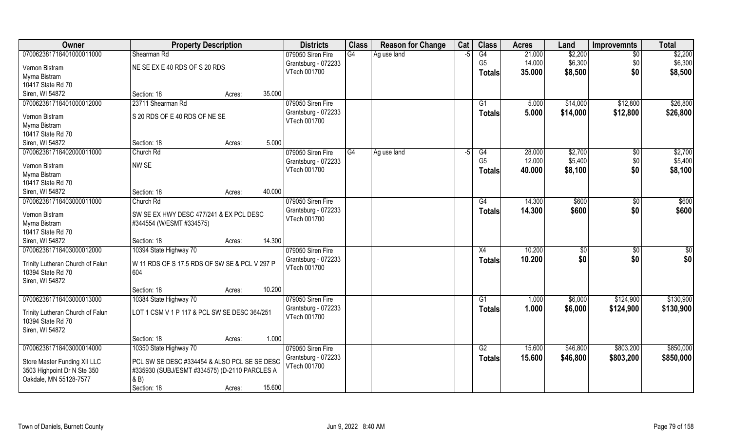| Owner | Property Description | | Districts | Class | Reason for Change | Cat | Class | Acres | Land | Improvemnts | Total |
|---|---|---|---|---|---|---|---|---|---|---|---|
| 070062381718401000011000 | Shearman Rd | | 079050 Siren Fire | G4 | Ag use land | -5 | G4 | 21.000 | $2,200 | $0 | $2,200 |
| Vernon Bistram | NE SE EX E 40 RDS OF S 20 RDS | | Grantsburg - 072233 | | | | G5 | 14.000 | $6,300 | $0 | $6,300 |
| Myrna Bistram | | | VTech 001700 | | | | **Totals** | **35.000** | **$8,500** | **$0** | **$8,500** |
| 10417 State Rd 70 | | | | | | | | | | | |
| Siren, WI 54872 | Section: 18 | Acres: 35.000 | | | | | | | | | |
| 070062381718401000012000 | 23711 Shearman Rd | | 079050 Siren Fire | | | | G1 | 5.000 | $14,000 | $12,800 | $26,800 |
| Vernon Bistram | S 20 RDS OF E 40 RDS OF NE SE | | Grantsburg - 072233 | | | | **Totals** | **5.000** | **$14,000** | **$12,800** | **$26,800** |
| Myrna Bistram | | | VTech 001700 | | | | | | | | |
| 10417 State Rd 70 | | | | | | | | | | | |
| Siren, WI 54872 | Section: 18 | Acres: 5.000 | | | | | | | | | |
| 070062381718402000011000 | Church Rd | | 079050 Siren Fire | G4 | Ag use land | -5 | G4 | 28.000 | $2,700 | $0 | $2,700 |
| Vernon Bistram | NW SE | | Grantsburg - 072233 | | | | G5 | 12.000 | $5,400 | $0 | $5,400 |
| Myrna Bistram | | | VTech 001700 | | | | **Totals** | **40.000** | **$8,100** | **$0** | **$8,100** |
| 10417 State Rd 70 | | | | | | | | | | | |
| Siren, WI 54872 | Section: 18 | Acres: 40.000 | | | | | | | | | |
| 070062381718403000011000 | Church Rd | | 079050 Siren Fire | | | | G4 | 14.300 | $600 | $0 | $600 |
| Vernon Bistram | SW SE EX HWY DESC 477/241 & EX PCL DESC #344554 (W/ESMT #334575) | | Grantsburg - 072233 | | | | **Totals** | **14.300** | **$600** | **$0** | **$600** |
| Myrna Bistram | | | VTech 001700 | | | | | | | | |
| 10417 State Rd 70 | | | | | | | | | | | |
| Siren, WI 54872 | Section: 18 | Acres: 14.300 | | | | | | | | | |
| 070062381718403000012000 | 10394 State Highway 70 | | 079050 Siren Fire | | | | X4 | 10.200 | $0 | $0 | $0 |
| Trinity Lutheran Church of Falun | W 11 RDS OF S 17.5 RDS OF SW SE & PCL V 297 P 604 | | Grantsburg - 072233 | | | | **Totals** | **10.200** | **$0** | **$0** | **$0** |
| 10394 State Rd 70 | | | VTech 001700 | | | | | | | | |
| Siren, WI 54872 | | | | | | | | | | | |
| | Section: 18 | Acres: 10.200 | | | | | | | | | |
| 070062381718403000013000 | 10384 State Highway 70 | | 079050 Siren Fire | | | | G1 | 1.000 | $6,000 | $124,900 | $130,900 |
| Trinity Lutheran Church of Falun | LOT 1 CSM V 1 P 117 & PCL SW SE DESC 364/251 | | Grantsburg - 072233 | | | | **Totals** | **1.000** | **$6,000** | **$124,900** | **$130,900** |
| 10394 State Rd 70 | | | VTech 001700 | | | | | | | | |
| Siren, WI 54872 | | | | | | | | | | | |
| | Section: 18 | Acres: 1.000 | | | | | | | | | |
| 070062381718403000014000 | 10350 State Highway 70 | | 079050 Siren Fire | | | | G2 | 15.600 | $46,800 | $803,200 | $850,000 |
| Store Master Funding XII LLC | PCL SW SE DESC #334454 & ALSO PCL SE SE DESC #335930 (SUBJ/ESMT #334575) (D-2110 PARCLES A & B) | | Grantsburg - 072233 | | | | **Totals** | **15.600** | **$46,800** | **$803,200** | **$850,000** |
| 3503 Highpoint Dr N Ste 350 | | | VTech 001700 | | | | | | | | |
| Oakdale, MN 55128-7577 | Section: 18 | Acres: 15.600 | | | | | | | | | |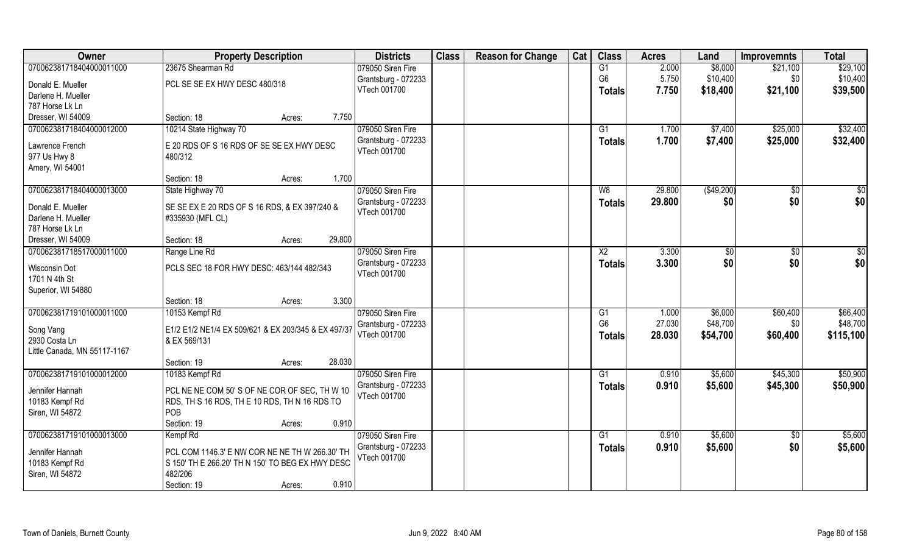| Owner | Property Description | Districts | Class | Reason for Change | Cat | Class | Acres | Land | Improvemnts | Total |
|---|---|---|---|---|---|---|---|---|---|---|
| 070062381718404000011000<br>Donald E. Mueller<br>Darlene H. Mueller<br>787 Horse Lk Ln<br>Dresser, WI 54009 | 23675 Shearman Rd<br>PCL SE SE EX HWY DESC 480/318<br>Section: 18 Acres: 7.750 | 079050 Siren Fire<br>Grantsburg - 072233<br>VTech 001700 | | | | G1<br>G6<br>**Totals** | 2.000<br>5.750<br>**7.750** | $8,000<br>$10,400<br>**$18,400** | $21,100<br>$0<br>**$21,100** | $29,100<br>$10,400<br>**$39,500** |
| 070062381718404000012000<br>Lawrence French<br>977 Us Hwy 8<br>Amery, WI 54001 | 10214 State Highway 70<br>E 20 RDS OF S 16 RDS OF SE SE EX HWY DESC 480/312<br>Section: 18 Acres: 1.700 | 079050 Siren Fire<br>Grantsburg - 072233<br>VTech 001700 | | | | G1<br>**Totals** | 1.700<br>**1.700** | $7,400<br>**$7,400** | $25,000<br>**$25,000** | $32,400<br>**$32,400** |
| 070062381718404000013000<br>Donald E. Mueller<br>Darlene H. Mueller<br>787 Horse Lk Ln<br>Dresser, WI 54009 | State Highway 70<br>SE SE EX E 20 RDS OF S 16 RDS, & EX 397/240 & #335930 (MFL CL)<br>Section: 18 Acres: 29.800 | 079050 Siren Fire<br>Grantsburg - 072233<br>VTech 001700 | | | | W8<br>**Totals** | 29.800<br>**29.800** | ($49,200)<br>**$0** | $0<br>**$0** | $0<br>**$0** |
| 070062381718517000011000<br>Wisconsin Dot<br>1701 N 4th St<br>Superior, WI 54880 | Range Line Rd<br>PCLS SEC 18 FOR HWY DESC: 463/144 482/343<br>Section: 18 Acres: 3.300 | 079050 Siren Fire<br>Grantsburg - 072233<br>VTech 001700 | | | | X2<br>**Totals** | 3.300<br>**3.300** | $0<br>**$0** | $0<br>**$0** | $0<br>**$0** |
| 070062381719101000011000<br>Song Vang<br>2930 Costa Ln<br>Little Canada, MN 55117-1167 | 10153 Kempf Rd<br>E1/2 E1/2 NE1/4 EX 509/621 & EX 203/345 & EX 497/37 & EX 569/131<br>Section: 19 Acres: 28.030 | 079050 Siren Fire<br>Grantsburg - 072233<br>VTech 001700 | | | | G1<br>G6<br>**Totals** | 1.000<br>27.030<br>**28.030** | $6,000<br>$48,700<br>**$54,700** | $60,400<br>$0<br>**$60,400** | $66,400<br>$48,700<br>**$115,100** |
| 070062381719101000012000<br>Jennifer Hannah<br>10183 Kempf Rd<br>Siren, WI 54872 | 10183 Kempf Rd<br>PCL NE NE COM 50' S OF NE COR OF SEC, TH W 10 RDS, TH S 16 RDS, TH E 10 RDS, TH N 16 RDS TO POB<br>Section: 19 Acres: 0.910 | 079050 Siren Fire<br>Grantsburg - 072233<br>VTech 001700 | | | | G1<br>**Totals** | 0.910<br>**0.910** | $5,600<br>**$5,600** | $45,300<br>**$45,300** | $50,900<br>**$50,900** |
| 070062381719101000013000<br>Jennifer Hannah<br>10183 Kempf Rd<br>Siren, WI 54872 | Kempf Rd<br>PCL COM 1146.3' E NW COR NE NE TH W 266.30' TH S 150' TH E 266.20' TH N 150' TO BEG EX HWY DESC 482/206<br>Section: 19 Acres: 0.910 | 079050 Siren Fire<br>Grantsburg - 072233<br>VTech 001700 | | | | G1<br>**Totals** | 0.910<br>**0.910** | $5,600<br>**$5,600** | $0<br>**$0** | $5,600<br>**$5,600** |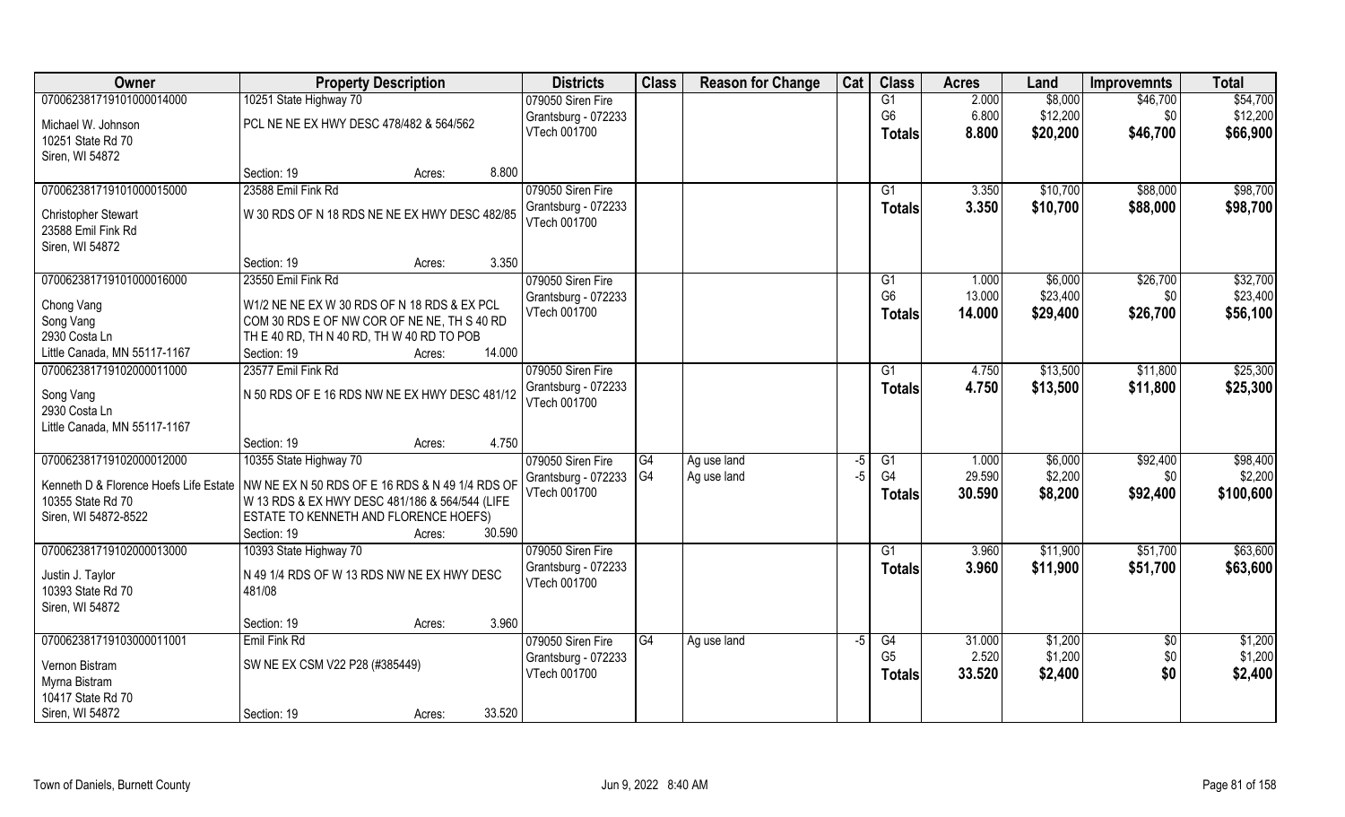| Owner | Property Description | Districts | Class | Reason for Change | Cat | Class | Acres | Land | Improvemnts | Total |
|---|---|---|---|---|---|---|---|---|---|---|
| 070062381719101000014000 | 10251 State Highway 70 | 079050 Siren Fire | | | | G1 | 2.000 | $8,000 | $46,700 | $54,700 |
| Michael W. Johnson | PCL NE NE EX HWY DESC 478/482 & 564/562 | Grantsburg - 072233 | | | | G6 | 6.800 | $12,200 | $0 | $12,200 |
| 10251 State Rd 70 | | VTech 001700 | | | | **Totals** | **8.800** | **$20,200** | **$46,700** | **$66,900** |
| Siren, WI 54872 | | | | | | | | | | |
| | Section: 19 Acres: 8.800 | | | | | | | | | |
| 070062381719101000015000 | 23588 Emil Fink Rd | 079050 Siren Fire | | | | G1 | 3.350 | $10,700 | $88,000 | $98,700 |
| Christopher Stewart | W 30 RDS OF N 18 RDS NE NE EX HWY DESC 482/85 | Grantsburg - 072233 | | | | **Totals** | **3.350** | **$10,700** | **$88,000** | **$98,700** |
| 23588 Emil Fink Rd | | VTech 001700 | | | | | | | | |
| Siren, WI 54872 | | | | | | | | | | |
| | Section: 19 Acres: 3.350 | | | | | | | | | |
| 070062381719101000016000 | 23550 Emil Fink Rd | 079050 Siren Fire | | | | G1 | 1.000 | $6,000 | $26,700 | $32,700 |
| Chong Vang | W1/2 NE NE EX W 30 RDS OF N 18 RDS & EX PCL | Grantsburg - 072233 | | | | G6 | 13.000 | $23,400 | $0 | $23,400 |
| Song Vang | COM 30 RDS E OF NW COR OF NE NE, TH S 40 RD | VTech 001700 | | | | **Totals** | **14.000** | **$29,400** | **$26,700** | **$56,100** |
| 2930 Costa Ln | TH E 40 RD, TH N 40 RD, TH W 40 RD TO POB | | | | | | | | | |
| Little Canada, MN 55117-1167 | Section: 19 Acres: 14.000 | | | | | | | | | |
| 070062381719102000011000 | 23577 Emil Fink Rd | 079050 Siren Fire | | | | G1 | 4.750 | $13,500 | $11,800 | $25,300 |
| Song Vang | N 50 RDS OF E 16 RDS NW NE EX HWY DESC 481/12 | Grantsburg - 072233 | | | | **Totals** | **4.750** | **$13,500** | **$11,800** | **$25,300** |
| 2930 Costa Ln | | VTech 001700 | | | | | | | | |
| Little Canada, MN 55117-1167 | | | | | | | | | | |
| | Section: 19 Acres: 4.750 | | | | | | | | | |
| 070062381719102000012000 | 10355 State Highway 70 | 079050 Siren Fire | G4 | Ag use land | -5 | G1 | 1.000 | $6,000 | $92,400 | $98,400 |
| Kenneth D & Florence Hoefs Life Estate | NW NE EX N 50 RDS OF E 16 RDS & N 49 1/4 RDS OF | Grantsburg - 072233 | G4 | Ag use land | -5 | G4 | 29.590 | $2,200 | $0 | $2,200 |
| 10355 State Rd 70 | W 13 RDS & EX HWY DESC 481/186 & 564/544 (LIFE | VTech 001700 | | | | **Totals** | **30.590** | **$8,200** | **$92,400** | **$100,600** |
| Siren, WI 54872-8522 | ESTATE TO KENNETH AND FLORENCE HOEFS) | | | | | | | | | |
| | Section: 19 Acres: 30.590 | | | | | | | | | |
| 070062381719102000013000 | 10393 State Highway 70 | 079050 Siren Fire | | | | G1 | 3.960 | $11,900 | $51,700 | $63,600 |
| Justin J. Taylor | N 49 1/4 RDS OF W 13 RDS NW NE EX HWY DESC | Grantsburg - 072233 | | | | **Totals** | **3.960** | **$11,900** | **$51,700** | **$63,600** |
| 10393 State Rd 70 | 481/08 | VTech 001700 | | | | | | | | |
| Siren, WI 54872 | | | | | | | | | | |
| | Section: 19 Acres: 3.960 | | | | | | | | | |
| 070062381719103000011001 | Emil Fink Rd | 079050 Siren Fire | G4 | Ag use land | -5 | G4 | 31.000 | $1,200 | $0 | $1,200 |
| Vernon Bistram | SW NE EX CSM V22 P28 (#385449) | Grantsburg - 072233 | | | | G5 | 2.520 | $1,200 | $0 | $1,200 |
| Myrna Bistram | | VTech 001700 | | | | **Totals** | **33.520** | **$2,400** | **$0** | **$2,400** |
| 10417 State Rd 70 | | | | | | | | | | |
| Siren, WI 54872 | Section: 19 Acres: 33.520 | | | | | | | | | |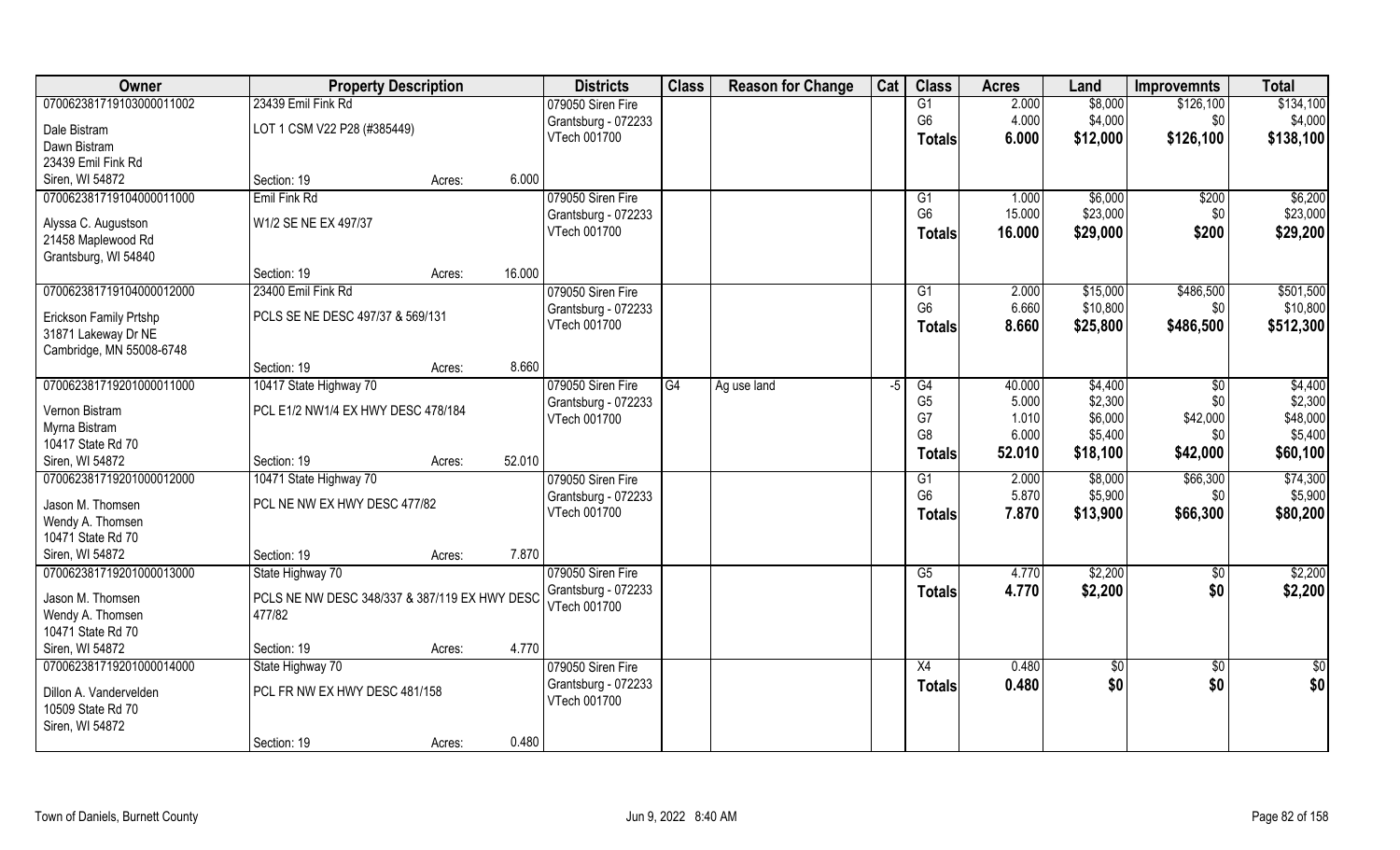| Owner | Property Description | | | Districts | Class | Reason for Change | Cat | Class | Acres | Land | Improvemnts | Total |
|---|---|---|---|---|---|---|---|---|---|---|---|---|
| 070062381719103000011002 | 23439 Emil Fink Rd | | | 079050 Siren Fire | | | | G1 | 2.000 | $8,000 | $126,100 | $134,100 |
| Dale Bistram | LOT 1 CSM V22 P28 (#385449) | | | Grantsburg - 072233 | | | | G6 | 4.000 | $4,000 | $0 | $4,000 |
| Dawn Bistram | | | | VTech 001700 | | | | **Totals** | **6.000** | **$12,000** | **$126,100** | **$138,100** |
| 23439 Emil Fink Rd | | | | | | | | | | | | |
| Siren, WI 54872 | Section: 19 | Acres: | 6.000 | | | | | | | | | |
| 070062381719104000011000 | Emil Fink Rd | | | 079050 Siren Fire | | | | G1 | 1.000 | $6,000 | $200 | $6,200 |
| Alyssa C. Augustson | W1/2 SE NE EX 497/37 | | | Grantsburg - 072233 | | | | G6 | 15.000 | $23,000 | $0 | $23,000 |
| 21458 Maplewood Rd | | | | VTech 001700 | | | | **Totals** | **16.000** | **$29,000** | **$200** | **$29,200** |
| Grantsburg, WI 54840 | | | | | | | | | | | | |
| | Section: 19 | Acres: | 16.000 | | | | | | | | | |
| 070062381719104000012000 | 23400 Emil Fink Rd | | | 079050 Siren Fire | | | | G1 | 2.000 | $15,000 | $486,500 | $501,500 |
| Erickson Family Prtshp | PCLS SE NE DESC 497/37 & 569/131 | | | Grantsburg - 072233 | | | | G6 | 6.660 | $10,800 | $0 | $10,800 |
| 31871 Lakeway Dr NE | | | | VTech 001700 | | | | **Totals** | **8.660** | **$25,800** | **$486,500** | **$512,300** |
| Cambridge, MN 55008-6748 | | | | | | | | | | | | |
| | Section: 19 | Acres: | 8.660 | | | | | | | | | |
| 070062381719201000011000 | 10417 State Highway 70 | | | 079050 Siren Fire | G4 | Ag use land | -5 | G4 | 40.000 | $4,400 | $0 | $4,400 |
| Vernon Bistram | PCL E1/2 NW1/4 EX HWY DESC 478/184 | | | Grantsburg - 072233 | | | | G5 | 5.000 | $2,300 | $0 | $2,300 |
| Myrna Bistram | | | | VTech 001700 | | | | G7 | 1.010 | $6,000 | $42,000 | $48,000 |
| 10417 State Rd 70 | | | | | | | | G8 | 6.000 | $5,400 | $0 | $5,400 |
| Siren, WI 54872 | Section: 19 | Acres: | 52.010 | | | | | **Totals** | **52.010** | **$18,100** | **$42,000** | **$60,100** |
| 070062381719201000012000 | 10471 State Highway 70 | | | 079050 Siren Fire | | | | G1 | 2.000 | $8,000 | $66,300 | $74,300 |
| Jason M. Thomsen | PCL NE NW EX HWY DESC 477/82 | | | Grantsburg - 072233 | | | | G6 | 5.870 | $5,900 | $0 | $5,900 |
| Wendy A. Thomsen | | | | VTech 001700 | | | | **Totals** | **7.870** | **$13,900** | **$66,300** | **$80,200** |
| 10471 State Rd 70 | | | | | | | | | | | | |
| Siren, WI 54872 | Section: 19 | Acres: | 7.870 | | | | | | | | | |
| 070062381719201000013000 | State Highway 70 | | | 079050 Siren Fire | | | | G5 | 4.770 | $2,200 | $0 | $2,200 |
| Jason M. Thomsen | PCLS NE NW DESC 348/337 & 387/119 EX HWY DESC 477/82 | | | Grantsburg - 072233 | | | | **Totals** | **4.770** | **$2,200** | **$0** | **$2,200** |
| Wendy A. Thomsen | | | | VTech 001700 | | | | | | | | |
| 10471 State Rd 70 | | | | | | | | | | | | |
| Siren, WI 54872 | Section: 19 | Acres: | 4.770 | | | | | | | | | |
| 070062381719201000014000 | State Highway 70 | | | 079050 Siren Fire | | | | X4 | 0.480 | $0 | $0 | $0 |
| Dillon A. Vandervelden | PCL FR NW EX HWY DESC 481/158 | | | Grantsburg - 072233 | | | | **Totals** | **0.480** | **$0** | **$0** | **$0** |
| 10509 State Rd 70 | | | | VTech 001700 | | | | | | | | |
| Siren, WI 54872 | | | | | | | | | | | | |
| | Section: 19 | Acres: | 0.480 | | | | | | | | | |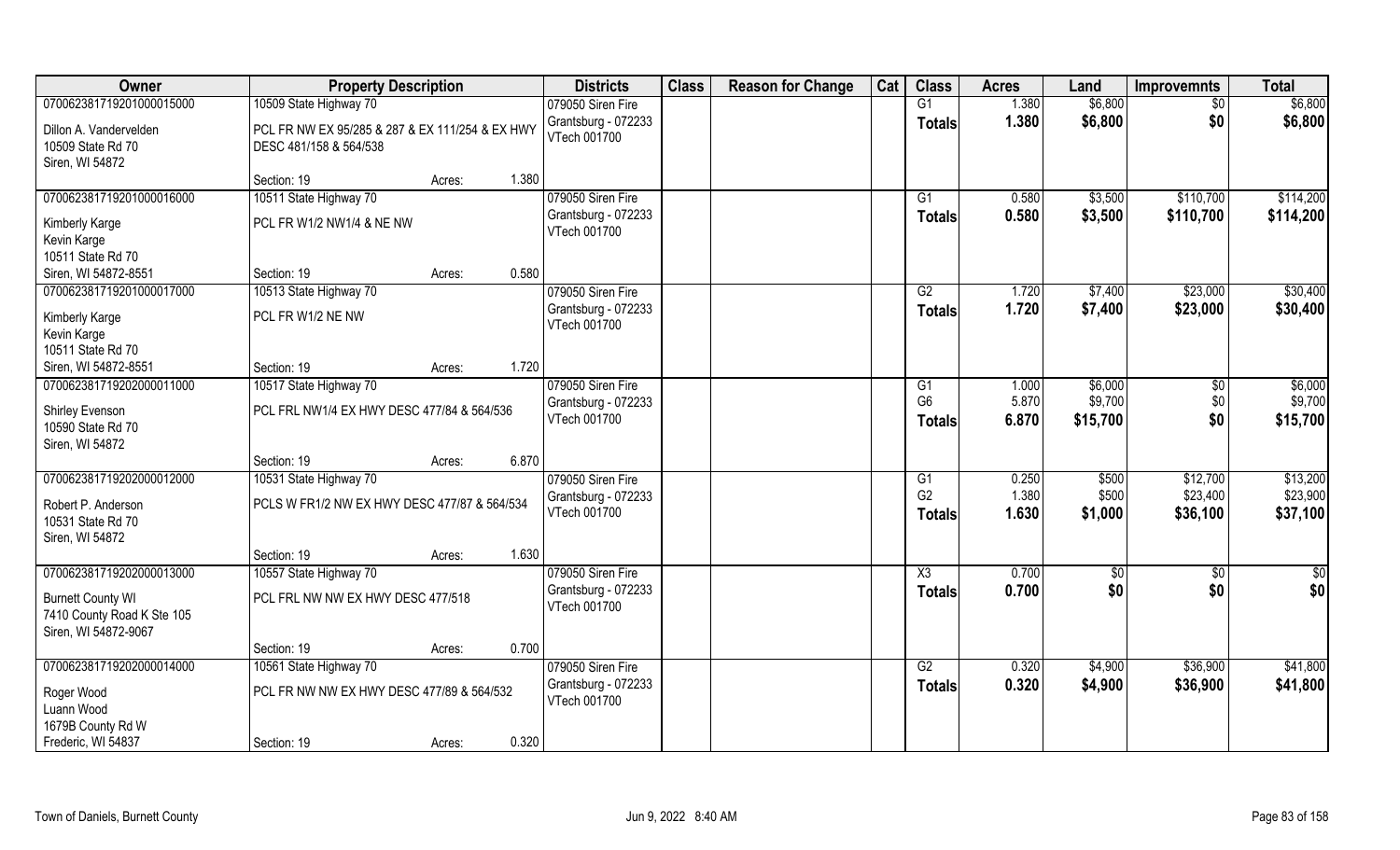| Owner | Property Description | | | Districts | Class | Reason for Change | Cat | Class | Acres | Land | Improvemnts | Total |
|---|---|---|---|---|---|---|---|---|---|---|---|---|
| 070062381719201000015000 | 10509 State Highway 70 | | | 079050 Siren Fire | | | | G1 | 1.380 | $6,800 | $0 | $6,800 |
| Dillon A. Vandervelden<br>10509 State Rd 70<br>Siren, WI 54872 | PCL FR NW EX 95/285 & 287 & EX 111/254 & EX HWY DESC 481/158 & 564/538 | | | Grantsburg - 072233<br>VTech 001700 | | | | Totals | 1.380 | $6,800 | $0 | $6,800 |
| | Section: 19 | Acres: | 1.380 | | | | | | | | | |
| 070062381719201000016000 | 10511 State Highway 70 | | | 079050 Siren Fire | | | | G1 | 0.580 | $3,500 | $110,700 | $114,200 |
| Kimberly Karge<br>Kevin Karge<br>10511 State Rd 70<br>Siren, WI 54872-8551 | PCL FR W1/2 NW1/4 & NE NW | | | Grantsburg - 072233<br>VTech 001700 | | | | Totals | 0.580 | $3,500 | $110,700 | $114,200 |
| | Section: 19 | Acres: | 0.580 | | | | | | | | | |
| 070062381719201000017000 | 10513 State Highway 70 | | | 079050 Siren Fire | | | | G2 | 1.720 | $7,400 | $23,000 | $30,400 |
| Kimberly Karge<br>Kevin Karge<br>10511 State Rd 70<br>Siren, WI 54872-8551 | PCL FR W1/2 NE NW | | | Grantsburg - 072233<br>VTech 001700 | | | | Totals | 1.720 | $7,400 | $23,000 | $30,400 |
| | Section: 19 | Acres: | 1.720 | | | | | | | | | |
| 070062381719202000011000 | 10517 State Highway 70 | | | 079050 Siren Fire | | | | G1 | 1.000 | $6,000 | $0 | $6,000 |
| Shirley Evenson<br>10590 State Rd 70<br>Siren, WI 54872 | PCL FRL NW1/4 EX HWY DESC 477/84 & 564/536 | | | Grantsburg - 072233<br>VTech 001700 | | | | G6 | 5.870 | $9,700 | $0 | $9,700 |
| | | | | | | | | Totals | 6.870 | $15,700 | $0 | $15,700 |
| | Section: 19 | Acres: | 6.870 | | | | | | | | | |
| 070062381719202000012000 | 10531 State Highway 70 | | | 079050 Siren Fire | | | | G1 | 0.250 | $500 | $12,700 | $13,200 |
| Robert P. Anderson<br>10531 State Rd 70<br>Siren, WI 54872 | PCLS W FR1/2 NW EX HWY DESC 477/87 & 564/534 | | | Grantsburg - 072233<br>VTech 001700 | | | | G2 | 1.380 | $500 | $23,400 | $23,900 |
| | | | | | | | | Totals | 1.630 | $1,000 | $36,100 | $37,100 |
| | Section: 19 | Acres: | 1.630 | | | | | | | | | |
| 070062381719202000013000 | 10557 State Highway 70 | | | 079050 Siren Fire | | | | X3 | 0.700 | $0 | $0 | $0 |
| Burnett County WI<br>7410 County Road K Ste 105<br>Siren, WI 54872-9067 | PCL FRL NW NW EX HWY DESC 477/518 | | | Grantsburg - 072233<br>VTech 001700 | | | | Totals | 0.700 | $0 | $0 | $0 |
| | Section: 19 | Acres: | 0.700 | | | | | | | | | |
| 070062381719202000014000 | 10561 State Highway 70 | | | 079050 Siren Fire | | | | G2 | 0.320 | $4,900 | $36,900 | $41,800 |
| Roger Wood<br>Luann Wood<br>1679B County Rd W<br>Frederic, WI 54837 | PCL FR NW NW EX HWY DESC 477/89 & 564/532 | | | Grantsburg - 072233<br>VTech 001700 | | | | Totals | 0.320 | $4,900 | $36,900 | $41,800 |
| | Section: 19 | Acres: | 0.320 | | | | | | | | | |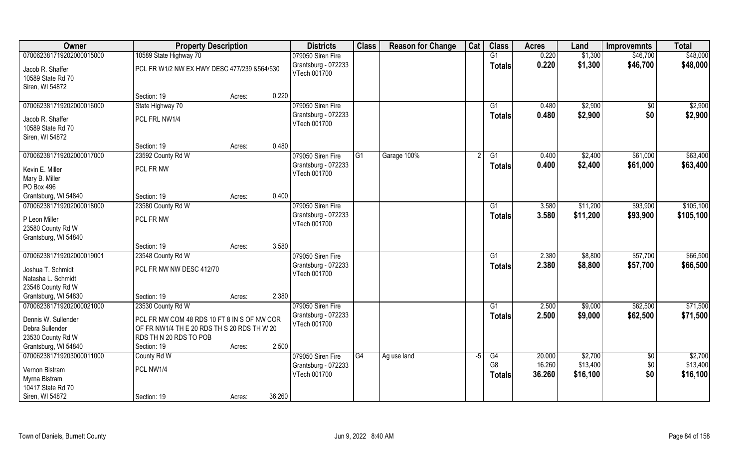| Owner | Property Description | | | Districts | Class | Reason for Change | Cat | Class | Acres | Land | Improvemnts | Total |
|---|---|---|---|---|---|---|---|---|---|---|---|---|
| 070062381719202000015000 | 10589 State Highway 70 | | | 079050 Siren Fire | | | | G1 | 0.220 | $1,300 | $46,700 | $48,000 |
| Jacob R. Shaffer<br>10589 State Rd 70<br>Siren, WI 54872 | PCL FR W1/2 NW EX HWY DESC 477/239 &564/530 | | | Grantsburg - 072233<br>VTech 001700 | | | | Totals | 0.220 | $1,300 | $46,700 | $48,000 |
| | Section: 19 | Acres: | 0.220 | | | | | | | | | |
| 070062381719202000016000 | State Highway 70 | | | 079050 Siren Fire | | | | G1 | 0.480 | $2,900 | $0 | $2,900 |
| Jacob R. Shaffer<br>10589 State Rd 70<br>Siren, WI 54872 | PCL FRL NW1/4 | | | Grantsburg - 072233<br>VTech 001700 | | | | Totals | 0.480 | $2,900 | $0 | $2,900 |
| | Section: 19 | Acres: | 0.480 | | | | | | | | | |
| 070062381719202000017000 | 23592 County Rd W | | | 079050 Siren Fire | G1 | Garage 100% | 2 | G1 | 0.400 | $2,400 | $61,000 | $63,400 |
| Kevin E. Miller<br>Mary B. Miller<br>PO Box 496<br>Grantsburg, WI 54840 | PCL FR NW | | | Grantsburg - 072233<br>VTech 001700 | | | | Totals | 0.400 | $2,400 | $61,000 | $63,400 |
| | Section: 19 | Acres: | 0.400 | | | | | | | | | |
| 070062381719202000018000 | 23580 County Rd W | | | 079050 Siren Fire | | | | G1 | 3.580 | $11,200 | $93,900 | $105,100 |
| P Leon Miller<br>23580 County Rd W<br>Grantsburg, WI 54840 | PCL FR NW | | | Grantsburg - 072233<br>VTech 001700 | | | | Totals | 3.580 | $11,200 | $93,900 | $105,100 |
| | Section: 19 | Acres: | 3.580 | | | | | | | | | |
| 070062381719202000019001 | 23548 County Rd W | | | 079050 Siren Fire | | | | G1 | 2.380 | $8,800 | $57,700 | $66,500 |
| Joshua T. Schmidt<br>Natasha L. Schmidt<br>23548 County Rd W<br>Grantsburg, WI 54830 | PCL FR NW NW DESC 412/70 | | | Grantsburg - 072233<br>VTech 001700 | | | | Totals | 2.380 | $8,800 | $57,700 | $66,500 |
| | Section: 19 | Acres: | 2.380 | | | | | | | | | |
| 070062381719202000021000 | 23530 County Rd W | | | 079050 Siren Fire | | | | G1 | 2.500 | $9,000 | $62,500 | $71,500 |
| Dennis W. Sullender<br>Debra Sullender<br>23530 County Rd W<br>Grantsburg, WI 54840 | PCL FR NW COM 48 RDS 10 FT 8 IN S OF NW COR OF FR NW1/4 TH E 20 RDS TH S 20 RDS TH W 20 RDS TH N 20 RDS TO POB | | | Grantsburg - 072233<br>VTech 001700 | | | | Totals | 2.500 | $9,000 | $62,500 | $71,500 |
| | Section: 19 | Acres: | 2.500 | | | | | | | | | |
| 070062381719203000011000 | County Rd W | | | 079050 Siren Fire | G4 | Ag use land | -5 | G4 | 20.000 | $2,700 | $0 | $2,700 |
| Vernon Bistram<br>Myrna Bistram<br>10417 State Rd 70<br>Siren, WI 54872 | PCL NW1/4 | | | Grantsburg - 072233<br>VTech 001700 | | | | G8 | 16.260 | $13,400 | $0 | $13,400 |
| | | | | | | | | Totals | 36.260 | $16,100 | $0 | $16,100 |
| | Section: 19 | Acres: | 36.260 | | | | | | | | | |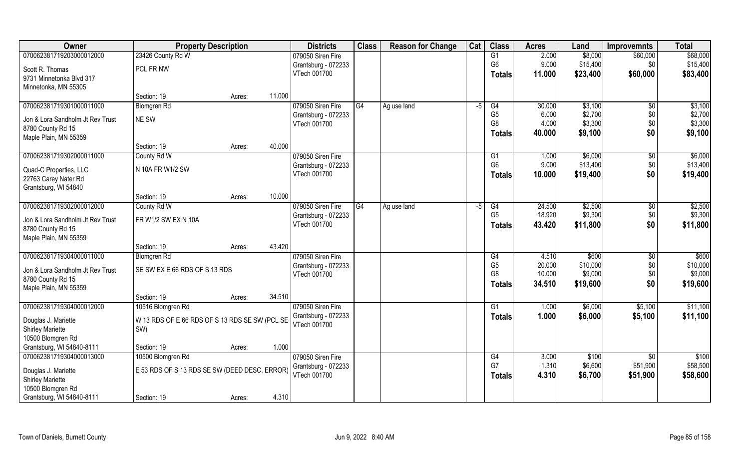| Owner | Property Description | | | Districts | Class | Reason for Change | Cat | Class | Acres | Land | Improvemnts | Total |
|---|---|---|---|---|---|---|---|---|---|---|---|---|
| 070062381719203000012000 | 23426 County Rd W | | | 079050 Siren Fire | | | | G1 | 2.000 | $8,000 | $60,000 | $68,000 |
| Scott R. Thomas | PCL FR NW | | | Grantsburg - 072233 | | | | G6 | 9.000 | $15,400 | $0 | $15,400 |
| 9731 Minnetonka Blvd 317 | | | | VTech 001700 | | | | **Totals** | **11.000** | **$23,400** | **$60,000** | **$83,400** |
| Minnetonka, MN 55305 | | | | | | | | | | | | |
| | Section: 19 | Acres: | 11.000 | | | | | | | | | |
| 070062381719301000011000 | Blomgren Rd | | | 079050 Siren Fire | G4 | Ag use land | -5 | G4 | 30.000 | $3,100 | $0 | $3,100 |
| Jon & Lora Sandholm Jt Rev Trust | NE SW | | | Grantsburg - 072233 | | | | G5 | 6.000 | $2,700 | $0 | $2,700 |
| 8780 County Rd 15 | | | | VTech 001700 | | | | G8 | 4.000 | $3,300 | $0 | $3,300 |
| Maple Plain, MN 55359 | | | | | | | | **Totals** | **40.000** | **$9,100** | **$0** | **$9,100** |
| | Section: 19 | Acres: | 40.000 | | | | | | | | | |
| 070062381719302000011000 | County Rd W | | | 079050 Siren Fire | | | | G1 | 1.000 | $6,000 | $0 | $6,000 |
| Quad-C Properties, LLC | N 10A FR W1/2 SW | | | Grantsburg - 072233 | | | | G6 | 9.000 | $13,400 | $0 | $13,400 |
| 22763 Carey Nater Rd | | | | VTech 001700 | | | | **Totals** | **10.000** | **$19,400** | **$0** | **$19,400** |
| Grantsburg, WI 54840 | | | | | | | | | | | | |
| | Section: 19 | Acres: | 10.000 | | | | | | | | | |
| 070062381719302000012000 | County Rd W | | | 079050 Siren Fire | G4 | Ag use land | -5 | G4 | 24.500 | $2,500 | $0 | $2,500 |
| Jon & Lora Sandholm Jt Rev Trust | FR W1/2 SW EX N 10A | | | Grantsburg - 072233 | | | | G5 | 18.920 | $9,300 | $0 | $9,300 |
| 8780 County Rd 15 | | | | VTech 001700 | | | | **Totals** | **43.420** | **$11,800** | **$0** | **$11,800** |
| Maple Plain, MN 55359 | | | | | | | | | | | | |
| | Section: 19 | Acres: | 43.420 | | | | | | | | | |
| 070062381719304000011000 | Blomgren Rd | | | 079050 Siren Fire | | | | G4 | 4.510 | $600 | $0 | $600 |
| Jon & Lora Sandholm Jt Rev Trust | SE SW EX E 66 RDS OF S 13 RDS | | | Grantsburg - 072233 | | | | G5 | 20.000 | $10,000 | $0 | $10,000 |
| 8780 County Rd 15 | | | | VTech 001700 | | | | G8 | 10.000 | $9,000 | $0 | $9,000 |
| Maple Plain, MN 55359 | | | | | | | | **Totals** | **34.510** | **$19,600** | **$0** | **$19,600** |
| | Section: 19 | Acres: | 34.510 | | | | | | | | | |
| 070062381719304000012000 | 10516 Blomgren Rd | | | 079050 Siren Fire | | | | G1 | 1.000 | $6,000 | $5,100 | $11,100 |
| Douglas J. Mariette | W 13 RDS OF E 66 RDS OF S 13 RDS SE SW (PCL SE SW) | | | Grantsburg - 072233 | | | | **Totals** | **1.000** | **$6,000** | **$5,100** | **$11,100** |
| Shirley Mariette | | | | VTech 001700 | | | | | | | | |
| 10500 Blomgren Rd | | | | | | | | | | | | |
| Grantsburg, WI 54840-8111 | Section: 19 | Acres: | 1.000 | | | | | | | | | |
| 070062381719304000013000 | 10500 Blomgren Rd | | | 079050 Siren Fire | | | | G4 | 3.000 | $100 | $0 | $100 |
| Douglas J. Mariette | E 53 RDS OF S 13 RDS SE SW (DEED DESC. ERROR) | | | Grantsburg - 072233 | | | | G7 | 1.310 | $6,600 | $51,900 | $58,500 |
| Shirley Mariette | | | | VTech 001700 | | | | **Totals** | **4.310** | **$6,700** | **$51,900** | **$58,600** |
| 10500 Blomgren Rd | | | | | | | | | | | | |
| Grantsburg, WI 54840-8111 | Section: 19 | Acres: | 4.310 | | | | | | | | | |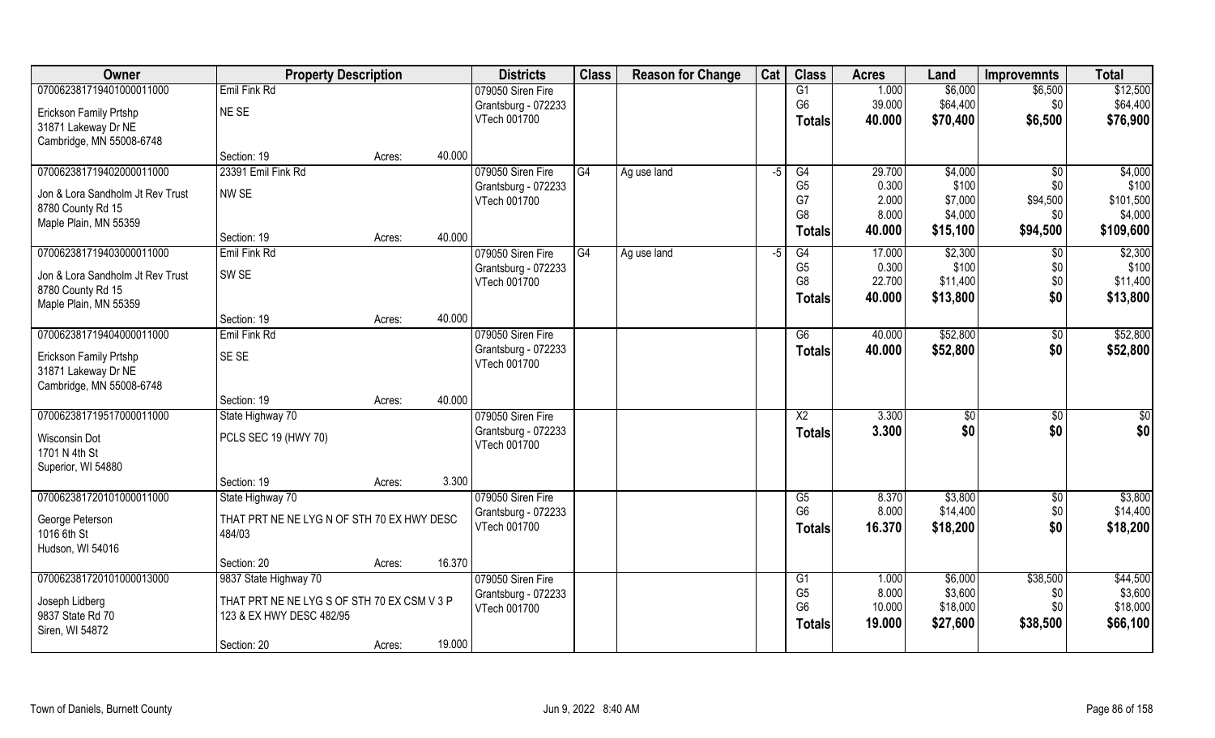| Owner | Property Description | | | Districts | Class | Reason for Change | Cat | Class | Acres | Land | Improvemnts | Total |
|---|---|---|---|---|---|---|---|---|---|---|---|---|
| 070062381719401000011000 | Emil Fink Rd | | | 079050 Siren Fire | | | | G1 | 1.000 | $6,000 | $6,500 | $12,500 |
| Erickson Family Prtshp | NE SE | | | Grantsburg - 072233 | | | | G6 | 39.000 | $64,400 | $0 | $64,400 |
| 31871 Lakeway Dr NE | | | | VTech 001700 | | | | **Totals** | **40.000** | **$70,400** | **$6,500** | **$76,900** |
| Cambridge, MN 55008-6748 | | | | | | | | | | | | |
| | Section: 19 | Acres: | 40.000 | | | | | | | | | |
| 070062381719402000011000 | 23391 Emil Fink Rd | | | 079050 Siren Fire | G4 | Ag use land | -5 | G4 | 29.700 | $4,000 | $0 | $4,000 |
| Jon & Lora Sandholm Jt Rev Trust | NW SE | | | Grantsburg - 072233 | | | | G5 | 0.300 | $100 | $0 | $100 |
| 8780 County Rd 15 | | | | VTech 001700 | | | | G7 | 2.000 | $7,000 | $94,500 | $101,500 |
| Maple Plain, MN 55359 | | | | | | | | G8 | 8.000 | $4,000 | $0 | $4,000 |
| | Section: 19 | Acres: | 40.000 | | | | | **Totals** | **40.000** | **$15,100** | **$94,500** | **$109,600** |
| 070062381719403000011000 | Emil Fink Rd | | | 079050 Siren Fire | G4 | Ag use land | -5 | G4 | 17.000 | $2,300 | $0 | $2,300 |
| Jon & Lora Sandholm Jt Rev Trust | SW SE | | | Grantsburg - 072233 | | | | G5 | 0.300 | $100 | $0 | $100 |
| 8780 County Rd 15 | | | | VTech 001700 | | | | G8 | 22.700 | $11,400 | $0 | $11,400 |
| Maple Plain, MN 55359 | | | | | | | | **Totals** | **40.000** | **$13,800** | **$0** | **$13,800** |
| | Section: 19 | Acres: | 40.000 | | | | | | | | | |
| 070062381719404000011000 | Emil Fink Rd | | | 079050 Siren Fire | | | | G6 | 40.000 | $52,800 | $0 | $52,800 |
| Erickson Family Prtshp | SE SE | | | Grantsburg - 072233 | | | | **Totals** | **40.000** | **$52,800** | **$0** | **$52,800** |
| 31871 Lakeway Dr NE | | | | VTech 001700 | | | | | | | | |
| Cambridge, MN 55008-6748 | | | | | | | | | | | | |
| | Section: 19 | Acres: | 40.000 | | | | | | | | | |
| 070062381719517000011000 | State Highway 70 | | | 079050 Siren Fire | | | | X2 | 3.300 | $0 | $0 | $0 |
| Wisconsin Dot | PCLS SEC 19 (HWY 70) | | | Grantsburg - 072233 | | | | **Totals** | **3.300** | **$0** | **$0** | **$0** |
| 1701 N 4th St | | | | VTech 001700 | | | | | | | | |
| Superior, WI 54880 | | | | | | | | | | | | |
| | Section: 19 | Acres: | 3.300 | | | | | | | | | |
| 070062381720101000011000 | State Highway 70 | | | 079050 Siren Fire | | | | G5 | 8.370 | $3,800 | $0 | $3,800 |
| George Peterson | THAT PRT NE NE LYG N OF STH 70 EX HWY DESC 484/03 | | | Grantsburg - 072233 | | | | G6 | 8.000 | $14,400 | $0 | $14,400 |
| 1016 6th St | | | | VTech 001700 | | | | **Totals** | **16.370** | **$18,200** | **$0** | **$18,200** |
| Hudson, WI 54016 | | | | | | | | | | | | |
| | Section: 20 | Acres: | 16.370 | | | | | | | | | |
| 070062381720101000013000 | 9837 State Highway 70 | | | 079050 Siren Fire | | | | G1 | 1.000 | $6,000 | $38,500 | $44,500 |
| Joseph Lidberg | THAT PRT NE NE LYG S OF STH 70 EX CSM V 3 P 123 & EX HWY DESC 482/95 | | | Grantsburg - 072233 | | | | G5 | 8.000 | $3,600 | $0 | $3,600 |
| 9837 State Rd 70 | | | | VTech 001700 | | | | G6 | 10.000 | $18,000 | $0 | $18,000 |
| Siren, WI 54872 | | | | | | | | **Totals** | **19.000** | **$27,600** | **$38,500** | **$66,100** |
| | Section: 20 | Acres: | 19.000 | | | | | | | | | |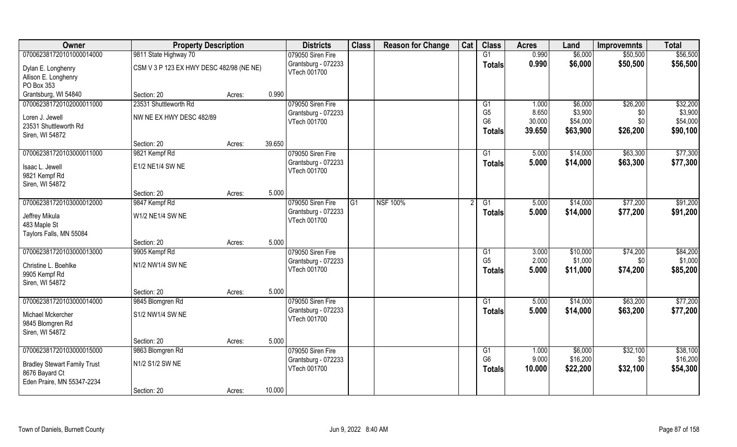| Owner | Property Description | | | Districts | Class | Reason for Change | Cat | Class | Acres | Land | Improvemnts | Total |
|---|---|---|---|---|---|---|---|---|---|---|---|---|
| 070062381720101000014000 | 9811 State Highway 70 | | | 079050 Siren Fire | | | | G1 | 0.990 | $6,000 | $50,500 | $56,500 |
| Dylan E. Longhenry | CSM V 3 P 123 EX HWY DESC 482/98 (NE NE) | | | Grantsburg - 072233 | | | | **Totals** | **0.990** | **$6,000** | **$50,500** | **$56,500** |
| Allison E. Longhenry | | | | VTech 001700 | | | | | | | | |
| PO Box 353 | | | | | | | | | | | | |
| Grantsburg, WI 54840 | Section: 20 | Acres: | 0.990 | | | | | | | | | |
| 070062381720102000011000 | 23531 Shuttleworth Rd | | | 079050 Siren Fire | | | | G1 | 1.000 | $6,000 | $26,200 | $32,200 |
| Loren J. Jewell | NW NE EX HWY DESC 482/89 | | | Grantsburg - 072233 | | | | G5 | 8.650 | $3,900 | $0 | $3,900 |
| 23531 Shuttleworth Rd | | | | VTech 001700 | | | | G6 | 30.000 | $54,000 | $0 | $54,000 |
| Siren, WI 54872 | | | | | | | | **Totals** | **39.650** | **$63,900** | **$26,200** | **$90,100** |
| | Section: 20 | Acres: | 39.650 | | | | | | | | | |
| 070062381720103000011000 | 9821 Kempf Rd | | | 079050 Siren Fire | | | | G1 | 5.000 | $14,000 | $63,300 | $77,300 |
| Isaac L. Jewell | E1/2 NE1/4 SW NE | | | Grantsburg - 072233 | | | | **Totals** | **5.000** | **$14,000** | **$63,300** | **$77,300** |
| 9821 Kempf Rd | | | | VTech 001700 | | | | | | | | |
| Siren, WI 54872 | | | | | | | | | | | | |
| | Section: 20 | Acres: | 5.000 | | | | | | | | | |
| 070062381720103000012000 | 9847 Kempf Rd | | | 079050 Siren Fire | G1 | NSF 100% | 2 | G1 | 5.000 | $14,000 | $77,200 | $91,200 |
| Jeffrey Mikula | W1/2 NE1/4 SW NE | | | Grantsburg - 072233 | | | | **Totals** | **5.000** | **$14,000** | **$77,200** | **$91,200** |
| 483 Maple St | | | | VTech 001700 | | | | | | | | |
| Taylors Falls, MN 55084 | | | | | | | | | | | | |
| | Section: 20 | Acres: | 5.000 | | | | | | | | | |
| 070062381720103000013000 | 9905 Kempf Rd | | | 079050 Siren Fire | | | | G1 | 3.000 | $10,000 | $74,200 | $84,200 |
| Christine L. Boehlke | N1/2 NW1/4 SW NE | | | Grantsburg - 072233 | | | | G5 | 2.000 | $1,000 | $0 | $1,000 |
| 9905 Kempf Rd | | | | VTech 001700 | | | | **Totals** | **5.000** | **$11,000** | **$74,200** | **$85,200** |
| Siren, WI 54872 | | | | | | | | | | | | |
| | Section: 20 | Acres: | 5.000 | | | | | | | | | |
| 070062381720103000014000 | 9845 Blomgren Rd | | | 079050 Siren Fire | | | | G1 | 5.000 | $14,000 | $63,200 | $77,200 |
| Michael Mckercher | S1/2 NW1/4 SW NE | | | Grantsburg - 072233 | | | | **Totals** | **5.000** | **$14,000** | **$63,200** | **$77,200** |
| 9845 Blomgren Rd | | | | VTech 001700 | | | | | | | | |
| Siren, WI 54872 | | | | | | | | | | | | |
| | Section: 20 | Acres: | 5.000 | | | | | | | | | |
| 070062381720103000015000 | 9863 Blomgren Rd | | | 079050 Siren Fire | | | | G1 | 1.000 | $6,000 | $32,100 | $38,100 |
| Bradley Stewart Family Trust | N1/2 S1/2 SW NE | | | Grantsburg - 072233 | | | | G6 | 9.000 | $16,200 | $0 | $16,200 |
| 8676 Bayard Ct | | | | VTech 001700 | | | | **Totals** | **10.000** | **$22,200** | **$32,100** | **$54,300** |
| Eden Praire, MN 55347-2234 | | | | | | | | | | | | |
| | Section: 20 | Acres: | 10.000 | | | | | | | | | |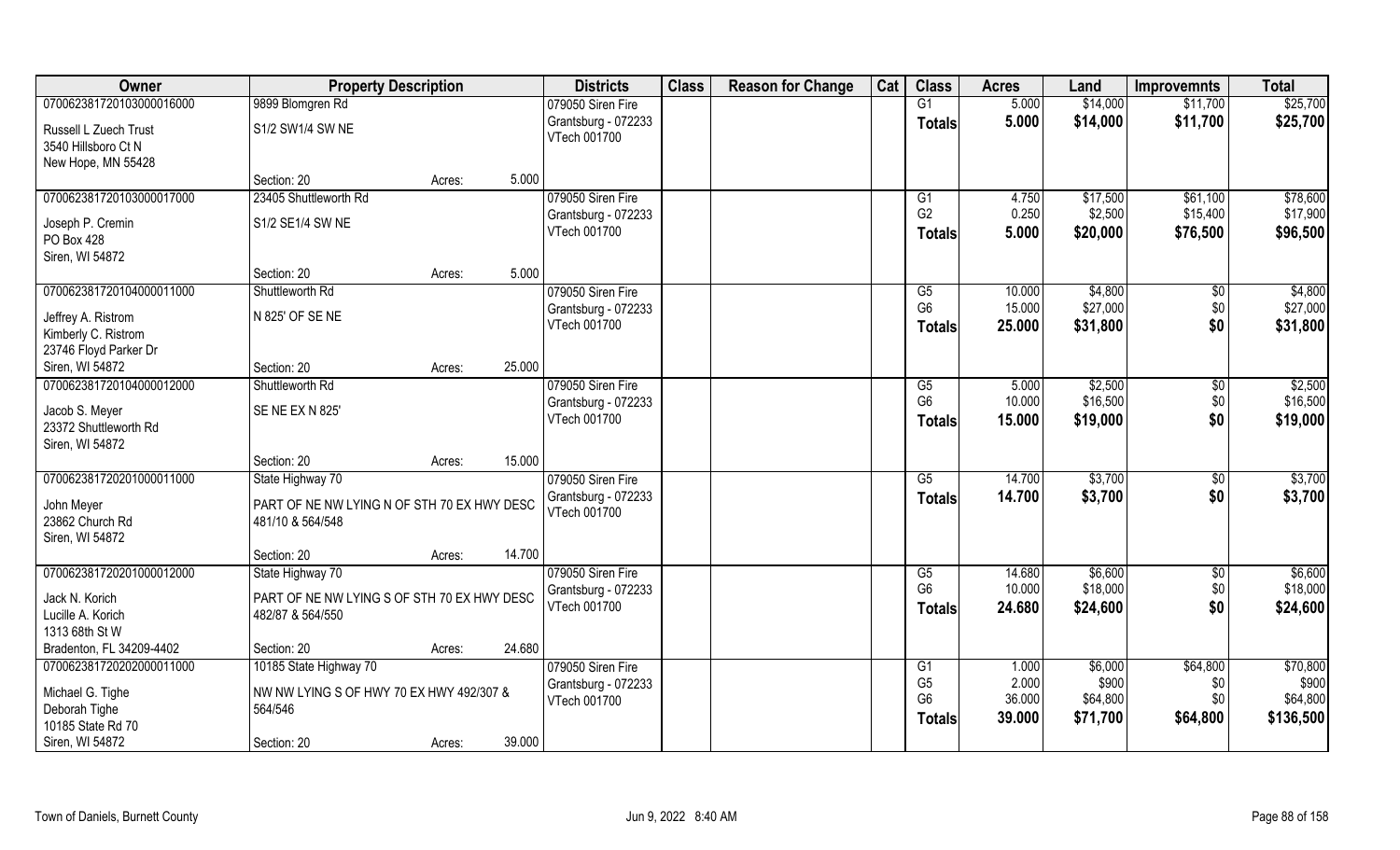| Owner | Property Description | | | Districts | Class | Reason for Change | Cat | Class | Acres | Land | Improvemnts | Total |
|---|---|---|---|---|---|---|---|---|---|---|---|---|
| 070062381720103000016000 | 9899 Blomgren Rd | | | 079050 Siren Fire | | | | G1 | 5.000 | $14,000 | $11,700 | $25,700 |
| Russell L Zuech Trust<br>3540 Hillsboro Ct N<br>New Hope, MN 55428 | S1/2 SW1/4 SW NE | | | Grantsburg - 072233<br>VTech 001700 | | | | Totals | 5.000 | $14,000 | $11,700 | $25,700 |
| | Section: 20 | Acres: | 5.000 | | | | | | | | | |
| 070062381720103000017000 | 23405 Shuttleworth Rd | | | 079050 Siren Fire | | | | G1 | 4.750 | $17,500 | $61,100 | $78,600 |
| Joseph P. Cremin<br>PO Box 428<br>Siren, WI 54872 | S1/2 SE1/4 SW NE | | | Grantsburg - 072233<br>VTech 001700 | | | | G2 | 0.250 | $2,500 | $15,400 | $17,900 |
| | | | | | | | | Totals | 5.000 | $20,000 | $76,500 | $96,500 |
| | Section: 20 | Acres: | 5.000 | | | | | | | | | |
| 070062381720104000011000 | Shuttleworth Rd | | | 079050 Siren Fire | | | | G5 | 10.000 | $4,800 | $0 | $4,800 |
| Jeffrey A. Ristrom<br>Kimberly C. Ristrom<br>23746 Floyd Parker Dr<br>Siren, WI 54872 | N 825' OF SE NE | | | Grantsburg - 072233<br>VTech 001700 | | | | G6 | 15.000 | $27,000 | $0 | $27,000 |
| | | | | | | | | Totals | 25.000 | $31,800 | $0 | $31,800 |
| | Section: 20 | Acres: | 25.000 | | | | | | | | | |
| 070062381720104000012000 | Shuttleworth Rd | | | 079050 Siren Fire | | | | G5 | 5.000 | $2,500 | $0 | $2,500 |
| Jacob S. Meyer<br>23372 Shuttleworth Rd<br>Siren, WI 54872 | SE NE EX N 825' | | | Grantsburg - 072233<br>VTech 001700 | | | | G6 | 10.000 | $16,500 | $0 | $16,500 |
| | | | | | | | | Totals | 15.000 | $19,000 | $0 | $19,000 |
| | Section: 20 | Acres: | 15.000 | | | | | | | | | |
| 070062381720201000011000 | State Highway 70 | | | 079050 Siren Fire | | | | G5 | 14.700 | $3,700 | $0 | $3,700 |
| John Meyer<br>23862 Church Rd<br>Siren, WI 54872 | PART OF NE NW LYING N OF STH 70 EX HWY DESC 481/10 & 564/548 | | | Grantsburg - 072233<br>VTech 001700 | | | | Totals | 14.700 | $3,700 | $0 | $3,700 |
| | Section: 20 | Acres: | 14.700 | | | | | | | | | |
| 070062381720201000012000 | State Highway 70 | | | 079050 Siren Fire | | | | G5 | 14.680 | $6,600 | $0 | $6,600 |
| Jack N. Korich<br>Lucille A. Korich<br>1313 68th St W<br>Bradenton, FL 34209-4402 | PART OF NE NW LYING S OF STH 70 EX HWY DESC 482/87 & 564/550 | | | Grantsburg - 072233<br>VTech 001700 | | | | G6 | 10.000 | $18,000 | $0 | $18,000 |
| | | | | | | | | Totals | 24.680 | $24,600 | $0 | $24,600 |
| | Section: 20 | Acres: | 24.680 | | | | | | | | | |
| 070062381720202000011000 | 10185 State Highway 70 | | | 079050 Siren Fire | | | | G1 | 1.000 | $6,000 | $64,800 | $70,800 |
| Michael G. Tighe<br>Deborah Tighe<br>10185 State Rd 70<br>Siren, WI 54872 | NW NW LYING S OF HWY 70 EX HWY 492/307 & 564/546 | | | Grantsburg - 072233<br>VTech 001700 | | | | G5 | 2.000 | $900 | $0 | $900 |
| | | | | | | | | G6 | 36.000 | $64,800 | $0 | $64,800 |
| | | | | | | | | Totals | 39.000 | $71,700 | $64,800 | $136,500 |
| | Section: 20 | Acres: | 39.000 | | | | | | | | | |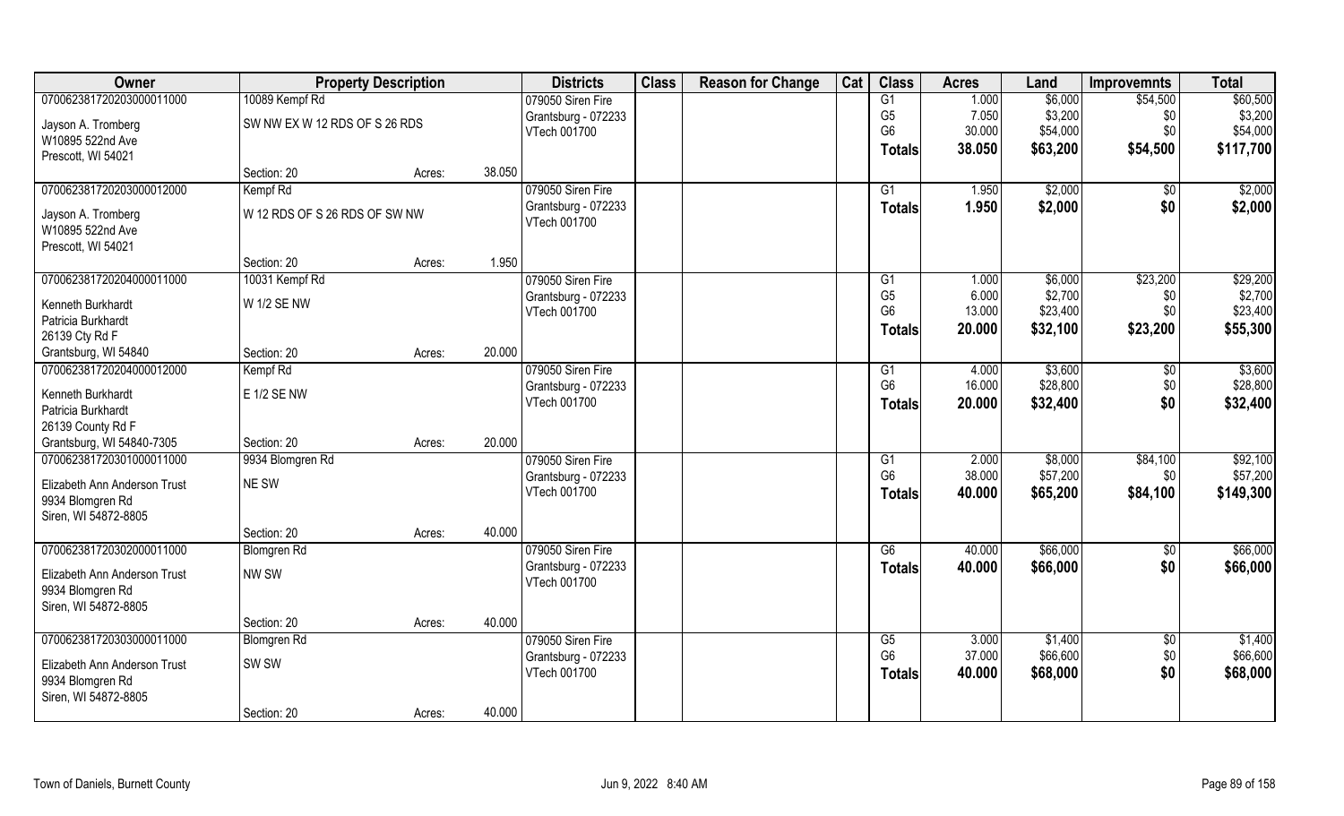| Owner | Property Description | | | Districts | Class | Reason for Change | Cat | Class | Acres | Land | Improvemnts | Total |
|---|---|---|---|---|---|---|---|---|---|---|---|---|
| 070062381720203000011000 | 10089 Kempf Rd | | | 079050 Siren Fire | | | | G1 | 1.000 | $6,000 | $54,500 | $60,500 |
| Jayson A. Tromberg | SW NW EX W 12 RDS OF S 26 RDS | | | Grantsburg - 072233 | | | | G5 | 7.050 | $3,200 | $0 | $3,200 |
| W10895 522nd Ave | | | | VTech 001700 | | | | G6 | 30.000 | $54,000 | $0 | $54,000 |
| Prescott, WI 54021 | | | | | | | | **Totals** | **38.050** | **$63,200** | **$54,500** | **$117,700** |
| | Section: 20 | Acres: | 38.050 | | | | | | | | | |
| 070062381720203000012000 | Kempf Rd | | | 079050 Siren Fire | | | | G1 | 1.950 | $2,000 | $0 | $2,000 |
| Jayson A. Tromberg | W 12 RDS OF S 26 RDS OF SW NW | | | Grantsburg - 072233 | | | | **Totals** | **1.950** | **$2,000** | **$0** | **$2,000** |
| W10895 522nd Ave | | | | VTech 001700 | | | | | | | | |
| Prescott, WI 54021 | | | | | | | | | | | | |
| | Section: 20 | Acres: | 1.950 | | | | | | | | | |
| 070062381720204000011000 | 10031 Kempf Rd | | | 079050 Siren Fire | | | | G1 | 1.000 | $6,000 | $23,200 | $29,200 |
| Kenneth Burkhardt | W 1/2 SE NW | | | Grantsburg - 072233 | | | | G5 | 6.000 | $2,700 | $0 | $2,700 |
| Patricia Burkhardt | | | | VTech 001700 | | | | G6 | 13.000 | $23,400 | $0 | $23,400 |
| 26139 Cty Rd F | | | | | | | | **Totals** | **20.000** | **$32,100** | **$23,200** | **$55,300** |
| Grantsburg, WI 54840 | Section: 20 | Acres: | 20.000 | | | | | | | | | |
| 070062381720204000012000 | Kempf Rd | | | 079050 Siren Fire | | | | G1 | 4.000 | $3,600 | $0 | $3,600 |
| Kenneth Burkhardt | E 1/2 SE NW | | | Grantsburg - 072233 | | | | G6 | 16.000 | $28,800 | $0 | $28,800 |
| Patricia Burkhardt | | | | VTech 001700 | | | | **Totals** | **20.000** | **$32,400** | **$0** | **$32,400** |
| 26139 County Rd F | | | | | | | | | | | | |
| Grantsburg, WI 54840-7305 | Section: 20 | Acres: | 20.000 | | | | | | | | | |
| 070062381720301000011000 | 9934 Blomgren Rd | | | 079050 Siren Fire | | | | G1 | 2.000 | $8,000 | $84,100 | $92,100 |
| Elizabeth Ann Anderson Trust | NE SW | | | Grantsburg - 072233 | | | | G6 | 38.000 | $57,200 | $0 | $57,200 |
| 9934 Blomgren Rd | | | | VTech 001700 | | | | **Totals** | **40.000** | **$65,200** | **$84,100** | **$149,300** |
| Siren, WI 54872-8805 | | | | | | | | | | | | |
| | Section: 20 | Acres: | 40.000 | | | | | | | | | |
| 070062381720302000011000 | Blomgren Rd | | | 079050 Siren Fire | | | | G6 | 40.000 | $66,000 | $0 | $66,000 |
| Elizabeth Ann Anderson Trust | NW SW | | | Grantsburg - 072233 | | | | **Totals** | **40.000** | **$66,000** | **$0** | **$66,000** |
| 9934 Blomgren Rd | | | | VTech 001700 | | | | | | | | |
| Siren, WI 54872-8805 | | | | | | | | | | | | |
| | Section: 20 | Acres: | 40.000 | | | | | | | | | |
| 070062381720303000011000 | Blomgren Rd | | | 079050 Siren Fire | | | | G5 | 3.000 | $1,400 | $0 | $1,400 |
| Elizabeth Ann Anderson Trust | SW SW | | | Grantsburg - 072233 | | | | G6 | 37.000 | $66,600 | $0 | $66,600 |
| 9934 Blomgren Rd | | | | VTech 001700 | | | | **Totals** | **40.000** | **$68,000** | **$0** | **$68,000** |
| Siren, WI 54872-8805 | | | | | | | | | | | | |
| | Section: 20 | Acres: | 40.000 | | | | | | | | | |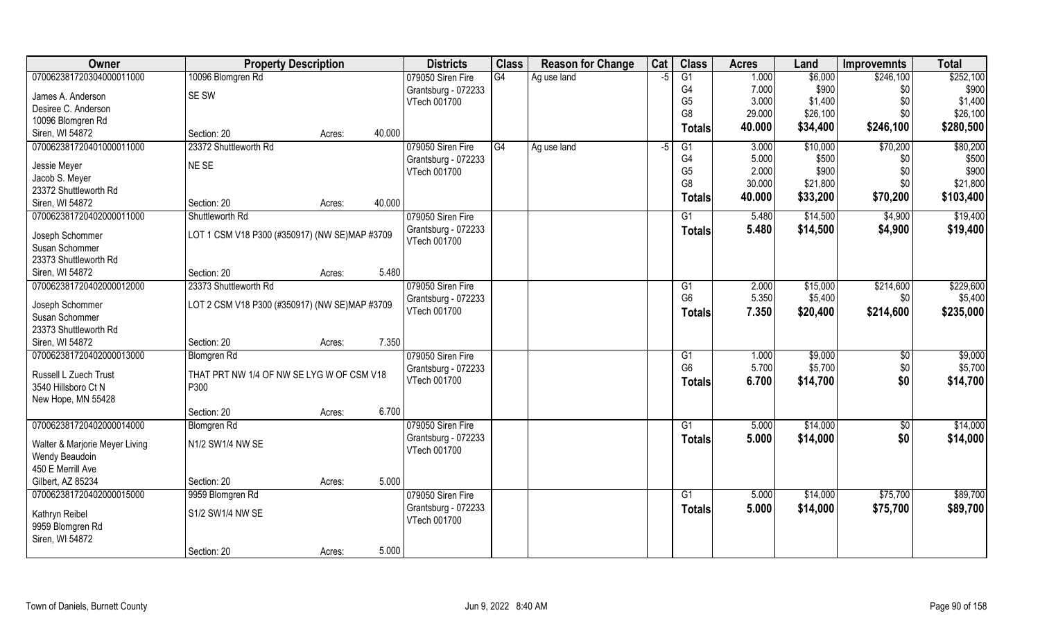| Owner | Property Description | | Districts | Class | Reason for Change | Cat | Class | Acres | Land | Improvemnts | Total |
|---|---|---|---|---|---|---|---|---|---|---|---|
| 070062381720304000011000 | 10096 Blomgren Rd | | 079050 Siren Fire | G4 | Ag use land | -5 | G1 | 1.000 | $6,000 | $246,100 | $252,100 |
| James A. Anderson | SE SW | | Grantsburg - 072233 | | | | G4 | 7.000 | $900 | $0 | $900 |
| Desiree C. Anderson | | | VTech 001700 | | | | G5 | 3.000 | $1,400 | $0 | $1,400 |
| 10096 Blomgren Rd | | | | | | | G8 | 29.000 | $26,100 | $0 | $26,100 |
| Siren, WI 54872 | Section: 20 | Acres: 40.000 | | | | | **Totals** | **40.000** | **$34,400** | **$246,100** | **$280,500** |
| 070062381720401000011000 | 23372 Shuttleworth Rd | | 079050 Siren Fire | G4 | Ag use land | -5 | G1 | 3.000 | $10,000 | $70,200 | $80,200 |
| Jessie Meyer | NE SE | | Grantsburg - 072233 | | | | G4 | 5.000 | $500 | $0 | $500 |
| Jacob S. Meyer | | | VTech 001700 | | | | G5 | 2.000 | $900 | $0 | $900 |
| 23372 Shuttleworth Rd | | | | | | | G8 | 30.000 | $21,800 | $0 | $21,800 |
| Siren, WI 54872 | Section: 20 | Acres: 40.000 | | | | | **Totals** | **40.000** | **$33,200** | **$70,200** | **$103,400** |
| 070062381720402000011000 | Shuttleworth Rd | | 079050 Siren Fire | | | | G1 | 5.480 | $14,500 | $4,900 | $19,400 |
| Joseph Schommer | LOT 1 CSM V18 P300 (#350917) (NW SE)MAP #3709 | | Grantsburg - 072233 | | | | **Totals** | **5.480** | **$14,500** | **$4,900** | **$19,400** |
| Susan Schommer | | | VTech 001700 | | | | | | | | |
| 23373 Shuttleworth Rd | | | | | | | | | | | |
| Siren, WI 54872 | Section: 20 | Acres: 5.480 | | | | | | | | | |
| 070062381720402000012000 | 23373 Shuttleworth Rd | | 079050 Siren Fire | | | | G1 | 2.000 | $15,000 | $214,600 | $229,600 |
| Joseph Schommer | LOT 2 CSM V18 P300 (#350917) (NW SE)MAP #3709 | | Grantsburg - 072233 | | | | G6 | 5.350 | $5,400 | $0 | $5,400 |
| Susan Schommer | | | VTech 001700 | | | | **Totals** | **7.350** | **$20,400** | **$214,600** | **$235,000** |
| 23373 Shuttleworth Rd | | | | | | | | | | | |
| Siren, WI 54872 | Section: 20 | Acres: 7.350 | | | | | | | | | |
| 070062381720402000013000 | Blomgren Rd | | 079050 Siren Fire | | | | G1 | 1.000 | $9,000 | $0 | $9,000 |
| Russell L Zuech Trust | THAT PRT NW 1/4 OF NW SE LYG W OF CSM V18 P300 | | Grantsburg - 072233 | | | | G6 | 5.700 | $5,700 | $0 | $5,700 |
| 3540 Hillsboro Ct N | | | VTech 001700 | | | | **Totals** | **6.700** | **$14,700** | **$0** | **$14,700** |
| New Hope, MN 55428 | | | | | | | | | | | |
| | Section: 20 | Acres: 6.700 | | | | | | | | | |
| 070062381720402000014000 | Blomgren Rd | | 079050 Siren Fire | | | | G1 | 5.000 | $14,000 | $0 | $14,000 |
| Walter & Marjorie Meyer Living | N1/2 SW1/4 NW SE | | Grantsburg - 072233 | | | | **Totals** | **5.000** | **$14,000** | **$0** | **$14,000** |
| Wendy Beaudoin | | | VTech 001700 | | | | | | | | |
| 450 E Merrill Ave | | | | | | | | | | | |
| Gilbert, AZ 85234 | Section: 20 | Acres: 5.000 | | | | | | | | | |
| 070062381720402000015000 | 9959 Blomgren Rd | | 079050 Siren Fire | | | | G1 | 5.000 | $14,000 | $75,700 | $89,700 |
| Kathryn Reibel | S1/2 SW1/4 NW SE | | Grantsburg - 072233 | | | | **Totals** | **5.000** | **$14,000** | **$75,700** | **$89,700** |
| 9959 Blomgren Rd | | | VTech 001700 | | | | | | | | |
| Siren, WI 54872 | | | | | | | | | | | |
| | Section: 20 | Acres: 5.000 | | | | | | | | | |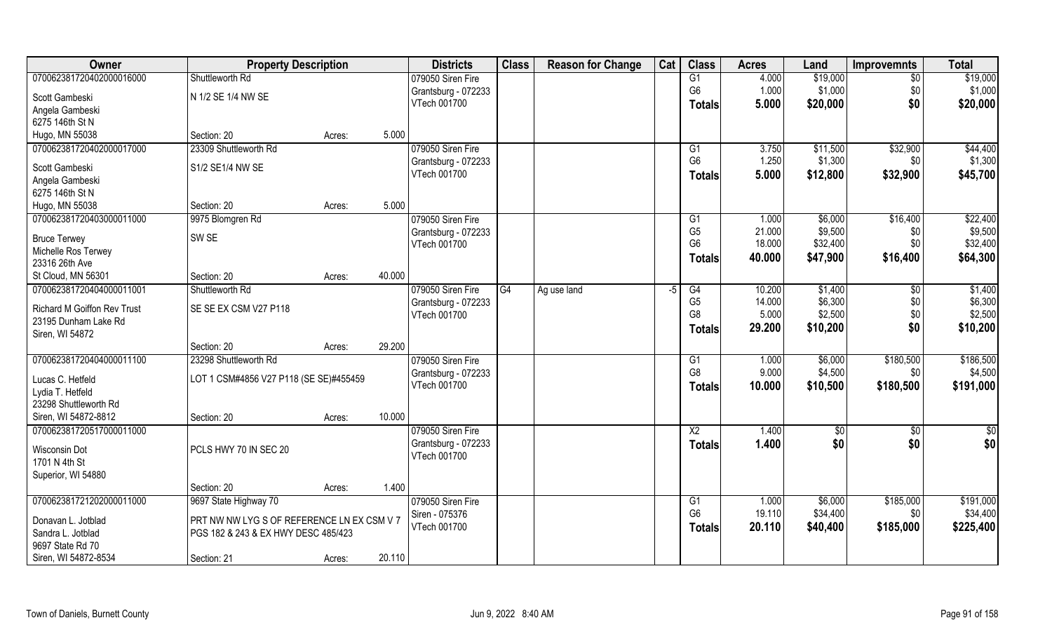| Owner | Property Description | | | Districts | Class | Reason for Change | Cat | Class | Acres | Land | Improvemnts | Total |
|---|---|---|---|---|---|---|---|---|---|---|---|---|
| 070062381720402000016000 | Shuttleworth Rd | | | 079050 Siren Fire | | | | G1 | 4.000 | $19,000 | $0 | $19,000 |
| Scott Gambeski | N 1/2 SE 1/4 NW SE | | | Grantsburg - 072233 | | | | G6 | 1.000 | $1,000 | $0 | $1,000 |
| Angela Gambeski | | | | VTech 001700 | | | | **Totals** | **5.000** | **$20,000** | **$0** | **$20,000** |
| 6275 146th St N | | | | | | | | | | | | |
| Hugo, MN 55038 | Section: 20 | Acres: | 5.000 | | | | | | | | | |
| 070062381720402000017000 | 23309 Shuttleworth Rd | | | 079050 Siren Fire | | | | G1 | 3.750 | $11,500 | $32,900 | $44,400 |
| Scott Gambeski | S1/2 SE1/4 NW SE | | | Grantsburg - 072233 | | | | G6 | 1.250 | $1,300 | $0 | $1,300 |
| Angela Gambeski | | | | VTech 001700 | | | | **Totals** | **5.000** | **$12,800** | **$32,900** | **$45,700** |
| 6275 146th St N | | | | | | | | | | | | |
| Hugo, MN 55038 | Section: 20 | Acres: | 5.000 | | | | | | | | | |
| 070062381720403000011000 | 9975 Blomgren Rd | | | 079050 Siren Fire | | | | G1 | 1.000 | $6,000 | $16,400 | $22,400 |
| Bruce Terwey | SW SE | | | Grantsburg - 072233 | | | | G5 | 21.000 | $9,500 | $0 | $9,500 |
| Michelle Ros Terwey | | | | VTech 001700 | | | | G6 | 18.000 | $32,400 | $0 | $32,400 |
| 23316 26th Ave | | | | | | | | **Totals** | **40.000** | **$47,900** | **$16,400** | **$64,300** |
| St Cloud, MN 56301 | Section: 20 | Acres: | 40.000 | | | | | | | | | |
| 070062381720404000011001 | Shuttleworth Rd | | | 079050 Siren Fire | G4 | Ag use land | -5 | G4 | 10.200 | $1,400 | $0 | $1,400 |
| Richard M Goiffon Rev Trust | SE SE EX CSM V27 P118 | | | Grantsburg - 072233 | | | | G5 | 14.000 | $6,300 | $0 | $6,300 |
| 23195 Dunham Lake Rd | | | | VTech 001700 | | | | G8 | 5.000 | $2,500 | $0 | $2,500 |
| Siren, WI 54872 | | | | | | | | **Totals** | **29.200** | **$10,200** | **$0** | **$10,200** |
| | Section: 20 | Acres: | 29.200 | | | | | | | | | |
| 070062381720404000011100 | 23298 Shuttleworth Rd | | | 079050 Siren Fire | | | | G1 | 1.000 | $6,000 | $180,500 | $186,500 |
| Lucas C. Hetfeld | LOT 1 CSM#4856 V27 P118 (SE SE)#455459 | | | Grantsburg - 072233 | | | | G8 | 9.000 | $4,500 | $0 | $4,500 |
| Lydia T. Hetfeld | | | | VTech 001700 | | | | **Totals** | **10.000** | **$10,500** | **$180,500** | **$191,000** |
| 23298 Shuttleworth Rd | | | | | | | | | | | | |
| Siren, WI 54872-8812 | Section: 20 | Acres: | 10.000 | | | | | | | | | |
| 070062381720517000011000 | | | | 079050 Siren Fire | | | | X2 | 1.400 | $0 | $0 | $0 |
| Wisconsin Dot | PCLS HWY 70 IN SEC 20 | | | Grantsburg - 072233 | | | | **Totals** | **1.400** | **$0** | **$0** | **$0** |
| 1701 N 4th St | | | | VTech 001700 | | | | | | | | |
| Superior, WI 54880 | | | | | | | | | | | | |
| | Section: 20 | Acres: | 1.400 | | | | | | | | | |
| 070062381721202000011000 | 9697 State Highway 70 | | | 079050 Siren Fire | | | | G1 | 1.000 | $6,000 | $185,000 | $191,000 |
| Donavan L. Jotblad | PRT NW NW LYG S OF REFERENCE LN EX CSM V 7 | | | Siren - 075376 | | | | G6 | 19.110 | $34,400 | $0 | $34,400 |
| Sandra L. Jotblad | PGS 182 & 243 & EX HWY DESC 485/423 | | | VTech 001700 | | | | **Totals** | **20.110** | **$40,400** | **$185,000** | **$225,400** |
| 9697 State Rd 70 | | | | | | | | | | | | |
| Siren, WI 54872-8534 | Section: 21 | Acres: | 20.110 | | | | | | | | | |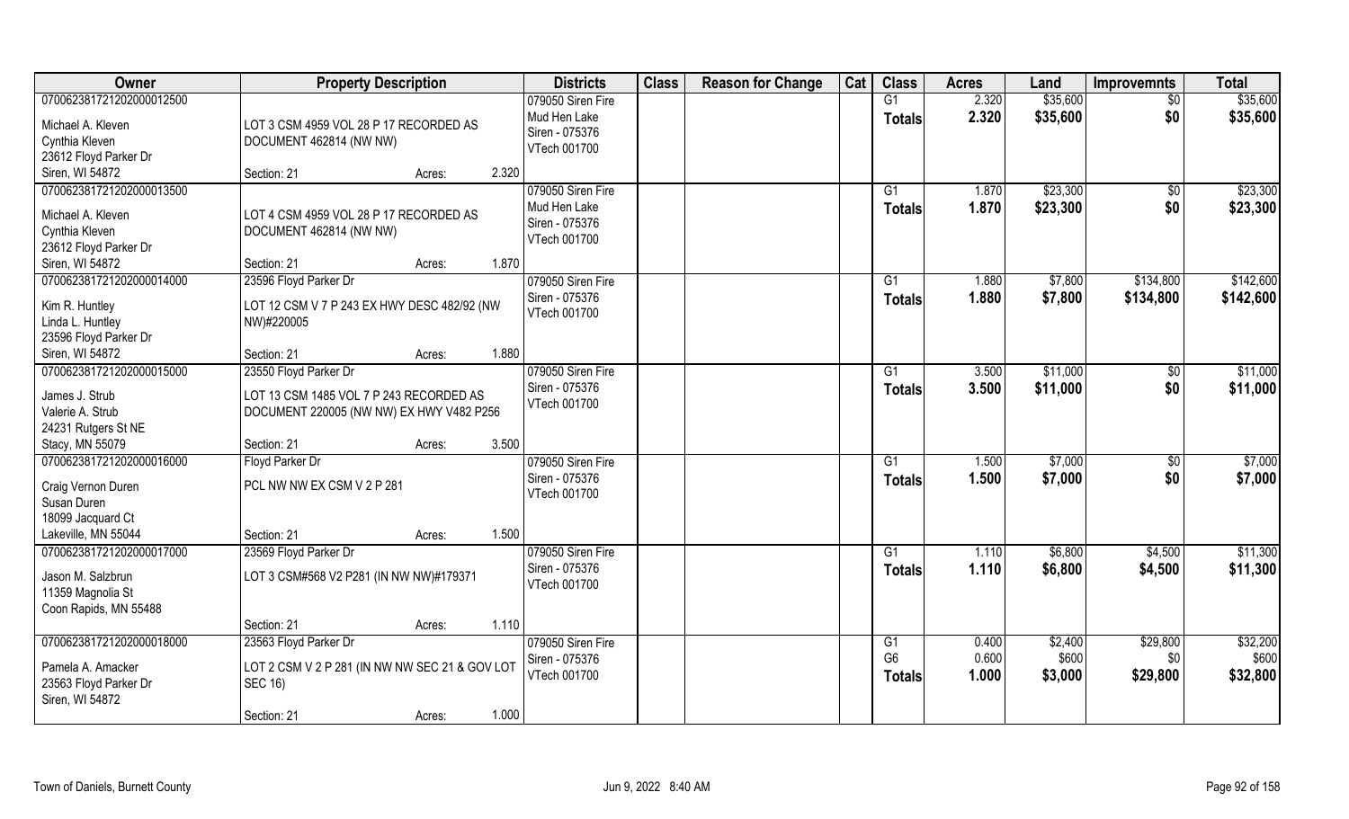| Owner | Property Description | | | Districts | Class | Reason for Change | Cat | Class | Acres | Land | Improvemnts | Total |
|---|---|---|---|---|---|---|---|---|---|---|---|---|
| 070062381721202000012500 | | | | 079050 Siren Fire | | | | G1 | 2.320 | $35,600 | $0 | $35,600 |
| Michael A. Kleven | LOT 3 CSM 4959 VOL 28 P 17 RECORDED AS | | | Mud Hen Lake | | | | Totals | 2.320 | $35,600 | $0 | $35,600 |
| Cynthia Kleven | DOCUMENT 462814 (NW NW) | | | Siren - 075376 | | | | | | | | |
| 23612 Floyd Parker Dr | | | | VTech 001700 | | | | | | | | |
| Siren, WI 54872 | Section: 21 | Acres: | 2.320 | | | | | | | | | |
| 070062381721202000013500 | | | | 079050 Siren Fire | | | | G1 | 1.870 | $23,300 | $0 | $23,300 |
| Michael A. Kleven | LOT 4 CSM 4959 VOL 28 P 17 RECORDED AS | | | Mud Hen Lake | | | | Totals | 1.870 | $23,300 | $0 | $23,300 |
| Cynthia Kleven | DOCUMENT 462814 (NW NW) | | | Siren - 075376 | | | | | | | | |
| 23612 Floyd Parker Dr | | | | VTech 001700 | | | | | | | | |
| Siren, WI 54872 | Section: 21 | Acres: | 1.870 | | | | | | | | | |
| 070062381721202000014000 | 23596 Floyd Parker Dr | | | 079050 Siren Fire | | | | G1 | 1.880 | $7,800 | $134,800 | $142,600 |
| Kim R. Huntley | LOT 12 CSM V 7 P 243 EX HWY DESC 482/92 (NW | | | Siren - 075376 | | | | Totals | 1.880 | $7,800 | $134,800 | $142,600 |
| Linda L. Huntley | NW)#220005 | | | VTech 001700 | | | | | | | | |
| 23596 Floyd Parker Dr | | | | | | | | | | | | |
| Siren, WI 54872 | Section: 21 | Acres: | 1.880 | | | | | | | | | |
| 070062381721202000015000 | 23550 Floyd Parker Dr | | | 079050 Siren Fire | | | | G1 | 3.500 | $11,000 | $0 | $11,000 |
| James J. Strub | LOT 13 CSM 1485 VOL 7 P 243 RECORDED AS | | | Siren - 075376 | | | | Totals | 3.500 | $11,000 | $0 | $11,000 |
| Valerie A. Strub | DOCUMENT 220005 (NW NW) EX HWY V482 P256 | | | VTech 001700 | | | | | | | | |
| 24231 Rutgers St NE | | | | | | | | | | | | |
| Stacy, MN 55079 | Section: 21 | Acres: | 3.500 | | | | | | | | | |
| 070062381721202000016000 | Floyd Parker Dr | | | 079050 Siren Fire | | | | G1 | 1.500 | $7,000 | $0 | $7,000 |
| Craig Vernon Duren | PCL NW NW EX CSM V 2 P 281 | | | Siren - 075376 | | | | Totals | 1.500 | $7,000 | $0 | $7,000 |
| Susan Duren | | | | VTech 001700 | | | | | | | | |
| 18099 Jacquard Ct | | | | | | | | | | | | |
| Lakeville, MN 55044 | Section: 21 | Acres: | 1.500 | | | | | | | | | |
| 070062381721202000017000 | 23569 Floyd Parker Dr | | | 079050 Siren Fire | | | | G1 | 1.110 | $6,800 | $4,500 | $11,300 |
| Jason M. Salzbrun | LOT 3 CSM#568 V2 P281 (IN NW NW)#179371 | | | Siren - 075376 | | | | Totals | 1.110 | $6,800 | $4,500 | $11,300 |
| 11359 Magnolia St | | | | VTech 001700 | | | | | | | | |
| Coon Rapids, MN 55488 | | | | | | | | | | | | |
| | Section: 21 | Acres: | 1.110 | | | | | | | | | |
| 070062381721202000018000 | 23563 Floyd Parker Dr | | | 079050 Siren Fire | | | | G1 | 0.400 | $2,400 | $29,800 | $32,200 |
| Pamela A. Amacker | LOT 2 CSM V 2 P 281 (IN NW NW SEC 21 & GOV LOT | | | Siren - 075376 | | | | G6 | 0.600 | $600 | $0 | $600 |
| 23563 Floyd Parker Dr | SEC 16) | | | VTech 001700 | | | | Totals | 1.000 | $3,000 | $29,800 | $32,800 |
| Siren, WI 54872 | | | | | | | | | | | | |
| | Section: 21 | Acres: | 1.000 | | | | | | | | | |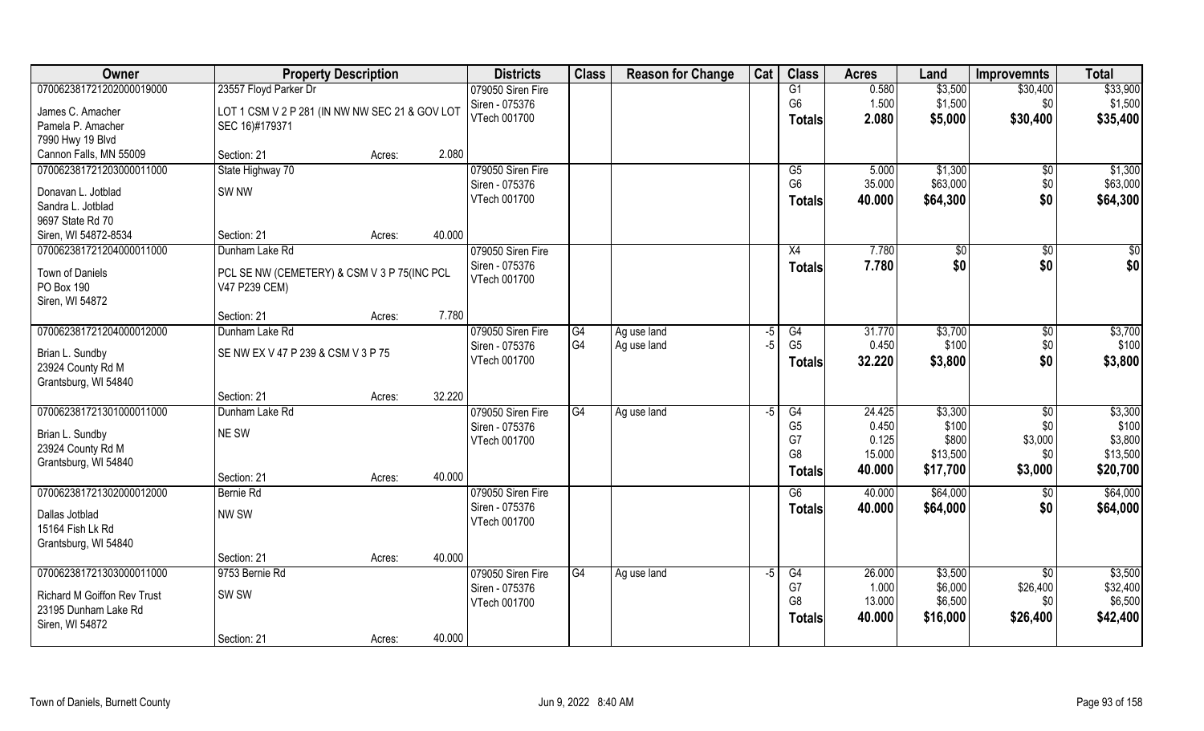| Owner | Property Description | | | Districts | Class | Reason for Change | Cat | Class | Acres | Land | Improvemnts | Total |
|---|---|---|---|---|---|---|---|---|---|---|---|---|
| 07006238172120200001900 0 | 23557 Floyd Parker Dr | | | 079050 Siren Fire | | | | G1 | 0.580 | $3,500 | $30,400 | $33,900 |
| James C. Amacher | LOT 1 CSM V 2 P 281 (IN NW NW SEC 21 & GOV LOT SEC 16)#179371 | | | Siren - 075376 | | | | G6 | 1.500 | $1,500 | $0 | $1,500 |
| Pamela P. Amacher | | | | VTech 001700 | | | | **Totals** | **2.080** | **$5,000** | **$30,400** | **$35,400** |
| 7990 Hwy 19 Blvd | | | | | | | | | | | | |
| Cannon Falls, MN 55009 | Section: 21 | Acres: | 2.080 | | | | | | | | | |
| 070062381721203000011000 | State Highway 70 | | | 079050 Siren Fire | | | | G5 | 5.000 | $1,300 | $0 | $1,300 |
| Donavan L. Jotblad | SW NW | | | Siren - 075376 | | | | G6 | 35.000 | $63,000 | $0 | $63,000 |
| Sandra L. Jotblad | | | | VTech 001700 | | | | **Totals** | **40.000** | **$64,300** | **$0** | **$64,300** |
| 9697 State Rd 70 | | | | | | | | | | | | |
| Siren, WI 54872-8534 | Section: 21 | Acres: | 40.000 | | | | | | | | | |
| 070062381721204000011000 | Dunham Lake Rd | | | 079050 Siren Fire | | | | X4 | 7.780 | $0 | $0 | $0 |
| Town of Daniels | PCL SE NW (CEMETERY) & CSM V 3 P 75(INC PCL V47 P239 CEM) | | | Siren - 075376 | | | | **Totals** | **7.780** | **$0** | **$0** | **$0** |
| PO Box 190 | | | | VTech 001700 | | | | | | | | |
| Siren, WI 54872 | | | | | | | | | | | | |
| | Section: 21 | Acres: | 7.780 | | | | | | | | | |
| 070062381721204000012000 | Dunham Lake Rd | | | 079050 Siren Fire | G4 | Ag use land | -5 | G4 | 31.770 | $3,700 | $0 | $3,700 |
| Brian L. Sundby | SE NW EX V 47 P 239 & CSM V 3 P 75 | | | Siren - 075376 | G4 | Ag use land | -5 | G5 | 0.450 | $100 | $0 | $100 |
| 23924 County Rd M | | | | VTech 001700 | | | | **Totals** | **32.220** | **$3,800** | **$0** | **$3,800** |
| Grantsburg, WI 54840 | | | | | | | | | | | | |
| | Section: 21 | Acres: | 32.220 | | | | | | | | | |
| 070062381721301000011000 | Dunham Lake Rd | | | 079050 Siren Fire | G4 | Ag use land | -5 | G4 | 24.425 | $3,300 | $0 | $3,300 |
| Brian L. Sundby | NE SW | | | Siren - 075376 | | | | G5 | 0.450 | $100 | $0 | $100 |
| 23924 County Rd M | | | | VTech 001700 | | | | G7 | 0.125 | $800 | $3,000 | $3,800 |
| Grantsburg, WI 54840 | | | | | | | | G8 | 15.000 | $13,500 | $0 | $13,500 |
| | Section: 21 | Acres: | 40.000 | | | | | **Totals** | **40.000** | **$17,700** | **$3,000** | **$20,700** |
| 070062381721302000012000 | Bernie Rd | | | 079050 Siren Fire | | | | G6 | 40.000 | $64,000 | $0 | $64,000 |
| Dallas Jotblad | NW SW | | | Siren - 075376 | | | | **Totals** | **40.000** | **$64,000** | **$0** | **$64,000** |
| 15164 Fish Lk Rd | | | | VTech 001700 | | | | | | | | |
| Grantsburg, WI 54840 | | | | | | | | | | | | |
| | Section: 21 | Acres: | 40.000 | | | | | | | | | |
| 070062381721303000011000 | 9753 Bernie Rd | | | 079050 Siren Fire | G4 | Ag use land | -5 | G4 | 26.000 | $3,500 | $0 | $3,500 |
| Richard M Goiffon Rev Trust | SW SW | | | Siren - 075376 | | | | G7 | 1.000 | $6,000 | $26,400 | $32,400 |
| 23195 Dunham Lake Rd | | | | VTech 001700 | | | | G8 | 13.000 | $6,500 | $0 | $6,500 |
| Siren, WI 54872 | | | | | | | | **Totals** | **40.000** | **$16,000** | **$26,400** | **$42,400** |
| | Section: 21 | Acres: | 40.000 | | | | | | | | | |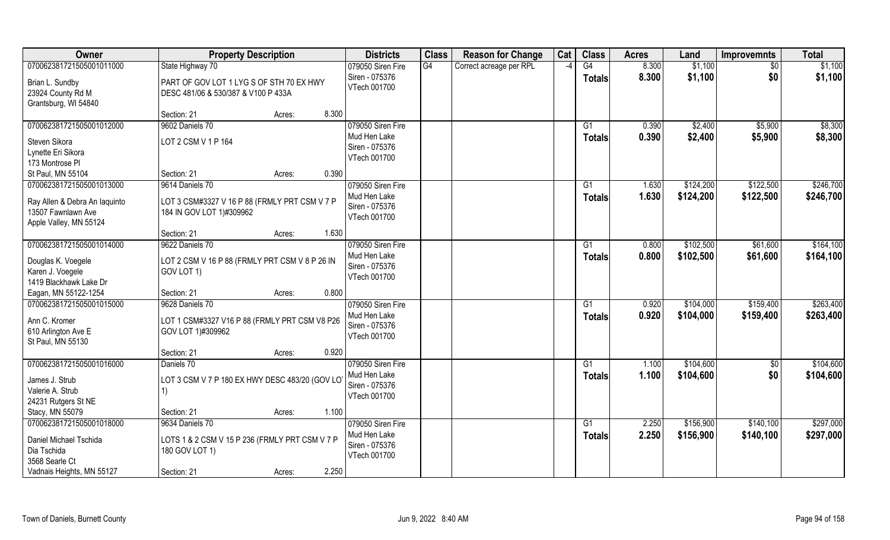| Owner | Property Description | | | Districts | Class | Reason for Change | Cat | Class | Acres | Land | Improvemnts | Total |
|---|---|---|---|---|---|---|---|---|---|---|---|---|
| 07006238172150500101 1000 | State Highway 70 | | | 079050 Siren Fire | G4 | Correct acreage per RPL | -4 | G4 | 8.300 | $1,100 | $0 | $1,100 |
| Brian L. Sundby<br>23924 County Rd M<br>Grantsburg, WI 54840 | PART OF GOV LOT 1 LYG S OF STH 70 EX HWY DESC 481/06 & 530/387 & V100 P 433A | | | Siren - 075376<br>VTech 001700 | | | | Totals | 8.300 | $1,100 | $0 | $1,100 |
| | Section: 21 | Acres: | 8.300 | | | | | | | | | |
| 070062381721505001012000 | 9602 Daniels 70 | | | 079050 Siren Fire | | | | G1 | 0.390 | $2,400 | $5,900 | $8,300 |
| Steven Sikora<br>Lynette Eri Sikora<br>173 Montrose Pl<br>St Paul, MN 55104 | LOT 2 CSM V 1 P 164 | | | Mud Hen Lake<br>Siren - 075376<br>VTech 001700 | | | | Totals | 0.390 | $2,400 | $5,900 | $8,300 |
| | Section: 21 | Acres: | 0.390 | | | | | | | | | |
| 070062381721505001013000 | 9614 Daniels 70 | | | 079050 Siren Fire | | | | G1 | 1.630 | $124,200 | $122,500 | $246,700 |
| Ray Allen & Debra An Iaquinto<br>13507 Fawnlawn Ave<br>Apple Valley, MN 55124 | LOT 3 CSM#3327 V 16 P 88 (FRMLY PRT CSM V 7 P 184 IN GOV LOT 1)#309962 | | | Mud Hen Lake<br>Siren - 075376<br>VTech 001700 | | | | Totals | 1.630 | $124,200 | $122,500 | $246,700 |
| | Section: 21 | Acres: | 1.630 | | | | | | | | | |
| 070062381721505001014000 | 9622 Daniels 70 | | | 079050 Siren Fire | | | | G1 | 0.800 | $102,500 | $61,600 | $164,100 |
| Douglas K. Voegele<br>Karen J. Voegele<br>1419 Blackhawk Lake Dr<br>Eagan, MN 55122-1254 | LOT 2 CSM V 16 P 88 (FRMLY PRT CSM V 8 P 26 IN GOV LOT 1) | | | Mud Hen Lake<br>Siren - 075376<br>VTech 001700 | | | | Totals | 0.800 | $102,500 | $61,600 | $164,100 |
| | Section: 21 | Acres: | 0.800 | | | | | | | | | |
| 070062381721505001015000 | 9628 Daniels 70 | | | 079050 Siren Fire | | | | G1 | 0.920 | $104,000 | $159,400 | $263,400 |
| Ann C. Kromer<br>610 Arlington Ave E<br>St Paul, MN 55130 | LOT 1 CSM#3327 V16 P 88 (FRMLY PRT CSM V8 P26 GOV LOT 1)#309962 | | | Mud Hen Lake<br>Siren - 075376<br>VTech 001700 | | | | Totals | 0.920 | $104,000 | $159,400 | $263,400 |
| | Section: 21 | Acres: | 0.920 | | | | | | | | | |
| 070062381721505001016000 | Daniels 70 | | | 079050 Siren Fire | | | | G1 | 1.100 | $104,600 | $0 | $104,600 |
| James J. Strub<br>Valerie A. Strub<br>24231 Rutgers St NE<br>Stacy, MN 55079 | LOT 3 CSM V 7 P 180 EX HWY DESC 483/20 (GOV LOT 1) | | | Mud Hen Lake<br>Siren - 075376<br>VTech 001700 | | | | Totals | 1.100 | $104,600 | $0 | $104,600 |
| | Section: 21 | Acres: | 1.100 | | | | | | | | | |
| 070062381721505001018000 | 9634 Daniels 70 | | | 079050 Siren Fire | | | | G1 | 2.250 | $156,900 | $140,100 | $297,000 |
| Daniel Michael Tschida<br>Dia Tschida<br>3568 Searle Ct<br>Vadnais Heights, MN 55127 | LOTS 1 & 2 CSM V 15 P 236 (FRMLY PRT CSM V 7 P 180 GOV LOT 1) | | | Mud Hen Lake<br>Siren - 075376<br>VTech 001700 | | | | Totals | 2.250 | $156,900 | $140,100 | $297,000 |
| | Section: 21 | Acres: | 2.250 | | | | | | | | | |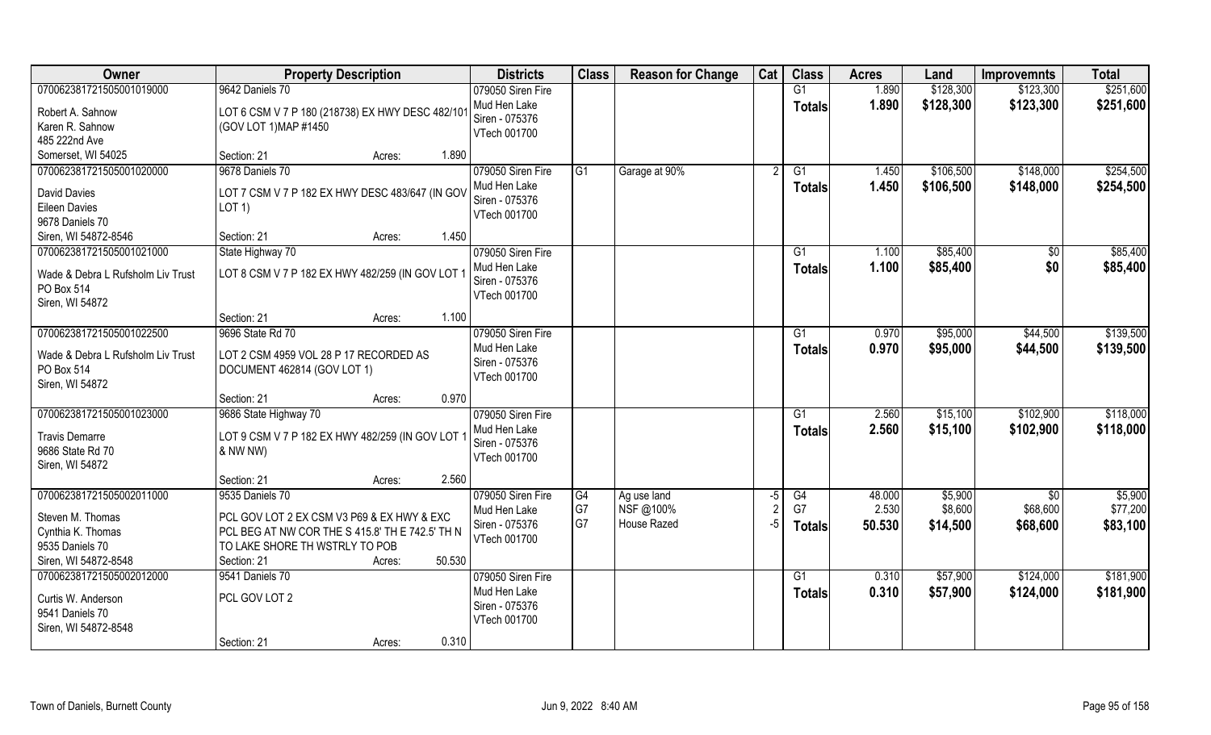| Owner | Property Description | Districts | Class | Reason for Change | Cat | Class | Acres | Land | Improvemnts | Total |
|---|---|---|---|---|---|---|---|---|---|---|
| 070062381721505001019000 | 9642 Daniels 70 | 079050 Siren Fire | | | | G1 | 1.890 | $128,300 | $123,300 | $251,600 |
| Robert A. Sahnow<br>Karen R. Sahnow<br>485 222nd Ave<br>Somerset, WI 54025 | LOT 6 CSM V 7 P 180 (218738) EX HWY DESC 482/101 (GOV LOT 1)MAP #1450<br>Section: 21 Acres: 1.890 | Mud Hen Lake<br>Siren - 075376<br>VTech 001700 | | | | Totals | 1.890 | $128,300 | $123,300 | $251,600 |
| 070062381721505001020000 | 9678 Daniels 70 | 079050 Siren Fire | G1 | Garage at 90% | 2 | G1 | 1.450 | $106,500 | $148,000 | $254,500 |
| David Davies<br>Eileen Davies<br>9678 Daniels 70<br>Siren, WI 54872-8546 | LOT 7 CSM V 7 P 182 EX HWY DESC 483/647 (IN GOV LOT 1)<br>Section: 21 Acres: 1.450 | Mud Hen Lake<br>Siren - 075376<br>VTech 001700 | | | | Totals | 1.450 | $106,500 | $148,000 | $254,500 |
| 070062381721505001021000 | State Highway 70 | 079050 Siren Fire | | | | G1 | 1.100 | $85,400 | $0 | $85,400 |
| Wade & Debra L Rufsholm Liv Trust<br>PO Box 514<br>Siren, WI 54872 | LOT 8 CSM V 7 P 182 EX HWY 482/259 (IN GOV LOT 1<br>Section: 21 Acres: 1.100 | Mud Hen Lake<br>Siren - 075376<br>VTech 001700 | | | | Totals | 1.100 | $85,400 | $0 | $85,400 |
| 070062381721505001022500 | 9696 State Rd 70 | 079050 Siren Fire | | | | G1 | 0.970 | $95,000 | $44,500 | $139,500 |
| Wade & Debra L Rufsholm Liv Trust<br>PO Box 514<br>Siren, WI 54872 | LOT 2 CSM 4959 VOL 28 P 17 RECORDED AS DOCUMENT 462814 (GOV LOT 1)<br>Section: 21 Acres: 0.970 | Mud Hen Lake<br>Siren - 075376<br>VTech 001700 | | | | Totals | 0.970 | $95,000 | $44,500 | $139,500 |
| 070062381721505001023000 | 9686 State Highway 70 | 079050 Siren Fire | | | | G1 | 2.560 | $15,100 | $102,900 | $118,000 |
| Travis Demarre<br>9686 State Rd 70<br>Siren, WI 54872 | LOT 9 CSM V 7 P 182 EX HWY 482/259 (IN GOV LOT 1 & NW NW)<br>Section: 21 Acres: 2.560 | Mud Hen Lake<br>Siren - 075376<br>VTech 001700 | | | | Totals | 2.560 | $15,100 | $102,900 | $118,000 |
| 070062381721505002011000 | 9535 Daniels 70 | 079050 Siren Fire | G4 | Ag use land | -5 | G4 | 48.000 | $5,900 | $0 | $5,900 |
| Steven M. Thomas<br>Cynthia K. Thomas<br>9535 Daniels 70<br>Siren, WI 54872-8548 | PCL GOV LOT 2 EX CSM V3 P69 & EX HWY & EXC PCL BEG AT NW COR THE S 415.8' TH E 742.5' TH N TO LAKE SHORE TH WSTRLY TO POB<br>Section: 21 Acres: 50.530 | Mud Hen Lake<br>Siren - 075376<br>VTech 001700 | G7<br>G7 | NSF @100%<br>House Razed | 2<br>-5 | G7<br>Totals | 2.530<br>50.530 | $8,600<br>$14,500 | $68,600<br>$68,600 | $77,200<br>$83,100 |
| 070062381721505002012000 | 9541 Daniels 70 | 079050 Siren Fire | | | | G1 | 0.310 | $57,900 | $124,000 | $181,900 |
| Curtis W. Anderson<br>9541 Daniels 70<br>Siren, WI 54872-8548 | PCL GOV LOT 2<br>Section: 21 Acres: 0.310 | Mud Hen Lake<br>Siren - 075376<br>VTech 001700 | | | | Totals | 0.310 | $57,900 | $124,000 | $181,900 |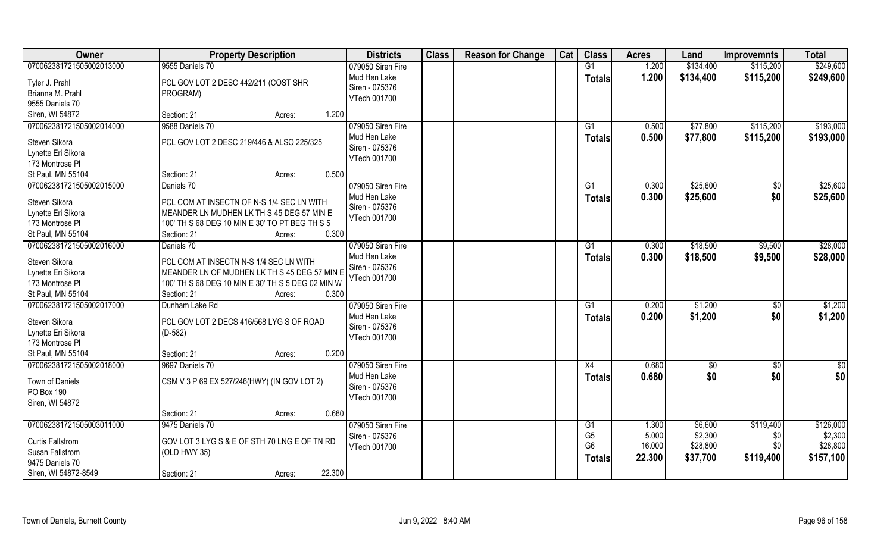| Owner | Property Description | Districts | Class | Reason for Change | Cat | Class | Acres | Land | Improvemnts | Total |
|---|---|---|---|---|---|---|---|---|---|---|
| 070062381721505002013000 | 9555 Daniels 70 | 079050 Siren Fire | | | | G1 | 1.200 | $134,400 | $115,200 | $249,600 |
| Tyler J. Prahl<br>Brianna M. Prahl<br>9555 Daniels 70<br>Siren, WI 54872 | PCL GOV LOT 2 DESC 442/211 (COST SHR PROGRAM)<br>Section: 21 Acres: 1.200 | Mud Hen Lake<br>Siren - 075376<br>VTech 001700 | | | | Totals | 1.200 | $134,400 | $115,200 | $249,600 |
| 070062381721505002014000 | 9588 Daniels 70 | 079050 Siren Fire | | | | G1 | 0.500 | $77,800 | $115,200 | $193,000 |
| Steven Sikora<br>Lynette Eri Sikora<br>173 Montrose Pl<br>St Paul, MN 55104 | PCL GOV LOT 2 DESC 219/446 & ALSO 225/325<br>Section: 21 Acres: 0.500 | Mud Hen Lake<br>Siren - 075376<br>VTech 001700 | | | | Totals | 0.500 | $77,800 | $115,200 | $193,000 |
| 070062381721505002015000 | Daniels 70 | 079050 Siren Fire | | | | G1 | 0.300 | $25,600 | $0 | $25,600 |
| Steven Sikora<br>Lynette Eri Sikora<br>173 Montrose Pl<br>St Paul, MN 55104 | PCL COM AT INSECTN OF N-S 1/4 SEC LN WITH MEANDER LN MUDHEN LK TH S 45 DEG 57 MIN E 100' TH S 68 DEG 10 MIN E 30' TO PT BEG TH S 5<br>Section: 21 Acres: 0.300 | Mud Hen Lake<br>Siren - 075376<br>VTech 001700 | | | | Totals | 0.300 | $25,600 | $0 | $25,600 |
| 070062381721505002016000 | Daniels 70 | 079050 Siren Fire | | | | G1 | 0.300 | $18,500 | $9,500 | $28,000 |
| Steven Sikora<br>Lynette Eri Sikora<br>173 Montrose Pl<br>St Paul, MN 55104 | PCL COM AT INSECTN N-S 1/4 SEC LN WITH MEANDER LN OF MUDHEN LK TH S 45 DEG 57 MIN E 100' TH S 68 DEG 10 MIN E 30' TH S 5 DEG 02 MIN W<br>Section: 21 Acres: 0.300 | Mud Hen Lake<br>Siren - 075376<br>VTech 001700 | | | | Totals | 0.300 | $18,500 | $9,500 | $28,000 |
| 070062381721505002017000 | Dunham Lake Rd | 079050 Siren Fire | | | | G1 | 0.200 | $1,200 | $0 | $1,200 |
| Steven Sikora<br>Lynette Eri Sikora<br>173 Montrose Pl<br>St Paul, MN 55104 | PCL GOV LOT 2 DECS 416/568 LYG S OF ROAD (D-582)<br>Section: 21 Acres: 0.200 | Mud Hen Lake<br>Siren - 075376<br>VTech 001700 | | | | Totals | 0.200 | $1,200 | $0 | $1,200 |
| 070062381721505002018000 | 9697 Daniels 70 | 079050 Siren Fire | | | | X4 | 0.680 | $0 | $0 | $0 |
| Town of Daniels<br>PO Box 190<br>Siren, WI 54872 | CSM V 3 P 69 EX 527/246(HWY) (IN GOV LOT 2)<br>Section: 21 Acres: 0.680 | Mud Hen Lake<br>Siren - 075376<br>VTech 001700 | | | | Totals | 0.680 | $0 | $0 | $0 |
| 070062381721505003011000 | 9475 Daniels 70 | 079050 Siren Fire | | | | G1 | 1.300 | $6,600 | $119,400 | $126,000 |
| Curtis Fallstrom<br>Susan Fallstrom<br>9475 Daniels 70<br>Siren, WI 54872-8549 | GOV LOT 3 LYG S & E OF STH 70 LNG E OF TN RD (OLD HWY 35)<br>Section: 21 Acres: 22.300 | Siren - 075376<br>VTech 001700 | | | | G5 | 5.000 | $2,300 | $0 | $2,300 |
| | | | | | | G6 | 16.000 | $28,800 | $0 | $28,800 |
| | | | | | | Totals | 22.300 | $37,700 | $119,400 | $157,100 |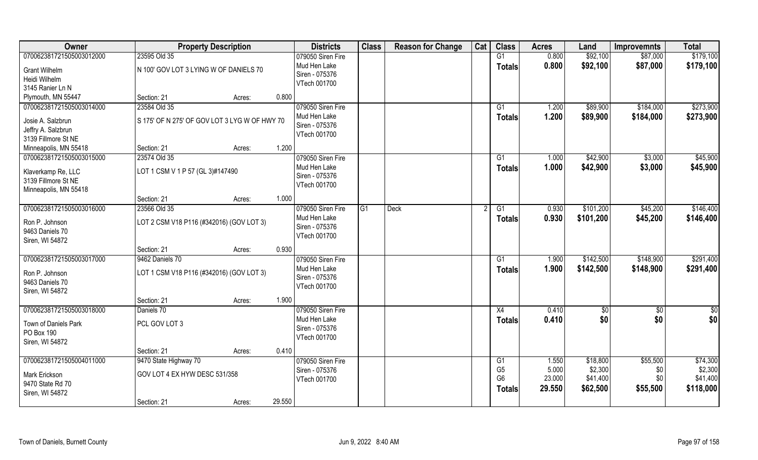| Owner | Property Description | | | Districts | Class | Reason for Change | Cat | Class | Acres | Land | Improvemnts | Total |
|---|---|---|---|---|---|---|---|---|---|---|---|---|
| 070062381721505003012000 | 23595 Old 35 | | | 079050 Siren Fire | | | | G1 | 0.800 | $92,100 | $87,000 | $179,100 |
| Grant Wilhelm<br>Heidi Wilhelm<br>3145 Ranier Ln N<br>Plymouth, MN 55447 | N 100' GOV LOT 3 LYING W OF DANIELS 70 | | | Mud Hen Lake<br>Siren - 075376<br>VTech 001700 | | | | Totals | 0.800 | $92,100 | $87,000 | $179,100 |
| | Section: 21 | Acres: | 0.800 | | | | | | | | | |
| 070062381721505003014000 | 23584 Old 35 | | | 079050 Siren Fire | | | | G1 | 1.200 | $89,900 | $184,000 | $273,900 |
| Josie A. Salzbrun<br>Jeffry A. Salzbrun<br>3139 Fillmore St NE<br>Minneapolis, MN 55418 | S 175' OF N 275' OF GOV LOT 3 LYG W OF HWY 70 | | | Mud Hen Lake<br>Siren - 075376<br>VTech 001700 | | | | Totals | 1.200 | $89,900 | $184,000 | $273,900 |
| | Section: 21 | Acres: | 1.200 | | | | | | | | | |
| 070062381721505003015000 | 23574 Old 35 | | | 079050 Siren Fire | | | | G1 | 1.000 | $42,900 | $3,000 | $45,900 |
| Klaverkamp Re, LLC<br>3139 Fillmore St NE<br>Minneapolis, MN 55418 | LOT 1 CSM V 1 P 57 (GL 3)#147490 | | | Mud Hen Lake<br>Siren - 075376<br>VTech 001700 | | | | Totals | 1.000 | $42,900 | $3,000 | $45,900 |
| | Section: 21 | Acres: | 1.000 | | | | | | | | | |
| 070062381721505003016000 | 23566 Old 35 | | | 079050 Siren Fire | G1 | Deck | 2 | G1 | 0.930 | $101,200 | $45,200 | $146,400 |
| Ron P. Johnson<br>9463 Daniels 70<br>Siren, WI 54872 | LOT 2 CSM V18 P116 (#342016) (GOV LOT 3) | | | Mud Hen Lake<br>Siren - 075376<br>VTech 001700 | | | | Totals | 0.930 | $101,200 | $45,200 | $146,400 |
| | Section: 21 | Acres: | 0.930 | | | | | | | | | |
| 070062381721505003017000 | 9462 Daniels 70 | | | 079050 Siren Fire | | | | G1 | 1.900 | $142,500 | $148,900 | $291,400 |
| Ron P. Johnson<br>9463 Daniels 70<br>Siren, WI 54872 | LOT 1 CSM V18 P116 (#342016) (GOV LOT 3) | | | Mud Hen Lake<br>Siren - 075376<br>VTech 001700 | | | | Totals | 1.900 | $142,500 | $148,900 | $291,400 |
| | Section: 21 | Acres: | 1.900 | | | | | | | | | |
| 070062381721505003018000 | Daniels 70 | | | 079050 Siren Fire | | | | X4 | 0.410 | $0 | $0 | $0 |
| Town of Daniels Park<br>PO Box 190<br>Siren, WI 54872 | PCL GOV LOT 3 | | | Mud Hen Lake<br>Siren - 075376<br>VTech 001700 | | | | Totals | 0.410 | $0 | $0 | $0 |
| | Section: 21 | Acres: | 0.410 | | | | | | | | | |
| 070062381721505004011000 | 9470 State Highway 70 | | | 079050 Siren Fire | | | | G1 | 1.550 | $18,800 | $55,500 | $74,300 |
| Mark Erickson<br>9470 State Rd 70<br>Siren, WI 54872 | GOV LOT 4 EX HYW DESC 531/358 | | | Siren - 075376<br>VTech 001700 | | | | G5 | 5.000 | $2,300 | $0 | $2,300 |
| | | | | | | | | G6 | 23.000 | $41,400 | $0 | $41,400 |
| | | | | | | | | Totals | 29.550 | $62,500 | $55,500 | $118,000 |
| | Section: 21 | Acres: | 29.550 | | | | | | | | | |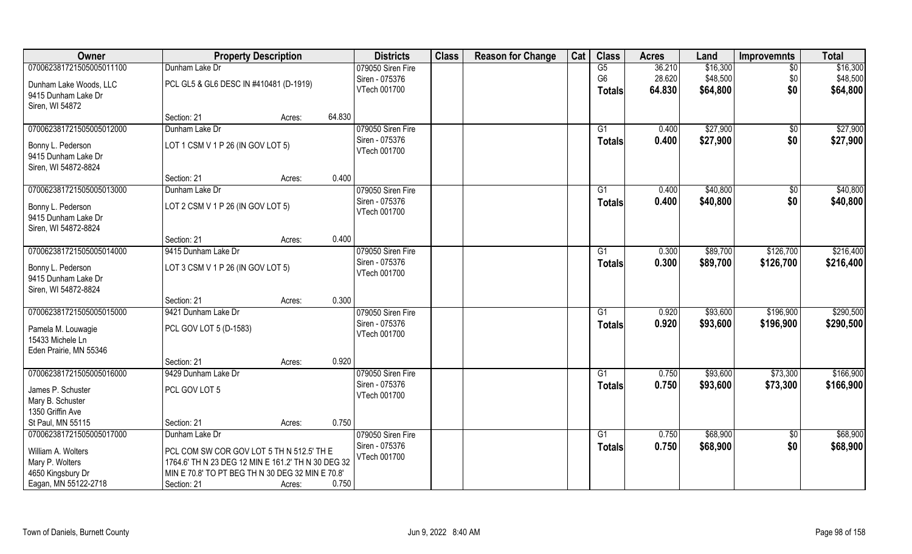| Owner | Property Description | | | Districts | Class | Reason for Change | Cat | Class | Acres | Land | Improvemnts | Total |
|---|---|---|---|---|---|---|---|---|---|---|---|---|
| 070062381721505005011100 | Dunham Lake Dr | | | 079050 Siren Fire | | | | G5 | 36.210 | $16,300 | $0 | $16,300 |
| Dunham Lake Woods, LLC | PCL GL5 & GL6 DESC IN #410481 (D-1919) | | | Siren - 075376 | | | | G6 | 28.620 | $48,500 | $0 | $48,500 |
| 9415 Dunham Lake Dr | | | | VTech 001700 | | | | **Totals** | **64.830** | **$64,800** | **$0** | **$64,800** |
| Siren, WI 54872 | | | | | | | | | | | | |
| | Section: 21 | Acres: | 64.830 | | | | | | | | | |
| 070062381721505005012000 | Dunham Lake Dr | | | 079050 Siren Fire | | | | G1 | 0.400 | $27,900 | $0 | $27,900 |
| Bonny L. Pederson | LOT 1 CSM V 1 P 26 (IN GOV LOT 5) | | | Siren - 075376 | | | | **Totals** | **0.400** | **$27,900** | **$0** | **$27,900** |
| 9415 Dunham Lake Dr | | | | VTech 001700 | | | | | | | | |
| Siren, WI 54872-8824 | | | | | | | | | | | | |
| | Section: 21 | Acres: | 0.400 | | | | | | | | | |
| 070062381721505005013000 | Dunham Lake Dr | | | 079050 Siren Fire | | | | G1 | 0.400 | $40,800 | $0 | $40,800 |
| Bonny L. Pederson | LOT 2 CSM V 1 P 26 (IN GOV LOT 5) | | | Siren - 075376 | | | | **Totals** | **0.400** | **$40,800** | **$0** | **$40,800** |
| 9415 Dunham Lake Dr | | | | VTech 001700 | | | | | | | | |
| Siren, WI 54872-8824 | | | | | | | | | | | | |
| | Section: 21 | Acres: | 0.400 | | | | | | | | | |
| 070062381721505005014000 | 9415 Dunham Lake Dr | | | 079050 Siren Fire | | | | G1 | 0.300 | $89,700 | $126,700 | $216,400 |
| Bonny L. Pederson | LOT 3 CSM V 1 P 26 (IN GOV LOT 5) | | | Siren - 075376 | | | | **Totals** | **0.300** | **$89,700** | **$126,700** | **$216,400** |
| 9415 Dunham Lake Dr | | | | VTech 001700 | | | | | | | | |
| Siren, WI 54872-8824 | | | | | | | | | | | | |
| | Section: 21 | Acres: | 0.300 | | | | | | | | | |
| 070062381721505005015000 | 9421 Dunham Lake Dr | | | 079050 Siren Fire | | | | G1 | 0.920 | $93,600 | $196,900 | $290,500 |
| Pamela M. Louwagie | PCL GOV LOT 5 (D-1583) | | | Siren - 075376 | | | | **Totals** | **0.920** | **$93,600** | **$196,900** | **$290,500** |
| 15433 Michele Ln | | | | VTech 001700 | | | | | | | | |
| Eden Prairie, MN 55346 | | | | | | | | | | | | |
| | Section: 21 | Acres: | 0.920 | | | | | | | | | |
| 070062381721505005016000 | 9429 Dunham Lake Dr | | | 079050 Siren Fire | | | | G1 | 0.750 | $93,600 | $73,300 | $166,900 |
| James P. Schuster | PCL GOV LOT 5 | | | Siren - 075376 | | | | **Totals** | **0.750** | **$93,600** | **$73,300** | **$166,900** |
| Mary B. Schuster | | | | VTech 001700 | | | | | | | | |
| 1350 Griffin Ave | | | | | | | | | | | | |
| St Paul, MN 55115 | Section: 21 | Acres: | 0.750 | | | | | | | | | |
| 070062381721505005017000 | Dunham Lake Dr | | | 079050 Siren Fire | | | | G1 | 0.750 | $68,900 | $0 | $68,900 |
| William A. Wolters | PCL COM SW COR GOV LOT 5 TH N 512.5' TH E 1764.6' TH N 23 DEG 12 MIN E 161.2' TH N 30 DEG 32 MIN E 70.8' TO PT BEG TH N 30 DEG 32 MIN E 70.8' | | | Siren - 075376 | | | | **Totals** | **0.750** | **$68,900** | **$0** | **$68,900** |
| Mary P. Wolters | | | | VTech 001700 | | | | | | | | |
| 4650 Kingsbury Dr | | | | | | | | | | | | |
| Eagan, MN 55122-2718 | Section: 21 | Acres: | 0.750 | | | | | | | | | |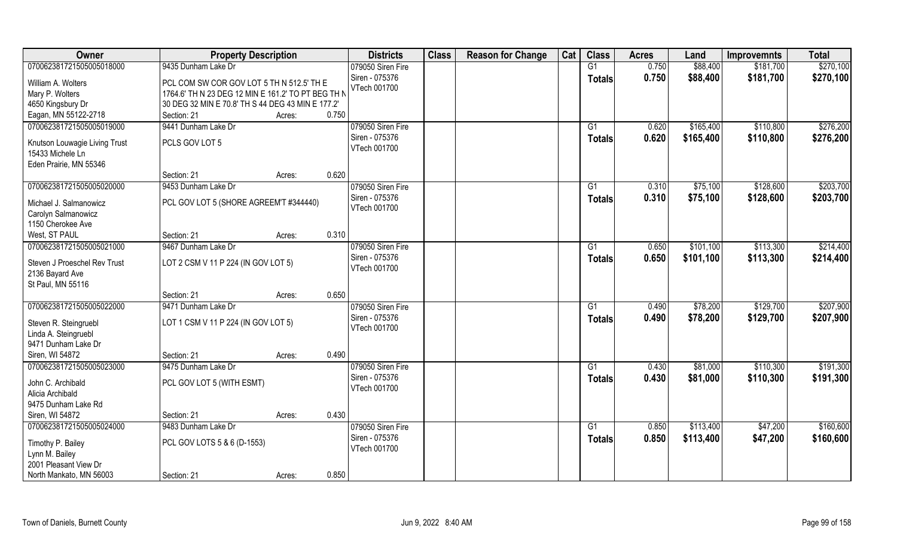| Owner | Property Description | | | Districts | Class | Reason for Change | Cat | Class | Acres | Land | Improvemnts | Total |
|---|---|---|---|---|---|---|---|---|---|---|---|---|
| 070062381721505005018000 | 9435 Dunham Lake Dr | | | 079050 Siren Fire | | | | G1 | 0.750 | $88,400 | $181,700 | $270,100 |
| William A. Wolters<br>Mary P. Wolters<br>4650 Kingsbury Dr<br>Eagan, MN 55122-2718 | PCL COM SW COR GOV LOT 5 TH N 512.5' TH E 1764.6' TH N 23 DEG 12 MIN E 161.2' TO PT BEG TH N 30 DEG 32 MIN E 70.8' TH S 44 DEG 43 MIN E 177.2' | | | Siren - 075376<br>VTech 001700 | | | | Totals | 0.750 | $88,400 | $181,700 | $270,100 |
| | Section: 21 | Acres: | 0.750 | | | | | | | | | |
| 070062381721505005019000 | 9441 Dunham Lake Dr | | | 079050 Siren Fire | | | | G1 | 0.620 | $165,400 | $110,800 | $276,200 |
| Knutson Louwagie Living Trust<br>15433 Michele Ln<br>Eden Prairie, MN 55346 | PCLS GOV LOT 5 | | | Siren - 075376<br>VTech 001700 | | | | Totals | 0.620 | $165,400 | $110,800 | $276,200 |
| | Section: 21 | Acres: | 0.620 | | | | | | | | | |
| 070062381721505005020000 | 9453 Dunham Lake Dr | | | 079050 Siren Fire | | | | G1 | 0.310 | $75,100 | $128,600 | $203,700 |
| Michael J. Salmanowicz<br>Carolyn Salmanowicz<br>1150 Cherokee Ave<br>West, ST PAUL | PCL GOV LOT 5 (SHORE AGREEM'T #344440) | | | Siren - 075376<br>VTech 001700 | | | | Totals | 0.310 | $75,100 | $128,600 | $203,700 |
| | Section: 21 | Acres: | 0.310 | | | | | | | | | |
| 070062381721505005021000 | 9467 Dunham Lake Dr | | | 079050 Siren Fire | | | | G1 | 0.650 | $101,100 | $113,300 | $214,400 |
| Steven J Proeschel Rev Trust<br>2136 Bayard Ave<br>St Paul, MN 55116 | LOT 2 CSM V 11 P 224 (IN GOV LOT 5) | | | Siren - 075376<br>VTech 001700 | | | | Totals | 0.650 | $101,100 | $113,300 | $214,400 |
| | Section: 21 | Acres: | 0.650 | | | | | | | | | |
| 070062381721505005022000 | 9471 Dunham Lake Dr | | | 079050 Siren Fire | | | | G1 | 0.490 | $78,200 | $129,700 | $207,900 |
| Steven R. Steingruebl<br>Linda A. Steingruebl<br>9471 Dunham Lake Dr<br>Siren, WI 54872 | LOT 1 CSM V 11 P 224 (IN GOV LOT 5) | | | Siren - 075376<br>VTech 001700 | | | | Totals | 0.490 | $78,200 | $129,700 | $207,900 |
| | Section: 21 | Acres: | 0.490 | | | | | | | | | |
| 070062381721505005023000 | 9475 Dunham Lake Dr | | | 079050 Siren Fire | | | | G1 | 0.430 | $81,000 | $110,300 | $191,300 |
| John C. Archibald<br>Alicia Archibald<br>9475 Dunham Lake Rd<br>Siren, WI 54872 | PCL GOV LOT 5 (WITH ESMT) | | | Siren - 075376<br>VTech 001700 | | | | Totals | 0.430 | $81,000 | $110,300 | $191,300 |
| | Section: 21 | Acres: | 0.430 | | | | | | | | | |
| 070062381721505005024000 | 9483 Dunham Lake Dr | | | 079050 Siren Fire | | | | G1 | 0.850 | $113,400 | $47,200 | $160,600 |
| Timothy P. Bailey<br>Lynn M. Bailey<br>2001 Pleasant View Dr<br>North Mankato, MN 56003 | PCL GOV LOTS 5 & 6 (D-1553) | | | Siren - 075376<br>VTech 001700 | | | | Totals | 0.850 | $113,400 | $47,200 | $160,600 |
| | Section: 21 | Acres: | 0.850 | | | | | | | | | |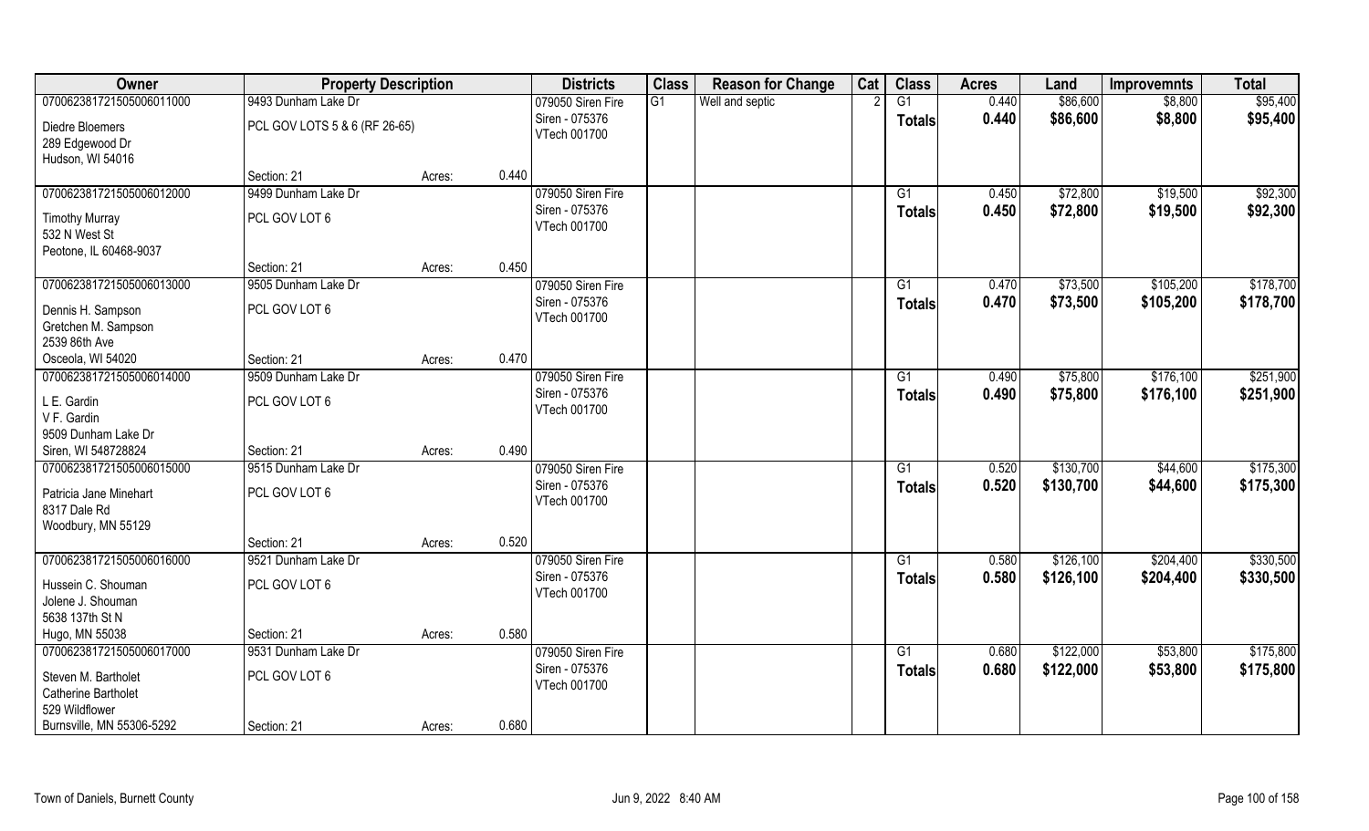| Owner | Property Description | | | Districts | Class | Reason for Change | Cat | Class | Acres | Land | Improvemnts | Total |
|---|---|---|---|---|---|---|---|---|---|---|---|---|
| 070062381721505006011000 | 9493 Dunham Lake Dr | | | 079050 Siren Fire | G1 | Well and septic | 2 | G1 | 0.440 | $86,600 | $8,800 | $95,400 |
| Diedre Bloemers<br>289 Edgewood Dr<br>Hudson, WI 54016 | PCL GOV LOTS 5 & 6 (RF 26-65) | | | Siren - 075376<br>VTech 001700 | | | | Totals | 0.440 | $86,600 | $8,800 | $95,400 |
| | Section: 21 | Acres: | 0.440 | | | | | | | | | |
| 070062381721505006012000 | 9499 Dunham Lake Dr | | | 079050 Siren Fire | | | | G1 | 0.450 | $72,800 | $19,500 | $92,300 |
| Timothy Murray<br>532 N West St<br>Peotone, IL 60468-9037 | PCL GOV LOT 6 | | | Siren - 075376<br>VTech 001700 | | | | Totals | 0.450 | $72,800 | $19,500 | $92,300 |
| | Section: 21 | Acres: | 0.450 | | | | | | | | | |
| 070062381721505006013000 | 9505 Dunham Lake Dr | | | 079050 Siren Fire | | | | G1 | 0.470 | $73,500 | $105,200 | $178,700 |
| Dennis H. Sampson<br>Gretchen M. Sampson<br>2539 86th Ave<br>Osceola, WI 54020 | PCL GOV LOT 6 | | | Siren - 075376<br>VTech 001700 | | | | Totals | 0.470 | $73,500 | $105,200 | $178,700 |
| | Section: 21 | Acres: | 0.470 | | | | | | | | | |
| 070062381721505006014000 | 9509 Dunham Lake Dr | | | 079050 Siren Fire | | | | G1 | 0.490 | $75,800 | $176,100 | $251,900 |
| L E. Gardin<br>V F. Gardin<br>9509 Dunham Lake Dr<br>Siren, WI 548728824 | PCL GOV LOT 6 | | | Siren - 075376<br>VTech 001700 | | | | Totals | 0.490 | $75,800 | $176,100 | $251,900 |
| | Section: 21 | Acres: | 0.490 | | | | | | | | | |
| 070062381721505006015000 | 9515 Dunham Lake Dr | | | 079050 Siren Fire | | | | G1 | 0.520 | $130,700 | $44,600 | $175,300 |
| Patricia Jane Minehart<br>8317 Dale Rd<br>Woodbury, MN 55129 | PCL GOV LOT 6 | | | Siren - 075376<br>VTech 001700 | | | | Totals | 0.520 | $130,700 | $44,600 | $175,300 |
| | Section: 21 | Acres: | 0.520 | | | | | | | | | |
| 070062381721505006016000 | 9521 Dunham Lake Dr | | | 079050 Siren Fire | | | | G1 | 0.580 | $126,100 | $204,400 | $330,500 |
| Hussein C. Shouman<br>Jolene J. Shouman<br>5638 137th St N<br>Hugo, MN 55038 | PCL GOV LOT 6 | | | Siren - 075376<br>VTech 001700 | | | | Totals | 0.580 | $126,100 | $204,400 | $330,500 |
| | Section: 21 | Acres: | 0.580 | | | | | | | | | |
| 070062381721505006017000 | 9531 Dunham Lake Dr | | | 079050 Siren Fire | | | | G1 | 0.680 | $122,000 | $53,800 | $175,800 |
| Steven M. Bartholet<br>Catherine Bartholet<br>529 Wildflower<br>Burnsville, MN 55306-5292 | PCL GOV LOT 6 | | | Siren - 075376<br>VTech 001700 | | | | Totals | 0.680 | $122,000 | $53,800 | $175,800 |
| | Section: 21 | Acres: | 0.680 | | | | | | | | | |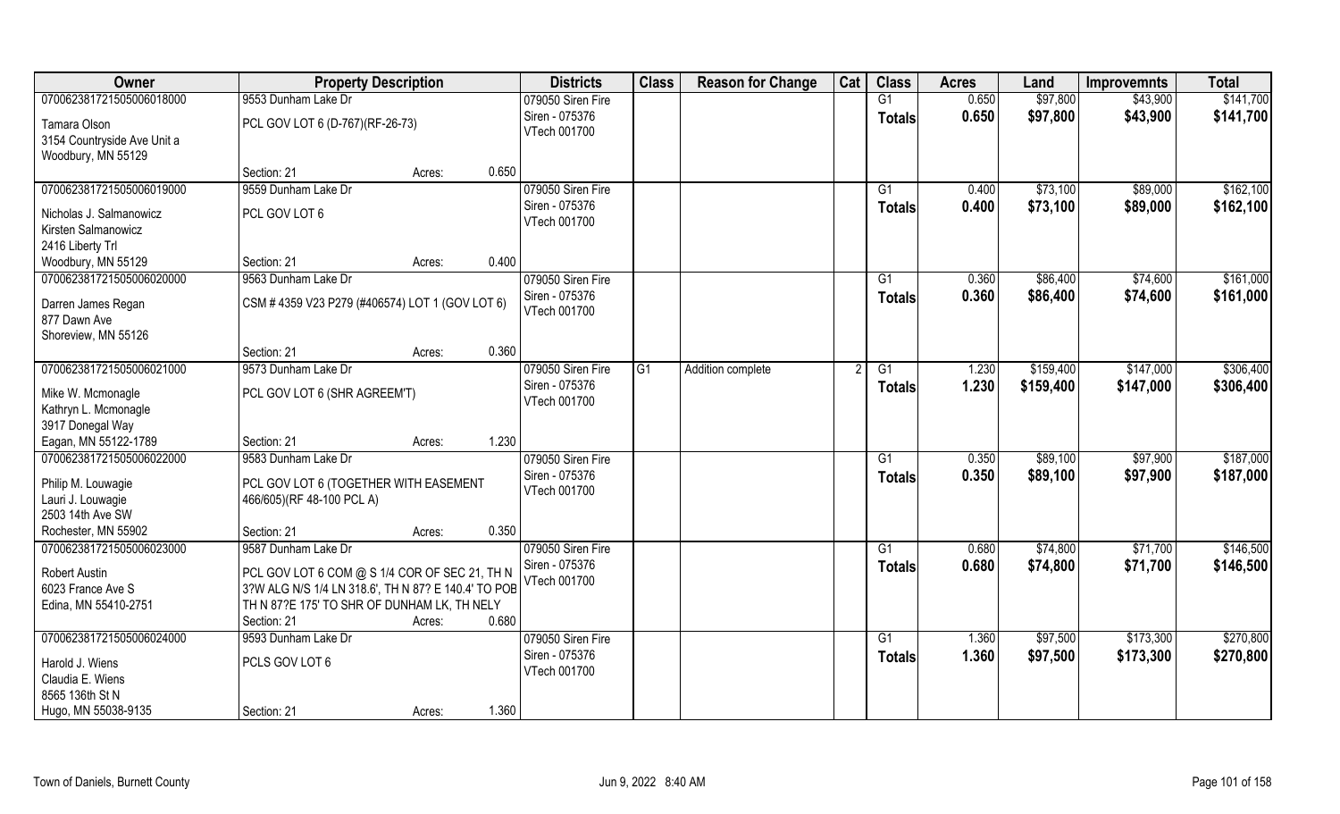| Owner | Property Description | | | Districts | Class | Reason for Change | Cat | Class | Acres | Land | Improvemnts | Total |
|---|---|---|---|---|---|---|---|---|---|---|---|---|
| 070062381721505006018000 | 9553 Dunham Lake Dr | | | 079050 Siren Fire | | | | G1 | 0.650 | $97,800 | $43,900 | $141,700 |
| Tamara Olson<br>3154 Countryside Ave Unit a<br>Woodbury, MN 55129 | PCL GOV LOT 6 (D-767)(RF-26-73) | | | Siren - 075376<br>VTech 001700 | | | | Totals | 0.650 | $97,800 | $43,900 | $141,700 |
| | Section: 21 | Acres: | 0.650 | | | | | | | | | |
| 070062381721505006019000 | 9559 Dunham Lake Dr | | | 079050 Siren Fire | | | | G1 | 0.400 | $73,100 | $89,000 | $162,100 |
| Nicholas J. Salmanowicz<br>Kirsten Salmanowicz<br>2416 Liberty Trl<br>Woodbury, MN 55129 | PCL GOV LOT 6 | | | Siren - 075376<br>VTech 001700 | | | | Totals | 0.400 | $73,100 | $89,000 | $162,100 |
| | Section: 21 | Acres: | 0.400 | | | | | | | | | |
| 070062381721505006020000 | 9563 Dunham Lake Dr | | | 079050 Siren Fire | | | | G1 | 0.360 | $86,400 | $74,600 | $161,000 |
| Darren James Regan<br>877 Dawn Ave<br>Shoreview, MN 55126 | CSM # 4359 V23 P279 (#406574) LOT 1 (GOV LOT 6) | | | Siren - 075376<br>VTech 001700 | | | | Totals | 0.360 | $86,400 | $74,600 | $161,000 |
| | Section: 21 | Acres: | 0.360 | | | | | | | | | |
| 070062381721505006021000 | 9573 Dunham Lake Dr | | | 079050 Siren Fire | G1 | Addition complete | 2 | G1 | 1.230 | $159,400 | $147,000 | $306,400 |
| Mike W. Mcmonagle<br>Kathryn L. Mcmonagle<br>3917 Donegal Way<br>Eagan, MN 55122-1789 | PCL GOV LOT 6 (SHR AGREEM'T) | | | Siren - 075376<br>VTech 001700 | | | | Totals | 1.230 | $159,400 | $147,000 | $306,400 |
| | Section: 21 | Acres: | 1.230 | | | | | | | | | |
| 070062381721505006022000 | 9583 Dunham Lake Dr | | | 079050 Siren Fire | | | | G1 | 0.350 | $89,100 | $97,900 | $187,000 |
| Philip M. Louwagie<br>Lauri J. Louwagie<br>2503 14th Ave SW<br>Rochester, MN 55902 | PCL GOV LOT 6 (TOGETHER WITH EASEMENT 466/605)(RF 48-100 PCL A) | | | Siren - 075376<br>VTech 001700 | | | | Totals | 0.350 | $89,100 | $97,900 | $187,000 |
| | Section: 21 | Acres: | 0.350 | | | | | | | | | |
| 070062381721505006023000 | 9587 Dunham Lake Dr | | | 079050 Siren Fire | | | | G1 | 0.680 | $74,800 | $71,700 | $146,500 |
| Robert Austin<br>6023 France Ave S<br>Edina, MN 55410-2751 | PCL GOV LOT 6 COM @ S 1/4 COR OF SEC 21, TH N 3?W ALG N/S 1/4 LN 318.6', TH N 87? E 140.4' TO POB TH N 87?E 175' TO SHR OF DUNHAM LK, TH NELY | | | Siren - 075376<br>VTech 001700 | | | | Totals | 0.680 | $74,800 | $71,700 | $146,500 |
| | Section: 21 | Acres: | 0.680 | | | | | | | | | |
| 070062381721505006024000 | 9593 Dunham Lake Dr | | | 079050 Siren Fire | | | | G1 | 1.360 | $97,500 | $173,300 | $270,800 |
| Harold J. Wiens<br>Claudia E. Wiens<br>8565 136th St N<br>Hugo, MN 55038-9135 | PCLS GOV LOT 6 | | | Siren - 075376<br>VTech 001700 | | | | Totals | 1.360 | $97,500 | $173,300 | $270,800 |
| | Section: 21 | Acres: | 1.360 | | | | | | | | | |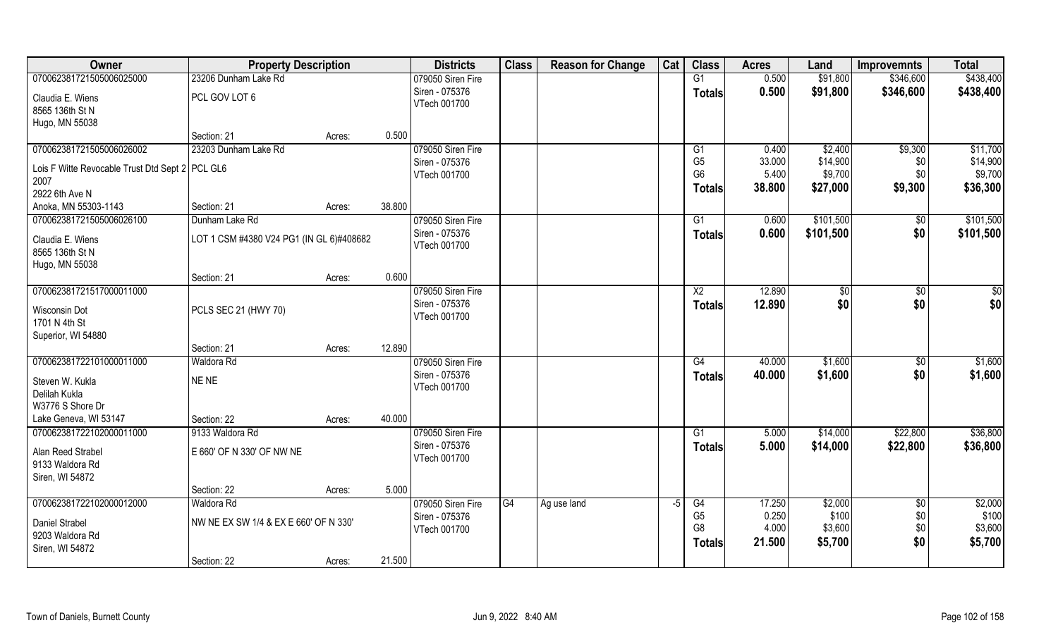| Owner | Property Description | | | Districts | Class | Reason for Change | Cat | Class | Acres | Land | Improvemnts | Total |
|---|---|---|---|---|---|---|---|---|---|---|---|---|
| 070062381721505006025000 | 23206 Dunham Lake Rd | | | 079050 Siren Fire | | | | G1 | 0.500 | $91,800 | $346,600 | $438,400 |
| Claudia E. Wiens<br>8565 136th St N<br>Hugo, MN 55038 | PCL GOV LOT 6 | | | Siren - 075376<br>VTech 001700 | | | | **Totals** | **0.500** | **$91,800** | **$346,600** | **$438,400** |
| | Section: 21 | Acres: | 0.500 | | | | | | | | | |
| 070062381721505006026002 | 23203 Dunham Lake Rd | | | 079050 Siren Fire | | | | G1 | 0.400 | $2,400 | $9,300 | $11,700 |
| Lois F Witte Revocable Trust Dtd Sept 2 2007<br>2922 6th Ave N<br>Anoka, MN 55303-1143 | PCL GL6 | | | Siren - 075376<br>VTech 001700 | | | | G5 | 33.000 | $14,900 | $0 | $14,900 |
| | | | | | | | | G6 | 5.400 | $9,700 | $0 | $9,700 |
| | | | | | | | | **Totals** | **38.800** | **$27,000** | **$9,300** | **$36,300** |
| | Section: 21 | Acres: | 38.800 | | | | | | | | | |
| 070062381721505006026100 | Dunham Lake Rd | | | 079050 Siren Fire | | | | G1 | 0.600 | $101,500 | $0 | $101,500 |
| Claudia E. Wiens<br>8565 136th St N<br>Hugo, MN 55038 | LOT 1 CSM #4380 V24 PG1 (IN GL 6)#408682 | | | Siren - 075376<br>VTech 001700 | | | | **Totals** | **0.600** | **$101,500** | **$0** | **$101,500** |
| | Section: 21 | Acres: | 0.600 | | | | | | | | | |
| 070062381721517000011000 | | | | 079050 Siren Fire | | | | X2 | 12.890 | $0 | $0 | $0 |
| Wisconsin Dot<br>1701 N 4th St<br>Superior, WI 54880 | PCLS SEC 21 (HWY 70) | | | Siren - 075376<br>VTech 001700 | | | | **Totals** | **12.890** | **$0** | **$0** | **$0** |
| | Section: 21 | Acres: | 12.890 | | | | | | | | | |
| 070062381722101000011000 | Waldora Rd | | | 079050 Siren Fire | | | | G4 | 40.000 | $1,600 | $0 | $1,600 |
| Steven W. Kukla<br>Delilah Kukla<br>W3776 S Shore Dr<br>Lake Geneva, WI 53147 | NE NE | | | Siren - 075376<br>VTech 001700 | | | | **Totals** | **40.000** | **$1,600** | **$0** | **$1,600** |
| | Section: 22 | Acres: | 40.000 | | | | | | | | | |
| 070062381722102000011000 | 9133 Waldora Rd | | | 079050 Siren Fire | | | | G1 | 5.000 | $14,000 | $22,800 | $36,800 |
| Alan Reed Strabel<br>9133 Waldora Rd<br>Siren, WI 54872 | E 660' OF N 330' OF NW NE | | | Siren - 075376<br>VTech 001700 | | | | **Totals** | **5.000** | **$14,000** | **$22,800** | **$36,800** |
| | Section: 22 | Acres: | 5.000 | | | | | | | | | |
| 070062381722102000012000 | Waldora Rd | | | 079050 Siren Fire | G4 | Ag use land | -5 | G4 | 17.250 | $2,000 | $0 | $2,000 |
| Daniel Strabel<br>9203 Waldora Rd<br>Siren, WI 54872 | NW NE EX SW 1/4 & EX E 660' OF N 330' | | | Siren - 075376<br>VTech 001700 | | | | G5 | 0.250 | $100 | $0 | $100 |
| | | | | | | | | G8 | 4.000 | $3,600 | $0 | $3,600 |
| | | | | | | | | **Totals** | **21.500** | **$5,700** | **$0** | **$5,700** |
| | Section: 22 | Acres: | 21.500 | | | | | | | | | |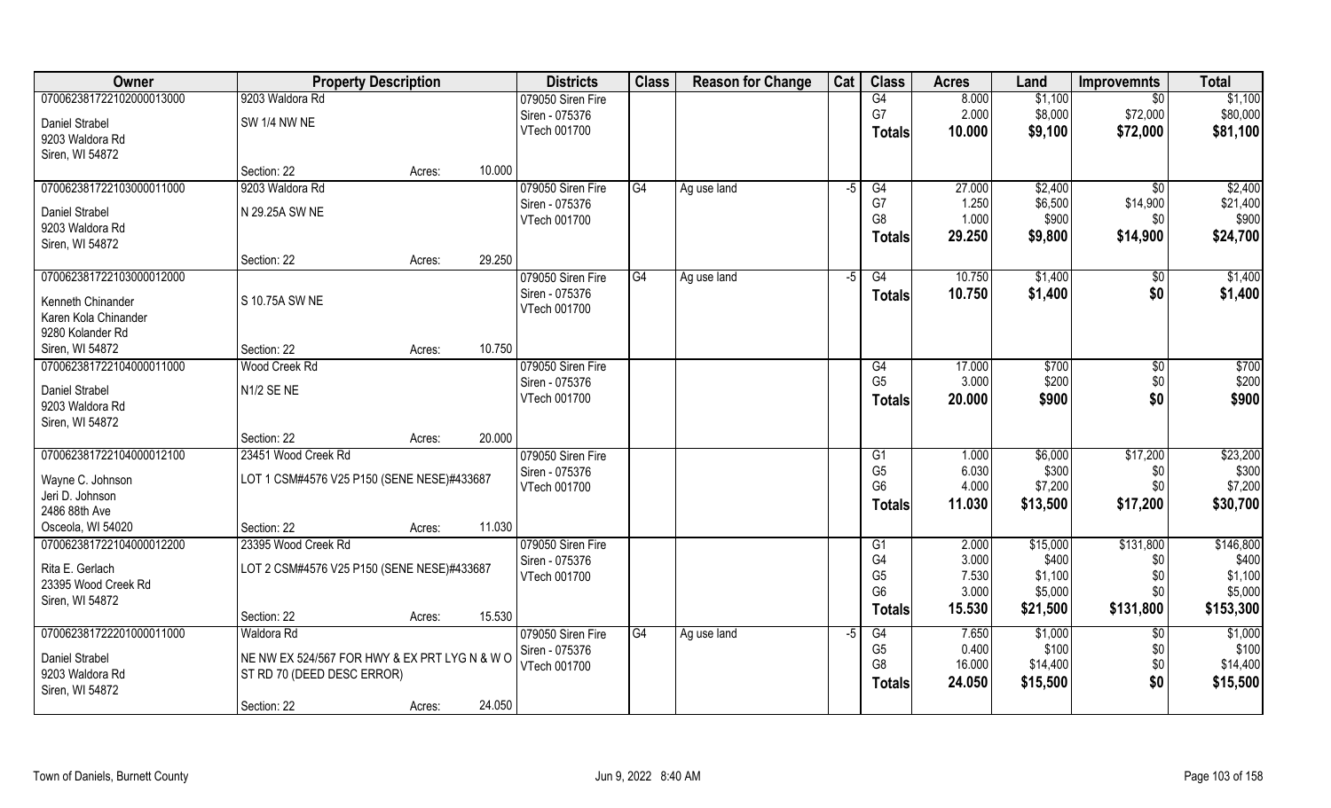| Owner | Property Description | | Districts | Class | Reason for Change | Cat | Class | Acres | Land | Improvemnts | Total |
|---|---|---|---|---|---|---|---|---|---|---|---|
| 070062381722102000013000 | 9203 Waldora Rd | | 079050 Siren Fire | | | | G4 | 8.000 | $1,100 | $0 | $1,100 |
| Daniel Strabel | SW 1/4 NW NE | | Siren - 075376 | | | | G7 | 2.000 | $8,000 | $72,000 | $80,000 |
| 9203 Waldora Rd | | | VTech 001700 | | | | **Totals** | **10.000** | **$9,100** | **$72,000** | **$81,100** |
| Siren, WI 54872 | | | | | | | | | | | |
| | Section: 22 | Acres: 10.000 | | | | | | | | | |
| 070062381722103000011000 | 9203 Waldora Rd | | 079050 Siren Fire | G4 | Ag use land | -5 | G4 | 27.000 | $2,400 | $0 | $2,400 |
| Daniel Strabel | N 29.25A SW NE | | Siren - 075376 | | | | G7 | 1.250 | $6,500 | $14,900 | $21,400 |
| 9203 Waldora Rd | | | VTech 001700 | | | | G8 | 1.000 | $900 | $0 | $900 |
| Siren, WI 54872 | | | | | | | **Totals** | **29.250** | **$9,800** | **$14,900** | **$24,700** |
| | Section: 22 | Acres: 29.250 | | | | | | | | | |
| 070062381722103000012000 | | | 079050 Siren Fire | G4 | Ag use land | -5 | G4 | 10.750 | $1,400 | $0 | $1,400 |
| Kenneth Chinander | S 10.75A SW NE | | Siren - 075376 | | | | **Totals** | **10.750** | **$1,400** | **$0** | **$1,400** |
| Karen Kola Chinander | | | VTech 001700 | | | | | | | | |
| 9280 Kolander Rd | | | | | | | | | | | |
| Siren, WI 54872 | Section: 22 | Acres: 10.750 | | | | | | | | | |
| 070062381722104000011000 | Wood Creek Rd | | 079050 Siren Fire | | | | G4 | 17.000 | $700 | $0 | $700 |
| Daniel Strabel | N1/2 SE NE | | Siren - 075376 | | | | G5 | 3.000 | $200 | $0 | $200 |
| 9203 Waldora Rd | | | VTech 001700 | | | | **Totals** | **20.000** | **$900** | **$0** | **$900** |
| Siren, WI 54872 | | | | | | | | | | | |
| | Section: 22 | Acres: 20.000 | | | | | | | | | |
| 070062381722104000012100 | 23451 Wood Creek Rd | | 079050 Siren Fire | | | | G1 | 1.000 | $6,000 | $17,200 | $23,200 |
| Wayne C. Johnson | LOT 1 CSM#4576 V25 P150 (SENE NESE)#433687 | | Siren - 075376 | | | | G5 | 6.030 | $300 | $0 | $300 |
| Jeri D. Johnson | | | VTech 001700 | | | | G6 | 4.000 | $7,200 | $0 | $7,200 |
| 2486 88th Ave | | | | | | | **Totals** | **11.030** | **$13,500** | **$17,200** | **$30,700** |
| Osceola, WI 54020 | Section: 22 | Acres: 11.030 | | | | | | | | | |
| 070062381722104000012200 | 23395 Wood Creek Rd | | 079050 Siren Fire | | | | G1 | 2.000 | $15,000 | $131,800 | $146,800 |
| Rita E. Gerlach | LOT 2 CSM#4576 V25 P150 (SENE NESE)#433687 | | Siren - 075376 | | | | G4 | 3.000 | $400 | $0 | $400 |
| 23395 Wood Creek Rd | | | VTech 001700 | | | | G5 | 7.530 | $1,100 | $0 | $1,100 |
| Siren, WI 54872 | | | | | | | G6 | 3.000 | $5,000 | $0 | $5,000 |
| | Section: 22 | Acres: 15.530 | | | | | **Totals** | **15.530** | **$21,500** | **$131,800** | **$153,300** |
| 070062381722201000011000 | Waldora Rd | | 079050 Siren Fire | G4 | Ag use land | -5 | G4 | 7.650 | $1,000 | $0 | $1,000 |
| Daniel Strabel | NE NW EX 524/567 FOR HWY & EX PRT LYG N & W O | | Siren - 075376 | | | | G5 | 0.400 | $100 | $0 | $100 |
| 9203 Waldora Rd | ST RD 70 (DEED DESC ERROR) | | VTech 001700 | | | | G8 | 16.000 | $14,400 | $0 | $14,400 |
| Siren, WI 54872 | | | | | | | **Totals** | **24.050** | **$15,500** | **$0** | **$15,500** |
| | Section: 22 | Acres: 24.050 | | | | | | | | | |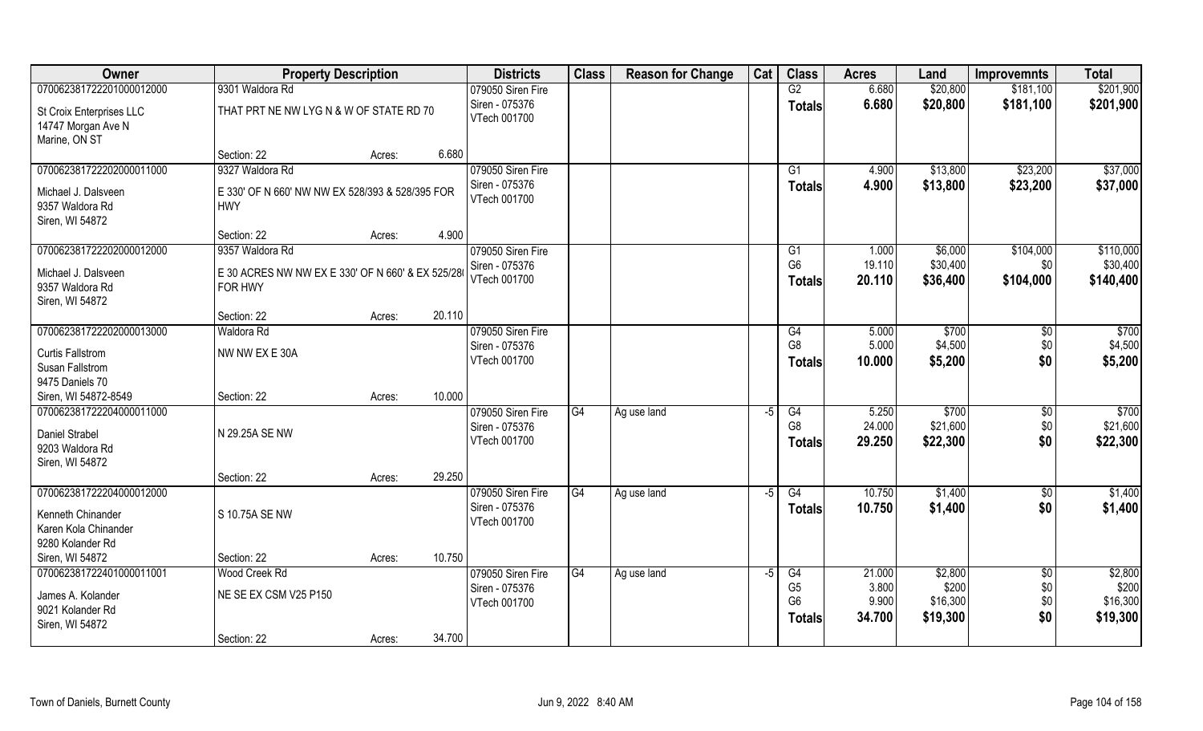| Owner | Property Description | | | Districts | Class | Reason for Change | Cat | Class | Acres | Land | Improvemnts | Total |
|---|---|---|---|---|---|---|---|---|---|---|---|---|
| 07006238172220100001200O | 9301 Waldora Rd | | | 079050 Siren Fire | | | | G2 | 6.680 | $20,800 | $181,100 | $201,900 |
| St Croix Enterprises LLC<br>14747 Morgan Ave N<br>Marine, ON ST | THAT PRT NE NW LYG N & W OF STATE RD 70 | | | Siren - 075376<br>VTech 001700 | | | | **Totals** | **6.680** | **$20,800** | **$181,100** | **$201,900** |
| | Section: 22 | Acres: | 6.680 | | | | | | | | | |
| 07006238172220200001100O | 9327 Waldora Rd | | | 079050 Siren Fire | | | | G1 | 4.900 | $13,800 | $23,200 | $37,000 |
| Michael J. Dalsveen<br>9357 Waldora Rd<br>Siren, WI 54872 | E 330' OF N 660' NW NW EX 528/393 & 528/395 FOR HWY | | | Siren - 075376<br>VTech 001700 | | | | **Totals** | **4.900** | **$13,800** | **$23,200** | **$37,000** |
| | Section: 22 | Acres: | 4.900 | | | | | | | | | |
| 07006238172220200001200O | 9357 Waldora Rd | | | 079050 Siren Fire | | | | G1 | 1.000 | $6,000 | $104,000 | $110,000 |
| Michael J. Dalsveen<br>9357 Waldora Rd<br>Siren, WI 54872 | E 30 ACRES NW NW EX E 330' OF N 660' & EX 525/28( FOR HWY | | | Siren - 075376<br>VTech 001700 | | | | G6 | 19.110 | $30,400 | $0 | $30,400 |
| | | | | | | | | **Totals** | **20.110** | **$36,400** | **$104,000** | **$140,400** |
| | Section: 22 | Acres: | 20.110 | | | | | | | | | |
| 07006238172220200001300O | Waldora Rd | | | 079050 Siren Fire | | | | G4 | 5.000 | $700 | $0 | $700 |
| Curtis Fallstrom<br>Susan Fallstrom<br>9475 Daniels 70<br>Siren, WI 54872-8549 | NW NW EX E 30A | | | Siren - 075376<br>VTech 001700 | | | | G8 | 5.000 | $4,500 | $0 | $4,500 |
| | | | | | | | | **Totals** | **10.000** | **$5,200** | **$0** | **$5,200** |
| | Section: 22 | Acres: | 10.000 | | | | | | | | | |
| 07006238172220400001100O | | | | 079050 Siren Fire | G4 | Ag use land | -5 | G4 | 5.250 | $700 | $0 | $700 |
| Daniel Strabel<br>9203 Waldora Rd<br>Siren, WI 54872 | N 29.25A SE NW | | | Siren - 075376<br>VTech 001700 | | | | G8 | 24.000 | $21,600 | $0 | $21,600 |
| | | | | | | | | **Totals** | **29.250** | **$22,300** | **$0** | **$22,300** |
| | Section: 22 | Acres: | 29.250 | | | | | | | | | |
| 07006238172220400001200O | | | | 079050 Siren Fire | G4 | Ag use land | -5 | G4 | 10.750 | $1,400 | $0 | $1,400 |
| Kenneth Chinander<br>Karen Kola Chinander<br>9280 Kolander Rd<br>Siren, WI 54872 | S 10.75A SE NW | | | Siren - 075376<br>VTech 001700 | | | | **Totals** | **10.750** | **$1,400** | **$0** | **$1,400** |
| | Section: 22 | Acres: | 10.750 | | | | | | | | | |
| 070062381722401000011001 | Wood Creek Rd | | | 079050 Siren Fire | G4 | Ag use land | -5 | G4 | 21.000 | $2,800 | $0 | $2,800 |
| James A. Kolander<br>9021 Kolander Rd<br>Siren, WI 54872 | NE SE EX CSM V25 P150 | | | Siren - 075376<br>VTech 001700 | | | | G5 | 3.800 | $200 | $0 | $200 |
| | | | | | | | | G6 | 9.900 | $16,300 | $0 | $16,300 |
| | | | | | | | | **Totals** | **34.700** | **$19,300** | **$0** | **$19,300** |
| | Section: 22 | Acres: | 34.700 | | | | | | | | | |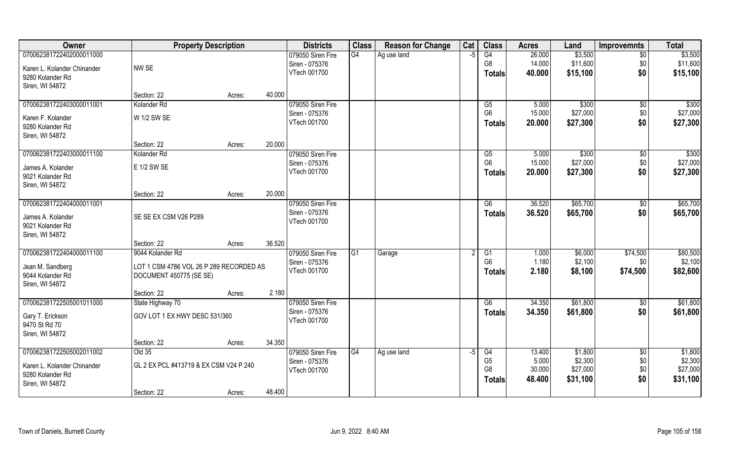| Owner | Property Description | | | Districts | Class | Reason for Change | Cat | Class | Acres | Land | Improvemnts | Total |
|---|---|---|---|---|---|---|---|---|---|---|---|---|
| 070062381722402000011000 | | | | 079050 Siren Fire | G4 | Ag use land | -5 | G4 | 26.000 | $3,500 | $0 | $3,500 |
| Karen L. Kolander Chinander | NW SE | | | Siren - 075376 | | | | G8 | 14.000 | $11,600 | $0 | $11,600 |
| 9280 Kolander Rd | | | | VTech 001700 | | | | Totals | 40.000 | $15,100 | $0 | $15,100 |
| Siren, WI 54872 | | | | | | | | | | | | |
| | Section: 22 | Acres: | 40.000 | | | | | | | | | |
| 070062381722403000011001 | Kolander Rd | | | 079050 Siren Fire | | | | G5 | 5.000 | $300 | $0 | $300 |
| Karen F. Kolander | W 1/2 SW SE | | | Siren - 075376 | | | | G6 | 15.000 | $27,000 | $0 | $27,000 |
| 9280 Kolander Rd | | | | VTech 001700 | | | | Totals | 20.000 | $27,300 | $0 | $27,300 |
| Siren, WI 54872 | | | | | | | | | | | | |
| | Section: 22 | Acres: | 20.000 | | | | | | | | | |
| 070062381722403000011100 | Kolander Rd | | | 079050 Siren Fire | | | | G5 | 5.000 | $300 | $0 | $300 |
| James A. Kolander | E 1/2 SW SE | | | Siren - 075376 | | | | G6 | 15.000 | $27,000 | $0 | $27,000 |
| 9021 Kolander Rd | | | | VTech 001700 | | | | Totals | 20.000 | $27,300 | $0 | $27,300 |
| Siren, WI 54872 | | | | | | | | | | | | |
| | Section: 22 | Acres: | 20.000 | | | | | | | | | |
| 070062381722404000011001 | | | | 079050 Siren Fire | | | | G6 | 36.520 | $65,700 | $0 | $65,700 |
| James A. Kolander | SE SE EX CSM V26 P289 | | | Siren - 075376 | | | | Totals | 36.520 | $65,700 | $0 | $65,700 |
| 9021 Kolander Rd | | | | VTech 001700 | | | | | | | | |
| Siren, WI 54872 | | | | | | | | | | | | |
| | Section: 22 | Acres: | 36.520 | | | | | | | | | |
| 070062381722404000011100 | 9044 Kolander Rd | | | 079050 Siren Fire | G1 | Garage | 2 | G1 | 1.000 | $6,000 | $74,500 | $80,500 |
| Jean M. Sandberg | LOT 1 CSM 4786 VOL 26 P 289 RECORDED AS DOCUMENT 450775 (SE SE) | | | Siren - 075376 | | | | G6 | 1.180 | $2,100 | $0 | $2,100 |
| 9044 Kolander Rd | | | | VTech 001700 | | | | Totals | 2.180 | $8,100 | $74,500 | $82,600 |
| Siren, WI 54872 | | | | | | | | | | | | |
| | Section: 22 | Acres: | 2.180 | | | | | | | | | |
| 070062381722505001011000 | State Highway 70 | | | 079050 Siren Fire | | | | G6 | 34.350 | $61,800 | $0 | $61,800 |
| Gary T. Erickson | GOV LOT 1 EX HWY DESC 531/360 | | | Siren - 075376 | | | | Totals | 34.350 | $61,800 | $0 | $61,800 |
| 9470 St Rd 70 | | | | VTech 001700 | | | | | | | | |
| Siren, WI 54872 | | | | | | | | | | | | |
| | Section: 22 | Acres: | 34.350 | | | | | | | | | |
| 070062381722505002011002 | Old 35 | | | 079050 Siren Fire | G4 | Ag use land | -5 | G4 | 13.400 | $1,800 | $0 | $1,800 |
| Karen L. Kolander Chinander | GL 2 EX PCL #413719 & EX CSM V24 P 240 | | | Siren - 075376 | | | | G5 | 5.000 | $2,300 | $0 | $2,300 |
| 9280 Kolander Rd | | | | VTech 001700 | | | | G8 | 30.000 | $27,000 | $0 | $27,000 |
| Siren, WI 54872 | | | | | | | | Totals | 48.400 | $31,100 | $0 | $31,100 |
| | Section: 22 | Acres: | 48.400 | | | | | | | | | |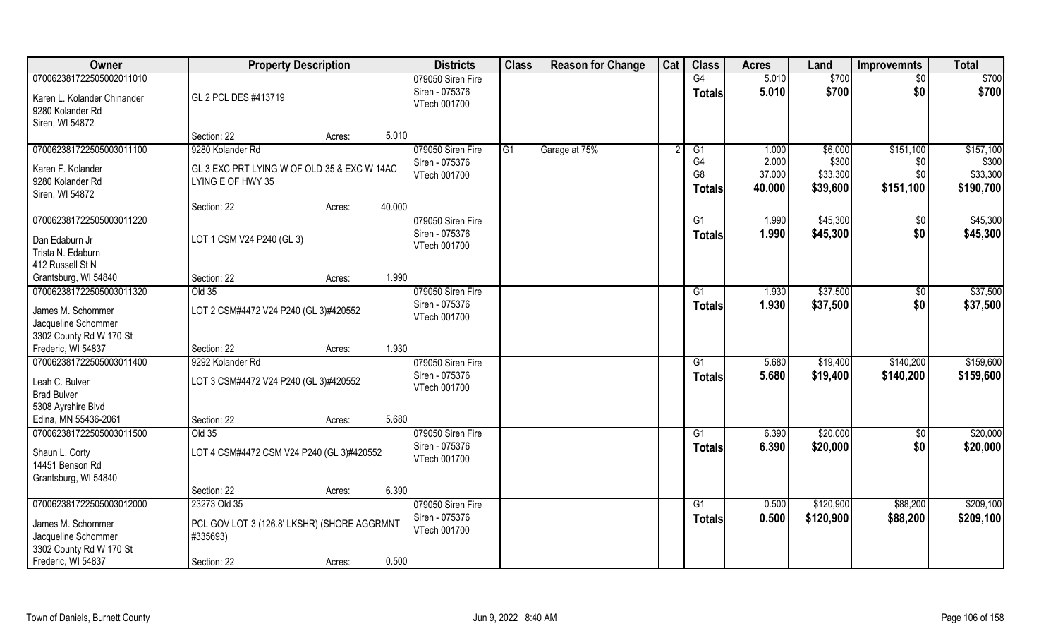| Owner | Property Description | Districts | Class | Reason for Change | Cat | Class | Acres | Land | Improvemnts | Total |
|---|---|---|---|---|---|---|---|---|---|---|
| 070062381722505002011010<br>Karen L. Kolander Chinander<br>9280 Kolander Rd<br>Siren, WI 54872 | GL 2 PCL DES #413719<br>Section: 22 Acres: 5.010 | 079050 Siren Fire<br>Siren - 075376<br>VTech 001700 | | | | G4<br>**Totals** | 5.010<br>**5.010** | $700<br>**$700** | $0<br>**$0** | $700<br>**$700** |
| 070062381722505003011100<br>Karen F. Kolander<br>9280 Kolander Rd<br>Siren, WI 54872 | 9280 Kolander Rd<br>GL 3 EXC PRT LYING W OF OLD 35 & EXC W 14AC LYING E OF HWY 35<br>Section: 22 Acres: 40.000 | 079050 Siren Fire<br>Siren - 075376<br>VTech 001700 | G1 | Garage at 75% | 2 | G1<br>G4<br>G8<br>**Totals** | 1.000<br>2.000<br>37.000<br>**40.000** | $6,000<br>$300<br>$33,300<br>**$39,600** | $151,100<br>$0<br>$0<br>**$151,100** | $157,100<br>$300<br>$33,300<br>**$190,700** |
| 070062381722505003011220<br>Dan Edaburn Jr<br>Trista N. Edaburn<br>412 Russell St N<br>Grantsburg, WI 54840 | LOT 1 CSM V24 P240 (GL 3)<br>Section: 22 Acres: 1.990 | 079050 Siren Fire<br>Siren - 075376<br>VTech 001700 | | | | G1<br>**Totals** | 1.990<br>**1.990** | $45,300<br>**$45,300** | $0<br>**$0** | $45,300<br>**$45,300** |
| 070062381722505003011320<br>James M. Schommer<br>Jacqueline Schommer<br>3302 County Rd W 170 St<br>Frederic, WI 54837 | Old 35<br>LOT 2 CSM#4472 V24 P240 (GL 3)#420552<br>Section: 22 Acres: 1.930 | 079050 Siren Fire<br>Siren - 075376<br>VTech 001700 | | | | G1<br>**Totals** | 1.930<br>**1.930** | $37,500<br>**$37,500** | $0<br>**$0** | $37,500<br>**$37,500** |
| 070062381722505003011400<br>Leah C. Bulver<br>Brad Bulver<br>5308 Ayrshire Blvd<br>Edina, MN 55436-2061 | 9292 Kolander Rd<br>LOT 3 CSM#4472 V24 P240 (GL 3)#420552<br>Section: 22 Acres: 5.680 | 079050 Siren Fire<br>Siren - 075376<br>VTech 001700 | | | | G1<br>**Totals** | 5.680<br>**5.680** | $19,400<br>**$19,400** | $140,200<br>**$140,200** | $159,600<br>**$159,600** |
| 070062381722505003011500<br>Shaun L. Corty<br>14451 Benson Rd<br>Grantsburg, WI 54840 | Old 35<br>LOT 4 CSM#4472 CSM V24 P240 (GL 3)#420552<br>Section: 22 Acres: 6.390 | 079050 Siren Fire<br>Siren - 075376<br>VTech 001700 | | | | G1<br>**Totals** | 6.390<br>**6.390** | $20,000<br>**$20,000** | $0<br>**$0** | $20,000<br>**$20,000** |
| 070062381722505003012000<br>James M. Schommer<br>Jacqueline Schommer<br>3302 County Rd W 170 St<br>Frederic, WI 54837 | 23273 Old 35<br>PCL GOV LOT 3 (126.8' LKSHR) (SHORE AGGRMNT #335693)<br>Section: 22 Acres: 0.500 | 079050 Siren Fire<br>Siren - 075376<br>VTech 001700 | | | | G1<br>**Totals** | 0.500<br>**0.500** | $120,900<br>**$120,900** | $88,200<br>**$88,200** | $209,100<br>**$209,100** |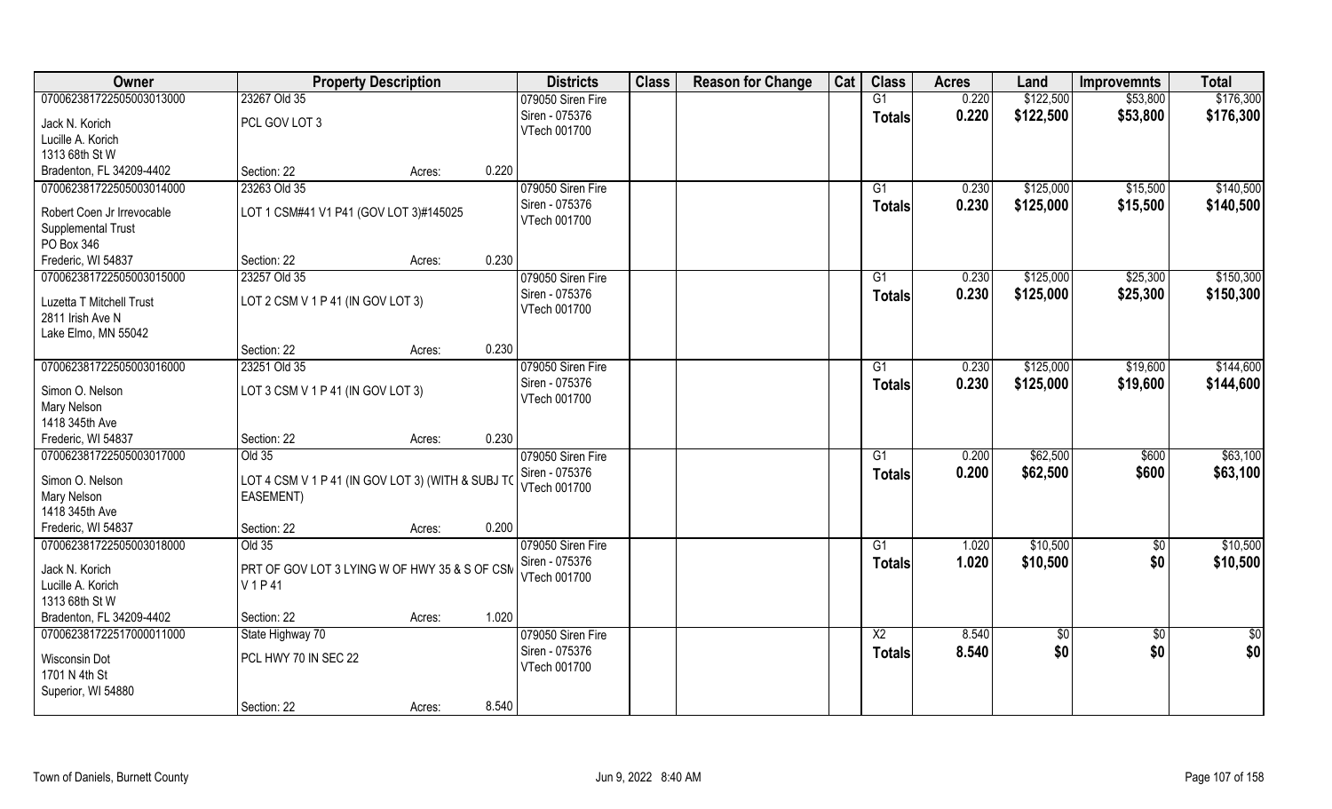| Owner | Property Description | | | Districts | Class | Reason for Change | Cat | Class | Acres | Land | Improvemnts | Total |
|---|---|---|---|---|---|---|---|---|---|---|---|---|
| 070062381722505003013000 | 23267 Old 35 | | | 079050 Siren Fire | | | | G1 | 0.220 | $122,500 | $53,800 | $176,300 |
| Jack N. Korich<br>Lucille A. Korich<br>1313 68th St W<br>Bradenton, FL 34209-4402 | PCL GOV LOT 3 | | | Siren - 075376<br>VTech 001700 | | | | Totals | 0.220 | $122,500 | $53,800 | $176,300 |
| | Section: 22 | Acres: | 0.220 | | | | | | | | | |
| 070062381722505003014000 | 23263 Old 35 | | | 079050 Siren Fire | | | | G1 | 0.230 | $125,000 | $15,500 | $140,500 |
| Robert Coen Jr Irrevocable<br>Supplemental Trust<br>PO Box 346<br>Frederic, WI 54837 | LOT 1 CSM#41 V1 P41 (GOV LOT 3)#145025 | | | Siren - 075376<br>VTech 001700 | | | | Totals | 0.230 | $125,000 | $15,500 | $140,500 |
| | Section: 22 | Acres: | 0.230 | | | | | | | | | |
| 070062381722505003015000 | 23257 Old 35 | | | 079050 Siren Fire | | | | G1 | 0.230 | $125,000 | $25,300 | $150,300 |
| Luzetta T Mitchell Trust<br>2811 Irish Ave N<br>Lake Elmo, MN 55042 | LOT 2 CSM V 1 P 41 (IN GOV LOT 3) | | | Siren - 075376<br>VTech 001700 | | | | Totals | 0.230 | $125,000 | $25,300 | $150,300 |
| | Section: 22 | Acres: | 0.230 | | | | | | | | | |
| 070062381722505003016000 | 23251 Old 35 | | | 079050 Siren Fire | | | | G1 | 0.230 | $125,000 | $19,600 | $144,600 |
| Simon O. Nelson<br>Mary Nelson<br>1418 345th Ave<br>Frederic, WI 54837 | LOT 3 CSM V 1 P 41 (IN GOV LOT 3) | | | Siren - 075376<br>VTech 001700 | | | | Totals | 0.230 | $125,000 | $19,600 | $144,600 |
| | Section: 22 | Acres: | 0.230 | | | | | | | | | |
| 070062381722505003017000 | Old 35 | | | 079050 Siren Fire | | | | G1 | 0.200 | $62,500 | $600 | $63,100 |
| Simon O. Nelson<br>Mary Nelson<br>1418 345th Ave<br>Frederic, WI 54837 | LOT 4 CSM V 1 P 41 (IN GOV LOT 3) (WITH & SUBJ TO EASEMENT) | | | Siren - 075376<br>VTech 001700 | | | | Totals | 0.200 | $62,500 | $600 | $63,100 |
| | Section: 22 | Acres: | 0.200 | | | | | | | | | |
| 070062381722505003018000 | Old 35 | | | 079050 Siren Fire | | | | G1 | 1.020 | $10,500 | $0 | $10,500 |
| Jack N. Korich<br>Lucille A. Korich<br>1313 68th St W<br>Bradenton, FL 34209-4402 | PRT OF GOV LOT 3 LYING W OF HWY 35 & S OF CSM V 1 P 41 | | | Siren - 075376<br>VTech 001700 | | | | Totals | 1.020 | $10,500 | $0 | $10,500 |
| | Section: 22 | Acres: | 1.020 | | | | | | | | | |
| 070062381722517000011000 | State Highway 70 | | | 079050 Siren Fire | | | | X2 | 8.540 | $0 | $0 | $0 |
| Wisconsin Dot<br>1701 N 4th St<br>Superior, WI 54880 | PCL HWY 70 IN SEC 22 | | | Siren - 075376<br>VTech 001700 | | | | Totals | 8.540 | $0 | $0 | $0 |
| | Section: 22 | Acres: | 8.540 | | | | | | | | | |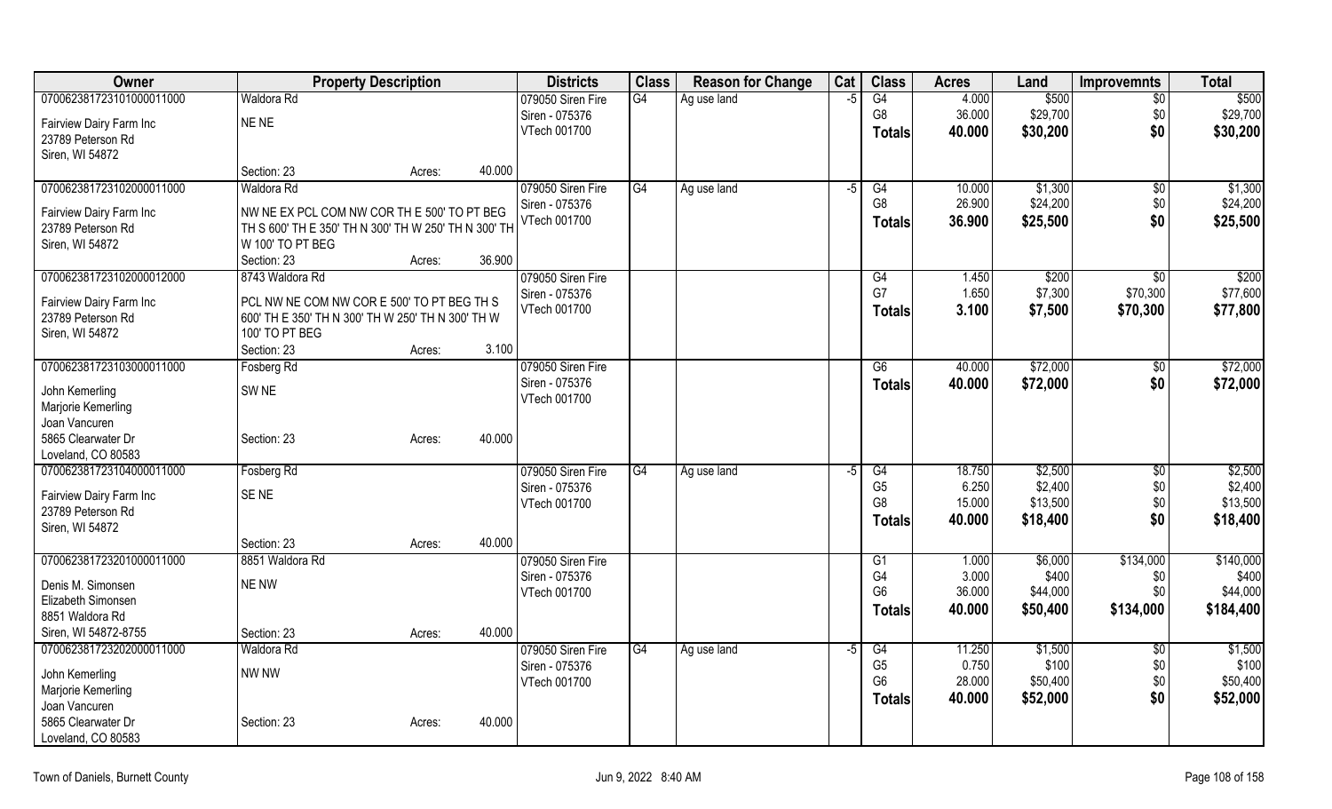| Owner | Property Description | | | Districts | Class | Reason for Change | Cat | Class | Acres | Land | Improvemnts | Total |
|---|---|---|---|---|---|---|---|---|---|---|---|---|
| 070062381723101000011000 | Waldora Rd | | | 079050 Siren Fire | G4 | Ag use land | -5 | G4 | 4.000 | $500 | $0 | $500 |
| Fairview Dairy Farm Inc | NE NE | | | Siren - 075376 | | | | G8 | 36.000 | $29,700 | $0 | $29,700 |
| 23789 Peterson Rd | | | | VTech 001700 | | | | **Totals** | **40.000** | **$30,200** | **$0** | **$30,200** |
| Siren, WI 54872 | | | | | | | | | | | | |
| | Section: 23 | Acres: | 40.000 | | | | | | | | | |
| 070062381723102000011000 | Waldora Rd | | | 079050 Siren Fire | G4 | Ag use land | -5 | G4 | 10.000 | $1,300 | $0 | $1,300 |
| Fairview Dairy Farm Inc | NW NE EX PCL COM NW COR TH E 500' TO PT BEG | | | Siren - 075376 | | | | G8 | 26.900 | $24,200 | $0 | $24,200 |
| 23789 Peterson Rd | TH S 600' TH E 350' TH N 300' TH W 250' TH N 300' TH | | | VTech 001700 | | | | **Totals** | **36.900** | **$25,500** | **$0** | **$25,500** |
| Siren, WI 54872 | W 100' TO PT BEG | | | | | | | | | | | |
| | Section: 23 | Acres: | 36.900 | | | | | | | | | |
| 070062381723102000012000 | 8743 Waldora Rd | | | 079050 Siren Fire | | | | G4 | 1.450 | $200 | $0 | $200 |
| Fairview Dairy Farm Inc | PCL NW NE COM NW COR E 500' TO PT BEG TH S | | | Siren - 075376 | | | | G7 | 1.650 | $7,300 | $70,300 | $77,600 |
| 23789 Peterson Rd | 600' TH E 350' TH N 300' TH W 250' TH N 300' TH W | | | VTech 001700 | | | | **Totals** | **3.100** | **$7,500** | **$70,300** | **$77,800** |
| Siren, WI 54872 | 100' TO PT BEG | | | | | | | | | | | |
| | Section: 23 | Acres: | 3.100 | | | | | | | | | |
| 070062381723103000011000 | Fosberg Rd | | | 079050 Siren Fire | | | | G6 | 40.000 | $72,000 | $0 | $72,000 |
| John Kemerling | SW NE | | | Siren - 075376 | | | | **Totals** | **40.000** | **$72,000** | **$0** | **$72,000** |
| Marjorie Kemerling | | | | VTech 001700 | | | | | | | | |
| Joan Vancuren | | | | | | | | | | | | |
| 5865 Clearwater Dr | Section: 23 | Acres: | 40.000 | | | | | | | | | |
| Loveland, CO 80583 | | | | | | | | | | | | |
| 070062381723104000011000 | Fosberg Rd | | | 079050 Siren Fire | G4 | Ag use land | -5 | G4 | 18.750 | $2,500 | $0 | $2,500 |
| Fairview Dairy Farm Inc | SE NE | | | Siren - 075376 | | | | G5 | 6.250 | $2,400 | $0 | $2,400 |
| 23789 Peterson Rd | | | | VTech 001700 | | | | G8 | 15.000 | $13,500 | $0 | $13,500 |
| Siren, WI 54872 | | | | | | | | **Totals** | **40.000** | **$18,400** | **$0** | **$18,400** |
| | Section: 23 | Acres: | 40.000 | | | | | | | | | |
| 070062381723201000011000 | 8851 Waldora Rd | | | 079050 Siren Fire | | | | G1 | 1.000 | $6,000 | $134,000 | $140,000 |
| Denis M. Simonsen | NE NW | | | Siren - 075376 | | | | G4 | 3.000 | $400 | $0 | $400 |
| Elizabeth Simonsen | | | | VTech 001700 | | | | G6 | 36.000 | $44,000 | $0 | $44,000 |
| 8851 Waldora Rd | | | | | | | | **Totals** | **40.000** | **$50,400** | **$134,000** | **$184,400** |
| Siren, WI 54872-8755 | Section: 23 | Acres: | 40.000 | | | | | | | | | |
| 070062381723202000011000 | Waldora Rd | | | 079050 Siren Fire | G4 | Ag use land | -5 | G4 | 11.250 | $1,500 | $0 | $1,500 |
| John Kemerling | NW NW | | | Siren - 075376 | | | | G5 | 0.750 | $100 | $0 | $100 |
| Marjorie Kemerling | | | | VTech 001700 | | | | G6 | 28.000 | $50,400 | $0 | $50,400 |
| Joan Vancuren | | | | | | | | **Totals** | **40.000** | **$52,000** | **$0** | **$52,000** |
| 5865 Clearwater Dr | Section: 23 | Acres: | 40.000 | | | | | | | | | |
| Loveland, CO 80583 | | | | | | | | | | | | |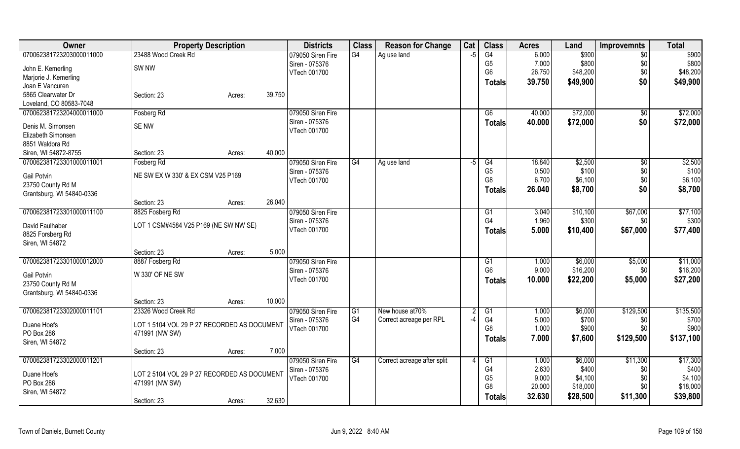| Owner | Property Description | | | Districts | Class | Reason for Change | Cat | Class | Acres | Land | Improvemnts | Total |
|---|---|---|---|---|---|---|---|---|---|---|---|---|
| 070062381723203000011000 | 23488 Wood Creek Rd | | | 079050 Siren Fire | G4 | Ag use land | -5 | G4 | 6.000 | $900 | $0 | $900 |
| John E. Kemerling | SW NW | | | Siren - 075376 | | | | G5 | 7.000 | $800 | $0 | $800 |
| Marjorie J. Kemerling | | | | VTech 001700 | | | | G6 | 26.750 | $48,200 | $0 | $48,200 |
| Joan E Vancuren | | | | | | | | **Totals** | **39.750** | **$49,900** | **$0** | **$49,900** |
| 5865 Clearwater Dr | Section: 23 | Acres: | 39.750 | | | | | | | | | |
| Loveland, CO 80583-7048 | | | | | | | | | | | | |
| 070062381723204000011000 | Fosberg Rd | | | 079050 Siren Fire | | | | G6 | 40.000 | $72,000 | $0 | $72,000 |
| Denis M. Simonsen | SE NW | | | Siren - 075376 | | | | **Totals** | **40.000** | **$72,000** | **$0** | **$72,000** |
| Elizabeth Simonsen | | | | VTech 001700 | | | | | | | | |
| 8851 Waldora Rd | | | | | | | | | | | | |
| Siren, WI 54872-8755 | Section: 23 | Acres: | 40.000 | | | | | | | | | |
| 070062381723301000011001 | Fosberg Rd | | | 079050 Siren Fire | G4 | Ag use land | -5 | G4 | 18.840 | $2,500 | $0 | $2,500 |
| Gail Potvin | NE SW EX W 330' & EX CSM V25 P169 | | | Siren - 075376 | | | | G5 | 0.500 | $100 | $0 | $100 |
| 23750 County Rd M | | | | VTech 001700 | | | | G8 | 6.700 | $6,100 | $0 | $6,100 |
| Grantsburg, WI 54840-0336 | | | | | | | | **Totals** | **26.040** | **$8,700** | **$0** | **$8,700** |
| | Section: 23 | Acres: | 26.040 | | | | | | | | | |
| 070062381723301000011100 | 8825 Fosberg Rd | | | 079050 Siren Fire | | | | G1 | 3.040 | $10,100 | $67,000 | $77,100 |
| David Faulhaber | LOT 1 CSM#4584 V25 P169 (NE SW NW SE) | | | Siren - 075376 | | | | G4 | 1.960 | $300 | $0 | $300 |
| 8825 Forsberg Rd | | | | VTech 001700 | | | | **Totals** | **5.000** | **$10,400** | **$67,000** | **$77,400** |
| Siren, WI 54872 | | | | | | | | | | | | |
| | Section: 23 | Acres: | 5.000 | | | | | | | | | |
| 070062381723301000012000 | 8887 Fosberg Rd | | | 079050 Siren Fire | | | | G1 | 1.000 | $6,000 | $5,000 | $11,000 |
| Gail Potvin | W 330' OF NE SW | | | Siren - 075376 | | | | G6 | 9.000 | $16,200 | $0 | $16,200 |
| 23750 County Rd M | | | | VTech 001700 | | | | **Totals** | **10.000** | **$22,200** | **$5,000** | **$27,200** |
| Grantsburg, WI 54840-0336 | | | | | | | | | | | | |
| | Section: 23 | Acres: | 10.000 | | | | | | | | | |
| 070062381723302000011101 | 23326 Wood Creek Rd | | | 079050 Siren Fire | G1 | New house at70% | 2 | G1 | 1.000 | $6,000 | $129,500 | $135,500 |
| Duane Hoefs | LOT 1 5104 VOL 29 P 27 RECORDED AS DOCUMENT 471991 (NW SW) | | | Siren - 075376 | G4 | Correct acreage per RPL | -4 | G4 | 5.000 | $700 | $0 | $700 |
| PO Box 286 | | | | VTech 001700 | | | | G8 | 1.000 | $900 | $0 | $900 |
| Siren, WI 54872 | | | | | | | | **Totals** | **7.000** | **$7,600** | **$129,500** | **$137,100** |
| | Section: 23 | Acres: | 7.000 | | | | | | | | | |
| 070062381723302000011201 | | | | 079050 Siren Fire | G4 | Correct acreage after split | 4 | G1 | 1.000 | $6,000 | $11,300 | $17,300 |
| Duane Hoefs | LOT 2 5104 VOL 29 P 27 RECORDED AS DOCUMENT 471991 (NW SW) | | | Siren - 075376 | | | | G4 | 2.630 | $400 | $0 | $400 |
| PO Box 286 | | | | VTech 001700 | | | | G5 | 9.000 | $4,100 | $0 | $4,100 |
| Siren, WI 54872 | | | | | | | | G8 | 20.000 | $18,000 | $0 | $18,000 |
| | Section: 23 | Acres: | 32.630 | | | | | **Totals** | **32.630** | **$28,500** | **$11,300** | **$39,800** |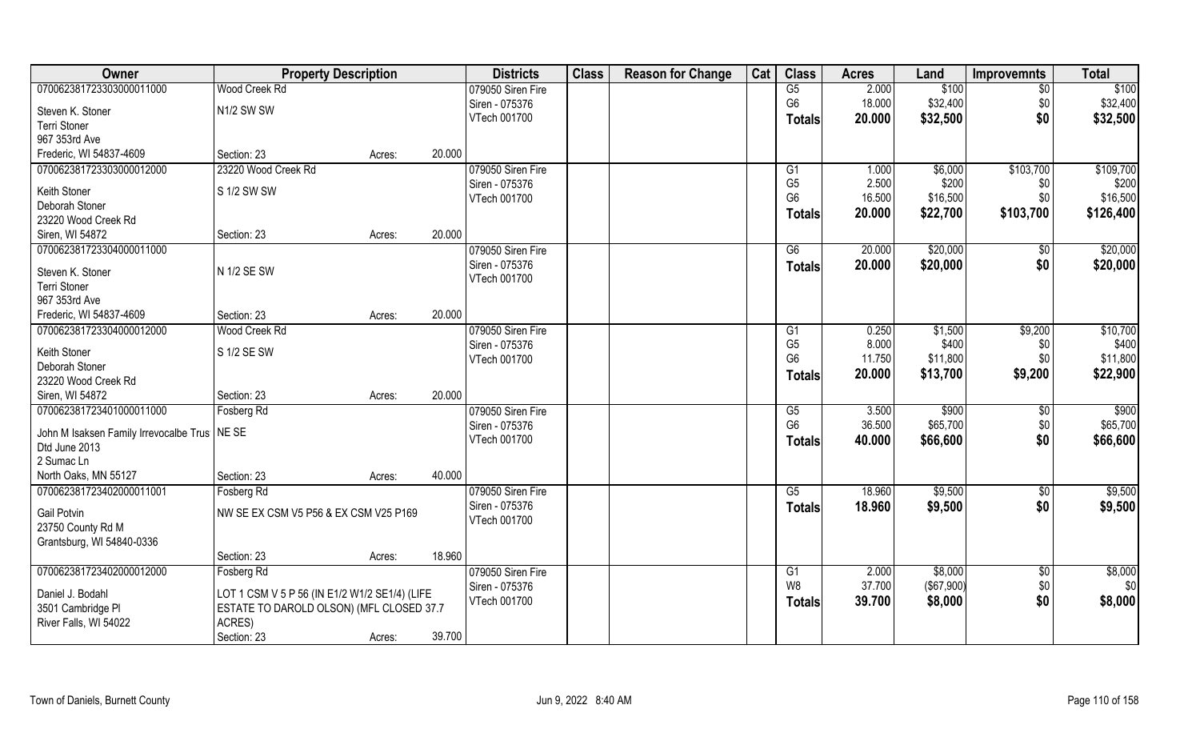| Owner | Property Description | | | Districts | Class | Reason for Change | Cat | Class | Acres | Land | Improvemnts | Total |
|---|---|---|---|---|---|---|---|---|---|---|---|---|
| 07006238172330300001100 | Wood Creek Rd | | | 079050 Siren Fire | | | | G5 | 2.000 | $100 | $0 | $100 |
| Steven K. Stoner | N1/2 SW SW | | | Siren - 075376 | | | | G6 | 18.000 | $32,400 | $0 | $32,400 |
| Terri Stoner | | | | VTech 001700 | | | | Totals | 20.000 | $32,500 | $0 | $32,500 |
| 967 353rd Ave | | | | | | | | | | | | |
| Frederic, WI 54837-4609 | Section: 23 | Acres: | 20.000 | | | | | | | | | |
| 07006238172330300001200 | 23220 Wood Creek Rd | | | 079050 Siren Fire | | | | G1 | 1.000 | $6,000 | $103,700 | $109,700 |
| Keith Stoner | S 1/2 SW SW | | | Siren - 075376 | | | | G5 | 2.500 | $200 | $0 | $200 |
| Deborah Stoner | | | | VTech 001700 | | | | G6 | 16.500 | $16,500 | $0 | $16,500 |
| 23220 Wood Creek Rd | | | | | | | | Totals | 20.000 | $22,700 | $103,700 | $126,400 |
| Siren, WI 54872 | Section: 23 | Acres: | 20.000 | | | | | | | | | |
| 07006238172330400001100 | | | | 079050 Siren Fire | | | | G6 | 20.000 | $20,000 | $0 | $20,000 |
| Steven K. Stoner | N 1/2 SE SW | | | Siren - 075376 | | | | Totals | 20.000 | $20,000 | $0 | $20,000 |
| Terri Stoner | | | | VTech 001700 | | | | | | | | |
| 967 353rd Ave | | | | | | | | | | | | |
| Frederic, WI 54837-4609 | Section: 23 | Acres: | 20.000 | | | | | | | | | |
| 07006238172330400001200 | Wood Creek Rd | | | 079050 Siren Fire | | | | G1 | 0.250 | $1,500 | $9,200 | $10,700 |
| Keith Stoner | S 1/2 SE SW | | | Siren - 075376 | | | | G5 | 8.000 | $400 | $0 | $400 |
| Deborah Stoner | | | | VTech 001700 | | | | G6 | 11.750 | $11,800 | $0 | $11,800 |
| 23220 Wood Creek Rd | | | | | | | | Totals | 20.000 | $13,700 | $9,200 | $22,900 |
| Siren, WI 54872 | Section: 23 | Acres: | 20.000 | | | | | | | | | |
| 07006238172340100001100 | Fosberg Rd | | | 079050 Siren Fire | | | | G5 | 3.500 | $900 | $0 | $900 |
| John M Isaksen Family Irrevocalbe Trus | NE SE | | | Siren - 075376 | | | | G6 | 36.500 | $65,700 | $0 | $65,700 |
| Dtd June 2013 | | | | VTech 001700 | | | | Totals | 40.000 | $66,600 | $0 | $66,600 |
| 2 Sumac Ln | | | | | | | | | | | | |
| North Oaks, MN 55127 | Section: 23 | Acres: | 40.000 | | | | | | | | | |
| 07006238172340200001100​1 | Fosberg Rd | | | 079050 Siren Fire | | | | G5 | 18.960 | $9,500 | $0 | $9,500 |
| Gail Potvin | NW SE EX CSM V5 P56 & EX CSM V25 P169 | | | Siren - 075376 | | | | Totals | 18.960 | $9,500 | $0 | $9,500 |
| 23750 County Rd M | | | | VTech 001700 | | | | | | | | |
| Grantsburg, WI 54840-0336 | | | | | | | | | | | | |
| | Section: 23 | Acres: | 18.960 | | | | | | | | | |
| 07006238172340200001200 | Fosberg Rd | | | 079050 Siren Fire | | | | G1 | 2.000 | $8,000 | $0 | $8,000 |
| Daniel J. Bodahl | LOT 1 CSM V 5 P 56 (IN E1/2 W1/2 SE1/4) (LIFE ESTATE TO DAROLD OLSON) (MFL CLOSED 37.7 ACRES) | | | Siren - 075376 | | | | W8 | 37.700 | ($67,900) | $0 | $0 |
| 3501 Cambridge Pl | | | | VTech 001700 | | | | Totals | 39.700 | $8,000 | $0 | $8,000 |
| River Falls, WI 54022 | | | | | | | | | | | | |
| | Section: 23 | Acres: | 39.700 | | | | | | | | | |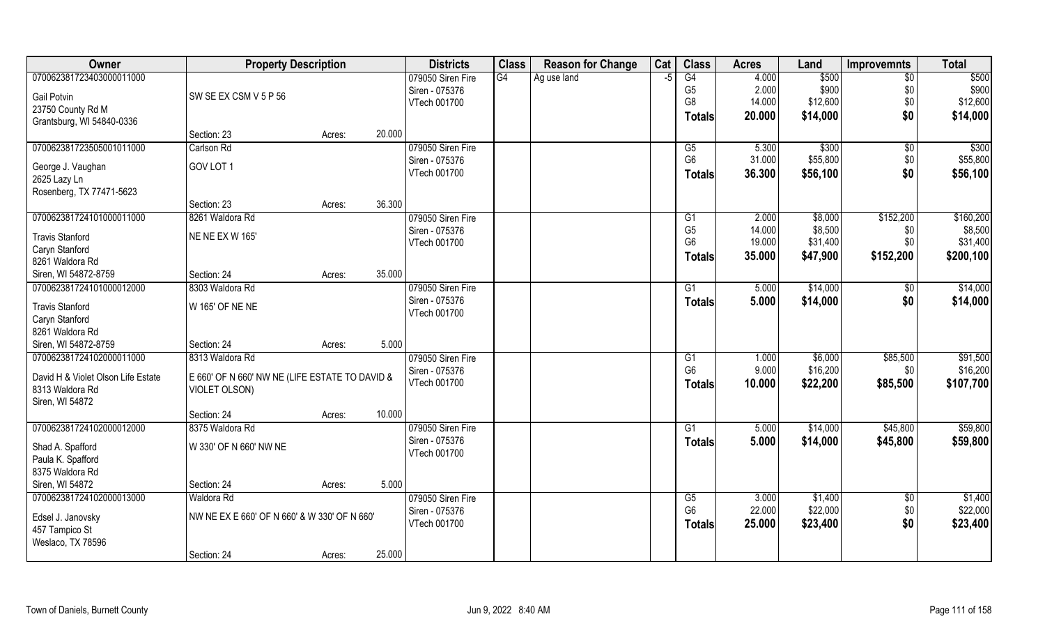| Owner | Property Description | | | Districts | Class | Reason for Change | Cat | Class | Acres | Land | Improvemnts | Total |
|---|---|---|---|---|---|---|---|---|---|---|---|---|
| 070062381723403000011000 | | | | 079050 Siren Fire | G4 | Ag use land | -5 | G4 | 4.000 | $500 | $0 | $500 |
| Gail Potvin | SW SE EX CSM V 5 P 56 | | | Siren - 075376 | | | | G5 | 2.000 | $900 | $0 | $900 |
| 23750 County Rd M | | | | VTech 001700 | | | | G8 | 14.000 | $12,600 | $0 | $12,600 |
| Grantsburg, WI 54840-0336 | | | | | | | | Totals | 20.000 | $14,000 | $0 | $14,000 |
| | Section: 23 | Acres: | 20.000 | | | | | | | | | |
| 070062381723505001011000 | Carlson Rd | | | 079050 Siren Fire | | | | G5 | 5.300 | $300 | $0 | $300 |
| George J. Vaughan | GOV LOT 1 | | | Siren - 075376 | | | | G6 | 31.000 | $55,800 | $0 | $55,800 |
| 2625 Lazy Ln | | | | VTech 001700 | | | | Totals | 36.300 | $56,100 | $0 | $56,100 |
| Rosenberg, TX 77471-5623 | | | | | | | | | | | | |
| | Section: 23 | Acres: | 36.300 | | | | | | | | | |
| 070062381724101000011000 | 8261 Waldora Rd | | | 079050 Siren Fire | | | | G1 | 2.000 | $8,000 | $152,200 | $160,200 |
| Travis Stanford | NE NE EX W 165' | | | Siren - 075376 | | | | G5 | 14.000 | $8,500 | $0 | $8,500 |
| Caryn Stanford | | | | VTech 001700 | | | | G6 | 19.000 | $31,400 | $0 | $31,400 |
| 8261 Waldora Rd | | | | | | | | Totals | 35.000 | $47,900 | $152,200 | $200,100 |
| Siren, WI 54872-8759 | Section: 24 | Acres: | 35.000 | | | | | | | | | |
| 070062381724101000012000 | 8303 Waldora Rd | | | 079050 Siren Fire | | | | G1 | 5.000 | $14,000 | $0 | $14,000 |
| Travis Stanford | W 165' OF NE NE | | | Siren - 075376 | | | | Totals | 5.000 | $14,000 | $0 | $14,000 |
| Caryn Stanford | | | | VTech 001700 | | | | | | | | |
| 8261 Waldora Rd | | | | | | | | | | | | |
| Siren, WI 54872-8759 | Section: 24 | Acres: | 5.000 | | | | | | | | | |
| 070062381724102000011000 | 8313 Waldora Rd | | | 079050 Siren Fire | | | | G1 | 1.000 | $6,000 | $85,500 | $91,500 |
| David H & Violet Olson Life Estate | E 660' OF N 660' NW NE (LIFE ESTATE TO DAVID & VIOLET OLSON) | | | Siren - 075376 | | | | G6 | 9.000 | $16,200 | $0 | $16,200 |
| 8313 Waldora Rd | | | | VTech 001700 | | | | Totals | 10.000 | $22,200 | $85,500 | $107,700 |
| Siren, WI 54872 | | | | | | | | | | | | |
| | Section: 24 | Acres: | 10.000 | | | | | | | | | |
| 070062381724102000012000 | 8375 Waldora Rd | | | 079050 Siren Fire | | | | G1 | 5.000 | $14,000 | $45,800 | $59,800 |
| Shad A. Spafford | W 330' OF N 660' NW NE | | | Siren - 075376 | | | | Totals | 5.000 | $14,000 | $45,800 | $59,800 |
| Paula K. Spafford | | | | VTech 001700 | | | | | | | | |
| 8375 Waldora Rd | | | | | | | | | | | | |
| Siren, WI 54872 | Section: 24 | Acres: | 5.000 | | | | | | | | | |
| 070062381724102000013000 | Waldora Rd | | | 079050 Siren Fire | | | | G5 | 3.000 | $1,400 | $0 | $1,400 |
| Edsel J. Janovsky | NW NE EX E 660' OF N 660' & W 330' OF N 660' | | | Siren - 075376 | | | | G6 | 22.000 | $22,000 | $0 | $22,000 |
| 457 Tampico St | | | | VTech 001700 | | | | Totals | 25.000 | $23,400 | $0 | $23,400 |
| Weslaco, TX 78596 | | | | | | | | | | | | |
| | Section: 24 | Acres: | 25.000 | | | | | | | | | |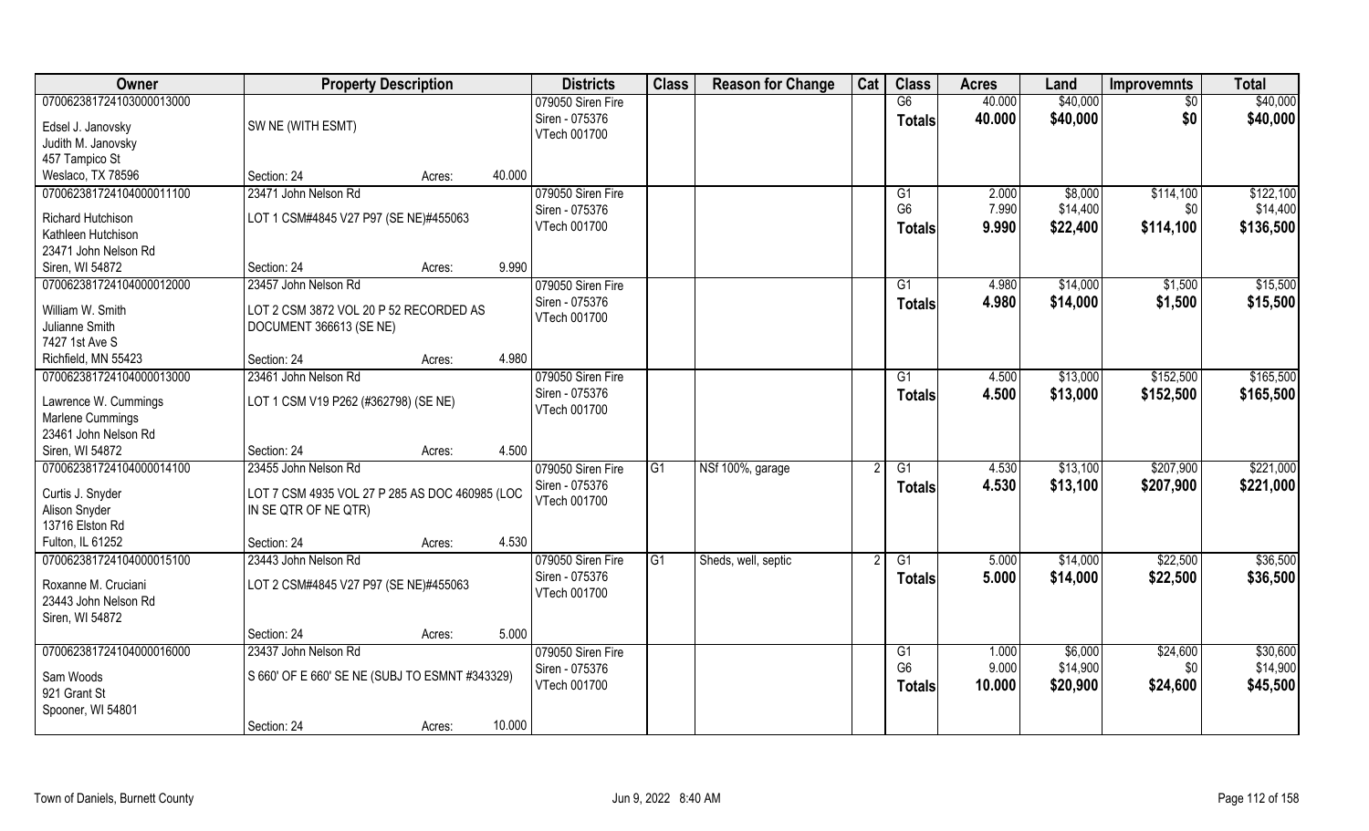| Owner | Property Description | Districts | Class | Reason for Change | Cat | Class | Acres | Land | Improvemnts | Total |
|---|---|---|---|---|---|---|---|---|---|---|
| 070062381724103000013000<br>Edsel J. Janovsky<br>Judith M. Janovsky<br>457 Tampico St<br>Weslaco, TX 78596 | SW NE (WITH ESMT)<br>Section: 24 Acres: 40.000 | 079050 Siren Fire<br>Siren - 075376<br>VTech 001700 | | | | G6<br>**Totals** | 40.000<br>**40.000** | $40,000<br>**$40,000** | $0<br>**$0** | $40,000<br>**$40,000** |
| 070062381724104000011100<br>Richard Hutchison<br>Kathleen Hutchison<br>23471 John Nelson Rd<br>Siren, WI 54872 | 23471 John Nelson Rd<br>LOT 1 CSM#4845 V27 P97 (SE NE)#455063<br>Section: 24 Acres: 9.990 | 079050 Siren Fire<br>Siren - 075376<br>VTech 001700 | | | | G1<br>G6<br>**Totals** | 2.000<br>7.990<br>**9.990** | $8,000<br>$14,400<br>**$22,400** | $114,100<br>$0<br>**$114,100** | $122,100<br>$14,400<br>**$136,500** |
| 070062381724104000012000<br>William W. Smith<br>Julianne Smith<br>7427 1st Ave S<br>Richfield, MN 55423 | 23457 John Nelson Rd<br>LOT 2 CSM 3872 VOL 20 P 52 RECORDED AS DOCUMENT 366613 (SE NE)<br>Section: 24 Acres: 4.980 | 079050 Siren Fire<br>Siren - 075376<br>VTech 001700 | | | | G1<br>**Totals** | 4.980<br>**4.980** | $14,000<br>**$14,000** | $1,500<br>**$1,500** | $15,500<br>**$15,500** |
| 070062381724104000013000<br>Lawrence W. Cummings<br>Marlene Cummings<br>23461 John Nelson Rd<br>Siren, WI 54872 | 23461 John Nelson Rd<br>LOT 1 CSM V19 P262 (#362798) (SE NE)<br>Section: 24 Acres: 4.500 | 079050 Siren Fire<br>Siren - 075376<br>VTech 001700 | | | | G1<br>**Totals** | 4.500<br>**4.500** | $13,000<br>**$13,000** | $152,500<br>**$152,500** | $165,500<br>**$165,500** |
| 070062381724104000014100<br>Curtis J. Snyder<br>Alison Snyder<br>13716 Elston Rd<br>Fulton, IL 61252 | 23455 John Nelson Rd<br>LOT 7 CSM 4935 VOL 27 P 285 AS DOC 460985 (LOC IN SE QTR OF NE QTR)<br>Section: 24 Acres: 4.530 | 079050 Siren Fire<br>Siren - 075376<br>VTech 001700 | G1 | NSf 100%, garage | 2 | G1<br>**Totals** | 4.530<br>**4.530** | $13,100<br>**$13,100** | $207,900<br>**$207,900** | $221,000<br>**$221,000** |
| 070062381724104000015100<br>Roxanne M. Cruciani<br>23443 John Nelson Rd<br>Siren, WI 54872 | 23443 John Nelson Rd<br>LOT 2 CSM#4845 V27 P97 (SE NE)#455063<br>Section: 24 Acres: 5.000 | 079050 Siren Fire<br>Siren - 075376<br>VTech 001700 | G1 | Sheds, well, septic | 2 | G1<br>**Totals** | 5.000<br>**5.000** | $14,000<br>**$14,000** | $22,500<br>**$22,500** | $36,500<br>**$36,500** |
| 070062381724104000016000<br>Sam Woods<br>921 Grant St<br>Spooner, WI 54801 | 23437 John Nelson Rd<br>S 660' OF E 660' SE NE (SUBJ TO ESMNT #343329)<br>Section: 24 Acres: 10.000 | 079050 Siren Fire<br>Siren - 075376<br>VTech 001700 | | | | G1<br>G6<br>**Totals** | 1.000<br>9.000<br>**10.000** | $6,000<br>$14,900<br>**$20,900** | $24,600<br>$0<br>**$24,600** | $30,600<br>$14,900<br>**$45,500** |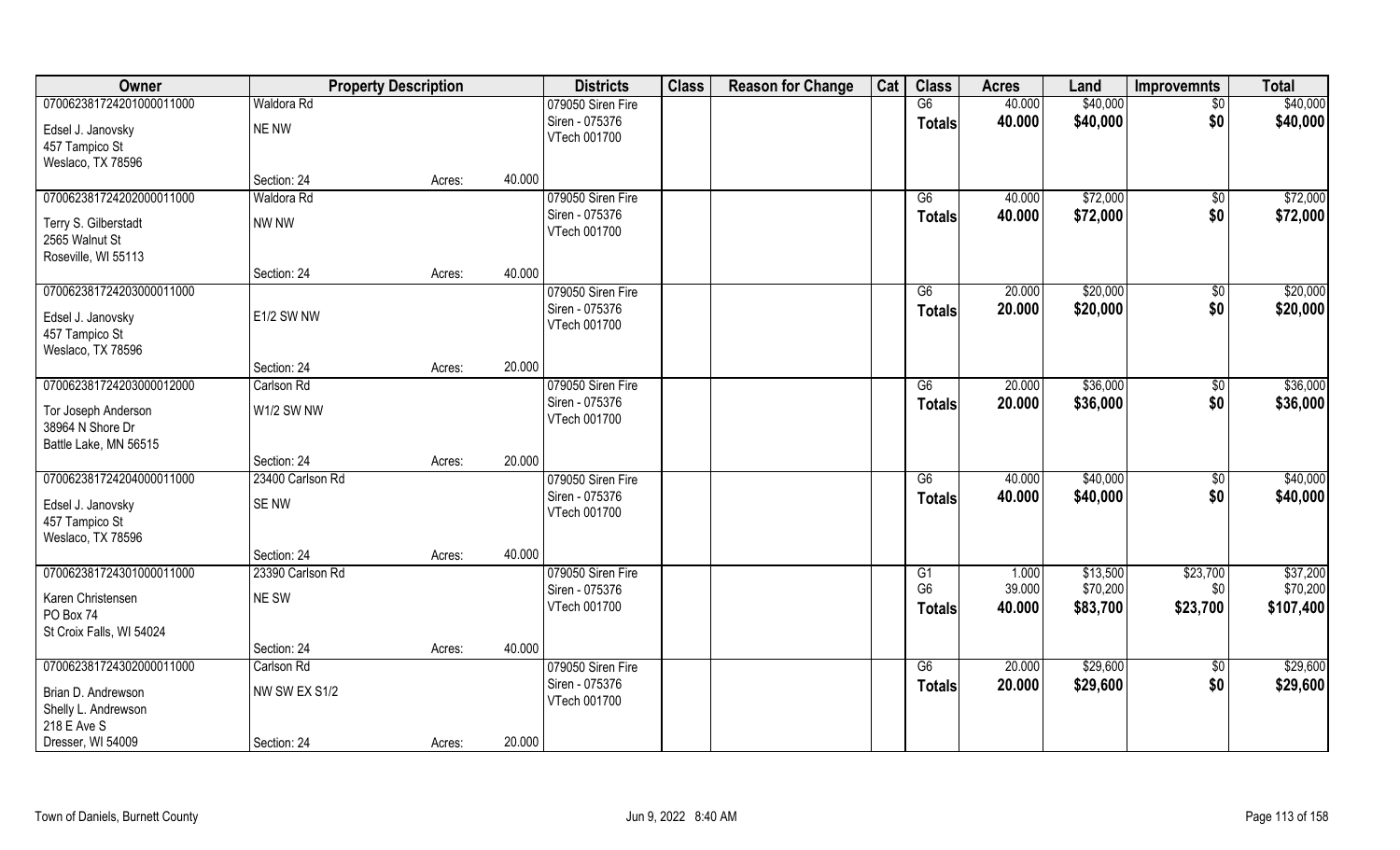| Owner | Property Description | | | Districts | Class | Reason for Change | Cat | Class | Acres | Land | Improvemnts | Total |
|---|---|---|---|---|---|---|---|---|---|---|---|---|
| 070062381724201000011000 | Waldora Rd | | | 079050 Siren Fire | | | | G6 | 40.000 | $40,000 | $0 | $40,000 |
| Edsel J. Janovsky | NE NW | | | Siren - 075376 | | | | **Totals** | **40.000** | **$40,000** | **$0** | **$40,000** |
| 457 Tampico St | | | | VTech 001700 | | | | | | | | |
| Weslaco, TX 78596 | | | | | | | | | | | | |
| | Section: 24 | Acres: | 40.000 | | | | | | | | | |
| 070062381724202000011000 | Waldora Rd | | | 079050 Siren Fire | | | | G6 | 40.000 | $72,000 | $0 | $72,000 |
| Terry S. Gilberstadt | NW NW | | | Siren - 075376 | | | | **Totals** | **40.000** | **$72,000** | **$0** | **$72,000** |
| 2565 Walnut St | | | | VTech 001700 | | | | | | | | |
| Roseville, WI 55113 | | | | | | | | | | | | |
| | Section: 24 | Acres: | 40.000 | | | | | | | | | |
| 070062381724203000011000 | | | | 079050 Siren Fire | | | | G6 | 20.000 | $20,000 | $0 | $20,000 |
| Edsel J. Janovsky | E1/2 SW NW | | | Siren - 075376 | | | | **Totals** | **20.000** | **$20,000** | **$0** | **$20,000** |
| 457 Tampico St | | | | VTech 001700 | | | | | | | | |
| Weslaco, TX 78596 | | | | | | | | | | | | |
| | Section: 24 | Acres: | 20.000 | | | | | | | | | |
| 070062381724203000012000 | Carlson Rd | | | 079050 Siren Fire | | | | G6 | 20.000 | $36,000 | $0 | $36,000 |
| Tor Joseph Anderson | W1/2 SW NW | | | Siren - 075376 | | | | **Totals** | **20.000** | **$36,000** | **$0** | **$36,000** |
| 38964 N Shore Dr | | | | VTech 001700 | | | | | | | | |
| Battle Lake, MN 56515 | | | | | | | | | | | | |
| | Section: 24 | Acres: | 20.000 | | | | | | | | | |
| 070062381724204000011000 | 23400 Carlson Rd | | | 079050 Siren Fire | | | | G6 | 40.000 | $40,000 | $0 | $40,000 |
| Edsel J. Janovsky | SE NW | | | Siren - 075376 | | | | **Totals** | **40.000** | **$40,000** | **$0** | **$40,000** |
| 457 Tampico St | | | | VTech 001700 | | | | | | | | |
| Weslaco, TX 78596 | | | | | | | | | | | | |
| | Section: 24 | Acres: | 40.000 | | | | | | | | | |
| 070062381724301000011000 | 23390 Carlson Rd | | | 079050 Siren Fire | | | | G1 | 1.000 | $13,500 | $23,700 | $37,200 |
| Karen Christensen | NE SW | | | Siren - 075376 | | | | G6 | 39.000 | $70,200 | $0 | $70,200 |
| PO Box 74 | | | | VTech 001700 | | | | **Totals** | **40.000** | **$83,700** | **$23,700** | **$107,400** |
| St Croix Falls, WI 54024 | | | | | | | | | | | | |
| | Section: 24 | Acres: | 40.000 | | | | | | | | | |
| 070062381724302000011000 | Carlson Rd | | | 079050 Siren Fire | | | | G6 | 20.000 | $29,600 | $0 | $29,600 |
| Brian D. Andrewson | NW SW EX S1/2 | | | Siren - 075376 | | | | **Totals** | **20.000** | **$29,600** | **$0** | **$29,600** |
| Shelly L. Andrewson | | | | VTech 001700 | | | | | | | | |
| 218 E Ave S | | | | | | | | | | | | |
| Dresser, WI 54009 | Section: 24 | Acres: | 20.000 | | | | | | | | | |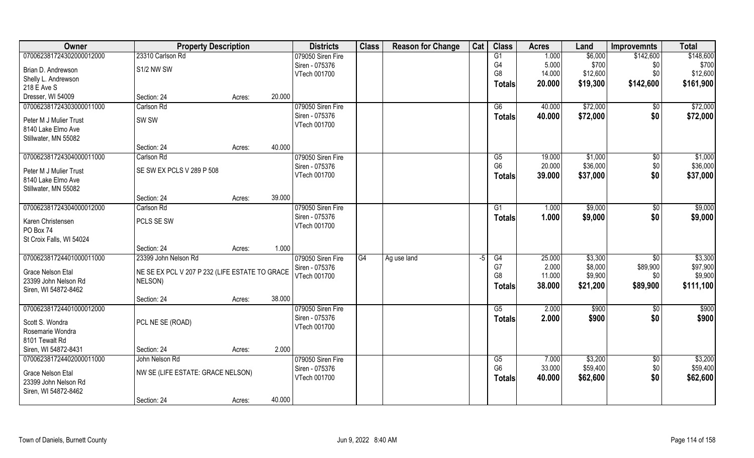| Owner | Property Description | | | Districts | Class | Reason for Change | Cat | Class | Acres | Land | Improvemnts | Total |
|---|---|---|---|---|---|---|---|---|---|---|---|---|
| 070062381724302000012000 | 23310 Carlson Rd | | | 079050 Siren Fire | | | | G1 | 1.000 | $6,000 | $142,600 | $148,600 |
| Brian D. Andrewson | S1/2 NW SW | | | Siren - 075376 | | | | G4 | 5.000 | $700 | $0 | $700 |
| Shelly L. Andrewson | | | | VTech 001700 | | | | G8 | 14.000 | $12,600 | $0 | $12,600 |
| 218 E Ave S | | | | | | | | **Totals** | **20.000** | **$19,300** | **$142,600** | **$161,900** |
| Dresser, WI 54009 | Section: 24 | Acres: | 20.000 | | | | | | | | | |
| 070062381724303000011000 | Carlson Rd | | | 079050 Siren Fire | | | | G6 | 40.000 | $72,000 | $0 | $72,000 |
| Peter M J Mulier Trust | SW SW | | | Siren - 075376 | | | | **Totals** | **40.000** | **$72,000** | **$0** | **$72,000** |
| 8140 Lake Elmo Ave | | | | VTech 001700 | | | | | | | | |
| Stillwater, MN 55082 | | | | | | | | | | | | |
| | Section: 24 | Acres: | 40.000 | | | | | | | | | |
| 070062381724304000011000 | Carlson Rd | | | 079050 Siren Fire | | | | G5 | 19.000 | $1,000 | $0 | $1,000 |
| Peter M J Mulier Trust | SE SW EX PCLS V 289 P 508 | | | Siren - 075376 | | | | G6 | 20.000 | $36,000 | $0 | $36,000 |
| 8140 Lake Elmo Ave | | | | VTech 001700 | | | | **Totals** | **39.000** | **$37,000** | **$0** | **$37,000** |
| Stillwater, MN 55082 | | | | | | | | | | | | |
| | Section: 24 | Acres: | 39.000 | | | | | | | | | |
| 070062381724304000012000 | Carlson Rd | | | 079050 Siren Fire | | | | G1 | 1.000 | $9,000 | $0 | $9,000 |
| Karen Christensen | PCLS SE SW | | | Siren - 075376 | | | | **Totals** | **1.000** | **$9,000** | **$0** | **$9,000** |
| PO Box 74 | | | | VTech 001700 | | | | | | | | |
| St Croix Falls, WI 54024 | | | | | | | | | | | | |
| | Section: 24 | Acres: | 1.000 | | | | | | | | | |
| 070062381724401000011000 | 23399 John Nelson Rd | | | 079050 Siren Fire | G4 | Ag use land | -5 | G4 | 25.000 | $3,300 | $0 | $3,300 |
| Grace Nelson Etal | NE SE EX PCL V 207 P 232 (LIFE ESTATE TO GRACE | | | Siren - 075376 | | | | G7 | 2.000 | $8,000 | $89,900 | $97,900 |
| 23399 John Nelson Rd | NELSON) | | | VTech 001700 | | | | G8 | 11.000 | $9,900 | $0 | $9,900 |
| Siren, WI 54872-8462 | | | | | | | | **Totals** | **38.000** | **$21,200** | **$89,900** | **$111,100** |
| | Section: 24 | Acres: | 38.000 | | | | | | | | | |
| 070062381724401000012000 | | | | 079050 Siren Fire | | | | G5 | 2.000 | $900 | $0 | $900 |
| Scott S. Wondra | PCL NE SE (ROAD) | | | Siren - 075376 | | | | **Totals** | **2.000** | **$900** | **$0** | **$900** |
| Rosemarie Wondra | | | | VTech 001700 | | | | | | | | |
| 8101 Tewalt Rd | | | | | | | | | | | | |
| Siren, WI 54872-8431 | Section: 24 | Acres: | 2.000 | | | | | | | | | |
| 070062381724402000011000 | John Nelson Rd | | | 079050 Siren Fire | | | | G5 | 7.000 | $3,200 | $0 | $3,200 |
| Grace Nelson Etal | NW SE (LIFE ESTATE: GRACE NELSON) | | | Siren - 075376 | | | | G6 | 33.000 | $59,400 | $0 | $59,400 |
| 23399 John Nelson Rd | | | | VTech 001700 | | | | **Totals** | **40.000** | **$62,600** | **$0** | **$62,600** |
| Siren, WI 54872-8462 | | | | | | | | | | | | |
| | Section: 24 | Acres: | 40.000 | | | | | | | | | |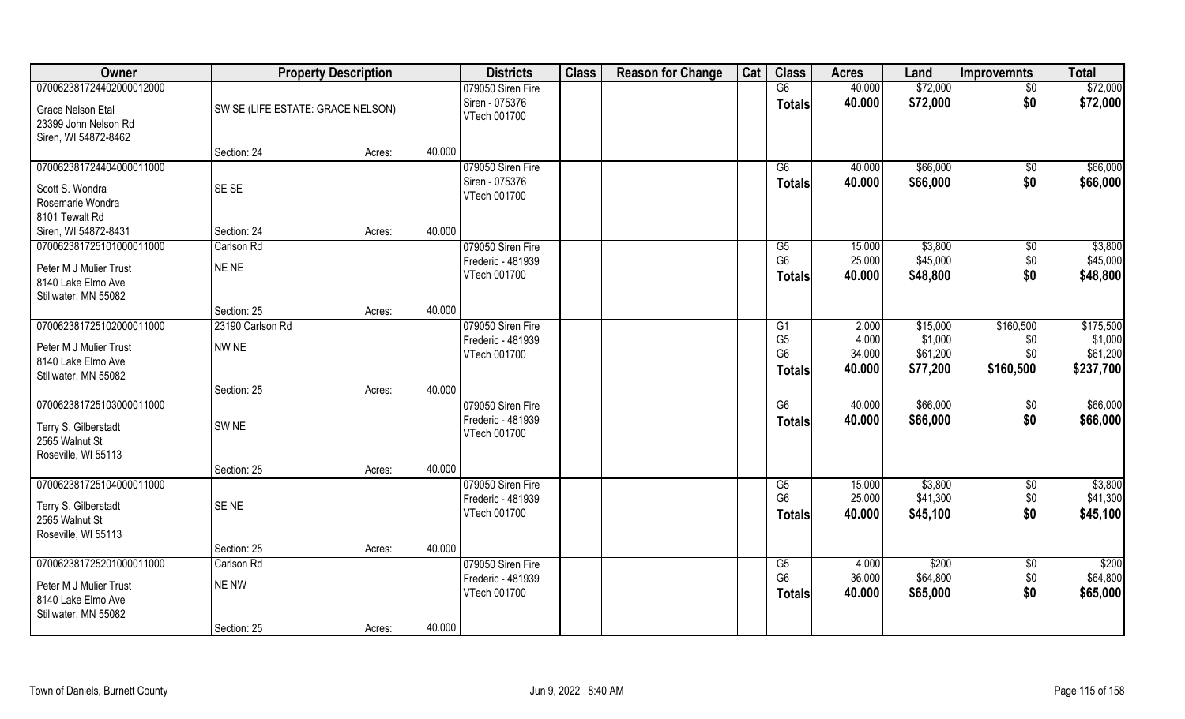| Owner | Property Description | | | Districts | Class | Reason for Change | Cat | Class | Acres | Land | Improvemnts | Total |
|---|---|---|---|---|---|---|---|---|---|---|---|---|
| 070062381724402000012000 | | | | 079050 Siren Fire | | | | G6 | 40.000 | $72,000 | $0 | $72,000 |
| Grace Nelson Etal | SW SE (LIFE ESTATE: GRACE NELSON) | | | Siren - 075376 | | | | **Totals** | **40.000** | **$72,000** | **$0** | **$72,000** |
| 23399 John Nelson Rd | | | | VTech 001700 | | | | | | | | |
| Siren, WI 54872-8462 | | | | | | | | | | | | |
| | Section: 24 | Acres: | 40.000 | | | | | | | | | |
| 070062381724404000011000 | | | | 079050 Siren Fire | | | | G6 | 40.000 | $66,000 | $0 | $66,000 |
| Scott S. Wondra | SE SE | | | Siren - 075376 | | | | **Totals** | **40.000** | **$66,000** | **$0** | **$66,000** |
| Rosemarie Wondra | | | | VTech 001700 | | | | | | | | |
| 8101 Tewalt Rd | | | | | | | | | | | | |
| Siren, WI 54872-8431 | Section: 24 | Acres: | 40.000 | | | | | | | | | |
| 070062381725101000011000 | Carlson Rd | | | 079050 Siren Fire | | | | G5 | 15.000 | $3,800 | $0 | $3,800 |
| Peter M J Mulier Trust | NE NE | | | Frederic - 481939 | | | | G6 | 25.000 | $45,000 | $0 | $45,000 |
| 8140 Lake Elmo Ave | | | | VTech 001700 | | | | **Totals** | **40.000** | **$48,800** | **$0** | **$48,800** |
| Stillwater, MN 55082 | | | | | | | | | | | | |
| | Section: 25 | Acres: | 40.000 | | | | | | | | | |
| 070062381725102000011000 | 23190 Carlson Rd | | | 079050 Siren Fire | | | | G1 | 2.000 | $15,000 | $160,500 | $175,500 |
| Peter M J Mulier Trust | NW NE | | | Frederic - 481939 | | | | G5 | 4.000 | $1,000 | $0 | $1,000 |
| 8140 Lake Elmo Ave | | | | VTech 001700 | | | | G6 | 34.000 | $61,200 | $0 | $61,200 |
| Stillwater, MN 55082 | | | | | | | | **Totals** | **40.000** | **$77,200** | **$160,500** | **$237,700** |
| | Section: 25 | Acres: | 40.000 | | | | | | | | | |
| 070062381725103000011000 | | | | 079050 Siren Fire | | | | G6 | 40.000 | $66,000 | $0 | $66,000 |
| Terry S. Gilberstadt | SW NE | | | Frederic - 481939 | | | | **Totals** | **40.000** | **$66,000** | **$0** | **$66,000** |
| 2565 Walnut St | | | | VTech 001700 | | | | | | | | |
| Roseville, WI 55113 | | | | | | | | | | | | |
| | Section: 25 | Acres: | 40.000 | | | | | | | | | |
| 070062381725104000011000 | | | | 079050 Siren Fire | | | | G5 | 15.000 | $3,800 | $0 | $3,800 |
| Terry S. Gilberstadt | SE NE | | | Frederic - 481939 | | | | G6 | 25.000 | $41,300 | $0 | $41,300 |
| 2565 Walnut St | | | | VTech 001700 | | | | **Totals** | **40.000** | **$45,100** | **$0** | **$45,100** |
| Roseville, WI 55113 | | | | | | | | | | | | |
| | Section: 25 | Acres: | 40.000 | | | | | | | | | |
| 070062381725201000011000 | Carlson Rd | | | 079050 Siren Fire | | | | G5 | 4.000 | $200 | $0 | $200 |
| Peter M J Mulier Trust | NE NW | | | Frederic - 481939 | | | | G6 | 36.000 | $64,800 | $0 | $64,800 |
| 8140 Lake Elmo Ave | | | | VTech 001700 | | | | **Totals** | **40.000** | **$65,000** | **$0** | **$65,000** |
| Stillwater, MN 55082 | | | | | | | | | | | | |
| | Section: 25 | Acres: | 40.000 | | | | | | | | | |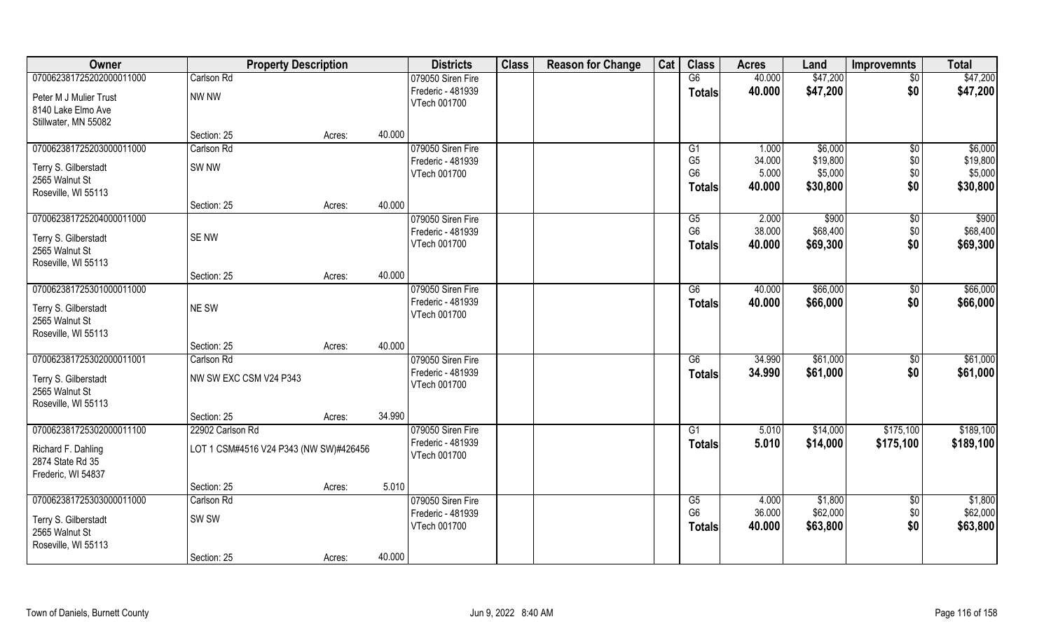| Owner | Property Description | | | Districts | Class | Reason for Change | Cat | Class | Acres | Land | Improvemnts | Total |
|---|---|---|---|---|---|---|---|---|---|---|---|---|
| 070062381725202000011000 | Carlson Rd | | | 079050 Siren Fire | | | | G6 | 40.000 | $47,200 | $0 | $47,200 |
| Peter M J Mulier Trust | NW NW | | | Frederic - 481939 | | | | **Totals** | **40.000** | **$47,200** | **$0** | **$47,200** |
| 8140 Lake Elmo Ave | | | | VTech 001700 | | | | | | | | |
| Stillwater, MN 55082 | | | | | | | | | | | | |
| | Section: 25 | Acres: | 40.000 | | | | | | | | | |
| 070062381725203000011000 | Carlson Rd | | | 079050 Siren Fire | | | | G1 | 1.000 | $6,000 | $0 | $6,000 |
| Terry S. Gilberstadt | SW NW | | | Frederic - 481939 | | | | G5 | 34.000 | $19,800 | $0 | $19,800 |
| 2565 Walnut St | | | | VTech 001700 | | | | G6 | 5.000 | $5,000 | $0 | $5,000 |
| Roseville, WI 55113 | | | | | | | | **Totals** | **40.000** | **$30,800** | **$0** | **$30,800** |
| | Section: 25 | Acres: | 40.000 | | | | | | | | | |
| 070062381725204000011000 | | | | 079050 Siren Fire | | | | G5 | 2.000 | $900 | $0 | $900 |
| Terry S. Gilberstadt | SE NW | | | Frederic - 481939 | | | | G6 | 38.000 | $68,400 | $0 | $68,400 |
| 2565 Walnut St | | | | VTech 001700 | | | | **Totals** | **40.000** | **$69,300** | **$0** | **$69,300** |
| Roseville, WI 55113 | | | | | | | | | | | | |
| | Section: 25 | Acres: | 40.000 | | | | | | | | | |
| 070062381725301000011000 | | | | 079050 Siren Fire | | | | G6 | 40.000 | $66,000 | $0 | $66,000 |
| Terry S. Gilberstadt | NE SW | | | Frederic - 481939 | | | | **Totals** | **40.000** | **$66,000** | **$0** | **$66,000** |
| 2565 Walnut St | | | | VTech 001700 | | | | | | | | |
| Roseville, WI 55113 | | | | | | | | | | | | |
| | Section: 25 | Acres: | 40.000 | | | | | | | | | |
| 070062381725302000011001 | Carlson Rd | | | 079050 Siren Fire | | | | G6 | 34.990 | $61,000 | $0 | $61,000 |
| Terry S. Gilberstadt | NW SW EXC CSM V24 P343 | | | Frederic - 481939 | | | | **Totals** | **34.990** | **$61,000** | **$0** | **$61,000** |
| 2565 Walnut St | | | | VTech 001700 | | | | | | | | |
| Roseville, WI 55113 | | | | | | | | | | | | |
| | Section: 25 | Acres: | 34.990 | | | | | | | | | |
| 070062381725302000011100 | 22902 Carlson Rd | | | 079050 Siren Fire | | | | G1 | 5.010 | $14,000 | $175,100 | $189,100 |
| Richard F. Dahling | LOT 1 CSM#4516 V24 P343 (NW SW)#426456 | | | Frederic - 481939 | | | | **Totals** | **5.010** | **$14,000** | **$175,100** | **$189,100** |
| 2874 State Rd 35 | | | | VTech 001700 | | | | | | | | |
| Frederic, WI 54837 | | | | | | | | | | | | |
| | Section: 25 | Acres: | 5.010 | | | | | | | | | |
| 070062381725303000011000 | Carlson Rd | | | 079050 Siren Fire | | | | G5 | 4.000 | $1,800 | $0 | $1,800 |
| Terry S. Gilberstadt | SW SW | | | Frederic - 481939 | | | | G6 | 36.000 | $62,000 | $0 | $62,000 |
| 2565 Walnut St | | | | VTech 001700 | | | | **Totals** | **40.000** | **$63,800** | **$0** | **$63,800** |
| Roseville, WI 55113 | | | | | | | | | | | | |
| | Section: 25 | Acres: | 40.000 | | | | | | | | | |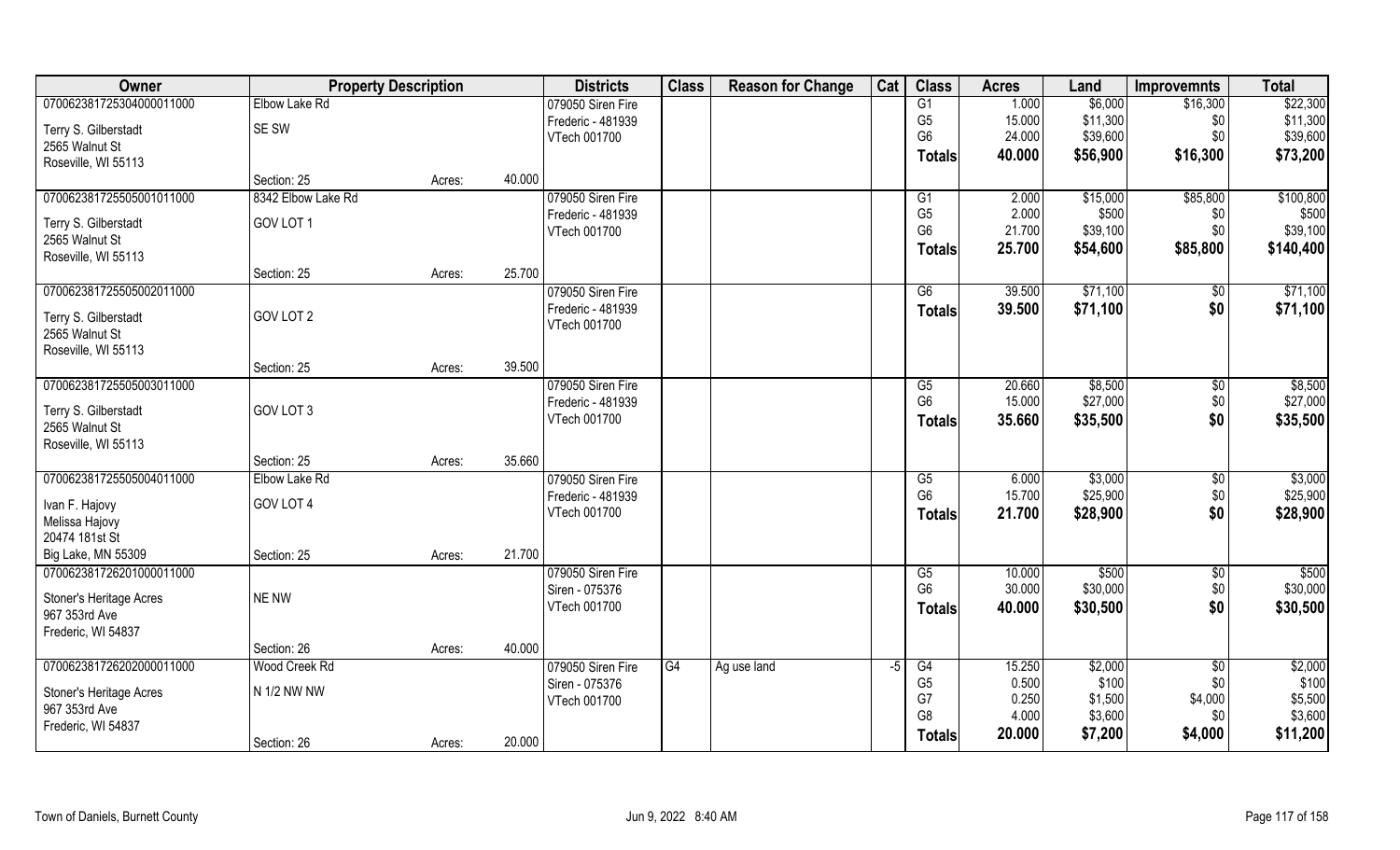| Owner | Property Description | | | Districts | Class | Reason for Change | Cat | Class | Acres | Land | Improvemnts | Total |
|---|---|---|---|---|---|---|---|---|---|---|---|---|
| 070062381725304000011000 | Elbow Lake Rd | | | 079050 Siren Fire | | | | G1 | 1.000 | $6,000 | $16,300 | $22,300 |
| Terry S. Gilberstadt | SE SW | | | Frederic - 481939 | | | | G5 | 15.000 | $11,300 | $0 | $11,300 |
| 2565 Walnut St | | | | VTech 001700 | | | | G6 | 24.000 | $39,600 | $0 | $39,600 |
| Roseville, WI 55113 | | | | | | | | **Totals** | **40.000** | **$56,900** | **$16,300** | **$73,200** |
| | Section: 25 | Acres: | 40.000 | | | | | | | | | |
| 070062381725505001011000 | 8342 Elbow Lake Rd | | | 079050 Siren Fire | | | | G1 | 2.000 | $15,000 | $85,800 | $100,800 |
| Terry S. Gilberstadt | GOV LOT 1 | | | Frederic - 481939 | | | | G5 | 2.000 | $500 | $0 | $500 |
| 2565 Walnut St | | | | VTech 001700 | | | | G6 | 21.700 | $39,100 | $0 | $39,100 |
| Roseville, WI 55113 | | | | | | | | **Totals** | **25.700** | **$54,600** | **$85,800** | **$140,400** |
| | Section: 25 | Acres: | 25.700 | | | | | | | | | |
| 070062381725505002011000 | | | | 079050 Siren Fire | | | | G6 | 39.500 | $71,100 | $0 | $71,100 |
| Terry S. Gilberstadt | GOV LOT 2 | | | Frederic - 481939 | | | | **Totals** | **39.500** | **$71,100** | **$0** | **$71,100** |
| 2565 Walnut St | | | | VTech 001700 | | | | | | | | |
| Roseville, WI 55113 | | | | | | | | | | | | |
| | Section: 25 | Acres: | 39.500 | | | | | | | | | |
| 070062381725505003011000 | | | | 079050 Siren Fire | | | | G5 | 20.660 | $8,500 | $0 | $8,500 |
| Terry S. Gilberstadt | GOV LOT 3 | | | Frederic - 481939 | | | | G6 | 15.000 | $27,000 | $0 | $27,000 |
| 2565 Walnut St | | | | VTech 001700 | | | | **Totals** | **35.660** | **$35,500** | **$0** | **$35,500** |
| Roseville, WI 55113 | | | | | | | | | | | | |
| | Section: 25 | Acres: | 35.660 | | | | | | | | | |
| 070062381725505004011000 | Elbow Lake Rd | | | 079050 Siren Fire | | | | G5 | 6.000 | $3,000 | $0 | $3,000 |
| Ivan F. Hajovy | GOV LOT 4 | | | Frederic - 481939 | | | | G6 | 15.700 | $25,900 | $0 | $25,900 |
| Melissa Hajovy | | | | VTech 001700 | | | | **Totals** | **21.700** | **$28,900** | **$0** | **$28,900** |
| 20474 181st St | | | | | | | | | | | | |
| Big Lake, MN 55309 | Section: 25 | Acres: | 21.700 | | | | | | | | | |
| 070062381726201000011000 | | | | 079050 Siren Fire | | | | G5 | 10.000 | $500 | $0 | $500 |
| Stoner's Heritage Acres | NE NW | | | Siren - 075376 | | | | G6 | 30.000 | $30,000 | $0 | $30,000 |
| 967 353rd Ave | | | | VTech 001700 | | | | **Totals** | **40.000** | **$30,500** | **$0** | **$30,500** |
| Frederic, WI 54837 | | | | | | | | | | | | |
| | Section: 26 | Acres: | 40.000 | | | | | | | | | |
| 070062381726202000011000 | Wood Creek Rd | | | 079050 Siren Fire | G4 | Ag use land | -5 | G4 | 15.250 | $2,000 | $0 | $2,000 |
| Stoner's Heritage Acres | N 1/2 NW NW | | | Siren - 075376 | | | | G5 | 0.500 | $100 | $0 | $100 |
| 967 353rd Ave | | | | VTech 001700 | | | | G7 | 0.250 | $1,500 | $4,000 | $5,500 |
| Frederic, WI 54837 | | | | | | | | G8 | 4.000 | $3,600 | $0 | $3,600 |
| | Section: 26 | Acres: | 20.000 | | | | | **Totals** | **20.000** | **$7,200** | **$4,000** | **$11,200** |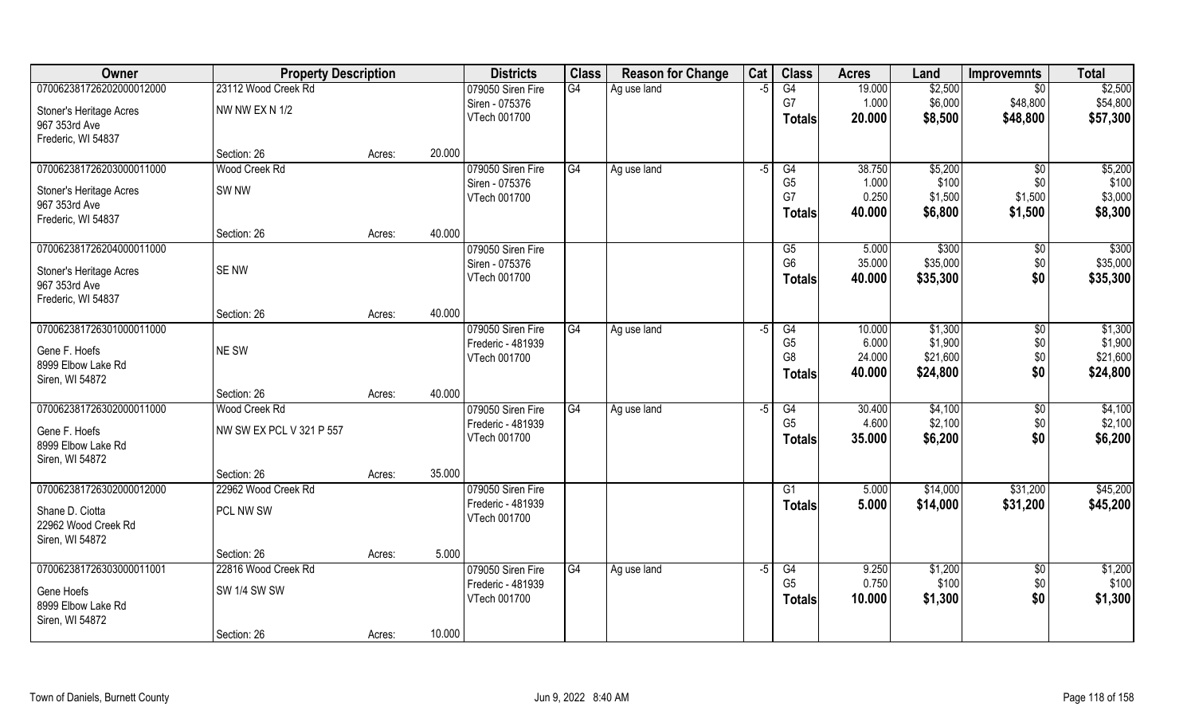| Owner | Property Description | | | Districts | Class | Reason for Change | Cat | Class | Acres | Land | Improvemnts | Total |
|---|---|---|---|---|---|---|---|---|---|---|---|---|
| 070062381726202000012000 | 23112 Wood Creek Rd | | | 079050 Siren Fire | G4 | Ag use land | -5 | G4 | 19.000 | $2,500 | $0 | $2,500 |
| Stoner's Heritage Acres | NW NW EX N 1/2 | | | Siren - 075376 | | | | G7 | 1.000 | $6,000 | $48,800 | $54,800 |
| 967 353rd Ave | | | | VTech 001700 | | | | **Totals** | **20.000** | **$8,500** | **$48,800** | **$57,300** |
| Frederic, WI 54837 | | | | | | | | | | | | |
| | Section: 26 | Acres: | 20.000 | | | | | | | | | |
| 070062381726203000011000 | Wood Creek Rd | | | 079050 Siren Fire | G4 | Ag use land | -5 | G4 | 38.750 | $5,200 | $0 | $5,200 |
| Stoner's Heritage Acres | SW NW | | | Siren - 075376 | | | | G5 | 1.000 | $100 | $0 | $100 |
| 967 353rd Ave | | | | VTech 001700 | | | | G7 | 0.250 | $1,500 | $1,500 | $3,000 |
| Frederic, WI 54837 | | | | | | | | **Totals** | **40.000** | **$6,800** | **$1,500** | **$8,300** |
| | Section: 26 | Acres: | 40.000 | | | | | | | | | |
| 070062381726204000011000 | | | | 079050 Siren Fire | | | | G5 | 5.000 | $300 | $0 | $300 |
| Stoner's Heritage Acres | SE NW | | | Siren - 075376 | | | | G6 | 35.000 | $35,000 | $0 | $35,000 |
| 967 353rd Ave | | | | VTech 001700 | | | | **Totals** | **40.000** | **$35,300** | **$0** | **$35,300** |
| Frederic, WI 54837 | | | | | | | | | | | | |
| | Section: 26 | Acres: | 40.000 | | | | | | | | | |
| 070062381726301000011000 | | | | 079050 Siren Fire | G4 | Ag use land | -5 | G4 | 10.000 | $1,300 | $0 | $1,300 |
| Gene F. Hoefs | NE SW | | | Frederic - 481939 | | | | G5 | 6.000 | $1,900 | $0 | $1,900 |
| 8999 Elbow Lake Rd | | | | VTech 001700 | | | | G8 | 24.000 | $21,600 | $0 | $21,600 |
| Siren, WI 54872 | | | | | | | | **Totals** | **40.000** | **$24,800** | **$0** | **$24,800** |
| | Section: 26 | Acres: | 40.000 | | | | | | | | | |
| 070062381726302000011000 | Wood Creek Rd | | | 079050 Siren Fire | G4 | Ag use land | -5 | G4 | 30.400 | $4,100 | $0 | $4,100 |
| Gene F. Hoefs | NW SW EX PCL V 321 P 557 | | | Frederic - 481939 | | | | G5 | 4.600 | $2,100 | $0 | $2,100 |
| 8999 Elbow Lake Rd | | | | VTech 001700 | | | | **Totals** | **35.000** | **$6,200** | **$0** | **$6,200** |
| Siren, WI 54872 | | | | | | | | | | | | |
| | Section: 26 | Acres: | 35.000 | | | | | | | | | |
| 070062381726302000012000 | 22962 Wood Creek Rd | | | 079050 Siren Fire | | | | G1 | 5.000 | $14,000 | $31,200 | $45,200 |
| Shane D. Ciotta | PCL NW SW | | | Frederic - 481939 | | | | **Totals** | **5.000** | **$14,000** | **$31,200** | **$45,200** |
| 22962 Wood Creek Rd | | | | VTech 001700 | | | | | | | | |
| Siren, WI 54872 | | | | | | | | | | | | |
| | Section: 26 | Acres: | 5.000 | | | | | | | | | |
| 070062381726303000011001 | 22816 Wood Creek Rd | | | 079050 Siren Fire | G4 | Ag use land | -5 | G4 | 9.250 | $1,200 | $0 | $1,200 |
| Gene Hoefs | SW 1/4 SW SW | | | Frederic - 481939 | | | | G5 | 0.750 | $100 | $0 | $100 |
| 8999 Elbow Lake Rd | | | | VTech 001700 | | | | **Totals** | **10.000** | **$1,300** | **$0** | **$1,300** |
| Siren, WI 54872 | | | | | | | | | | | | |
| | Section: 26 | Acres: | 10.000 | | | | | | | | | |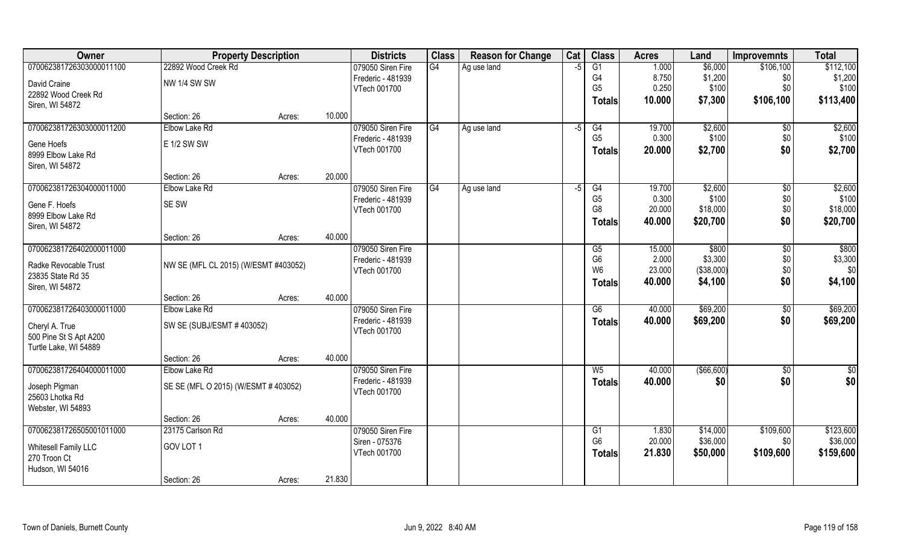| Owner | Property Description | | | Districts | Class | Reason for Change | Cat | Class | Acres | Land | Improvemnts | Total |
|---|---|---|---|---|---|---|---|---|---|---|---|---|
| 070062381726303000011100 | 22892 Wood Creek Rd | | | 079050 Siren Fire | G4 | Ag use land | -5 | G1 | 1.000 | $6,000 | $106,100 | $112,100 |
| David Craine | NW 1/4 SW SW | | | Frederic - 481939 | | | | G4 | 8.750 | $1,200 | $0 | $1,200 |
| 22892 Wood Creek Rd | | | | VTech 001700 | | | | G5 | 0.250 | $100 | $0 | $100 |
| Siren, WI 54872 | | | | | | | | **Totals** | **10.000** | **$7,300** | **$106,100** | **$113,400** |
| | Section: 26 | Acres: | 10.000 | | | | | | | | | |
| 070062381726303000011200 | Elbow Lake Rd | | | 079050 Siren Fire | G4 | Ag use land | -5 | G4 | 19.700 | $2,600 | $0 | $2,600 |
| Gene Hoefs | E 1/2 SW SW | | | Frederic - 481939 | | | | G5 | 0.300 | $100 | $0 | $100 |
| 8999 Elbow Lake Rd | | | | VTech 001700 | | | | **Totals** | **20.000** | **$2,700** | **$0** | **$2,700** |
| Siren, WI 54872 | | | | | | | | | | | | |
| | Section: 26 | Acres: | 20.000 | | | | | | | | | |
| 070062381726304000011000 | Elbow Lake Rd | | | 079050 Siren Fire | G4 | Ag use land | -5 | G4 | 19.700 | $2,600 | $0 | $2,600 |
| Gene F. Hoefs | SE SW | | | Frederic - 481939 | | | | G5 | 0.300 | $100 | $0 | $100 |
| 8999 Elbow Lake Rd | | | | VTech 001700 | | | | G8 | 20.000 | $18,000 | $0 | $18,000 |
| Siren, WI 54872 | | | | | | | | **Totals** | **40.000** | **$20,700** | **$0** | **$20,700** |
| | Section: 26 | Acres: | 40.000 | | | | | | | | | |
| 070062381726402000011000 | | | | 079050 Siren Fire | | | | G5 | 15.000 | $800 | $0 | $800 |
| Radke Revocable Trust | NW SE (MFL CL 2015) (W/ESMT #403052) | | | Frederic - 481939 | | | | G6 | 2.000 | $3,300 | $0 | $3,300 |
| 23835 State Rd 35 | | | | VTech 001700 | | | | W6 | 23.000 | ($38,000) | $0 | $0 |
| Siren, WI 54872 | | | | | | | | **Totals** | **40.000** | **$4,100** | **$0** | **$4,100** |
| | Section: 26 | Acres: | 40.000 | | | | | | | | | |
| 070062381726403000011000 | Elbow Lake Rd | | | 079050 Siren Fire | | | | G6 | 40.000 | $69,200 | $0 | $69,200 |
| Cheryl A. True | SW SE (SUBJ/ESMT # 403052) | | | Frederic - 481939 | | | | **Totals** | **40.000** | **$69,200** | **$0** | **$69,200** |
| 500 Pine St S Apt A200 | | | | VTech 001700 | | | | | | | | |
| Turtle Lake, WI 54889 | | | | | | | | | | | | |
| | Section: 26 | Acres: | 40.000 | | | | | | | | | |
| 070062381726404000011000 | Elbow Lake Rd | | | 079050 Siren Fire | | | | W5 | 40.000 | ($66,600) | $0 | $0 |
| Joseph Pigman | SE SE (MFL O 2015) (W/ESMT # 403052) | | | Frederic - 481939 | | | | **Totals** | **40.000** | **$0** | **$0** | **$0** |
| 25603 Lhotka Rd | | | | VTech 001700 | | | | | | | | |
| Webster, WI 54893 | | | | | | | | | | | | |
| | Section: 26 | Acres: | 40.000 | | | | | | | | | |
| 070062381726505001011000 | 23175 Carlson Rd | | | 079050 Siren Fire | | | | G1 | 1.830 | $14,000 | $109,600 | $123,600 |
| Whitesell Family LLC | GOV LOT 1 | | | Siren - 075376 | | | | G6 | 20.000 | $36,000 | $0 | $36,000 |
| 270 Troon Ct | | | | VTech 001700 | | | | **Totals** | **21.830** | **$50,000** | **$109,600** | **$159,600** |
| Hudson, WI 54016 | | | | | | | | | | | | |
| | Section: 26 | Acres: | 21.830 | | | | | | | | | |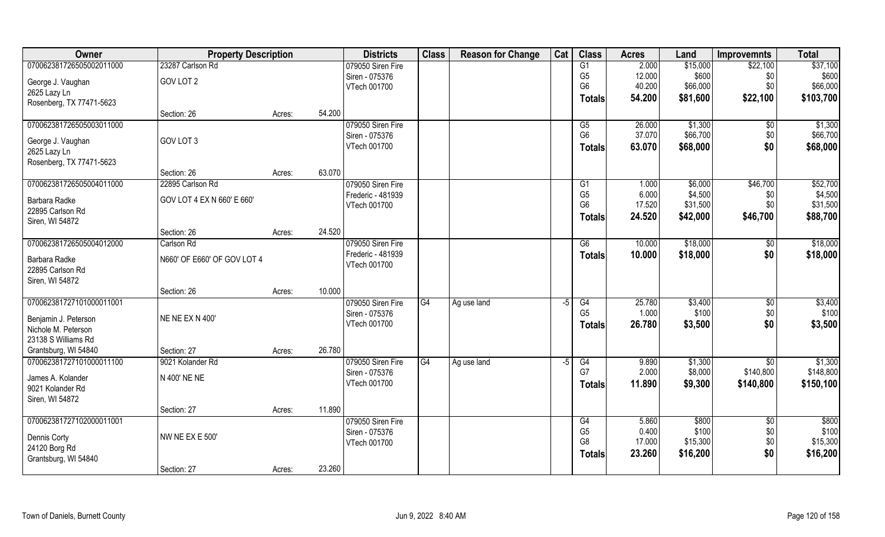| Owner | Property Description | | | Districts | Class | Reason for Change | Cat | Class | Acres | Land | Improvemnts | Total |
|---|---|---|---|---|---|---|---|---|---|---|---|---|
| 070062381726505002011000 | 23287 Carlson Rd | | | 079050 Siren Fire | | | | G1 | 2.000 | $15,000 | $22,100 | $37,100 |
| George J. Vaughan | GOV LOT 2 | | | Siren - 075376 | | | | G5 | 12.000 | $600 | $0 | $600 |
| 2625 Lazy Ln | | | | VTech 001700 | | | | G6 | 40.200 | $66,000 | $0 | $66,000 |
| Rosenberg, TX 77471-5623 | | | | | | | | Totals | 54.200 | $81,600 | $22,100 | $103,700 |
| | Section: 26 | Acres: | 54.200 | | | | | | | | | |
| 070062381726505003011000 | | | | 079050 Siren Fire | | | | G5 | 26.000 | $1,300 | $0 | $1,300 |
| George J. Vaughan | GOV LOT 3 | | | Siren - 075376 | | | | G6 | 37.070 | $66,700 | $0 | $66,700 |
| 2625 Lazy Ln | | | | VTech 001700 | | | | Totals | 63.070 | $68,000 | $0 | $68,000 |
| Rosenberg, TX 77471-5623 | | | | | | | | | | | | |
| | Section: 26 | Acres: | 63.070 | | | | | | | | | |
| 070062381726505004011000 | 22895 Carlson Rd | | | 079050 Siren Fire | | | | G1 | 1.000 | $6,000 | $46,700 | $52,700 |
| Barbara Radke | GOV LOT 4 EX N 660' E 660' | | | Frederic - 481939 | | | | G5 | 6.000 | $4,500 | $0 | $4,500 |
| 22895 Carlson Rd | | | | VTech 001700 | | | | G6 | 17.520 | $31,500 | $0 | $31,500 |
| Siren, WI 54872 | | | | | | | | Totals | 24.520 | $42,000 | $46,700 | $88,700 |
| | Section: 26 | Acres: | 24.520 | | | | | | | | | |
| 070062381726505004012000 | Carlson Rd | | | 079050 Siren Fire | | | | G6 | 10.000 | $18,000 | $0 | $18,000 |
| Barbara Radke | N660' OF E660' OF GOV LOT 4 | | | Frederic - 481939 | | | | Totals | 10.000 | $18,000 | $0 | $18,000 |
| 22895 Carlson Rd | | | | VTech 001700 | | | | | | | | |
| Siren, WI 54872 | | | | | | | | | | | | |
| | Section: 26 | Acres: | 10.000 | | | | | | | | | |
| 070062381727101000011001 | | | | 079050 Siren Fire | G4 | Ag use land | -5 | G4 | 25.780 | $3,400 | $0 | $3,400 |
| Benjamin J. Peterson | NE NE EX N 400' | | | Siren - 075376 | | | | G5 | 1.000 | $100 | $0 | $100 |
| Nichole M. Peterson | | | | VTech 001700 | | | | Totals | 26.780 | $3,500 | $0 | $3,500 |
| 23138 S Williams Rd | | | | | | | | | | | | |
| Grantsburg, WI 54840 | Section: 27 | Acres: | 26.780 | | | | | | | | | |
| 070062381727101000011100 | 9021 Kolander Rd | | | 079050 Siren Fire | G4 | Ag use land | -5 | G4 | 9.890 | $1,300 | $0 | $1,300 |
| James A. Kolander | N 400' NE NE | | | Siren - 075376 | | | | G7 | 2.000 | $8,000 | $140,800 | $148,800 |
| 9021 Kolander Rd | | | | VTech 001700 | | | | Totals | 11.890 | $9,300 | $140,800 | $150,100 |
| Siren, WI 54872 | | | | | | | | | | | | |
| | Section: 27 | Acres: | 11.890 | | | | | | | | | |
| 070062381727102000011001 | | | | 079050 Siren Fire | | | | G4 | 5.860 | $800 | $0 | $800 |
| Dennis Corty | NW NE EX E 500' | | | Siren - 075376 | | | | G5 | 0.400 | $100 | $0 | $100 |
| 24120 Borg Rd | | | | VTech 001700 | | | | G8 | 17.000 | $15,300 | $0 | $15,300 |
| Grantsburg, WI 54840 | | | | | | | | Totals | 23.260 | $16,200 | $0 | $16,200 |
| | Section: 27 | Acres: | 23.260 | | | | | | | | | |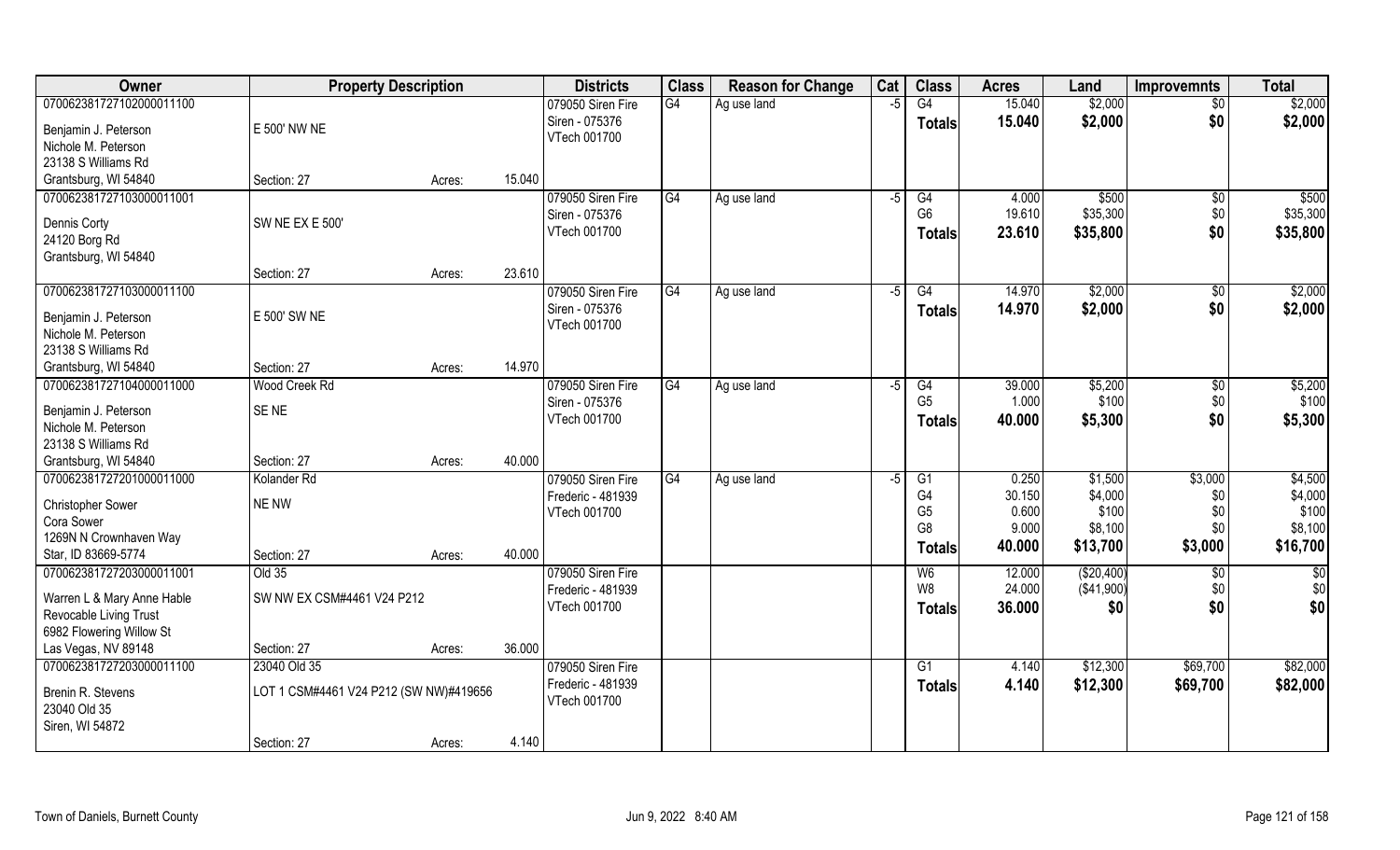| Owner | Property Description | | | Districts | Class | Reason for Change | Cat | Class | Acres | Land | Improvemnts | Total |
|---|---|---|---|---|---|---|---|---|---|---|---|---|
| 070062381727102000011100 | | | | 079050 Siren Fire | G4 | Ag use land | -5 | G4 | 15.040 | $2,000 | $0 | $2,000 |
| Benjamin J. Peterson | E 500' NW NE | | | Siren - 075376 | | | | **Totals** | **15.040** | **$2,000** | **$0** | **$2,000** |
| Nichole M. Peterson | | | | VTech 001700 | | | | | | | | |
| 23138 S Williams Rd | | | | | | | | | | | | |
| Grantsburg, WI 54840 | Section: 27 | Acres: | 15.040 | | | | | | | | | |
| 070062381727103000011001 | | | | 079050 Siren Fire | G4 | Ag use land | -5 | G4 | 4.000 | $500 | $0 | $500 |
| Dennis Corty | SW NE EX E 500' | | | Siren - 075376 | | | | G6 | 19.610 | $35,300 | $0 | $35,300 |
| 24120 Borg Rd | | | | VTech 001700 | | | | **Totals** | **23.610** | **$35,800** | **$0** | **$35,800** |
| Grantsburg, WI 54840 | | | | | | | | | | | | |
| | Section: 27 | Acres: | 23.610 | | | | | | | | | |
| 070062381727103000011100 | | | | 079050 Siren Fire | G4 | Ag use land | -5 | G4 | 14.970 | $2,000 | $0 | $2,000 |
| Benjamin J. Peterson | E 500' SW NE | | | Siren - 075376 | | | | **Totals** | **14.970** | **$2,000** | **$0** | **$2,000** |
| Nichole M. Peterson | | | | VTech 001700 | | | | | | | | |
| 23138 S Williams Rd | | | | | | | | | | | | |
| Grantsburg, WI 54840 | Section: 27 | Acres: | 14.970 | | | | | | | | | |
| 070062381727104000011000 | Wood Creek Rd | | | 079050 Siren Fire | G4 | Ag use land | -5 | G4 | 39.000 | $5,200 | $0 | $5,200 |
| Benjamin J. Peterson | SE NE | | | Siren - 075376 | | | | G5 | 1.000 | $100 | $0 | $100 |
| Nichole M. Peterson | | | | VTech 001700 | | | | **Totals** | **40.000** | **$5,300** | **$0** | **$5,300** |
| 23138 S Williams Rd | | | | | | | | | | | | |
| Grantsburg, WI 54840 | Section: 27 | Acres: | 40.000 | | | | | | | | | |
| 070062381727201000011000 | Kolander Rd | | | 079050 Siren Fire | G4 | Ag use land | -5 | G1 | 0.250 | $1,500 | $3,000 | $4,500 |
| Christopher Sower | NE NW | | | Frederic - 481939 | | | | G4 | 30.150 | $4,000 | $0 | $4,000 |
| Cora Sower | | | | VTech 001700 | | | | G5 | 0.600 | $100 | $0 | $100 |
| 1269N N Crownhaven Way | | | | | | | | G8 | 9.000 | $8,100 | $0 | $8,100 |
| Star, ID 83669-5774 | Section: 27 | Acres: | 40.000 | | | | | **Totals** | **40.000** | **$13,700** | **$3,000** | **$16,700** |
| 070062381727203000011001 | Old 35 | | | 079050 Siren Fire | | | | W6 | 12.000 | ($20,400) | $0 | $0 |
| Warren L & Mary Anne Hable | SW NW EX CSM#4461 V24 P212 | | | Frederic - 481939 | | | | W8 | 24.000 | ($41,900) | $0 | $0 |
| Revocable Living Trust | | | | VTech 001700 | | | | **Totals** | **36.000** | **$0** | **$0** | **$0** |
| 6982 Flowering Willow St | | | | | | | | | | | | |
| Las Vegas, NV 89148 | Section: 27 | Acres: | 36.000 | | | | | | | | | |
| 070062381727203000011100 | 23040 Old 35 | | | 079050 Siren Fire | | | | G1 | 4.140 | $12,300 | $69,700 | $82,000 |
| Brenin R. Stevens | LOT 1 CSM#4461 V24 P212 (SW NW)#419656 | | | Frederic - 481939 | | | | **Totals** | **4.140** | **$12,300** | **$69,700** | **$82,000** |
| 23040 Old 35 | | | | VTech 001700 | | | | | | | | |
| Siren, WI 54872 | | | | | | | | | | | | |
| | Section: 27 | Acres: | 4.140 | | | | | | | | | |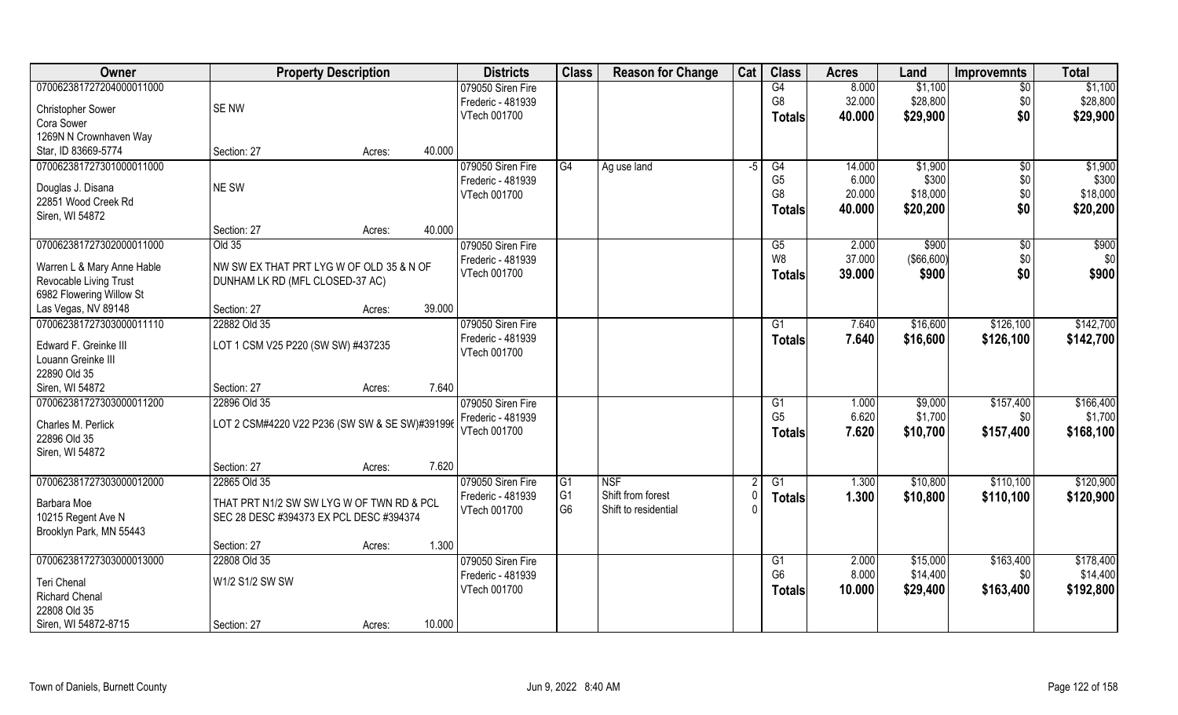| Owner | Property Description | | Districts | Class | Reason for Change | Cat | Class | Acres | Land | Improvemnts | Total |
|---|---|---|---|---|---|---|---|---|---|---|---|
| 070062381727204000011000 | | | 079050 Siren Fire | | | | G4 | 8.000 | $1,100 | $0 | $1,100 |
| Christopher Sower | SE NW | | Frederic - 481939 | | | | G8 | 32.000 | $28,800 | $0 | $28,800 |
| Cora Sower | | | VTech 001700 | | | | Totals | 40.000 | $29,900 | $0 | $29,900 |
| 1269N N Crownhaven Way | | | | | | | | | | | |
| Star, ID 83669-5774 | Section: 27 | Acres: 40.000 | | | | | | | | | |
| 070062381727301000011000 | | | 079050 Siren Fire | G4 | Ag use land | -5 | G4 | 14.000 | $1,900 | $0 | $1,900 |
| Douglas J. Disana | NE SW | | Frederic - 481939 | | | | G5 | 6.000 | $300 | $0 | $300 |
| 22851 Wood Creek Rd | | | VTech 001700 | | | | G8 | 20.000 | $18,000 | $0 | $18,000 |
| Siren, WI 54872 | | | | | | | Totals | 40.000 | $20,200 | $0 | $20,200 |
| | Section: 27 | Acres: 40.000 | | | | | | | | | |
| 070062381727302000011000 | Old 35 | | 079050 Siren Fire | | | | G5 | 2.000 | $900 | $0 | $900 |
| Warren L & Mary Anne Hable | NW SW EX THAT PRT LYG W OF OLD 35 & N OF | | Frederic - 481939 | | | | W8 | 37.000 | ($66,600) | $0 | $0 |
| Revocable Living Trust | DUNHAM LK RD (MFL CLOSED-37 AC) | | VTech 001700 | | | | Totals | 39.000 | $900 | $0 | $900 |
| 6982 Flowering Willow St | | | | | | | | | | | |
| Las Vegas, NV 89148 | Section: 27 | Acres: 39.000 | | | | | | | | | |
| 070062381727303000011110 | 22882 Old 35 | | 079050 Siren Fire | | | | G1 | 7.640 | $16,600 | $126,100 | $142,700 |
| Edward F. Greinke III | LOT 1 CSM V25 P220 (SW SW) #437235 | | Frederic - 481939 | | | | Totals | 7.640 | $16,600 | $126,100 | $142,700 |
| Louann Greinke III | | | VTech 001700 | | | | | | | | |
| 22890 Old 35 | | | | | | | | | | | |
| Siren, WI 54872 | Section: 27 | Acres: 7.640 | | | | | | | | | |
| 070062381727303000011200 | 22896 Old 35 | | 079050 Siren Fire | | | | G1 | 1.000 | $9,000 | $157,400 | $166,400 |
| Charles M. Perlick | LOT 2 CSM#4220 V22 P236 (SW SW & SE SW)#391996 | | Frederic - 481939 | | | | G5 | 6.620 | $1,700 | $0 | $1,700 |
| 22896 Old 35 | | | VTech 001700 | | | | Totals | 7.620 | $10,700 | $157,400 | $168,100 |
| Siren, WI 54872 | | | | | | | | | | | |
| | Section: 27 | Acres: 7.620 | | | | | | | | | |
| 070062381727303000012000 | 22865 Old 35 | | 079050 Siren Fire | G1 | NSF | 2 | G1 | 1.300 | $10,800 | $110,100 | $120,900 |
| Barbara Moe | THAT PRT N1/2 SW SW LYG W OF TWN RD & PCL | | Frederic - 481939 | G1 | Shift from forest | 0 | Totals | 1.300 | $10,800 | $110,100 | $120,900 |
| 10215 Regent Ave N | SEC 28 DESC #394373 EX PCL DESC #394374 | | VTech 001700 | G6 | Shift to residential | 0 | | | | | |
| Brooklyn Park, MN 55443 | | | | | | | | | | | |
| | Section: 27 | Acres: 1.300 | | | | | | | | | |
| 070062381727303000013000 | 22808 Old 35 | | 079050 Siren Fire | | | | G1 | 2.000 | $15,000 | $163,400 | $178,400 |
| Teri Chenal | W1/2 S1/2 SW SW | | Frederic - 481939 | | | | G6 | 8.000 | $14,400 | $0 | $14,400 |
| Richard Chenal | | | VTech 001700 | | | | Totals | 10.000 | $29,400 | $163,400 | $192,800 |
| 22808 Old 35 | | | | | | | | | | | |
| Siren, WI 54872-8715 | Section: 27 | Acres: 10.000 | | | | | | | | | |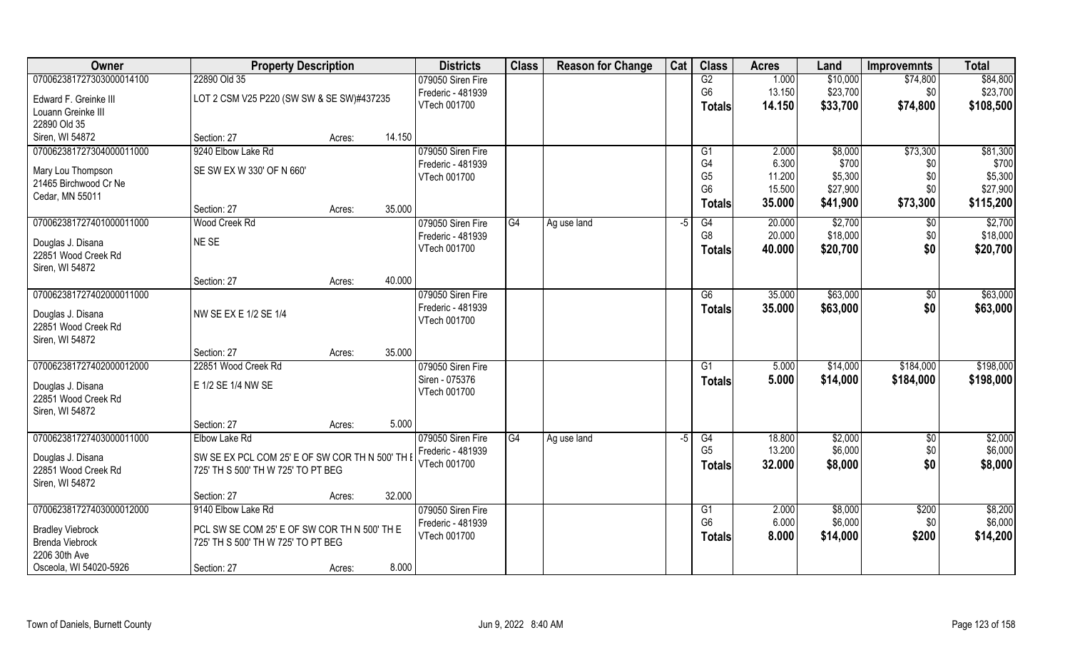| Owner | Property Description | | | Districts | Class | Reason for Change | Cat | Class | Acres | Land | Improvemnts | Total |
|---|---|---|---|---|---|---|---|---|---|---|---|---|
| 070062381727303000014100 | 22890 Old 35 | | | 079050 Siren Fire | | | | G2 | 1.000 | $10,000 | $74,800 | $84,800 |
| Edward F. Greinke III | LOT 2 CSM V25 P220 (SW SW & SE SW)#437235 | | | Frederic - 481939 | | | | G6 | 13.150 | $23,700 | $0 | $23,700 |
| Louann Greinke III | | | | VTech 001700 | | | | **Totals** | **14.150** | **$33,700** | **$74,800** | **$108,500** |
| 22890 Old 35 | | | | | | | | | | | | |
| Siren, WI 54872 | Section: 27 | Acres: | 14.150 | | | | | | | | | |
| 070062381727304000011000 | 9240 Elbow Lake Rd | | | 079050 Siren Fire | | | | G1 | 2.000 | $8,000 | $73,300 | $81,300 |
| Mary Lou Thompson | SE SW EX W 330' OF N 660' | | | Frederic - 481939 | | | | G4 | 6.300 | $700 | $0 | $700 |
| 21465 Birchwood Cr Ne | | | | VTech 001700 | | | | G5 | 11.200 | $5,300 | $0 | $5,300 |
| Cedar, MN 55011 | | | | | | | | G6 | 15.500 | $27,900 | $0 | $27,900 |
| | Section: 27 | Acres: | 35.000 | | | | | **Totals** | **35.000** | **$41,900** | **$73,300** | **$115,200** |
| 070062381727401000011000 | Wood Creek Rd | | | 079050 Siren Fire | G4 | Ag use land | -5 | G4 | 20.000 | $2,700 | $0 | $2,700 |
| Douglas J. Disana | NE SE | | | Frederic - 481939 | | | | G8 | 20.000 | $18,000 | $0 | $18,000 |
| 22851 Wood Creek Rd | | | | VTech 001700 | | | | **Totals** | **40.000** | **$20,700** | **$0** | **$20,700** |
| Siren, WI 54872 | | | | | | | | | | | | |
| | Section: 27 | Acres: | 40.000 | | | | | | | | | |
| 070062381727402000011000 | | | | 079050 Siren Fire | | | | G6 | 35.000 | $63,000 | $0 | $63,000 |
| Douglas J. Disana | NW SE EX E 1/2 SE 1/4 | | | Frederic - 481939 | | | | **Totals** | **35.000** | **$63,000** | **$0** | **$63,000** |
| 22851 Wood Creek Rd | | | | VTech 001700 | | | | | | | | |
| Siren, WI 54872 | | | | | | | | | | | | |
| | Section: 27 | Acres: | 35.000 | | | | | | | | | |
| 070062381727402000012000 | 22851 Wood Creek Rd | | | 079050 Siren Fire | | | | G1 | 5.000 | $14,000 | $184,000 | $198,000 |
| Douglas J. Disana | E 1/2 SE 1/4 NW SE | | | Siren - 075376 | | | | **Totals** | **5.000** | **$14,000** | **$184,000** | **$198,000** |
| 22851 Wood Creek Rd | | | | VTech 001700 | | | | | | | | |
| Siren, WI 54872 | | | | | | | | | | | | |
| | Section: 27 | Acres: | 5.000 | | | | | | | | | |
| 070062381727403000011000 | Elbow Lake Rd | | | 079050 Siren Fire | G4 | Ag use land | -5 | G4 | 18.800 | $2,000 | $0 | $2,000 |
| Douglas J. Disana | SW SE EX PCL COM 25' E OF SW COR TH N 500' TH E | | | Frederic - 481939 | | | | G5 | 13.200 | $6,000 | $0 | $6,000 |
| 22851 Wood Creek Rd | 725' TH S 500' TH W 725' TO PT BEG | | | VTech 001700 | | | | **Totals** | **32.000** | **$8,000** | **$0** | **$8,000** |
| Siren, WI 54872 | | | | | | | | | | | | |
| | Section: 27 | Acres: | 32.000 | | | | | | | | | |
| 070062381727403000012000 | 9140 Elbow Lake Rd | | | 079050 Siren Fire | | | | G1 | 2.000 | $8,000 | $200 | $8,200 |
| Bradley Viebrock | PCL SW SE COM 25' E OF SW COR TH N 500' TH E | | | Frederic - 481939 | | | | G6 | 6.000 | $6,000 | $0 | $6,000 |
| Brenda Viebrock | 725' TH S 500' TH W 725' TO PT BEG | | | VTech 001700 | | | | **Totals** | **8.000** | **$14,000** | **$200** | **$14,200** |
| 2206 30th Ave | | | | | | | | | | | | |
| Osceola, WI 54020-5926 | Section: 27 | Acres: | 8.000 | | | | | | | | | |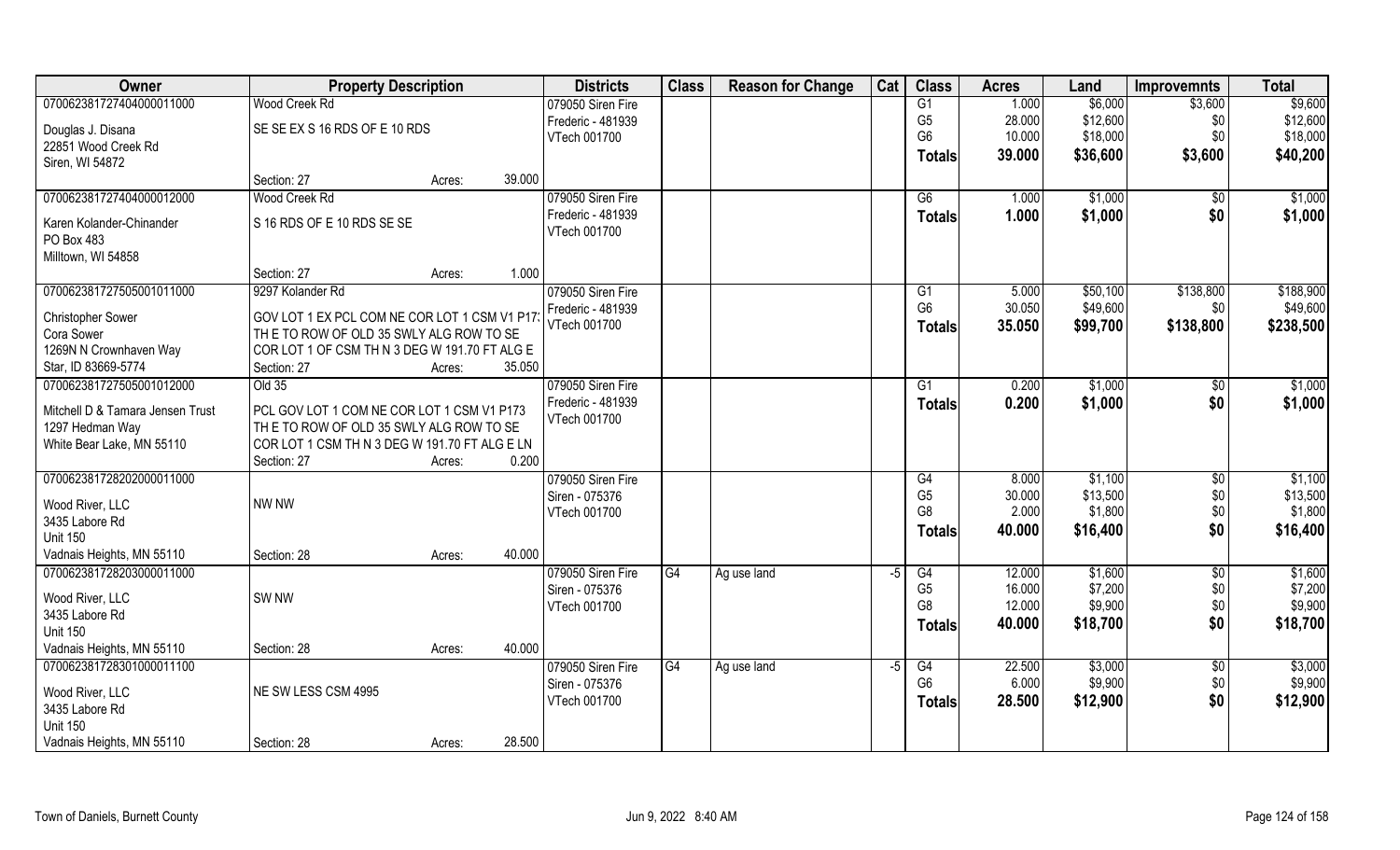| Owner | Property Description | | Districts | Class | Reason for Change | Cat | Class | Acres | Land | Improvemnts | Total |
|---|---|---|---|---|---|---|---|---|---|---|---|
| 070062381727404000011000 | Wood Creek Rd | | 079050 Siren Fire | | | | G1 | 1.000 | $6,000 | $3,600 | $9,600 |
| Douglas J. Disana | SE SE EX S 16 RDS OF E 10 RDS | | Frederic - 481939 | | | | G5 | 28.000 | $12,600 | $0 | $12,600 |
| 22851 Wood Creek Rd | | | VTech 001700 | | | | G6 | 10.000 | $18,000 | $0 | $18,000 |
| Siren, WI 54872 | | | | | | | **Totals** | **39.000** | **$36,600** | **$3,600** | **$40,200** |
| | Section: 27 | Acres: 39.000 | | | | | | | | | |
| 070062381727404000012000 | Wood Creek Rd | | 079050 Siren Fire | | | | G6 | 1.000 | $1,000 | $0 | $1,000 |
| Karen Kolander-Chinander | S 16 RDS OF E 10 RDS SE SE | | Frederic - 481939 | | | | **Totals** | **1.000** | **$1,000** | **$0** | **$1,000** |
| PO Box 483 | | | VTech 001700 | | | | | | | | |
| Milltown, WI 54858 | | | | | | | | | | | |
| | Section: 27 | Acres: 1.000 | | | | | | | | | |
| 070062381727505001011000 | 9297 Kolander Rd | | 079050 Siren Fire | | | | G1 | 5.000 | $50,100 | $138,800 | $188,900 |
| Christopher Sower | GOV LOT 1 EX PCL COM NE COR LOT 1 CSM V1 P17: | | Frederic - 481939 | | | | G6 | 30.050 | $49,600 | $0 | $49,600 |
| Cora Sower | TH E TO ROW OF OLD 35 SWLY ALG ROW TO SE | | VTech 001700 | | | | **Totals** | **35.050** | **$99,700** | **$138,800** | **$238,500** |
| 1269N N Crownhaven Way | COR LOT 1 OF CSM TH N 3 DEG W 191.70 FT ALG E | | | | | | | | | | |
| Star, ID 83669-5774 | Section: 27 | Acres: 35.050 | | | | | | | | | |
| 070062381727505001012000 | Old 35 | | 079050 Siren Fire | | | | G1 | 0.200 | $1,000 | $0 | $1,000 |
| Mitchell D & Tamara Jensen Trust | PCL GOV LOT 1 COM NE COR LOT 1 CSM V1 P173 | | Frederic - 481939 | | | | **Totals** | **0.200** | **$1,000** | **$0** | **$1,000** |
| 1297 Hedman Way | TH E TO ROW OF OLD 35 SWLY ALG ROW TO SE | | VTech 001700 | | | | | | | | |
| White Bear Lake, MN 55110 | COR LOT 1 CSM TH N 3 DEG W 191.70 FT ALG E LN | | | | | | | | | | |
| | Section: 27 | Acres: 0.200 | | | | | | | | | |
| 070062381728202000011000 | | | 079050 Siren Fire | | | | G4 | 8.000 | $1,100 | $0 | $1,100 |
| Wood River, LLC | NW NW | | Siren - 075376 | | | | G5 | 30.000 | $13,500 | $0 | $13,500 |
| 3435 Labore Rd | | | VTech 001700 | | | | G8 | 2.000 | $1,800 | $0 | $1,800 |
| Unit 150 | | | | | | | **Totals** | **40.000** | **$16,400** | **$0** | **$16,400** |
| Vadnais Heights, MN 55110 | Section: 28 | Acres: 40.000 | | | | | | | | | |
| 070062381728203000011000 | | | 079050 Siren Fire | G4 | Ag use land | -5 | G4 | 12.000 | $1,600 | $0 | $1,600 |
| Wood River, LLC | SW NW | | Siren - 075376 | | | | G5 | 16.000 | $7,200 | $0 | $7,200 |
| 3435 Labore Rd | | | VTech 001700 | | | | G8 | 12.000 | $9,900 | $0 | $9,900 |
| Unit 150 | | | | | | | **Totals** | **40.000** | **$18,700** | **$0** | **$18,700** |
| Vadnais Heights, MN 55110 | Section: 28 | Acres: 40.000 | | | | | | | | | |
| 070062381728301000011100 | | | 079050 Siren Fire | G4 | Ag use land | -5 | G4 | 22.500 | $3,000 | $0 | $3,000 |
| Wood River, LLC | NE SW LESS CSM 4995 | | Siren - 075376 | | | | G6 | 6.000 | $9,900 | $0 | $9,900 |
| 3435 Labore Rd | | | VTech 001700 | | | | **Totals** | **28.500** | **$12,900** | **$0** | **$12,900** |
| Unit 150 | | | | | | | | | | | |
| Vadnais Heights, MN 55110 | Section: 28 | Acres: 28.500 | | | | | | | | | |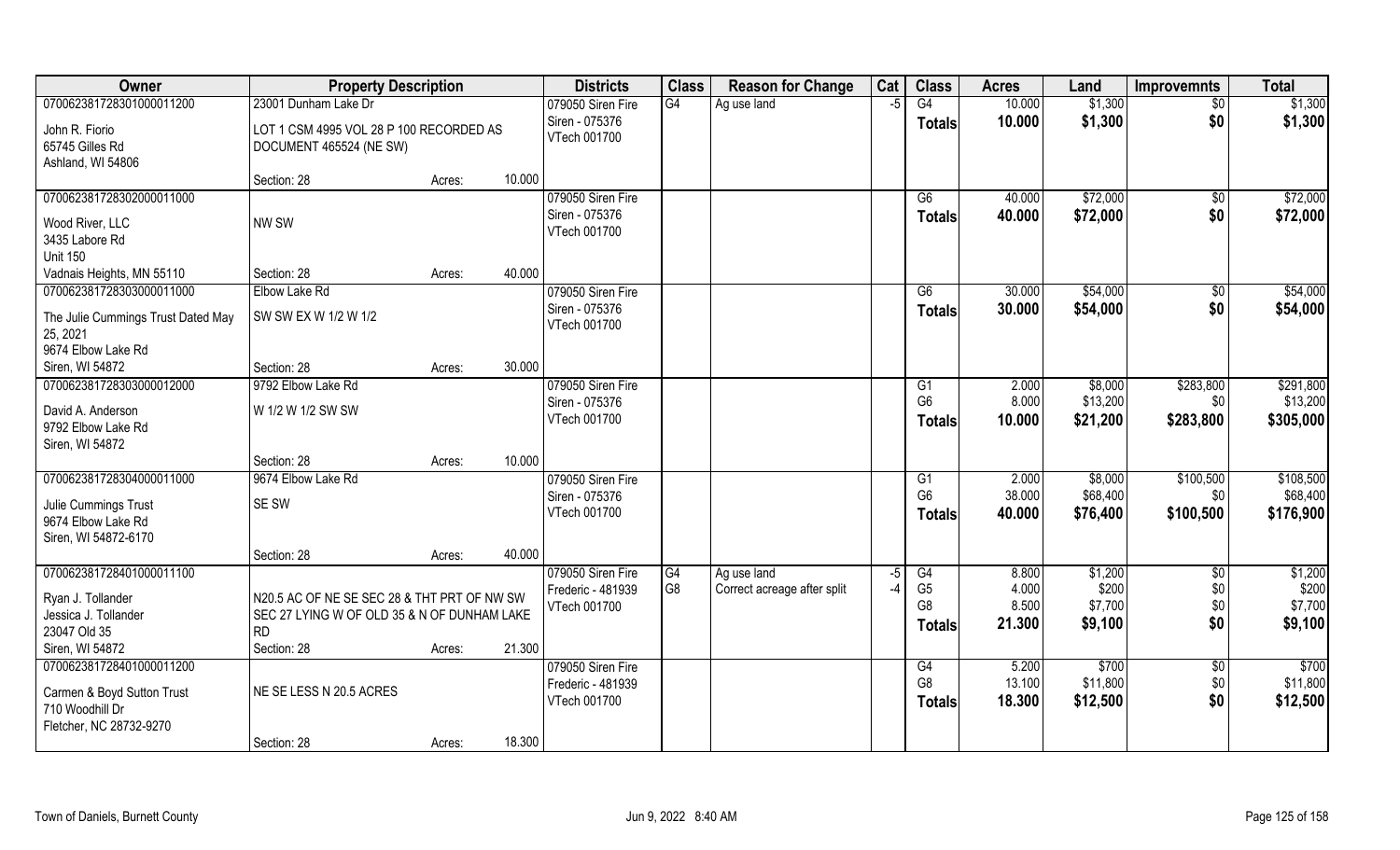| Owner | Property Description | | | Districts | Class | Reason for Change | Cat | Class | Acres | Land | Improvemnts | Total |
|---|---|---|---|---|---|---|---|---|---|---|---|---|
| 070062381728301000011200 | 23001 Dunham Lake Dr | | | 079050 Siren Fire | G4 | Ag use land | -5 | G4 | 10.000 | $1,300 | $0 | $1,300 |
| John R. Fiorio | LOT 1 CSM 4995 VOL 28 P 100 RECORDED AS | | | Siren - 075376 | | | | Totals | 10.000 | $1,300 | $0 | $1,300 |
| 65745 Gilles Rd | DOCUMENT 465524 (NE SW) | | | VTech 001700 | | | | | | | | |
| Ashland, WI 54806 | | | | | | | | | | | | |
| | Section: 28 | Acres: | 10.000 | | | | | | | | | |
| 070062381728302000011000 | | | | 079050 Siren Fire | | | | G6 | 40.000 | $72,000 | $0 | $72,000 |
| Wood River, LLC | NW SW | | | Siren - 075376 | | | | Totals | 40.000 | $72,000 | $0 | $72,000 |
| 3435 Labore Rd | | | | VTech 001700 | | | | | | | | |
| Unit 150 | | | | | | | | | | | | |
| Vadnais Heights, MN 55110 | Section: 28 | Acres: | 40.000 | | | | | | | | | |
| 070062381728303000011000 | Elbow Lake Rd | | | 079050 Siren Fire | | | | G6 | 30.000 | $54,000 | $0 | $54,000 |
| The Julie Cummings Trust Dated May 25, 2021 | SW SW EX W 1/2 W 1/2 | | | Siren - 075376 | | | | Totals | 30.000 | $54,000 | $0 | $54,000 |
| 9674 Elbow Lake Rd | | | | VTech 001700 | | | | | | | | |
| Siren, WI 54872 | Section: 28 | Acres: | 30.000 | | | | | | | | | |
| 070062381728303000012000 | 9792 Elbow Lake Rd | | | 079050 Siren Fire | | | | G1 | 2.000 | $8,000 | $283,800 | $291,800 |
| David A. Anderson | W 1/2 W 1/2 SW SW | | | Siren - 075376 | | | | G6 | 8.000 | $13,200 | $0 | $13,200 |
| 9792 Elbow Lake Rd | | | | VTech 001700 | | | | Totals | 10.000 | $21,200 | $283,800 | $305,000 |
| Siren, WI 54872 | | | | | | | | | | | | |
| | Section: 28 | Acres: | 10.000 | | | | | | | | | |
| 070062381728304000011000 | 9674 Elbow Lake Rd | | | 079050 Siren Fire | | | | G1 | 2.000 | $8,000 | $100,500 | $108,500 |
| Julie Cummings Trust | SE SW | | | Siren - 075376 | | | | G6 | 38.000 | $68,400 | $0 | $68,400 |
| 9674 Elbow Lake Rd | | | | VTech 001700 | | | | Totals | 40.000 | $76,400 | $100,500 | $176,900 |
| Siren, WI 54872-6170 | | | | | | | | | | | | |
| | Section: 28 | Acres: | 40.000 | | | | | | | | | |
| 070062381728401000011100 | | | | 079050 Siren Fire | G4 | Ag use land | -5 | G4 | 8.800 | $1,200 | $0 | $1,200 |
| Ryan J. Tollander | N20.5 AC OF NE SE SEC 28 & THT PRT OF NW SW | | | Frederic - 481939 | G8 | Correct acreage after split | -4 | G5 | 4.000 | $200 | $0 | $200 |
| Jessica J. Tollander | SEC 27 LYING W OF OLD 35 & N OF DUNHAM LAKE | | | VTech 001700 | | | | G8 | 8.500 | $7,700 | $0 | $7,700 |
| 23047 Old 35 | RD | | | | | | | Totals | 21.300 | $9,100 | $0 | $9,100 |
| Siren, WI 54872 | Section: 28 | Acres: | 21.300 | | | | | | | | | |
| 070062381728401000011200 | | | | 079050 Siren Fire | | | | G4 | 5.200 | $700 | $0 | $700 |
| Carmen & Boyd Sutton Trust | NE SE LESS N 20.5 ACRES | | | Frederic - 481939 | | | | G8 | 13.100 | $11,800 | $0 | $11,800 |
| 710 Woodhill Dr | | | | VTech 001700 | | | | Totals | 18.300 | $12,500 | $0 | $12,500 |
| Fletcher, NC 28732-9270 | | | | | | | | | | | | |
| | Section: 28 | Acres: | 18.300 | | | | | | | | | |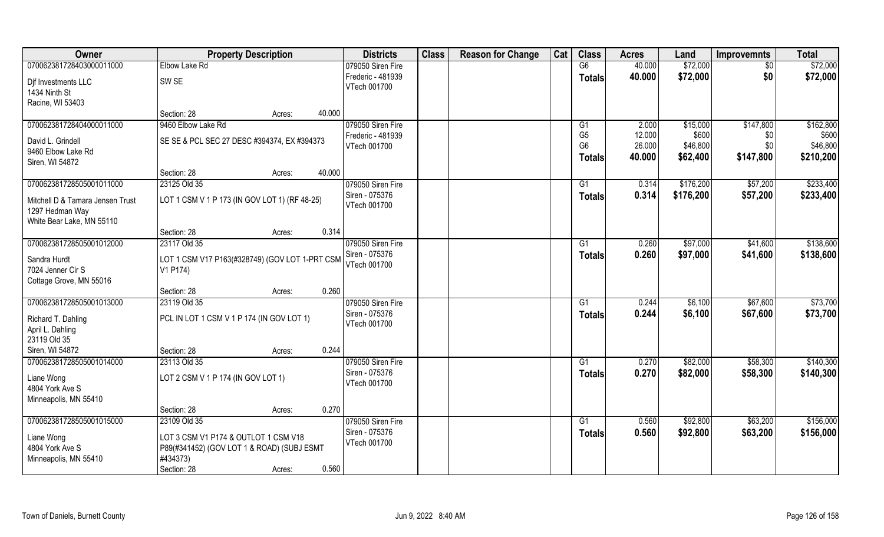| Owner | Property Description | Districts | Class | Reason for Change | Cat | Class | Acres | Land | Improvemnts | Total |
|---|---|---|---|---|---|---|---|---|---|---|
| 070062381728403000011000<br>Djf Investments LLC<br>1434 Ninth St<br>Racine, WI 53403 | Elbow Lake Rd<br>SW SE<br>Section: 28 Acres: 40.000 | 079050 Siren Fire<br>Frederic - 481939<br>VTech 001700 | | | | G6<br>**Totals** | 40.000<br>**40.000** | $72,000<br>**$72,000** | $0<br>**$0** | $72,000<br>**$72,000** |
| 070062381728404000011000<br>David L. Grindell<br>9460 Elbow Lake Rd<br>Siren, WI 54872 | 9460 Elbow Lake Rd<br>SE SE & PCL SEC 27 DESC #394374, EX #394373<br>Section: 28 Acres: 40.000 | 079050 Siren Fire<br>Frederic - 481939<br>VTech 001700 | | | | G1<br>G5<br>G6<br>**Totals** | 2.000<br>12.000<br>26.000<br>**40.000** | $15,000<br>$600<br>$46,800<br>**$62,400** | $147,800<br>$0<br>$0<br>**$147,800** | $162,800<br>$600<br>$46,800<br>**$210,200** |
| 070062381728505001011000<br>Mitchell D & Tamara Jensen Trust<br>1297 Hedman Way<br>White Bear Lake, MN 55110 | 23125 Old 35<br>LOT 1 CSM V 1 P 173 (IN GOV LOT 1) (RF 48-25)<br>Section: 28 Acres: 0.314 | 079050 Siren Fire<br>Siren - 075376<br>VTech 001700 | | | | G1<br>**Totals** | 0.314<br>**0.314** | $176,200<br>**$176,200** | $57,200<br>**$57,200** | $233,400<br>**$233,400** |
| 070062381728505001012000<br>Sandra Hurdt<br>7024 Jenner Cir S<br>Cottage Grove, MN 55016 | 23117 Old 35<br>LOT 1 CSM V17 P163(#328749) (GOV LOT 1-PRT CSM V1 P174)<br>Section: 28 Acres: 0.260 | 079050 Siren Fire<br>Siren - 075376<br>VTech 001700 | | | | G1<br>**Totals** | 0.260<br>**0.260** | $97,000<br>**$97,000** | $41,600<br>**$41,600** | $138,600<br>**$138,600** |
| 070062381728505001013000<br>Richard T. Dahling<br>April L. Dahling<br>23119 Old 35<br>Siren, WI 54872 | 23119 Old 35<br>PCL IN LOT 1 CSM V 1 P 174 (IN GOV LOT 1)<br>Section: 28 Acres: 0.244 | 079050 Siren Fire<br>Siren - 075376<br>VTech 001700 | | | | G1<br>**Totals** | 0.244<br>**0.244** | $6,100<br>**$6,100** | $67,600<br>**$67,600** | $73,700<br>**$73,700** |
| 070062381728505001014000<br>Liane Wong<br>4804 York Ave S<br>Minneapolis, MN 55410 | 23113 Old 35<br>LOT 2 CSM V 1 P 174 (IN GOV LOT 1)<br>Section: 28 Acres: 0.270 | 079050 Siren Fire<br>Siren - 075376<br>VTech 001700 | | | | G1<br>**Totals** | 0.270<br>**0.270** | $82,000<br>**$82,000** | $58,300<br>**$58,300** | $140,300<br>**$140,300** |
| 070062381728505001015000<br>Liane Wong<br>4804 York Ave S<br>Minneapolis, MN 55410 | 23109 Old 35<br>LOT 3 CSM V1 P174 & OUTLOT 1 CSM V18 P89(#341452) (GOV LOT 1 & ROAD) (SUBJ ESMT #434373)<br>Section: 28 Acres: 0.560 | 079050 Siren Fire<br>Siren - 075376<br>VTech 001700 | | | | G1<br>**Totals** | 0.560<br>**0.560** | $92,800<br>**$92,800** | $63,200<br>**$63,200** | $156,000<br>**$156,000** |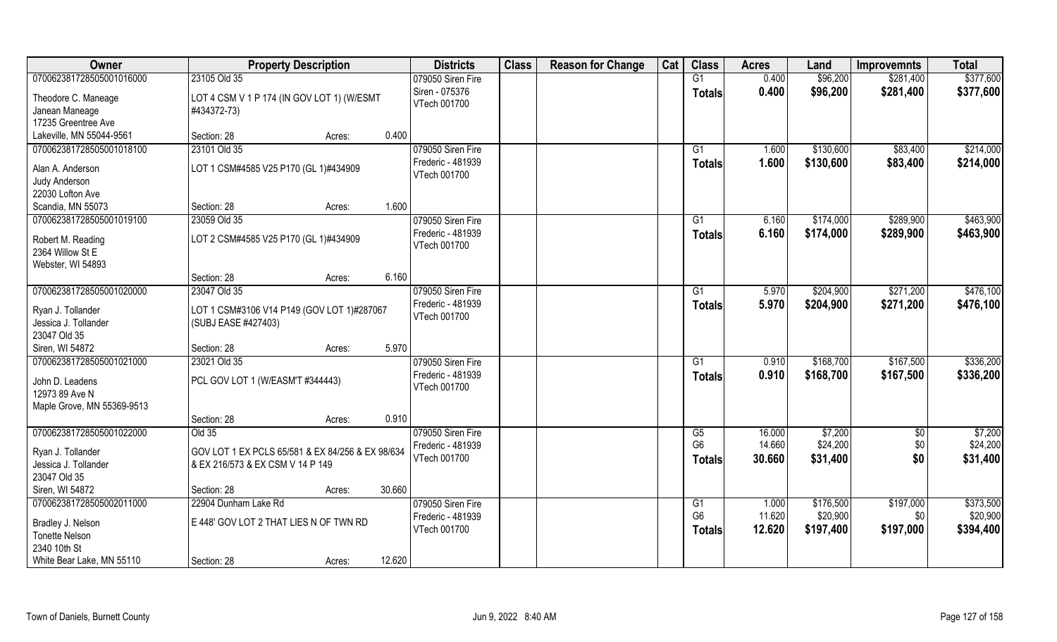| Owner | Property Description | | | Districts | Class | Reason for Change | Cat | Class | Acres | Land | Improvemnts | Total |
|---|---|---|---|---|---|---|---|---|---|---|---|---|
| 070062381728505001016000 | 23105 Old 35 | | | 079050 Siren Fire | | | | G1 | 0.400 | $96,200 | $281,400 | $377,600 |
| Theodore C. Maneage<br>Janean Maneage<br>17235 Greentree Ave<br>Lakeville, MN 55044-9561 | LOT 4 CSM V 1 P 174 (IN GOV LOT 1) (W/ESMT #434372-73) | | | Siren - 075376<br>VTech 001700 | | | | **Totals** | **0.400** | **$96,200** | **$281,400** | **$377,600** |
| | Section: 28 | Acres: | 0.400 | | | | | | | | | |
| 070062381728505001018100 | 23101 Old 35 | | | 079050 Siren Fire | | | | G1 | 1.600 | $130,600 | $83,400 | $214,000 |
| Alan A. Anderson<br>Judy Anderson<br>22030 Lofton Ave<br>Scandia, MN 55073 | LOT 1 CSM#4585 V25 P170 (GL 1)#434909 | | | Frederic - 481939<br>VTech 001700 | | | | **Totals** | **1.600** | **$130,600** | **$83,400** | **$214,000** |
| | Section: 28 | Acres: | 1.600 | | | | | | | | | |
| 070062381728505001019100 | 23059 Old 35 | | | 079050 Siren Fire | | | | G1 | 6.160 | $174,000 | $289,900 | $463,900 |
| Robert M. Reading<br>2364 Willow St E<br>Webster, WI 54893 | LOT 2 CSM#4585 V25 P170 (GL 1)#434909 | | | Frederic - 481939<br>VTech 001700 | | | | **Totals** | **6.160** | **$174,000** | **$289,900** | **$463,900** |
| | Section: 28 | Acres: | 6.160 | | | | | | | | | |
| 070062381728505001020000 | 23047 Old 35 | | | 079050 Siren Fire | | | | G1 | 5.970 | $204,900 | $271,200 | $476,100 |
| Ryan J. Tollander<br>Jessica J. Tollander<br>23047 Old 35<br>Siren, WI 54872 | LOT 1 CSM#3106 V14 P149 (GOV LOT 1)#287067 (SUBJ EASE #427403) | | | Frederic - 481939<br>VTech 001700 | | | | **Totals** | **5.970** | **$204,900** | **$271,200** | **$476,100** |
| | Section: 28 | Acres: | 5.970 | | | | | | | | | |
| 070062381728505001021000 | 23021 Old 35 | | | 079050 Siren Fire | | | | G1 | 0.910 | $168,700 | $167,500 | $336,200 |
| John D. Leadens<br>12973 89 Ave N<br>Maple Grove, MN 55369-9513 | PCL GOV LOT 1 (W/EASM'T #344443) | | | Frederic - 481939<br>VTech 001700 | | | | **Totals** | **0.910** | **$168,700** | **$167,500** | **$336,200** |
| | Section: 28 | Acres: | 0.910 | | | | | | | | | |
| 070062381728505001022000 | Old 35 | | | 079050 Siren Fire | | | | G5 | 16.000 | $7,200 | $0 | $7,200 |
| Ryan J. Tollander<br>Jessica J. Tollander<br>23047 Old 35<br>Siren, WI 54872 | GOV LOT 1 EX PCLS 65/581 & EX 84/256 & EX 98/634 & EX 216/573 & EX CSM V 14 P 149 | | | Frederic - 481939<br>VTech 001700 | | | | G6 | 14.660 | $24,200 | $0 | $24,200 |
| | | | | | | | | **Totals** | **30.660** | **$31,400** | **$0** | **$31,400** |
| | Section: 28 | Acres: | 30.660 | | | | | | | | | |
| 070062381728505002011000 | 22904 Dunham Lake Rd | | | 079050 Siren Fire | | | | G1 | 1.000 | $176,500 | $197,000 | $373,500 |
| Bradley J. Nelson<br>Tonette Nelson<br>2340 10th St<br>White Bear Lake, MN 55110 | E 448' GOV LOT 2 THAT LIES N OF TWN RD | | | Frederic - 481939<br>VTech 001700 | | | | G6 | 11.620 | $20,900 | $0 | $20,900 |
| | | | | | | | | **Totals** | **12.620** | **$197,400** | **$197,000** | **$394,400** |
| | Section: 28 | Acres: | 12.620 | | | | | | | | | |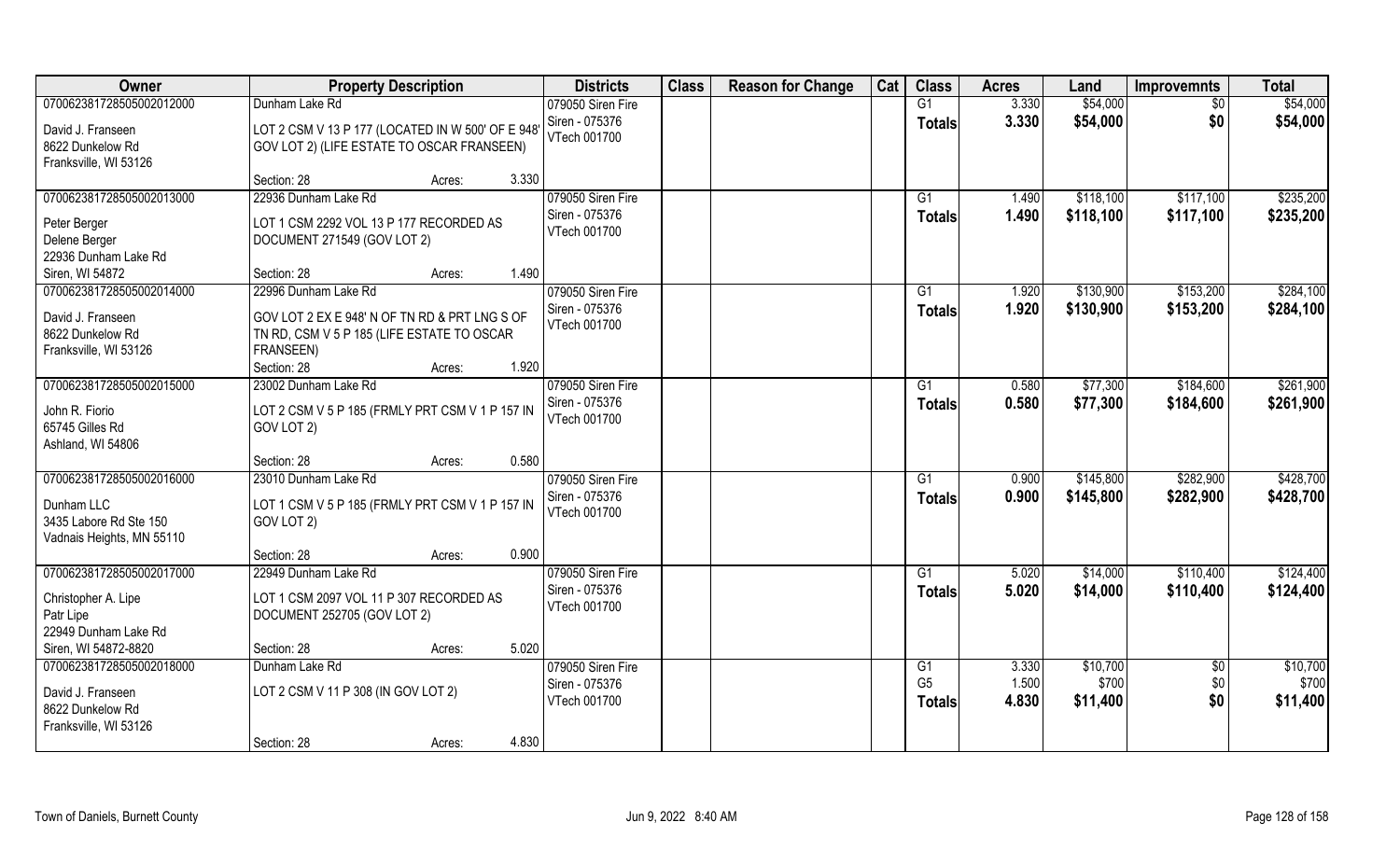| Owner | Property Description | | Districts | Class | Reason for Change | Cat | Class | Acres | Land | Improvemnts | Total |
|---|---|---|---|---|---|---|---|---|---|---|---|
| 070062381728505002012000<br><br>David J. Franseen<br>8622 Dunkelow Rd<br>Franksville, WI 53126 | Dunham Lake Rd<br><br>LOT 2 CSM V 13 P 177 (LOCATED IN W 500' OF E 948' GOV LOT 2) (LIFE ESTATE TO OSCAR FRANSEEN)<br><br>Section: 28 | Acres: 3.330 | 079050 Siren Fire<br>Siren - 075376<br>VTech 001700 | | | | G1<br>**Totals** | 3.330<br>**3.330** | $54,000<br>**$54,000** | $0<br>**$0** | $54,000<br>**$54,000** |
| 070062381728505002013000<br><br>Peter Berger<br>Delene Berger<br>22936 Dunham Lake Rd<br>Siren, WI 54872 | 22936 Dunham Lake Rd<br><br>LOT 1 CSM 2292 VOL 13 P 177 RECORDED AS DOCUMENT 271549 (GOV LOT 2)<br><br>Section: 28 | Acres: 1.490 | 079050 Siren Fire<br>Siren - 075376<br>VTech 001700 | | | | G1<br>**Totals** | 1.490<br>**1.490** | $118,100<br>**$118,100** | $117,100<br>**$117,100** | $235,200<br>**$235,200** |
| 070062381728505002014000<br><br>David J. Franseen<br>8622 Dunkelow Rd<br>Franksville, WI 53126 | 22996 Dunham Lake Rd<br><br>GOV LOT 2 EX E 948' N OF TN RD & PRT LNG S OF TN RD, CSM V 5 P 185 (LIFE ESTATE TO OSCAR FRANSEEN)<br><br>Section: 28 | Acres: 1.920 | 079050 Siren Fire<br>Siren - 075376<br>VTech 001700 | | | | G1<br>**Totals** | 1.920<br>**1.920** | $130,900<br>**$130,900** | $153,200<br>**$153,200** | $284,100<br>**$284,100** |
| 070062381728505002015000<br><br>John R. Fiorio<br>65745 Gilles Rd<br>Ashland, WI 54806 | 23002 Dunham Lake Rd<br><br>LOT 2 CSM V 5 P 185 (FRMLY PRT CSM V 1 P 157 IN GOV LOT 2)<br><br>Section: 28 | Acres: 0.580 | 079050 Siren Fire<br>Siren - 075376<br>VTech 001700 | | | | G1<br>**Totals** | 0.580<br>**0.580** | $77,300<br>**$77,300** | $184,600<br>**$184,600** | $261,900<br>**$261,900** |
| 070062381728505002016000<br><br>Dunham LLC<br>3435 Labore Rd Ste 150<br>Vadnais Heights, MN 55110 | 23010 Dunham Lake Rd<br><br>LOT 1 CSM V 5 P 185 (FRMLY PRT CSM V 1 P 157 IN GOV LOT 2)<br><br>Section: 28 | Acres: 0.900 | 079050 Siren Fire<br>Siren - 075376<br>VTech 001700 | | | | G1<br>**Totals** | 0.900<br>**0.900** | $145,800<br>**$145,800** | $282,900<br>**$282,900** | $428,700<br>**$428,700** |
| 070062381728505002017000<br><br>Christopher A. Lipe<br>Patr Lipe<br>22949 Dunham Lake Rd<br>Siren, WI 54872-8820 | 22949 Dunham Lake Rd<br><br>LOT 1 CSM 2097 VOL 11 P 307 RECORDED AS DOCUMENT 252705 (GOV LOT 2)<br><br>Section: 28 | Acres: 5.020 | 079050 Siren Fire<br>Siren - 075376<br>VTech 001700 | | | | G1<br>**Totals** | 5.020<br>**5.020** | $14,000<br>**$14,000** | $110,400<br>**$110,400** | $124,400<br>**$124,400** |
| 070062381728505002018000<br><br>David J. Franseen<br>8622 Dunkelow Rd<br>Franksville, WI 53126 | Dunham Lake Rd<br><br>LOT 2 CSM V 11 P 308 (IN GOV LOT 2)<br><br>Section: 28 | Acres: 4.830 | 079050 Siren Fire<br>Siren - 075376<br>VTech 001700 | | | | G1<br>G5<br>**Totals** | 3.330<br>1.500<br>**4.830** | $10,700<br>$700<br>**$11,400** | $0<br>$0<br>**$0** | $10,700<br>$700<br>**$11,400** |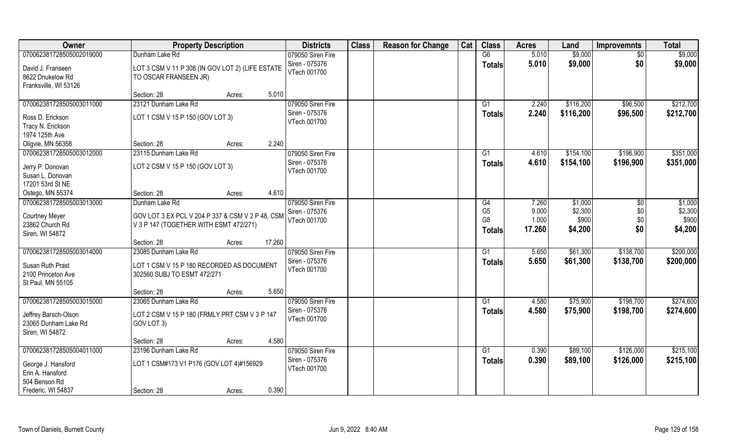| Owner | Property Description | | Districts | Class | Reason for Change | Cat | Class | Acres | Land | Improvemnts | Total |
|---|---|---|---|---|---|---|---|---|---|---|---|
| 070062381728505002019000 | Dunham Lake Rd | | 079050 Siren Fire | | | | G6 | 5.010 | $9,000 | $0 | $9,000 |
| David J. Franseen<br>8622 Dnukelow Rd<br>Franksville, WI 53126 | LOT 3 CSM V 11 P 308 (IN GOV LOT 2) (LIFE ESTATE TO OSCAR FRANSEEN JR) | | Siren - 075376<br>VTech 001700 | | | | Totals | 5.010 | $9,000 | $0 | $9,000 |
| | Section: 28 | Acres: 5.010 | | | | | | | | | |
| 070062381728505003011000 | 23121 Dunham Lake Rd | | 079050 Siren Fire | | | | G1 | 2.240 | $116,200 | $96,500 | $212,700 |
| Ross D. Erickson<br>Tracy N. Erickson<br>1974 125th Ave<br>Oligvie, MN 56358 | LOT 1 CSM V 15 P 150 (GOV LOT 3) | | Siren - 075376<br>VTech 001700 | | | | Totals | 2.240 | $116,200 | $96,500 | $212,700 |
| | Section: 28 | Acres: 2.240 | | | | | | | | | |
| 070062381728505003012000 | 23115 Dunham Lake Rd | | 079050 Siren Fire | | | | G1 | 4.610 | $154,100 | $196,900 | $351,000 |
| Jerry P. Donovan<br>Susan L. Donovan<br>17201 53rd St NE<br>Ostego, MN 55374 | LOT 2 CSM V 15 P 150 (GOV LOT 3) | | Siren - 075376<br>VTech 001700 | | | | Totals | 4.610 | $154,100 | $196,900 | $351,000 |
| | Section: 28 | Acres: 4.610 | | | | | | | | | |
| 070062381728505003013000 | Dunham Lake Rd | | 079050 Siren Fire | | | | G4 | 7.260 | $1,000 | $0 | $1,000 |
| Courtney Meyer<br>23862 Church Rd<br>Siren, WI 54872 | GOV LOT 3 EX PCL V 204 P 337 & CSM V 2 P 48, CSM V 3 P 147 (TOGETHER WITH ESMT 472/271) | | Siren - 075376<br>VTech 001700 | | | | G5 | 9.000 | $2,300 | $0 | $2,300 |
| | | | | | | | G8 | 1.000 | $900 | $0 | $900 |
| | | | | | | | Totals | 17.260 | $4,200 | $0 | $4,200 |
| | Section: 28 | Acres: 17.260 | | | | | | | | | |
| 070062381728505003014000 | 23085 Dunham Lake Rd | | 079050 Siren Fire | | | | G1 | 5.650 | $61,300 | $138,700 | $200,000 |
| Susan Ruth Prast<br>2100 Princeton Ave<br>St Paul, MN 55105 | LOT 1 CSM V 15 P 180 RECORDED AS DOCUMENT 302560 SUBJ TO ESMT 472/271 | | Siren - 075376<br>VTech 001700 | | | | Totals | 5.650 | $61,300 | $138,700 | $200,000 |
| | Section: 28 | Acres: 5.650 | | | | | | | | | |
| 070062381728505003015000 | 23065 Dunham Lake Rd | | 079050 Siren Fire | | | | G1 | 4.580 | $75,900 | $198,700 | $274,600 |
| Jeffrey Barsch-Olson<br>23065 Dunham Lake Rd<br>Siren, WI 54872 | LOT 2 CSM V 15 P 180 (FRMLY PRT CSM V 3 P 147 GOV LOT 3) | | Siren - 075376<br>VTech 001700 | | | | Totals | 4.580 | $75,900 | $198,700 | $274,600 |
| | Section: 28 | Acres: 4.580 | | | | | | | | | |
| 070062381728505004011000 | 23196 Dunham Lake Rd | | 079050 Siren Fire | | | | G1 | 0.390 | $89,100 | $126,000 | $215,100 |
| George J. Hansford<br>Erin A. Hansford<br>504 Benson Rd<br>Frederic, WI 54837 | LOT 1 CSM#173 V1 P176 (GOV LOT 4)#156929 | | Siren - 075376<br>VTech 001700 | | | | Totals | 0.390 | $89,100 | $126,000 | $215,100 |
| | Section: 28 | Acres: 0.390 | | | | | | | | | |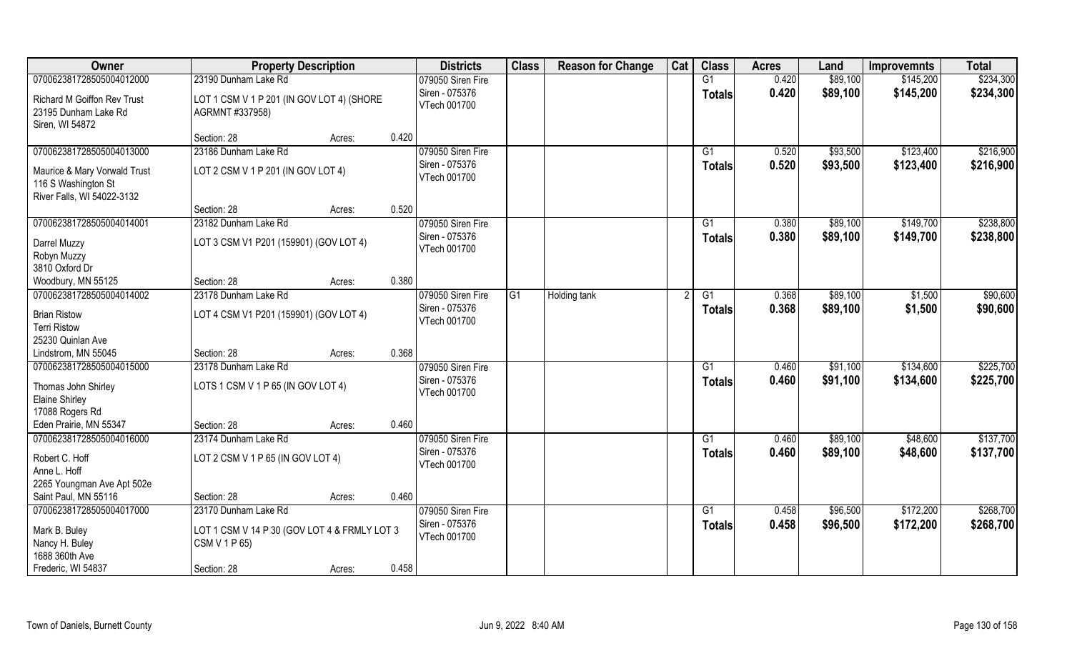| Owner | Property Description | | Districts | Class | Reason for Change | Cat | Class | Acres | Land | Improvemnts | Total |
|---|---|---|---|---|---|---|---|---|---|---|---|
| 070062381728505004012000 | 23190 Dunham Lake Rd | | 079050 Siren Fire | | | | G1 | 0.420 | $89,100 | $145,200 | $234,300 |
| Richard M Goiffon Rev Trust<br>23195 Dunham Lake Rd<br>Siren, WI 54872 | LOT 1 CSM V 1 P 201 (IN GOV LOT 4) (SHORE AGRMNT #337958) | | Siren - 075376<br>VTech 001700 | | | | Totals | 0.420 | $89,100 | $145,200 | $234,300 |
| | Section: 28 | Acres: 0.420 | | | | | | | | | |
| 070062381728505004013000 | 23186 Dunham Lake Rd | | 079050 Siren Fire | | | | G1 | 0.520 | $93,500 | $123,400 | $216,900 |
| Maurice & Mary Vorwald Trust<br>116 S Washington St<br>River Falls, WI 54022-3132 | LOT 2 CSM V 1 P 201 (IN GOV LOT 4) | | Siren - 075376<br>VTech 001700 | | | | Totals | 0.520 | $93,500 | $123,400 | $216,900 |
| | Section: 28 | Acres: 0.520 | | | | | | | | | |
| 070062381728505004014001 | 23182 Dunham Lake Rd | | 079050 Siren Fire | | | | G1 | 0.380 | $89,100 | $149,700 | $238,800 |
| Darrel Muzzy<br>Robyn Muzzy<br>3810 Oxford Dr<br>Woodbury, MN 55125 | LOT 3 CSM V1 P201 (159901) (GOV LOT 4) | | Siren - 075376<br>VTech 001700 | | | | Totals | 0.380 | $89,100 | $149,700 | $238,800 |
| | Section: 28 | Acres: 0.380 | | | | | | | | | |
| 070062381728505004014002 | 23178 Dunham Lake Rd | | 079050 Siren Fire | G1 | Holding tank | 2 | G1 | 0.368 | $89,100 | $1,500 | $90,600 |
| Brian Ristow<br>Terri Ristow<br>25230 Quinlan Ave<br>Lindstrom, MN 55045 | LOT 4 CSM V1 P201 (159901) (GOV LOT 4) | | Siren - 075376<br>VTech 001700 | | | | Totals | 0.368 | $89,100 | $1,500 | $90,600 |
| | Section: 28 | Acres: 0.368 | | | | | | | | | |
| 070062381728505004015000 | 23178 Dunham Lake Rd | | 079050 Siren Fire | | | | G1 | 0.460 | $91,100 | $134,600 | $225,700 |
| Thomas John Shirley<br>Elaine Shirley<br>17088 Rogers Rd<br>Eden Prairie, MN 55347 | LOTS 1 CSM V 1 P 65 (IN GOV LOT 4) | | Siren - 075376<br>VTech 001700 | | | | Totals | 0.460 | $91,100 | $134,600 | $225,700 |
| | Section: 28 | Acres: 0.460 | | | | | | | | | |
| 070062381728505004016000 | 23174 Dunham Lake Rd | | 079050 Siren Fire | | | | G1 | 0.460 | $89,100 | $48,600 | $137,700 |
| Robert C. Hoff<br>Anne L. Hoff<br>2265 Youngman Ave Apt 502e<br>Saint Paul, MN 55116 | LOT 2 CSM V 1 P 65 (IN GOV LOT 4) | | Siren - 075376<br>VTech 001700 | | | | Totals | 0.460 | $89,100 | $48,600 | $137,700 |
| | Section: 28 | Acres: 0.460 | | | | | | | | | |
| 070062381728505004017000 | 23170 Dunham Lake Rd | | 079050 Siren Fire | | | | G1 | 0.458 | $96,500 | $172,200 | $268,700 |
| Mark B. Buley<br>Nancy H. Buley<br>1688 360th Ave<br>Frederic, WI 54837 | LOT 1 CSM V 14 P 30 (GOV LOT 4 & FRMLY LOT 3 CSM V 1 P 65) | | Siren - 075376<br>VTech 001700 | | | | Totals | 0.458 | $96,500 | $172,200 | $268,700 |
| | Section: 28 | Acres: 0.458 | | | | | | | | | |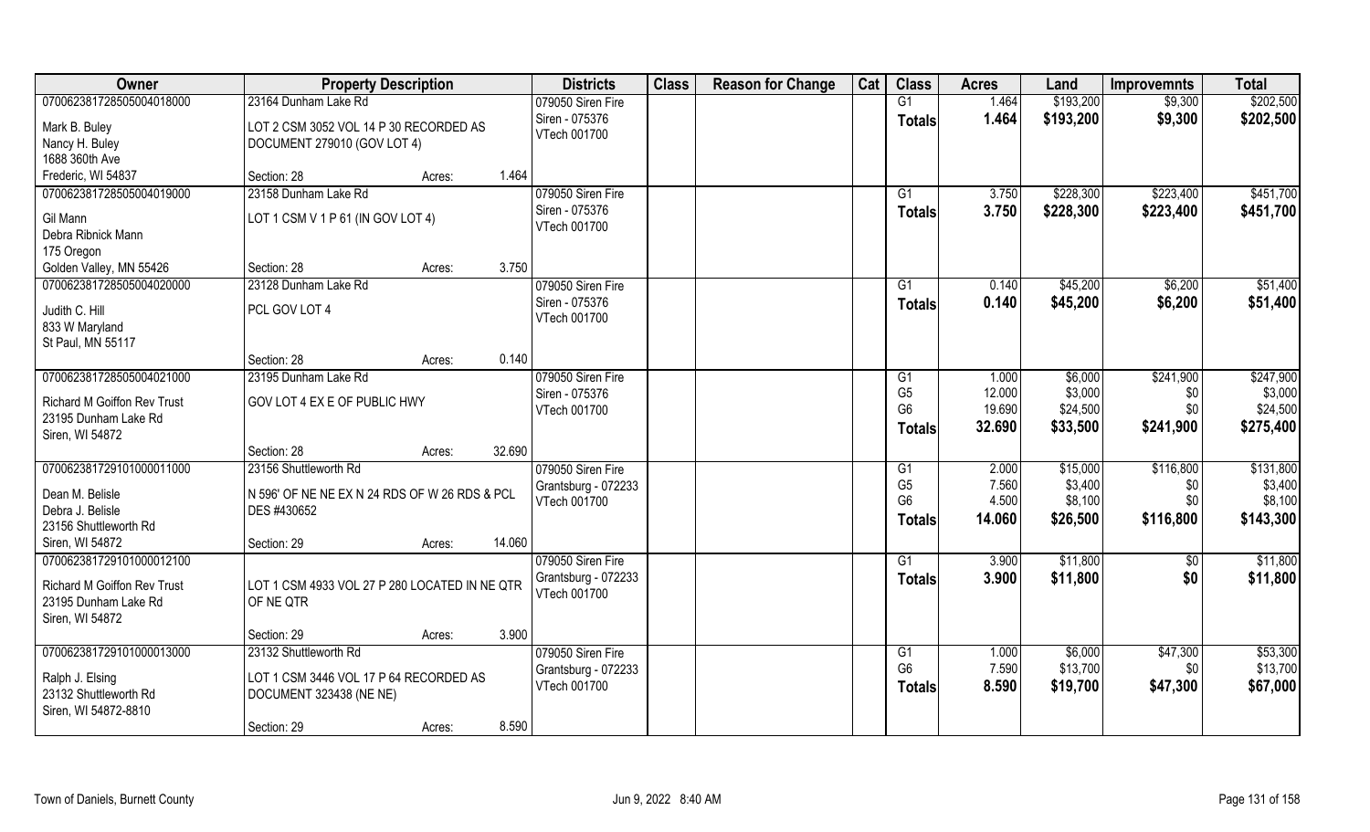| Owner | Property Description | | | Districts | Class | Reason for Change | Cat | Class | Acres | Land | Improvemnts | Total |
|---|---|---|---|---|---|---|---|---|---|---|---|---|
| 070062381728505004018000 | 23164 Dunham Lake Rd | | | 079050 Siren Fire | | | | G1 | 1.464 | $193,200 | $9,300 | $202,500 |
| Mark B. Buley<br>Nancy H. Buley<br>1688 360th Ave<br>Frederic, WI 54837 | LOT 2 CSM 3052 VOL 14 P 30 RECORDED AS DOCUMENT 279010 (GOV LOT 4) | | | Siren - 075376<br>VTech 001700 | | | | **Totals** | **1.464** | **$193,200** | **$9,300** | **$202,500** |
| | Section: 28 | Acres: | 1.464 | | | | | | | | | |
| 070062381728505004019000 | 23158 Dunham Lake Rd | | | 079050 Siren Fire | | | | G1 | 3.750 | $228,300 | $223,400 | $451,700 |
| Gil Mann<br>Debra Ribnick Mann<br>175 Oregon<br>Golden Valley, MN 55426 | LOT 1 CSM V 1 P 61 (IN GOV LOT 4) | | | Siren - 075376<br>VTech 001700 | | | | **Totals** | **3.750** | **$228,300** | **$223,400** | **$451,700** |
| | Section: 28 | Acres: | 3.750 | | | | | | | | | |
| 070062381728505004020000 | 23128 Dunham Lake Rd | | | 079050 Siren Fire | | | | G1 | 0.140 | $45,200 | $6,200 | $51,400 |
| Judith C. Hill<br>833 W Maryland<br>St Paul, MN 55117 | PCL GOV LOT 4 | | | Siren - 075376<br>VTech 001700 | | | | **Totals** | **0.140** | **$45,200** | **$6,200** | **$51,400** |
| | Section: 28 | Acres: | 0.140 | | | | | | | | | |
| 070062381728505004021000 | 23195 Dunham Lake Rd | | | 079050 Siren Fire | | | | G1 | 1.000 | $6,000 | $241,900 | $247,900 |
| Richard M Goiffon Rev Trust<br>23195 Dunham Lake Rd<br>Siren, WI 54872 | GOV LOT 4 EX E OF PUBLIC HWY | | | Siren - 075376<br>VTech 001700 | | | | G5 | 12.000 | $3,000 | $0 | $3,000 |
| | | | | | | | | G6 | 19.690 | $24,500 | $0 | $24,500 |
| | | | | | | | | **Totals** | **32.690** | **$33,500** | **$241,900** | **$275,400** |
| | Section: 28 | Acres: | 32.690 | | | | | | | | | |
| 070062381729101000011000 | 23156 Shuttleworth Rd | | | 079050 Siren Fire | | | | G1 | 2.000 | $15,000 | $116,800 | $131,800 |
| Dean M. Belisle<br>Debra J. Belisle<br>23156 Shuttleworth Rd<br>Siren, WI 54872 | N 596' OF NE NE EX N 24 RDS OF W 26 RDS & PCL DES #430652 | | | Grantsburg - 072233<br>VTech 001700 | | | | G5 | 7.560 | $3,400 | $0 | $3,400 |
| | | | | | | | | G6 | 4.500 | $8,100 | $0 | $8,100 |
| | | | | | | | | **Totals** | **14.060** | **$26,500** | **$116,800** | **$143,300** |
| | Section: 29 | Acres: | 14.060 | | | | | | | | | |
| 070062381729101000012100 | | | | 079050 Siren Fire | | | | G1 | 3.900 | $11,800 | $0 | $11,800 |
| Richard M Goiffon Rev Trust<br>23195 Dunham Lake Rd<br>Siren, WI 54872 | LOT 1 CSM 4933 VOL 27 P 280 LOCATED IN NE QTR OF NE QTR | | | Grantsburg - 072233<br>VTech 001700 | | | | **Totals** | **3.900** | **$11,800** | **$0** | **$11,800** |
| | Section: 29 | Acres: | 3.900 | | | | | | | | | |
| 070062381729101000013000 | 23132 Shuttleworth Rd | | | 079050 Siren Fire | | | | G1 | 1.000 | $6,000 | $47,300 | $53,300 |
| Ralph J. Elsing<br>23132 Shuttleworth Rd<br>Siren, WI 54872-8810 | LOT 1 CSM 3446 VOL 17 P 64 RECORDED AS DOCUMENT 323438 (NE NE) | | | Grantsburg - 072233<br>VTech 001700 | | | | G6 | 7.590 | $13,700 | $0 | $13,700 |
| | | | | | | | | **Totals** | **8.590** | **$19,700** | **$47,300** | **$67,000** |
| | Section: 29 | Acres: | 8.590 | | | | | | | | | |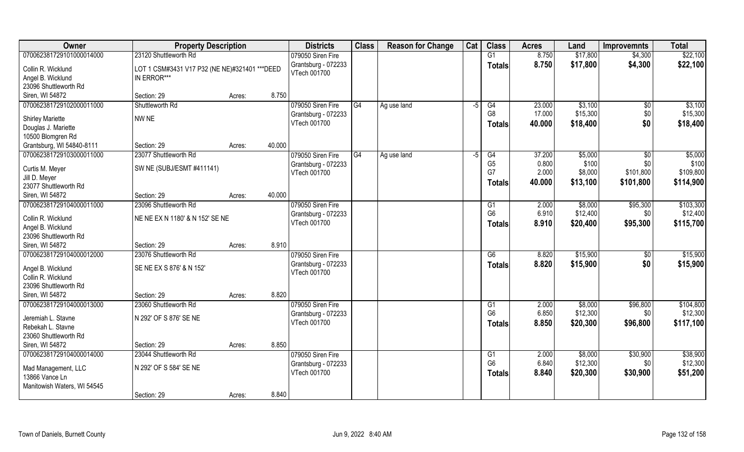| Owner | Property Description | | | Districts | Class | Reason for Change | Cat | Class | Acres | Land | Improvemnts | Total |
|---|---|---|---|---|---|---|---|---|---|---|---|---|
| 070062381729101000014000 | 23120 Shuttleworth Rd | | | 079050 Siren Fire | | | | G1 | 8.750 | $17,800 | $4,300 | $22,100 |
| Collin R. Wicklund | LOT 1 CSM#3431 V17 P32 (NE NE)#321401 ***DEED IN ERROR*** | | | Grantsburg - 072233 | | | | Totals | 8.750 | $17,800 | $4,300 | $22,100 |
| Angel B. Wicklund | | | | VTech 001700 | | | | | | | | |
| 23096 Shuttleworth Rd | | | | | | | | | | | | |
| Siren, WI 54872 | Section: 29 | Acres: | 8.750 | | | | | | | | | |
| 070062381729102000011000 | Shuttleworth Rd | | | 079050 Siren Fire | G4 | Ag use land | -5 | G4 | 23.000 | $3,100 | $0 | $3,100 |
| Shirley Mariette | NW NE | | | Grantsburg - 072233 | | | | G8 | 17.000 | $15,300 | $0 | $15,300 |
| Douglas J. Mariette | | | | VTech 001700 | | | | Totals | 40.000 | $18,400 | $0 | $18,400 |
| 10500 Blomgren Rd | | | | | | | | | | | | |
| Grantsburg, WI 54840-8111 | Section: 29 | Acres: | 40.000 | | | | | | | | | |
| 070062381729103000011000 | 23077 Shuttleworth Rd | | | 079050 Siren Fire | G4 | Ag use land | -5 | G4 | 37.200 | $5,000 | $0 | $5,000 |
| Curtis M. Meyer | SW NE (SUBJ/ESMT #411141) | | | Grantsburg - 072233 | | | | G5 | 0.800 | $100 | $0 | $100 |
| Jill D. Meyer | | | | VTech 001700 | | | | G7 | 2.000 | $8,000 | $101,800 | $109,800 |
| 23077 Shuttleworth Rd | | | | | | | | Totals | 40.000 | $13,100 | $101,800 | $114,900 |
| Siren, WI 54872 | Section: 29 | Acres: | 40.000 | | | | | | | | | |
| 070062381729104000011000 | 23096 Shuttleworth Rd | | | 079050 Siren Fire | | | | G1 | 2.000 | $8,000 | $95,300 | $103,300 |
| Collin R. Wicklund | NE NE EX N 1180' & N 152' SE NE | | | Grantsburg - 072233 | | | | G6 | 6.910 | $12,400 | $0 | $12,400 |
| Angel B. Wicklund | | | | VTech 001700 | | | | Totals | 8.910 | $20,400 | $95,300 | $115,700 |
| 23096 Shuttleworth Rd | | | | | | | | | | | | |
| Siren, WI 54872 | Section: 29 | Acres: | 8.910 | | | | | | | | | |
| 070062381729104000012000 | 23076 Shuttleworth Rd | | | 079050 Siren Fire | | | | G6 | 8.820 | $15,900 | $0 | $15,900 |
| Angel B. Wicklund | SE NE EX S 876' & N 152' | | | Grantsburg - 072233 | | | | Totals | 8.820 | $15,900 | $0 | $15,900 |
| Collin R. Wicklund | | | | VTech 001700 | | | | | | | | |
| 23096 Shuttleworth Rd | | | | | | | | | | | | |
| Siren, WI 54872 | Section: 29 | Acres: | 8.820 | | | | | | | | | |
| 070062381729104000013000 | 23060 Shuttleworth Rd | | | 079050 Siren Fire | | | | G1 | 2.000 | $8,000 | $96,800 | $104,800 |
| Jeremiah L. Stavne | N 292' OF S 876' SE NE | | | Grantsburg - 072233 | | | | G6 | 6.850 | $12,300 | $0 | $12,300 |
| Rebekah L. Stavne | | | | VTech 001700 | | | | Totals | 8.850 | $20,300 | $96,800 | $117,100 |
| 23060 Shuttleworth Rd | | | | | | | | | | | | |
| Siren, WI 54872 | Section: 29 | Acres: | 8.850 | | | | | | | | | |
| 070062381729104000014000 | 23044 Shuttleworth Rd | | | 079050 Siren Fire | | | | G1 | 2.000 | $8,000 | $30,900 | $38,900 |
| Mad Management, LLC | N 292' OF S 584' SE NE | | | Grantsburg - 072233 | | | | G6 | 6.840 | $12,300 | $0 | $12,300 |
| 13866 Vance Ln | | | | VTech 001700 | | | | Totals | 8.840 | $20,300 | $30,900 | $51,200 |
| Manitowish Waters, WI 54545 | | | | | | | | | | | | |
| | Section: 29 | Acres: | 8.840 | | | | | | | | | |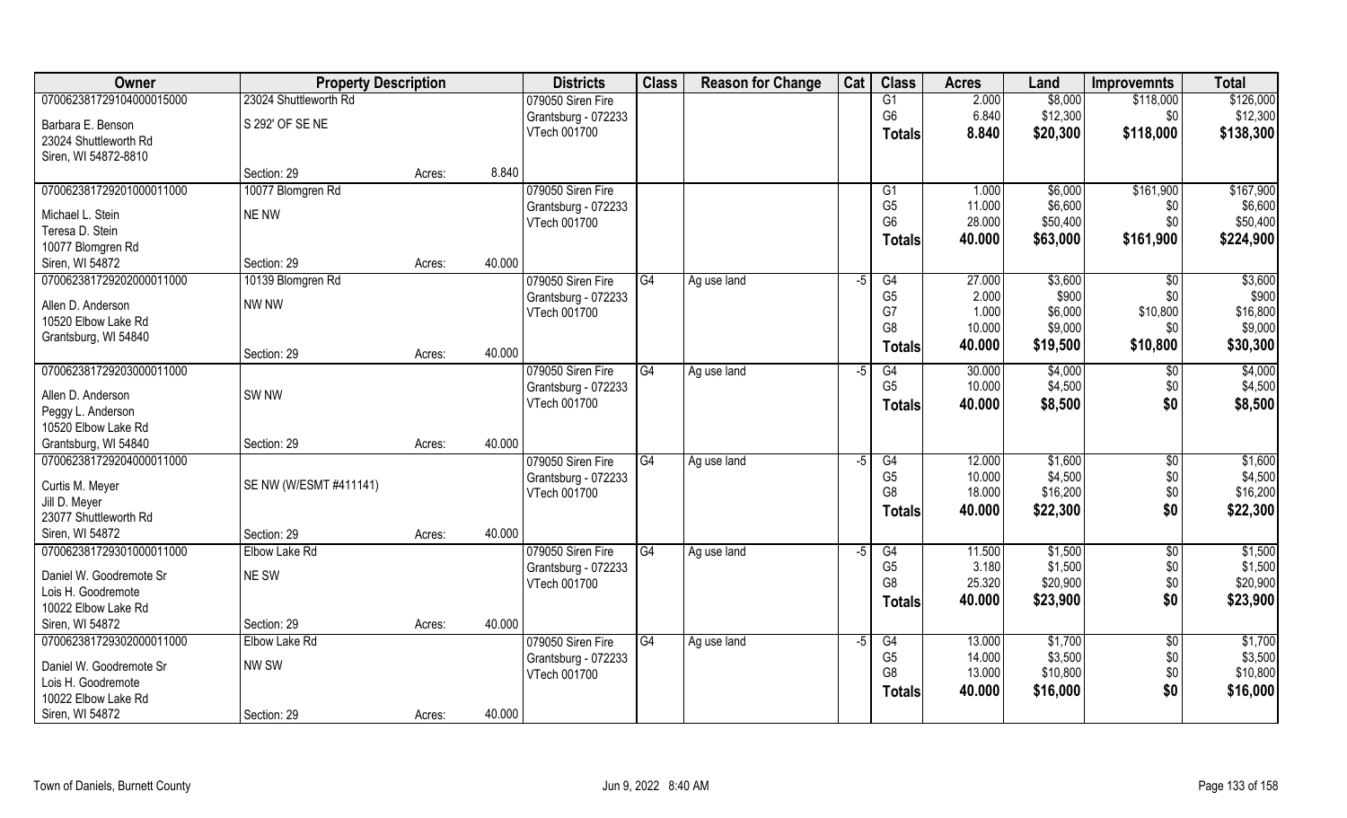| Owner | Property Description | | | Districts | Class | Reason for Change | Cat | Class | Acres | Land | Improvemnts | Total |
|---|---|---|---|---|---|---|---|---|---|---|---|---|
| 070062381729104000015000 | 23024 Shuttleworth Rd | | | 079050 Siren Fire | | | | G1 | 2.000 | $8,000 | $118,000 | $126,000 |
| Barbara E. Benson | S 292' OF SE NE | | | Grantsburg - 072233 | | | | G6 | 6.840 | $12,300 | $0 | $12,300 |
| 23024 Shuttleworth Rd | | | | VTech 001700 | | | | **Totals** | **8.840** | **$20,300** | **$118,000** | **$138,300** |
| Siren, WI 54872-8810 | | | | | | | | | | | | |
| | Section: 29 | Acres: | 8.840 | | | | | | | | | |
| 070062381729201000011000 | 10077 Blomgren Rd | | | 079050 Siren Fire | | | | G1 | 1.000 | $6,000 | $161,900 | $167,900 |
| Michael L. Stein | NE NW | | | Grantsburg - 072233 | | | | G5 | 11.000 | $6,600 | $0 | $6,600 |
| Teresa D. Stein | | | | VTech 001700 | | | | G6 | 28.000 | $50,400 | $0 | $50,400 |
| 10077 Blomgren Rd | | | | | | | | **Totals** | **40.000** | **$63,000** | **$161,900** | **$224,900** |
| Siren, WI 54872 | Section: 29 | Acres: | 40.000 | | | | | | | | | |
| 070062381729202000011000 | 10139 Blomgren Rd | | | 079050 Siren Fire | G4 | Ag use land | -5 | G4 | 27.000 | $3,600 | $0 | $3,600 |
| Allen D. Anderson | NW NW | | | Grantsburg - 072233 | | | | G5 | 2.000 | $900 | $0 | $900 |
| 10520 Elbow Lake Rd | | | | VTech 001700 | | | | G7 | 1.000 | $6,000 | $10,800 | $16,800 |
| Grantsburg, WI 54840 | | | | | | | | G8 | 10.000 | $9,000 | $0 | $9,000 |
| | Section: 29 | Acres: | 40.000 | | | | | **Totals** | **40.000** | **$19,500** | **$10,800** | **$30,300** |
| 070062381729203000011000 | | | | 079050 Siren Fire | G4 | Ag use land | -5 | G4 | 30.000 | $4,000 | $0 | $4,000 |
| Allen D. Anderson | SW NW | | | Grantsburg - 072233 | | | | G5 | 10.000 | $4,500 | $0 | $4,500 |
| Peggy L. Anderson | | | | VTech 001700 | | | | **Totals** | **40.000** | **$8,500** | **$0** | **$8,500** |
| 10520 Elbow Lake Rd | | | | | | | | | | | | |
| Grantsburg, WI 54840 | Section: 29 | Acres: | 40.000 | | | | | | | | | |
| 070062381729204000011000 | | | | 079050 Siren Fire | G4 | Ag use land | -5 | G4 | 12.000 | $1,600 | $0 | $1,600 |
| Curtis M. Meyer | SE NW (W/ESMT #411141) | | | Grantsburg - 072233 | | | | G5 | 10.000 | $4,500 | $0 | $4,500 |
| Jill D. Meyer | | | | VTech 001700 | | | | G8 | 18.000 | $16,200 | $0 | $16,200 |
| 23077 Shuttleworth Rd | | | | | | | | **Totals** | **40.000** | **$22,300** | **$0** | **$22,300** |
| Siren, WI 54872 | Section: 29 | Acres: | 40.000 | | | | | | | | | |
| 070062381729301000011000 | Elbow Lake Rd | | | 079050 Siren Fire | G4 | Ag use land | -5 | G4 | 11.500 | $1,500 | $0 | $1,500 |
| Daniel W. Goodremote Sr | NE SW | | | Grantsburg - 072233 | | | | G5 | 3.180 | $1,500 | $0 | $1,500 |
| Lois H. Goodremote | | | | VTech 001700 | | | | G8 | 25.320 | $20,900 | $0 | $20,900 |
| 10022 Elbow Lake Rd | | | | | | | | **Totals** | **40.000** | **$23,900** | **$0** | **$23,900** |
| Siren, WI 54872 | Section: 29 | Acres: | 40.000 | | | | | | | | | |
| 070062381729302000011000 | Elbow Lake Rd | | | 079050 Siren Fire | G4 | Ag use land | -5 | G4 | 13.000 | $1,700 | $0 | $1,700 |
| Daniel W. Goodremote Sr | NW SW | | | Grantsburg - 072233 | | | | G5 | 14.000 | $3,500 | $0 | $3,500 |
| Lois H. Goodremote | | | | VTech 001700 | | | | G8 | 13.000 | $10,800 | $0 | $10,800 |
| 10022 Elbow Lake Rd | | | | | | | | **Totals** | **40.000** | **$16,000** | **$0** | **$16,000** |
| Siren, WI 54872 | Section: 29 | Acres: | 40.000 | | | | | | | | | |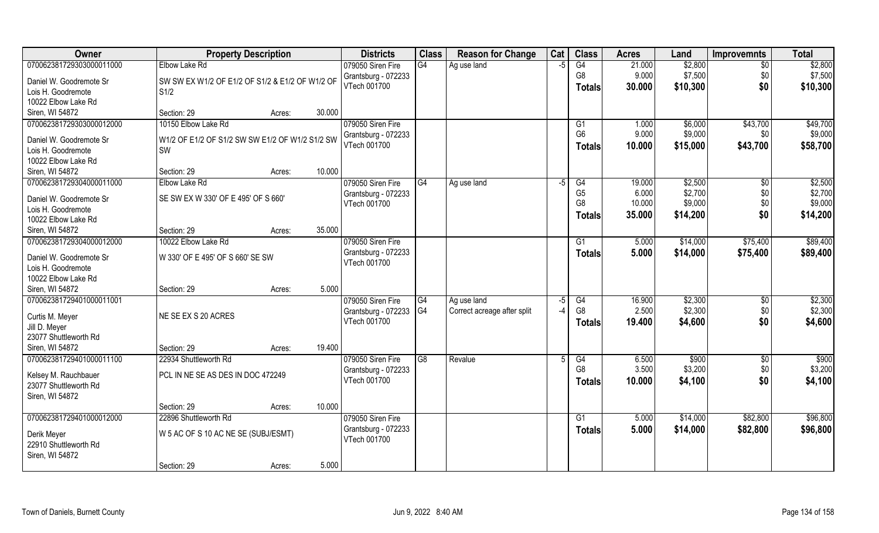| Owner | Property Description | | | Districts | Class | Reason for Change | Cat | Class | Acres | Land | Improvemnts | Total |
|---|---|---|---|---|---|---|---|---|---|---|---|---|
| 070062381729303000011000 | Elbow Lake Rd | | | 079050 Siren Fire | G4 | Ag use land | -5 | G4 | 21.000 | $2,800 | $0 | $2,800 |
| Daniel W. Goodremote Sr | SW SW EX W1/2 OF E1/2 OF S1/2 & E1/2 OF W1/2 OF S1/2 | | | Grantsburg - 072233 | | | | G8 | 9.000 | $7,500 | $0 | $7,500 |
| Lois H. Goodremote | | | | VTech 001700 | | | | **Totals** | **30.000** | **$10,300** | **$0** | **$10,300** |
| 10022 Elbow Lake Rd | | | | | | | | | | | | |
| Siren, WI 54872 | Section: 29 | Acres: | 30.000 | | | | | | | | | |
| 070062381729303000012000 | 10150 Elbow Lake Rd | | | 079050 Siren Fire | | | | G1 | 1.000 | $6,000 | $43,700 | $49,700 |
| Daniel W. Goodremote Sr | W1/2 OF E1/2 OF S1/2 SW SW E1/2 OF W1/2 S1/2 SW | | | Grantsburg - 072233 | | | | G6 | 9.000 | $9,000 | $0 | $9,000 |
| Lois H. Goodremote | | | | VTech 001700 | | | | **Totals** | **10.000** | **$15,000** | **$43,700** | **$58,700** |
| 10022 Elbow Lake Rd | | | | | | | | | | | | |
| Siren, WI 54872 | Section: 29 | Acres: | 10.000 | | | | | | | | | |
| 070062381729304000011000 | Elbow Lake Rd | | | 079050 Siren Fire | G4 | Ag use land | -5 | G4 | 19.000 | $2,500 | $0 | $2,500 |
| Daniel W. Goodremote Sr | SE SW EX W 330' OF E 495' OF S 660' | | | Grantsburg - 072233 | | | | G5 | 6.000 | $2,700 | $0 | $2,700 |
| Lois H. Goodremote | | | | VTech 001700 | | | | G8 | 10.000 | $9,000 | $0 | $9,000 |
| 10022 Elbow Lake Rd | | | | | | | | **Totals** | **35.000** | **$14,200** | **$0** | **$14,200** |
| Siren, WI 54872 | Section: 29 | Acres: | 35.000 | | | | | | | | | |
| 070062381729304000012000 | 10022 Elbow Lake Rd | | | 079050 Siren Fire | | | | G1 | 5.000 | $14,000 | $75,400 | $89,400 |
| Daniel W. Goodremote Sr | W 330' OF E 495' OF S 660' SE SW | | | Grantsburg - 072233 | | | | **Totals** | **5.000** | **$14,000** | **$75,400** | **$89,400** |
| Lois H. Goodremote | | | | VTech 001700 | | | | | | | | |
| 10022 Elbow Lake Rd | | | | | | | | | | | | |
| Siren, WI 54872 | Section: 29 | Acres: | 5.000 | | | | | | | | | |
| 070062381729401000011001 | | | | 079050 Siren Fire | G4 | Ag use land | -5 | G4 | 16.900 | $2,300 | $0 | $2,300 |
| Curtis M. Meyer | NE SE EX S 20 ACRES | | | Grantsburg - 072233 | G4 | Correct acreage after split | -4 | G8 | 2.500 | $2,300 | $0 | $2,300 |
| Jill D. Meyer | | | | VTech 001700 | | | | **Totals** | **19.400** | **$4,600** | **$0** | **$4,600** |
| 23077 Shuttleworth Rd | | | | | | | | | | | | |
| Siren, WI 54872 | Section: 29 | Acres: | 19.400 | | | | | | | | | |
| 070062381729401000011100 | 22934 Shuttleworth Rd | | | 079050 Siren Fire | G8 | Revalue | 5 | G4 | 6.500 | $900 | $0 | $900 |
| Kelsey M. Rauchbauer | PCL IN NE SE AS DES IN DOC 472249 | | | Grantsburg - 072233 | | | | G8 | 3.500 | $3,200 | $0 | $3,200 |
| 23077 Shuttleworth Rd | | | | VTech 001700 | | | | **Totals** | **10.000** | **$4,100** | **$0** | **$4,100** |
| Siren, WI 54872 | | | | | | | | | | | | |
| | Section: 29 | Acres: | 10.000 | | | | | | | | | |
| 070062381729401000012000 | 22896 Shuttleworth Rd | | | 079050 Siren Fire | | | | G1 | 5.000 | $14,000 | $82,800 | $96,800 |
| Derik Meyer | W 5 AC OF S 10 AC NE SE (SUBJ/ESMT) | | | Grantsburg - 072233 | | | | **Totals** | **5.000** | **$14,000** | **$82,800** | **$96,800** |
| 22910 Shuttleworth Rd | | | | VTech 001700 | | | | | | | | |
| Siren, WI 54872 | | | | | | | | | | | | |
| | Section: 29 | Acres: | 5.000 | | | | | | | | | |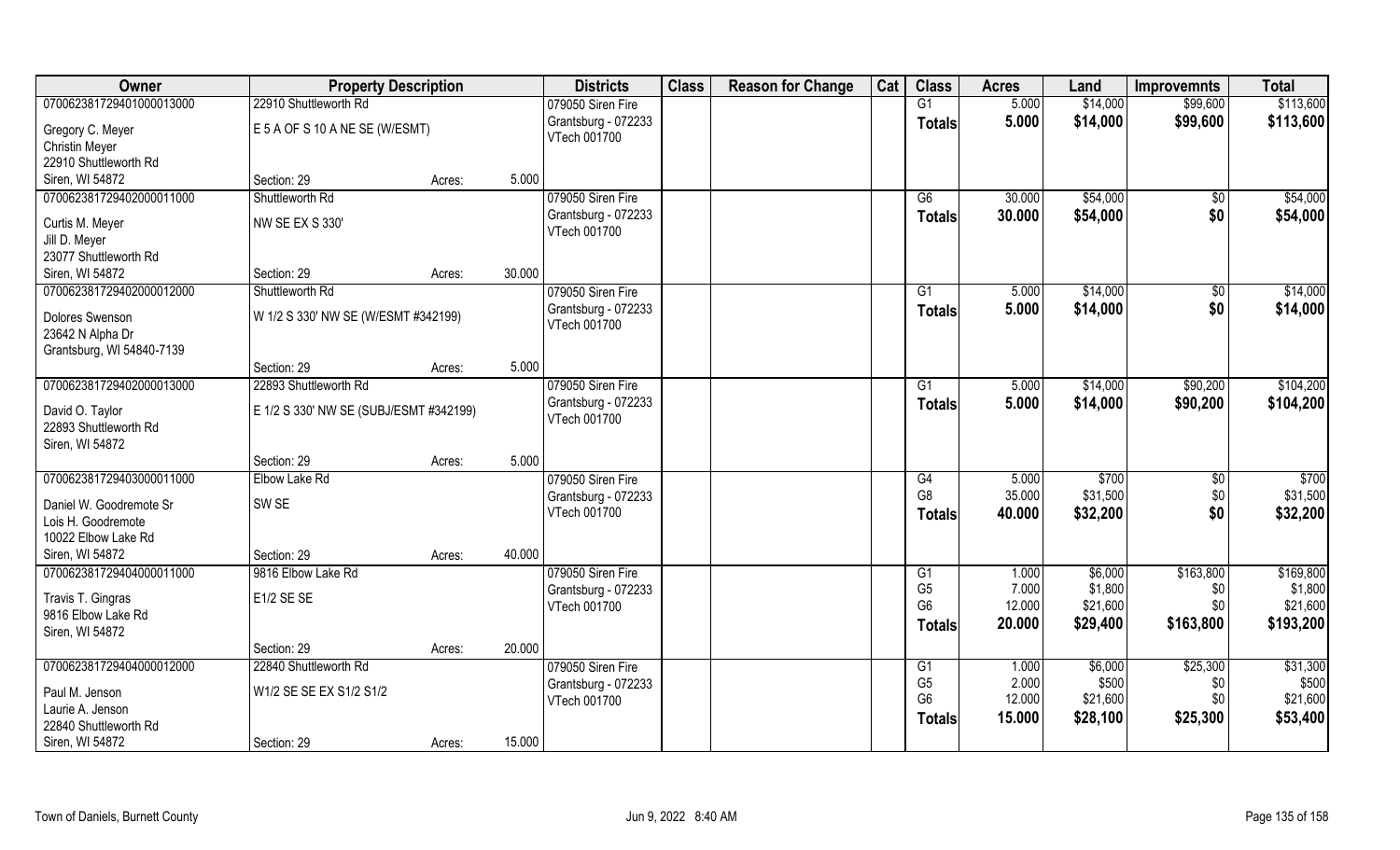| Owner | Property Description | | | Districts | Class | Reason for Change | Cat | Class | Acres | Land | Improvemnts | Total |
|---|---|---|---|---|---|---|---|---|---|---|---|---|
| 070062381729401000013000 | 22910 Shuttleworth Rd | | | 079050 Siren Fire | | | | G1 | 5.000 | $14,000 | $99,600 | $113,600 |
| Gregory C. Meyer | E 5 A OF S 10 A NE SE (W/ESMT) | | | Grantsburg - 072233 | | | | **Totals** | **5.000** | **$14,000** | **$99,600** | **$113,600** |
| Christin Meyer | | | | VTech 001700 | | | | | | | | |
| 22910 Shuttleworth Rd | | | | | | | | | | | | |
| Siren, WI 54872 | Section: 29 | Acres: | 5.000 | | | | | | | | | |
| 070062381729402000011000 | Shuttleworth Rd | | | 079050 Siren Fire | | | | G6 | 30.000 | $54,000 | $0 | $54,000 |
| Curtis M. Meyer | NW SE EX S 330' | | | Grantsburg - 072233 | | | | **Totals** | **30.000** | **$54,000** | **$0** | **$54,000** |
| Jill D. Meyer | | | | VTech 001700 | | | | | | | | |
| 23077 Shuttleworth Rd | | | | | | | | | | | | |
| Siren, WI 54872 | Section: 29 | Acres: | 30.000 | | | | | | | | | |
| 070062381729402000012000 | Shuttleworth Rd | | | 079050 Siren Fire | | | | G1 | 5.000 | $14,000 | $0 | $14,000 |
| Dolores Swenson | W 1/2 S 330' NW SE (W/ESMT #342199) | | | Grantsburg - 072233 | | | | **Totals** | **5.000** | **$14,000** | **$0** | **$14,000** |
| 23642 N Alpha Dr | | | | VTech 001700 | | | | | | | | |
| Grantsburg, WI 54840-7139 | | | | | | | | | | | | |
| | Section: 29 | Acres: | 5.000 | | | | | | | | | |
| 070062381729402000013000 | 22893 Shuttleworth Rd | | | 079050 Siren Fire | | | | G1 | 5.000 | $14,000 | $90,200 | $104,200 |
| David O. Taylor | E 1/2 S 330' NW SE (SUBJ/ESMT #342199) | | | Grantsburg - 072233 | | | | **Totals** | **5.000** | **$14,000** | **$90,200** | **$104,200** |
| 22893 Shuttleworth Rd | | | | VTech 001700 | | | | | | | | |
| Siren, WI 54872 | | | | | | | | | | | | |
| | Section: 29 | Acres: | 5.000 | | | | | | | | | |
| 070062381729403000011000 | Elbow Lake Rd | | | 079050 Siren Fire | | | | G4 | 5.000 | $700 | $0 | $700 |
| Daniel W. Goodremote Sr | SW SE | | | Grantsburg - 072233 | | | | G8 | 35.000 | $31,500 | $0 | $31,500 |
| Lois H. Goodremote | | | | VTech 001700 | | | | **Totals** | **40.000** | **$32,200** | **$0** | **$32,200** |
| 10022 Elbow Lake Rd | | | | | | | | | | | | |
| Siren, WI 54872 | Section: 29 | Acres: | 40.000 | | | | | | | | | |
| 070062381729404000011000 | 9816 Elbow Lake Rd | | | 079050 Siren Fire | | | | G1 | 1.000 | $6,000 | $163,800 | $169,800 |
| Travis T. Gingras | E1/2 SE SE | | | Grantsburg - 072233 | | | | G5 | 7.000 | $1,800 | $0 | $1,800 |
| 9816 Elbow Lake Rd | | | | VTech 001700 | | | | G6 | 12.000 | $21,600 | $0 | $21,600 |
| Siren, WI 54872 | | | | | | | | **Totals** | **20.000** | **$29,400** | **$163,800** | **$193,200** |
| | Section: 29 | Acres: | 20.000 | | | | | | | | | |
| 070062381729404000012000 | 22840 Shuttleworth Rd | | | 079050 Siren Fire | | | | G1 | 1.000 | $6,000 | $25,300 | $31,300 |
| Paul M. Jenson | W1/2 SE SE EX S1/2 S1/2 | | | Grantsburg - 072233 | | | | G5 | 2.000 | $500 | $0 | $500 |
| Laurie A. Jenson | | | | VTech 001700 | | | | G6 | 12.000 | $21,600 | $0 | $21,600 |
| 22840 Shuttleworth Rd | | | | | | | | **Totals** | **15.000** | **$28,100** | **$25,300** | **$53,400** |
| Siren, WI 54872 | Section: 29 | Acres: | 15.000 | | | | | | | | | |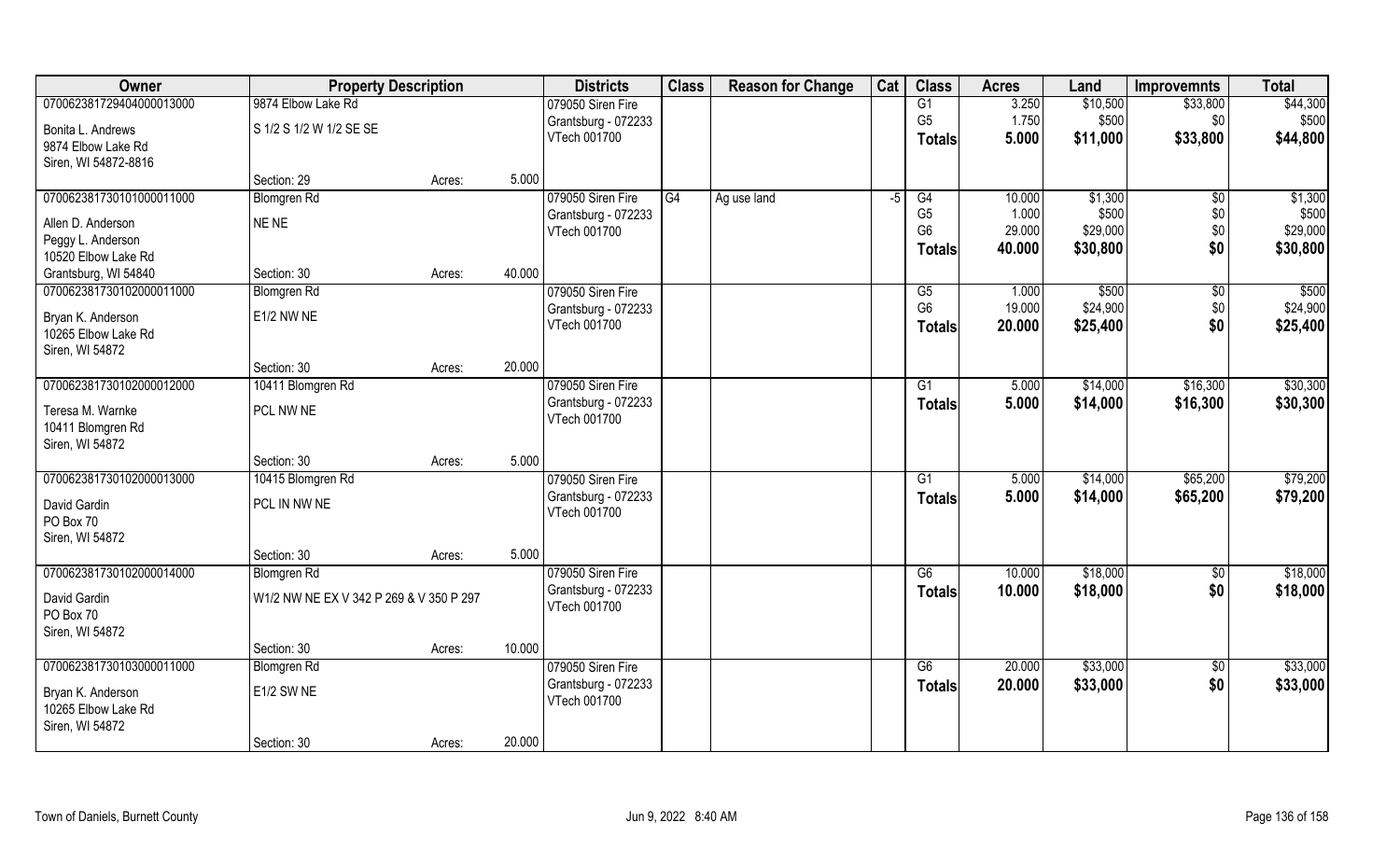| Owner | Property Description | | | Districts | Class | Reason for Change | Cat | Class | Acres | Land | Improvemnts | Total |
|---|---|---|---|---|---|---|---|---|---|---|---|---|
| 070062381729404000013000 | 9874 Elbow Lake Rd | | | 079050 Siren Fire | | | | G1 | 3.250 | $10,500 | $33,800 | $44,300 |
| Bonita L. Andrews | S 1/2 S 1/2 W 1/2 SE SE | | | Grantsburg - 072233 | | | | G5 | 1.750 | $500 | $0 | $500 |
| 9874 Elbow Lake Rd | | | | VTech 001700 | | | | **Totals** | **5.000** | **$11,000** | **$33,800** | **$44,800** |
| Siren, WI 54872-8816 | | | | | | | | | | | | |
| | Section: 29 | Acres: | 5.000 | | | | | | | | | |
| 070062381730101000011000 | Blomgren Rd | | | 079050 Siren Fire | G4 | Ag use land | -5 | G4 | 10.000 | $1,300 | $0 | $1,300 |
| Allen D. Anderson | NE NE | | | Grantsburg - 072233 | | | | G5 | 1.000 | $500 | $0 | $500 |
| Peggy L. Anderson | | | | VTech 001700 | | | | G6 | 29.000 | $29,000 | $0 | $29,000 |
| 10520 Elbow Lake Rd | | | | | | | | **Totals** | **40.000** | **$30,800** | **$0** | **$30,800** |
| Grantsburg, WI 54840 | Section: 30 | Acres: | 40.000 | | | | | | | | | |
| 070062381730102000011000 | Blomgren Rd | | | 079050 Siren Fire | | | | G5 | 1.000 | $500 | $0 | $500 |
| Bryan K. Anderson | E1/2 NW NE | | | Grantsburg - 072233 | | | | G6 | 19.000 | $24,900 | $0 | $24,900 |
| 10265 Elbow Lake Rd | | | | VTech 001700 | | | | **Totals** | **20.000** | **$25,400** | **$0** | **$25,400** |
| Siren, WI 54872 | | | | | | | | | | | | |
| | Section: 30 | Acres: | 20.000 | | | | | | | | | |
| 070062381730102000012000 | 10411 Blomgren Rd | | | 079050 Siren Fire | | | | G1 | 5.000 | $14,000 | $16,300 | $30,300 |
| Teresa M. Warnke | PCL NW NE | | | Grantsburg - 072233 | | | | **Totals** | **5.000** | **$14,000** | **$16,300** | **$30,300** |
| 10411 Blomgren Rd | | | | VTech 001700 | | | | | | | | |
| Siren, WI 54872 | | | | | | | | | | | | |
| | Section: 30 | Acres: | 5.000 | | | | | | | | | |
| 070062381730102000013000 | 10415 Blomgren Rd | | | 079050 Siren Fire | | | | G1 | 5.000 | $14,000 | $65,200 | $79,200 |
| David Gardin | PCL IN NW NE | | | Grantsburg - 072233 | | | | **Totals** | **5.000** | **$14,000** | **$65,200** | **$79,200** |
| PO Box 70 | | | | VTech 001700 | | | | | | | | |
| Siren, WI 54872 | | | | | | | | | | | | |
| | Section: 30 | Acres: | 5.000 | | | | | | | | | |
| 070062381730102000014000 | Blomgren Rd | | | 079050 Siren Fire | | | | G6 | 10.000 | $18,000 | $0 | $18,000 |
| David Gardin | W1/2 NW NE EX V 342 P 269 & V 350 P 297 | | | Grantsburg - 072233 | | | | **Totals** | **10.000** | **$18,000** | **$0** | **$18,000** |
| PO Box 70 | | | | VTech 001700 | | | | | | | | |
| Siren, WI 54872 | | | | | | | | | | | | |
| | Section: 30 | Acres: | 10.000 | | | | | | | | | |
| 070062381730103000011000 | Blomgren Rd | | | 079050 Siren Fire | | | | G6 | 20.000 | $33,000 | $0 | $33,000 |
| Bryan K. Anderson | E1/2 SW NE | | | Grantsburg - 072233 | | | | **Totals** | **20.000** | **$33,000** | **$0** | **$33,000** |
| 10265 Elbow Lake Rd | | | | VTech 001700 | | | | | | | | |
| Siren, WI 54872 | | | | | | | | | | | | |
| | Section: 30 | Acres: | 20.000 | | | | | | | | | |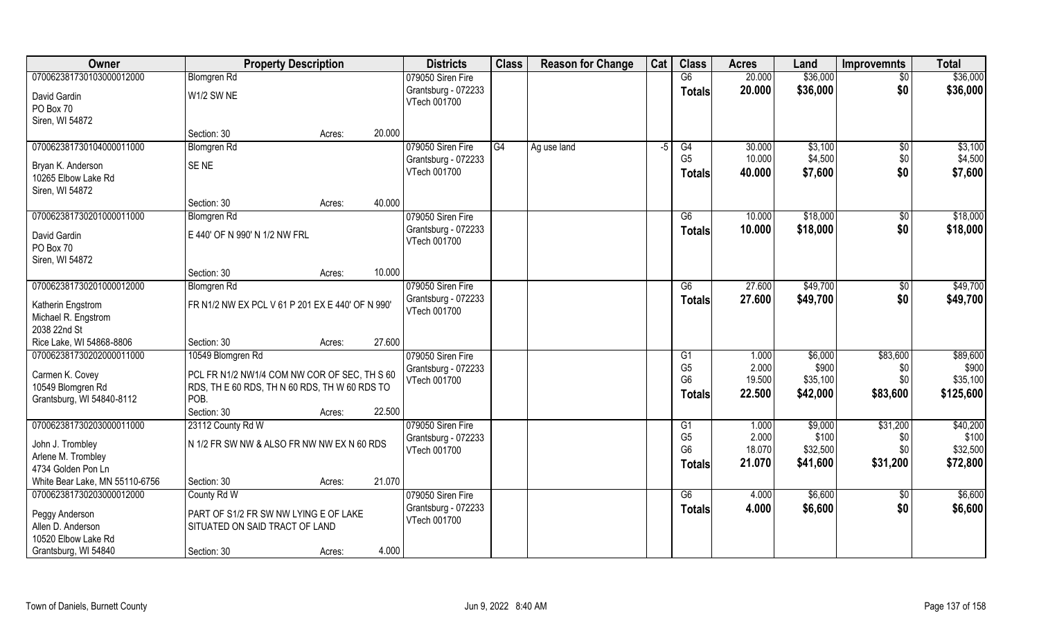| Owner | Property Description | | | Districts | Class | Reason for Change | Cat | Class | Acres | Land | Improvemnts | Total |
|---|---|---|---|---|---|---|---|---|---|---|---|---|
| 070062381730103000012000 | Blomgren Rd | | | 079050 Siren Fire | | | | G6 | 20.000 | $36,000 | $0 | $36,000 |
| David Gardin<br>PO Box 70<br>Siren, WI 54872 | W1/2 SW NE | | | Grantsburg - 072233<br>VTech 001700 | | | | **Totals** | **20.000** | **$36,000** | **$0** | **$36,000** |
| | Section: 30 | Acres: | 20.000 | | | | | | | | | |
| 070062381730104000011000 | Blomgren Rd | | | 079050 Siren Fire | G4 | Ag use land | -5 | G4 | 30.000 | $3,100 | $0 | $3,100 |
| Bryan K. Anderson<br>10265 Elbow Lake Rd<br>Siren, WI 54872 | SE NE | | | Grantsburg - 072233<br>VTech 001700 | | | | G5 | 10.000 | $4,500 | $0 | $4,500 |
| | | | | | | | | **Totals** | **40.000** | **$7,600** | **$0** | **$7,600** |
| | Section: 30 | Acres: | 40.000 | | | | | | | | | |
| 070062381730201000011000 | Blomgren Rd | | | 079050 Siren Fire | | | | G6 | 10.000 | $18,000 | $0 | $18,000 |
| David Gardin<br>PO Box 70<br>Siren, WI 54872 | E 440' OF N 990' N 1/2 NW FRL | | | Grantsburg - 072233<br>VTech 001700 | | | | **Totals** | **10.000** | **$18,000** | **$0** | **$18,000** |
| | Section: 30 | Acres: | 10.000 | | | | | | | | | |
| 070062381730201000012000 | Blomgren Rd | | | 079050 Siren Fire | | | | G6 | 27.600 | $49,700 | $0 | $49,700 |
| Katherin Engstrom<br>Michael R. Engstrom<br>2038 22nd St<br>Rice Lake, WI 54868-8806 | FR N1/2 NW EX PCL V 61 P 201 EX E 440' OF N 990' | | | Grantsburg - 072233<br>VTech 001700 | | | | **Totals** | **27.600** | **$49,700** | **$0** | **$49,700** |
| | Section: 30 | Acres: | 27.600 | | | | | | | | | |
| 070062381730202000011000 | 10549 Blomgren Rd | | | 079050 Siren Fire | | | | G1 | 1.000 | $6,000 | $83,600 | $89,600 |
| Carmen K. Covey<br>10549 Blomgren Rd<br>Grantsburg, WI 54840-8112 | PCL FR N1/2 NW1/4 COM NW COR OF SEC, TH S 60 RDS, TH E 60 RDS, TH N 60 RDS, TH W 60 RDS TO POB. | | | Grantsburg - 072233<br>VTech 001700 | | | | G5 | 2.000 | $900 | $0 | $900 |
| | | | | | | | | G6 | 19.500 | $35,100 | $0 | $35,100 |
| | | | | | | | | **Totals** | **22.500** | **$42,000** | **$83,600** | **$125,600** |
| | Section: 30 | Acres: | 22.500 | | | | | | | | | |
| 070062381730203000011000 | 23112 County Rd W | | | 079050 Siren Fire | | | | G1 | 1.000 | $9,000 | $31,200 | $40,200 |
| John J. Trombley<br>Arlene M. Trombley<br>4734 Golden Pon Ln<br>White Bear Lake, MN 55110-6756 | N 1/2 FR SW NW & ALSO FR NW NW EX N 60 RDS | | | Grantsburg - 072233<br>VTech 001700 | | | | G5 | 2.000 | $100 | $0 | $100 |
| | | | | | | | | G6 | 18.070 | $32,500 | $0 | $32,500 |
| | | | | | | | | **Totals** | **21.070** | **$41,600** | **$31,200** | **$72,800** |
| | Section: 30 | Acres: | 21.070 | | | | | | | | | |
| 070062381730203000012000 | County Rd W | | | 079050 Siren Fire | | | | G6 | 4.000 | $6,600 | $0 | $6,600 |
| Peggy Anderson<br>Allen D. Anderson<br>10520 Elbow Lake Rd<br>Grantsburg, WI 54840 | PART OF S1/2 FR SW NW LYING E OF LAKE SITUATED ON SAID TRACT OF LAND | | | Grantsburg - 072233<br>VTech 001700 | | | | **Totals** | **4.000** | **$6,600** | **$0** | **$6,600** |
| | Section: 30 | Acres: | 4.000 | | | | | | | | | |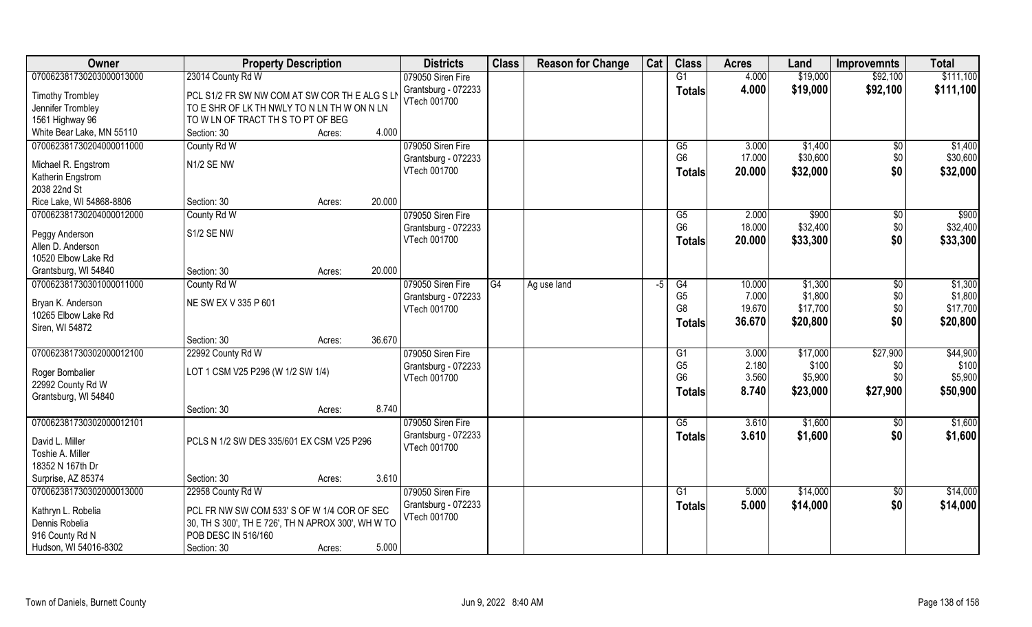| Owner | Property Description | | Districts | Class | Reason for Change | Cat | Class | Acres | Land | Improvemnts | Total |
|---|---|---|---|---|---|---|---|---|---|---|---|
| 070062381730203000013000 | 23014 County Rd W | | 079050 Siren Fire | | | | G1 | 4.000 | $19,000 | $92,100 | $111,100 |
| Timothy Trombley<br>Jennifer Trombley<br>1561 Highway 96<br>White Bear Lake, MN 55110 | PCL S1/2 FR SW NW COM AT SW COR TH E ALG S LN TO E SHR OF LK TH NWLY TO N LN TH W ON N LN TO W LN OF TRACT TH S TO PT OF BEG<br>Section: 30 | Acres: 4.000 | Grantsburg - 072233<br>VTech 001700 | | | | Totals | 4.000 | $19,000 | $92,100 | $111,100 |
| 070062381730204000011000 | County Rd W | | 079050 Siren Fire | | | | G5 | 3.000 | $1,400 | $0 | $1,400 |
| Michael R. Engstrom<br>Katherin Engstrom<br>2038 22nd St<br>Rice Lake, WI 54868-8806 | N1/2 SE NW<br>Section: 30 | Acres: 20.000 | Grantsburg - 072233<br>VTech 001700 | | | | G6 | 17.000 | $30,600 | $0 | $30,600 |
| | | | | | | | Totals | 20.000 | $32,000 | $0 | $32,000 |
| 070062381730204000012000 | County Rd W | | 079050 Siren Fire | | | | G5 | 2.000 | $900 | $0 | $900 |
| Peggy Anderson<br>Allen D. Anderson<br>10520 Elbow Lake Rd<br>Grantsburg, WI 54840 | S1/2 SE NW<br>Section: 30 | Acres: 20.000 | Grantsburg - 072233<br>VTech 001700 | | | | G6 | 18.000 | $32,400 | $0 | $32,400 |
| | | | | | | | Totals | 20.000 | $33,300 | $0 | $33,300 |
| 070062381730301000011000 | County Rd W | | 079050 Siren Fire | G4 | Ag use land | -5 | G4 | 10.000 | $1,300 | $0 | $1,300 |
| Bryan K. Anderson<br>10265 Elbow Lake Rd<br>Siren, WI 54872 | NE SW EX V 335 P 601<br>Section: 30 | Acres: 36.670 | Grantsburg - 072233<br>VTech 001700 | | | | G5 | 7.000 | $1,800 | $0 | $1,800 |
| | | | | | | | G8 | 19.670 | $17,700 | $0 | $17,700 |
| | | | | | | | Totals | 36.670 | $20,800 | $0 | $20,800 |
| 070062381730302000012100 | 22992 County Rd W | | 079050 Siren Fire | | | | G1 | 3.000 | $17,000 | $27,900 | $44,900 |
| Roger Bombalier<br>22992 County Rd W<br>Grantsburg, WI 54840 | LOT 1 CSM V25 P296 (W 1/2 SW 1/4)<br>Section: 30 | Acres: 8.740 | Grantsburg - 072233<br>VTech 001700 | | | | G5 | 2.180 | $100 | $0 | $100 |
| | | | | | | | G6 | 3.560 | $5,900 | $0 | $5,900 |
| | | | | | | | Totals | 8.740 | $23,000 | $27,900 | $50,900 |
| 070062381730302000012101 | | | 079050 Siren Fire | | | | G5 | 3.610 | $1,600 | $0 | $1,600 |
| David L. Miller<br>Toshie A. Miller<br>18352 N 167th Dr<br>Surprise, AZ 85374 | PCLS N 1/2 SW DES 335/601 EX CSM V25 P296<br>Section: 30 | Acres: 3.610 | Grantsburg - 072233<br>VTech 001700 | | | | Totals | 3.610 | $1,600 | $0 | $1,600 |
| 070062381730302000013000 | 22958 County Rd W | | 079050 Siren Fire | | | | G1 | 5.000 | $14,000 | $0 | $14,000 |
| Kathryn L. Robelia<br>Dennis Robelia<br>916 County Rd N<br>Hudson, WI 54016-8302 | PCL FR NW SW COM 533' S OF W 1/4 COR OF SEC 30, TH S 300', TH E 726', TH N APROX 300', WH W TO POB DESC IN 516/160<br>Section: 30 | Acres: 5.000 | Grantsburg - 072233<br>VTech 001700 | | | | Totals | 5.000 | $14,000 | $0 | $14,000 |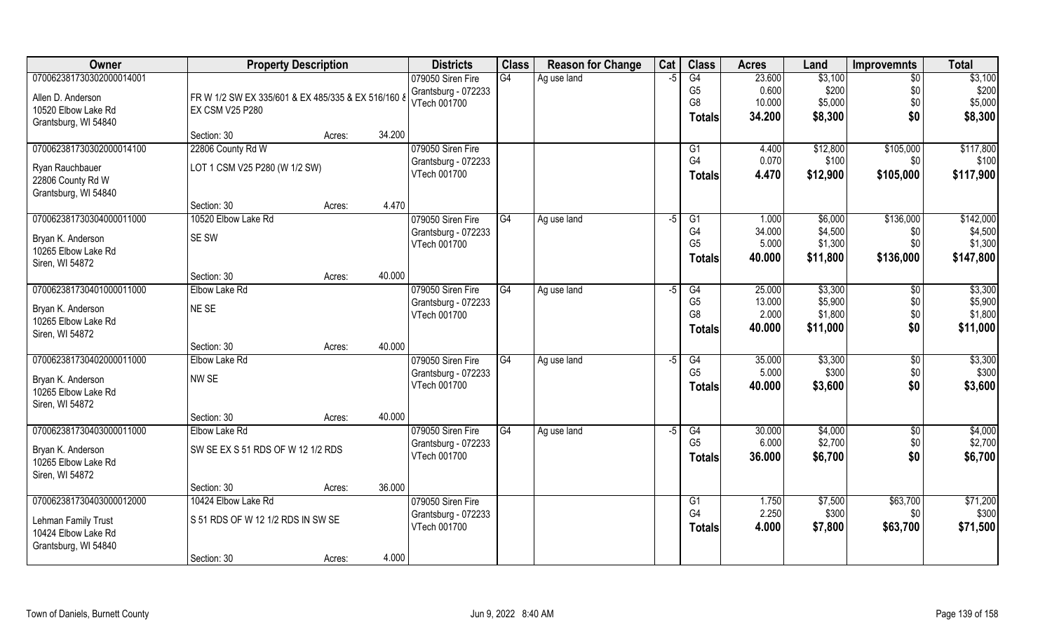| Owner | Property Description | | | Districts | Class | Reason for Change | Cat | Class | Acres | Land | Improvemnts | Total |
|---|---|---|---|---|---|---|---|---|---|---|---|---|
| 070062381730302000014001 | | | | 079050 Siren Fire | G4 | Ag use land | -5 | G4 | 23.600 | $3,100 | $0 | $3,100 |
| Allen D. Anderson | FR W 1/2 SW EX 335/601 & EX 485/335 & EX 516/160 & | | | Grantsburg - 072233 | | | | G5 | 0.600 | $200 | $0 | $200 |
| 10520 Elbow Lake Rd | EX CSM V25 P280 | | | VTech 001700 | | | | G8 | 10.000 | $5,000 | $0 | $5,000 |
| Grantsburg, WI 54840 | | | | | | | | **Totals** | **34.200** | **$8,300** | **$0** | **$8,300** |
| | Section: 30 | Acres: | 34.200 | | | | | | | | | |
| 070062381730302000014100 | 22806 County Rd W | | | 079050 Siren Fire | | | | G1 | 4.400 | $12,800 | $105,000 | $117,800 |
| Ryan Rauchbauer | LOT 1 CSM V25 P280 (W 1/2 SW) | | | Grantsburg - 072233 | | | | G4 | 0.070 | $100 | $0 | $100 |
| 22806 County Rd W | | | | VTech 001700 | | | | **Totals** | **4.470** | **$12,900** | **$105,000** | **$117,900** |
| Grantsburg, WI 54840 | | | | | | | | | | | | |
| | Section: 30 | Acres: | 4.470 | | | | | | | | | |
| 070062381730304000011000 | 10520 Elbow Lake Rd | | | 079050 Siren Fire | G4 | Ag use land | -5 | G1 | 1.000 | $6,000 | $136,000 | $142,000 |
| Bryan K. Anderson | SE SW | | | Grantsburg - 072233 | | | | G4 | 34.000 | $4,500 | $0 | $4,500 |
| 10265 Elbow Lake Rd | | | | VTech 001700 | | | | G5 | 5.000 | $1,300 | $0 | $1,300 |
| Siren, WI 54872 | | | | | | | | **Totals** | **40.000** | **$11,800** | **$136,000** | **$147,800** |
| | Section: 30 | Acres: | 40.000 | | | | | | | | | |
| 070062381730401000011000 | Elbow Lake Rd | | | 079050 Siren Fire | G4 | Ag use land | -5 | G4 | 25.000 | $3,300 | $0 | $3,300 |
| Bryan K. Anderson | NE SE | | | Grantsburg - 072233 | | | | G5 | 13.000 | $5,900 | $0 | $5,900 |
| 10265 Elbow Lake Rd | | | | VTech 001700 | | | | G8 | 2.000 | $1,800 | $0 | $1,800 |
| Siren, WI 54872 | | | | | | | | **Totals** | **40.000** | **$11,000** | **$0** | **$11,000** |
| | Section: 30 | Acres: | 40.000 | | | | | | | | | |
| 070062381730402000011000 | Elbow Lake Rd | | | 079050 Siren Fire | G4 | Ag use land | -5 | G4 | 35.000 | $3,300 | $0 | $3,300 |
| Bryan K. Anderson | NW SE | | | Grantsburg - 072233 | | | | G5 | 5.000 | $300 | $0 | $300 |
| 10265 Elbow Lake Rd | | | | VTech 001700 | | | | **Totals** | **40.000** | **$3,600** | **$0** | **$3,600** |
| Siren, WI 54872 | | | | | | | | | | | | |
| | Section: 30 | Acres: | 40.000 | | | | | | | | | |
| 070062381730403000011000 | Elbow Lake Rd | | | 079050 Siren Fire | G4 | Ag use land | -5 | G4 | 30.000 | $4,000 | $0 | $4,000 |
| Bryan K. Anderson | SW SE EX S 51 RDS OF W 12 1/2 RDS | | | Grantsburg - 072233 | | | | G5 | 6.000 | $2,700 | $0 | $2,700 |
| 10265 Elbow Lake Rd | | | | VTech 001700 | | | | **Totals** | **36.000** | **$6,700** | **$0** | **$6,700** |
| Siren, WI 54872 | | | | | | | | | | | | |
| | Section: 30 | Acres: | 36.000 | | | | | | | | | |
| 070062381730403000012000 | 10424 Elbow Lake Rd | | | 079050 Siren Fire | | | | G1 | 1.750 | $7,500 | $63,700 | $71,200 |
| Lehman Family Trust | S 51 RDS OF W 12 1/2 RDS IN SW SE | | | Grantsburg - 072233 | | | | G4 | 2.250 | $300 | $0 | $300 |
| 10424 Elbow Lake Rd | | | | VTech 001700 | | | | **Totals** | **4.000** | **$7,800** | **$63,700** | **$71,500** |
| Grantsburg, WI 54840 | | | | | | | | | | | | |
| | Section: 30 | Acres: | 4.000 | | | | | | | | | |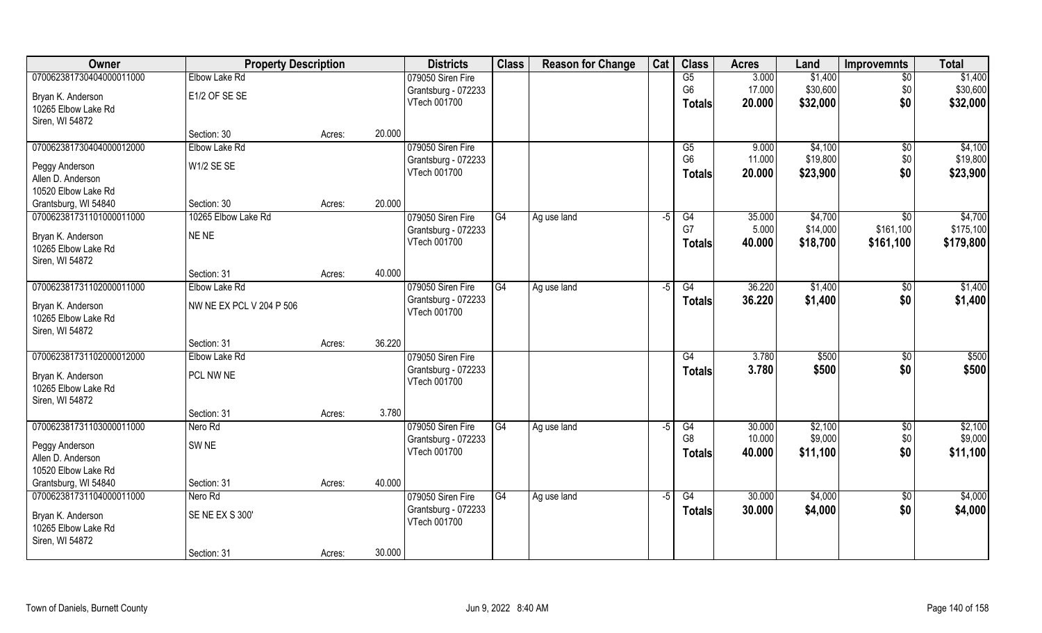| Owner | Property Description | | | Districts | Class | Reason for Change | Cat | Class | Acres | Land | Improvemnts | Total |
|---|---|---|---|---|---|---|---|---|---|---|---|---|
| 070062381730404000011000 | Elbow Lake Rd | | | 079050 Siren Fire | | | | G5 | 3.000 | $1,400 | $0 | $1,400 |
| Bryan K. Anderson | E1/2 OF SE SE | | | Grantsburg - 072233 | | | | G6 | 17.000 | $30,600 | $0 | $30,600 |
| 10265 Elbow Lake Rd | | | | VTech 001700 | | | | Totals | 20.000 | $32,000 | $0 | $32,000 |
| Siren, WI 54872 | | | | | | | | | | | | |
| | Section: 30 | Acres: | 20.000 | | | | | | | | | |
| 070062381730404000012000 | Elbow Lake Rd | | | 079050 Siren Fire | | | | G5 | 9.000 | $4,100 | $0 | $4,100 |
| Peggy Anderson | W1/2 SE SE | | | Grantsburg - 072233 | | | | G6 | 11.000 | $19,800 | $0 | $19,800 |
| Allen D. Anderson | | | | VTech 001700 | | | | Totals | 20.000 | $23,900 | $0 | $23,900 |
| 10520 Elbow Lake Rd | | | | | | | | | | | | |
| Grantsburg, WI 54840 | Section: 30 | Acres: | 20.000 | | | | | | | | | |
| 070062381731101000011000 | 10265 Elbow Lake Rd | | | 079050 Siren Fire | G4 | Ag use land | -5 | G4 | 35.000 | $4,700 | $0 | $4,700 |
| Bryan K. Anderson | NE NE | | | Grantsburg - 072233 | | | | G7 | 5.000 | $14,000 | $161,100 | $175,100 |
| 10265 Elbow Lake Rd | | | | VTech 001700 | | | | Totals | 40.000 | $18,700 | $161,100 | $179,800 |
| Siren, WI 54872 | | | | | | | | | | | | |
| | Section: 31 | Acres: | 40.000 | | | | | | | | | |
| 070062381731102000011000 | Elbow Lake Rd | | | 079050 Siren Fire | G4 | Ag use land | -5 | G4 | 36.220 | $1,400 | $0 | $1,400 |
| Bryan K. Anderson | NW NE EX PCL V 204 P 506 | | | Grantsburg - 072233 | | | | Totals | 36.220 | $1,400 | $0 | $1,400 |
| 10265 Elbow Lake Rd | | | | VTech 001700 | | | | | | | | |
| Siren, WI 54872 | | | | | | | | | | | | |
| | Section: 31 | Acres: | 36.220 | | | | | | | | | |
| 070062381731102000012000 | Elbow Lake Rd | | | 079050 Siren Fire | | | | G4 | 3.780 | $500 | $0 | $500 |
| Bryan K. Anderson | PCL NW NE | | | Grantsburg - 072233 | | | | Totals | 3.780 | $500 | $0 | $500 |
| 10265 Elbow Lake Rd | | | | VTech 001700 | | | | | | | | |
| Siren, WI 54872 | | | | | | | | | | | | |
| | Section: 31 | Acres: | 3.780 | | | | | | | | | |
| 070062381731103000011000 | Nero Rd | | | 079050 Siren Fire | G4 | Ag use land | -5 | G4 | 30.000 | $2,100 | $0 | $2,100 |
| Peggy Anderson | SW NE | | | Grantsburg - 072233 | | | | G8 | 10.000 | $9,000 | $0 | $9,000 |
| Allen D. Anderson | | | | VTech 001700 | | | | Totals | 40.000 | $11,100 | $0 | $11,100 |
| 10520 Elbow Lake Rd | | | | | | | | | | | | |
| Grantsburg, WI 54840 | Section: 31 | Acres: | 40.000 | | | | | | | | | |
| 070062381731104000011000 | Nero Rd | | | 079050 Siren Fire | G4 | Ag use land | -5 | G4 | 30.000 | $4,000 | $0 | $4,000 |
| Bryan K. Anderson | SE NE EX S 300' | | | Grantsburg - 072233 | | | | Totals | 30.000 | $4,000 | $0 | $4,000 |
| 10265 Elbow Lake Rd | | | | VTech 001700 | | | | | | | | |
| Siren, WI 54872 | | | | | | | | | | | | |
| | Section: 31 | Acres: | 30.000 | | | | | | | | | |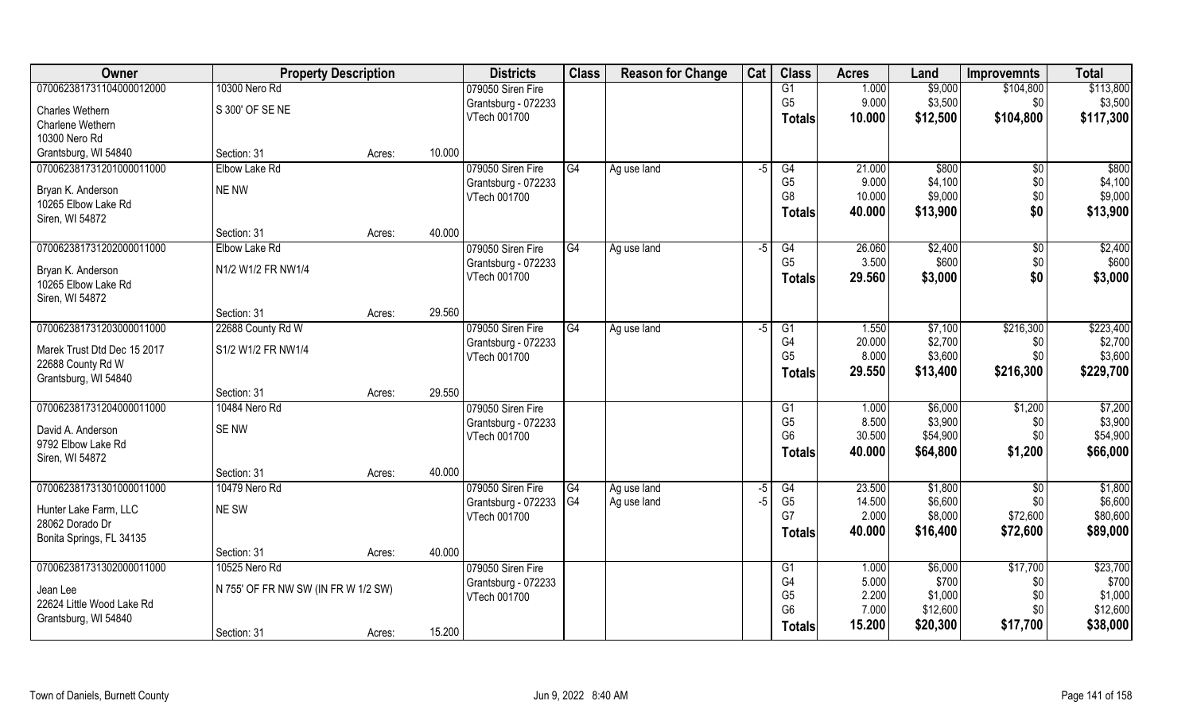| Owner | Property Description | | | Districts | Class | Reason for Change | Cat | Class | Acres | Land | Improvemnts | Total |
|---|---|---|---|---|---|---|---|---|---|---|---|---|
| 070062381731104000012000 | 10300 Nero Rd | | | 079050 Siren Fire | | | | G1 | 1.000 | $9,000 | $104,800 | $113,800 |
| Charles Wethern | S 300' OF SE NE | | | Grantsburg - 072233 | | | | G5 | 9.000 | $3,500 | $0 | $3,500 |
| Charlene Wethern | | | | VTech 001700 | | | | **Totals** | **10.000** | **$12,500** | **$104,800** | **$117,300** |
| 10300 Nero Rd | | | | | | | | | | | | |
| Grantsburg, WI 54840 | Section: 31 | Acres: | 10.000 | | | | | | | | | |
| 070062381731201000011000 | Elbow Lake Rd | | | 079050 Siren Fire | G4 | Ag use land | -5 | G4 | 21.000 | $800 | $0 | $800 |
| Bryan K. Anderson | NE NW | | | Grantsburg - 072233 | | | | G5 | 9.000 | $4,100 | $0 | $4,100 |
| 10265 Elbow Lake Rd | | | | VTech 001700 | | | | G8 | 10.000 | $9,000 | $0 | $9,000 |
| Siren, WI 54872 | | | | | | | | **Totals** | **40.000** | **$13,900** | **$0** | **$13,900** |
| | Section: 31 | Acres: | 40.000 | | | | | | | | | |
| 070062381731202000011000 | Elbow Lake Rd | | | 079050 Siren Fire | G4 | Ag use land | -5 | G4 | 26.060 | $2,400 | $0 | $2,400 |
| Bryan K. Anderson | N1/2 W1/2 FR NW1/4 | | | Grantsburg - 072233 | | | | G5 | 3.500 | $600 | $0 | $600 |
| 10265 Elbow Lake Rd | | | | VTech 001700 | | | | **Totals** | **29.560** | **$3,000** | **$0** | **$3,000** |
| Siren, WI 54872 | | | | | | | | | | | | |
| | Section: 31 | Acres: | 29.560 | | | | | | | | | |
| 070062381731203000011000 | 22688 County Rd W | | | 079050 Siren Fire | G4 | Ag use land | -5 | G1 | 1.550 | $7,100 | $216,300 | $223,400 |
| Marek Trust Dtd Dec 15 2017 | S1/2 W1/2 FR NW1/4 | | | Grantsburg - 072233 | | | | G4 | 20.000 | $2,700 | $0 | $2,700 |
| 22688 County Rd W | | | | VTech 001700 | | | | G5 | 8.000 | $3,600 | $0 | $3,600 |
| Grantsburg, WI 54840 | | | | | | | | **Totals** | **29.550** | **$13,400** | **$216,300** | **$229,700** |
| | Section: 31 | Acres: | 29.550 | | | | | | | | | |
| 070062381731204000011000 | 10484 Nero Rd | | | 079050 Siren Fire | | | | G1 | 1.000 | $6,000 | $1,200 | $7,200 |
| David A. Anderson | SE NW | | | Grantsburg - 072233 | | | | G5 | 8.500 | $3,900 | $0 | $3,900 |
| 9792 Elbow Lake Rd | | | | VTech 001700 | | | | G6 | 30.500 | $54,900 | $0 | $54,900 |
| Siren, WI 54872 | | | | | | | | **Totals** | **40.000** | **$64,800** | **$1,200** | **$66,000** |
| | Section: 31 | Acres: | 40.000 | | | | | | | | | |
| 070062381731301000011000 | 10479 Nero Rd | | | 079050 Siren Fire | G4 | Ag use land | -5 | G4 | 23.500 | $1,800 | $0 | $1,800 |
| Hunter Lake Farm, LLC | NE SW | | | Grantsburg - 072233 | G4 | Ag use land | -5 | G5 | 14.500 | $6,600 | $0 | $6,600 |
| 28062 Dorado Dr | | | | VTech 001700 | | | | G7 | 2.000 | $8,000 | $72,600 | $80,600 |
| Bonita Springs, FL 34135 | | | | | | | | **Totals** | **40.000** | **$16,400** | **$72,600** | **$89,000** |
| | Section: 31 | Acres: | 40.000 | | | | | | | | | |
| 070062381731302000011000 | 10525 Nero Rd | | | 079050 Siren Fire | | | | G1 | 1.000 | $6,000 | $17,700 | $23,700 |
| Jean Lee | N 755' OF FR NW SW (IN FR W 1/2 SW) | | | Grantsburg - 072233 | | | | G4 | 5.000 | $700 | $0 | $700 |
| 22624 Little Wood Lake Rd | | | | VTech 001700 | | | | G5 | 2.200 | $1,000 | $0 | $1,000 |
| Grantsburg, WI 54840 | | | | | | | | G6 | 7.000 | $12,600 | $0 | $12,600 |
| | Section: 31 | Acres: | 15.200 | | | | | **Totals** | **15.200** | **$20,300** | **$17,700** | **$38,000** |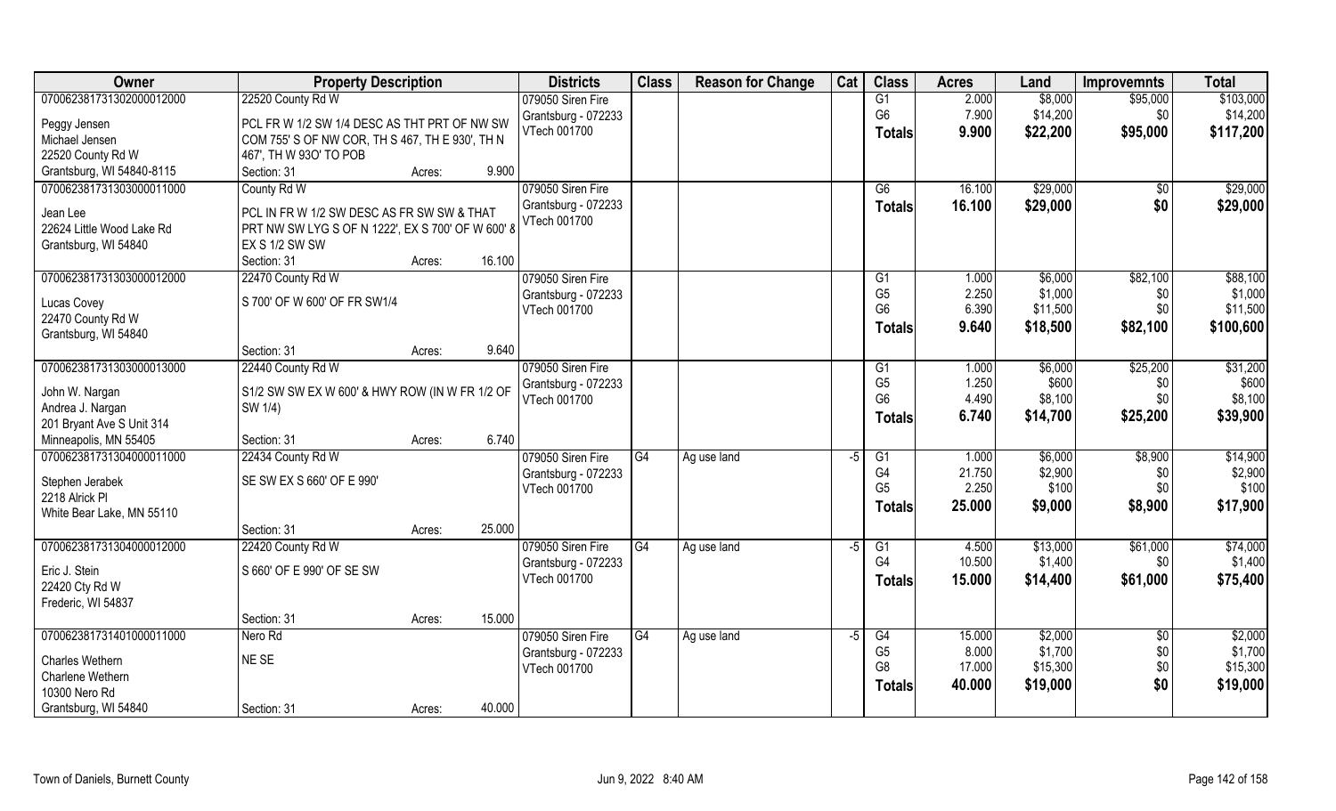| Owner | Property Description | | | Districts | Class | Reason for Change | Cat | Class | Acres | Land | Improvemnts | Total |
|---|---|---|---|---|---|---|---|---|---|---|---|---|
| 070062381731302000012000 | 22520 County Rd W | | | 079050 Siren Fire | | | | G1 | 2.000 | $8,000 | $95,000 | $103,000 |
| Peggy Jensen | PCL FR W 1/2 SW 1/4 DESC AS THT PRT OF NW SW | | | Grantsburg - 072233 | | | | G6 | 7.900 | $14,200 | $0 | $14,200 |
| Michael Jensen | COM 755' S OF NW COR, TH S 467, TH E 930', TH N | | | VTech 001700 | | | | **Totals** | **9.900** | **$22,200** | **$95,000** | **$117,200** |
| 22520 County Rd W | 467', TH W 930' TO POB | | | | | | | | | | | |
| Grantsburg, WI 54840-8115 | Section: 31 | Acres: | 9.900 | | | | | | | | | |
| 070062381731303000011000 | County Rd W | | | 079050 Siren Fire | | | | G6 | 16.100 | $29,000 | $0 | $29,000 |
| Jean Lee | PCL IN FR W 1/2 SW DESC AS FR SW SW & THAT | | | Grantsburg - 072233 | | | | **Totals** | **16.100** | **$29,000** | **$0** | **$29,000** |
| 22624 Little Wood Lake Rd | PRT NW SW LYG S OF N 1222', EX S 700' OF W 600' & | | | VTech 001700 | | | | | | | | |
| Grantsburg, WI 54840 | EX S 1/2 SW SW | | | | | | | | | | | |
| | Section: 31 | Acres: | 16.100 | | | | | | | | | |
| 070062381731303000012000 | 22470 County Rd W | | | 079050 Siren Fire | | | | G1 | 1.000 | $6,000 | $82,100 | $88,100 |
| Lucas Covey | S 700' OF W 600' OF FR SW1/4 | | | Grantsburg - 072233 | | | | G5 | 2.250 | $1,000 | $0 | $1,000 |
| 22470 County Rd W | | | | VTech 001700 | | | | G6 | 6.390 | $11,500 | $0 | $11,500 |
| Grantsburg, WI 54840 | | | | | | | | **Totals** | **9.640** | **$18,500** | **$82,100** | **$100,600** |
| | Section: 31 | Acres: | 9.640 | | | | | | | | | |
| 070062381731303000013000 | 22440 County Rd W | | | 079050 Siren Fire | | | | G1 | 1.000 | $6,000 | $25,200 | $31,200 |
| John W. Nargan | S1/2 SW SW EX W 600' & HWY ROW (IN W FR 1/2 OF | | | Grantsburg - 072233 | | | | G5 | 1.250 | $600 | $0 | $600 |
| Andrea J. Nargan | SW 1/4) | | | VTech 001700 | | | | G6 | 4.490 | $8,100 | $0 | $8,100 |
| 201 Bryant Ave S Unit 314 | | | | | | | | **Totals** | **6.740** | **$14,700** | **$25,200** | **$39,900** |
| Minneapolis, MN 55405 | Section: 31 | Acres: | 6.740 | | | | | | | | | |
| 070062381731304000011000 | 22434 County Rd W | | | 079050 Siren Fire | G4 | Ag use land | -5 | G1 | 1.000 | $6,000 | $8,900 | $14,900 |
| Stephen Jerabek | SE SW EX S 660' OF E 990' | | | Grantsburg - 072233 | | | | G4 | 21.750 | $2,900 | $0 | $2,900 |
| 2218 Alrick Pl | | | | VTech 001700 | | | | G5 | 2.250 | $100 | $0 | $100 |
| White Bear Lake, MN 55110 | | | | | | | | **Totals** | **25.000** | **$9,000** | **$8,900** | **$17,900** |
| | Section: 31 | Acres: | 25.000 | | | | | | | | | |
| 070062381731304000012000 | 22420 County Rd W | | | 079050 Siren Fire | G4 | Ag use land | -5 | G1 | 4.500 | $13,000 | $61,000 | $74,000 |
| Eric J. Stein | S 660' OF E 990' OF SE SW | | | Grantsburg - 072233 | | | | G4 | 10.500 | $1,400 | $0 | $1,400 |
| 22420 Cty Rd W | | | | VTech 001700 | | | | **Totals** | **15.000** | **$14,400** | **$61,000** | **$75,400** |
| Frederic, WI 54837 | | | | | | | | | | | | |
| | Section: 31 | Acres: | 15.000 | | | | | | | | | |
| 070062381731401000011000 | Nero Rd | | | 079050 Siren Fire | G4 | Ag use land | -5 | G4 | 15.000 | $2,000 | $0 | $2,000 |
| Charles Wethern | NE SE | | | Grantsburg - 072233 | | | | G5 | 8.000 | $1,700 | $0 | $1,700 |
| Charlene Wethern | | | | VTech 001700 | | | | G8 | 17.000 | $15,300 | $0 | $15,300 |
| 10300 Nero Rd | | | | | | | | **Totals** | **40.000** | **$19,000** | **$0** | **$19,000** |
| Grantsburg, WI 54840 | Section: 31 | Acres: | 40.000 | | | | | | | | | |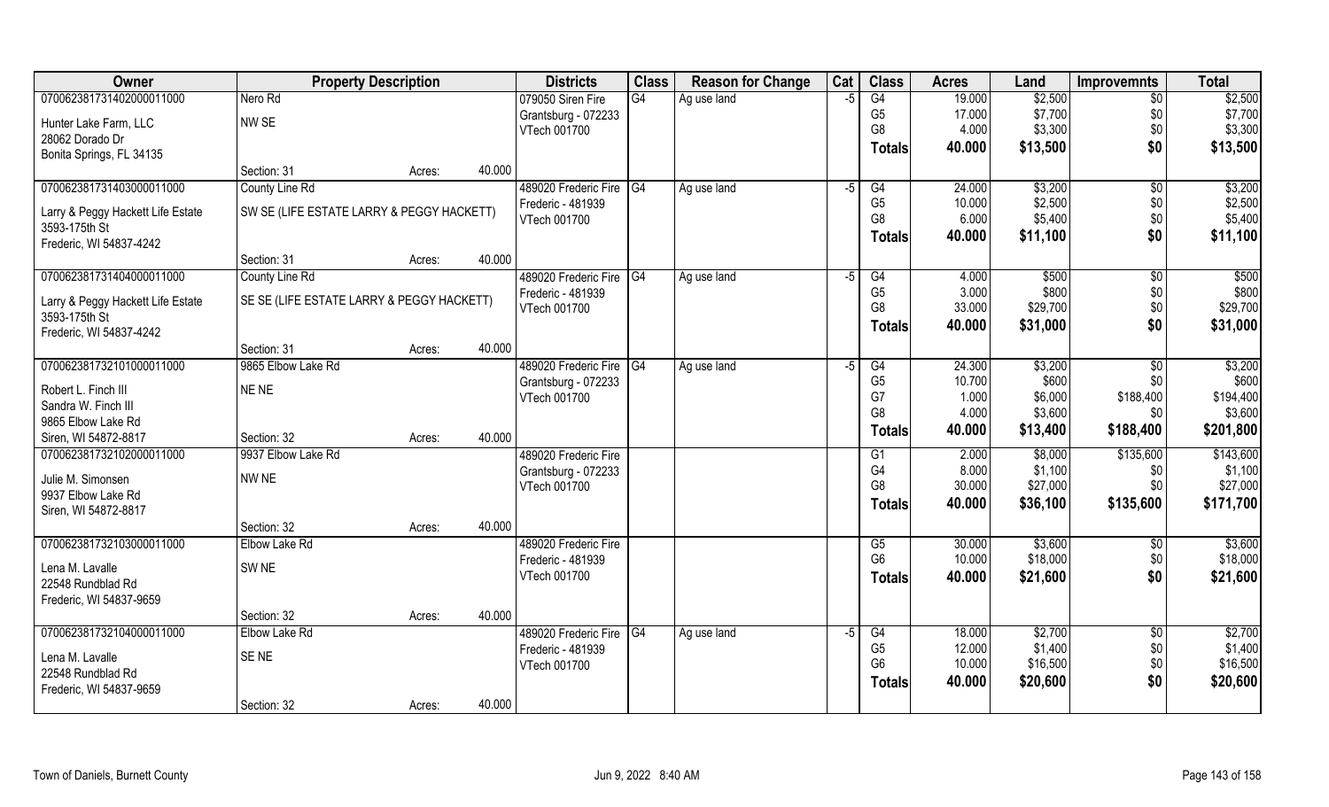| Owner | Property Description | | | Districts | Class | Reason for Change | Cat | Class | Acres | Land | Improvemnts | Total |
|---|---|---|---|---|---|---|---|---|---|---|---|---|
| 070062381731402000011000 | Nero Rd | | | 079050 Siren Fire | G4 | Ag use land | -5 | G4 | 19.000 | $2,500 | $0 | $2,500 |
| Hunter Lake Farm, LLC | NW SE | | | Grantsburg - 072233 | | | | G5 | 17.000 | $7,700 | $0 | $7,700 |
| 28062 Dorado Dr | | | | VTech 001700 | | | | G8 | 4.000 | $3,300 | $0 | $3,300 |
| Bonita Springs, FL 34135 | | | | | | | | Totals | 40.000 | $13,500 | $0 | $13,500 |
| | Section: 31 | Acres: | 40.000 | | | | | | | | | |
| 070062381731403000011000 | County Line Rd | | | 489020 Frederic Fire | G4 | Ag use land | -5 | G4 | 24.000 | $3,200 | $0 | $3,200 |
| Larry & Peggy Hackett Life Estate | SW SE (LIFE ESTATE LARRY & PEGGY HACKETT) | | | Frederic - 481939 | | | | G5 | 10.000 | $2,500 | $0 | $2,500 |
| 3593-175th St | | | | VTech 001700 | | | | G8 | 6.000 | $5,400 | $0 | $5,400 |
| Frederic, WI 54837-4242 | | | | | | | | Totals | 40.000 | $11,100 | $0 | $11,100 |
| | Section: 31 | Acres: | 40.000 | | | | | | | | | |
| 070062381731404000011000 | County Line Rd | | | 489020 Frederic Fire | G4 | Ag use land | -5 | G4 | 4.000 | $500 | $0 | $500 |
| Larry & Peggy Hackett Life Estate | SE SE (LIFE ESTATE LARRY & PEGGY HACKETT) | | | Frederic - 481939 | | | | G5 | 3.000 | $800 | $0 | $800 |
| 3593-175th St | | | | VTech 001700 | | | | G8 | 33.000 | $29,700 | $0 | $29,700 |
| Frederic, WI 54837-4242 | | | | | | | | Totals | 40.000 | $31,000 | $0 | $31,000 |
| | Section: 31 | Acres: | 40.000 | | | | | | | | | |
| 070062381732101000011000 | 9865 Elbow Lake Rd | | | 489020 Frederic Fire | G4 | Ag use land | -5 | G4 | 24.300 | $3,200 | $0 | $3,200 |
| Robert L. Finch III | NE NE | | | Grantsburg - 072233 | | | | G5 | 10.700 | $600 | $0 | $600 |
| Sandra W. Finch III | | | | VTech 001700 | | | | G7 | 1.000 | $6,000 | $188,400 | $194,400 |
| 9865 Elbow Lake Rd | | | | | | | | G8 | 4.000 | $3,600 | $0 | $3,600 |
| Siren, WI 54872-8817 | Section: 32 | Acres: | 40.000 | | | | | Totals | 40.000 | $13,400 | $188,400 | $201,800 |
| 070062381732102000011000 | 9937 Elbow Lake Rd | | | 489020 Frederic Fire | | | | G1 | 2.000 | $8,000 | $135,600 | $143,600 |
| Julie M. Simonsen | NW NE | | | Grantsburg - 072233 | | | | G4 | 8.000 | $1,100 | $0 | $1,100 |
| 9937 Elbow Lake Rd | | | | VTech 001700 | | | | G8 | 30.000 | $27,000 | $0 | $27,000 |
| Siren, WI 54872-8817 | | | | | | | | Totals | 40.000 | $36,100 | $135,600 | $171,700 |
| | Section: 32 | Acres: | 40.000 | | | | | | | | | |
| 070062381732103000011000 | Elbow Lake Rd | | | 489020 Frederic Fire | | | | G5 | 30.000 | $3,600 | $0 | $3,600 |
| Lena M. Lavalle | SW NE | | | Frederic - 481939 | | | | G6 | 10.000 | $18,000 | $0 | $18,000 |
| 22548 Rundblad Rd | | | | VTech 001700 | | | | Totals | 40.000 | $21,600 | $0 | $21,600 |
| Frederic, WI 54837-9659 | | | | | | | | | | | | |
| | Section: 32 | Acres: | 40.000 | | | | | | | | | |
| 070062381732104000011000 | Elbow Lake Rd | | | 489020 Frederic Fire | G4 | Ag use land | -5 | G4 | 18.000 | $2,700 | $0 | $2,700 |
| Lena M. Lavalle | SE NE | | | Frederic - 481939 | | | | G5 | 12.000 | $1,400 | $0 | $1,400 |
| 22548 Rundblad Rd | | | | VTech 001700 | | | | G6 | 10.000 | $16,500 | $0 | $16,500 |
| Frederic, WI 54837-9659 | | | | | | | | Totals | 40.000 | $20,600 | $0 | $20,600 |
| | Section: 32 | Acres: | 40.000 | | | | | | | | | |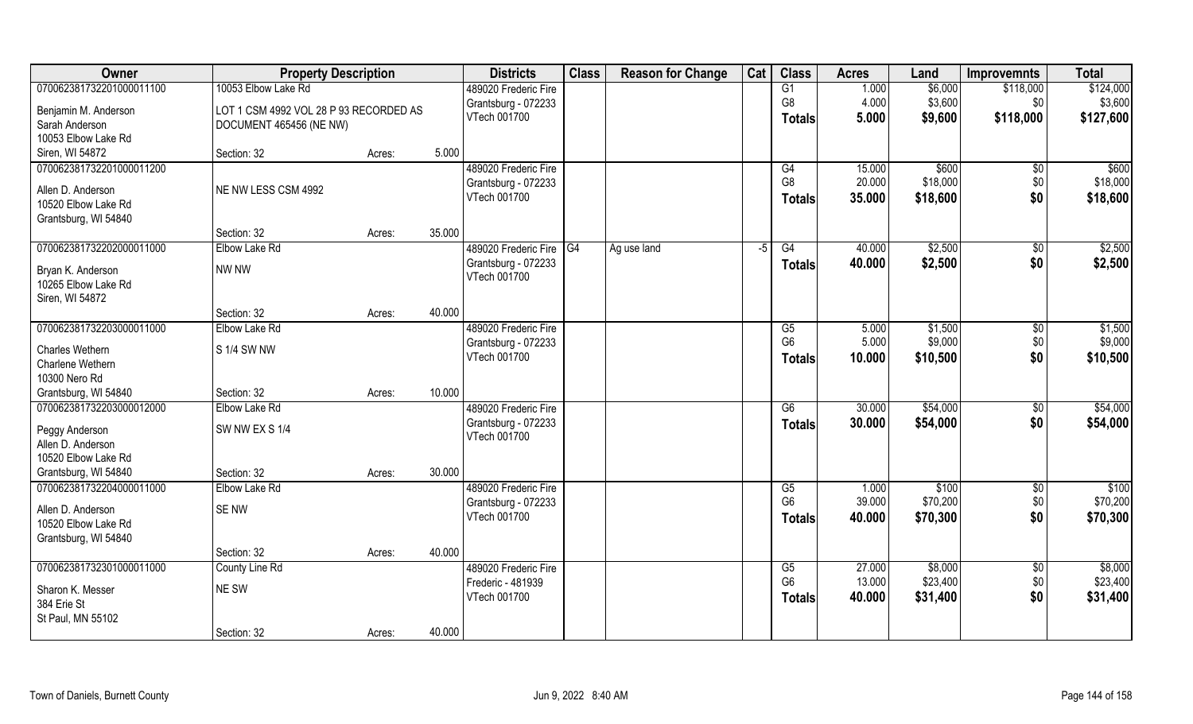| Owner | Property Description | | | Districts | Class | Reason for Change | Cat | Class | Acres | Land | Improvemnts | Total |
|---|---|---|---|---|---|---|---|---|---|---|---|---|
| 070062381732201000011100 | 10053 Elbow Lake Rd | | | 489020 Frederic Fire | | | | G1 | 1.000 | $6,000 | $118,000 | $124,000 |
| Benjamin M. Anderson | LOT 1 CSM 4992 VOL 28 P 93 RECORDED AS | | | Grantsburg - 072233 | | | | G8 | 4.000 | $3,600 | $0 | $3,600 |
| Sarah Anderson | DOCUMENT 465456 (NE NW) | | | VTech 001700 | | | | **Totals** | **5.000** | **$9,600** | **$118,000** | **$127,600** |
| 10053 Elbow Lake Rd | | | | | | | | | | | | |
| Siren, WI 54872 | Section: 32 | Acres: | 5.000 | | | | | | | | | |
| 070062381732201000011200 | | | | 489020 Frederic Fire | | | | G4 | 15.000 | $600 | $0 | $600 |
| Allen D. Anderson | NE NW LESS CSM 4992 | | | Grantsburg - 072233 | | | | G8 | 20.000 | $18,000 | $0 | $18,000 |
| 10520 Elbow Lake Rd | | | | VTech 001700 | | | | **Totals** | **35.000** | **$18,600** | **$0** | **$18,600** |
| Grantsburg, WI 54840 | | | | | | | | | | | | |
| | Section: 32 | Acres: | 35.000 | | | | | | | | | |
| 070062381732202000011000 | Elbow Lake Rd | | | 489020 Frederic Fire | G4 | Ag use land | -5 | G4 | 40.000 | $2,500 | $0 | $2,500 |
| Bryan K. Anderson | NW NW | | | Grantsburg - 072233 | | | | **Totals** | **40.000** | **$2,500** | **$0** | **$2,500** |
| 10265 Elbow Lake Rd | | | | VTech 001700 | | | | | | | | |
| Siren, WI 54872 | | | | | | | | | | | | |
| | Section: 32 | Acres: | 40.000 | | | | | | | | | |
| 070062381732203000011000 | Elbow Lake Rd | | | 489020 Frederic Fire | | | | G5 | 5.000 | $1,500 | $0 | $1,500 |
| Charles Wethern | S 1/4 SW NW | | | Grantsburg - 072233 | | | | G6 | 5.000 | $9,000 | $0 | $9,000 |
| Charlene Wethern | | | | VTech 001700 | | | | **Totals** | **10.000** | **$10,500** | **$0** | **$10,500** |
| 10300 Nero Rd | | | | | | | | | | | | |
| Grantsburg, WI 54840 | Section: 32 | Acres: | 10.000 | | | | | | | | | |
| 070062381732203000012000 | Elbow Lake Rd | | | 489020 Frederic Fire | | | | G6 | 30.000 | $54,000 | $0 | $54,000 |
| Peggy Anderson | SW NW EX S 1/4 | | | Grantsburg - 072233 | | | | **Totals** | **30.000** | **$54,000** | **$0** | **$54,000** |
| Allen D. Anderson | | | | VTech 001700 | | | | | | | | |
| 10520 Elbow Lake Rd | | | | | | | | | | | | |
| Grantsburg, WI 54840 | Section: 32 | Acres: | 30.000 | | | | | | | | | |
| 070062381732204000011000 | Elbow Lake Rd | | | 489020 Frederic Fire | | | | G5 | 1.000 | $100 | $0 | $100 |
| Allen D. Anderson | SE NW | | | Grantsburg - 072233 | | | | G6 | 39.000 | $70,200 | $0 | $70,200 |
| 10520 Elbow Lake Rd | | | | VTech 001700 | | | | **Totals** | **40.000** | **$70,300** | **$0** | **$70,300** |
| Grantsburg, WI 54840 | | | | | | | | | | | | |
| | Section: 32 | Acres: | 40.000 | | | | | | | | | |
| 070062381732301000011000 | County Line Rd | | | 489020 Frederic Fire | | | | G5 | 27.000 | $8,000 | $0 | $8,000 |
| Sharon K. Messer | NE SW | | | Frederic - 481939 | | | | G6 | 13.000 | $23,400 | $0 | $23,400 |
| 384 Erie St | | | | VTech 001700 | | | | **Totals** | **40.000** | **$31,400** | **$0** | **$31,400** |
| St Paul, MN 55102 | | | | | | | | | | | | |
| | Section: 32 | Acres: | 40.000 | | | | | | | | | |

Town of Daniels, Burnett County — Jun 9, 2022 8:40 AM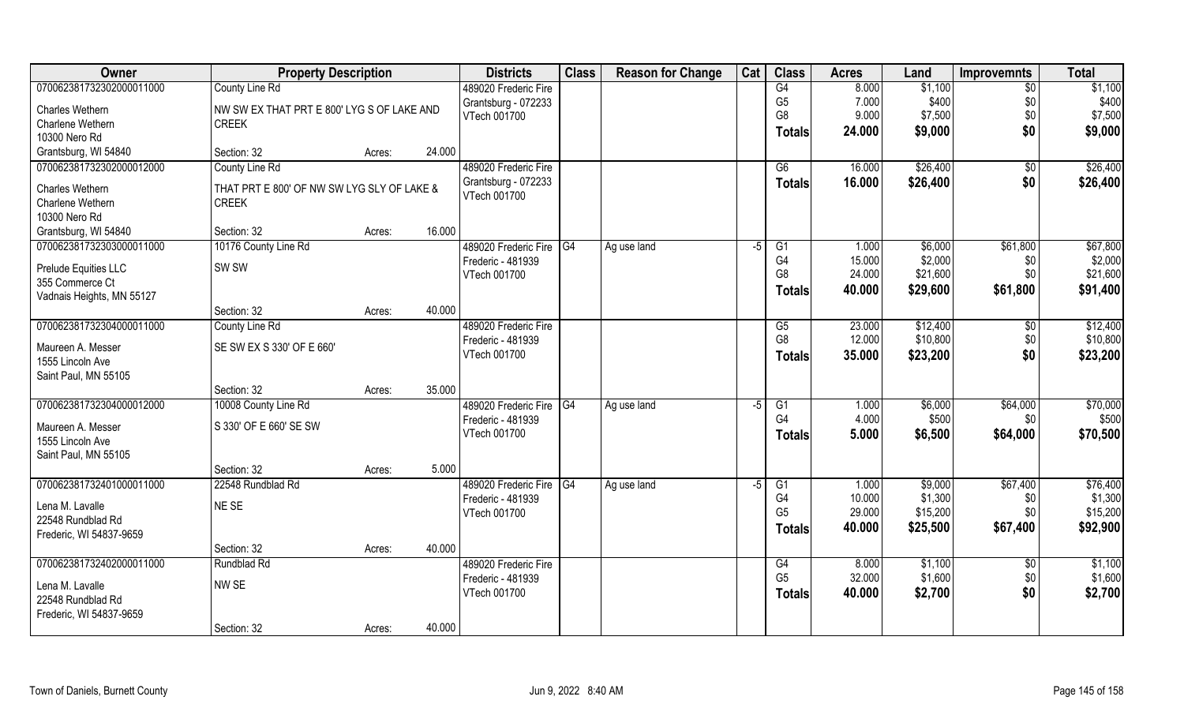| Owner | Property Description | | | Districts | Class | Reason for Change | Cat | Class | Acres | Land | Improvemnts | Total |
|---|---|---|---|---|---|---|---|---|---|---|---|---|
| 070062381732302000011000 | County Line Rd | | | 489020 Frederic Fire | | | | G4 | 8.000 | $1,100 | $0 | $1,100 |
| Charles Wethern | NW SW EX THAT PRT E 800' LYG S OF LAKE AND | | | Grantsburg - 072233 | | | | G5 | 7.000 | $400 | $0 | $400 |
| Charlene Wethern | CREEK | | | VTech 001700 | | | | G8 | 9.000 | $7,500 | $0 | $7,500 |
| 10300 Nero Rd | | | | | | | | Totals | 24.000 | $9,000 | $0 | $9,000 |
| Grantsburg, WI 54840 | Section: 32 | Acres: | 24.000 | | | | | | | | | |
| 070062381732302000012000 | County Line Rd | | | 489020 Frederic Fire | | | | G6 | 16.000 | $26,400 | $0 | $26,400 |
| Charles Wethern | THAT PRT E 800' OF NW SW LYG SLY OF LAKE & | | | Grantsburg - 072233 | | | | Totals | 16.000 | $26,400 | $0 | $26,400 |
| Charlene Wethern | CREEK | | | VTech 001700 | | | | | | | | |
| 10300 Nero Rd | | | | | | | | | | | | |
| Grantsburg, WI 54840 | Section: 32 | Acres: | 16.000 | | | | | | | | | |
| 070062381732303000011000 | 10176 County Line Rd | | | 489020 Frederic Fire | G4 | Ag use land | -5 | G1 | 1.000 | $6,000 | $61,800 | $67,800 |
| Prelude Equities LLC | SW SW | | | Frederic - 481939 | | | | G4 | 15.000 | $2,000 | $0 | $2,000 |
| 355 Commerce Ct | | | | VTech 001700 | | | | G8 | 24.000 | $21,600 | $0 | $21,600 |
| Vadnais Heights, MN 55127 | | | | | | | | Totals | 40.000 | $29,600 | $61,800 | $91,400 |
| | Section: 32 | Acres: | 40.000 | | | | | | | | | |
| 070062381732304000011000 | County Line Rd | | | 489020 Frederic Fire | | | | G5 | 23.000 | $12,400 | $0 | $12,400 |
| Maureen A. Messer | SE SW EX S 330' OF E 660' | | | Frederic - 481939 | | | | G8 | 12.000 | $10,800 | $0 | $10,800 |
| 1555 Lincoln Ave | | | | VTech 001700 | | | | Totals | 35.000 | $23,200 | $0 | $23,200 |
| Saint Paul, MN 55105 | | | | | | | | | | | | |
| | Section: 32 | Acres: | 35.000 | | | | | | | | | |
| 070062381732304000012000 | 10008 County Line Rd | | | 489020 Frederic Fire | G4 | Ag use land | -5 | G1 | 1.000 | $6,000 | $64,000 | $70,000 |
| Maureen A. Messer | S 330' OF E 660' SE SW | | | Frederic - 481939 | | | | G4 | 4.000 | $500 | $0 | $500 |
| 1555 Lincoln Ave | | | | VTech 001700 | | | | Totals | 5.000 | $6,500 | $64,000 | $70,500 |
| Saint Paul, MN 55105 | | | | | | | | | | | | |
| | Section: 32 | Acres: | 5.000 | | | | | | | | | |
| 070062381732401000011000 | 22548 Rundblad Rd | | | 489020 Frederic Fire | G4 | Ag use land | -5 | G1 | 1.000 | $9,000 | $67,400 | $76,400 |
| Lena M. Lavalle | NE SE | | | Frederic - 481939 | | | | G4 | 10.000 | $1,300 | $0 | $1,300 |
| 22548 Rundblad Rd | | | | VTech 001700 | | | | G5 | 29.000 | $15,200 | $0 | $15,200 |
| Frederic, WI 54837-9659 | | | | | | | | Totals | 40.000 | $25,500 | $67,400 | $92,900 |
| | Section: 32 | Acres: | 40.000 | | | | | | | | | |
| 070062381732402000011000 | Rundblad Rd | | | 489020 Frederic Fire | | | | G4 | 8.000 | $1,100 | $0 | $1,100 |
| Lena M. Lavalle | NW SE | | | Frederic - 481939 | | | | G5 | 32.000 | $1,600 | $0 | $1,600 |
| 22548 Rundblad Rd | | | | VTech 001700 | | | | Totals | 40.000 | $2,700 | $0 | $2,700 |
| Frederic, WI 54837-9659 | | | | | | | | | | | | |
| | Section: 32 | Acres: | 40.000 | | | | | | | | | |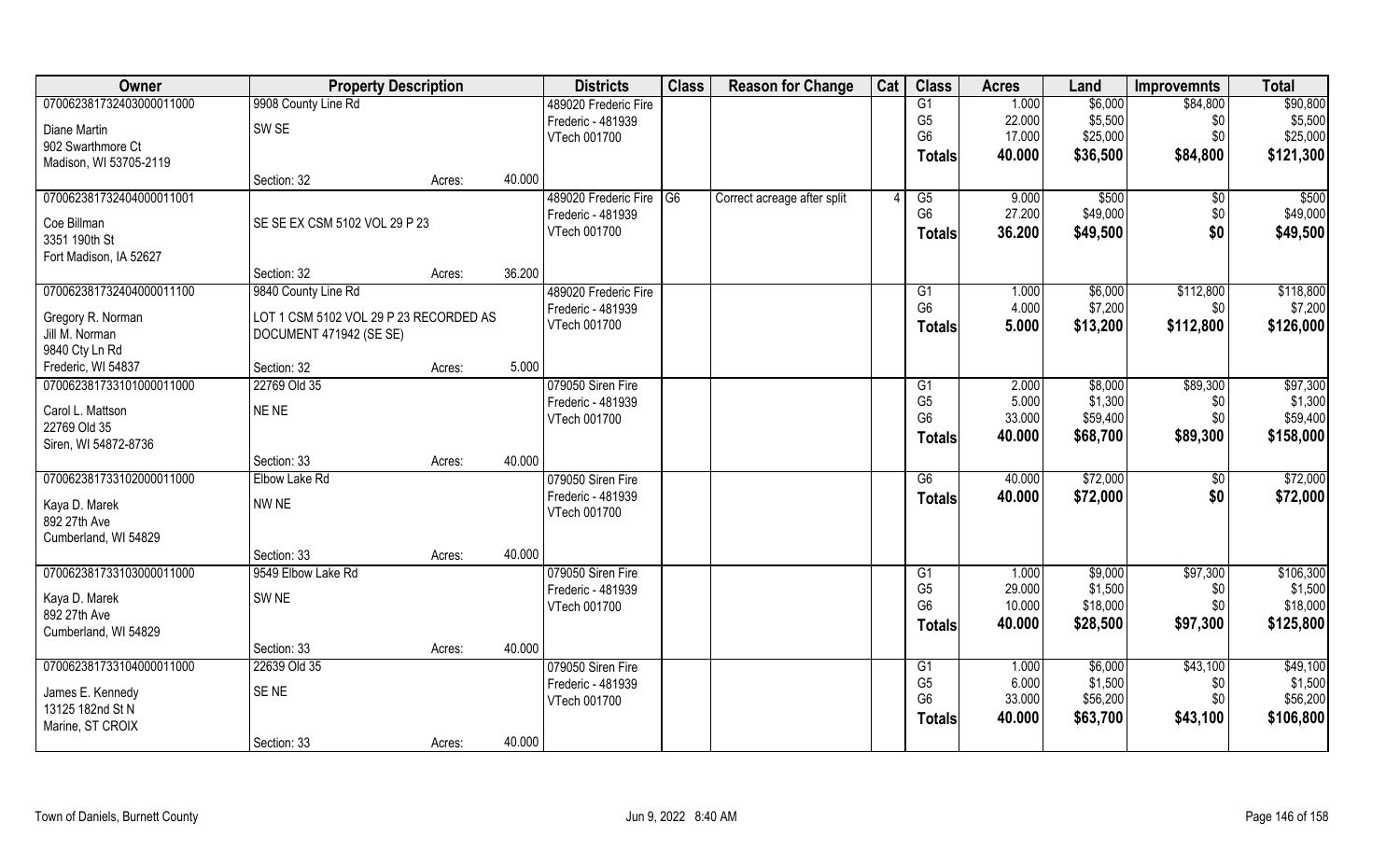| Owner | Property Description | | | Districts | Class | Reason for Change | Cat | Class | Acres | Land | Improvemnts | Total |
|---|---|---|---|---|---|---|---|---|---|---|---|---|
| 070062381732403000011000 | 9908 County Line Rd | | | 489020 Frederic Fire | | | | G1 | 1.000 | $6,000 | $84,800 | $90,800 |
| Diane Martin | SW SE | | | Frederic - 481939 | | | | G5 | 22.000 | $5,500 | $0 | $5,500 |
| 902 Swarthmore Ct | | | | VTech 001700 | | | | G6 | 17.000 | $25,000 | $0 | $25,000 |
| Madison, WI 53705-2119 | | | | | | | | **Totals** | **40.000** | **$36,500** | **$84,800** | **$121,300** |
| | Section: 32 | Acres: | 40.000 | | | | | | | | | |
| 070062381732404000011001 | | | | 489020 Frederic Fire | G6 | Correct acreage after split | 4 | G5 | 9.000 | $500 | $0 | $500 |
| Coe Billman | SE SE EX CSM 5102 VOL 29 P 23 | | | Frederic - 481939 | | | | G6 | 27.200 | $49,000 | $0 | $49,000 |
| 3351 190th St | | | | VTech 001700 | | | | **Totals** | **36.200** | **$49,500** | **$0** | **$49,500** |
| Fort Madison, IA 52627 | | | | | | | | | | | | |
| | Section: 32 | Acres: | 36.200 | | | | | | | | | |
| 070062381732404000011100 | 9840 County Line Rd | | | 489020 Frederic Fire | | | | G1 | 1.000 | $6,000 | $112,800 | $118,800 |
| Gregory R. Norman | LOT 1 CSM 5102 VOL 29 P 23 RECORDED AS | | | Frederic - 481939 | | | | G6 | 4.000 | $7,200 | $0 | $7,200 |
| Jill M. Norman | DOCUMENT 471942 (SE SE) | | | VTech 001700 | | | | **Totals** | **5.000** | **$13,200** | **$112,800** | **$126,000** |
| 9840 Cty Ln Rd | | | | | | | | | | | | |
| Frederic, WI 54837 | Section: 32 | Acres: | 5.000 | | | | | | | | | |
| 070062381733101000011000 | 22769 Old 35 | | | 079050 Siren Fire | | | | G1 | 2.000 | $8,000 | $89,300 | $97,300 |
| Carol L. Mattson | NE NE | | | Frederic - 481939 | | | | G5 | 5.000 | $1,300 | $0 | $1,300 |
| 22769 Old 35 | | | | VTech 001700 | | | | G6 | 33.000 | $59,400 | $0 | $59,400 |
| Siren, WI 54872-8736 | | | | | | | | **Totals** | **40.000** | **$68,700** | **$89,300** | **$158,000** |
| | Section: 33 | Acres: | 40.000 | | | | | | | | | |
| 070062381733102000011000 | Elbow Lake Rd | | | 079050 Siren Fire | | | | G6 | 40.000 | $72,000 | $0 | $72,000 |
| Kaya D. Marek | NW NE | | | Frederic - 481939 | | | | **Totals** | **40.000** | **$72,000** | **$0** | **$72,000** |
| 892 27th Ave | | | | VTech 001700 | | | | | | | | |
| Cumberland, WI 54829 | | | | | | | | | | | | |
| | Section: 33 | Acres: | 40.000 | | | | | | | | | |
| 070062381733103000011000 | 9549 Elbow Lake Rd | | | 079050 Siren Fire | | | | G1 | 1.000 | $9,000 | $97,300 | $106,300 |
| Kaya D. Marek | SW NE | | | Frederic - 481939 | | | | G5 | 29.000 | $1,500 | $0 | $1,500 |
| 892 27th Ave | | | | VTech 001700 | | | | G6 | 10.000 | $18,000 | $0 | $18,000 |
| Cumberland, WI 54829 | | | | | | | | **Totals** | **40.000** | **$28,500** | **$97,300** | **$125,800** |
| | Section: 33 | Acres: | 40.000 | | | | | | | | | |
| 070062381733104000011000 | 22639 Old 35 | | | 079050 Siren Fire | | | | G1 | 1.000 | $6,000 | $43,100 | $49,100 |
| James E. Kennedy | SE NE | | | Frederic - 481939 | | | | G5 | 6.000 | $1,500 | $0 | $1,500 |
| 13125 182nd St N | | | | VTech 001700 | | | | G6 | 33.000 | $56,200 | $0 | $56,200 |
| Marine, ST CROIX | | | | | | | | **Totals** | **40.000** | **$63,700** | **$43,100** | **$106,800** |
| | Section: 33 | Acres: | 40.000 | | | | | | | | | |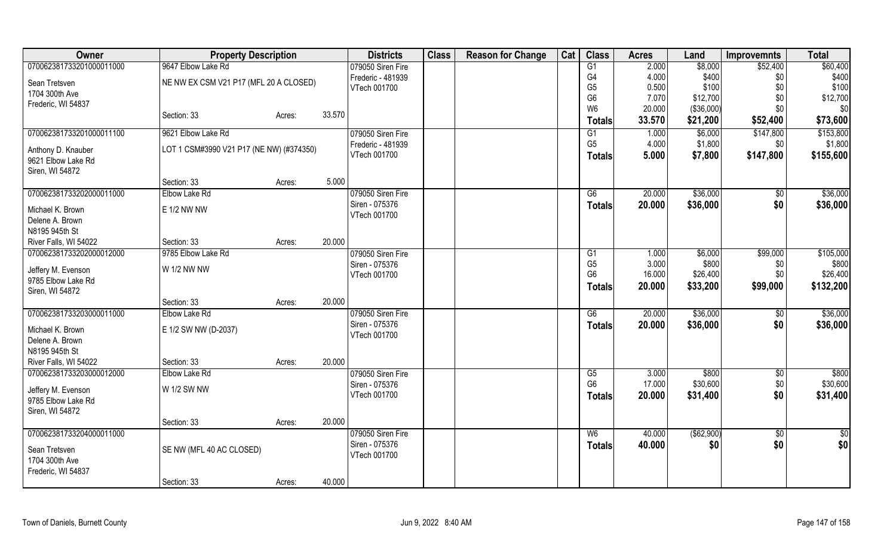| Owner | Property Description | | | Districts | Class | Reason for Change | Cat | Class | Acres | Land | Improvemnts | Total |
|---|---|---|---|---|---|---|---|---|---|---|---|---|
| 070062381733201000011000 | 9647 Elbow Lake Rd | | | 079050 Siren Fire | | | | G1 | 2.000 | $8,000 | $52,400 | $60,400 |
| Sean Tretsven | NE NW EX CSM V21 P17 (MFL 20 A CLOSED) | | | Frederic - 481939 | | | | G4 | 4.000 | $400 | $0 | $400 |
| 1704 300th Ave | | | | VTech 001700 | | | | G5 | 0.500 | $100 | $0 | $100 |
| Frederic, WI 54837 | | | | | | | | G6 | 7.070 | $12,700 | $0 | $12,700 |
| | Section: 33 | Acres: | 33.570 | | | | | W6 | 20.000 | ($36,000) | $0 | $0 |
| | | | | | | | | **Totals** | **33.570** | **$21,200** | **$52,400** | **$73,600** |
| 070062381733201000011100 | 9621 Elbow Lake Rd | | | 079050 Siren Fire | | | | G1 | 1.000 | $6,000 | $147,800 | $153,800 |
| Anthony D. Knauber | LOT 1 CSM#3990 V21 P17 (NE NW) (#374350) | | | Frederic - 481939 | | | | G5 | 4.000 | $1,800 | $0 | $1,800 |
| 9621 Elbow Lake Rd | | | | VTech 001700 | | | | **Totals** | **5.000** | **$7,800** | **$147,800** | **$155,600** |
| Siren, WI 54872 | | | | | | | | | | | | |
| | Section: 33 | Acres: | 5.000 | | | | | | | | | |
| 070062381733202000011000 | Elbow Lake Rd | | | 079050 Siren Fire | | | | G6 | 20.000 | $36,000 | $0 | $36,000 |
| Michael K. Brown | E 1/2 NW NW | | | Siren - 075376 | | | | **Totals** | **20.000** | **$36,000** | **$0** | **$36,000** |
| Delene A. Brown | | | | VTech 001700 | | | | | | | | |
| N8195 945th St | | | | | | | | | | | | |
| River Falls, WI 54022 | Section: 33 | Acres: | 20.000 | | | | | | | | | |
| 070062381733202000012000 | 9785 Elbow Lake Rd | | | 079050 Siren Fire | | | | G1 | 1.000 | $6,000 | $99,000 | $105,000 |
| Jeffery M. Evenson | W 1/2 NW NW | | | Siren - 075376 | | | | G5 | 3.000 | $800 | $0 | $800 |
| 9785 Elbow Lake Rd | | | | VTech 001700 | | | | G6 | 16.000 | $26,400 | $0 | $26,400 |
| Siren, WI 54872 | | | | | | | | **Totals** | **20.000** | **$33,200** | **$99,000** | **$132,200** |
| | Section: 33 | Acres: | 20.000 | | | | | | | | | |
| 070062381733203000011000 | Elbow Lake Rd | | | 079050 Siren Fire | | | | G6 | 20.000 | $36,000 | $0 | $36,000 |
| Michael K. Brown | E 1/2 SW NW (D-2037) | | | Siren - 075376 | | | | **Totals** | **20.000** | **$36,000** | **$0** | **$36,000** |
| Delene A. Brown | | | | VTech 001700 | | | | | | | | |
| N8195 945th St | | | | | | | | | | | | |
| River Falls, WI 54022 | Section: 33 | Acres: | 20.000 | | | | | | | | | |
| 070062381733203000012000 | Elbow Lake Rd | | | 079050 Siren Fire | | | | G5 | 3.000 | $800 | $0 | $800 |
| Jeffery M. Evenson | W 1/2 SW NW | | | Siren - 075376 | | | | G6 | 17.000 | $30,600 | $0 | $30,600 |
| 9785 Elbow Lake Rd | | | | VTech 001700 | | | | **Totals** | **20.000** | **$31,400** | **$0** | **$31,400** |
| Siren, WI 54872 | | | | | | | | | | | | |
| | Section: 33 | Acres: | 20.000 | | | | | | | | | |
| 070062381733204000011000 | | | | 079050 Siren Fire | | | | W6 | 40.000 | ($62,900) | $0 | $0 |
| Sean Tretsven | SE NW (MFL 40 AC CLOSED) | | | Siren - 075376 | | | | **Totals** | **40.000** | **$0** | **$0** | **$0** |
| 1704 300th Ave | | | | VTech 001700 | | | | | | | | |
| Frederic, WI 54837 | | | | | | | | | | | | |
| | Section: 33 | Acres: | 40.000 | | | | | | | | | |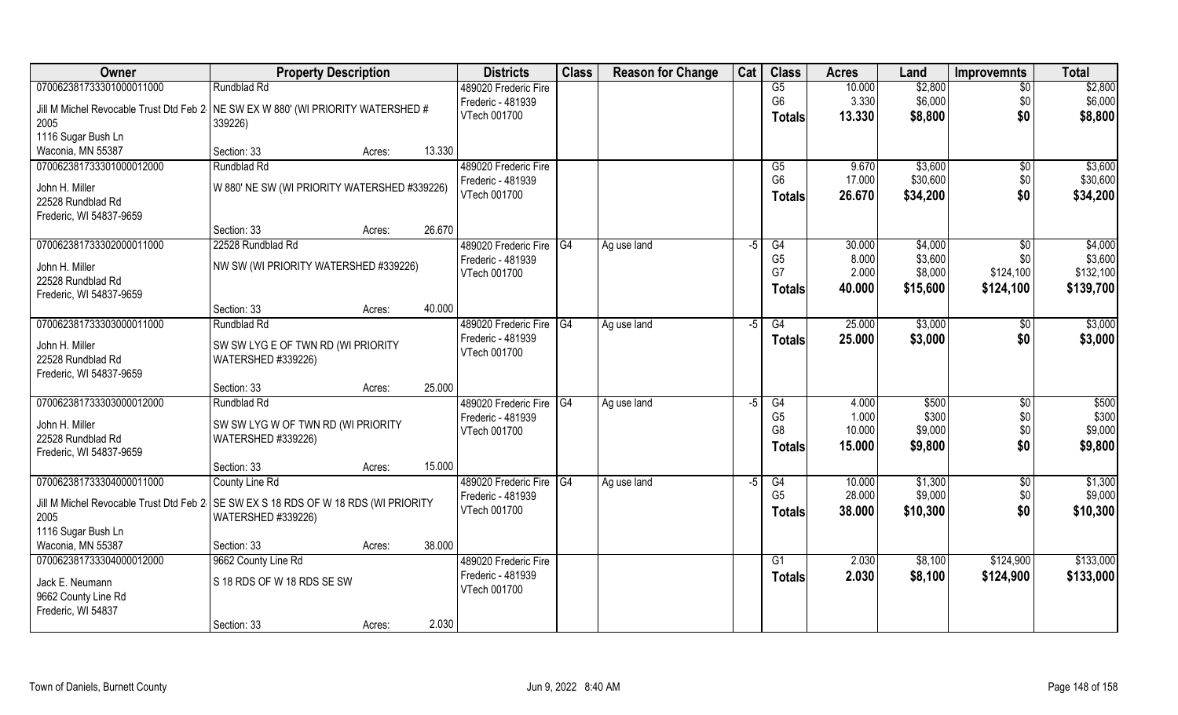| Owner | Property Description | | | Districts | Class | Reason for Change | Cat | Class | Acres | Land | Improvemnts | Total |
|---|---|---|---|---|---|---|---|---|---|---|---|---|
| 070062381733301000011000 | Rundblad Rd | | | 489020 Frederic Fire | | | | G5 | 10.000 | $2,800 | $0 | $2,800 |
| Jill M Michel Revocable Trust Dtd Feb 2, 2005 | NE SW EX W 880' (WI PRIORITY WATERSHED # 339226) | | | Frederic - 481939 | | | | G6 | 3.330 | $6,000 | $0 | $6,000 |
| 1116 Sugar Bush Ln | | | | VTech 001700 | | | | Totals | 13.330 | $8,800 | $0 | $8,800 |
| Waconia, MN 55387 | Section: 33 | Acres: | 13.330 | | | | | | | | | |
| 070062381733301000012000 | Rundblad Rd | | | 489020 Frederic Fire | | | | G5 | 9.670 | $3,600 | $0 | $3,600 |
| John H. Miller | W 880' NE SW (WI PRIORITY WATERSHED #339226) | | | Frederic - 481939 | | | | G6 | 17.000 | $30,600 | $0 | $30,600 |
| 22528 Rundblad Rd | | | | VTech 001700 | | | | Totals | 26.670 | $34,200 | $0 | $34,200 |
| Frederic, WI 54837-9659 | | | | | | | | | | | | |
| | Section: 33 | Acres: | 26.670 | | | | | | | | | |
| 070062381733302000011000 | 22528 Rundblad Rd | | | 489020 Frederic Fire | G4 | Ag use land | -5 | G4 | 30.000 | $4,000 | $0 | $4,000 |
| John H. Miller | NW SW (WI PRIORITY WATERSHED #339226) | | | Frederic - 481939 | | | | G5 | 8.000 | $3,600 | $0 | $3,600 |
| 22528 Rundblad Rd | | | | VTech 001700 | | | | G7 | 2.000 | $8,000 | $124,100 | $132,100 |
| Frederic, WI 54837-9659 | | | | | | | | Totals | 40.000 | $15,600 | $124,100 | $139,700 |
| | Section: 33 | Acres: | 40.000 | | | | | | | | | |
| 070062381733303000011000 | Rundblad Rd | | | 489020 Frederic Fire | G4 | Ag use land | -5 | G4 | 25.000 | $3,000 | $0 | $3,000 |
| John H. Miller | SW SW LYG E OF TWN RD (WI PRIORITY WATERSHED #339226) | | | Frederic - 481939 | | | | Totals | 25.000 | $3,000 | $0 | $3,000 |
| 22528 Rundblad Rd | | | | VTech 001700 | | | | | | | | |
| Frederic, WI 54837-9659 | | | | | | | | | | | | |
| | Section: 33 | Acres: | 25.000 | | | | | | | | | |
| 070062381733303000012000 | Rundblad Rd | | | 489020 Frederic Fire | G4 | Ag use land | -5 | G4 | 4.000 | $500 | $0 | $500 |
| John H. Miller | SW SW LYG W OF TWN RD (WI PRIORITY WATERSHED #339226) | | | Frederic - 481939 | | | | G5 | 1.000 | $300 | $0 | $300 |
| 22528 Rundblad Rd | | | | VTech 001700 | | | | G8 | 10.000 | $9,000 | $0 | $9,000 |
| Frederic, WI 54837-9659 | | | | | | | | Totals | 15.000 | $9,800 | $0 | $9,800 |
| | Section: 33 | Acres: | 15.000 | | | | | | | | | |
| 070062381733304000011000 | County Line Rd | | | 489020 Frederic Fire | G4 | Ag use land | -5 | G4 | 10.000 | $1,300 | $0 | $1,300 |
| Jill M Michel Revocable Trust Dtd Feb 2, 2005 | SE SW EX S 18 RDS OF W 18 RDS (WI PRIORITY WATERSHED #339226) | | | Frederic - 481939 | | | | G5 | 28.000 | $9,000 | $0 | $9,000 |
| 1116 Sugar Bush Ln | | | | VTech 001700 | | | | Totals | 38.000 | $10,300 | $0 | $10,300 |
| Waconia, MN 55387 | Section: 33 | Acres: | 38.000 | | | | | | | | | |
| 070062381733304000012000 | 9662 County Line Rd | | | 489020 Frederic Fire | | | | G1 | 2.030 | $8,100 | $124,900 | $133,000 |
| Jack E. Neumann | S 18 RDS OF W 18 RDS SE SW | | | Frederic - 481939 | | | | Totals | 2.030 | $8,100 | $124,900 | $133,000 |
| 9662 County Line Rd | | | | VTech 001700 | | | | | | | | |
| Frederic, WI 54837 | | | | | | | | | | | | |
| | Section: 33 | Acres: | 2.030 | | | | | | | | | |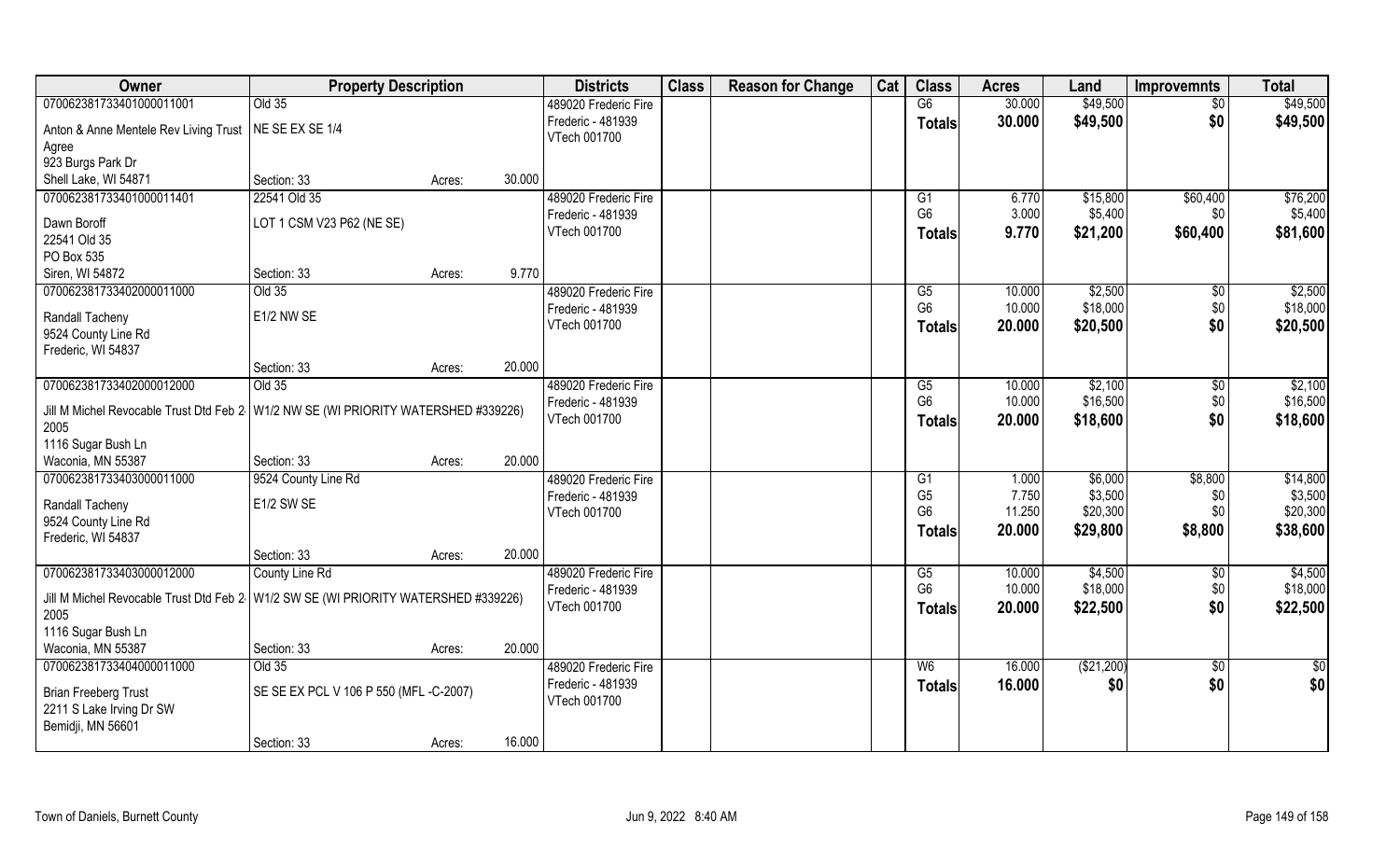| Owner | Property Description | | | Districts | Class | Reason for Change | Cat | Class | Acres | Land | Improvemnts | Total |
|---|---|---|---|---|---|---|---|---|---|---|---|---|
| 07006238173340100001101 | Old 35 | | | 489020 Frederic Fire | | | | G6 | 30.000 | $49,500 | $0 | $49,500 |
| Anton & Anne Mentele Rev Living Trust Agree | NE SE EX SE 1/4 | | | Frederic - 481939 | | | | **Totals** | **30.000** | **$49,500** | **$0** | **$49,500** |
| 923 Burgs Park Dr | | | | VTech 001700 | | | | | | | | |
| Shell Lake, WI 54871 | Section: 33 | Acres: | 30.000 | | | | | | | | | |
| 07006238173340100001401 | 22541 Old 35 | | | 489020 Frederic Fire | | | | G1 | 6.770 | $15,800 | $60,400 | $76,200 |
| Dawn Boroff | LOT 1 CSM V23 P62 (NE SE) | | | Frederic - 481939 | | | | G6 | 3.000 | $5,400 | $0 | $5,400 |
| 22541 Old 35 | | | | VTech 001700 | | | | **Totals** | **9.770** | **$21,200** | **$60,400** | **$81,600** |
| PO Box 535 | | | | | | | | | | | | |
| Siren, WI 54872 | Section: 33 | Acres: | 9.770 | | | | | | | | | |
| 07006238173340200001100 | Old 35 | | | 489020 Frederic Fire | | | | G5 | 10.000 | $2,500 | $0 | $2,500 |
| Randall Tacheny | E1/2 NW SE | | | Frederic - 481939 | | | | G6 | 10.000 | $18,000 | $0 | $18,000 |
| 9524 County Line Rd | | | | VTech 001700 | | | | **Totals** | **20.000** | **$20,500** | **$0** | **$20,500** |
| Frederic, WI 54837 | | | | | | | | | | | | |
| | Section: 33 | Acres: | 20.000 | | | | | | | | | |
| 07006238173340200001200 | Old 35 | | | 489020 Frederic Fire | | | | G5 | 10.000 | $2,100 | $0 | $2,100 |
| Jill M Michel Revocable Trust Dtd Feb 2 2005 | W1/2 NW SE (WI PRIORITY WATERSHED #339226) | | | Frederic - 481939 | | | | G6 | 10.000 | $16,500 | $0 | $16,500 |
| 1116 Sugar Bush Ln | | | | VTech 001700 | | | | **Totals** | **20.000** | **$18,600** | **$0** | **$18,600** |
| Waconia, MN 55387 | Section: 33 | Acres: | 20.000 | | | | | | | | | |
| 07006238173340300001100 | 9524 County Line Rd | | | 489020 Frederic Fire | | | | G1 | 1.000 | $6,000 | $8,800 | $14,800 |
| Randall Tacheny | E1/2 SW SE | | | Frederic - 481939 | | | | G5 | 7.750 | $3,500 | $0 | $3,500 |
| 9524 County Line Rd | | | | VTech 001700 | | | | G6 | 11.250 | $20,300 | $0 | $20,300 |
| Frederic, WI 54837 | | | | | | | | **Totals** | **20.000** | **$29,800** | **$8,800** | **$38,600** |
| | Section: 33 | Acres: | 20.000 | | | | | | | | | |
| 07006238173340300001200 | County Line Rd | | | 489020 Frederic Fire | | | | G5 | 10.000 | $4,500 | $0 | $4,500 |
| Jill M Michel Revocable Trust Dtd Feb 2 2005 | W1/2 SW SE (WI PRIORITY WATERSHED #339226) | | | Frederic - 481939 | | | | G6 | 10.000 | $18,000 | $0 | $18,000 |
| 1116 Sugar Bush Ln | | | | VTech 001700 | | | | **Totals** | **20.000** | **$22,500** | **$0** | **$22,500** |
| Waconia, MN 55387 | Section: 33 | Acres: | 20.000 | | | | | | | | | |
| 07006238173340400001100 | Old 35 | | | 489020 Frederic Fire | | | | W6 | 16.000 | ($21,200) | $0 | $0 |
| Brian Freeberg Trust | SE SE EX PCL V 106 P 550 (MFL -C-2007) | | | Frederic - 481939 | | | | **Totals** | **16.000** | **$0** | **$0** | **$0** |
| 2211 S Lake Irving Dr SW | | | | VTech 001700 | | | | | | | | |
| Bemidji, MN 56601 | | | | | | | | | | | | |
| | Section: 33 | Acres: | 16.000 | | | | | | | | | |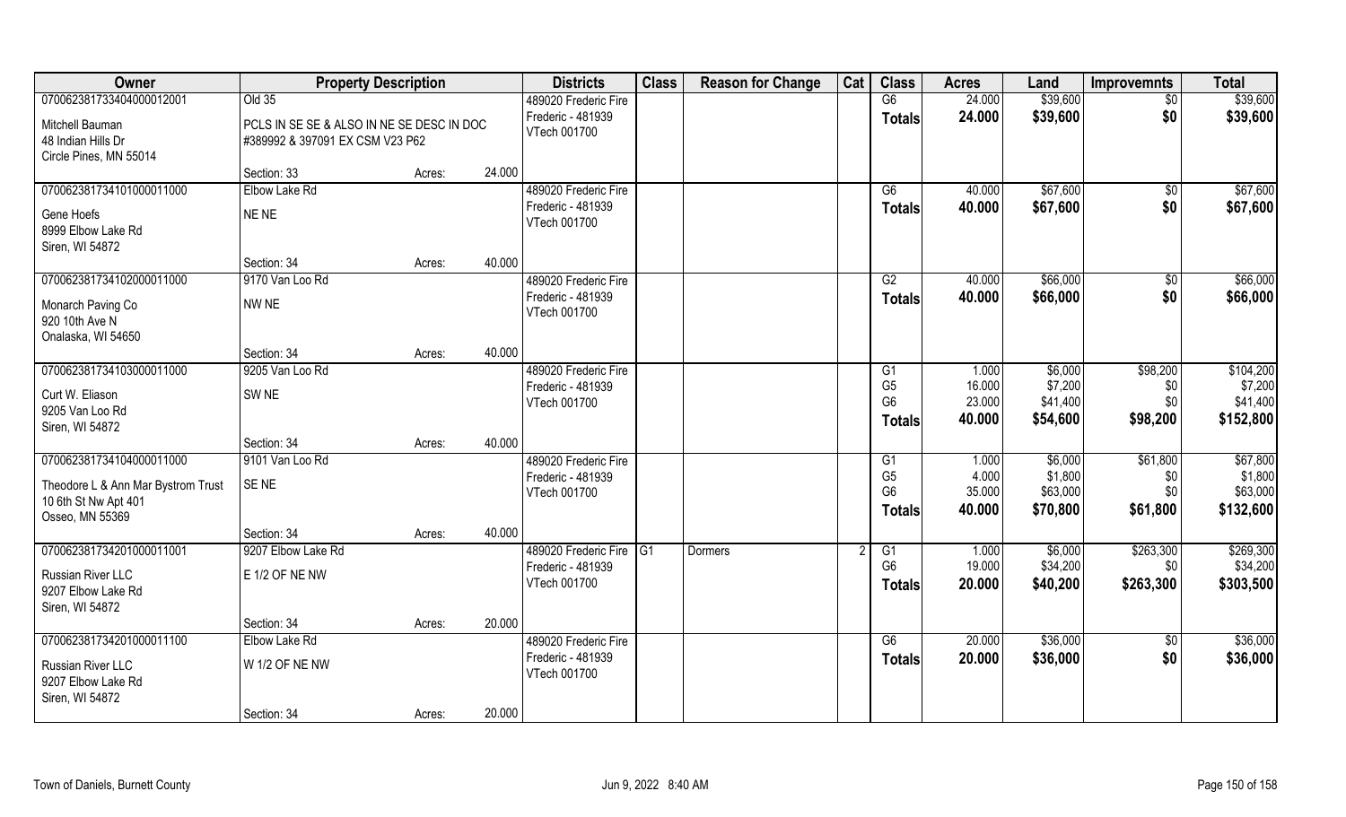| Owner | Property Description | | | Districts | Class | Reason for Change | Cat | Class | Acres | Land | Improvemnts | Total |
|---|---|---|---|---|---|---|---|---|---|---|---|---|
| 070062381733404000012001 | Old 35 | | | 489020 Frederic Fire | | | | G6 | 24.000 | $39,600 | $0 | $39,600 |
| Mitchell Bauman<br>48 Indian Hills Dr<br>Circle Pines, MN 55014 | PCLS IN SE SE & ALSO IN NE SE DESC IN DOC #389992 & 397091 EX CSM V23 P62 | | | Frederic - 481939<br>VTech 001700 | | | | Totals | 24.000 | $39,600 | $0 | $39,600 |
| | Section: 33 | Acres: | 24.000 | | | | | | | | | |
| 070062381734101000011000 | Elbow Lake Rd | | | 489020 Frederic Fire | | | | G6 | 40.000 | $67,600 | $0 | $67,600 |
| Gene Hoefs<br>8999 Elbow Lake Rd<br>Siren, WI 54872 | NE NE | | | Frederic - 481939<br>VTech 001700 | | | | Totals | 40.000 | $67,600 | $0 | $67,600 |
| | Section: 34 | Acres: | 40.000 | | | | | | | | | |
| 070062381734102000011000 | 9170 Van Loo Rd | | | 489020 Frederic Fire | | | | G2 | 40.000 | $66,000 | $0 | $66,000 |
| Monarch Paving Co<br>920 10th Ave N<br>Onalaska, WI 54650 | NW NE | | | Frederic - 481939<br>VTech 001700 | | | | Totals | 40.000 | $66,000 | $0 | $66,000 |
| | Section: 34 | Acres: | 40.000 | | | | | | | | | |
| 070062381734103000011000 | 9205 Van Loo Rd | | | 489020 Frederic Fire | | | | G1 | 1.000 | $6,000 | $98,200 | $104,200 |
| Curt W. Eliason<br>9205 Van Loo Rd<br>Siren, WI 54872 | SW NE | | | Frederic - 481939<br>VTech 001700 | | | | G5 | 16.000 | $7,200 | $0 | $7,200 |
| | | | | | | | | G6 | 23.000 | $41,400 | $0 | $41,400 |
| | | | | | | | | Totals | 40.000 | $54,600 | $98,200 | $152,800 |
| | Section: 34 | Acres: | 40.000 | | | | | | | | | |
| 070062381734104000011000 | 9101 Van Loo Rd | | | 489020 Frederic Fire | | | | G1 | 1.000 | $6,000 | $61,800 | $67,800 |
| Theodore L & Ann Mar Bystrom Trust<br>10 6th St Nw Apt 401<br>Osseo, MN 55369 | SE NE | | | Frederic - 481939<br>VTech 001700 | | | | G5 | 4.000 | $1,800 | $0 | $1,800 |
| | | | | | | | | G6 | 35.000 | $63,000 | $0 | $63,000 |
| | | | | | | | | Totals | 40.000 | $70,800 | $61,800 | $132,600 |
| | Section: 34 | Acres: | 40.000 | | | | | | | | | |
| 070062381734201000011001 | 9207 Elbow Lake Rd | | | 489020 Frederic Fire | G1 | Dormers | 2 | G1 | 1.000 | $6,000 | $263,300 | $269,300 |
| Russian River LLC<br>9207 Elbow Lake Rd<br>Siren, WI 54872 | E 1/2 OF NE NW | | | Frederic - 481939<br>VTech 001700 | | | | G6 | 19.000 | $34,200 | $0 | $34,200 |
| | | | | | | | | Totals | 20.000 | $40,200 | $263,300 | $303,500 |
| | Section: 34 | Acres: | 20.000 | | | | | | | | | |
| 070062381734201000011100 | Elbow Lake Rd | | | 489020 Frederic Fire | | | | G6 | 20.000 | $36,000 | $0 | $36,000 |
| Russian River LLC<br>9207 Elbow Lake Rd<br>Siren, WI 54872 | W 1/2 OF NE NW | | | Frederic - 481939<br>VTech 001700 | | | | Totals | 20.000 | $36,000 | $0 | $36,000 |
| | Section: 34 | Acres: | 20.000 | | | | | | | | | |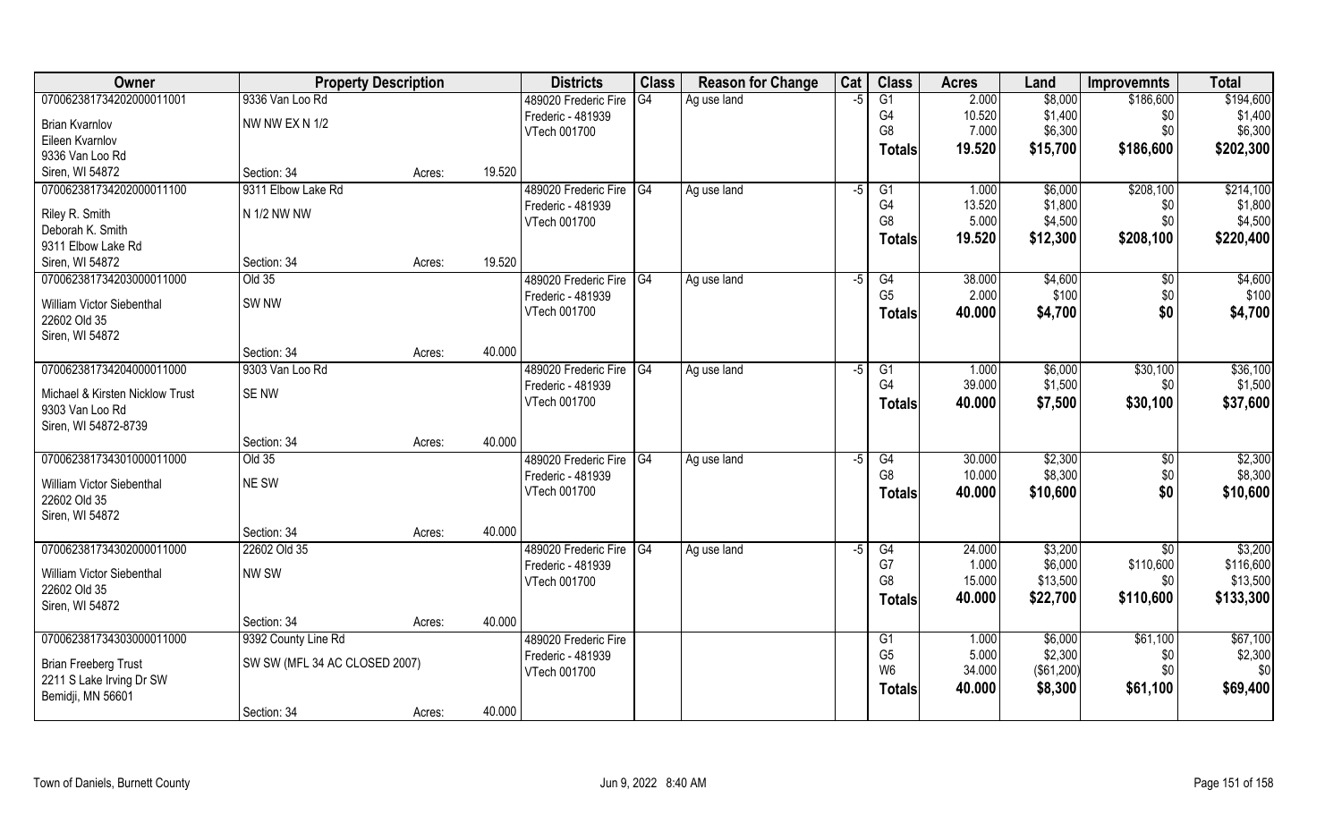| Owner | Property Description | | | Districts | Class | Reason for Change | Cat | Class | Acres | Land | Improvemnts | Total |
|---|---|---|---|---|---|---|---|---|---|---|---|---|
| 070062381734202000011001 | 9336 Van Loo Rd | | | 489020 Frederic Fire | G4 | Ag use land | -5 | G1 | 2.000 | $8,000 | $186,600 | $194,600 |
| Brian Kvarnlov | NW NW EX N 1/2 | | | Frederic - 481939 | | | | G4 | 10.520 | $1,400 | $0 | $1,400 |
| Eileen Kvarnlov | | | | VTech 001700 | | | | G8 | 7.000 | $6,300 | $0 | $6,300 |
| 9336 Van Loo Rd | | | | | | | | **Totals** | **19.520** | **$15,700** | **$186,600** | **$202,300** |
| Siren, WI 54872 | Section: 34 | Acres: | 19.520 | | | | | | | | | |
| 070062381734202000011100 | 9311 Elbow Lake Rd | | | 489020 Frederic Fire | G4 | Ag use land | -5 | G1 | 1.000 | $6,000 | $208,100 | $214,100 |
| Riley R. Smith | N 1/2 NW NW | | | Frederic - 481939 | | | | G4 | 13.520 | $1,800 | $0 | $1,800 |
| Deborah K. Smith | | | | VTech 001700 | | | | G8 | 5.000 | $4,500 | $0 | $4,500 |
| 9311 Elbow Lake Rd | | | | | | | | **Totals** | **19.520** | **$12,300** | **$208,100** | **$220,400** |
| Siren, WI 54872 | Section: 34 | Acres: | 19.520 | | | | | | | | | |
| 070062381734203000011000 | Old 35 | | | 489020 Frederic Fire | G4 | Ag use land | -5 | G4 | 38.000 | $4,600 | $0 | $4,600 |
| William Victor Siebenthal | SW NW | | | Frederic - 481939 | | | | G5 | 2.000 | $100 | $0 | $100 |
| 22602 Old 35 | | | | VTech 001700 | | | | **Totals** | **40.000** | **$4,700** | **$0** | **$4,700** |
| Siren, WI 54872 | | | | | | | | | | | | |
| | Section: 34 | Acres: | 40.000 | | | | | | | | | |
| 070062381734204000011000 | 9303 Van Loo Rd | | | 489020 Frederic Fire | G4 | Ag use land | -5 | G1 | 1.000 | $6,000 | $30,100 | $36,100 |
| Michael & Kirsten Nicklow Trust | SE NW | | | Frederic - 481939 | | | | G4 | 39.000 | $1,500 | $0 | $1,500 |
| 9303 Van Loo Rd | | | | VTech 001700 | | | | **Totals** | **40.000** | **$7,500** | **$30,100** | **$37,600** |
| Siren, WI 54872-8739 | | | | | | | | | | | | |
| | Section: 34 | Acres: | 40.000 | | | | | | | | | |
| 070062381734301000011000 | Old 35 | | | 489020 Frederic Fire | G4 | Ag use land | -5 | G4 | 30.000 | $2,300 | $0 | $2,300 |
| William Victor Siebenthal | NE SW | | | Frederic - 481939 | | | | G8 | 10.000 | $8,300 | $0 | $8,300 |
| 22602 Old 35 | | | | VTech 001700 | | | | **Totals** | **40.000** | **$10,600** | **$0** | **$10,600** |
| Siren, WI 54872 | | | | | | | | | | | | |
| | Section: 34 | Acres: | 40.000 | | | | | | | | | |
| 070062381734302000011000 | 22602 Old 35 | | | 489020 Frederic Fire | G4 | Ag use land | -5 | G4 | 24.000 | $3,200 | $0 | $3,200 |
| William Victor Siebenthal | NW SW | | | Frederic - 481939 | | | | G7 | 1.000 | $6,000 | $110,600 | $116,600 |
| 22602 Old 35 | | | | VTech 001700 | | | | G8 | 15.000 | $13,500 | $0 | $13,500 |
| Siren, WI 54872 | | | | | | | | **Totals** | **40.000** | **$22,700** | **$110,600** | **$133,300** |
| | Section: 34 | Acres: | 40.000 | | | | | | | | | |
| 070062381734303000011000 | 9392 County Line Rd | | | 489020 Frederic Fire | | | | G1 | 1.000 | $6,000 | $61,100 | $67,100 |
| Brian Freeberg Trust | SW SW (MFL 34 AC CLOSED 2007) | | | Frederic - 481939 | | | | G5 | 5.000 | $2,300 | $0 | $2,300 |
| 2211 S Lake Irving Dr SW | | | | VTech 001700 | | | | W6 | 34.000 | ($61,200) | $0 | $0 |
| Bemidji, MN 56601 | | | | | | | | **Totals** | **40.000** | **$8,300** | **$61,100** | **$69,400** |
| | Section: 34 | Acres: | 40.000 | | | | | | | | | |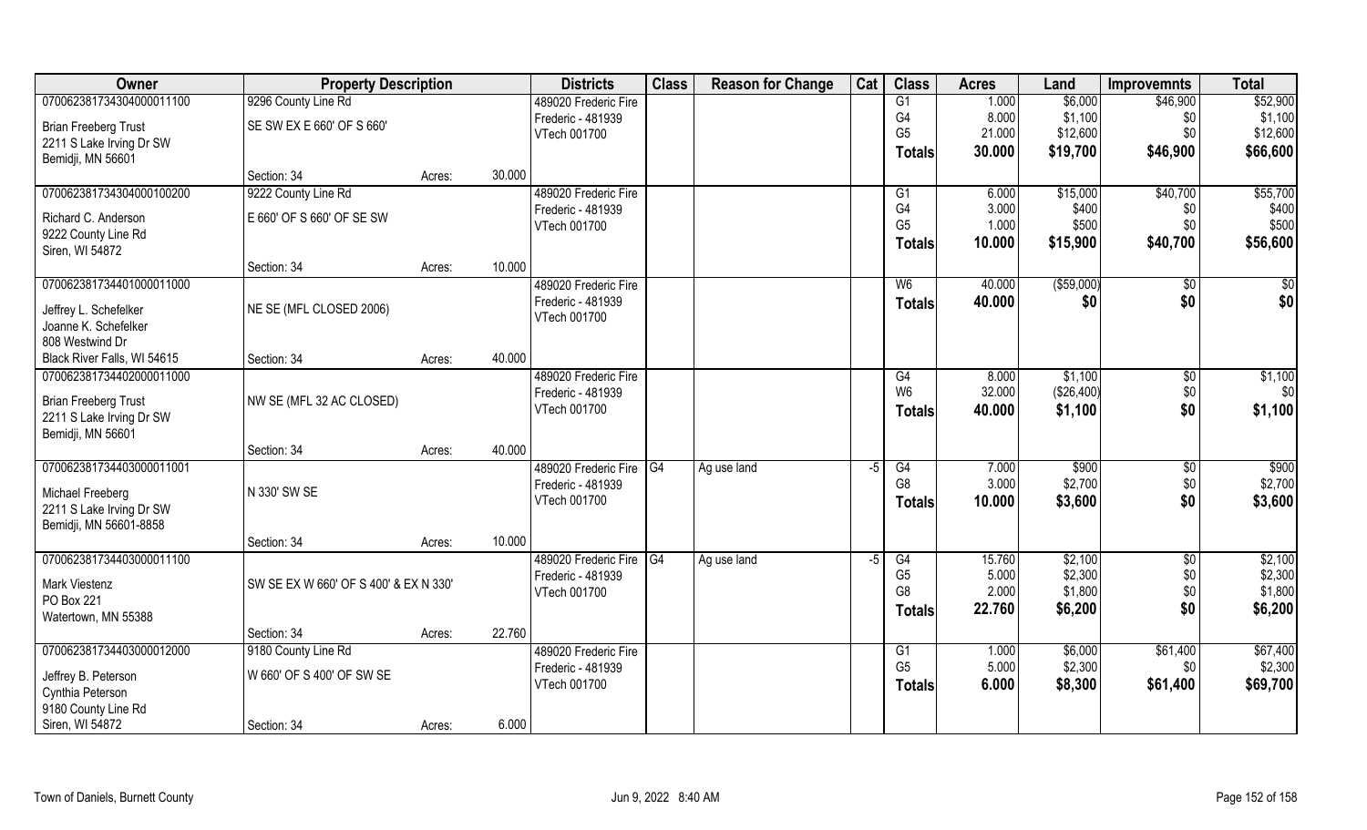| Owner | Property Description | | | Districts | Class | Reason for Change | Cat | Class | Acres | Land | Improvemnts | Total |
|---|---|---|---|---|---|---|---|---|---|---|---|---|
| 070062381734304000011100 | 9296 County Line Rd | | | 489020 Frederic Fire | | | | G1 | 1.000 | $6,000 | $46,900 | $52,900 |
| Brian Freeberg Trust | SE SW EX E 660' OF S 660' | | | Frederic - 481939 | | | | G4 | 8.000 | $1,100 | $0 | $1,100 |
| 2211 S Lake Irving Dr SW | | | | VTech 001700 | | | | G5 | 21.000 | $12,600 | $0 | $12,600 |
| Bemidji, MN 56601 | | | | | | | | **Totals** | **30.000** | **$19,700** | **$46,900** | **$66,600** |
| | Section: 34 | Acres: | 30.000 | | | | | | | | | |
| 070062381734304000100200 | 9222 County Line Rd | | | 489020 Frederic Fire | | | | G1 | 6.000 | $15,000 | $40,700 | $55,700 |
| Richard C. Anderson | E 660' OF S 660' OF SE SW | | | Frederic - 481939 | | | | G4 | 3.000 | $400 | $0 | $400 |
| 9222 County Line Rd | | | | VTech 001700 | | | | G5 | 1.000 | $500 | $0 | $500 |
| Siren, WI 54872 | | | | | | | | **Totals** | **10.000** | **$15,900** | **$40,700** | **$56,600** |
| | Section: 34 | Acres: | 10.000 | | | | | | | | | |
| 070062381734401000011000 | | | | 489020 Frederic Fire | | | | W6 | 40.000 | ($59,000) | $0 | $0 |
| Jeffrey L. Schefelker | NE SE (MFL CLOSED 2006) | | | Frederic - 481939 | | | | **Totals** | **40.000** | **$0** | **$0** | **$0** |
| Joanne K. Schefelker | | | | VTech 001700 | | | | | | | | |
| 808 Westwind Dr | | | | | | | | | | | | |
| Black River Falls, WI 54615 | Section: 34 | Acres: | 40.000 | | | | | | | | | |
| 070062381734402000011000 | | | | 489020 Frederic Fire | | | | G4 | 8.000 | $1,100 | $0 | $1,100 |
| Brian Freeberg Trust | NW SE (MFL 32 AC CLOSED) | | | Frederic - 481939 | | | | W6 | 32.000 | ($26,400) | $0 | $0 |
| 2211 S Lake Irving Dr SW | | | | VTech 001700 | | | | **Totals** | **40.000** | **$1,100** | **$0** | **$1,100** |
| Bemidji, MN 56601 | | | | | | | | | | | | |
| | Section: 34 | Acres: | 40.000 | | | | | | | | | |
| 070062381734403000011001 | | | | 489020 Frederic Fire | G4 | Ag use land | -5 | G4 | 7.000 | $900 | $0 | $900 |
| Michael Freeberg | N 330' SW SE | | | Frederic - 481939 | | | | G8 | 3.000 | $2,700 | $0 | $2,700 |
| 2211 S Lake Irving Dr SW | | | | VTech 001700 | | | | **Totals** | **10.000** | **$3,600** | **$0** | **$3,600** |
| Bemidji, MN 56601-8858 | | | | | | | | | | | | |
| | Section: 34 | Acres: | 10.000 | | | | | | | | | |
| 070062381734403000011100 | | | | 489020 Frederic Fire | G4 | Ag use land | -5 | G4 | 15.760 | $2,100 | $0 | $2,100 |
| Mark Viestenz | SW SE EX W 660' OF S 400' & EX N 330' | | | Frederic - 481939 | | | | G5 | 5.000 | $2,300 | $0 | $2,300 |
| PO Box 221 | | | | VTech 001700 | | | | G8 | 2.000 | $1,800 | $0 | $1,800 |
| Watertown, MN 55388 | | | | | | | | **Totals** | **22.760** | **$6,200** | **$0** | **$6,200** |
| | Section: 34 | Acres: | 22.760 | | | | | | | | | |
| 070062381734403000012000 | 9180 County Line Rd | | | 489020 Frederic Fire | | | | G1 | 1.000 | $6,000 | $61,400 | $67,400 |
| Jeffrey B. Peterson | W 660' OF S 400' OF SW SE | | | Frederic - 481939 | | | | G5 | 5.000 | $2,300 | $0 | $2,300 |
| Cynthia Peterson | | | | VTech 001700 | | | | **Totals** | **6.000** | **$8,300** | **$61,400** | **$69,700** |
| 9180 County Line Rd | | | | | | | | | | | | |
| Siren, WI 54872 | Section: 34 | Acres: | 6.000 | | | | | | | | | |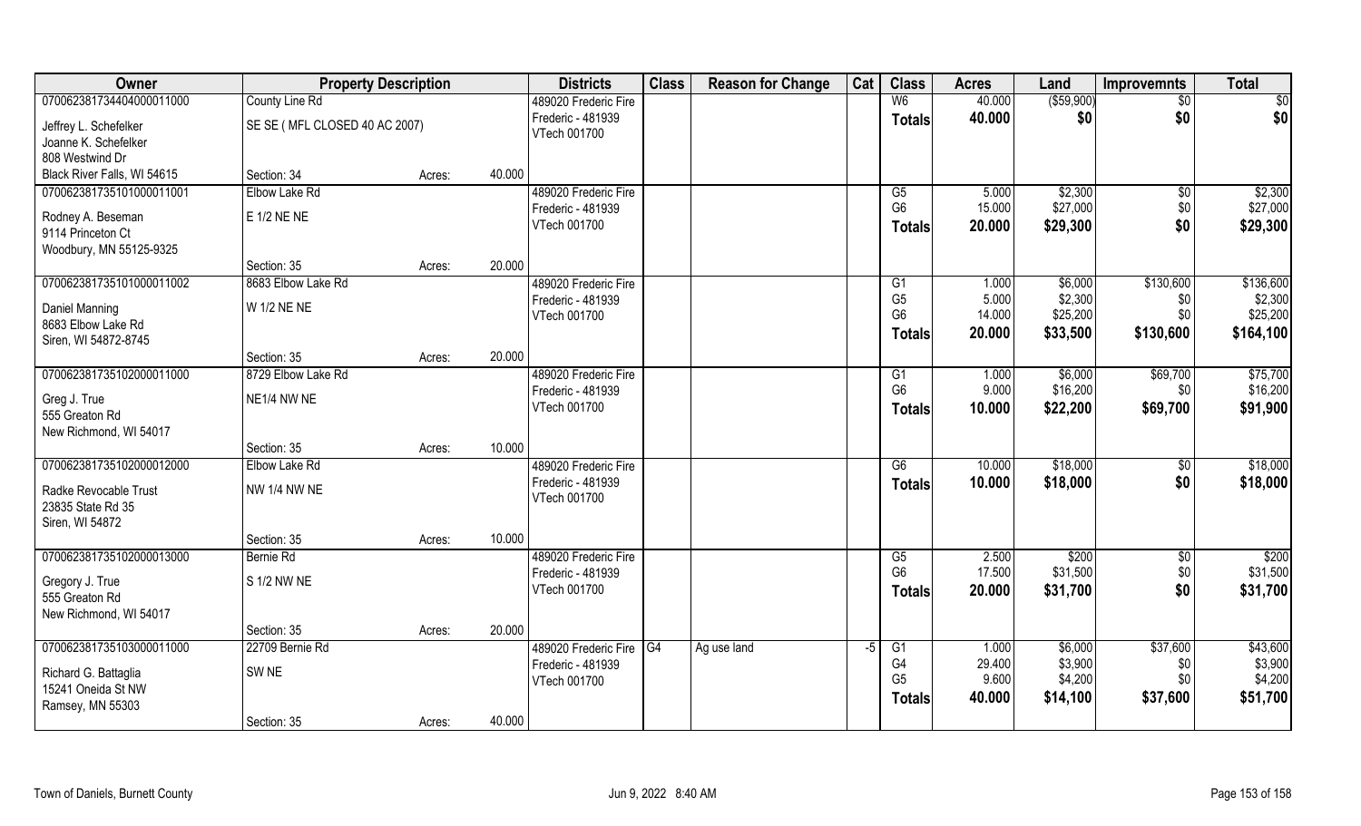| Owner | Property Description | | | Districts | Class | Reason for Change | Cat | Class | Acres | Land | Improvemnts | Total |
|---|---|---|---|---|---|---|---|---|---|---|---|---|
| 070062381734404000011000 | County Line Rd | | | 489020 Frederic Fire | | | | W6 | 40.000 | ($59,900) | $0 | $0 |
| Jeffrey L. Schefelker | SE SE ( MFL CLOSED 40 AC 2007) | | | Frederic - 481939 | | | | **Totals** | **40.000** | **$0** | **$0** | **$0** |
| Joanne K. Schefelker | | | | VTech 001700 | | | | | | | | |
| 808 Westwind Dr | | | | | | | | | | | | |
| Black River Falls, WI 54615 | Section: 34 | Acres: | 40.000 | | | | | | | | | |
| 070062381735101000011001 | Elbow Lake Rd | | | 489020 Frederic Fire | | | | G5 | 5.000 | $2,300 | $0 | $2,300 |
| Rodney A. Beseman | E 1/2 NE NE | | | Frederic - 481939 | | | | G6 | 15.000 | $27,000 | $0 | $27,000 |
| 9114 Princeton Ct | | | | VTech 001700 | | | | **Totals** | **20.000** | **$29,300** | **$0** | **$29,300** |
| Woodbury, MN 55125-9325 | | | | | | | | | | | | |
| | Section: 35 | Acres: | 20.000 | | | | | | | | | |
| 070062381735101000011002 | 8683 Elbow Lake Rd | | | 489020 Frederic Fire | | | | G1 | 1.000 | $6,000 | $130,600 | $136,600 |
| Daniel Manning | W 1/2 NE NE | | | Frederic - 481939 | | | | G5 | 5.000 | $2,300 | $0 | $2,300 |
| 8683 Elbow Lake Rd | | | | VTech 001700 | | | | G6 | 14.000 | $25,200 | $0 | $25,200 |
| Siren, WI 54872-8745 | | | | | | | | **Totals** | **20.000** | **$33,500** | **$130,600** | **$164,100** |
| | Section: 35 | Acres: | 20.000 | | | | | | | | | |
| 070062381735102000011000 | 8729 Elbow Lake Rd | | | 489020 Frederic Fire | | | | G1 | 1.000 | $6,000 | $69,700 | $75,700 |
| Greg J. True | NE1/4 NW NE | | | Frederic - 481939 | | | | G6 | 9.000 | $16,200 | $0 | $16,200 |
| 555 Greaton Rd | | | | VTech 001700 | | | | **Totals** | **10.000** | **$22,200** | **$69,700** | **$91,900** |
| New Richmond, WI 54017 | | | | | | | | | | | | |
| | Section: 35 | Acres: | 10.000 | | | | | | | | | |
| 070062381735102000012000 | Elbow Lake Rd | | | 489020 Frederic Fire | | | | G6 | 10.000 | $18,000 | $0 | $18,000 |
| Radke Revocable Trust | NW 1/4 NW NE | | | Frederic - 481939 | | | | **Totals** | **10.000** | **$18,000** | **$0** | **$18,000** |
| 23835 State Rd 35 | | | | VTech 001700 | | | | | | | | |
| Siren, WI 54872 | | | | | | | | | | | | |
| | Section: 35 | Acres: | 10.000 | | | | | | | | | |
| 070062381735102000013000 | Bernie Rd | | | 489020 Frederic Fire | | | | G5 | 2.500 | $200 | $0 | $200 |
| Gregory J. True | S 1/2 NW NE | | | Frederic - 481939 | | | | G6 | 17.500 | $31,500 | $0 | $31,500 |
| 555 Greaton Rd | | | | VTech 001700 | | | | **Totals** | **20.000** | **$31,700** | **$0** | **$31,700** |
| New Richmond, WI 54017 | | | | | | | | | | | | |
| | Section: 35 | Acres: | 20.000 | | | | | | | | | |
| 070062381735103000011000 | 22709 Bernie Rd | | | 489020 Frederic Fire | G4 | Ag use land | -5 | G1 | 1.000 | $6,000 | $37,600 | $43,600 |
| Richard G. Battaglia | SW NE | | | Frederic - 481939 | | | | G4 | 29.400 | $3,900 | $0 | $3,900 |
| 15241 Oneida St NW | | | | VTech 001700 | | | | G5 | 9.600 | $4,200 | $0 | $4,200 |
| Ramsey, MN 55303 | | | | | | | | **Totals** | **40.000** | **$14,100** | **$37,600** | **$51,700** |
| | Section: 35 | Acres: | 40.000 | | | | | | | | | |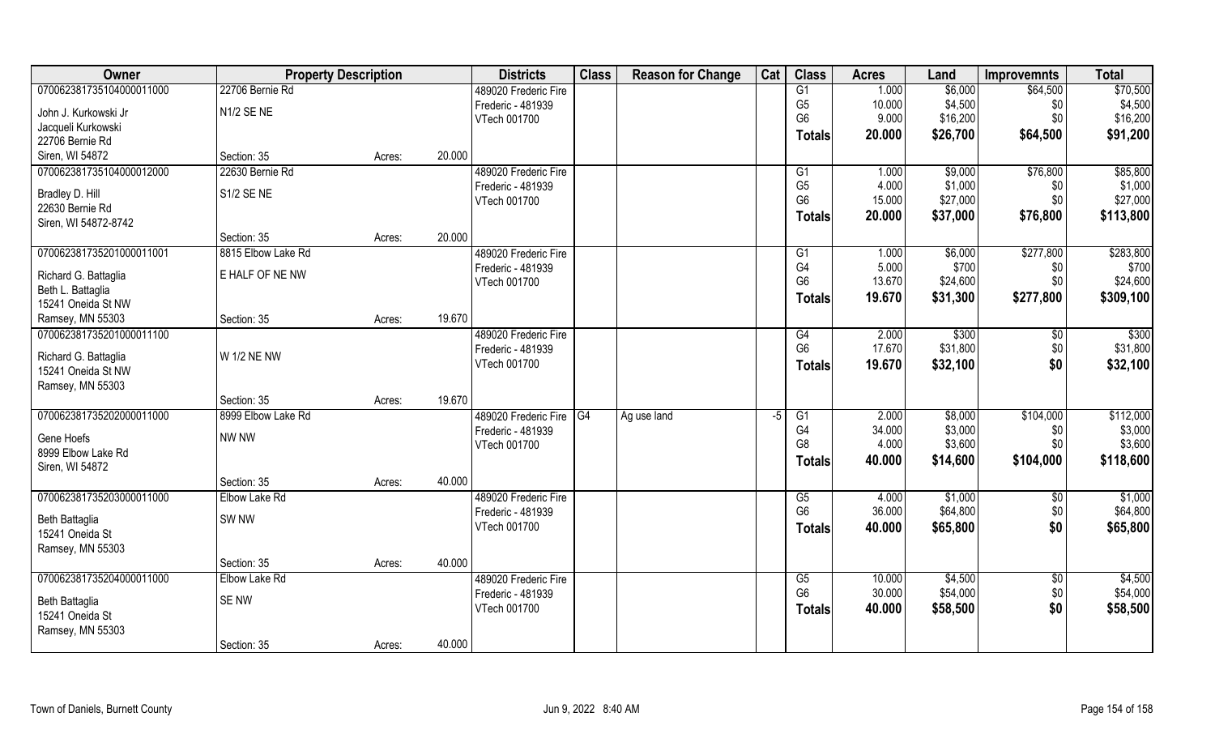| Owner | Property Description | | | Districts | Class | Reason for Change | Cat | Class | Acres | Land | Improvemnts | Total |
|---|---|---|---|---|---|---|---|---|---|---|---|---|
| 070062381735104000011000 | 22706 Bernie Rd | | | 489020 Frederic Fire | | | | G1 | 1.000 | $6,000 | $64,500 | $70,500 |
| John J. Kurkowski Jr | N1/2 SE NE | | | Frederic - 481939 | | | | G5 | 10.000 | $4,500 | $0 | $4,500 |
| Jacqueli Kurkowski | | | | VTech 001700 | | | | G6 | 9.000 | $16,200 | $0 | $16,200 |
| 22706 Bernie Rd | | | | | | | | **Totals** | **20.000** | **$26,700** | **$64,500** | **$91,200** |
| Siren, WI 54872 | Section: 35 | Acres: | 20.000 | | | | | | | | | |
| 070062381735104000012000 | 22630 Bernie Rd | | | 489020 Frederic Fire | | | | G1 | 1.000 | $9,000 | $76,800 | $85,800 |
| Bradley D. Hill | S1/2 SE NE | | | Frederic - 481939 | | | | G5 | 4.000 | $1,000 | $0 | $1,000 |
| 22630 Bernie Rd | | | | VTech 001700 | | | | G6 | 15.000 | $27,000 | $0 | $27,000 |
| Siren, WI 54872-8742 | | | | | | | | **Totals** | **20.000** | **$37,000** | **$76,800** | **$113,800** |
| | Section: 35 | Acres: | 20.000 | | | | | | | | | |
| 070062381735201000011001 | 8815 Elbow Lake Rd | | | 489020 Frederic Fire | | | | G1 | 1.000 | $6,000 | $277,800 | $283,800 |
| Richard G. Battaglia | E HALF OF NE NW | | | Frederic - 481939 | | | | G4 | 5.000 | $700 | $0 | $700 |
| Beth L. Battaglia | | | | VTech 001700 | | | | G6 | 13.670 | $24,600 | $0 | $24,600 |
| 15241 Oneida St NW | | | | | | | | **Totals** | **19.670** | **$31,300** | **$277,800** | **$309,100** |
| Ramsey, MN 55303 | Section: 35 | Acres: | 19.670 | | | | | | | | | |
| 070062381735201000011100 | | | | 489020 Frederic Fire | | | | G4 | 2.000 | $300 | $0 | $300 |
| Richard G. Battaglia | W 1/2 NE NW | | | Frederic - 481939 | | | | G6 | 17.670 | $31,800 | $0 | $31,800 |
| 15241 Oneida St NW | | | | VTech 001700 | | | | **Totals** | **19.670** | **$32,100** | **$0** | **$32,100** |
| Ramsey, MN 55303 | | | | | | | | | | | | |
| | Section: 35 | Acres: | 19.670 | | | | | | | | | |
| 070062381735202000011000 | 8999 Elbow Lake Rd | | | 489020 Frederic Fire | G4 | Ag use land | -5 | G1 | 2.000 | $8,000 | $104,000 | $112,000 |
| Gene Hoefs | NW NW | | | Frederic - 481939 | | | | G4 | 34.000 | $3,000 | $0 | $3,000 |
| 8999 Elbow Lake Rd | | | | VTech 001700 | | | | G8 | 4.000 | $3,600 | $0 | $3,600 |
| Siren, WI 54872 | | | | | | | | **Totals** | **40.000** | **$14,600** | **$104,000** | **$118,600** |
| | Section: 35 | Acres: | 40.000 | | | | | | | | | |
| 070062381735203000011000 | Elbow Lake Rd | | | 489020 Frederic Fire | | | | G5 | 4.000 | $1,000 | $0 | $1,000 |
| Beth Battaglia | SW NW | | | Frederic - 481939 | | | | G6 | 36.000 | $64,800 | $0 | $64,800 |
| 15241 Oneida St | | | | VTech 001700 | | | | **Totals** | **40.000** | **$65,800** | **$0** | **$65,800** |
| Ramsey, MN 55303 | | | | | | | | | | | | |
| | Section: 35 | Acres: | 40.000 | | | | | | | | | |
| 070062381735204000011000 | Elbow Lake Rd | | | 489020 Frederic Fire | | | | G5 | 10.000 | $4,500 | $0 | $4,500 |
| Beth Battaglia | SE NW | | | Frederic - 481939 | | | | G6 | 30.000 | $54,000 | $0 | $54,000 |
| 15241 Oneida St | | | | VTech 001700 | | | | **Totals** | **40.000** | **$58,500** | **$0** | **$58,500** |
| Ramsey, MN 55303 | | | | | | | | | | | | |
| | Section: 35 | Acres: | 40.000 | | | | | | | | | |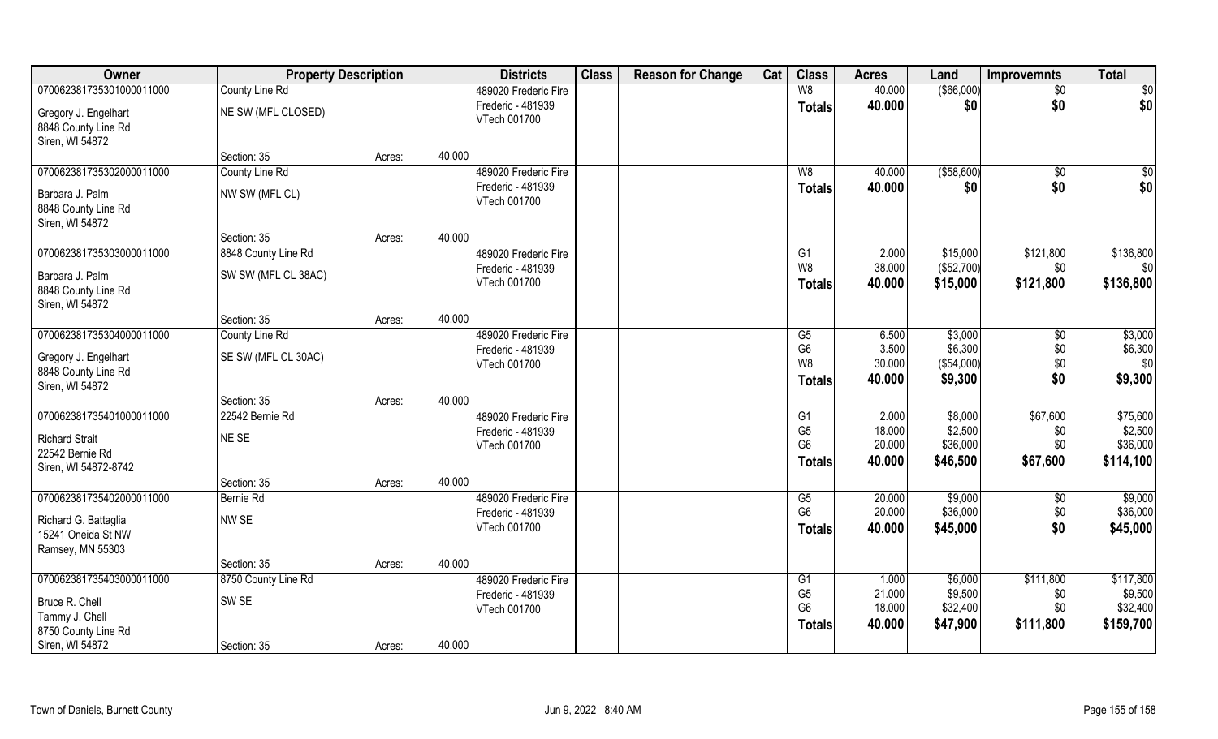| Owner | Property Description | | | Districts | Class | Reason for Change | Cat | Class | Acres | Land | Improvemnts | Total |
|---|---|---|---|---|---|---|---|---|---|---|---|---|
| 070062381735301000011000 | County Line Rd | | | 489020 Frederic Fire | | | | W8 | 40.000 | ($66,000) | $0 | $0 |
| Gregory J. Engelhart | NE SW (MFL CLOSED) | | | Frederic - 481939 | | | | **Totals** | **40.000** | **$0** | **$0** | **$0** |
| 8848 County Line Rd | | | | VTech 001700 | | | | | | | | |
| Siren, WI 54872 | | | | | | | | | | | | |
| | Section: 35 | Acres: | 40.000 | | | | | | | | | |
| 070062381735302000011000 | County Line Rd | | | 489020 Frederic Fire | | | | W8 | 40.000 | ($58,600) | $0 | $0 |
| Barbara J. Palm | NW SW (MFL CL) | | | Frederic - 481939 | | | | **Totals** | **40.000** | **$0** | **$0** | **$0** |
| 8848 County Line Rd | | | | VTech 001700 | | | | | | | | |
| Siren, WI 54872 | | | | | | | | | | | | |
| | Section: 35 | Acres: | 40.000 | | | | | | | | | |
| 070062381735303000011000 | 8848 County Line Rd | | | 489020 Frederic Fire | | | | G1 | 2.000 | $15,000 | $121,800 | $136,800 |
| Barbara J. Palm | SW SW (MFL CL 38AC) | | | Frederic - 481939 | | | | W8 | 38.000 | ($52,700) | $0 | $0 |
| 8848 County Line Rd | | | | VTech 001700 | | | | **Totals** | **40.000** | **$15,000** | **$121,800** | **$136,800** |
| Siren, WI 54872 | | | | | | | | | | | | |
| | Section: 35 | Acres: | 40.000 | | | | | | | | | |
| 070062381735304000011000 | County Line Rd | | | 489020 Frederic Fire | | | | G5 | 6.500 | $3,000 | $0 | $3,000 |
| Gregory J. Engelhart | SE SW (MFL CL 30AC) | | | Frederic - 481939 | | | | G6 | 3.500 | $6,300 | $0 | $6,300 |
| 8848 County Line Rd | | | | VTech 001700 | | | | W8 | 30.000 | ($54,000) | $0 | $0 |
| Siren, WI 54872 | | | | | | | | **Totals** | **40.000** | **$9,300** | **$0** | **$9,300** |
| | Section: 35 | Acres: | 40.000 | | | | | | | | | |
| 070062381735401000011000 | 22542 Bernie Rd | | | 489020 Frederic Fire | | | | G1 | 2.000 | $8,000 | $67,600 | $75,600 |
| Richard Strait | NE SE | | | Frederic - 481939 | | | | G5 | 18.000 | $2,500 | $0 | $2,500 |
| 22542 Bernie Rd | | | | VTech 001700 | | | | G6 | 20.000 | $36,000 | $0 | $36,000 |
| Siren, WI 54872-8742 | | | | | | | | **Totals** | **40.000** | **$46,500** | **$67,600** | **$114,100** |
| | Section: 35 | Acres: | 40.000 | | | | | | | | | |
| 070062381735402000011000 | Bernie Rd | | | 489020 Frederic Fire | | | | G5 | 20.000 | $9,000 | $0 | $9,000 |
| Richard G. Battaglia | NW SE | | | Frederic - 481939 | | | | G6 | 20.000 | $36,000 | $0 | $36,000 |
| 15241 Oneida St NW | | | | VTech 001700 | | | | **Totals** | **40.000** | **$45,000** | **$0** | **$45,000** |
| Ramsey, MN 55303 | | | | | | | | | | | | |
| | Section: 35 | Acres: | 40.000 | | | | | | | | | |
| 070062381735403000011000 | 8750 County Line Rd | | | 489020 Frederic Fire | | | | G1 | 1.000 | $6,000 | $111,800 | $117,800 |
| Bruce R. Chell | SW SE | | | Frederic - 481939 | | | | G5 | 21.000 | $9,500 | $0 | $9,500 |
| Tammy J. Chell | | | | VTech 001700 | | | | G6 | 18.000 | $32,400 | $0 | $32,400 |
| 8750 County Line Rd | | | | | | | | **Totals** | **40.000** | **$47,900** | **$111,800** | **$159,700** |
| Siren, WI 54872 | Section: 35 | Acres: | 40.000 | | | | | | | | | |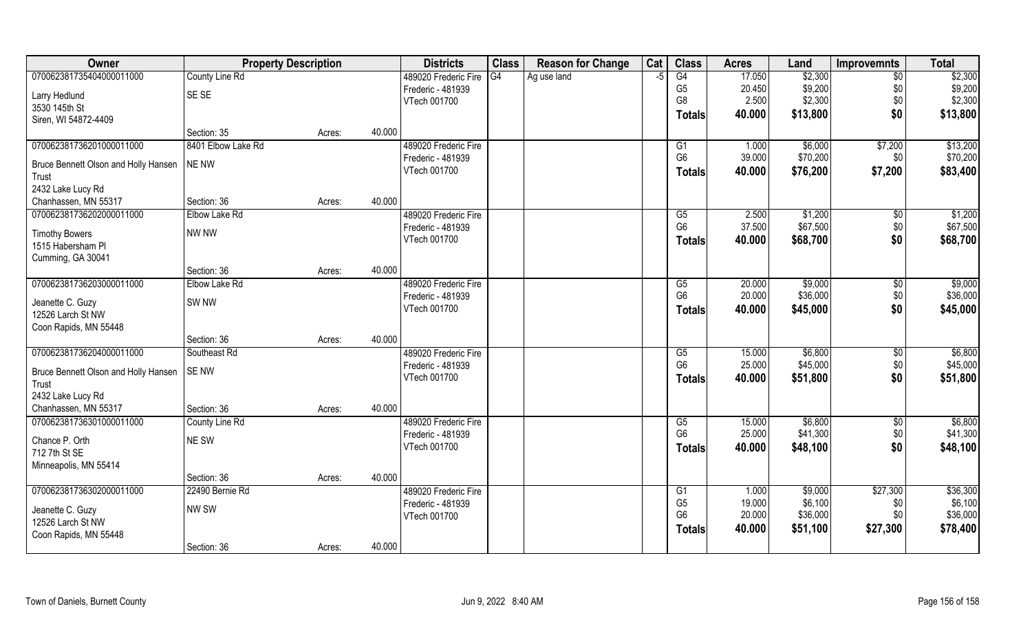| Owner | Property Description | | | Districts | Class | Reason for Change | Cat | Class | Acres | Land | Improvemnts | Total |
|---|---|---|---|---|---|---|---|---|---|---|---|---|
| 070062381735404000011000 | County Line Rd | | | 489020 Frederic Fire | G4 | Ag use land | -5 | G4 | 17.050 | $2,300 | $0 | $2,300 |
| Larry Hedlund | SE SE | | | Frederic - 481939 | | | | G5 | 20.450 | $9,200 | $0 | $9,200 |
| 3530 145th St | | | | VTech 001700 | | | | G8 | 2.500 | $2,300 | $0 | $2,300 |
| Siren, WI 54872-4409 | | | | | | | | **Totals** | **40.000** | **$13,800** | **$0** | **$13,800** |
| | Section: 35 | Acres: | 40.000 | | | | | | | | | |
| 070062381736201000011000 | 8401 Elbow Lake Rd | | | 489020 Frederic Fire | | | | G1 | 1.000 | $6,000 | $7,200 | $13,200 |
| Bruce Bennett Olson and Holly Hansen Trust | NE NW | | | Frederic - 481939 | | | | G6 | 39.000 | $70,200 | $0 | $70,200 |
| 2432 Lake Lucy Rd | | | | VTech 001700 | | | | **Totals** | **40.000** | **$76,200** | **$7,200** | **$83,400** |
| Chanhassen, MN 55317 | Section: 36 | Acres: | 40.000 | | | | | | | | | |
| 070062381736202000011000 | Elbow Lake Rd | | | 489020 Frederic Fire | | | | G5 | 2.500 | $1,200 | $0 | $1,200 |
| Timothy Bowers | NW NW | | | Frederic - 481939 | | | | G6 | 37.500 | $67,500 | $0 | $67,500 |
| 1515 Habersham Pl | | | | VTech 001700 | | | | **Totals** | **40.000** | **$68,700** | **$0** | **$68,700** |
| Cumming, GA 30041 | | | | | | | | | | | | |
| | Section: 36 | Acres: | 40.000 | | | | | | | | | |
| 070062381736203000011000 | Elbow Lake Rd | | | 489020 Frederic Fire | | | | G5 | 20.000 | $9,000 | $0 | $9,000 |
| Jeanette C. Guzy | SW NW | | | Frederic - 481939 | | | | G6 | 20.000 | $36,000 | $0 | $36,000 |
| 12526 Larch St NW | | | | VTech 001700 | | | | **Totals** | **40.000** | **$45,000** | **$0** | **$45,000** |
| Coon Rapids, MN 55448 | | | | | | | | | | | | |
| | Section: 36 | Acres: | 40.000 | | | | | | | | | |
| 070062381736204000011000 | Southeast Rd | | | 489020 Frederic Fire | | | | G5 | 15.000 | $6,800 | $0 | $6,800 |
| Bruce Bennett Olson and Holly Hansen Trust | SE NW | | | Frederic - 481939 | | | | G6 | 25.000 | $45,000 | $0 | $45,000 |
| 2432 Lake Lucy Rd | | | | VTech 001700 | | | | **Totals** | **40.000** | **$51,800** | **$0** | **$51,800** |
| Chanhassen, MN 55317 | Section: 36 | Acres: | 40.000 | | | | | | | | | |
| 070062381736301000011000 | County Line Rd | | | 489020 Frederic Fire | | | | G5 | 15.000 | $6,800 | $0 | $6,800 |
| Chance P. Orth | NE SW | | | Frederic - 481939 | | | | G6 | 25.000 | $41,300 | $0 | $41,300 |
| 712 7th St SE | | | | VTech 001700 | | | | **Totals** | **40.000** | **$48,100** | **$0** | **$48,100** |
| Minneapolis, MN 55414 | | | | | | | | | | | | |
| | Section: 36 | Acres: | 40.000 | | | | | | | | | |
| 070062381736302000011000 | 22490 Bernie Rd | | | 489020 Frederic Fire | | | | G1 | 1.000 | $9,000 | $27,300 | $36,300 |
| Jeanette C. Guzy | NW SW | | | Frederic - 481939 | | | | G5 | 19.000 | $6,100 | $0 | $6,100 |
| 12526 Larch St NW | | | | VTech 001700 | | | | G6 | 20.000 | $36,000 | $0 | $36,000 |
| Coon Rapids, MN 55448 | | | | | | | | **Totals** | **40.000** | **$51,100** | **$27,300** | **$78,400** |
| | Section: 36 | Acres: | 40.000 | | | | | | | | | |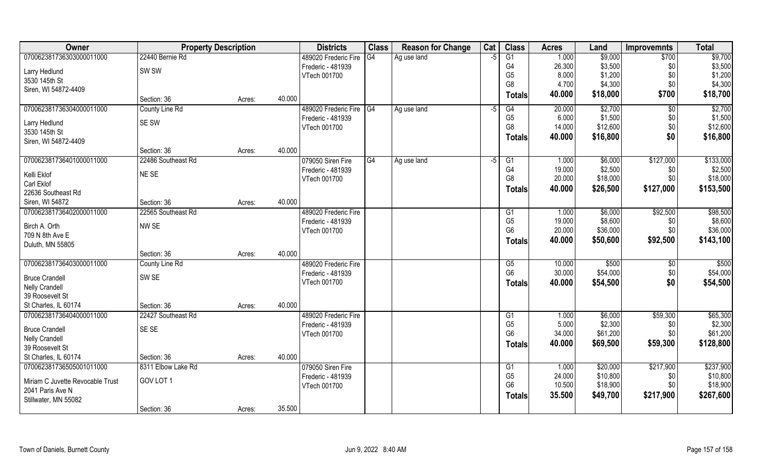| Owner | Property Description | | | Districts | Class | Reason for Change | Cat | Class | Acres | Land | Improvemnts | Total |
|---|---|---|---|---|---|---|---|---|---|---|---|---|
| 070062381736303000011000 | 22440 Bernie Rd | | | 489020 Frederic Fire | G4 | Ag use land | -5 | G1 | 1.000 | $9,000 | $700 | $9,700 |
| Larry Hedlund | SW SW | | | Frederic - 481939 | | | | G4 | 26.300 | $3,500 | $0 | $3,500 |
| 3530 145th St | | | | VTech 001700 | | | | G5 | 8.000 | $1,200 | $0 | $1,200 |
| Siren, WI 54872-4409 | | | | | | | | G8 | 4.700 | $4,300 | $0 | $4,300 |
| | Section: 36 | Acres: | 40.000 | | | | | **Totals** | **40.000** | **$18,000** | **$700** | **$18,700** |
| 070062381736304000011000 | County Line Rd | | | 489020 Frederic Fire | G4 | Ag use land | -5 | G4 | 20.000 | $2,700 | $0 | $2,700 |
| Larry Hedlund | SE SW | | | Frederic - 481939 | | | | G5 | 6.000 | $1,500 | $0 | $1,500 |
| 3530 145th St | | | | VTech 001700 | | | | G8 | 14.000 | $12,600 | $0 | $12,600 |
| Siren, WI 54872-4409 | | | | | | | | **Totals** | **40.000** | **$16,800** | **$0** | **$16,800** |
| | Section: 36 | Acres: | 40.000 | | | | | | | | | |
| 070062381736401000011000 | 22486 Southeast Rd | | | 079050 Siren Fire | G4 | Ag use land | -5 | G1 | 1.000 | $6,000 | $127,000 | $133,000 |
| Kelli Eklof | NE SE | | | Frederic - 481939 | | | | G4 | 19.000 | $2,500 | $0 | $2,500 |
| Carl Eklof | | | | VTech 001700 | | | | G8 | 20.000 | $18,000 | $0 | $18,000 |
| 22636 Southeast Rd | | | | | | | | **Totals** | **40.000** | **$26,500** | **$127,000** | **$153,500** |
| Siren, WI 54872 | Section: 36 | Acres: | 40.000 | | | | | | | | | |
| 070062381736402000011000 | 22565 Southeast Rd | | | 489020 Frederic Fire | | | | G1 | 1.000 | $6,000 | $92,500 | $98,500 |
| Birch A. Orth | NW SE | | | Frederic - 481939 | | | | G5 | 19.000 | $8,600 | $0 | $8,600 |
| 709 N 8th Ave E | | | | VTech 001700 | | | | G6 | 20.000 | $36,000 | $0 | $36,000 |
| Duluth, MN 55805 | | | | | | | | **Totals** | **40.000** | **$50,600** | **$92,500** | **$143,100** |
| | Section: 36 | Acres: | 40.000 | | | | | | | | | |
| 070062381736403000011000 | County Line Rd | | | 489020 Frederic Fire | | | | G5 | 10.000 | $500 | $0 | $500 |
| Bruce Crandell | SW SE | | | Frederic - 481939 | | | | G6 | 30.000 | $54,000 | $0 | $54,000 |
| Nelly Crandell | | | | VTech 001700 | | | | **Totals** | **40.000** | **$54,500** | **$0** | **$54,500** |
| 39 Roosevelt St | | | | | | | | | | | | |
| St Charles, IL 60174 | Section: 36 | Acres: | 40.000 | | | | | | | | | |
| 070062381736404000011000 | 22427 Southeast Rd | | | 489020 Frederic Fire | | | | G1 | 1.000 | $6,000 | $59,300 | $65,300 |
| Bruce Crandell | SE SE | | | Frederic - 481939 | | | | G5 | 5.000 | $2,300 | $0 | $2,300 |
| Nelly Crandell | | | | VTech 001700 | | | | G6 | 34.000 | $61,200 | $0 | $61,200 |
| 39 Roosevelt St | | | | | | | | **Totals** | **40.000** | **$69,500** | **$59,300** | **$128,800** |
| St Charles, IL 60174 | Section: 36 | Acres: | 40.000 | | | | | | | | | |
| 070062381736505001011000 | 8311 Elbow Lake Rd | | | 079050 Siren Fire | | | | G1 | 1.000 | $20,000 | $217,900 | $237,900 |
| Miriam C Juvette Revocable Trust | GOV LOT 1 | | | Frederic - 481939 | | | | G5 | 24.000 | $10,800 | $0 | $10,800 |
| 2041 Paris Ave N | | | | VTech 001700 | | | | G6 | 10.500 | $18,900 | $0 | $18,900 |
| Stillwater, MN 55082 | | | | | | | | **Totals** | **35.500** | **$49,700** | **$217,900** | **$267,600** |
| | Section: 36 | Acres: | 35.500 | | | | | | | | | |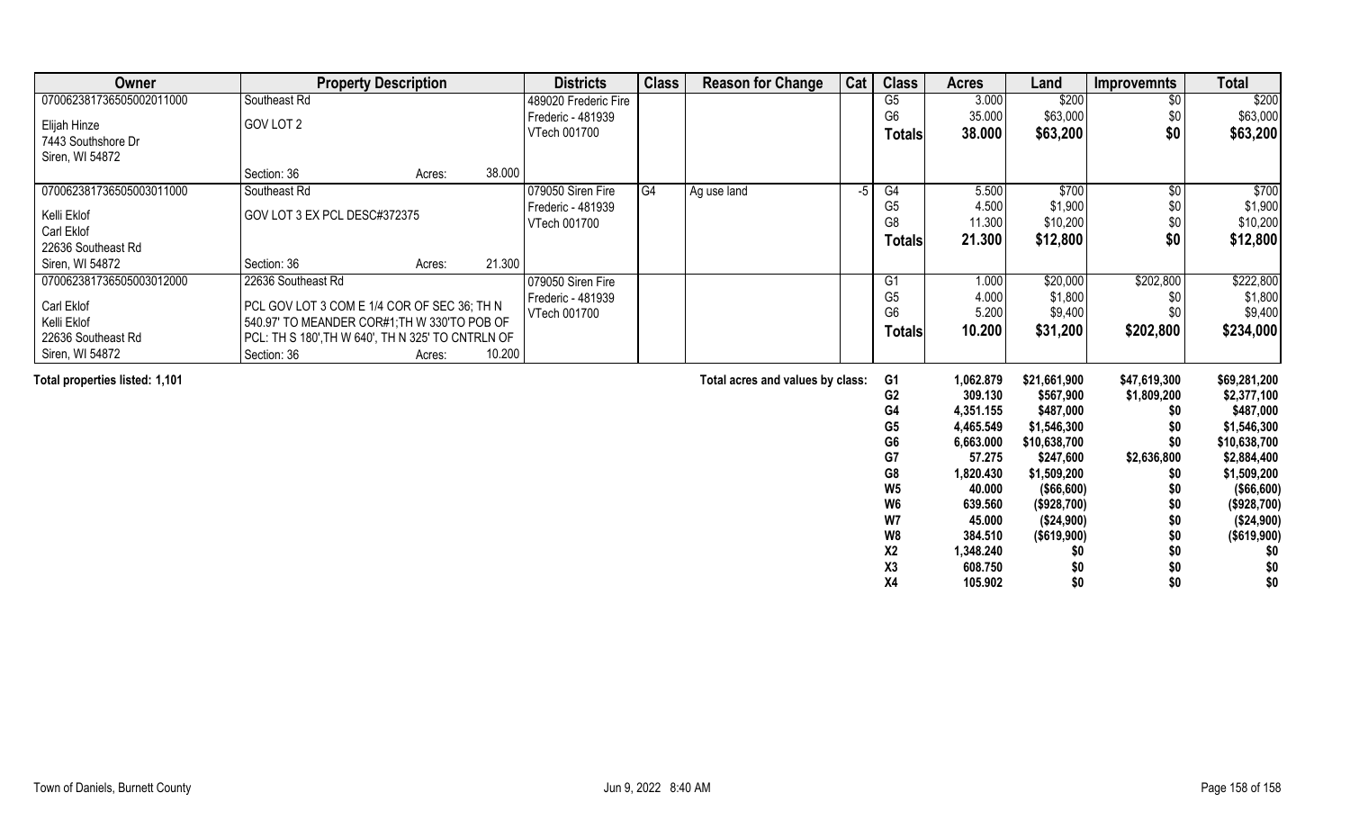| Owner | Property Description | Districts | Class | Reason for Change | Cat | Class | Acres | Land | Improvemnts | Total |
|---|---|---|---|---|---|---|---|---|---|---|
| 07006238173650500201100​0 | Southeast Rd | 489020 Frederic Fire | | | | G5 | 3.000 | $200 | $0 | $200 |
| Elijah Hinze | GOV LOT 2 | Frederic - 481939 | | | | G6 | 35.000 | $63,000 | $0 | $63,000 |
| 7443 Southshore Dr | | VTech 001700 | | | | **Totals** | **38.000** | **$63,200** | **$0** | **$63,200** |
| Siren, WI 54872 | | | | | | | | | | |
| | Section: 36 Acres: 38.000 | | | | | | | | | |
| 07006238173650500301100​0 | Southeast Rd | 079050 Siren Fire | G4 | Ag use land | -5 | G4 | 5.500 | $700 | $0 | $700 |
| Kelli Eklof | GOV LOT 3 EX PCL DESC#372375 | Frederic - 481939 | | | | G5 | 4.500 | $1,900 | $0 | $1,900 |
| Carl Eklof | | VTech 001700 | | | | G8 | 11.300 | $10,200 | $0 | $10,200 |
| 22636 Southeast Rd | | | | | | **Totals** | **21.300** | **$12,800** | **$0** | **$12,800** |
| Siren, WI 54872 | Section: 36 Acres: 21.300 | | | | | | | | | |
| 07006238173650500301200​0 | 22636 Southeast Rd | 079050 Siren Fire | | | | G1 | 1.000 | $20,000 | $202,800 | $222,800 |
| Carl Eklof | PCL GOV LOT 3 COM E 1/4 COR OF SEC 36; TH N | Frederic - 481939 | | | | G5 | 4.000 | $1,800 | $0 | $1,800 |
| Kelli Eklof | 540.97' TO MEANDER COR#1;TH W 330'TO POB OF | VTech 001700 | | | | G6 | 5.200 | $9,400 | $0 | $9,400 |
| 22636 Southeast Rd | PCL: TH S 180',TH W 640', TH N 325' TO CNTRLN OF | | | | | **Totals** | **10.200** | **$31,200** | **$202,800** | **$234,000** |
| Siren, WI 54872 | Section: 36 Acres: 10.200 | | | | | | | | | |

**Total properties listed: 1,101**

**Total acres and values by class:**

| Class | Acres | Land | Improvemnts | Total |
|---|---|---|---|---|
| G1 | 1,062.879 | $21,661,900 | $47,619,300 | $69,281,200 |
| G2 | 309.130 | $567,900 | $1,809,200 | $2,377,100 |
| G4 | 4,351.155 | $487,000 | $0 | $487,000 |
| G5 | 4,465.549 | $1,546,300 | $0 | $1,546,300 |
| G6 | 6,663.000 | $10,638,700 | $0 | $10,638,700 |
| G7 | 57.275 | $247,600 | $2,636,800 | $2,884,400 |
| G8 | 1,820.430 | $1,509,200 | $0 | $1,509,200 |
| W5 | 40.000 | ($66,600) | $0 | ($66,600) |
| W6 | 639.560 | ($928,700) | $0 | ($928,700) |
| W7 | 45.000 | ($24,900) | $0 | ($24,900) |
| W8 | 384.510 | ($619,900) | $0 | ($619,900) |
| X2 | 1,348.240 | $0 | $0 | $0 |
| X3 | 608.750 | $0 | $0 | $0 |
| X4 | 105.902 | $0 | $0 | $0 |

Town of Daniels, Burnett County — Jun 9, 2022 8:40 AM